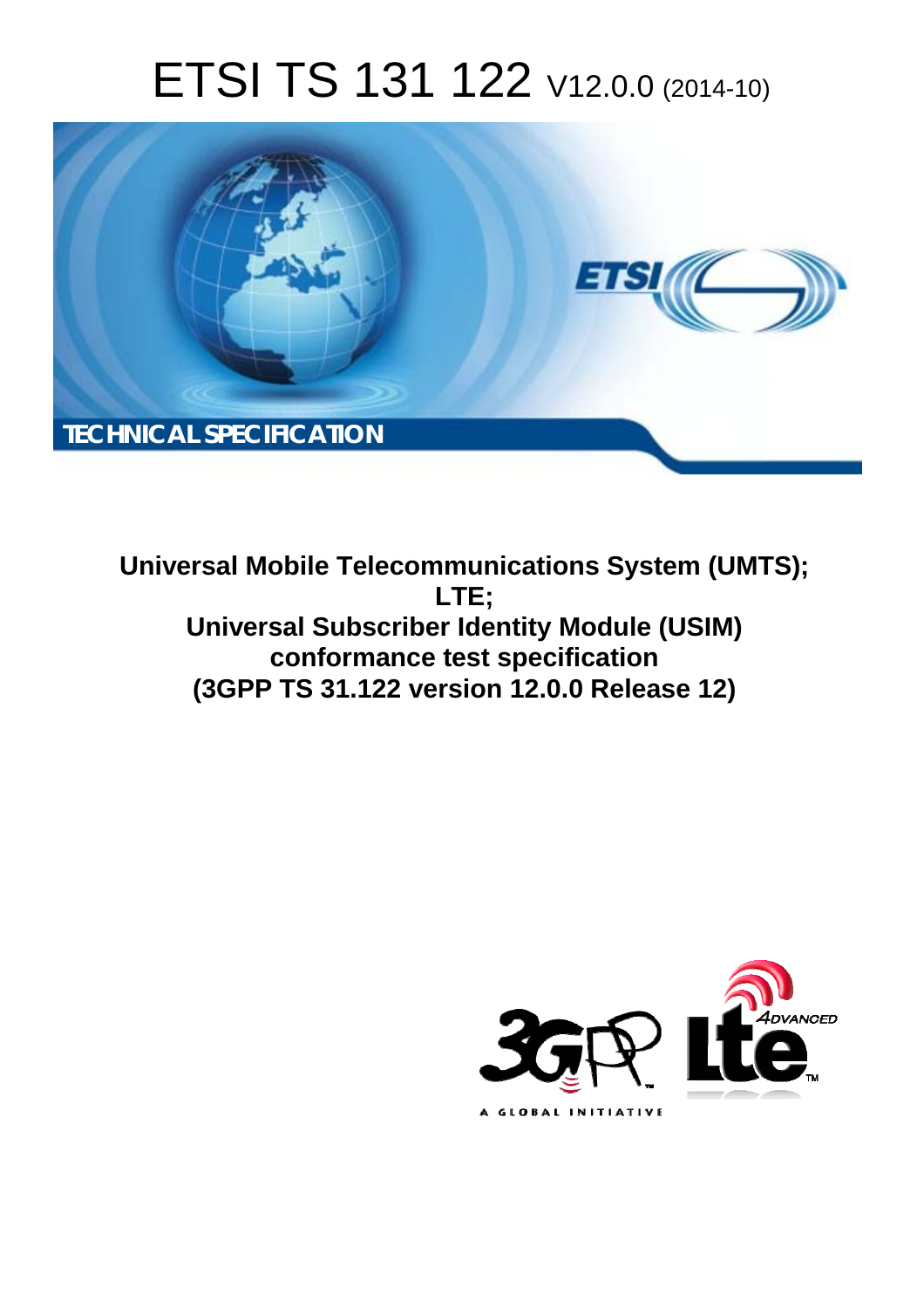# ETSI TS 131 122 V12.0.0 (2014-10)

TECHNICAL SPECIFICATION

**Universal Mobile Telecommunications System (UMTS); LTE; Universal Subscriber Identity Module (USIM) conformance test specification (3GPP TS 31.122 version 12.0.0 Release 12)**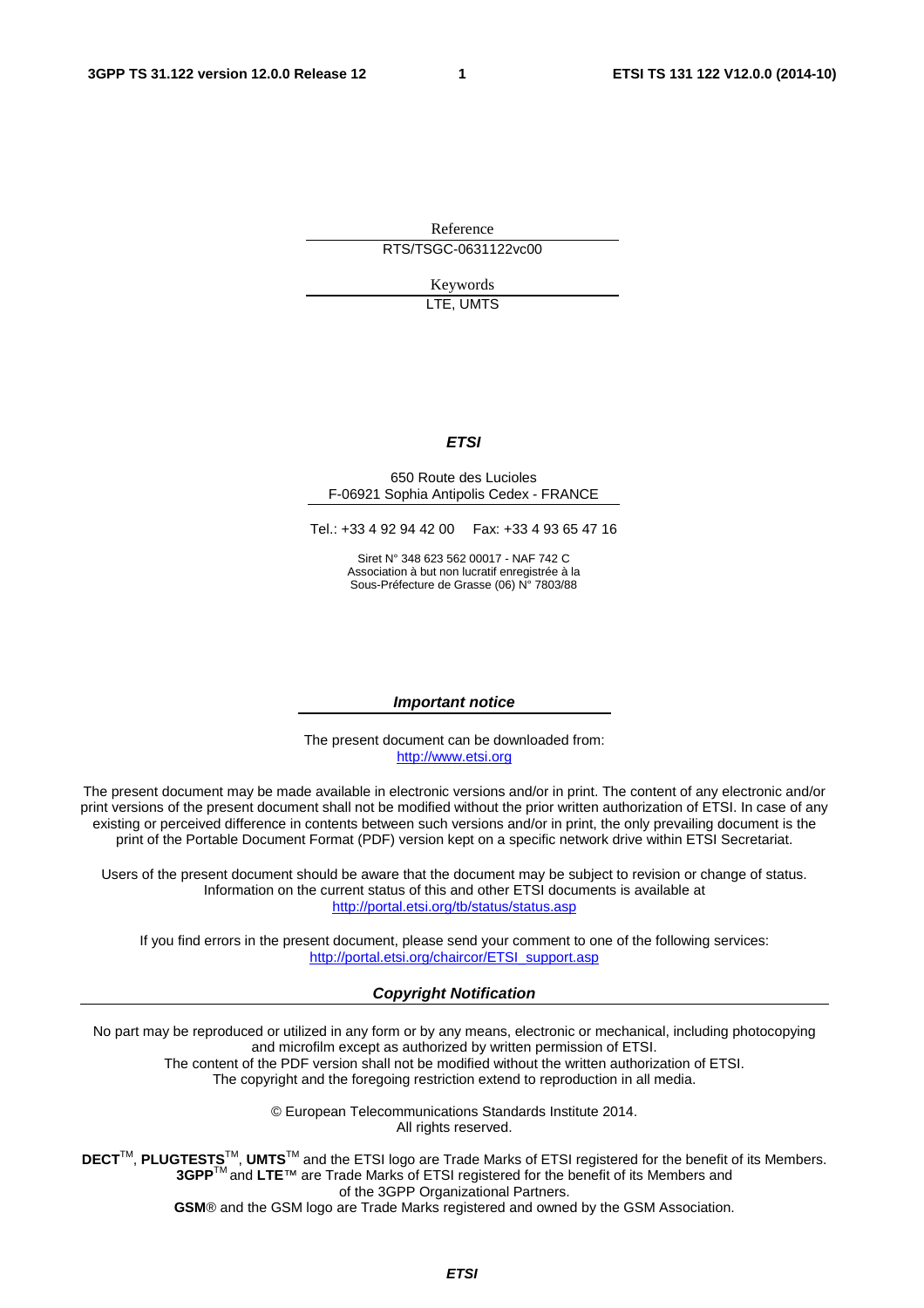Reference

RTS/TSGC-0631122vc00

Keywords

LTE, UMTS

***ETSI***

650 Route des Lucioles
F-06921 Sophia Antipolis Cedex - FRANCE

Tel.: +33 4 92 94 42 00   Fax: +33 4 93 65 47 16

Siret N° 348 623 562 00017 - NAF 742 C
Association à but non lucratif enregistrée à la
Sous-Préfecture de Grasse (06) N° 7803/88

***Important notice***

The present document can be downloaded from:
http://www.etsi.org

The present document may be made available in electronic versions and/or in print. The content of any electronic and/or print versions of the present document shall not be modified without the prior written authorization of ETSI. In case of any existing or perceived difference in contents between such versions and/or in print, the only prevailing document is the print of the Portable Document Format (PDF) version kept on a specific network drive within ETSI Secretariat.

Users of the present document should be aware that the document may be subject to revision or change of status. Information on the current status of this and other ETSI documents is available at
http://portal.etsi.org/tb/status/status.asp

If you find errors in the present document, please send your comment to one of the following services:
http://portal.etsi.org/chaircor/ETSI_support.asp

***Copyright Notification***

No part may be reproduced or utilized in any form or by any means, electronic or mechanical, including photocopying and microfilm except as authorized by written permission of ETSI.
The content of the PDF version shall not be modified without the written authorization of ETSI.
The copyright and the foregoing restriction extend to reproduction in all media.

© European Telecommunications Standards Institute 2014.
All rights reserved.

**DECT**™, **PLUGTESTS**™, **UMTS**™ and the ETSI logo are Trade Marks of ETSI registered for the benefit of its Members.
**3GPP**™ and **LTE**™ are Trade Marks of ETSI registered for the benefit of its Members and of the 3GPP Organizational Partners.
**GSM**® and the GSM logo are Trade Marks registered and owned by the GSM Association.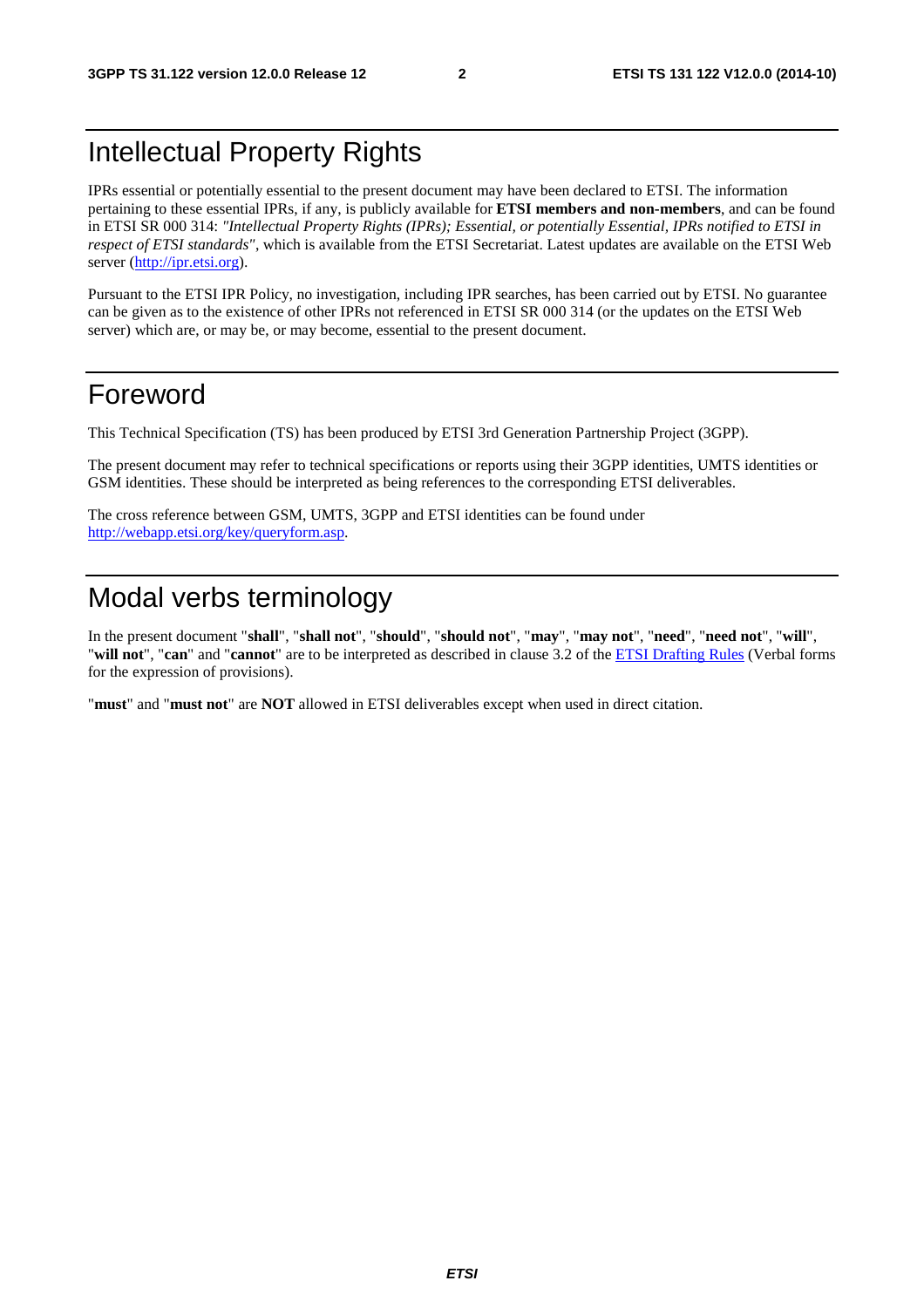# Intellectual Property Rights

IPRs essential or potentially essential to the present document may have been declared to ETSI. The information pertaining to these essential IPRs, if any, is publicly available for **ETSI members and non-members**, and can be found in ETSI SR 000 314: *"Intellectual Property Rights (IPRs); Essential, or potentially Essential, IPRs notified to ETSI in respect of ETSI standards"*, which is available from the ETSI Secretariat. Latest updates are available on the ETSI Web server (http://ipr.etsi.org).

Pursuant to the ETSI IPR Policy, no investigation, including IPR searches, has been carried out by ETSI. No guarantee can be given as to the existence of other IPRs not referenced in ETSI SR 000 314 (or the updates on the ETSI Web server) which are, or may be, or may become, essential to the present document.

# Foreword

This Technical Specification (TS) has been produced by ETSI 3rd Generation Partnership Project (3GPP).

The present document may refer to technical specifications or reports using their 3GPP identities, UMTS identities or GSM identities. These should be interpreted as being references to the corresponding ETSI deliverables.

The cross reference between GSM, UMTS, 3GPP and ETSI identities can be found under http://webapp.etsi.org/key/queryform.asp.

# Modal verbs terminology

In the present document "**shall**", "**shall not**", "**should**", "**should not**", "**may**", "**may not**", "**need**", "**need not**", "**will**", "**will not**", "**can**" and "**cannot**" are to be interpreted as described in clause 3.2 of the ETSI Drafting Rules (Verbal forms for the expression of provisions).

"**must**" and "**must not**" are **NOT** allowed in ETSI deliverables except when used in direct citation.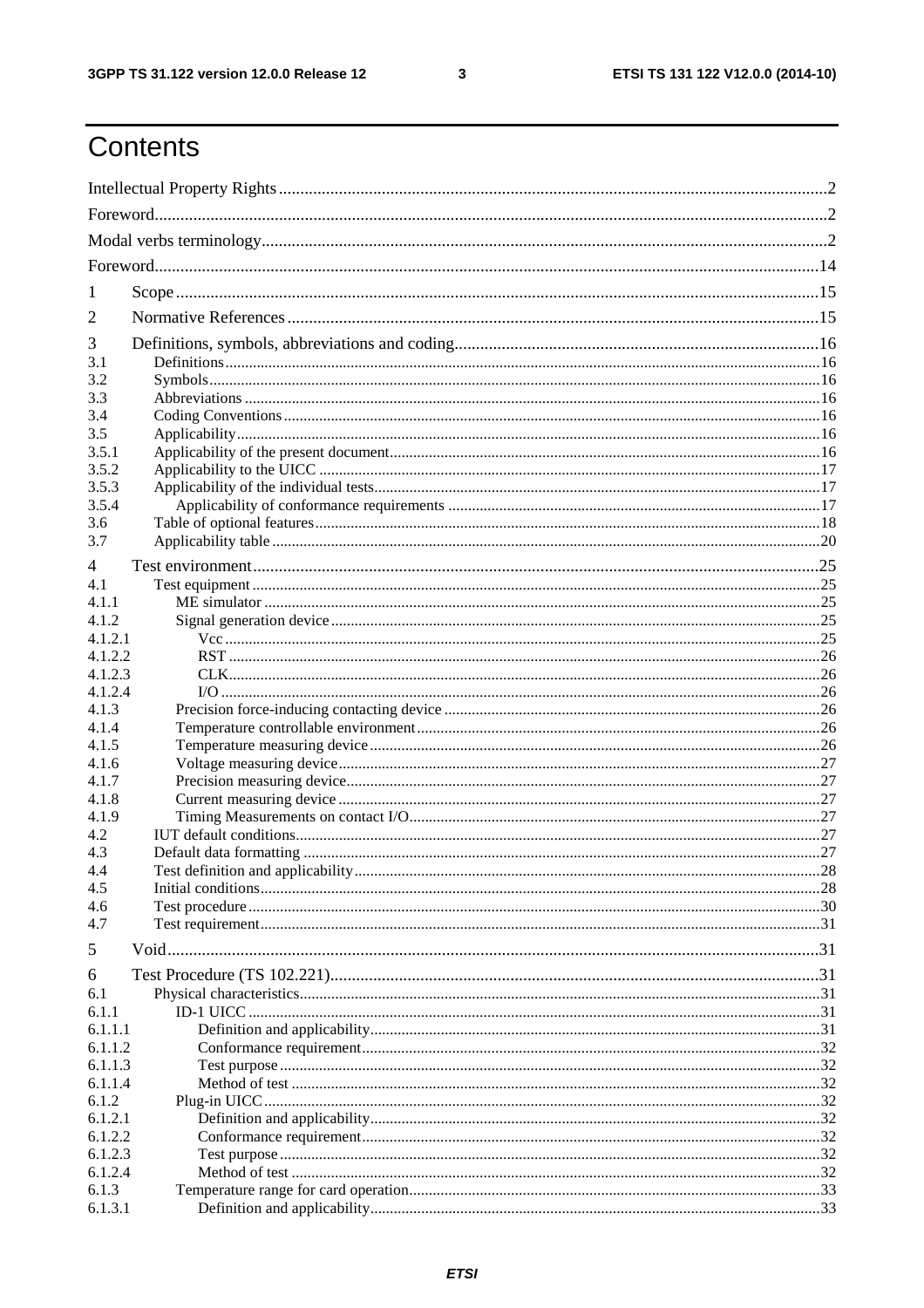# Contents

Intellectual Property Rights ..... 2
Foreword ..... 2
Modal verbs terminology ..... 2
Foreword ..... 14
1 Scope ..... 15
2 Normative References ..... 15
3 Definitions, symbols, abbreviations and coding ..... 16
3.1 Definitions ..... 16
3.2 Symbols ..... 16
3.3 Abbreviations ..... 16
3.4 Coding Conventions ..... 16
3.5 Applicability ..... 16
3.5.1 Applicability of the present document ..... 16
3.5.2 Applicability to the UICC ..... 17
3.5.3 Applicability of the individual tests ..... 17
3.5.4 Applicability of conformance requirements ..... 17
3.6 Table of optional features ..... 18
3.7 Applicability table ..... 20
4 Test environment ..... 25
4.1 Test equipment ..... 25
4.1.1 ME simulator ..... 25
4.1.2 Signal generation device ..... 25
4.1.2.1 Vcc ..... 25
4.1.2.2 RST ..... 26
4.1.2.3 CLK ..... 26
4.1.2.4 I/O ..... 26
4.1.3 Precision force-inducing contacting device ..... 26
4.1.4 Temperature controllable environment ..... 26
4.1.5 Temperature measuring device ..... 26
4.1.6 Voltage measuring device ..... 27
4.1.7 Precision measuring device ..... 27
4.1.8 Current measuring device ..... 27
4.1.9 Timing Measurements on contact I/O ..... 27
4.2 IUT default conditions ..... 27
4.3 Default data formatting ..... 27
4.4 Test definition and applicability ..... 28
4.5 Initial conditions ..... 28
4.6 Test procedure ..... 30
4.7 Test requirement ..... 31
5 Void ..... 31
6 Test Procedure (TS 102.221) ..... 31
6.1 Physical characteristics ..... 31
6.1.1 ID-1 UICC ..... 31
6.1.1.1 Definition and applicability ..... 31
6.1.1.2 Conformance requirement ..... 32
6.1.1.3 Test purpose ..... 32
6.1.1.4 Method of test ..... 32
6.1.2 Plug-in UICC ..... 32
6.1.2.1 Definition and applicability ..... 32
6.1.2.2 Conformance requirement ..... 32
6.1.2.3 Test purpose ..... 32
6.1.2.4 Method of test ..... 32
6.1.3 Temperature range for card operation ..... 33
6.1.3.1 Definition and applicability ..... 33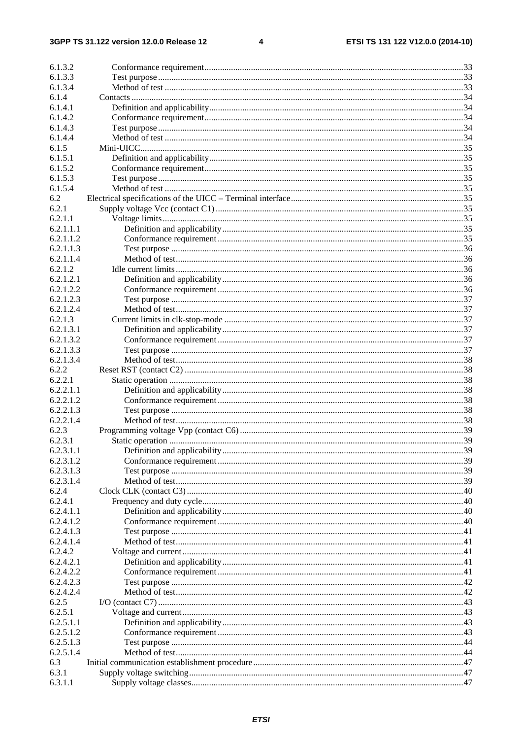6.1.3.2 Conformance requirement .....33
6.1.3.3 Test purpose .....33
6.1.3.4 Method of test .....33
6.1.4 Contacts .....34
6.1.4.1 Definition and applicability .....34
6.1.4.2 Conformance requirement .....34
6.1.4.3 Test purpose .....34
6.1.4.4 Method of test .....34
6.1.5 Mini-UICC .....35
6.1.5.1 Definition and applicability .....35
6.1.5.2 Conformance requirement .....35
6.1.5.3 Test purpose .....35
6.1.5.4 Method of test .....35
6.2 Electrical specifications of the UICC – Terminal interface .....35
6.2.1 Supply voltage Vcc (contact C1) .....35
6.2.1.1 Voltage limits .....35
6.2.1.1.1 Definition and applicability .....35
6.2.1.1.2 Conformance requirement .....35
6.2.1.1.3 Test purpose .....36
6.2.1.1.4 Method of test .....36
6.2.1.2 Idle current limits .....36
6.2.1.2.1 Definition and applicability .....36
6.2.1.2.2 Conformance requirement .....36
6.2.1.2.3 Test purpose .....37
6.2.1.2.4 Method of test .....37
6.2.1.3 Current limits in clk-stop-mode .....37
6.2.1.3.1 Definition and applicability .....37
6.2.1.3.2 Conformance requirement .....37
6.2.1.3.3 Test purpose .....37
6.2.1.3.4 Method of test .....38
6.2.2 Reset RST (contact C2) .....38
6.2.2.1 Static operation .....38
6.2.2.1.1 Definition and applicability .....38
6.2.2.1.2 Conformance requirement .....38
6.2.2.1.3 Test purpose .....38
6.2.2.1.4 Method of test .....38
6.2.3 Programming voltage Vpp (contact C6) .....39
6.2.3.1 Static operation .....39
6.2.3.1.1 Definition and applicability .....39
6.2.3.1.2 Conformance requirement .....39
6.2.3.1.3 Test purpose .....39
6.2.3.1.4 Method of test .....39
6.2.4 Clock CLK (contact C3) .....40
6.2.4.1 Frequency and duty cycle .....40
6.2.4.1.1 Definition and applicability .....40
6.2.4.1.2 Conformance requirement .....40
6.2.4.1.3 Test purpose .....41
6.2.4.1.4 Method of test .....41
6.2.4.2 Voltage and current .....41
6.2.4.2.1 Definition and applicability .....41
6.2.4.2.2 Conformance requirement .....41
6.2.4.2.3 Test purpose .....42
6.2.4.2.4 Method of test .....42
6.2.5 I/O (contact C7) .....43
6.2.5.1 Voltage and current .....43
6.2.5.1.1 Definition and applicability .....43
6.2.5.1.2 Conformance requirement .....43
6.2.5.1.3 Test purpose .....44
6.2.5.1.4 Method of test .....44
6.3 Initial communication establishment procedure .....47
6.3.1 Supply voltage switching .....47
6.3.1.1 Supply voltage classes .....47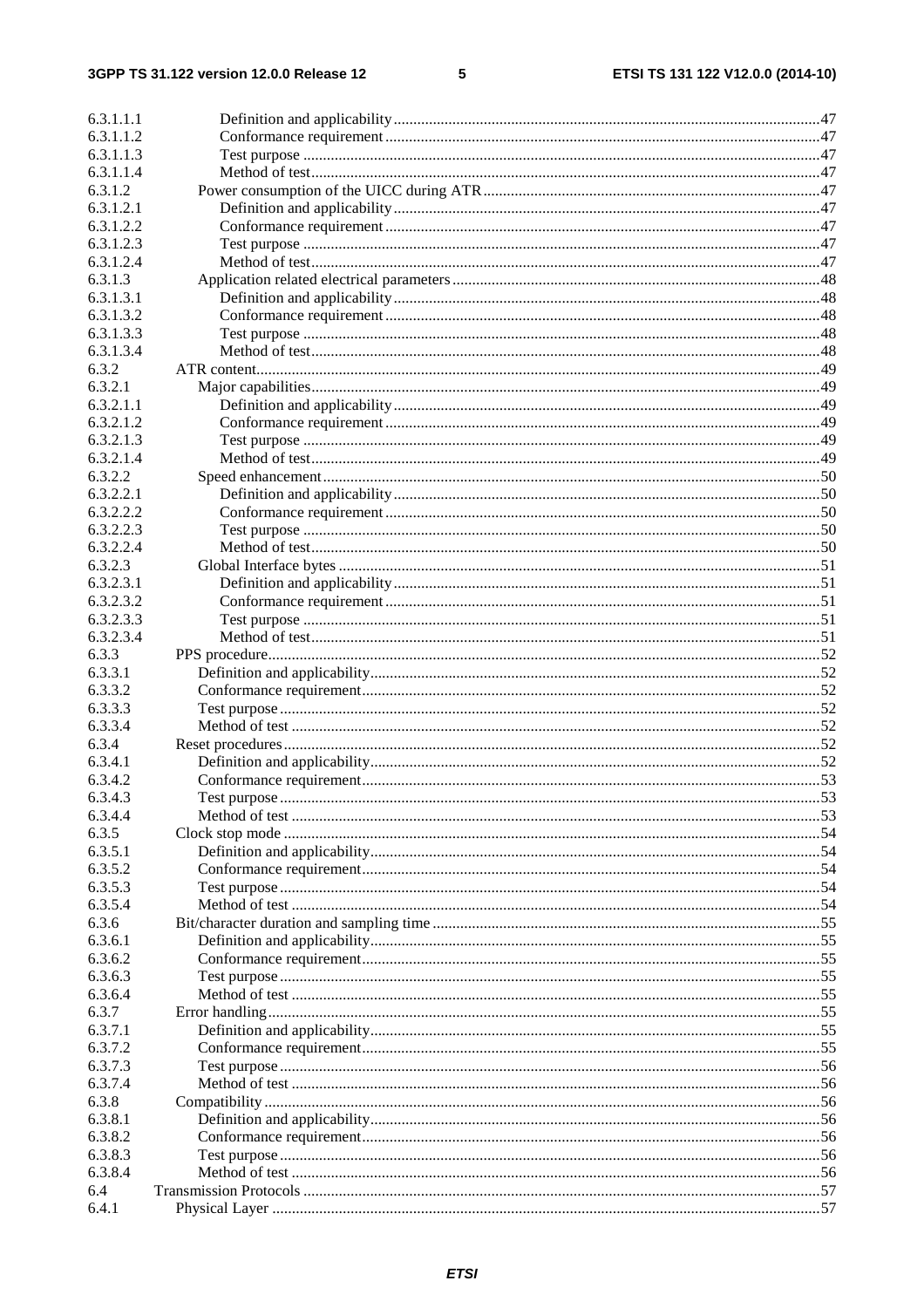6.3.1.1.1 Definition and applicability ....47
6.3.1.1.2 Conformance requirement ....47
6.3.1.1.3 Test purpose ....47
6.3.1.1.4 Method of test ....47
6.3.1.2 Power consumption of the UICC during ATR ....47
6.3.1.2.1 Definition and applicability ....47
6.3.1.2.2 Conformance requirement ....47
6.3.1.2.3 Test purpose ....47
6.3.1.2.4 Method of test ....47
6.3.1.3 Application related electrical parameters ....48
6.3.1.3.1 Definition and applicability ....48
6.3.1.3.2 Conformance requirement ....48
6.3.1.3.3 Test purpose ....48
6.3.1.3.4 Method of test ....48
6.3.2 ATR content ....49
6.3.2.1 Major capabilities ....49
6.3.2.1.1 Definition and applicability ....49
6.3.2.1.2 Conformance requirement ....49
6.3.2.1.3 Test purpose ....49
6.3.2.1.4 Method of test ....49
6.3.2.2 Speed enhancement ....50
6.3.2.2.1 Definition and applicability ....50
6.3.2.2.2 Conformance requirement ....50
6.3.2.2.3 Test purpose ....50
6.3.2.2.4 Method of test ....50
6.3.2.3 Global Interface bytes ....51
6.3.2.3.1 Definition and applicability ....51
6.3.2.3.2 Conformance requirement ....51
6.3.2.3.3 Test purpose ....51
6.3.2.3.4 Method of test ....51
6.3.3 PPS procedure ....52
6.3.3.1 Definition and applicability ....52
6.3.3.2 Conformance requirement ....52
6.3.3.3 Test purpose ....52
6.3.3.4 Method of test ....52
6.3.4 Reset procedures ....52
6.3.4.1 Definition and applicability ....52
6.3.4.2 Conformance requirement ....53
6.3.4.3 Test purpose ....53
6.3.4.4 Method of test ....53
6.3.5 Clock stop mode ....54
6.3.5.1 Definition and applicability ....54
6.3.5.2 Conformance requirement ....54
6.3.5.3 Test purpose ....54
6.3.5.4 Method of test ....54
6.3.6 Bit/character duration and sampling time ....55
6.3.6.1 Definition and applicability ....55
6.3.6.2 Conformance requirement ....55
6.3.6.3 Test purpose ....55
6.3.6.4 Method of test ....55
6.3.7 Error handling ....55
6.3.7.1 Definition and applicability ....55
6.3.7.2 Conformance requirement ....55
6.3.7.3 Test purpose ....56
6.3.7.4 Method of test ....56
6.3.8 Compatibility ....56
6.3.8.1 Definition and applicability ....56
6.3.8.2 Conformance requirement ....56
6.3.8.3 Test purpose ....56
6.3.8.4 Method of test ....56
6.4 Transmission Protocols ....57
6.4.1 Physical Layer ....57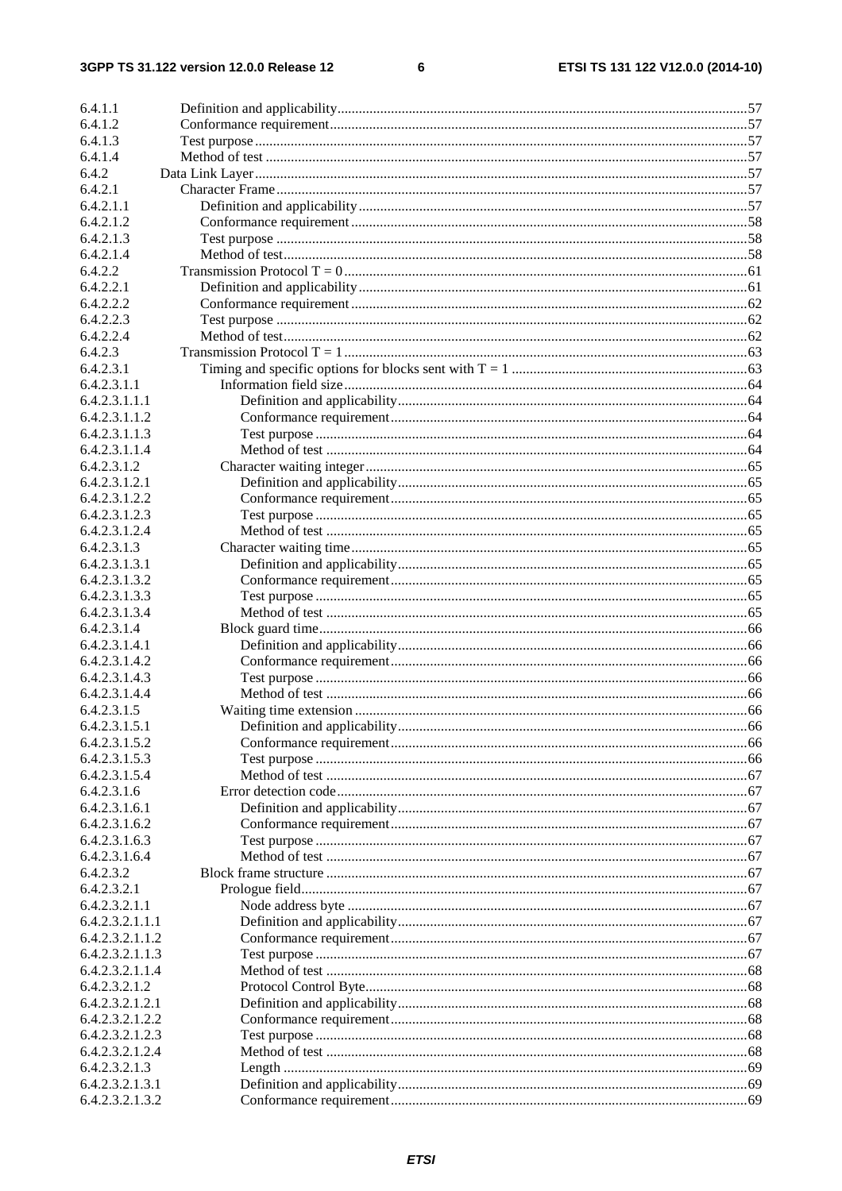6.4.1.1 Definition and applicability ... 57
6.4.1.2 Conformance requirement ... 57
6.4.1.3 Test purpose ... 57
6.4.1.4 Method of test ... 57
6.4.2 Data Link Layer ... 57
6.4.2.1 Character Frame ... 57
6.4.2.1.1 Definition and applicability ... 57
6.4.2.1.2 Conformance requirement ... 58
6.4.2.1.3 Test purpose ... 58
6.4.2.1.4 Method of test ... 58
6.4.2.2 Transmission Protocol T = 0 ... 61
6.4.2.2.1 Definition and applicability ... 61
6.4.2.2.2 Conformance requirement ... 62
6.4.2.2.3 Test purpose ... 62
6.4.2.2.4 Method of test ... 62
6.4.2.3 Transmission Protocol T = 1 ... 63
6.4.2.3.1 Timing and specific options for blocks sent with T = 1 ... 63
6.4.2.3.1.1 Information field size ... 64
6.4.2.3.1.1.1 Definition and applicability ... 64
6.4.2.3.1.1.2 Conformance requirement ... 64
6.4.2.3.1.1.3 Test purpose ... 64
6.4.2.3.1.1.4 Method of test ... 64
6.4.2.3.1.2 Character waiting integer ... 65
6.4.2.3.1.2.1 Definition and applicability ... 65
6.4.2.3.1.2.2 Conformance requirement ... 65
6.4.2.3.1.2.3 Test purpose ... 65
6.4.2.3.1.2.4 Method of test ... 65
6.4.2.3.1.3 Character waiting time ... 65
6.4.2.3.1.3.1 Definition and applicability ... 65
6.4.2.3.1.3.2 Conformance requirement ... 65
6.4.2.3.1.3.3 Test purpose ... 65
6.4.2.3.1.3.4 Method of test ... 65
6.4.2.3.1.4 Block guard time ... 66
6.4.2.3.1.4.1 Definition and applicability ... 66
6.4.2.3.1.4.2 Conformance requirement ... 66
6.4.2.3.1.4.3 Test purpose ... 66
6.4.2.3.1.4.4 Method of test ... 66
6.4.2.3.1.5 Waiting time extension ... 66
6.4.2.3.1.5.1 Definition and applicability ... 66
6.4.2.3.1.5.2 Conformance requirement ... 66
6.4.2.3.1.5.3 Test purpose ... 66
6.4.2.3.1.5.4 Method of test ... 67
6.4.2.3.1.6 Error detection code ... 67
6.4.2.3.1.6.1 Definition and applicability ... 67
6.4.2.3.1.6.2 Conformance requirement ... 67
6.4.2.3.1.6.3 Test purpose ... 67
6.4.2.3.1.6.4 Method of test ... 67
6.4.2.3.2 Block frame structure ... 67
6.4.2.3.2.1 Prologue field ... 67
6.4.2.3.2.1.1 Node address byte ... 67
6.4.2.3.2.1.1.1 Definition and applicability ... 67
6.4.2.3.2.1.1.2 Conformance requirement ... 67
6.4.2.3.2.1.1.3 Test purpose ... 67
6.4.2.3.2.1.1.4 Method of test ... 68
6.4.2.3.2.1.2 Protocol Control Byte ... 68
6.4.2.3.2.1.2.1 Definition and applicability ... 68
6.4.2.3.2.1.2.2 Conformance requirement ... 68
6.4.2.3.2.1.2.3 Test purpose ... 68
6.4.2.3.2.1.2.4 Method of test ... 68
6.4.2.3.2.1.3 Length ... 69
6.4.2.3.2.1.3.1 Definition and applicability ... 69
6.4.2.3.2.1.3.2 Conformance requirement ... 69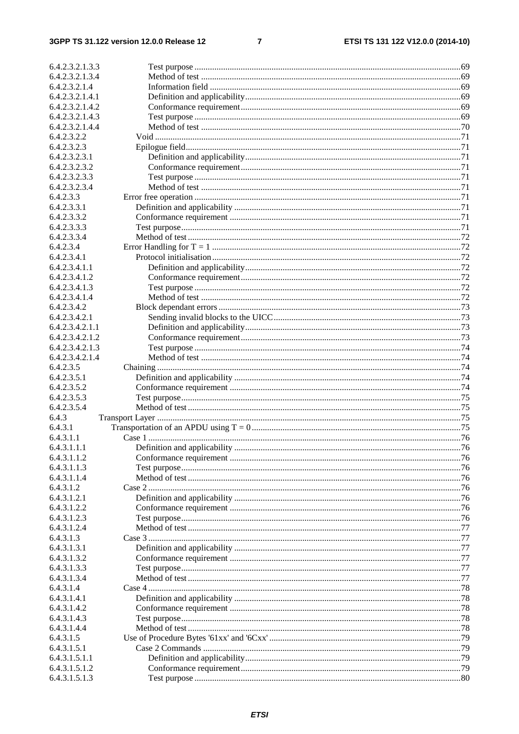6.4.2.3.2.1.3.3 Test purpose ........................................................................................................................69
6.4.2.3.2.1.3.4 Method of test .....................................................................................................................69
6.4.2.3.2.1.4 Information field .................................................................................................................69
6.4.2.3.2.1.4.1 Definition and applicability.................................................................................................69
6.4.2.3.2.1.4.2 Conformance requirement...................................................................................................69
6.4.2.3.2.1.4.3 Test purpose ........................................................................................................................69
6.4.2.3.2.1.4.4 Method of test .....................................................................................................................70
6.4.2.3.2.2 Void .........................................................................................................................................71
6.4.2.3.2.3 Epilogue field...........................................................................................................................71
6.4.2.3.2.3.1 Definition and applicability.................................................................................................71
6.4.2.3.2.3.2 Conformance requirement...................................................................................................71
6.4.2.3.2.3.3 Test purpose ........................................................................................................................71
6.4.2.3.2.3.4 Method of test .....................................................................................................................71
6.4.2.3.3 Error free operation ........................................................................................................................71
6.4.2.3.3.1 Definition and applicability ......................................................................................................71
6.4.2.3.3.2 Conformance requirement ........................................................................................................71
6.4.2.3.3.3 Test purpose..............................................................................................................................71
6.4.2.3.3.4 Method of test ...........................................................................................................................72
6.4.2.3.4 Error Handling for T = 1 ................................................................................................................72
6.4.2.3.4.1 Protocol initialisation................................................................................................................72
6.4.2.3.4.1.1 Definition and applicability.................................................................................................72
6.4.2.3.4.1.2 Conformance requirement...................................................................................................72
6.4.2.3.4.1.3 Test purpose ........................................................................................................................72
6.4.2.3.4.1.4 Method of test .....................................................................................................................72
6.4.2.3.4.2 Block dependant errors .............................................................................................................73
6.4.2.3.4.2.1 Sending invalid blocks to the UICC....................................................................................73
6.4.2.3.4.2.1.1 Definition and applicability.................................................................................................73
6.4.2.3.4.2.1.2 Conformance requirement...................................................................................................73
6.4.2.3.4.2.1.3 Test purpose ........................................................................................................................74
6.4.2.3.4.2.1.4 Method of test .....................................................................................................................74
6.4.2.3.5 Chaining .........................................................................................................................................74
6.4.2.3.5.1 Definition and applicability ......................................................................................................74
6.4.2.3.5.2 Conformance requirement ........................................................................................................74
6.4.2.3.5.3 Test purpose..............................................................................................................................75
6.4.2.3.5.4 Method of test ...........................................................................................................................75
6.4.3 Transport Layer .........................................................................................................................................75
6.4.3.1 Transportation of an APDU using T = 0 ..............................................................................................75
6.4.3.1.1 Case 1 .............................................................................................................................................76
6.4.3.1.1.1 Definition and applicability ......................................................................................................76
6.4.3.1.1.2 Conformance requirement ........................................................................................................76
6.4.3.1.1.3 Test purpose..............................................................................................................................76
6.4.3.1.1.4 Method of test ...........................................................................................................................76
6.4.3.1.2 Case 2 .............................................................................................................................................76
6.4.3.1.2.1 Definition and applicability ......................................................................................................76
6.4.3.1.2.2 Conformance requirement ........................................................................................................76
6.4.3.1.2.3 Test purpose..............................................................................................................................76
6.4.3.1.2.4 Method of test ...........................................................................................................................77
6.4.3.1.3 Case 3 .............................................................................................................................................77
6.4.3.1.3.1 Definition and applicability ......................................................................................................77
6.4.3.1.3.2 Conformance requirement ........................................................................................................77
6.4.3.1.3.3 Test purpose..............................................................................................................................77
6.4.3.1.3.4 Method of test ...........................................................................................................................77
6.4.3.1.4 Case 4 .............................................................................................................................................78
6.4.3.1.4.1 Definition and applicability ......................................................................................................78
6.4.3.1.4.2 Conformance requirement ........................................................................................................78
6.4.3.1.4.3 Test purpose..............................................................................................................................78
6.4.3.1.4.4 Method of test ...........................................................................................................................78
6.4.3.1.5 Use of Procedure Bytes '61xx' and '6Cxx' ......................................................................................79
6.4.3.1.5.1 Case 2 Commands ....................................................................................................................79
6.4.3.1.5.1.1 Definition and applicability.................................................................................................79
6.4.3.1.5.1.2 Conformance requirement...................................................................................................79
6.4.3.1.5.1.3 Test purpose ........................................................................................................................80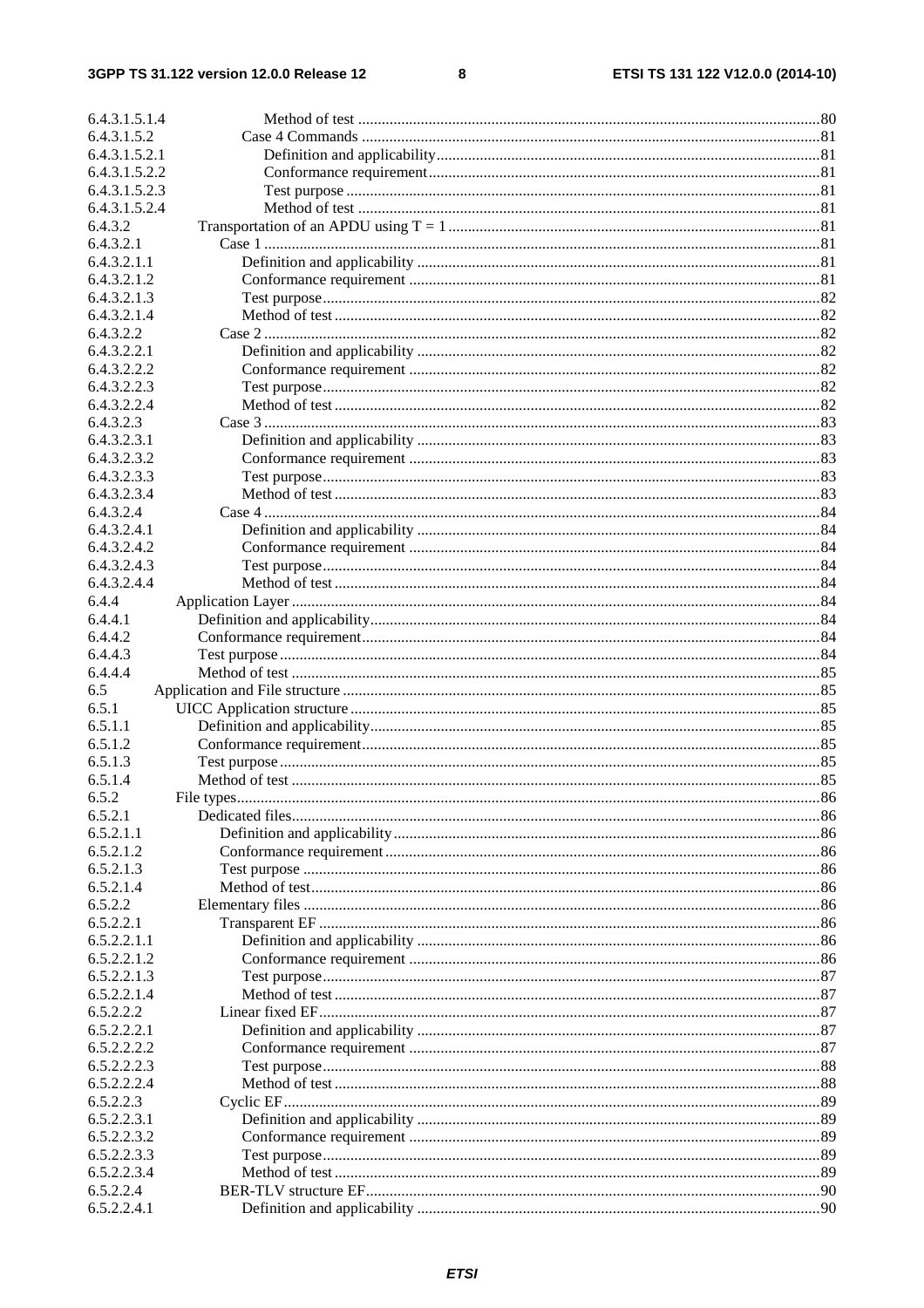| | | |
|---|---|---|
| 6.4.3.1.5.1.4 | Method of test | 80 |
| 6.4.3.1.5.2 | Case 4 Commands | 81 |
| 6.4.3.1.5.2.1 | Definition and applicability | 81 |
| 6.4.3.1.5.2.2 | Conformance requirement | 81 |
| 6.4.3.1.5.2.3 | Test purpose | 81 |
| 6.4.3.1.5.2.4 | Method of test | 81 |
| 6.4.3.2 | Transportation of an APDU using T = 1 | 81 |
| 6.4.3.2.1 | Case 1 | 81 |
| 6.4.3.2.1.1 | Definition and applicability | 81 |
| 6.4.3.2.1.2 | Conformance requirement | 81 |
| 6.4.3.2.1.3 | Test purpose | 82 |
| 6.4.3.2.1.4 | Method of test | 82 |
| 6.4.3.2.2 | Case 2 | 82 |
| 6.4.3.2.2.1 | Definition and applicability | 82 |
| 6.4.3.2.2.2 | Conformance requirement | 82 |
| 6.4.3.2.2.3 | Test purpose | 82 |
| 6.4.3.2.2.4 | Method of test | 82 |
| 6.4.3.2.3 | Case 3 | 83 |
| 6.4.3.2.3.1 | Definition and applicability | 83 |
| 6.4.3.2.3.2 | Conformance requirement | 83 |
| 6.4.3.2.3.3 | Test purpose | 83 |
| 6.4.3.2.3.4 | Method of test | 83 |
| 6.4.3.2.4 | Case 4 | 84 |
| 6.4.3.2.4.1 | Definition and applicability | 84 |
| 6.4.3.2.4.2 | Conformance requirement | 84 |
| 6.4.3.2.4.3 | Test purpose | 84 |
| 6.4.3.2.4.4 | Method of test | 84 |
| 6.4.4 | Application Layer | 84 |
| 6.4.4.1 | Definition and applicability | 84 |
| 6.4.4.2 | Conformance requirement | 84 |
| 6.4.4.3 | Test purpose | 84 |
| 6.4.4.4 | Method of test | 85 |
| 6.5 | Application and File structure | 85 |
| 6.5.1 | UICC Application structure | 85 |
| 6.5.1.1 | Definition and applicability | 85 |
| 6.5.1.2 | Conformance requirement | 85 |
| 6.5.1.3 | Test purpose | 85 |
| 6.5.1.4 | Method of test | 85 |
| 6.5.2 | File types | 86 |
| 6.5.2.1 | Dedicated files | 86 |
| 6.5.2.1.1 | Definition and applicability | 86 |
| 6.5.2.1.2 | Conformance requirement | 86 |
| 6.5.2.1.3 | Test purpose | 86 |
| 6.5.2.1.4 | Method of test | 86 |
| 6.5.2.2 | Elementary files | 86 |
| 6.5.2.2.1 | Transparent EF | 86 |
| 6.5.2.2.1.1 | Definition and applicability | 86 |
| 6.5.2.2.1.2 | Conformance requirement | 86 |
| 6.5.2.2.1.3 | Test purpose | 87 |
| 6.5.2.2.1.4 | Method of test | 87 |
| 6.5.2.2.2 | Linear fixed EF | 87 |
| 6.5.2.2.2.1 | Definition and applicability | 87 |
| 6.5.2.2.2.2 | Conformance requirement | 87 |
| 6.5.2.2.2.3 | Test purpose | 88 |
| 6.5.2.2.2.4 | Method of test | 88 |
| 6.5.2.2.3 | Cyclic EF | 89 |
| 6.5.2.2.3.1 | Definition and applicability | 89 |
| 6.5.2.2.3.2 | Conformance requirement | 89 |
| 6.5.2.2.3.3 | Test purpose | 89 |
| 6.5.2.2.3.4 | Method of test | 89 |
| 6.5.2.2.4 | BER-TLV structure EF | 90 |
| 6.5.2.2.4.1 | Definition and applicability | 90 |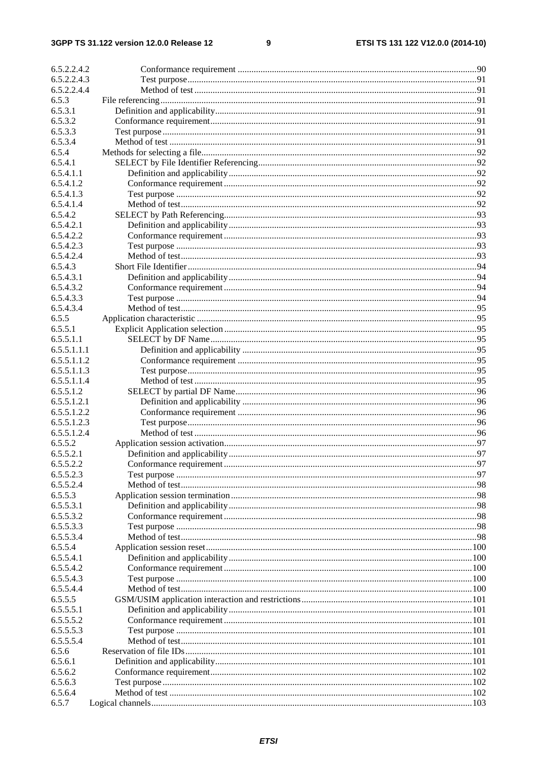6.5.2.2.4.2 Conformance requirement ....................................................................................................90
6.5.2.2.4.3 Test purpose ..............................................................................................................................91
6.5.2.2.4.4 Method of test ...........................................................................................................................91
6.5.3 File referencing ..............................................................................................................................91
6.5.3.1 Definition and applicability ......................................................................................................91
6.5.3.2 Conformance requirement ........................................................................................................91
6.5.3.3 Test purpose ..............................................................................................................................91
6.5.3.4 Method of test ...........................................................................................................................91
6.5.4 Methods for selecting a file ...........................................................................................................92
6.5.4.1 SELECT by File Identifier Referencing ...................................................................................92
6.5.4.1.1 Definition and applicability ................................................................................................92
6.5.4.1.2 Conformance requirement ..................................................................................................92
6.5.4.1.3 Test purpose ........................................................................................................................92
6.5.4.1.4 Method of test .....................................................................................................................92
6.5.4.2 SELECT by Path Referencing ...................................................................................................93
6.5.4.2.1 Definition and applicability ................................................................................................93
6.5.4.2.2 Conformance requirement ..................................................................................................93
6.5.4.2.3 Test purpose ........................................................................................................................93
6.5.4.2.4 Method of test .....................................................................................................................93
6.5.4.3 Short File Identifier ...................................................................................................................94
6.5.4.3.1 Definition and applicability ................................................................................................94
6.5.4.3.2 Conformance requirement ..................................................................................................94
6.5.4.3.3 Test purpose ........................................................................................................................94
6.5.4.3.4 Method of test .....................................................................................................................95
6.5.5 Application characteristic .............................................................................................................95
6.5.5.1 Explicit Application selection ...................................................................................................95
6.5.5.1.1 SELECT by DF Name .........................................................................................................95
6.5.5.1.1.1 Definition and applicability ...............................................................................................95
6.5.5.1.1.2 Conformance requirement ..................................................................................................95
6.5.5.1.1.3 Test purpose .......................................................................................................................95
6.5.5.1.1.4 Method of test ....................................................................................................................95
6.5.5.1.2 SELECT by partial DF Name ..............................................................................................96
6.5.5.1.2.1 Definition and applicability ...............................................................................................96
6.5.5.1.2.2 Conformance requirement ..................................................................................................96
6.5.5.1.2.3 Test purpose .......................................................................................................................96
6.5.5.1.2.4 Method of test ....................................................................................................................96
6.5.5.2 Application session activation ..................................................................................................97
6.5.5.2.1 Definition and applicability ................................................................................................97
6.5.5.2.2 Conformance requirement ..................................................................................................97
6.5.5.2.3 Test purpose ........................................................................................................................97
6.5.5.2.4 Method of test .....................................................................................................................98
6.5.5.3 Application session termination ...............................................................................................98
6.5.5.3.1 Definition and applicability ................................................................................................98
6.5.5.3.2 Conformance requirement ..................................................................................................98
6.5.5.3.3 Test purpose ........................................................................................................................98
6.5.5.3.4 Method of test .....................................................................................................................98
6.5.5.4 Application session reset .........................................................................................................100
6.5.5.4.1 Definition and applicability ..............................................................................................100
6.5.5.4.2 Conformance requirement ................................................................................................100
6.5.5.4.3 Test purpose ......................................................................................................................100
6.5.5.4.4 Method of test ...................................................................................................................100
6.5.5.5 GSM/USIM application interaction and restrictions ..............................................................101
6.5.5.5.1 Definition and applicability ..............................................................................................101
6.5.5.5.2 Conformance requirement ................................................................................................101
6.5.5.5.3 Test purpose ......................................................................................................................101
6.5.5.5.4 Method of test ...................................................................................................................101
6.5.6 Reservation of file IDs .................................................................................................................101
6.5.6.1 Definition and applicability ....................................................................................................101
6.5.6.2 Conformance requirement ......................................................................................................102
6.5.6.3 Test purpose ............................................................................................................................102
6.5.6.4 Method of test .........................................................................................................................102
6.5.7 Logical channels ..........................................................................................................................103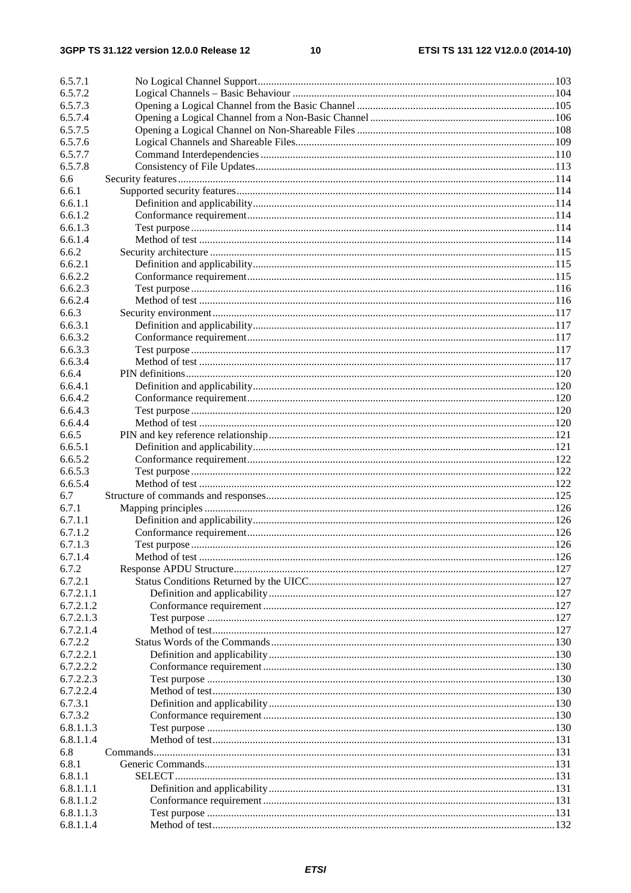| | | |
|---|---|---|
| 6.5.7.1 | No Logical Channel Support | 103 |
| 6.5.7.2 | Logical Channels – Basic Behaviour | 104 |
| 6.5.7.3 | Opening a Logical Channel from the Basic Channel | 105 |
| 6.5.7.4 | Opening a Logical Channel from a Non-Basic Channel | 106 |
| 6.5.7.5 | Opening a Logical Channel on Non-Shareable Files | 108 |
| 6.5.7.6 | Logical Channels and Shareable Files | 109 |
| 6.5.7.7 | Command Interdependencies | 110 |
| 6.5.7.8 | Consistency of File Updates | 113 |
| 6.6 | Security features | 114 |
| 6.6.1 | Supported security features | 114 |
| 6.6.1.1 | Definition and applicability | 114 |
| 6.6.1.2 | Conformance requirement | 114 |
| 6.6.1.3 | Test purpose | 114 |
| 6.6.1.4 | Method of test | 114 |
| 6.6.2 | Security architecture | 115 |
| 6.6.2.1 | Definition and applicability | 115 |
| 6.6.2.2 | Conformance requirement | 115 |
| 6.6.2.3 | Test purpose | 116 |
| 6.6.2.4 | Method of test | 116 |
| 6.6.3 | Security environment | 117 |
| 6.6.3.1 | Definition and applicability | 117 |
| 6.6.3.2 | Conformance requirement | 117 |
| 6.6.3.3 | Test purpose | 117 |
| 6.6.3.4 | Method of test | 117 |
| 6.6.4 | PIN definitions | 120 |
| 6.6.4.1 | Definition and applicability | 120 |
| 6.6.4.2 | Conformance requirement | 120 |
| 6.6.4.3 | Test purpose | 120 |
| 6.6.4.4 | Method of test | 120 |
| 6.6.5 | PIN and key reference relationship | 121 |
| 6.6.5.1 | Definition and applicability | 121 |
| 6.6.5.2 | Conformance requirement | 122 |
| 6.6.5.3 | Test purpose | 122 |
| 6.6.5.4 | Method of test | 122 |
| 6.7 | Structure of commands and responses | 125 |
| 6.7.1 | Mapping principles | 126 |
| 6.7.1.1 | Definition and applicability | 126 |
| 6.7.1.2 | Conformance requirement | 126 |
| 6.7.1.3 | Test purpose | 126 |
| 6.7.1.4 | Method of test | 126 |
| 6.7.2 | Response APDU Structure | 127 |
| 6.7.2.1 | Status Conditions Returned by the UICC | 127 |
| 6.7.2.1.1 | Definition and applicability | 127 |
| 6.7.2.1.2 | Conformance requirement | 127 |
| 6.7.2.1.3 | Test purpose | 127 |
| 6.7.2.1.4 | Method of test | 127 |
| 6.7.2.2 | Status Words of the Commands | 130 |
| 6.7.2.2.1 | Definition and applicability | 130 |
| 6.7.2.2.2 | Conformance requirement | 130 |
| 6.7.2.2.3 | Test purpose | 130 |
| 6.7.2.2.4 | Method of test | 130 |
| 6.7.3.1 | Definition and applicability | 130 |
| 6.7.3.2 | Conformance requirement | 130 |
| 6.8.1.1.3 | Test purpose | 130 |
| 6.8.1.1.4 | Method of test | 131 |
| 6.8 | Commands | 131 |
| 6.8.1 | Generic Commands | 131 |
| 6.8.1.1 | SELECT | 131 |
| 6.8.1.1.1 | Definition and applicability | 131 |
| 6.8.1.1.2 | Conformance requirement | 131 |
| 6.8.1.1.3 | Test purpose | 131 |
| 6.8.1.1.4 | Method of test | 132 |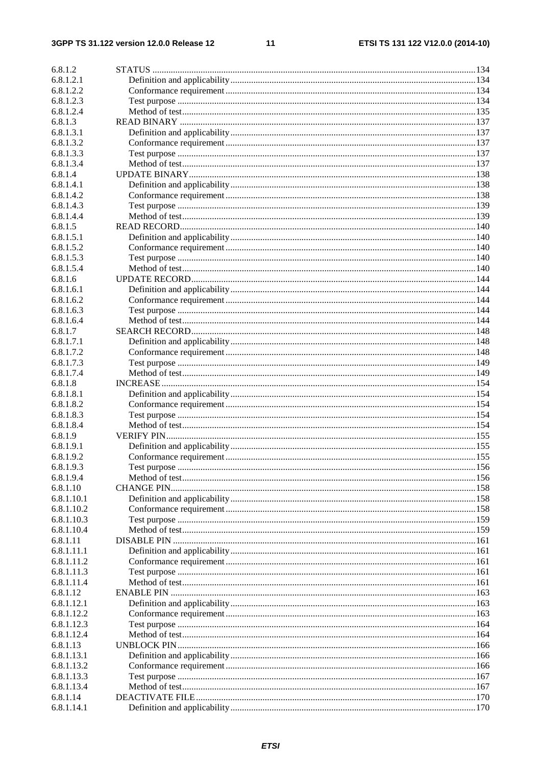6.8.1.2 STATUS ....................................................................................................................................... 134
6.8.1.2.1 Definition and applicability ........................................................................................................ 134
6.8.1.2.2 Conformance requirement .......................................................................................................... 134
6.8.1.2.3 Test purpose ............................................................................................................................... 134
6.8.1.2.4 Method of test............................................................................................................................. 135
6.8.1.3 READ BINARY .............................................................................................................................. 137
6.8.1.3.1 Definition and applicability ........................................................................................................ 137
6.8.1.3.2 Conformance requirement .......................................................................................................... 137
6.8.1.3.3 Test purpose ............................................................................................................................... 137
6.8.1.3.4 Method of test............................................................................................................................. 137
6.8.1.4 UPDATE BINARY .......................................................................................................................... 138
6.8.1.4.1 Definition and applicability ........................................................................................................ 138
6.8.1.4.2 Conformance requirement .......................................................................................................... 138
6.8.1.4.3 Test purpose ............................................................................................................................... 139
6.8.1.4.4 Method of test............................................................................................................................. 139
6.8.1.5 READ RECORD .............................................................................................................................. 140
6.8.1.5.1 Definition and applicability ........................................................................................................ 140
6.8.1.5.2 Conformance requirement .......................................................................................................... 140
6.8.1.5.3 Test purpose ............................................................................................................................... 140
6.8.1.5.4 Method of test............................................................................................................................. 140
6.8.1.6 UPDATE RECORD ......................................................................................................................... 144
6.8.1.6.1 Definition and applicability ........................................................................................................ 144
6.8.1.6.2 Conformance requirement .......................................................................................................... 144
6.8.1.6.3 Test purpose ............................................................................................................................... 144
6.8.1.6.4 Method of test............................................................................................................................. 144
6.8.1.7 SEARCH RECORD ......................................................................................................................... 148
6.8.1.7.1 Definition and applicability ........................................................................................................ 148
6.8.1.7.2 Conformance requirement .......................................................................................................... 148
6.8.1.7.3 Test purpose ............................................................................................................................... 149
6.8.1.7.4 Method of test............................................................................................................................. 149
6.8.1.8 INCREASE ...................................................................................................................................... 154
6.8.1.8.1 Definition and applicability ........................................................................................................ 154
6.8.1.8.2 Conformance requirement .......................................................................................................... 154
6.8.1.8.3 Test purpose ............................................................................................................................... 154
6.8.1.8.4 Method of test............................................................................................................................. 154
6.8.1.9 VERIFY PIN .................................................................................................................................... 155
6.8.1.9.1 Definition and applicability ........................................................................................................ 155
6.8.1.9.2 Conformance requirement .......................................................................................................... 155
6.8.1.9.3 Test purpose ............................................................................................................................... 156
6.8.1.9.4 Method of test............................................................................................................................. 156
6.8.1.10 CHANGE PIN .................................................................................................................................. 158
6.8.1.10.1 Definition and applicability ........................................................................................................ 158
6.8.1.10.2 Conformance requirement .......................................................................................................... 158
6.8.1.10.3 Test purpose ............................................................................................................................... 159
6.8.1.10.4 Method of test............................................................................................................................. 159
6.8.1.11 DISABLE PIN ................................................................................................................................. 161
6.8.1.11.1 Definition and applicability ........................................................................................................ 161
6.8.1.11.2 Conformance requirement .......................................................................................................... 161
6.8.1.11.3 Test purpose ............................................................................................................................... 161
6.8.1.11.4 Method of test............................................................................................................................. 161
6.8.1.12 ENABLE PIN .................................................................................................................................. 163
6.8.1.12.1 Definition and applicability ........................................................................................................ 163
6.8.1.12.2 Conformance requirement .......................................................................................................... 163
6.8.1.12.3 Test purpose ............................................................................................................................... 164
6.8.1.12.4 Method of test............................................................................................................................. 164
6.8.1.13 UNBLOCK PIN ............................................................................................................................... 166
6.8.1.13.1 Definition and applicability ........................................................................................................ 166
6.8.1.13.2 Conformance requirement .......................................................................................................... 166
6.8.1.13.3 Test purpose ............................................................................................................................... 167
6.8.1.13.4 Method of test............................................................................................................................. 167
6.8.1.14 DEACTIVATE FILE ....................................................................................................................... 170
6.8.1.14.1 Definition and applicability ........................................................................................................ 170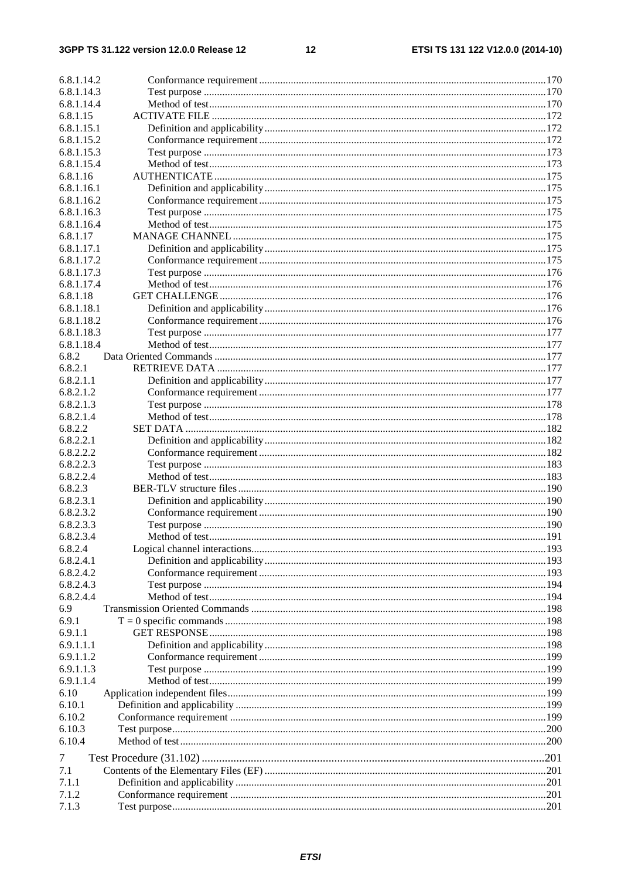6.8.1.14.2 Conformance requirement ..... 170
6.8.1.14.3 Test purpose ..... 170
6.8.1.14.4 Method of test ..... 170
6.8.1.15 ACTIVATE FILE ..... 172
6.8.1.15.1 Definition and applicability ..... 172
6.8.1.15.2 Conformance requirement ..... 172
6.8.1.15.3 Test purpose ..... 173
6.8.1.15.4 Method of test ..... 173
6.8.1.16 AUTHENTICATE ..... 175
6.8.1.16.1 Definition and applicability ..... 175
6.8.1.16.2 Conformance requirement ..... 175
6.8.1.16.3 Test purpose ..... 175
6.8.1.16.4 Method of test ..... 175
6.8.1.17 MANAGE CHANNEL ..... 175
6.8.1.17.1 Definition and applicability ..... 175
6.8.1.17.2 Conformance requirement ..... 175
6.8.1.17.3 Test purpose ..... 176
6.8.1.17.4 Method of test ..... 176
6.8.1.18 GET CHALLENGE ..... 176
6.8.1.18.1 Definition and applicability ..... 176
6.8.1.18.2 Conformance requirement ..... 176
6.8.1.18.3 Test purpose ..... 177
6.8.1.18.4 Method of test ..... 177
6.8.2 Data Oriented Commands ..... 177
6.8.2.1 RETRIEVE DATA ..... 177
6.8.2.1.1 Definition and applicability ..... 177
6.8.2.1.2 Conformance requirement ..... 177
6.8.2.1.3 Test purpose ..... 178
6.8.2.1.4 Method of test ..... 178
6.8.2.2 SET DATA ..... 182
6.8.2.2.1 Definition and applicability ..... 182
6.8.2.2.2 Conformance requirement ..... 182
6.8.2.2.3 Test purpose ..... 183
6.8.2.2.4 Method of test ..... 183
6.8.2.3 BER-TLV structure files ..... 190
6.8.2.3.1 Definition and applicability ..... 190
6.8.2.3.2 Conformance requirement ..... 190
6.8.2.3.3 Test purpose ..... 190
6.8.2.3.4 Method of test ..... 191
6.8.2.4 Logical channel interactions ..... 193
6.8.2.4.1 Definition and applicability ..... 193
6.8.2.4.2 Conformance requirement ..... 193
6.8.2.4.3 Test purpose ..... 194
6.8.2.4.4 Method of test ..... 194
6.9 Transmission Oriented Commands ..... 198
6.9.1 T = 0 specific commands ..... 198
6.9.1.1 GET RESPONSE ..... 198
6.9.1.1.1 Definition and applicability ..... 198
6.9.1.1.2 Conformance requirement ..... 199
6.9.1.1.3 Test purpose ..... 199
6.9.1.1.4 Method of test ..... 199
6.10 Application independent files ..... 199
6.10.1 Definition and applicability ..... 199
6.10.2 Conformance requirement ..... 199
6.10.3 Test purpose ..... 200
6.10.4 Method of test ..... 200

7 Test Procedure (31.102) ..... 201
7.1 Contents of the Elementary Files (EF) ..... 201
7.1.1 Definition and applicability ..... 201
7.1.2 Conformance requirement ..... 201
7.1.3 Test purpose ..... 201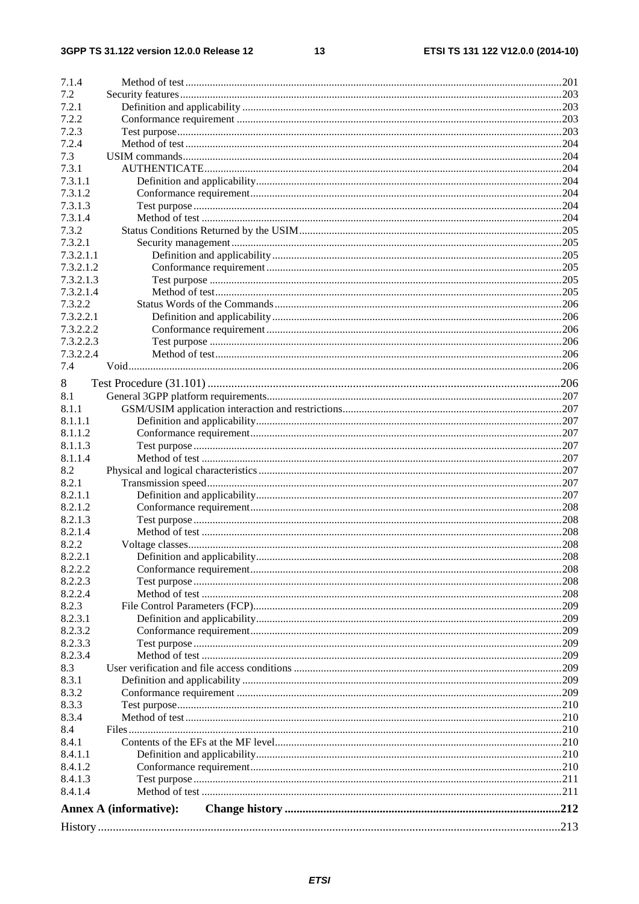7.1.4 Method of test ....................................................................................................................................... 201
7.2 Security features ......................................................................................................................................... 203
7.2.1 Definition and applicability ...................................................................................................................... 203
7.2.2 Conformance requirement ........................................................................................................................ 203
7.2.3 Test purpose .............................................................................................................................................. 203
7.2.4 Method of test ........................................................................................................................................... 204
7.3 USIM commands ......................................................................................................................................... 204
7.3.1 AUTHENTICATE ..................................................................................................................................... 204
7.3.1.1 Definition and applicability ................................................................................................................. 204
7.3.1.2 Conformance requirement .................................................................................................................. 204
7.3.1.3 Test purpose ........................................................................................................................................ 204
7.3.1.4 Method of test ..................................................................................................................................... 204
7.3.2 Status Conditions Returned by the USIM ................................................................................................. 205
7.3.2.1 Security management .......................................................................................................................... 205
7.3.2.1.1 Definition and applicability ............................................................................................................ 205
7.3.2.1.2 Conformance requirement .............................................................................................................. 205
7.3.2.1.3 Test purpose .................................................................................................................................... 205
7.3.2.1.4 Method of test ................................................................................................................................. 205
7.3.2.2 Status Words of the Commands .......................................................................................................... 206
7.3.2.2.1 Definition and applicability ............................................................................................................ 206
7.3.2.2.2 Conformance requirement .............................................................................................................. 206
7.3.2.2.3 Test purpose .................................................................................................................................... 206
7.3.2.2.4 Method of test ................................................................................................................................. 206
7.4 Void ............................................................................................................................................................. 206

8 Test Procedure (31.101) ........................................................................................................................ 206
8.1 General 3GPP platform requirements ......................................................................................................... 207
8.1.1 GSM/USIM application interaction and restrictions ................................................................................ 207
8.1.1.1 Definition and applicability ................................................................................................................. 207
8.1.1.2 Conformance requirement .................................................................................................................. 207
8.1.1.3 Test purpose ........................................................................................................................................ 207
8.1.1.4 Method of test ..................................................................................................................................... 207
8.2 Physical and logical characteristics ............................................................................................................. 207
8.2.1 Transmission speed ................................................................................................................................... 207
8.2.1.1 Definition and applicability ................................................................................................................. 207
8.2.1.2 Conformance requirement .................................................................................................................. 208
8.2.1.3 Test purpose ........................................................................................................................................ 208
8.2.1.4 Method of test ..................................................................................................................................... 208
8.2.2 Voltage classes ........................................................................................................................................... 208
8.2.2.1 Definition and applicability ................................................................................................................. 208
8.2.2.2 Conformance requirement .................................................................................................................. 208
8.2.2.3 Test purpose ........................................................................................................................................ 208
8.2.2.4 Method of test ..................................................................................................................................... 208
8.2.3 File Control Parameters (FCP) .................................................................................................................. 209
8.2.3.1 Definition and applicability ................................................................................................................. 209
8.2.3.2 Conformance requirement .................................................................................................................. 209
8.2.3.3 Test purpose ........................................................................................................................................ 209
8.2.3.4 Method of test ..................................................................................................................................... 209
8.3 User verification and file access conditions ............................................................................................... 209
8.3.1 Definition and applicability ...................................................................................................................... 209
8.3.2 Conformance requirement ........................................................................................................................ 209
8.3.3 Test purpose .............................................................................................................................................. 210
8.3.4 Method of test ........................................................................................................................................... 210
8.4 Files ............................................................................................................................................................ 210
8.4.1 Contents of the EFs at the MF level .......................................................................................................... 210
8.4.1.1 Definition and applicability ................................................................................................................. 210
8.4.1.2 Conformance requirement .................................................................................................................. 210
8.4.1.3 Test purpose ........................................................................................................................................ 211
8.4.1.4 Method of test ..................................................................................................................................... 211

**Annex A (informative): Change history** ............................................................................................. 212

History ............................................................................................................................................................ 213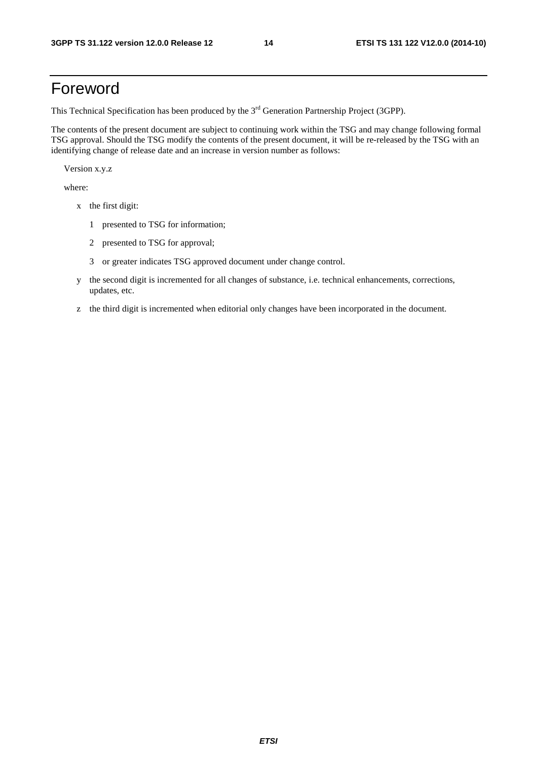# Foreword

This Technical Specification has been produced by the 3rd Generation Partnership Project (3GPP).

The contents of the present document are subject to continuing work within the TSG and may change following formal TSG approval. Should the TSG modify the contents of the present document, it will be re-released by the TSG with an identifying change of release date and an increase in version number as follows:

Version x.y.z

where:

- x the first digit:
  - 1 presented to TSG for information;
  - 2 presented to TSG for approval;
  - 3 or greater indicates TSG approved document under change control.
- y the second digit is incremented for all changes of substance, i.e. technical enhancements, corrections, updates, etc.
- z the third digit is incremented when editorial only changes have been incorporated in the document.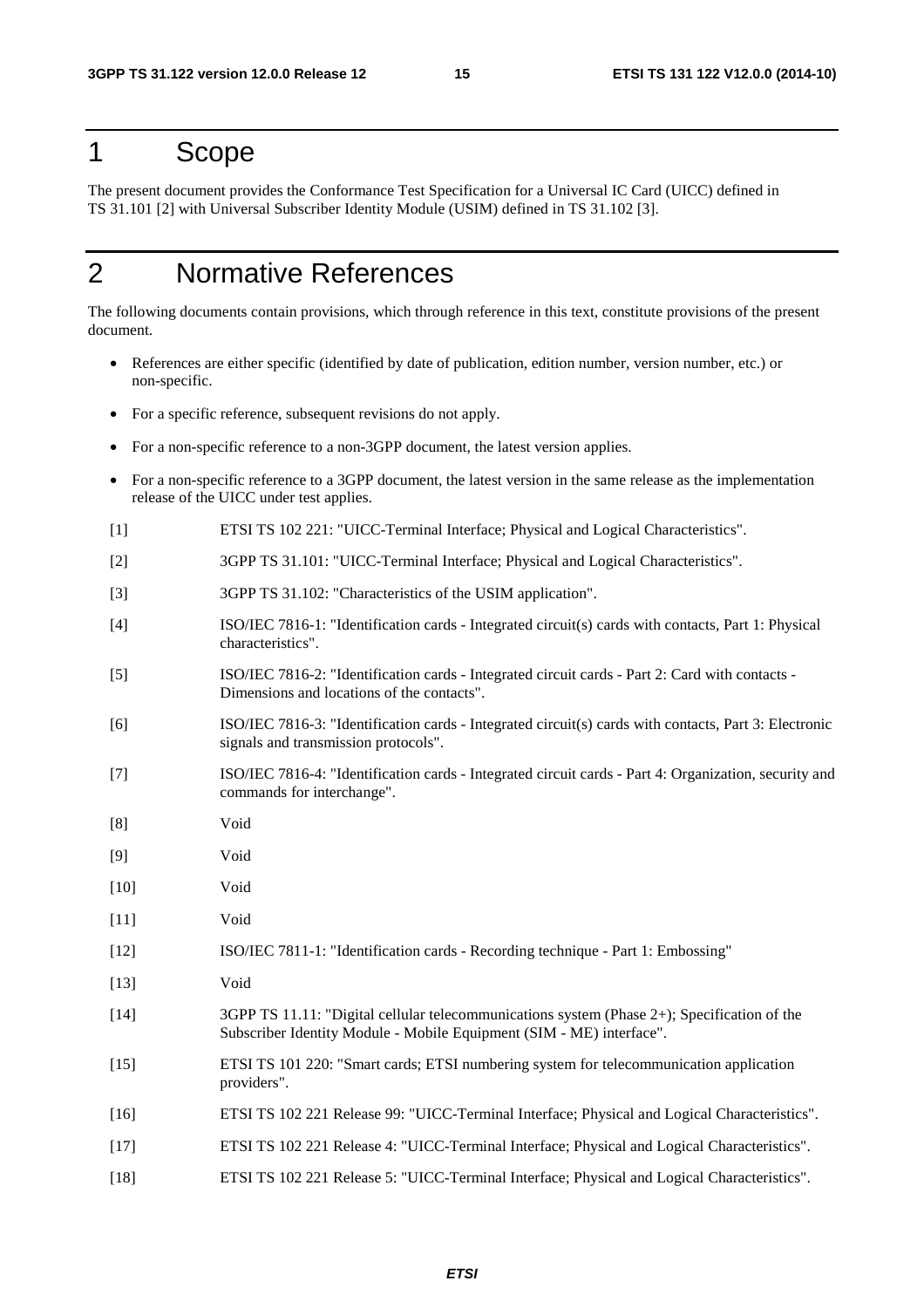# 1 Scope

The present document provides the Conformance Test Specification for a Universal IC Card (UICC) defined in TS 31.101 [2] with Universal Subscriber Identity Module (USIM) defined in TS 31.102 [3].

# 2 Normative References

The following documents contain provisions, which through reference in this text, constitute provisions of the present document.

- References are either specific (identified by date of publication, edition number, version number, etc.) or non-specific.
- For a specific reference, subsequent revisions do not apply.
- For a non-specific reference to a non-3GPP document, the latest version applies.
- For a non-specific reference to a 3GPP document, the latest version in the same release as the implementation release of the UICC under test applies.

[1] ETSI TS 102 221: "UICC-Terminal Interface; Physical and Logical Characteristics".

[2] 3GPP TS 31.101: "UICC-Terminal Interface; Physical and Logical Characteristics".

[3] 3GPP TS 31.102: "Characteristics of the USIM application".

[4] ISO/IEC 7816-1: "Identification cards - Integrated circuit(s) cards with contacts, Part 1: Physical characteristics".

[5] ISO/IEC 7816-2: "Identification cards - Integrated circuit cards - Part 2: Card with contacts - Dimensions and locations of the contacts".

[6] ISO/IEC 7816-3: "Identification cards - Integrated circuit(s) cards with contacts, Part 3: Electronic signals and transmission protocols".

[7] ISO/IEC 7816-4: "Identification cards - Integrated circuit cards - Part 4: Organization, security and commands for interchange".

[8] Void

[9] Void

[10] Void

[11] Void

[12] ISO/IEC 7811-1: "Identification cards - Recording technique - Part 1: Embossing"

[13] Void

[14] 3GPP TS 11.11: "Digital cellular telecommunications system (Phase 2+); Specification of the Subscriber Identity Module - Mobile Equipment (SIM - ME) interface".

[15] ETSI TS 101 220: "Smart cards; ETSI numbering system for telecommunication application providers".

[16] ETSI TS 102 221 Release 99: "UICC-Terminal Interface; Physical and Logical Characteristics".

[17] ETSI TS 102 221 Release 4: "UICC-Terminal Interface; Physical and Logical Characteristics".

[18] ETSI TS 102 221 Release 5: "UICC-Terminal Interface; Physical and Logical Characteristics".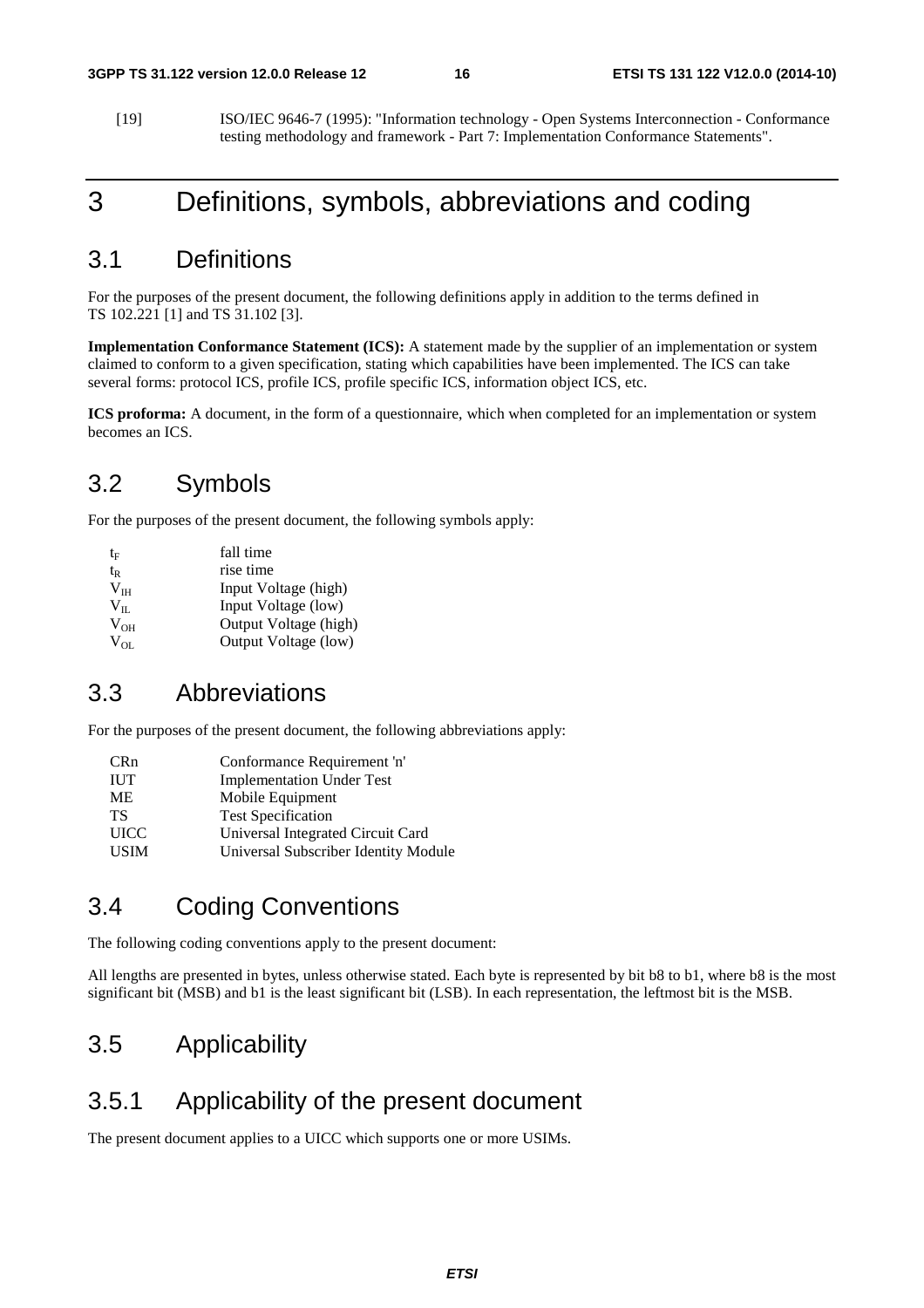[19] ISO/IEC 9646-7 (1995): "Information technology - Open Systems Interconnection - Conformance testing methodology and framework - Part 7: Implementation Conformance Statements".

# 3 Definitions, symbols, abbreviations and coding

## 3.1 Definitions

For the purposes of the present document, the following definitions apply in addition to the terms defined in TS 102.221 [1] and TS 31.102 [3].

**Implementation Conformance Statement (ICS):** A statement made by the supplier of an implementation or system claimed to conform to a given specification, stating which capabilities have been implemented. The ICS can take several forms: protocol ICS, profile ICS, profile specific ICS, information object ICS, etc.

**ICS proforma:** A document, in the form of a questionnaire, which when completed for an implementation or system becomes an ICS.

## 3.2 Symbols

For the purposes of the present document, the following symbols apply:

$t_F$ fall time
$t_R$ rise time
$V_{IH}$ Input Voltage (high)
$V_{IL}$ Input Voltage (low)
$V_{OH}$ Output Voltage (high)
$V_{OL}$ Output Voltage (low)

## 3.3 Abbreviations

For the purposes of the present document, the following abbreviations apply:

CRn Conformance Requirement 'n'
IUT Implementation Under Test
ME Mobile Equipment
TS Test Specification
UICC Universal Integrated Circuit Card
USIM Universal Subscriber Identity Module

## 3.4 Coding Conventions

The following coding conventions apply to the present document:

All lengths are presented in bytes, unless otherwise stated. Each byte is represented by bit b8 to b1, where b8 is the most significant bit (MSB) and b1 is the least significant bit (LSB). In each representation, the leftmost bit is the MSB.

## 3.5 Applicability

### 3.5.1 Applicability of the present document

The present document applies to a UICC which supports one or more USIMs.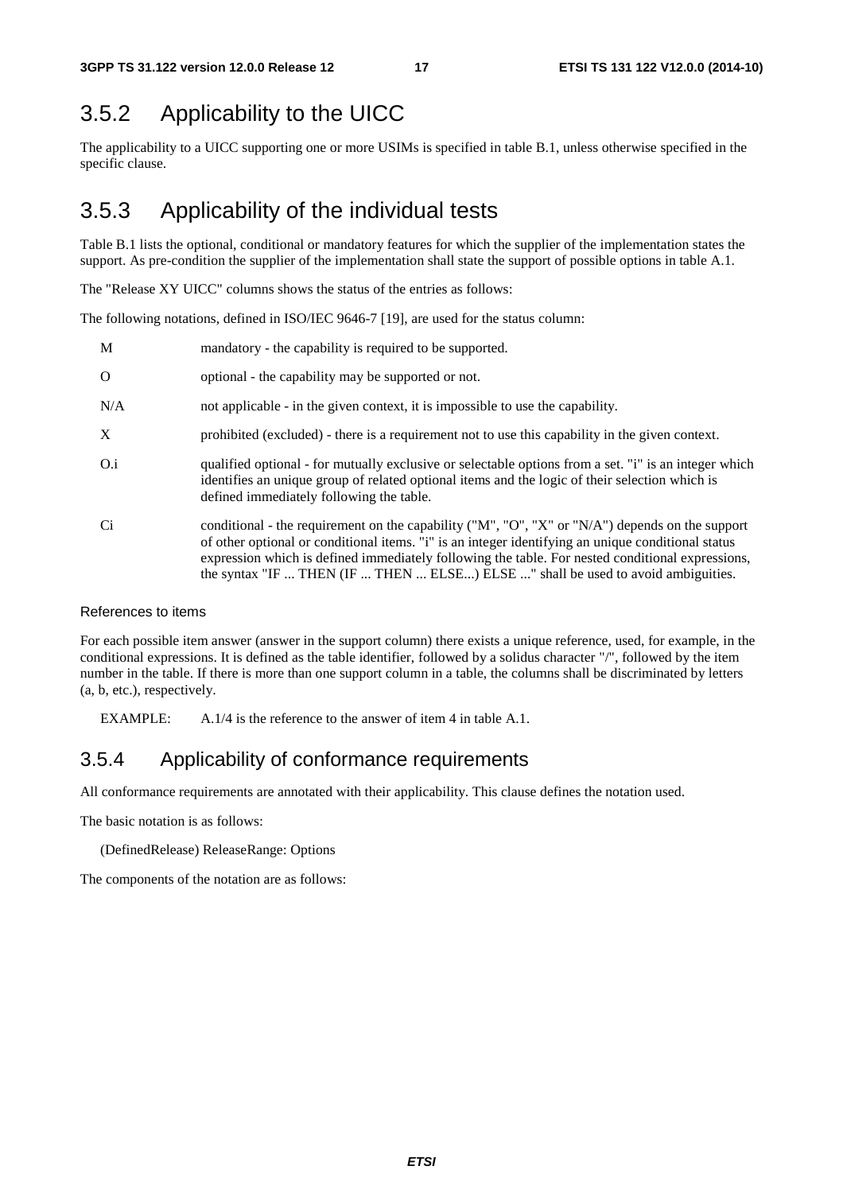## 3.5.2 Applicability to the UICC

The applicability to a UICC supporting one or more USIMs is specified in table B.1, unless otherwise specified in the specific clause.

## 3.5.3 Applicability of the individual tests

Table B.1 lists the optional, conditional or mandatory features for which the supplier of the implementation states the support. As pre-condition the supplier of the implementation shall state the support of possible options in table A.1.

The "Release XY UICC" columns shows the status of the entries as follows:

The following notations, defined in ISO/IEC 9646-7 [19], are used for the status column:

M mandatory - the capability is required to be supported.

O optional - the capability may be supported or not.

N/A not applicable - in the given context, it is impossible to use the capability.

X prohibited (excluded) - there is a requirement not to use this capability in the given context.

O.i qualified optional - for mutually exclusive or selectable options from a set. "i" is an integer which identifies an unique group of related optional items and the logic of their selection which is defined immediately following the table.

Ci conditional - the requirement on the capability ("M", "O", "X" or "N/A") depends on the support of other optional or conditional items. "i" is an integer identifying an unique conditional status expression which is defined immediately following the table. For nested conditional expressions, the syntax "IF ... THEN (IF ... THEN ... ELSE...) ELSE ..." shall be used to avoid ambiguities.

#### References to items

For each possible item answer (answer in the support column) there exists a unique reference, used, for example, in the conditional expressions. It is defined as the table identifier, followed by a solidus character "/", followed by the item number in the table. If there is more than one support column in a table, the columns shall be discriminated by letters (a, b, etc.), respectively.

EXAMPLE: A.1/4 is the reference to the answer of item 4 in table A.1.

## 3.5.4 Applicability of conformance requirements

All conformance requirements are annotated with their applicability. This clause defines the notation used.

The basic notation is as follows:

(DefinedRelease) ReleaseRange: Options

The components of the notation are as follows: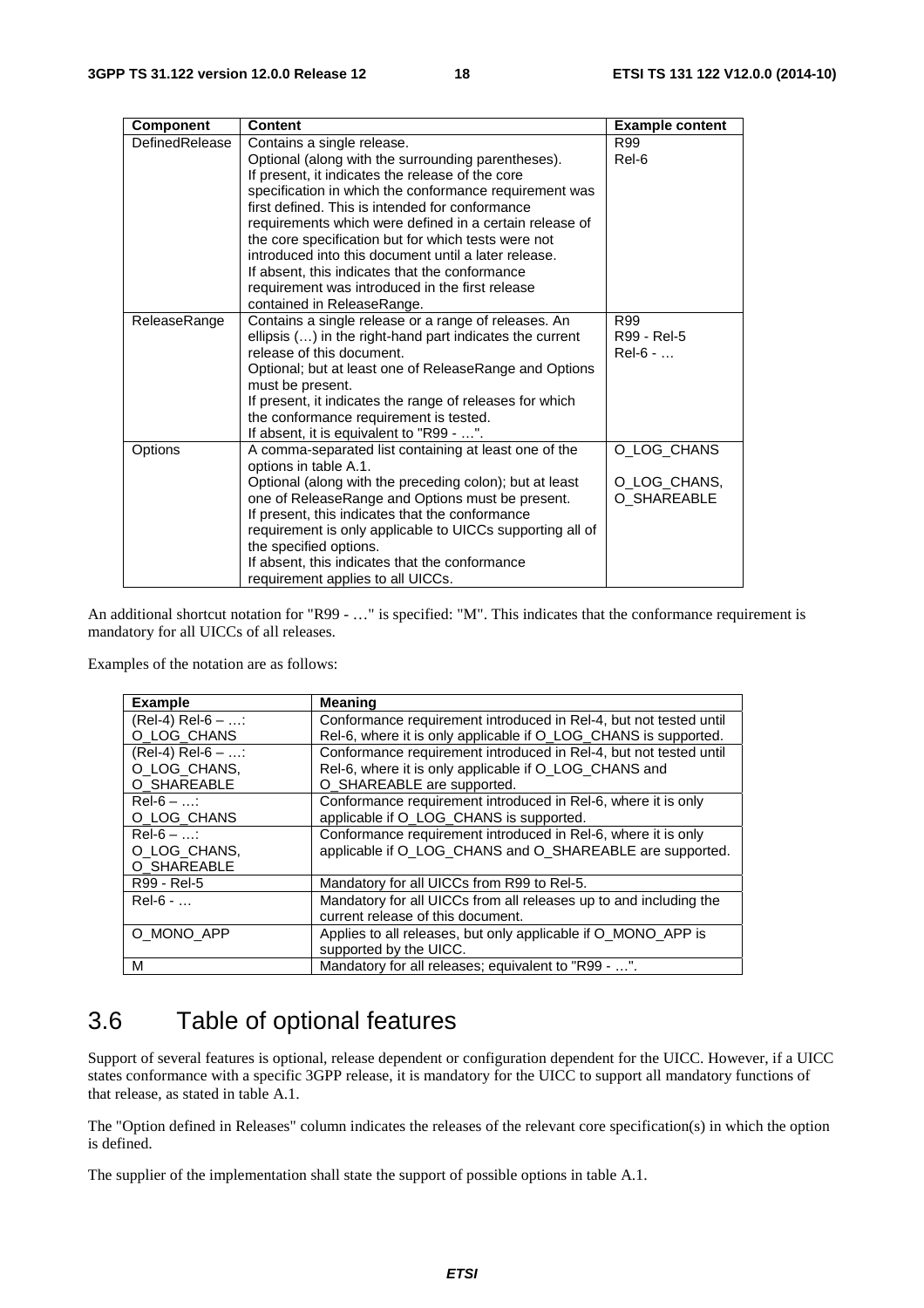| Component | Content | Example content |
|---|---|---|
| DefinedRelease | Contains a single release. Optional (along with the surrounding parentheses). If present, it indicates the release of the core specification in which the conformance requirement was first defined. This is intended for conformance requirements which were defined in a certain release of the core specification but for which tests were not introduced into this document until a later release. If absent, this indicates that the conformance requirement was introduced in the first release contained in ReleaseRange. | R99 Rel-6 |
| ReleaseRange | Contains a single release or a range of releases. An ellipsis (…) in the right-hand part indicates the current release of this document. Optional; but at least one of ReleaseRange and Options must be present. If present, it indicates the range of releases for which the conformance requirement is tested. If absent, it is equivalent to "R99 - …". | R99 R99 - Rel-5 Rel-6 - … |
| Options | A comma-separated list containing at least one of the options in table A.1. Optional (along with the preceding colon); but at least one of ReleaseRange and Options must be present. If present, this indicates that the conformance requirement is only applicable to UICCs supporting all of the specified options. If absent, this indicates that the conformance requirement applies to all UICCs. | O_LOG_CHANS O_LOG_CHANS, O_SHAREABLE |

An additional shortcut notation for "R99 - …" is specified: "M". This indicates that the conformance requirement is mandatory for all UICCs of all releases.

Examples of the notation are as follows:

| Example | Meaning |
|---|---|
| (Rel-4) Rel-6 – …: O_LOG_CHANS | Conformance requirement introduced in Rel-4, but not tested until Rel-6, where it is only applicable if O_LOG_CHANS is supported. |
| (Rel-4) Rel-6 – …: O_LOG_CHANS, O_SHAREABLE | Conformance requirement introduced in Rel-4, but not tested until Rel-6, where it is only applicable if O_LOG_CHANS and O_SHAREABLE are supported. |
| Rel-6 – …: O_LOG_CHANS | Conformance requirement introduced in Rel-6, where it is only applicable if O_LOG_CHANS is supported. |
| Rel-6 – …: O_LOG_CHANS, O_SHAREABLE | Conformance requirement introduced in Rel-6, where it is only applicable if O_LOG_CHANS and O_SHAREABLE are supported. |
| R99 - Rel-5 | Mandatory for all UICCs from R99 to Rel-5. |
| Rel-6 - … | Mandatory for all UICCs from all releases up to and including the current release of this document. |
| O_MONO_APP | Applies to all releases, but only applicable if O_MONO_APP is supported by the UICC. |
| M | Mandatory for all releases; equivalent to "R99 - …". |

## 3.6 Table of optional features

Support of several features is optional, release dependent or configuration dependent for the UICC. However, if a UICC states conformance with a specific 3GPP release, it is mandatory for the UICC to support all mandatory functions of that release, as stated in table A.1.

The "Option defined in Releases" column indicates the releases of the relevant core specification(s) in which the option is defined.

The supplier of the implementation shall state the support of possible options in table A.1.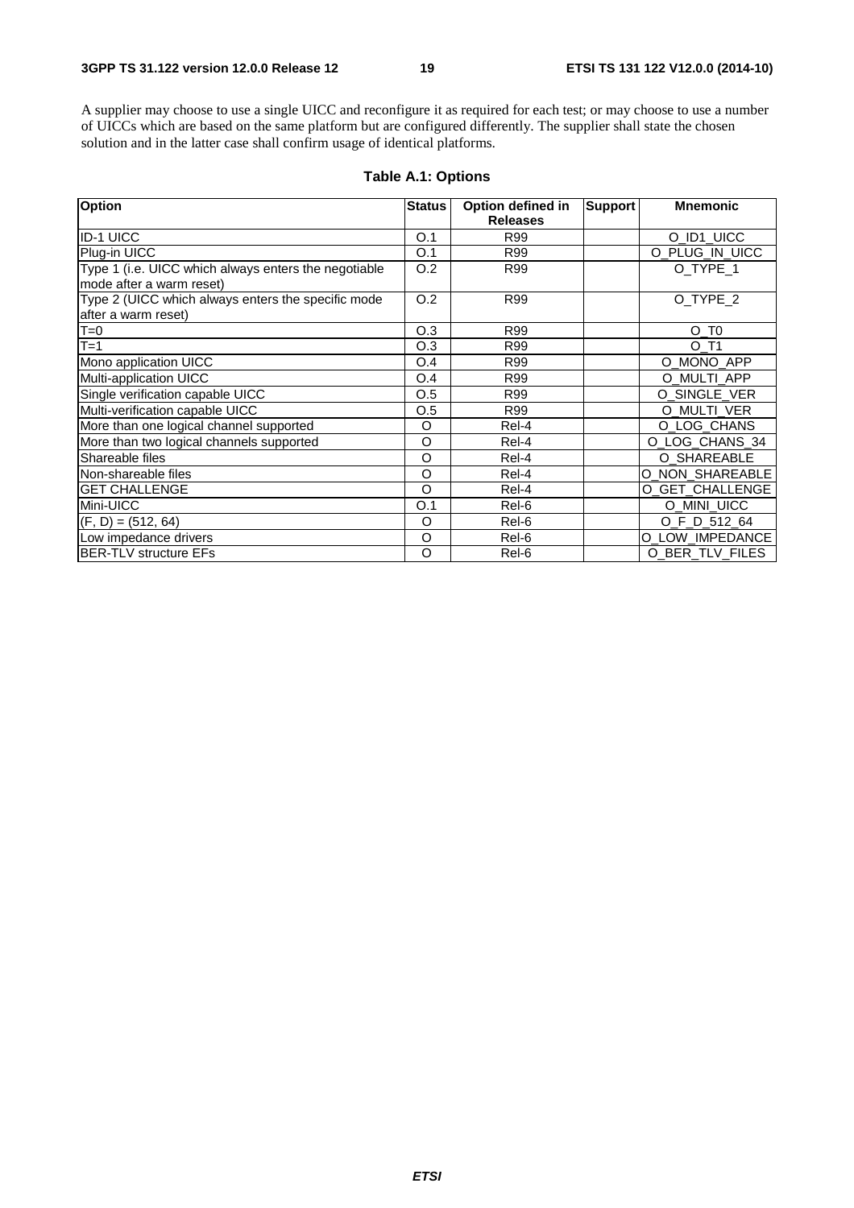A supplier may choose to use a single UICC and reconfigure it as required for each test; or may choose to use a number of UICCs which are based on the same platform but are configured differently. The supplier shall state the chosen solution and in the latter case shall confirm usage of identical platforms.

**Table A.1: Options**

| Option | Status | Option defined in Releases | Support | Mnemonic |
|---|---|---|---|---|
| ID-1 UICC | O.1 | R99 | | O_ID1_UICC |
| Plug-in UICC | O.1 | R99 | | O_PLUG_IN_UICC |
| Type 1 (i.e. UICC which always enters the negotiable mode after a warm reset) | O.2 | R99 | | O_TYPE_1 |
| Type 2 (UICC which always enters the specific mode after a warm reset) | O.2 | R99 | | O_TYPE_2 |
| T=0 | O.3 | R99 | | O_T0 |
| T=1 | O.3 | R99 | | O_T1 |
| Mono application UICC | O.4 | R99 | | O_MONO_APP |
| Multi-application UICC | O.4 | R99 | | O_MULTI_APP |
| Single verification capable UICC | O.5 | R99 | | O_SINGLE_VER |
| Multi-verification capable UICC | O.5 | R99 | | O_MULTI_VER |
| More than one logical channel supported | O | Rel-4 | | O_LOG_CHANS |
| More than two logical channels supported | O | Rel-4 | | O_LOG_CHANS_34 |
| Shareable files | O | Rel-4 | | O_SHAREABLE |
| Non-shareable files | O | Rel-4 | | O_NON_SHAREABLE |
| GET CHALLENGE | O | Rel-4 | | O_GET_CHALLENGE |
| Mini-UICC | O.1 | Rel-6 | | O_MINI_UICC |
| (F, D) = (512, 64) | O | Rel-6 | | O_F_D_512_64 |
| Low impedance drivers | O | Rel-6 | | O_LOW_IMPEDANCE |
| BER-TLV structure EFs | O | Rel-6 | | O_BER_TLV_FILES |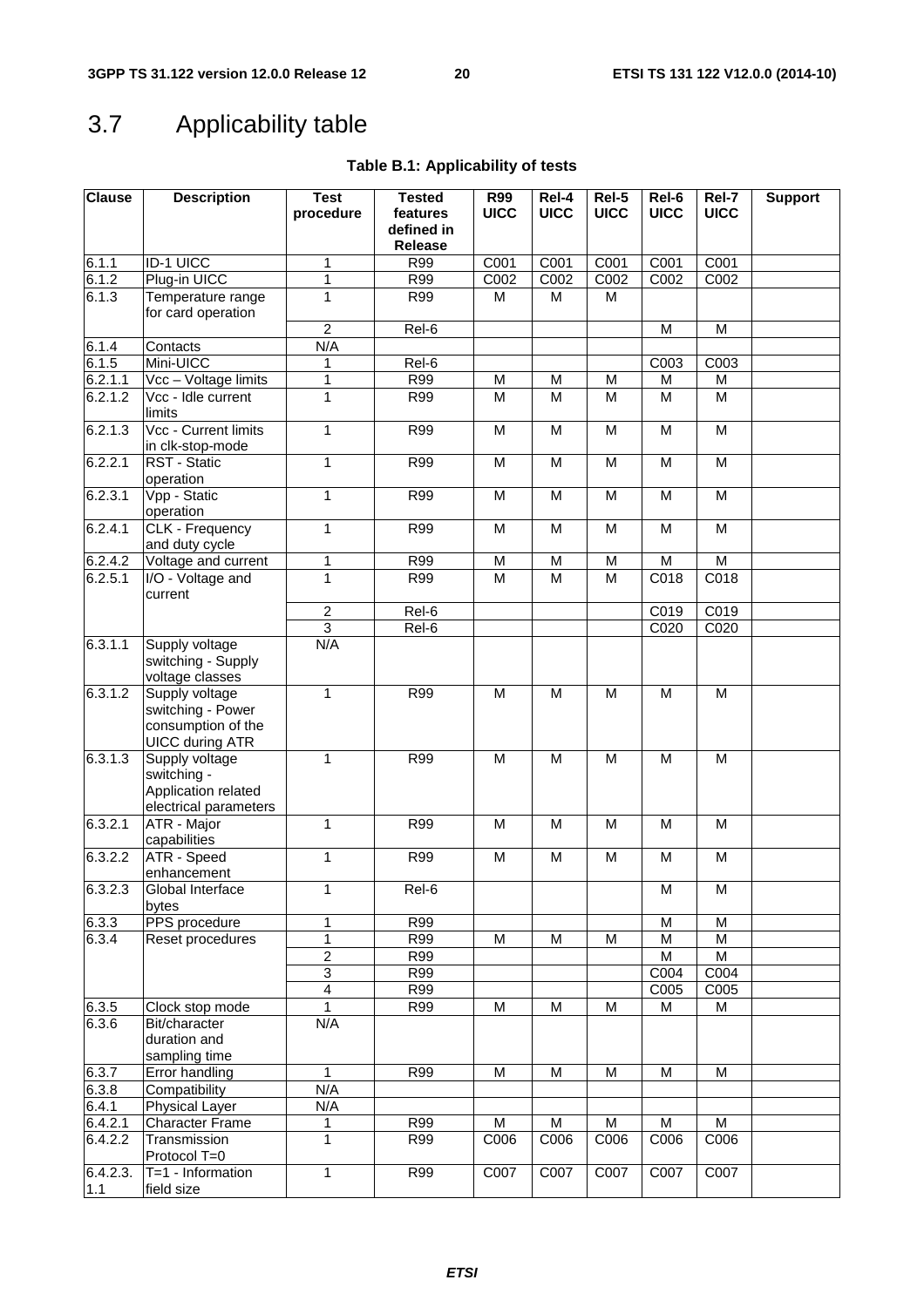# 3.7 Applicability table

**Table B.1: Applicability of tests**

| Clause | Description | Test procedure | Tested features defined in Release | R99 UICC | Rel-4 UICC | Rel-5 UICC | Rel-6 UICC | Rel-7 UICC | Support |
|---|---|---|---|---|---|---|---|---|---|
| 6.1.1 | ID-1 UICC | 1 | R99 | C001 | C001 | C001 | C001 | C001 | |
| 6.1.2 | Plug-in UICC | 1 | R99 | C002 | C002 | C002 | C002 | C002 | |
| 6.1.3 | Temperature range for card operation | 1 | R99 | M | M | M | | | |
| | | 2 | Rel-6 | | | | M | M | |
| 6.1.4 | Contacts | N/A | | | | | | | |
| 6.1.5 | Mini-UICC | 1 | Rel-6 | | | | C003 | C003 | |
| 6.2.1.1 | Vcc – Voltage limits | 1 | R99 | M | M | M | M | M | |
| 6.2.1.2 | Vcc - Idle current limits | 1 | R99 | M | M | M | M | M | |
| 6.2.1.3 | Vcc - Current limits in clk-stop-mode | 1 | R99 | M | M | M | M | M | |
| 6.2.2.1 | RST - Static operation | 1 | R99 | M | M | M | M | M | |
| 6.2.3.1 | Vpp - Static operation | 1 | R99 | M | M | M | M | M | |
| 6.2.4.1 | CLK - Frequency and duty cycle | 1 | R99 | M | M | M | M | M | |
| 6.2.4.2 | Voltage and current | 1 | R99 | M | M | M | M | M | |
| 6.2.5.1 | I/O - Voltage and current | 1 | R99 | M | M | M | C018 | C018 | |
| | | 2 | Rel-6 | | | | C019 | C019 | |
| | | 3 | Rel-6 | | | | C020 | C020 | |
| 6.3.1.1 | Supply voltage switching - Supply voltage classes | N/A | | | | | | | |
| 6.3.1.2 | Supply voltage switching - Power consumption of the UICC during ATR | 1 | R99 | M | M | M | M | M | |
| 6.3.1.3 | Supply voltage switching - Application related electrical parameters | 1 | R99 | M | M | M | M | M | |
| 6.3.2.1 | ATR - Major capabilities | 1 | R99 | M | M | M | M | M | |
| 6.3.2.2 | ATR - Speed enhancement | 1 | R99 | M | M | M | M | M | |
| 6.3.2.3 | Global Interface bytes | 1 | Rel-6 | | | | M | M | |
| 6.3.3 | PPS procedure | 1 | R99 | | | | M | M | |
| 6.3.4 | Reset procedures | 1 | R99 | M | M | M | M | M | |
| | | 2 | R99 | | | | M | M | |
| | | 3 | R99 | | | | C004 | C004 | |
| | | 4 | R99 | | | | C005 | C005 | |
| 6.3.5 | Clock stop mode | 1 | R99 | M | M | M | M | M | |
| 6.3.6 | Bit/character duration and sampling time | N/A | | | | | | | |
| 6.3.7 | Error handling | 1 | R99 | M | M | M | M | M | |
| 6.3.8 | Compatibility | N/A | | | | | | | |
| 6.4.1 | Physical Layer | N/A | | | | | | | |
| 6.4.2.1 | Character Frame | 1 | R99 | M | M | M | M | M | |
| 6.4.2.2 | Transmission Protocol T=0 | 1 | R99 | C006 | C006 | C006 | C006 | C006 | |
| 6.4.2.3.1.1 | T=1 - Information field size | 1 | R99 | C007 | C007 | C007 | C007 | C007 | |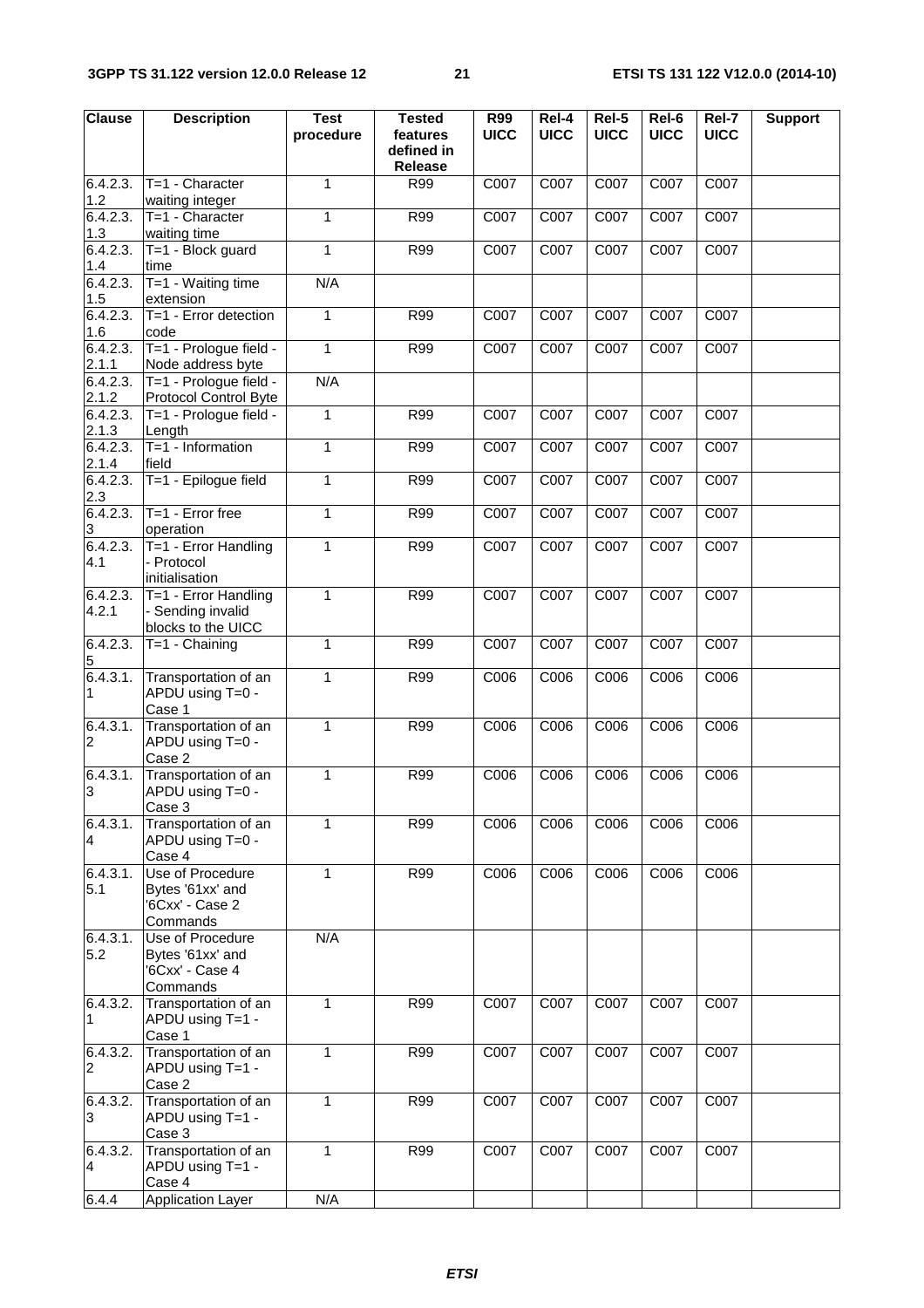| Clause | Description | Test procedure | Tested features defined in Release | R99 UICC | Rel-4 UICC | Rel-5 UICC | Rel-6 UICC | Rel-7 UICC | Support |
|---|---|---|---|---|---|---|---|---|---|
| 6.4.2.3.1.2 | T=1 - Character waiting integer | 1 | R99 | C007 | C007 | C007 | C007 | C007 | |
| 6.4.2.3.1.3 | T=1 - Character waiting time | 1 | R99 | C007 | C007 | C007 | C007 | C007 | |
| 6.4.2.3.1.4 | T=1 - Block guard time | 1 | R99 | C007 | C007 | C007 | C007 | C007 | |
| 6.4.2.3.1.5 | T=1 - Waiting time extension | N/A | | | | | | | |
| 6.4.2.3.1.6 | T=1 - Error detection code | 1 | R99 | C007 | C007 | C007 | C007 | C007 | |
| 6.4.2.3.2.1.1 | T=1 - Prologue field - Node address byte | 1 | R99 | C007 | C007 | C007 | C007 | C007 | |
| 6.4.2.3.2.1.2 | T=1 - Prologue field - Protocol Control Byte | N/A | | | | | | | |
| 6.4.2.3.2.1.3 | T=1 - Prologue field - Length | 1 | R99 | C007 | C007 | C007 | C007 | C007 | |
| 6.4.2.3.2.1.4 | T=1 - Information field | 1 | R99 | C007 | C007 | C007 | C007 | C007 | |
| 6.4.2.3.2.3 | T=1 - Epilogue field | 1 | R99 | C007 | C007 | C007 | C007 | C007 | |
| 6.4.2.3.3 | T=1 - Error free operation | 1 | R99 | C007 | C007 | C007 | C007 | C007 | |
| 6.4.2.3.4.1 | T=1 - Error Handling - Protocol initialisation | 1 | R99 | C007 | C007 | C007 | C007 | C007 | |
| 6.4.2.3.4.2.1 | T=1 - Error Handling - Sending invalid blocks to the UICC | 1 | R99 | C007 | C007 | C007 | C007 | C007 | |
| 6.4.2.3.5 | T=1 - Chaining | 1 | R99 | C007 | C007 | C007 | C007 | C007 | |
| 6.4.3.1.1 | Transportation of an APDU using T=0 - Case 1 | 1 | R99 | C006 | C006 | C006 | C006 | C006 | |
| 6.4.3.1.2 | Transportation of an APDU using T=0 - Case 2 | 1 | R99 | C006 | C006 | C006 | C006 | C006 | |
| 6.4.3.1.3 | Transportation of an APDU using T=0 - Case 3 | 1 | R99 | C006 | C006 | C006 | C006 | C006 | |
| 6.4.3.1.4 | Transportation of an APDU using T=0 - Case 4 | 1 | R99 | C006 | C006 | C006 | C006 | C006 | |
| 6.4.3.1.5.1 | Use of Procedure Bytes '61xx' and '6Cxx' - Case 2 Commands | 1 | R99 | C006 | C006 | C006 | C006 | C006 | |
| 6.4.3.1.5.2 | Use of Procedure Bytes '61xx' and '6Cxx' - Case 4 Commands | N/A | | | | | | | |
| 6.4.3.2.1 | Transportation of an APDU using T=1 - Case 1 | 1 | R99 | C007 | C007 | C007 | C007 | C007 | |
| 6.4.3.2.2 | Transportation of an APDU using T=1 - Case 2 | 1 | R99 | C007 | C007 | C007 | C007 | C007 | |
| 6.4.3.2.3 | Transportation of an APDU using T=1 - Case 3 | 1 | R99 | C007 | C007 | C007 | C007 | C007 | |
| 6.4.3.2.4 | Transportation of an APDU using T=1 - Case 4 | 1 | R99 | C007 | C007 | C007 | C007 | C007 | |
| 6.4.4 | Application Layer | N/A | | | | | | | |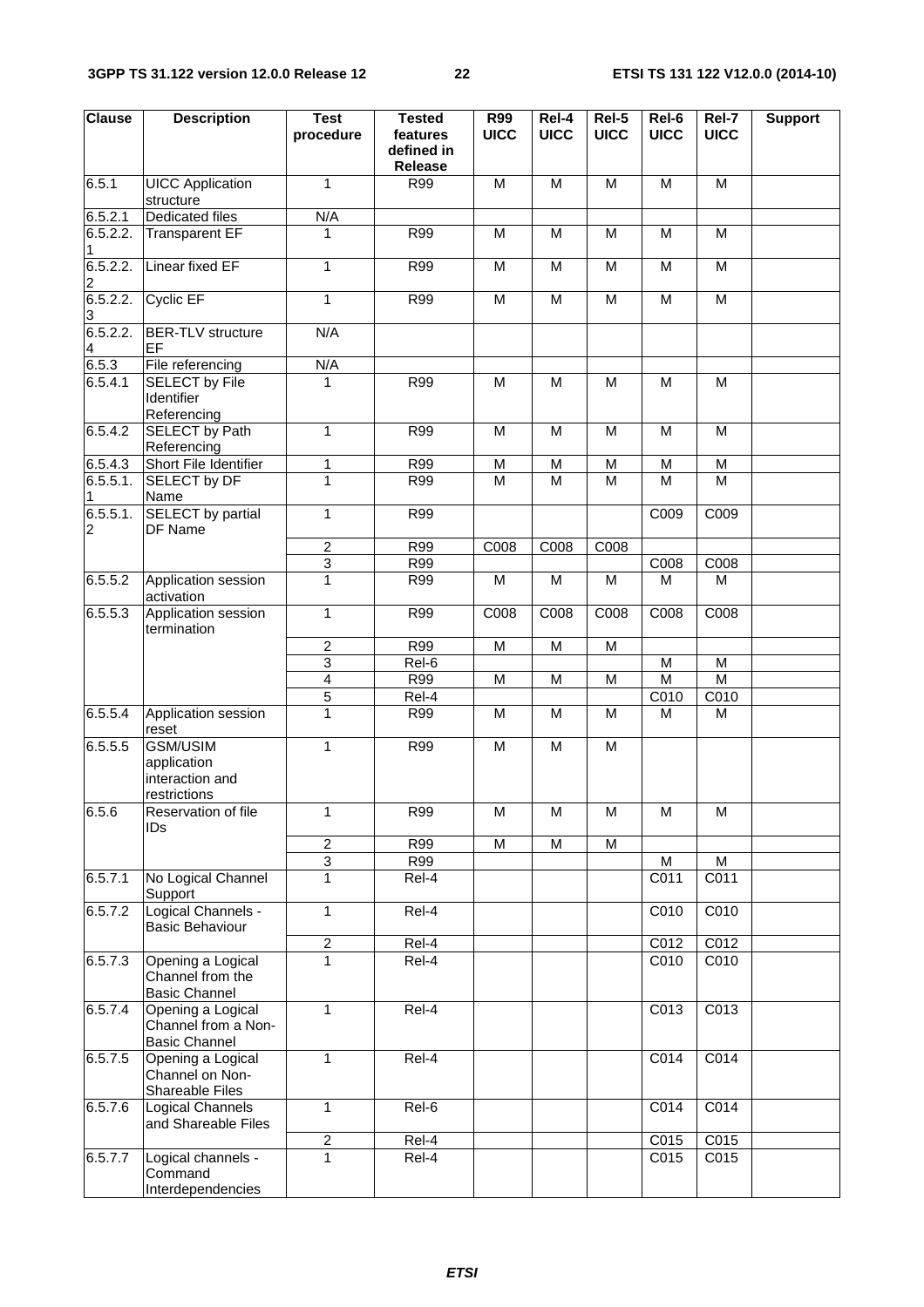| Clause | Description | Test procedure | Tested features defined in Release | R99 UICC | Rel-4 UICC | Rel-5 UICC | Rel-6 UICC | Rel-7 UICC | Support |
|---|---|---|---|---|---|---|---|---|---|
| 6.5.1 | UICC Application structure | 1 | R99 | M | M | M | M | M | |
| 6.5.2.1 | Dedicated files | N/A | | | | | | | |
| 6.5.2.2.1 | Transparent EF | 1 | R99 | M | M | M | M | M | |
| 6.5.2.2.2 | Linear fixed EF | 1 | R99 | M | M | M | M | M | |
| 6.5.2.2.3 | Cyclic EF | 1 | R99 | M | M | M | M | M | |
| 6.5.2.2.4 | BER-TLV structure EF | N/A | | | | | | | |
| 6.5.3 | File referencing | N/A | | | | | | | |
| 6.5.4.1 | SELECT by File Identifier Referencing | 1 | R99 | M | M | M | M | M | |
| 6.5.4.2 | SELECT by Path Referencing | 1 | R99 | M | M | M | M | M | |
| 6.5.4.3 | Short File Identifier | 1 | R99 | M | M | M | M | M | |
| 6.5.5.1.1 | SELECT by DF Name | 1 | R99 | M | M | M | M | M | |
| 6.5.5.1.2 | SELECT by partial DF Name | 1 | R99 | | | | C009 | C009 | |
| | | 2 | R99 | C008 | C008 | C008 | | | |
| | | 3 | R99 | | | | C008 | C008 | |
| 6.5.5.2 | Application session activation | 1 | R99 | M | M | M | M | M | |
| 6.5.5.3 | Application session termination | 1 | R99 | C008 | C008 | C008 | C008 | C008 | |
| | | 2 | R99 | M | M | M | | | |
| | | 3 | Rel-6 | | | | M | M | |
| | | 4 | R99 | M | M | M | M | M | |
| | | 5 | Rel-4 | | | | C010 | C010 | |
| 6.5.5.4 | Application session reset | 1 | R99 | M | M | M | M | M | |
| 6.5.5.5 | GSM/USIM application interaction and restrictions | 1 | R99 | M | M | M | | | |
| 6.5.6 | Reservation of file IDs | 1 | R99 | M | M | M | M | M | |
| | | 2 | R99 | M | M | M | | | |
| | | 3 | R99 | | | | M | M | |
| 6.5.7.1 | No Logical Channel Support | 1 | Rel-4 | | | | C011 | C011 | |
| 6.5.7.2 | Logical Channels - Basic Behaviour | 1 | Rel-4 | | | | C010 | C010 | |
| | | 2 | Rel-4 | | | | C012 | C012 | |
| 6.5.7.3 | Opening a Logical Channel from the Basic Channel | 1 | Rel-4 | | | | C010 | C010 | |
| 6.5.7.4 | Opening a Logical Channel from a Non-Basic Channel | 1 | Rel-4 | | | | C013 | C013 | |
| 6.5.7.5 | Opening a Logical Channel on Non-Shareable Files | 1 | Rel-4 | | | | C014 | C014 | |
| 6.5.7.6 | Logical Channels and Shareable Files | 1 | Rel-6 | | | | C014 | C014 | |
| | | 2 | Rel-4 | | | | C015 | C015 | |
| 6.5.7.7 | Logical channels - Command Interdependencies | 1 | Rel-4 | | | | C015 | C015 | |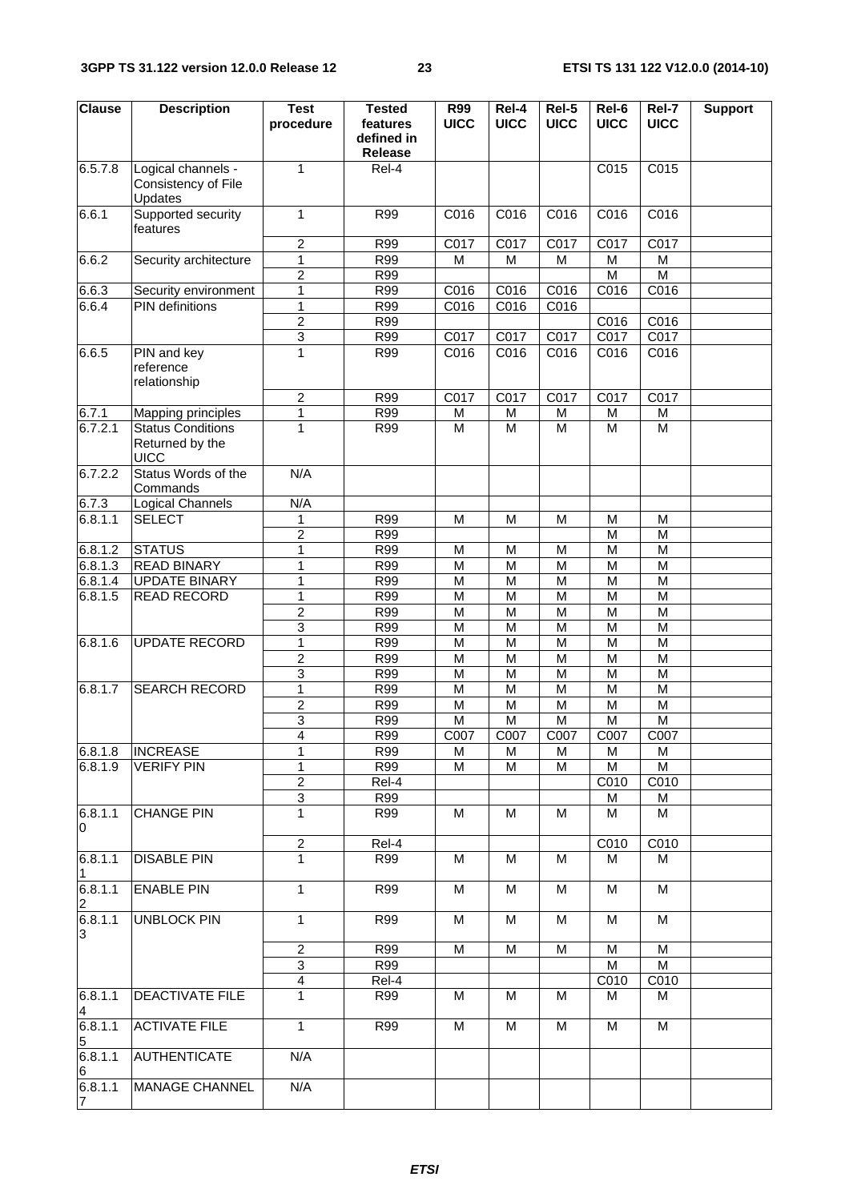| Clause | Description | Test procedure | Tested features defined in Release | R99 UICC | Rel-4 UICC | Rel-5 UICC | Rel-6 UICC | Rel-7 UICC | Support |
|---|---|---|---|---|---|---|---|---|---|
| 6.5.7.8 | Logical channels - Consistency of File Updates | 1 | Rel-4 | | | | C015 | C015 | |
| 6.6.1 | Supported security features | 1 | R99 | C016 | C016 | C016 | C016 | C016 | |
| | | 2 | R99 | C017 | C017 | C017 | C017 | C017 | |
| 6.6.2 | Security architecture | 1 | R99 | M | M | M | M | M | |
| | | 2 | R99 | | | | M | M | |
| 6.6.3 | Security environment | 1 | R99 | C016 | C016 | C016 | C016 | C016 | |
| 6.6.4 | PIN definitions | 1 | R99 | C016 | C016 | C016 | | | |
| | | 2 | R99 | | | | C016 | C016 | |
| | | 3 | R99 | C017 | C017 | C017 | C017 | C017 | |
| 6.6.5 | PIN and key reference relationship | 1 | R99 | C016 | C016 | C016 | C016 | C016 | |
| | | 2 | R99 | C017 | C017 | C017 | C017 | C017 | |
| 6.7.1 | Mapping principles | 1 | R99 | M | M | M | M | M | |
| 6.7.2.1 | Status Conditions Returned by the UICC | 1 | R99 | M | M | M | M | M | |
| 6.7.2.2 | Status Words of the Commands | N/A | | | | | | | |
| 6.7.3 | Logical Channels | N/A | | | | | | | |
| 6.8.1.1 | SELECT | 1 | R99 | M | M | M | M | M | |
| | | 2 | R99 | | | | M | M | |
| 6.8.1.2 | STATUS | 1 | R99 | M | M | M | M | M | |
| 6.8.1.3 | READ BINARY | 1 | R99 | M | M | M | M | M | |
| 6.8.1.4 | UPDATE BINARY | 1 | R99 | M | M | M | M | M | |
| 6.8.1.5 | READ RECORD | 1 | R99 | M | M | M | M | M | |
| | | 2 | R99 | M | M | M | M | M | |
| | | 3 | R99 | M | M | M | M | M | |
| 6.8.1.6 | UPDATE RECORD | 1 | R99 | M | M | M | M | M | |
| | | 2 | R99 | M | M | M | M | M | |
| | | 3 | R99 | M | M | M | M | M | |
| 6.8.1.7 | SEARCH RECORD | 1 | R99 | M | M | M | M | M | |
| | | 2 | R99 | M | M | M | M | M | |
| | | 3 | R99 | M | M | M | M | M | |
| | | 4 | R99 | C007 | C007 | C007 | C007 | C007 | |
| 6.8.1.8 | INCREASE | 1 | R99 | M | M | M | M | M | |
| 6.8.1.9 | VERIFY PIN | 1 | R99 | M | M | M | M | M | |
| | | 2 | Rel-4 | | | | C010 | C010 | |
| | | 3 | R99 | | | | M | M | |
| 6.8.1.10 | CHANGE PIN | 1 | R99 | M | M | M | M | M | |
| | | 2 | Rel-4 | | | | C010 | C010 | |
| 6.8.1.11 | DISABLE PIN | 1 | R99 | M | M | M | M | M | |
| 6.8.1.12 | ENABLE PIN | 1 | R99 | M | M | M | M | M | |
| 6.8.1.13 | UNBLOCK PIN | 1 | R99 | M | M | M | M | M | |
| | | 2 | R99 | M | M | M | M | M | |
| | | 3 | R99 | | | | M | M | |
| | | 4 | Rel-4 | | | | C010 | C010 | |
| 6.8.1.14 | DEACTIVATE FILE | 1 | R99 | M | M | M | M | M | |
| 6.8.1.15 | ACTIVATE FILE | 1 | R99 | M | M | M | M | M | |
| 6.8.1.16 | AUTHENTICATE | N/A | | | | | | | |
| 6.8.1.17 | MANAGE CHANNEL | N/A | | | | | | | |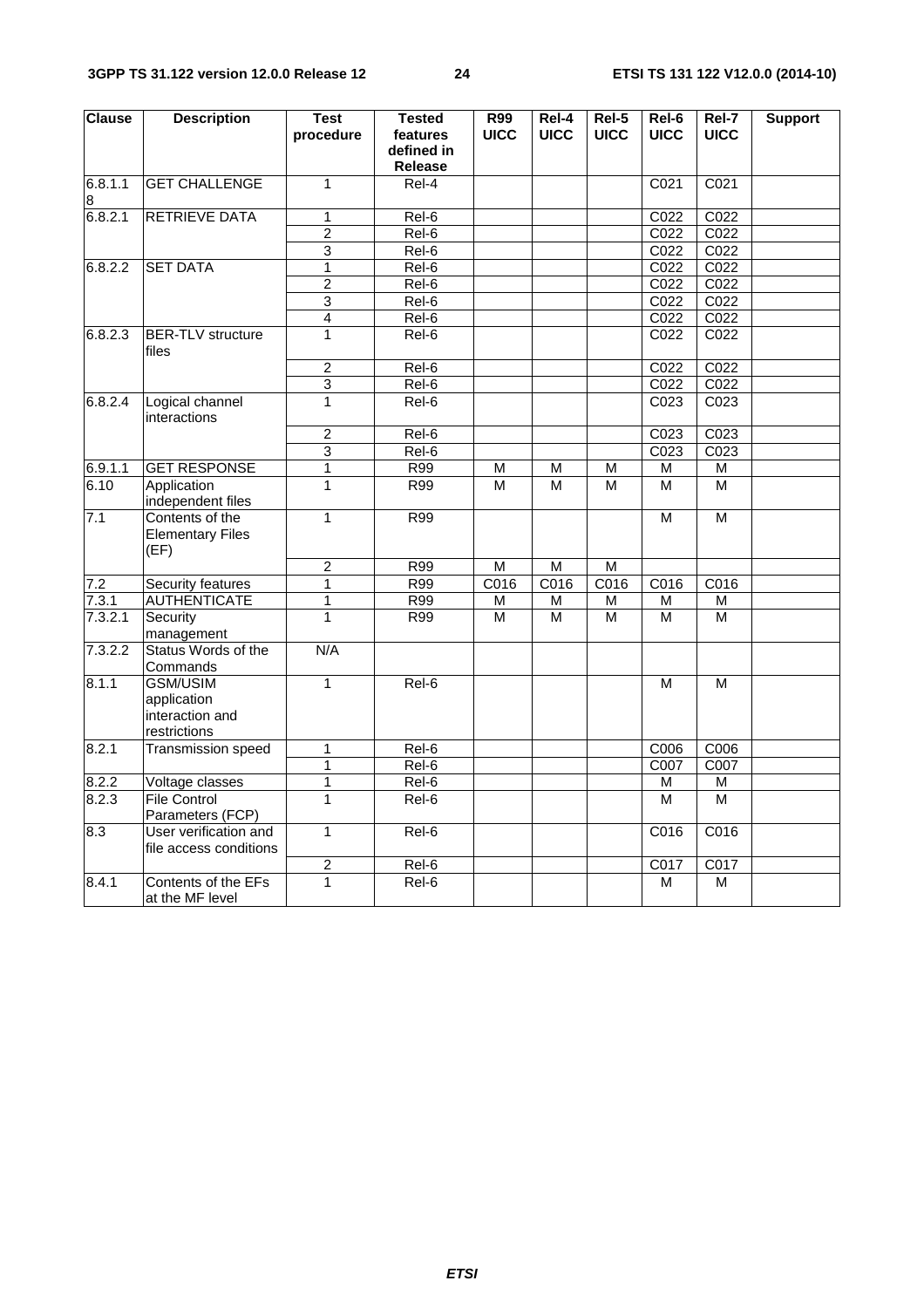| Clause | Description | Test procedure | Tested features defined in Release | R99 UICC | Rel-4 UICC | Rel-5 UICC | Rel-6 UICC | Rel-7 UICC | Support |
|---|---|---|---|---|---|---|---|---|---|
| 6.8.1.18 | GET CHALLENGE | 1 | Rel-4 | | | | C021 | C021 | |
| 6.8.2.1 | RETRIEVE DATA | 1 | Rel-6 | | | | C022 | C022 | |
| | | 2 | Rel-6 | | | | C022 | C022 | |
| | | 3 | Rel-6 | | | | C022 | C022 | |
| 6.8.2.2 | SET DATA | 1 | Rel-6 | | | | C022 | C022 | |
| | | 2 | Rel-6 | | | | C022 | C022 | |
| | | 3 | Rel-6 | | | | C022 | C022 | |
| | | 4 | Rel-6 | | | | C022 | C022 | |
| 6.8.2.3 | BER-TLV structure files | 1 | Rel-6 | | | | C022 | C022 | |
| | | 2 | Rel-6 | | | | C022 | C022 | |
| | | 3 | Rel-6 | | | | C022 | C022 | |
| 6.8.2.4 | Logical channel interactions | 1 | Rel-6 | | | | C023 | C023 | |
| | | 2 | Rel-6 | | | | C023 | C023 | |
| | | 3 | Rel-6 | | | | C023 | C023 | |
| 6.9.1.1 | GET RESPONSE | 1 | R99 | M | M | M | M | M | |
| 6.10 | Application independent files | 1 | R99 | M | M | M | M | M | |
| 7.1 | Contents of the Elementary Files (EF) | 1 | R99 | | | | M | M | |
| | | 2 | R99 | M | M | M | | | |
| 7.2 | Security features | 1 | R99 | C016 | C016 | C016 | C016 | C016 | |
| 7.3.1 | AUTHENTICATE | 1 | R99 | M | M | M | M | M | |
| 7.3.2.1 | Security management | 1 | R99 | M | M | M | M | M | |
| 7.3.2.2 | Status Words of the Commands | N/A | | | | | | | |
| 8.1.1 | GSM/USIM application interaction and restrictions | 1 | Rel-6 | | | | M | M | |
| 8.2.1 | Transmission speed | 1 | Rel-6 | | | | C006 | C006 | |
| | | 1 | Rel-6 | | | | C007 | C007 | |
| 8.2.2 | Voltage classes | 1 | Rel-6 | | | | M | M | |
| 8.2.3 | File Control Parameters (FCP) | 1 | Rel-6 | | | | M | M | |
| 8.3 | User verification and file access conditions | 1 | Rel-6 | | | | C016 | C016 | |
| | | 2 | Rel-6 | | | | C017 | C017 | |
| 8.4.1 | Contents of the EFs at the MF level | 1 | Rel-6 | | | | M | M | |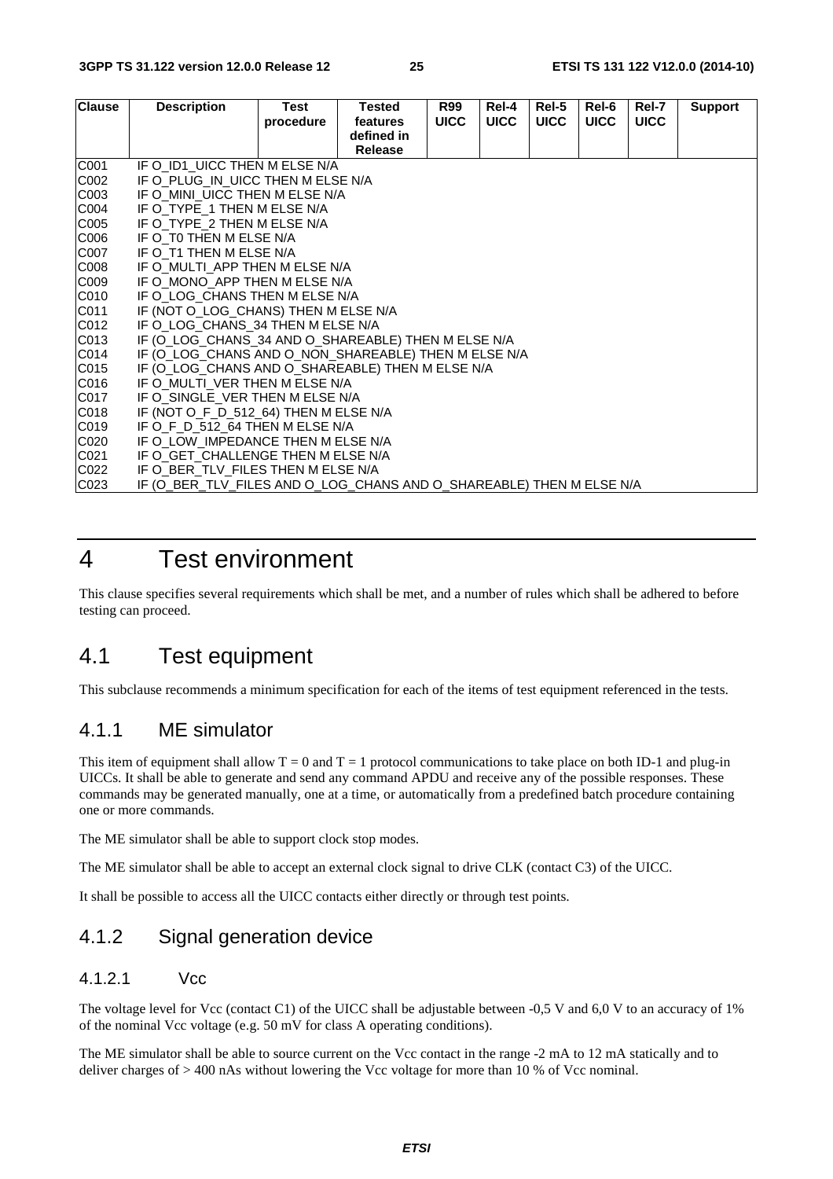| Clause | Description | Test procedure | Tested features defined in Release | R99 UICC | Rel-4 UICC | Rel-5 UICC | Rel-6 UICC | Rel-7 UICC | Support |
|---|---|---|---|---|---|---|---|---|---|
| C001 | IF O_ID1_UICC THEN M ELSE N/A | | | | | | | | |
| C002 | IF O_PLUG_IN_UICC THEN M ELSE N/A | | | | | | | | |
| C003 | IF O_MINI_UICC THEN M ELSE N/A | | | | | | | | |
| C004 | IF O_TYPE_1 THEN M ELSE N/A | | | | | | | | |
| C005 | IF O_TYPE_2 THEN M ELSE N/A | | | | | | | | |
| C006 | IF O_T0 THEN M ELSE N/A | | | | | | | | |
| C007 | IF O_T1 THEN M ELSE N/A | | | | | | | | |
| C008 | IF O_MULTI_APP THEN M ELSE N/A | | | | | | | | |
| C009 | IF O_MONO_APP THEN M ELSE N/A | | | | | | | | |
| C010 | IF O_LOG_CHANS THEN M ELSE N/A | | | | | | | | |
| C011 | IF (NOT O_LOG_CHANS) THEN M ELSE N/A | | | | | | | | |
| C012 | IF O_LOG_CHANS_34 THEN M ELSE N/A | | | | | | | | |
| C013 | IF (O_LOG_CHANS_34 AND O_SHAREABLE) THEN M ELSE N/A | | | | | | | | |
| C014 | IF (O_LOG_CHANS AND O_NON_SHAREABLE) THEN M ELSE N/A | | | | | | | | |
| C015 | IF (O_LOG_CHANS AND O_SHAREABLE) THEN M ELSE N/A | | | | | | | | |
| C016 | IF O_MULTI_VER THEN M ELSE N/A | | | | | | | | |
| C017 | IF O_SINGLE_VER THEN M ELSE N/A | | | | | | | | |
| C018 | IF (NOT O_F_D_512_64) THEN M ELSE N/A | | | | | | | | |
| C019 | IF O_F_D_512_64 THEN M ELSE N/A | | | | | | | | |
| C020 | IF O_LOW_IMPEDANCE THEN M ELSE N/A | | | | | | | | |
| C021 | IF O_GET_CHALLENGE THEN M ELSE N/A | | | | | | | | |
| C022 | IF O_BER_TLV_FILES THEN M ELSE N/A | | | | | | | | |
| C023 | IF (O_BER_TLV_FILES AND O_LOG_CHANS AND O_SHAREABLE) THEN M ELSE N/A | | | | | | | | |

# 4 Test environment

This clause specifies several requirements which shall be met, and a number of rules which shall be adhered to before testing can proceed.

## 4.1 Test equipment

This subclause recommends a minimum specification for each of the items of test equipment referenced in the tests.

### 4.1.1 ME simulator

This item of equipment shall allow T = 0 and T = 1 protocol communications to take place on both ID-1 and plug-in UICCs. It shall be able to generate and send any command APDU and receive any of the possible responses. These commands may be generated manually, one at a time, or automatically from a predefined batch procedure containing one or more commands.

The ME simulator shall be able to support clock stop modes.

The ME simulator shall be able to accept an external clock signal to drive CLK (contact C3) of the UICC.

It shall be possible to access all the UICC contacts either directly or through test points.

### 4.1.2 Signal generation device

#### 4.1.2.1 Vcc

The voltage level for Vcc (contact C1) of the UICC shall be adjustable between -0,5 V and 6,0 V to an accuracy of 1% of the nominal Vcc voltage (e.g. 50 mV for class A operating conditions).

The ME simulator shall be able to source current on the Vcc contact in the range -2 mA to 12 mA statically and to deliver charges of > 400 nAs without lowering the Vcc voltage for more than 10 % of Vcc nominal.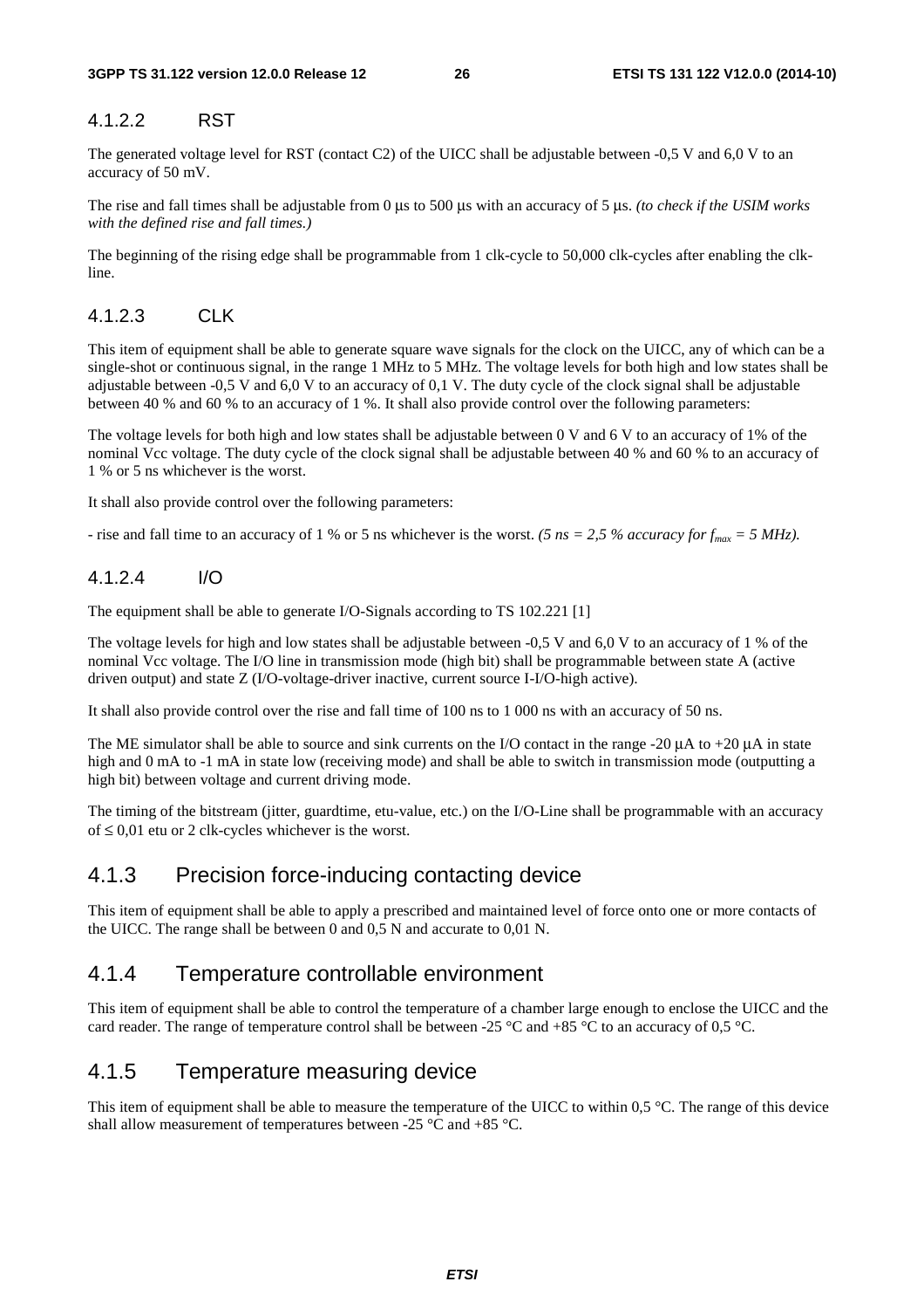#### 4.1.2.2 RST

The generated voltage level for RST (contact C2) of the UICC shall be adjustable between -0,5 V and 6,0 V to an accuracy of 50 mV.

The rise and fall times shall be adjustable from 0 µs to 500 µs with an accuracy of 5 µs. *(to check if the USIM works with the defined rise and fall times.)*

The beginning of the rising edge shall be programmable from 1 clk-cycle to 50,000 clk-cycles after enabling the clk-line.

#### 4.1.2.3 CLK

This item of equipment shall be able to generate square wave signals for the clock on the UICC, any of which can be a single-shot or continuous signal, in the range 1 MHz to 5 MHz. The voltage levels for both high and low states shall be adjustable between -0,5 V and 6,0 V to an accuracy of 0,1 V. The duty cycle of the clock signal shall be adjustable between 40 % and 60 % to an accuracy of 1 %. It shall also provide control over the following parameters:

The voltage levels for both high and low states shall be adjustable between 0 V and 6 V to an accuracy of 1% of the nominal Vcc voltage. The duty cycle of the clock signal shall be adjustable between 40 % and 60 % to an accuracy of 1 % or 5 ns whichever is the worst.

It shall also provide control over the following parameters:

- rise and fall time to an accuracy of 1 % or 5 ns whichever is the worst. *(5 ns = 2,5 % accuracy for $f_{max}$ = 5 MHz).*

#### 4.1.2.4 I/O

The equipment shall be able to generate I/O-Signals according to TS 102.221 [1]

The voltage levels for high and low states shall be adjustable between -0,5 V and 6,0 V to an accuracy of 1 % of the nominal Vcc voltage. The I/O line in transmission mode (high bit) shall be programmable between state A (active driven output) and state Z (I/O-voltage-driver inactive, current source I-I/O-high active).

It shall also provide control over the rise and fall time of 100 ns to 1 000 ns with an accuracy of 50 ns.

The ME simulator shall be able to source and sink currents on the I/O contact in the range -20 µA to +20 µA in state high and 0 mA to -1 mA in state low (receiving mode) and shall be able to switch in transmission mode (outputting a high bit) between voltage and current driving mode.

The timing of the bitstream (jitter, guardtime, etu-value, etc.) on the I/O-Line shall be programmable with an accuracy of ≤ 0,01 etu or 2 clk-cycles whichever is the worst.

### 4.1.3 Precision force-inducing contacting device

This item of equipment shall be able to apply a prescribed and maintained level of force onto one or more contacts of the UICC. The range shall be between 0 and 0,5 N and accurate to 0,01 N.

### 4.1.4 Temperature controllable environment

This item of equipment shall be able to control the temperature of a chamber large enough to enclose the UICC and the card reader. The range of temperature control shall be between -25 °C and +85 °C to an accuracy of 0,5 °C.

### 4.1.5 Temperature measuring device

This item of equipment shall be able to measure the temperature of the UICC to within 0,5 °C. The range of this device shall allow measurement of temperatures between -25 °C and +85 °C.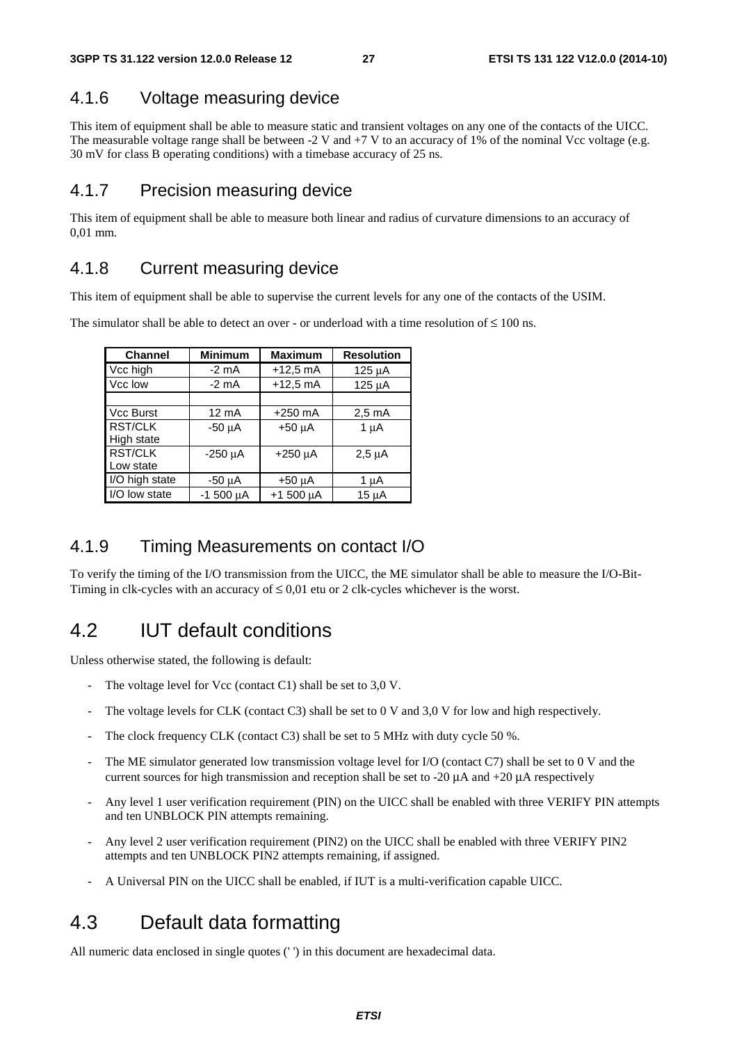### 4.1.6 Voltage measuring device

This item of equipment shall be able to measure static and transient voltages on any one of the contacts of the UICC. The measurable voltage range shall be between -2 V and +7 V to an accuracy of 1% of the nominal Vcc voltage (e.g. 30 mV for class B operating conditions) with a timebase accuracy of 25 ns.

### 4.1.7 Precision measuring device

This item of equipment shall be able to measure both linear and radius of curvature dimensions to an accuracy of 0,01 mm.

### 4.1.8 Current measuring device

This item of equipment shall be able to supervise the current levels for any one of the contacts of the USIM.

The simulator shall be able to detect an over - or underload with a time resolution of ≤ 100 ns.

| Channel | Minimum | Maximum | Resolution |
|---|---|---|---|
| Vcc high | -2 mA | +12,5 mA | 125 µA |
| Vcc low | -2 mA | +12,5 mA | 125 µA |
| | | | |
| Vcc Burst | 12 mA | +250 mA | 2,5 mA |
| RST/CLK High state | -50 µA | +50 µA | 1 µA |
| RST/CLK Low state | -250 µA | +250 µA | 2,5 µA |
| I/O high state | -50 µA | +50 µA | 1 µA |
| I/O low state | -1 500 µA | +1 500 µA | 15 µA |

### 4.1.9 Timing Measurements on contact I/O

To verify the timing of the I/O transmission from the UICC, the ME simulator shall be able to measure the I/O-Bit-Timing in clk-cycles with an accuracy of ≤ 0,01 etu or 2 clk-cycles whichever is the worst.

## 4.2 IUT default conditions

Unless otherwise stated, the following is default:

- The voltage level for Vcc (contact C1) shall be set to 3,0 V.
- The voltage levels for CLK (contact C3) shall be set to 0 V and 3,0 V for low and high respectively.
- The clock frequency CLK (contact C3) shall be set to 5 MHz with duty cycle 50 %.
- The ME simulator generated low transmission voltage level for I/O (contact C7) shall be set to 0 V and the current sources for high transmission and reception shall be set to -20 µA and +20 µA respectively
- Any level 1 user verification requirement (PIN) on the UICC shall be enabled with three VERIFY PIN attempts and ten UNBLOCK PIN attempts remaining.
- Any level 2 user verification requirement (PIN2) on the UICC shall be enabled with three VERIFY PIN2 attempts and ten UNBLOCK PIN2 attempts remaining, if assigned.
- A Universal PIN on the UICC shall be enabled, if IUT is a multi-verification capable UICC.

## 4.3 Default data formatting

All numeric data enclosed in single quotes (' ') in this document are hexadecimal data.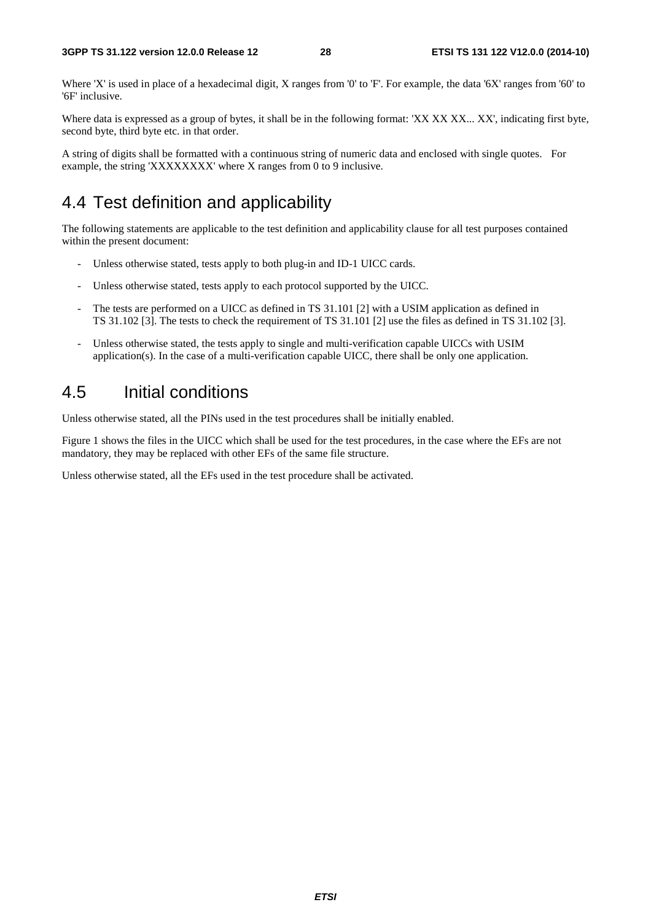Where 'X' is used in place of a hexadecimal digit, X ranges from '0' to 'F'. For example, the data '6X' ranges from '60' to '6F' inclusive.

Where data is expressed as a group of bytes, it shall be in the following format: 'XX XX XX... XX', indicating first byte, second byte, third byte etc. in that order.

A string of digits shall be formatted with a continuous string of numeric data and enclosed with single quotes. For example, the string 'XXXXXXXX' where X ranges from 0 to 9 inclusive.

## 4.4 Test definition and applicability

The following statements are applicable to the test definition and applicability clause for all test purposes contained within the present document:

- Unless otherwise stated, tests apply to both plug-in and ID-1 UICC cards.
- Unless otherwise stated, tests apply to each protocol supported by the UICC.
- The tests are performed on a UICC as defined in TS 31.101 [2] with a USIM application as defined in TS 31.102 [3]. The tests to check the requirement of TS 31.101 [2] use the files as defined in TS 31.102 [3].
- Unless otherwise stated, the tests apply to single and multi-verification capable UICCs with USIM application(s). In the case of a multi-verification capable UICC, there shall be only one application.

## 4.5 Initial conditions

Unless otherwise stated, all the PINs used in the test procedures shall be initially enabled.

Figure 1 shows the files in the UICC which shall be used for the test procedures, in the case where the EFs are not mandatory, they may be replaced with other EFs of the same file structure.

Unless otherwise stated, all the EFs used in the test procedure shall be activated.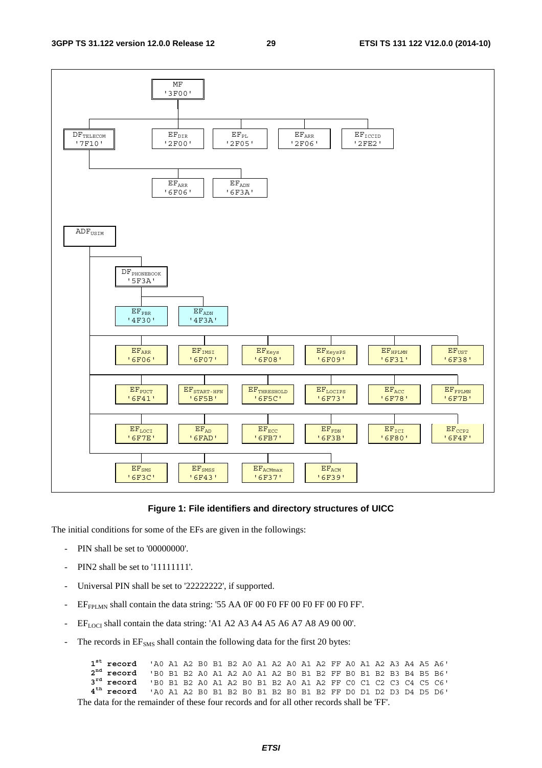MF
'3F00'

DF$_{TELECOM}$ '7F10' | EF$_{DIR}$ '2F00' | EF$_{PL}$ '2F05' | EF$_{ARR}$ '2F06' | EF$_{ICCID}$ '2FE2'

EF$_{ARR}$ '6F06' | EF$_{ADN}$ '6F3A'

ADF$_{USIM}$

DF$_{PHONEBOOK}$ '5F3A'

EF$_{PBR}$ '4F30' | EF$_{ADN}$ '4F3A'

EF$_{ARR}$ '6F06' | EF$_{IMSI}$ '6F07' | EF$_{Keys}$ '6F08' | EF$_{KeysPS}$ '6F09' | EF$_{HPLMN}$ '6F31' | EF$_{UST}$ '6F38'

EF$_{PUCT}$ '6F41' | EF$_{START-HFN}$ '6F5B' | EF$_{THRESHOLD}$ '6F5C' | EF$_{LOCIPS}$ '6F73' | EF$_{ACC}$ '6F78' | EF$_{FPLMN}$ '6F7B'

EF$_{LOCI}$ '6F7E' | EF$_{AD}$ '6FAD' | EF$_{ECC}$ '6FB7' | EF$_{FDN}$ '6F3B' | EF$_{ICI}$ '6F80' | EF$_{CCP2}$ '6F4F'

EF$_{SMS}$ '6F3C' | EF$_{SMSS}$ '6F43' | EF$_{ACMmax}$ '6F37' | EF$_{ACM}$ '6F39'

**Figure 1: File identifiers and directory structures of UICC**

The initial conditions for some of the EFs are given in the followings:

- PIN shall be set to '00000000'.
- PIN2 shall be set to '11111111'.
- Universal PIN shall be set to '22222222', if supported.
- EF$_{FPLMN}$ shall contain the data string: '55 AA 0F 00 F0 FF 00 F0 FF 00 F0 FF'.
- EF$_{LOCI}$ shall contain the data string: 'A1 A2 A3 A4 A5 A6 A7 A8 A9 00 00'.
- The records in EF$_{SMS}$ shall contain the following data for the first 20 bytes:

```
1st record   'A0 A1 A2 B0 B1 B2 A0 A1 A2 A0 A1 A2 FF A0 A1 A2 A3 A4 A5 A6'
2nd record   'B0 B1 B2 A0 A1 A2 A0 A1 A2 B0 B1 B2 FF B0 B1 B2 B3 B4 B5 B6'
3rd record   'B0 B1 B2 A0 A1 A2 B0 B1 B2 A0 A1 A2 FF C0 C1 C2 C3 C4 C5 C6'
4th record   'A0 A1 A2 B0 B1 B2 B0 B1 B2 B0 B1 B2 FF D0 D1 D2 D3 D4 D5 D6'
```

The data for the remainder of these four records and for all other records shall be 'FF'.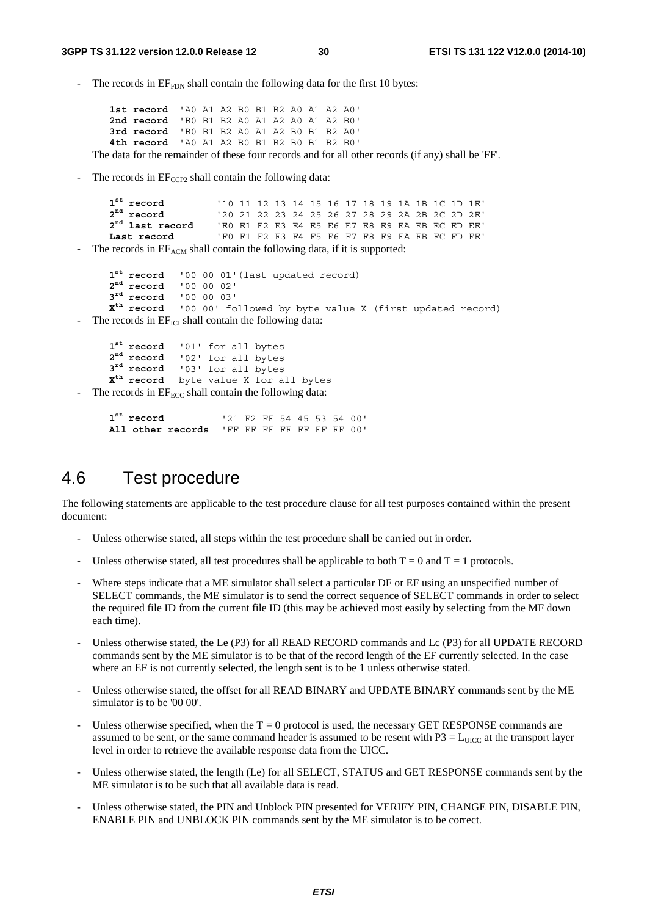- The records in $EF_{FDN}$ shall contain the following data for the first 10 bytes:

```
1st record  'A0 A1 A2 B0 B1 B2 A0 A1 A2 A0'
2nd record  'B0 B1 B2 A0 A1 A2 A0 A1 A2 B0'
3rd record  'B0 B1 B2 A0 A1 A2 B0 B1 B2 A0'
4th record  'A0 A1 A2 B0 B1 B2 B0 B1 B2 B0'
```

The data for the remainder of these four records and for all other records (if any) shall be 'FF'.

- The records in $EF_{CCP2}$ shall contain the following data:

```
1st record         '10 11 12 13 14 15 16 17 18 19 1A 1B 1C 1D 1E'
2nd record         '20 21 22 23 24 25 26 27 28 29 2A 2B 2C 2D 2E'
2nd last record    'E0 E1 E2 E3 E4 E5 E6 E7 E8 E9 EA EB EC ED EE'
Last record        'F0 F1 F2 F3 F4 F5 F6 F7 F8 F9 FA FB FC FD FE'
```

- The records in $EF_{ACM}$ shall contain the following data, if it is supported:

```
1st record   '00 00 01'(last updated record)
2nd record   '00 00 02'
3rd record   '00 00 03'
Xth record   '00 00' followed by byte value X (first updated record)
```

- The records in $EF_{ICI}$ shall contain the following data:

```
1st record   '01' for all bytes
2nd record   '02' for all bytes
3rd record   '03' for all bytes
Xth record   byte value X for all bytes
```

- The records in $EF_{ECC}$ shall contain the following data:

```
1st record          '21 F2 FF 54 45 53 54 00'
All other records   'FF FF FF FF FF FF FF 00'
```

## 4.6 Test procedure

The following statements are applicable to the test procedure clause for all test purposes contained within the present document:

- Unless otherwise stated, all steps within the test procedure shall be carried out in order.
- Unless otherwise stated, all test procedures shall be applicable to both T = 0 and T = 1 protocols.
- Where steps indicate that a ME simulator shall select a particular DF or EF using an unspecified number of SELECT commands, the ME simulator is to send the correct sequence of SELECT commands in order to select the required file ID from the current file ID (this may be achieved most easily by selecting from the MF down each time).
- Unless otherwise stated, the Le (P3) for all READ RECORD commands and Lc (P3) for all UPDATE RECORD commands sent by the ME simulator is to be that of the record length of the EF currently selected. In the case where an EF is not currently selected, the length sent is to be 1 unless otherwise stated.
- Unless otherwise stated, the offset for all READ BINARY and UPDATE BINARY commands sent by the ME simulator is to be '00 00'.
- Unless otherwise specified, when the T = 0 protocol is used, the necessary GET RESPONSE commands are assumed to be sent, or the same command header is assumed to be resent with P3 = $L_{UICC}$ at the transport layer level in order to retrieve the available response data from the UICC.
- Unless otherwise stated, the length (Le) for all SELECT, STATUS and GET RESPONSE commands sent by the ME simulator is to be such that all available data is read.
- Unless otherwise stated, the PIN and Unblock PIN presented for VERIFY PIN, CHANGE PIN, DISABLE PIN, ENABLE PIN and UNBLOCK PIN commands sent by the ME simulator is to be correct.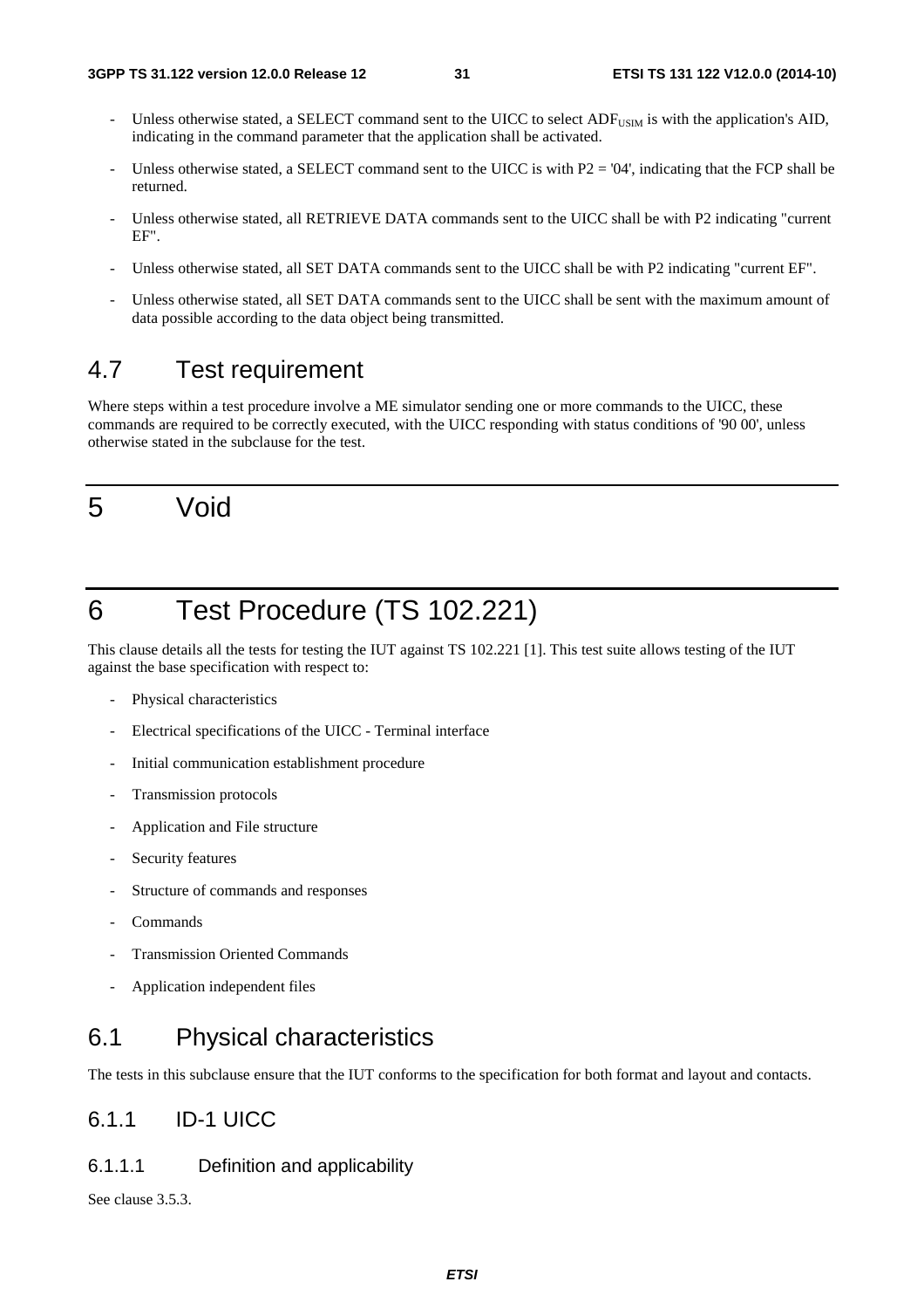- Unless otherwise stated, a SELECT command sent to the UICC to select $ADF_{USIM}$ is with the application's AID, indicating in the command parameter that the application shall be activated.
- Unless otherwise stated, a SELECT command sent to the UICC is with P2 = '04', indicating that the FCP shall be returned.
- Unless otherwise stated, all RETRIEVE DATA commands sent to the UICC shall be with P2 indicating "current EF".
- Unless otherwise stated, all SET DATA commands sent to the UICC shall be with P2 indicating "current EF".
- Unless otherwise stated, all SET DATA commands sent to the UICC shall be sent with the maximum amount of data possible according to the data object being transmitted.

## 4.7 Test requirement

Where steps within a test procedure involve a ME simulator sending one or more commands to the UICC, these commands are required to be correctly executed, with the UICC responding with status conditions of '90 00', unless otherwise stated in the subclause for the test.

# 5 Void

# 6 Test Procedure (TS 102.221)

This clause details all the tests for testing the IUT against TS 102.221 [1]. This test suite allows testing of the IUT against the base specification with respect to:

- Physical characteristics
- Electrical specifications of the UICC - Terminal interface
- Initial communication establishment procedure
- Transmission protocols
- Application and File structure
- Security features
- Structure of commands and responses
- Commands
- Transmission Oriented Commands
- Application independent files

## 6.1 Physical characteristics

The tests in this subclause ensure that the IUT conforms to the specification for both format and layout and contacts.

### 6.1.1 ID-1 UICC

#### 6.1.1.1 Definition and applicability

See clause 3.5.3.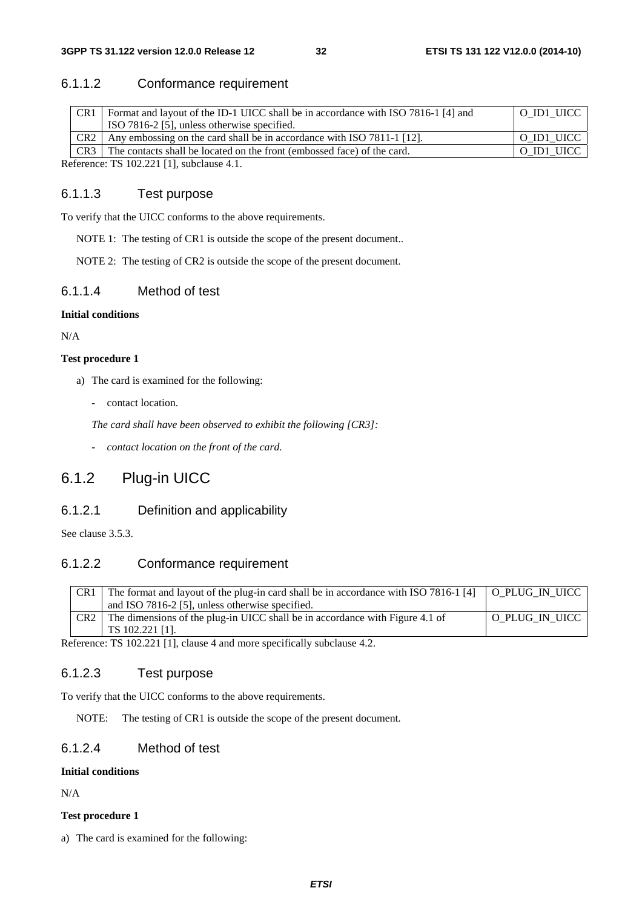### 6.1.1.2 Conformance requirement

| | | |
|---|---|---|
| CR1 | Format and layout of the ID-1 UICC shall be in accordance with ISO 7816-1 [4] and ISO 7816-2 [5], unless otherwise specified. | O_ID1_UICC |
| CR2 | Any embossing on the card shall be in accordance with ISO 7811-1 [12]. | O_ID1_UICC |
| CR3 | The contacts shall be located on the front (embossed face) of the card. | O_ID1_UICC |

Reference: TS 102.221 [1], subclause 4.1.

### 6.1.1.3 Test purpose

To verify that the UICC conforms to the above requirements.

NOTE 1: The testing of CR1 is outside the scope of the present document..

NOTE 2: The testing of CR2 is outside the scope of the present document.

### 6.1.1.4 Method of test

**Initial conditions**

N/A

**Test procedure 1**

a) The card is examined for the following:

- contact location.

*The card shall have been observed to exhibit the following [CR3]:*

- *contact location on the front of the card.*

## 6.1.2 Plug-in UICC

### 6.1.2.1 Definition and applicability

See clause 3.5.3.

### 6.1.2.2 Conformance requirement

| | | |
|---|---|---|
| CR1 | The format and layout of the plug-in card shall be in accordance with ISO 7816-1 [4] and ISO 7816-2 [5], unless otherwise specified. | O_PLUG_IN_UICC |
| CR2 | The dimensions of the plug-in UICC shall be in accordance with Figure 4.1 of TS 102.221 [1]. | O_PLUG_IN_UICC |

Reference: TS 102.221 [1], clause 4 and more specifically subclause 4.2.

### 6.1.2.3 Test purpose

To verify that the UICC conforms to the above requirements.

NOTE: The testing of CR1 is outside the scope of the present document.

### 6.1.2.4 Method of test

**Initial conditions**

N/A

**Test procedure 1**

a) The card is examined for the following: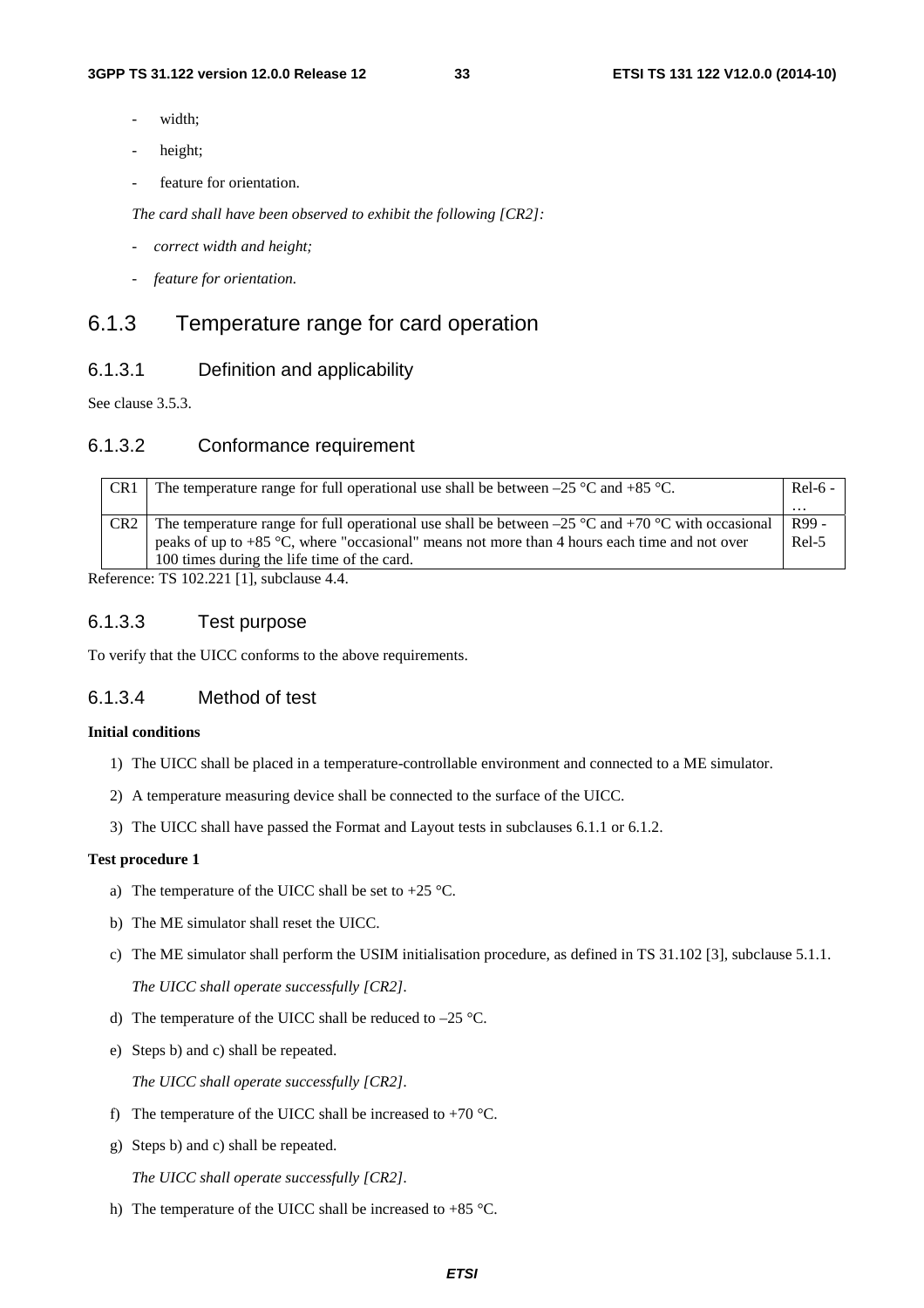- width;
- height;
- feature for orientation.

*The card shall have been observed to exhibit the following [CR2]:*

- *correct width and height;*
- *feature for orientation.*

## 6.1.3 Temperature range for card operation

### 6.1.3.1 Definition and applicability

See clause 3.5.3.

### 6.1.3.2 Conformance requirement

| | | |
|---|---|---|
| CR1 | The temperature range for full operational use shall be between –25 °C and +85 °C. | Rel-6 - … |
| CR2 | The temperature range for full operational use shall be between –25 °C and +70 °C with occasional peaks of up to +85 °C, where "occasional" means not more than 4 hours each time and not over 100 times during the life time of the card. | R99 - Rel-5 |

Reference: TS 102.221 [1], subclause 4.4.

### 6.1.3.3 Test purpose

To verify that the UICC conforms to the above requirements.

### 6.1.3.4 Method of test

**Initial conditions**

1) The UICC shall be placed in a temperature-controllable environment and connected to a ME simulator.

2) A temperature measuring device shall be connected to the surface of the UICC.

3) The UICC shall have passed the Format and Layout tests in subclauses 6.1.1 or 6.1.2.

**Test procedure 1**

a) The temperature of the UICC shall be set to +25 °C.

b) The ME simulator shall reset the UICC.

c) The ME simulator shall perform the USIM initialisation procedure, as defined in TS 31.102 [3], subclause 5.1.1.

   *The UICC shall operate successfully [CR2].*

d) The temperature of the UICC shall be reduced to –25 °C.

e) Steps b) and c) shall be repeated.

   *The UICC shall operate successfully [CR2].*

f) The temperature of the UICC shall be increased to +70 °C.

g) Steps b) and c) shall be repeated.

   *The UICC shall operate successfully [CR2].*

h) The temperature of the UICC shall be increased to +85 °C.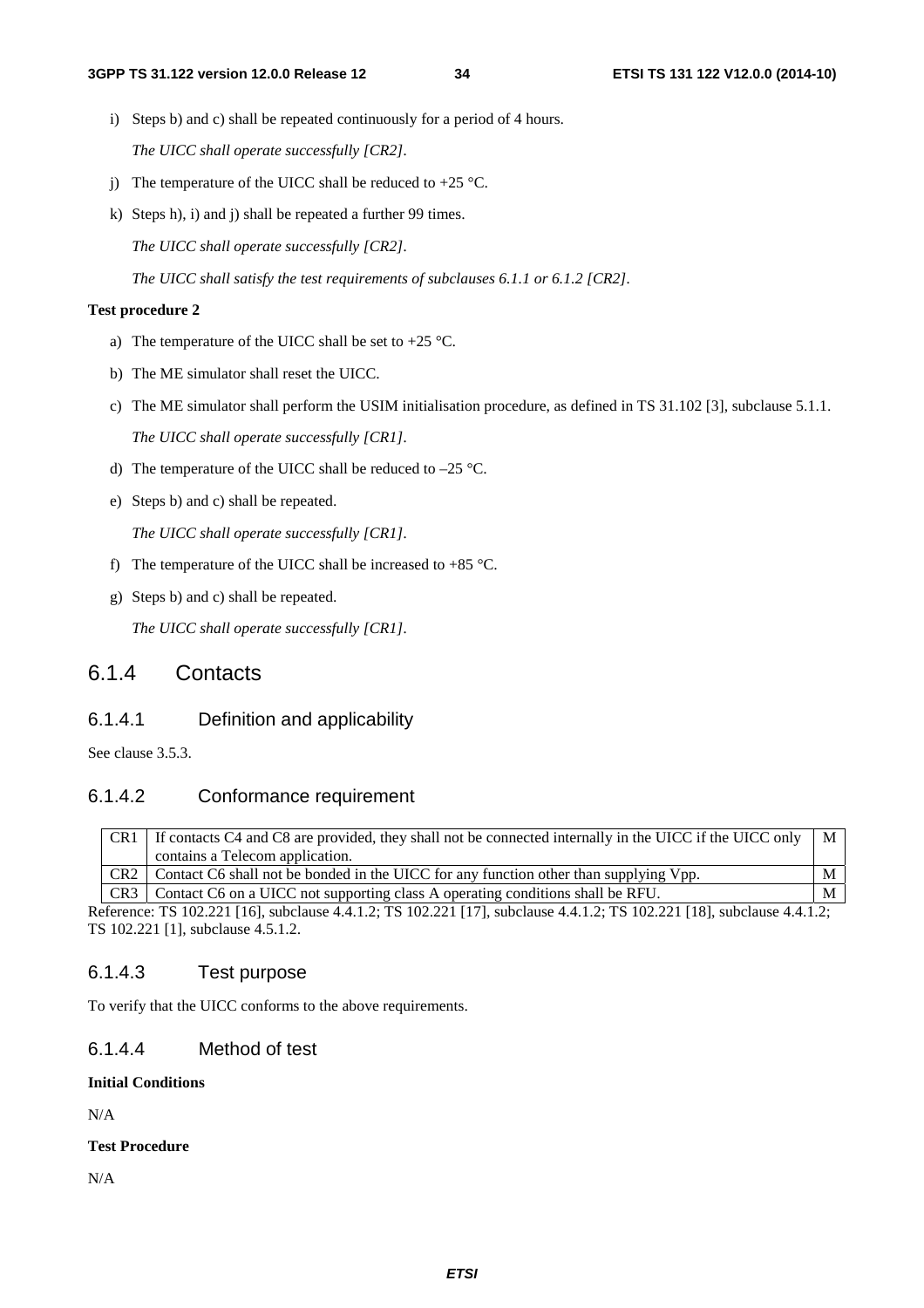i) Steps b) and c) shall be repeated continuously for a period of 4 hours.

   *The UICC shall operate successfully [CR2].*

j) The temperature of the UICC shall be reduced to +25 °C.

k) Steps h), i) and j) shall be repeated a further 99 times.

   *The UICC shall operate successfully [CR2].*

   *The UICC shall satisfy the test requirements of subclauses 6.1.1 or 6.1.2 [CR2].*

**Test procedure 2**

a) The temperature of the UICC shall be set to +25 °C.

b) The ME simulator shall reset the UICC.

c) The ME simulator shall perform the USIM initialisation procedure, as defined in TS 31.102 [3], subclause 5.1.1.

   *The UICC shall operate successfully [CR1].*

d) The temperature of the UICC shall be reduced to –25 °C.

e) Steps b) and c) shall be repeated.

   *The UICC shall operate successfully [CR1].*

f) The temperature of the UICC shall be increased to +85 °C.

g) Steps b) and c) shall be repeated.

   *The UICC shall operate successfully [CR1].*

## 6.1.4 Contacts

### 6.1.4.1 Definition and applicability

See clause 3.5.3.

### 6.1.4.2 Conformance requirement

| | | |
|---|---|---|
| CR1 | If contacts C4 and C8 are provided, they shall not be connected internally in the UICC if the UICC only contains a Telecom application. | M |
| CR2 | Contact C6 shall not be bonded in the UICC for any function other than supplying Vpp. | M |
| CR3 | Contact C6 on a UICC not supporting class A operating conditions shall be RFU. | M |

Reference: TS 102.221 [16], subclause 4.4.1.2; TS 102.221 [17], subclause 4.4.1.2; TS 102.221 [18], subclause 4.4.1.2; TS 102.221 [1], subclause 4.5.1.2.

### 6.1.4.3 Test purpose

To verify that the UICC conforms to the above requirements.

### 6.1.4.4 Method of test

**Initial Conditions**

N/A

**Test Procedure**

N/A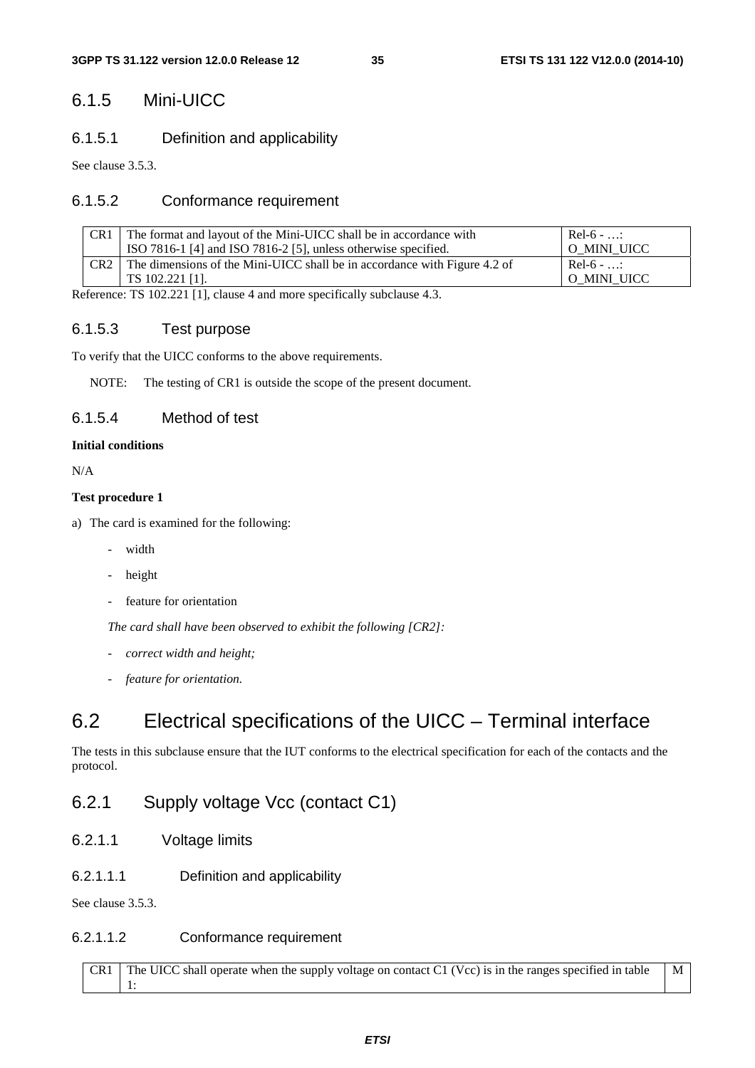### 6.1.5 Mini-UICC

#### 6.1.5.1 Definition and applicability

See clause 3.5.3.

#### 6.1.5.2 Conformance requirement

| | | |
|---|---|---|
| CR1 | The format and layout of the Mini-UICC shall be in accordance with ISO 7816-1 [4] and ISO 7816-2 [5], unless otherwise specified. | Rel-6 - …: O_MINI_UICC |
| CR2 | The dimensions of the Mini-UICC shall be in accordance with Figure 4.2 of TS 102.221 [1]. | Rel-6 - …: O_MINI_UICC |

Reference: TS 102.221 [1], clause 4 and more specifically subclause 4.3.

#### 6.1.5.3 Test purpose

To verify that the UICC conforms to the above requirements.

NOTE: The testing of CR1 is outside the scope of the present document.

#### 6.1.5.4 Method of test

**Initial conditions**

N/A

**Test procedure 1**

a) The card is examined for the following:

- width
- height
- feature for orientation

*The card shall have been observed to exhibit the following [CR2]:*

- *correct width and height;*
- *feature for orientation.*

## 6.2 Electrical specifications of the UICC – Terminal interface

The tests in this subclause ensure that the IUT conforms to the electrical specification for each of the contacts and the protocol.

### 6.2.1 Supply voltage Vcc (contact C1)

#### 6.2.1.1 Voltage limits

##### 6.2.1.1.1 Definition and applicability

See clause 3.5.3.

##### 6.2.1.1.2 Conformance requirement

| | | |
|---|---|---|
| CR1 | The UICC shall operate when the supply voltage on contact C1 (Vcc) is in the ranges specified in table 1: | M |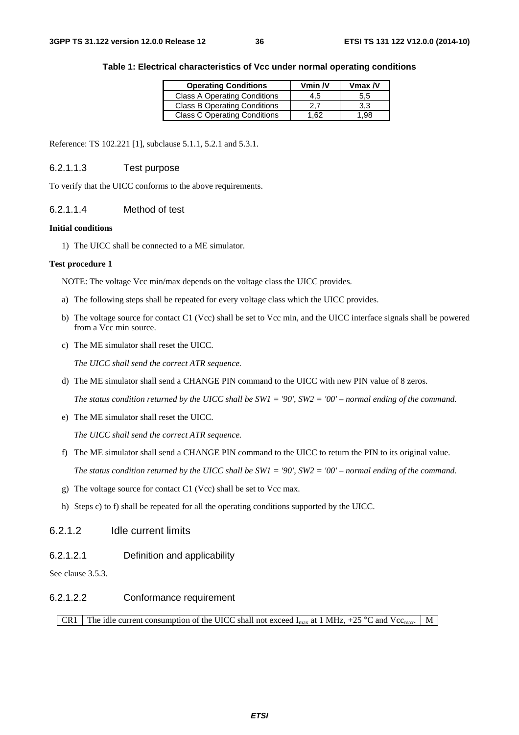**Table 1: Electrical characteristics of Vcc under normal operating conditions**

| Operating Conditions | Vmin /V | Vmax /V |
|---|---|---|
| Class A Operating Conditions | 4,5 | 5,5 |
| Class B Operating Conditions | 2,7 | 3,3 |
| Class C Operating Conditions | 1,62 | 1,98 |

Reference: TS 102.221 [1], subclause 5.1.1, 5.2.1 and 5.3.1.

#### 6.2.1.1.3 Test purpose

To verify that the UICC conforms to the above requirements.

#### 6.2.1.1.4 Method of test

**Initial conditions**

1) The UICC shall be connected to a ME simulator.

**Test procedure 1**

NOTE: The voltage Vcc min/max depends on the voltage class the UICC provides.

a) The following steps shall be repeated for every voltage class which the UICC provides.

b) The voltage source for contact C1 (Vcc) shall be set to Vcc min, and the UICC interface signals shall be powered from a Vcc min source.

c) The ME simulator shall reset the UICC.

   *The UICC shall send the correct ATR sequence.*

d) The ME simulator shall send a CHANGE PIN command to the UICC with new PIN value of 8 zeros.

   *The status condition returned by the UICC shall be SW1 = '90', SW2 = '00' – normal ending of the command.*

e) The ME simulator shall reset the UICC.

   *The UICC shall send the correct ATR sequence.*

f) The ME simulator shall send a CHANGE PIN command to the UICC to return the PIN to its original value.

   *The status condition returned by the UICC shall be SW1 = '90', SW2 = '00' – normal ending of the command.*

g) The voltage source for contact C1 (Vcc) shall be set to Vcc max.

h) Steps c) to f) shall be repeated for all the operating conditions supported by the UICC.

### 6.2.1.2 Idle current limits

#### 6.2.1.2.1 Definition and applicability

See clause 3.5.3.

#### 6.2.1.2.2 Conformance requirement

| CR1 | The idle current consumption of the UICC shall not exceed $I_{max}$ at 1 MHz, +25 °C and $Vcc_{max}$. | M |
|---|---|---|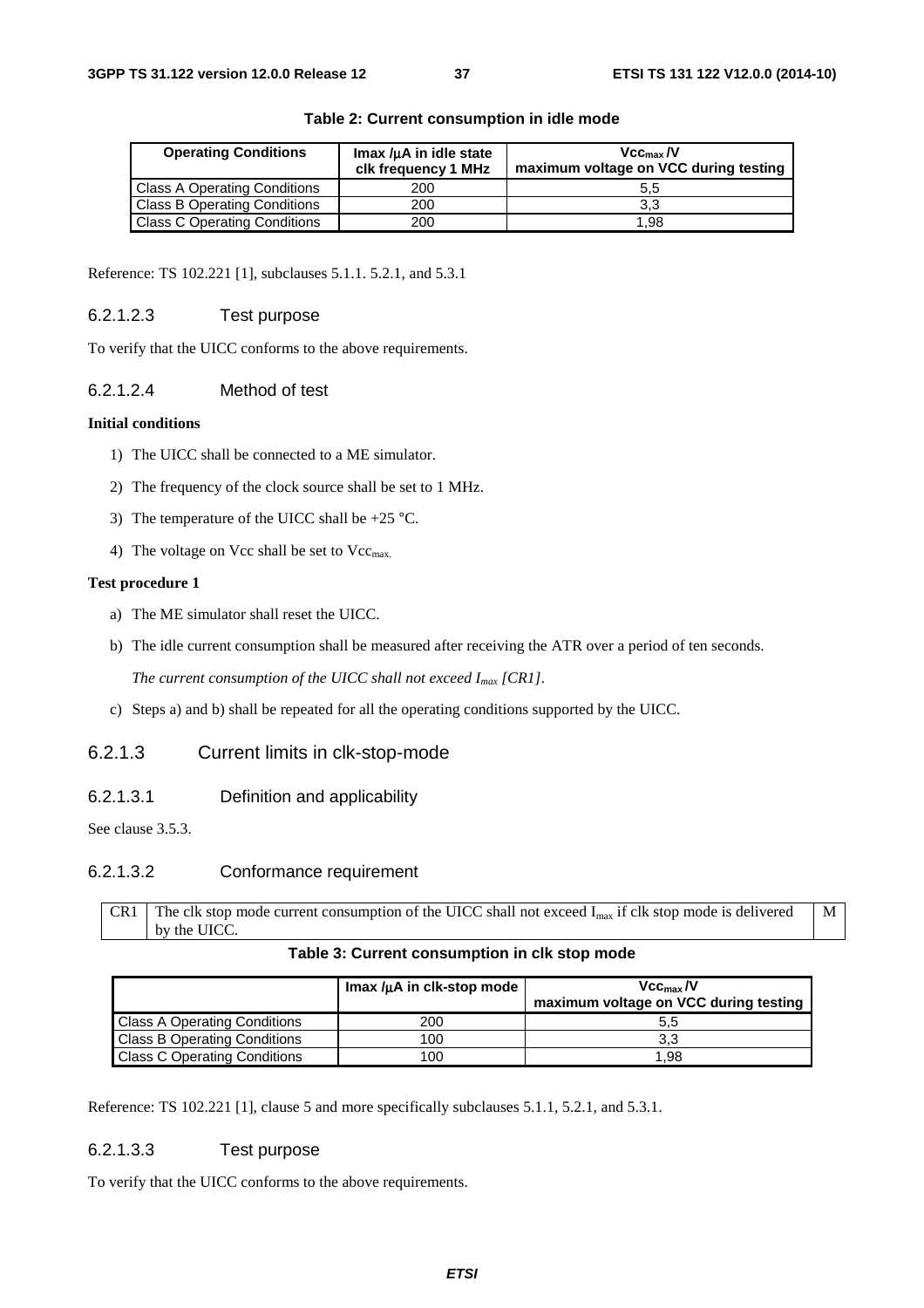**Table 2: Current consumption in idle mode**

| Operating Conditions | Imax /µA in idle state clk frequency 1 MHz | $Vcc_{max}$ /V maximum voltage on VCC during testing |
|---|---|---|
| Class A Operating Conditions | 200 | 5,5 |
| Class B Operating Conditions | 200 | 3,3 |
| Class C Operating Conditions | 200 | 1,98 |

Reference: TS 102.221 [1], subclauses 5.1.1. 5.2.1, and 5.3.1

#### 6.2.1.2.3 Test purpose

To verify that the UICC conforms to the above requirements.

#### 6.2.1.2.4 Method of test

**Initial conditions**

1) The UICC shall be connected to a ME simulator.
2) The frequency of the clock source shall be set to 1 MHz.
3) The temperature of the UICC shall be +25 °C.
4) The voltage on Vcc shall be set to $Vcc_{max.}$

**Test procedure 1**

a) The ME simulator shall reset the UICC.
b) The idle current consumption shall be measured after receiving the ATR over a period of ten seconds.

   *The current consumption of the UICC shall not exceed $I_{max}$ [CR1].*

c) Steps a) and b) shall be repeated for all the operating conditions supported by the UICC.

### 6.2.1.3 Current limits in clk-stop-mode

#### 6.2.1.3.1 Definition and applicability

See clause 3.5.3.

#### 6.2.1.3.2 Conformance requirement

| CR1 | The clk stop mode current consumption of the UICC shall not exceed $I_{max}$ if clk stop mode is delivered by the UICC. | M |
|---|---|---|

**Table 3: Current consumption in clk stop mode**

| | Imax /µA in clk-stop mode | $Vcc_{max}$ /V maximum voltage on VCC during testing |
|---|---|---|
| Class A Operating Conditions | 200 | 5,5 |
| Class B Operating Conditions | 100 | 3,3 |
| Class C Operating Conditions | 100 | 1,98 |

Reference: TS 102.221 [1], clause 5 and more specifically subclauses 5.1.1, 5.2.1, and 5.3.1.

#### 6.2.1.3.3 Test purpose

To verify that the UICC conforms to the above requirements.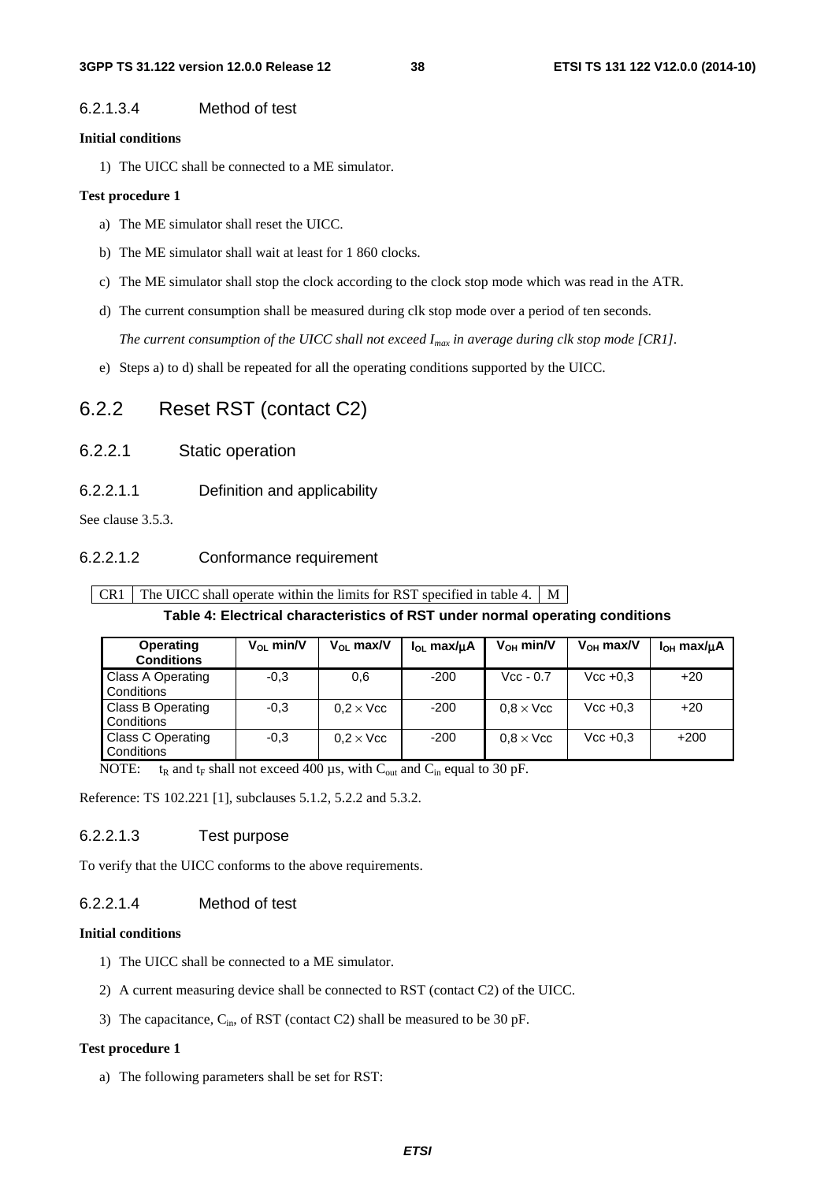#### 6.2.1.3.4 Method of test

**Initial conditions**

1) The UICC shall be connected to a ME simulator.

**Test procedure 1**

a) The ME simulator shall reset the UICC.

b) The ME simulator shall wait at least for 1 860 clocks.

c) The ME simulator shall stop the clock according to the clock stop mode which was read in the ATR.

d) The current consumption shall be measured during clk stop mode over a period of ten seconds.

*The current consumption of the UICC shall not exceed $I_{max}$ in average during clk stop mode [CR1].*

e) Steps a) to d) shall be repeated for all the operating conditions supported by the UICC.

## 6.2.2 Reset RST (contact C2)

### 6.2.2.1 Static operation

#### 6.2.2.1.1 Definition and applicability

See clause 3.5.3.

#### 6.2.2.1.2 Conformance requirement

| CR1 | The UICC shall operate within the limits for RST specified in table 4. | M |
|---|---|---|

**Table 4: Electrical characteristics of RST under normal operating conditions**

| Operating Conditions | $V_{OL}$ min/V | $V_{OL}$ max/V | $I_{OL}$ max/µA | $V_{OH}$ min/V | $V_{OH}$ max/V | $I_{OH}$ max/µA |
|---|---|---|---|---|---|---|
| Class A Operating Conditions | -0,3 | 0,6 | -200 | Vcc - 0.7 | Vcc +0,3 | +20 |
| Class B Operating Conditions | -0,3 | 0,2 × Vcc | -200 | 0,8 × Vcc | Vcc +0,3 | +20 |
| Class C Operating Conditions | -0,3 | 0,2 × Vcc | -200 | 0,8 × Vcc | Vcc +0,3 | +200 |

NOTE: $t_R$ and $t_F$ shall not exceed 400 µs, with $C_{out}$ and $C_{in}$ equal to 30 pF.

Reference: TS 102.221 [1], subclauses 5.1.2, 5.2.2 and 5.3.2.

#### 6.2.2.1.3 Test purpose

To verify that the UICC conforms to the above requirements.

#### 6.2.2.1.4 Method of test

**Initial conditions**

1) The UICC shall be connected to a ME simulator.

2) A current measuring device shall be connected to RST (contact C2) of the UICC.

3) The capacitance, $C_{in}$, of RST (contact C2) shall be measured to be 30 pF.

**Test procedure 1**

a) The following parameters shall be set for RST: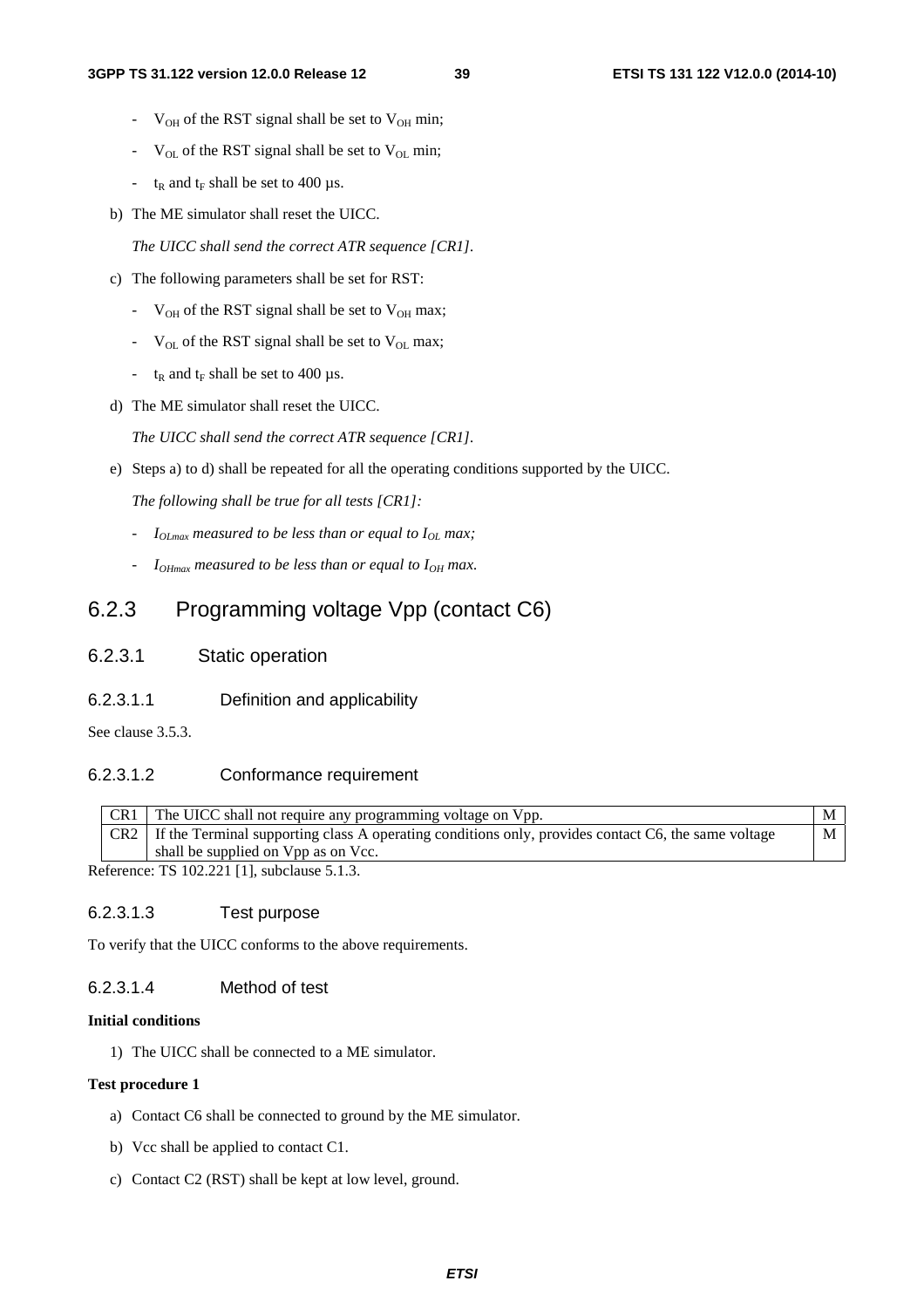- $V_{OH}$ of the RST signal shall be set to $V_{OH}$ min;
- $V_{OL}$ of the RST signal shall be set to $V_{OL}$ min;
- $t_R$ and $t_F$ shall be set to 400 µs.

b) The ME simulator shall reset the UICC.

*The UICC shall send the correct ATR sequence [CR1].*

c) The following parameters shall be set for RST:

- $V_{OH}$ of the RST signal shall be set to $V_{OH}$ max;
- $V_{OL}$ of the RST signal shall be set to $V_{OL}$ max;
- $t_R$ and $t_F$ shall be set to 400 µs.

d) The ME simulator shall reset the UICC.

*The UICC shall send the correct ATR sequence [CR1].*

e) Steps a) to d) shall be repeated for all the operating conditions supported by the UICC.

*The following shall be true for all tests [CR1]:*

- *$I_{OLmax}$ measured to be less than or equal to $I_{OL}$ max;*
- *$I_{OHmax}$ measured to be less than or equal to $I_{OH}$ max.*

## 6.2.3 Programming voltage Vpp (contact C6)

### 6.2.3.1 Static operation

#### 6.2.3.1.1 Definition and applicability

See clause 3.5.3.

#### 6.2.3.1.2 Conformance requirement

| | | |
|---|---|---|
| CR1 | The UICC shall not require any programming voltage on Vpp. | M |
| CR2 | If the Terminal supporting class A operating conditions only, provides contact C6, the same voltage shall be supplied on Vpp as on Vcc. | M |

Reference: TS 102.221 [1], subclause 5.1.3.

#### 6.2.3.1.3 Test purpose

To verify that the UICC conforms to the above requirements.

#### 6.2.3.1.4 Method of test

**Initial conditions**

1) The UICC shall be connected to a ME simulator.

**Test procedure 1**

a) Contact C6 shall be connected to ground by the ME simulator.

b) Vcc shall be applied to contact C1.

c) Contact C2 (RST) shall be kept at low level, ground.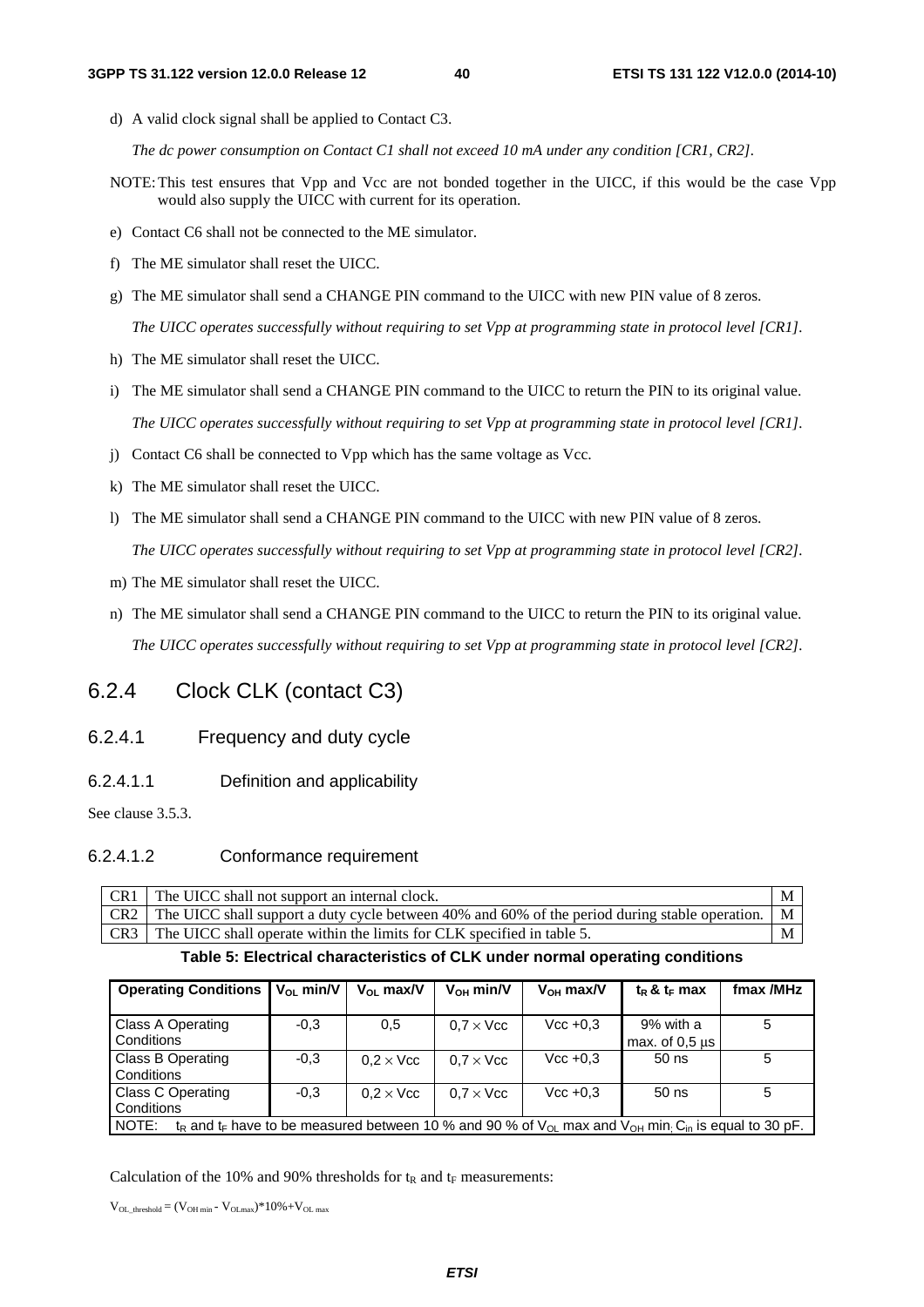d) A valid clock signal shall be applied to Contact C3.

*The dc power consumption on Contact C1 shall not exceed 10 mA under any condition [CR1, CR2].*

NOTE: This test ensures that Vpp and Vcc are not bonded together in the UICC, if this would be the case Vpp would also supply the UICC with current for its operation.

e) Contact C6 shall not be connected to the ME simulator.

f) The ME simulator shall reset the UICC.

g) The ME simulator shall send a CHANGE PIN command to the UICC with new PIN value of 8 zeros.

*The UICC operates successfully without requiring to set Vpp at programming state in protocol level [CR1].*

h) The ME simulator shall reset the UICC.

i) The ME simulator shall send a CHANGE PIN command to the UICC to return the PIN to its original value.

*The UICC operates successfully without requiring to set Vpp at programming state in protocol level [CR1].*

j) Contact C6 shall be connected to Vpp which has the same voltage as Vcc.

k) The ME simulator shall reset the UICC.

l) The ME simulator shall send a CHANGE PIN command to the UICC with new PIN value of 8 zeros.

*The UICC operates successfully without requiring to set Vpp at programming state in protocol level [CR2].*

m) The ME simulator shall reset the UICC.

n) The ME simulator shall send a CHANGE PIN command to the UICC to return the PIN to its original value.

*The UICC operates successfully without requiring to set Vpp at programming state in protocol level [CR2].*

## 6.2.4 Clock CLK (contact C3)

### 6.2.4.1 Frequency and duty cycle

#### 6.2.4.1.1 Definition and applicability

See clause 3.5.3.

#### 6.2.4.1.2 Conformance requirement

| | | |
|---|---|---|
| CR1 | The UICC shall not support an internal clock. | M |
| CR2 | The UICC shall support a duty cycle between 40% and 60% of the period during stable operation. | M |
| CR3 | The UICC shall operate within the limits for CLK specified in table 5. | M |

**Table 5: Electrical characteristics of CLK under normal operating conditions**

| Operating Conditions | $V_{OL}$ min/V | $V_{OL}$ max/V | $V_{OH}$ min/V | $V_{OH}$ max/V | $t_R$ & $t_F$ max | fmax /MHz |
|---|---|---|---|---|---|---|
| Class A Operating Conditions | -0,3 | 0,5 | $0,7 \times$ Vcc | Vcc +0,3 | 9% with a max. of 0,5 µs | 5 |
| Class B Operating Conditions | -0,3 | $0,2 \times$ Vcc | $0,7 \times$ Vcc | Vcc +0,3 | 50 ns | 5 |
| Class C Operating Conditions | -0,3 | $0,2 \times$ Vcc | $0,7 \times$ Vcc | Vcc +0,3 | 50 ns | 5 |
| NOTE: $t_R$ and $t_F$ have to be measured between 10 % and 90 % of $V_{OL}$ max and $V_{OH}$ min; $C_{in}$ is equal to 30 pF. | | | | | | |

Calculation of the 10% and 90% thresholds for $t_R$ and $t_F$ measurements:

$V_{OL\_threshold} = (V_{OH\ min} - V_{OLmax})*10\%+V_{OL\ max}$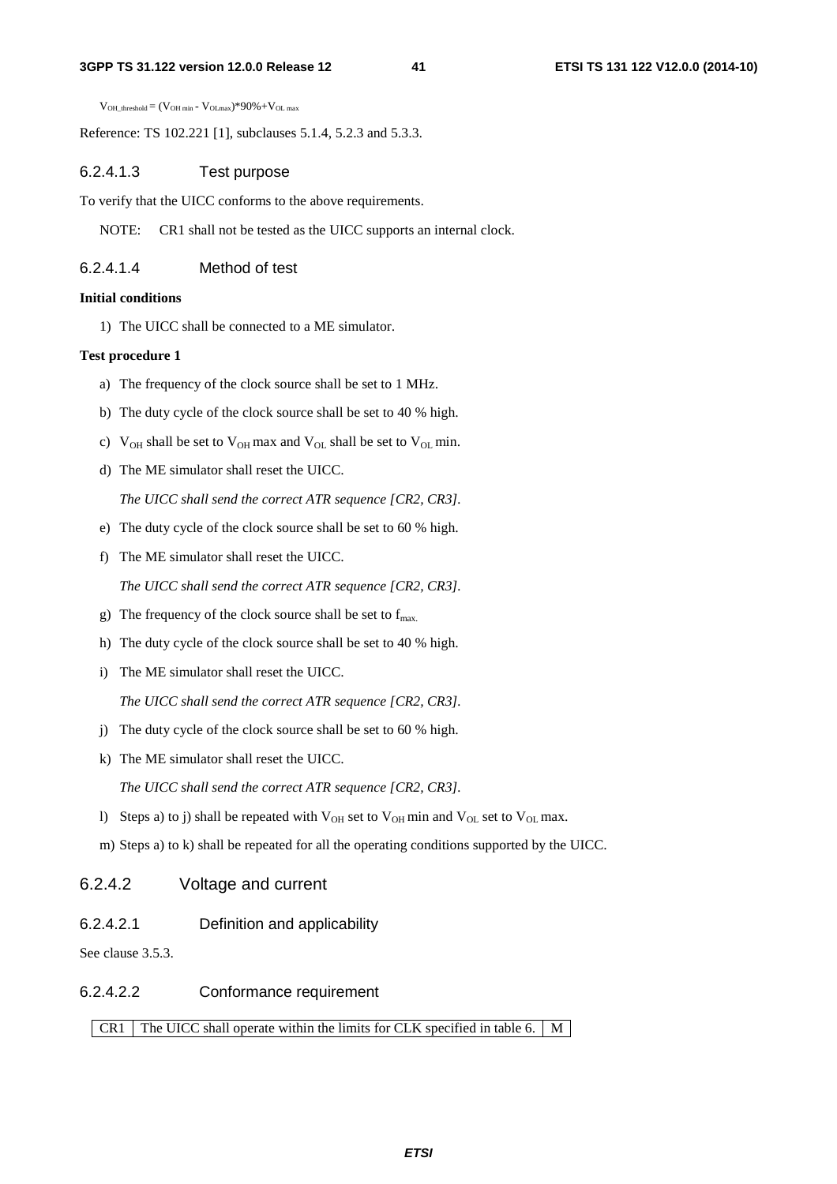$V_{OH\_threshold} = (V_{OH\ min} - V_{OLmax})*90\%+V_{OL\ max}$

Reference: TS 102.221 [1], subclauses 5.1.4, 5.2.3 and 5.3.3.

#### 6.2.4.1.3 Test purpose

To verify that the UICC conforms to the above requirements.

NOTE: CR1 shall not be tested as the UICC supports an internal clock.

#### 6.2.4.1.4 Method of test

**Initial conditions**

1) The UICC shall be connected to a ME simulator.

**Test procedure 1**

a) The frequency of the clock source shall be set to 1 MHz.

b) The duty cycle of the clock source shall be set to 40 % high.

c) $V_{OH}$ shall be set to $V_{OH}$ max and $V_{OL}$ shall be set to $V_{OL}$ min.

d) The ME simulator shall reset the UICC.

*The UICC shall send the correct ATR sequence [CR2, CR3].*

e) The duty cycle of the clock source shall be set to 60 % high.

f) The ME simulator shall reset the UICC.

*The UICC shall send the correct ATR sequence [CR2, CR3].*

g) The frequency of the clock source shall be set to $f_{max.}$

h) The duty cycle of the clock source shall be set to 40 % high.

i) The ME simulator shall reset the UICC.

*The UICC shall send the correct ATR sequence [CR2, CR3].*

j) The duty cycle of the clock source shall be set to 60 % high.

k) The ME simulator shall reset the UICC.

*The UICC shall send the correct ATR sequence [CR2, CR3].*

l) Steps a) to j) shall be repeated with $V_{OH}$ set to $V_{OH}$ min and $V_{OL}$ set to $V_{OL}$ max.

m) Steps a) to k) shall be repeated for all the operating conditions supported by the UICC.

### 6.2.4.2 Voltage and current

#### 6.2.4.2.1 Definition and applicability

See clause 3.5.3.

#### 6.2.4.2.2 Conformance requirement

| CR1 | The UICC shall operate within the limits for CLK specified in table 6. | M |
|---|---|---|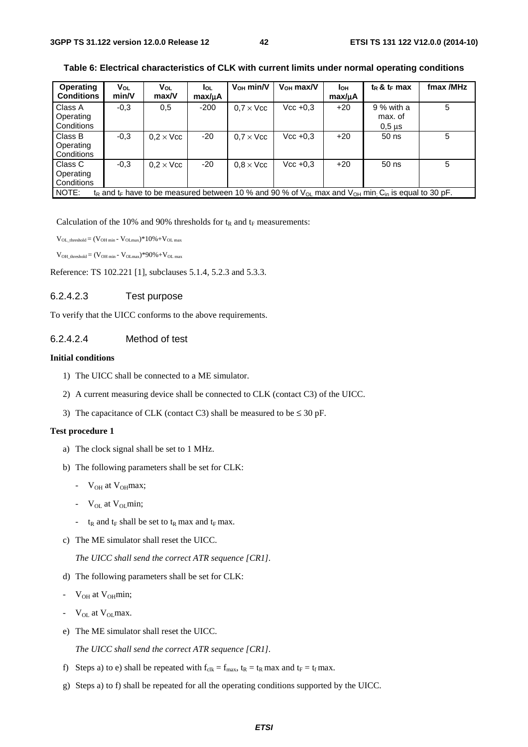**Table 6: Electrical characteristics of CLK with current limits under normal operating conditions**

| Operating Conditions | $V_{OL}$ min/V | $V_{OL}$ max/V | $I_{OL}$ max/μA | $V_{OH}$ min/V | $V_{OH}$ max/V | $I_{OH}$ max/μA | $t_R$ & $t_F$ max | fmax /MHz |
|---|---|---|---|---|---|---|---|---|
| Class A Operating Conditions | -0,3 | 0,5 | -200 | 0,7 × Vcc | Vcc +0,3 | +20 | 9 % with a max. of 0,5 μs | 5 |
| Class B Operating Conditions | -0,3 | 0,2 × Vcc | -20 | 0,7 × Vcc | Vcc +0,3 | +20 | 50 ns | 5 |
| Class C Operating Conditions | -0,3 | 0,2 × Vcc | -20 | 0,8 × Vcc | Vcc +0,3 | +20 | 50 ns | 5 |
| NOTE: $t_R$ and $t_F$ have to be measured between 10 % and 90 % of $V_{OL}$ max and $V_{OH}$ min. $C_{in}$ is equal to 30 pF. | | | | | | | | |

Calculation of the 10% and 90% thresholds for $t_R$ and $t_F$ measurements:

$V_{OL\_threshold} = (V_{OH\ min} - V_{OLmax})*10\%+V_{OL\ max}$

$V_{OH\_threshold} = (V_{OH\ min} - V_{OLmax})*90\%+V_{OL\ max}$

Reference: TS 102.221 [1], subclauses 5.1.4, 5.2.3 and 5.3.3.

#### 6.2.4.2.3 Test purpose

To verify that the UICC conforms to the above requirements.

#### 6.2.4.2.4 Method of test

**Initial conditions**

1) The UICC shall be connected to a ME simulator.
2) A current measuring device shall be connected to CLK (contact C3) of the UICC.
3) The capacitance of CLK (contact C3) shall be measured to be ≤ 30 pF.

**Test procedure 1**

a) The clock signal shall be set to 1 MHz.

b) The following parameters shall be set for CLK:

   - $V_{OH}$ at $V_{OH}$max;
   - $V_{OL}$ at $V_{OL}$min;
   - $t_R$ and $t_F$ shall be set to $t_R$ max and $t_F$ max.

c) The ME simulator shall reset the UICC.

   *The UICC shall send the correct ATR sequence [CR1].*

d) The following parameters shall be set for CLK:

- $V_{OH}$ at $V_{OH}$min;
- $V_{OL}$ at $V_{OL}$max.

e) The ME simulator shall reset the UICC.

   *The UICC shall send the correct ATR sequence [CR1].*

f) Steps a) to e) shall be repeated with $f_{clk} = f_{max}$, $t_R = t_R$ max and $t_F = t_f$ max.

g) Steps a) to f) shall be repeated for all the operating conditions supported by the UICC.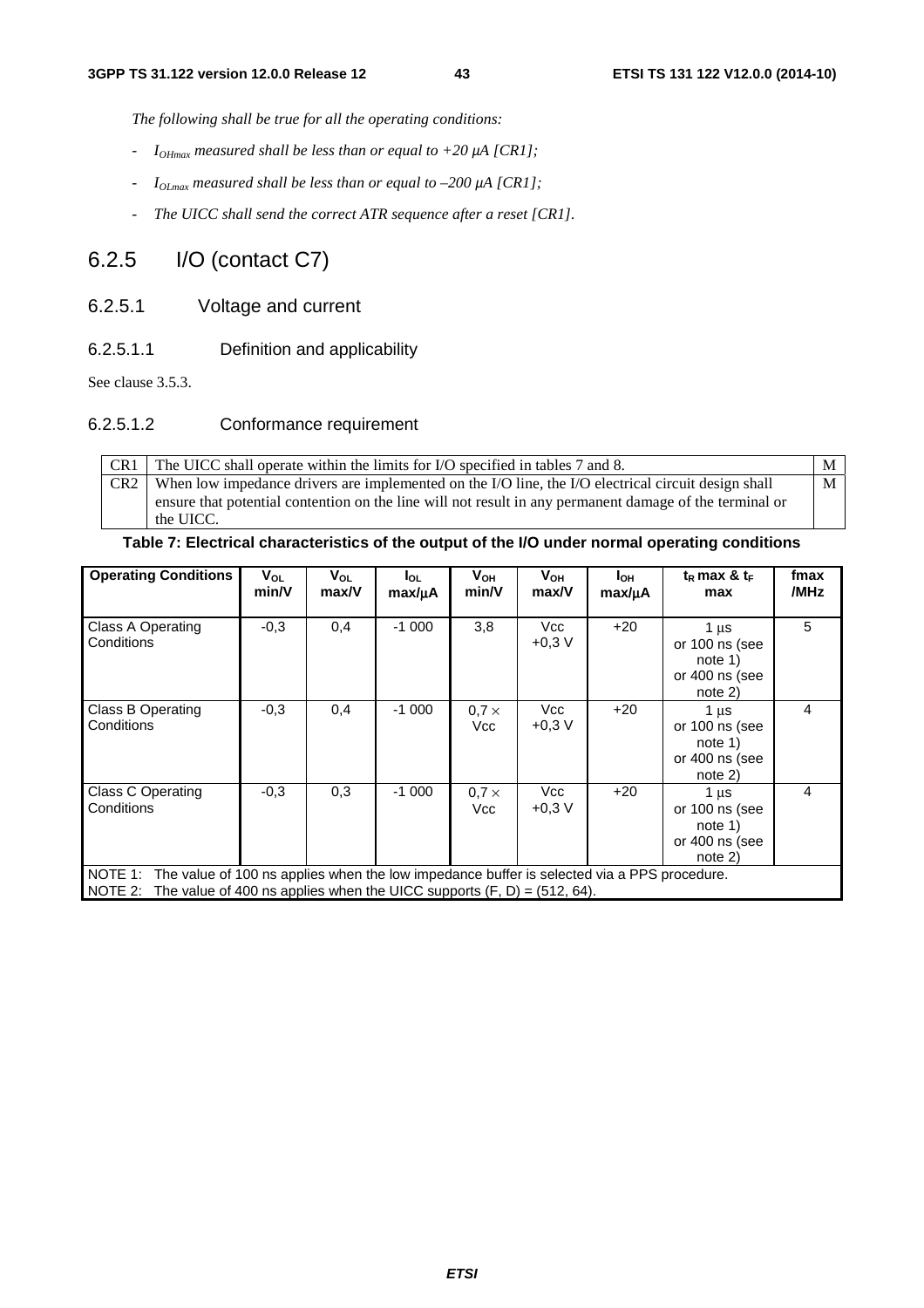*The following shall be true for all the operating conditions:*

- *$I_{OHmax}$ measured shall be less than or equal to +20 µA [CR1];*
- *$I_{OLmax}$ measured shall be less than or equal to –200 µA [CR1];*
- *The UICC shall send the correct ATR sequence after a reset [CR1].*

## 6.2.5 I/O (contact C7)

### 6.2.5.1 Voltage and current

#### 6.2.5.1.1 Definition and applicability

See clause 3.5.3.

#### 6.2.5.1.2 Conformance requirement

| | | |
|---|---|---|
| CR1 | The UICC shall operate within the limits for I/O specified in tables 7 and 8. | M |
| CR2 | When low impedance drivers are implemented on the I/O line, the I/O electrical circuit design shall ensure that potential contention on the line will not result in any permanent damage of the terminal or the UICC. | M |

**Table 7: Electrical characteristics of the output of the I/O under normal operating conditions**

| Operating Conditions | $V_{OL}$ min/V | $V_{OL}$ max/V | $I_{OL}$ max/µA | $V_{OH}$ min/V | $V_{OH}$ max/V | $I_{OH}$ max/µA | $t_R$ max & $t_F$ max | fmax /MHz |
|---|---|---|---|---|---|---|---|---|
| Class A Operating Conditions | -0,3 | 0,4 | -1 000 | 3,8 | Vcc +0,3 V | +20 | 1 µs or 100 ns (see note 1) or 400 ns (see note 2) | 5 |
| Class B Operating Conditions | -0,3 | 0,4 | -1 000 | 0,7 × Vcc | Vcc +0,3 V | +20 | 1 µs or 100 ns (see note 1) or 400 ns (see note 2) | 4 |
| Class C Operating Conditions | -0,3 | 0,3 | -1 000 | 0,7 × Vcc | Vcc +0,3 V | +20 | 1 µs or 100 ns (see note 1) or 400 ns (see note 2) | 4 |
| NOTE 1: The value of 100 ns applies when the low impedance buffer is selected via a PPS procedure. NOTE 2: The value of 400 ns applies when the UICC supports (F, D) = (512, 64). | | | | | | | | |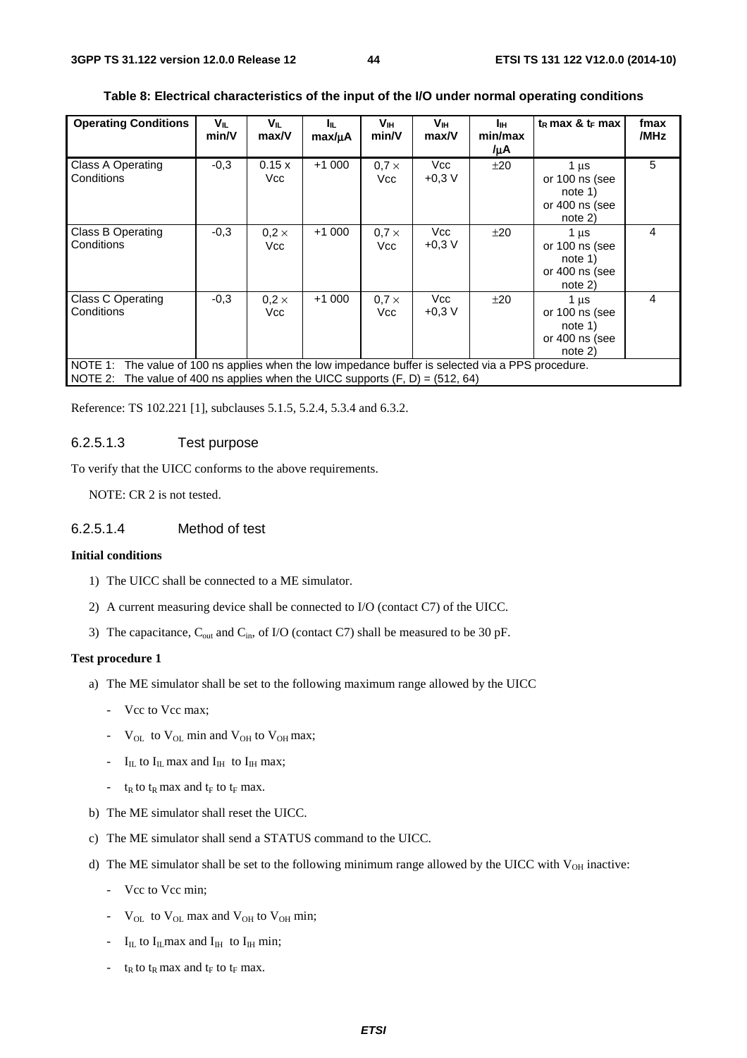**Table 8: Electrical characteristics of the input of the I/O under normal operating conditions**

| Operating Conditions | $V_{IL}$ min/V | $V_{IL}$ max/V | $I_{IL}$ max/μA | $V_{IH}$ min/V | $V_{IH}$ max/V | $I_{IH}$ min/max /μA | $t_R$ max & $t_F$ max | fmax /MHz |
|---|---|---|---|---|---|---|---|---|
| Class A Operating Conditions | -0,3 | 0.15 x Vcc | +1 000 | 0,7 × Vcc | Vcc +0,3 V | ±20 | 1 μs or 100 ns (see note 1) or 400 ns (see note 2) | 5 |
| Class B Operating Conditions | -0,3 | 0,2 × Vcc | +1 000 | 0,7 × Vcc | Vcc +0,3 V | ±20 | 1 μs or 100 ns (see note 1) or 400 ns (see note 2) | 4 |
| Class C Operating Conditions | -0,3 | 0,2 × Vcc | +1 000 | 0,7 × Vcc | Vcc +0,3 V | ±20 | 1 μs or 100 ns (see note 1) or 400 ns (see note 2) | 4 |
| NOTE 1: The value of 100 ns applies when the low impedance buffer is selected via a PPS procedure. NOTE 2: The value of 400 ns applies when the UICC supports (F, D) = (512, 64) | | | | | | | | |

Reference: TS 102.221 [1], subclauses 5.1.5, 5.2.4, 5.3.4 and 6.3.2.

### 6.2.5.1.3 Test purpose

To verify that the UICC conforms to the above requirements.

NOTE: CR 2 is not tested.

### 6.2.5.1.4 Method of test

**Initial conditions**

1) The UICC shall be connected to a ME simulator.
2) A current measuring device shall be connected to I/O (contact C7) of the UICC.
3) The capacitance, $C_{out}$ and $C_{in}$, of I/O (contact C7) shall be measured to be 30 pF.

**Test procedure 1**

a) The ME simulator shall be set to the following maximum range allowed by the UICC
   - Vcc to Vcc max;
   - $V_{OL}$ to $V_{OL}$ min and $V_{OH}$ to $V_{OH}$ max;
   - $I_{IL}$ to $I_{IL}$ max and $I_{IH}$ to $I_{IH}$ max;
   - $t_R$ to $t_R$ max and $t_F$ to $t_F$ max.
b) The ME simulator shall reset the UICC.
c) The ME simulator shall send a STATUS command to the UICC.
d) The ME simulator shall be set to the following minimum range allowed by the UICC with $V_{OH}$ inactive:
   - Vcc to Vcc min;
   - $V_{OL}$ to $V_{OL}$ max and $V_{OH}$ to $V_{OH}$ min;
   - $I_{IL}$ to $I_{IL}$max and $I_{IH}$ to $I_{IH}$ min;
   - $t_R$ to $t_R$ max and $t_F$ to $t_F$ max.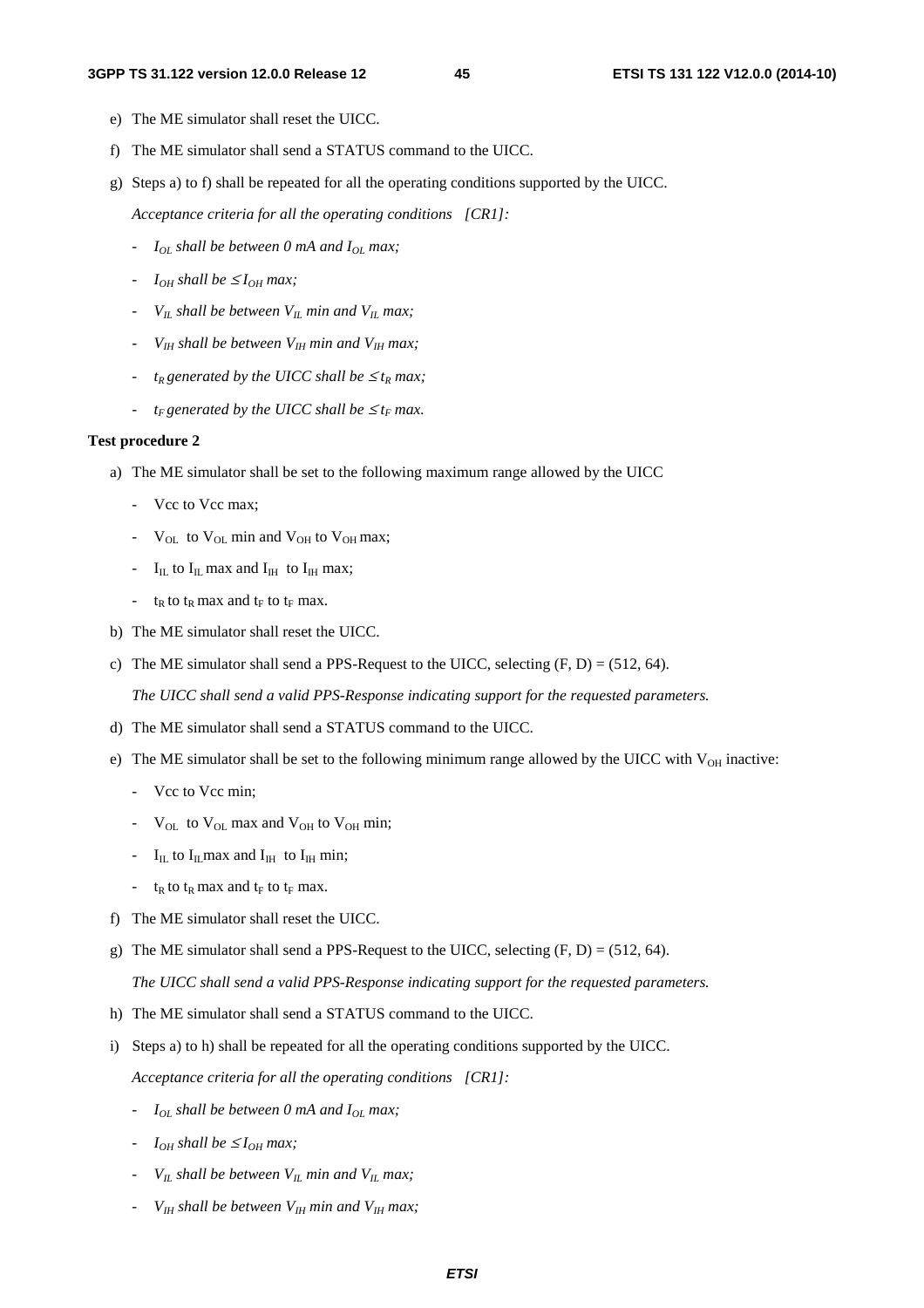e) The ME simulator shall reset the UICC.

f) The ME simulator shall send a STATUS command to the UICC.

g) Steps a) to f) shall be repeated for all the operating conditions supported by the UICC.

*Acceptance criteria for all the operating conditions [CR1]:*

- *$I_{OL}$ shall be between 0 mA and $I_{OL}$ max;*
- *$I_{OH}$ shall be $\leq I_{OH}$ max;*
- *$V_{IL}$ shall be between $V_{IL}$ min and $V_{IL}$ max;*
- *$V_{IH}$ shall be between $V_{IH}$ min and $V_{IH}$ max;*
- *$t_R$ generated by the UICC shall be $\leq t_R$ max;*
- *$t_F$ generated by the UICC shall be $\leq t_F$ max.*

**Test procedure 2**

a) The ME simulator shall be set to the following maximum range allowed by the UICC

- Vcc to Vcc max;
- $V_{OL}$ to $V_{OL}$ min and $V_{OH}$ to $V_{OH}$ max;
- $I_{IL}$ to $I_{IL}$ max and $I_{IH}$ to $I_{IH}$ max;
- $t_R$ to $t_R$ max and $t_F$ to $t_F$ max.

b) The ME simulator shall reset the UICC.

c) The ME simulator shall send a PPS-Request to the UICC, selecting (F, D) = (512, 64).

*The UICC shall send a valid PPS-Response indicating support for the requested parameters.*

d) The ME simulator shall send a STATUS command to the UICC.

e) The ME simulator shall be set to the following minimum range allowed by the UICC with $V_{OH}$ inactive:

- Vcc to Vcc min;
- $V_{OL}$ to $V_{OL}$ max and $V_{OH}$ to $V_{OH}$ min;
- $I_{IL}$ to $I_{IL}$max and $I_{IH}$ to $I_{IH}$ min;
- $t_R$ to $t_R$ max and $t_F$ to $t_F$ max.

f) The ME simulator shall reset the UICC.

g) The ME simulator shall send a PPS-Request to the UICC, selecting (F, D) = (512, 64).

*The UICC shall send a valid PPS-Response indicating support for the requested parameters.*

h) The ME simulator shall send a STATUS command to the UICC.

i) Steps a) to h) shall be repeated for all the operating conditions supported by the UICC.

*Acceptance criteria for all the operating conditions [CR1]:*

- *$I_{OL}$ shall be between 0 mA and $I_{OL}$ max;*
- *$I_{OH}$ shall be $\leq I_{OH}$ max;*
- *$V_{IL}$ shall be between $V_{IL}$ min and $V_{IL}$ max;*
- *$V_{IH}$ shall be between $V_{IH}$ min and $V_{IH}$ max;*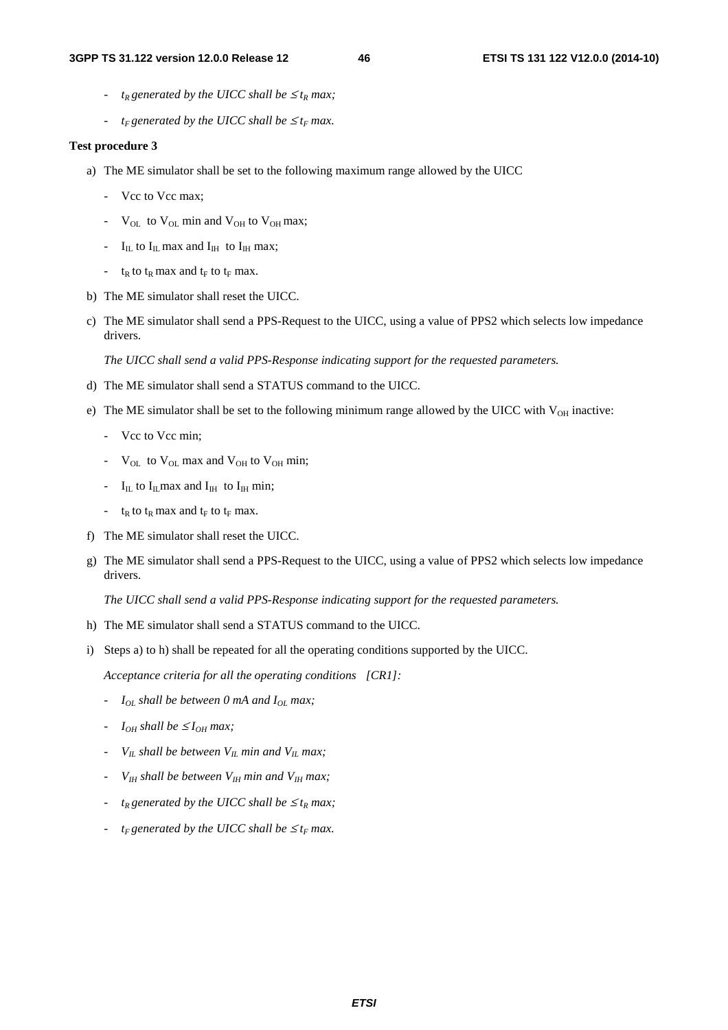- *$t_R$ generated by the UICC shall be $\leq t_R$ max;*

- *$t_F$ generated by the UICC shall be $\leq t_F$ max.*

**Test procedure 3**

a) The ME simulator shall be set to the following maximum range allowed by the UICC

- Vcc to Vcc max;

- $V_{OL}$ to $V_{OL}$ min and $V_{OH}$ to $V_{OH}$ max;

- $I_{IL}$ to $I_{IL}$ max and $I_{IH}$ to $I_{IH}$ max;

- $t_R$ to $t_R$ max and $t_F$ to $t_F$ max.

b) The ME simulator shall reset the UICC.

c) The ME simulator shall send a PPS-Request to the UICC, using a value of PPS2 which selects low impedance drivers.

*The UICC shall send a valid PPS-Response indicating support for the requested parameters.*

d) The ME simulator shall send a STATUS command to the UICC.

e) The ME simulator shall be set to the following minimum range allowed by the UICC with $V_{OH}$ inactive:

- Vcc to Vcc min;

- $V_{OL}$ to $V_{OL}$ max and $V_{OH}$ to $V_{OH}$ min;

- $I_{IL}$ to $I_{IL}$max and $I_{IH}$ to $I_{IH}$ min;

- $t_R$ to $t_R$ max and $t_F$ to $t_F$ max.

f) The ME simulator shall reset the UICC.

g) The ME simulator shall send a PPS-Request to the UICC, using a value of PPS2 which selects low impedance drivers.

*The UICC shall send a valid PPS-Response indicating support for the requested parameters.*

h) The ME simulator shall send a STATUS command to the UICC.

i) Steps a) to h) shall be repeated for all the operating conditions supported by the UICC.

*Acceptance criteria for all the operating conditions [CR1]:*

- *$I_{OL}$ shall be between 0 mA and $I_{OL}$ max;*

- *$I_{OH}$ shall be $\leq I_{OH}$ max;*

- *$V_{IL}$ shall be between $V_{IL}$ min and $V_{IL}$ max;*

- *$V_{IH}$ shall be between $V_{IH}$ min and $V_{IH}$ max;*

- *$t_R$ generated by the UICC shall be $\leq t_R$ max;*

- *$t_F$ generated by the UICC shall be $\leq t_F$ max.*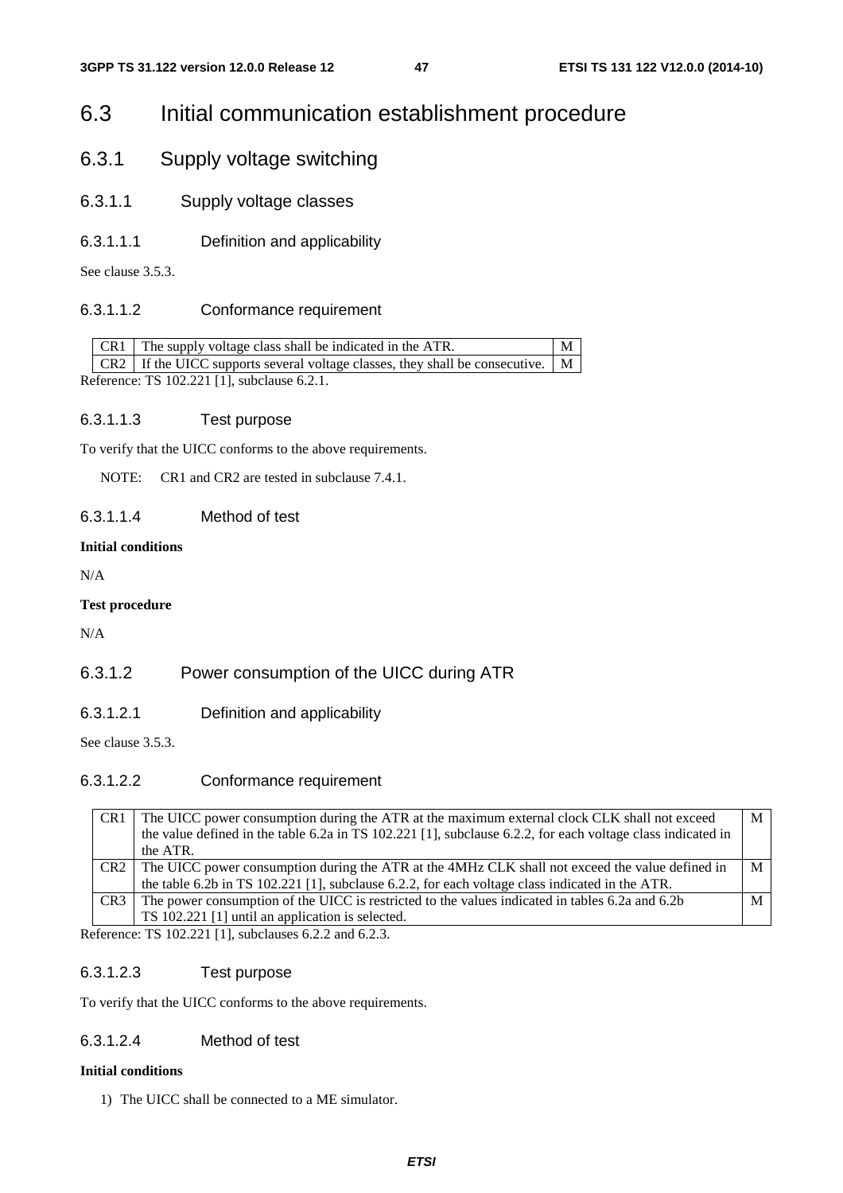# 6.3 Initial communication establishment procedure

## 6.3.1 Supply voltage switching

### 6.3.1.1 Supply voltage classes

#### 6.3.1.1.1 Definition and applicability

See clause 3.5.3.

#### 6.3.1.1.2 Conformance requirement

| | | |
|---|---|---|
| CR1 | The supply voltage class shall be indicated in the ATR. | M |
| CR2 | If the UICC supports several voltage classes, they shall be consecutive. | M |

Reference: TS 102.221 [1], subclause 6.2.1.

#### 6.3.1.1.3 Test purpose

To verify that the UICC conforms to the above requirements.

NOTE: CR1 and CR2 are tested in subclause 7.4.1.

#### 6.3.1.1.4 Method of test

**Initial conditions**

N/A

**Test procedure**

N/A

### 6.3.1.2 Power consumption of the UICC during ATR

#### 6.3.1.2.1 Definition and applicability

See clause 3.5.3.

#### 6.3.1.2.2 Conformance requirement

| | | |
|---|---|---|
| CR1 | The UICC power consumption during the ATR at the maximum external clock CLK shall not exceed the value defined in the table 6.2a in TS 102.221 [1], subclause 6.2.2, for each voltage class indicated in the ATR. | M |
| CR2 | The UICC power consumption during the ATR at the 4MHz CLK shall not exceed the value defined in the table 6.2b in TS 102.221 [1], subclause 6.2.2, for each voltage class indicated in the ATR. | M |
| CR3 | The power consumption of the UICC is restricted to the values indicated in tables 6.2a and 6.2b TS 102.221 [1] until an application is selected. | M |

Reference: TS 102.221 [1], subclauses 6.2.2 and 6.2.3.

#### 6.3.1.2.3 Test purpose

To verify that the UICC conforms to the above requirements.

#### 6.3.1.2.4 Method of test

**Initial conditions**

1) The UICC shall be connected to a ME simulator.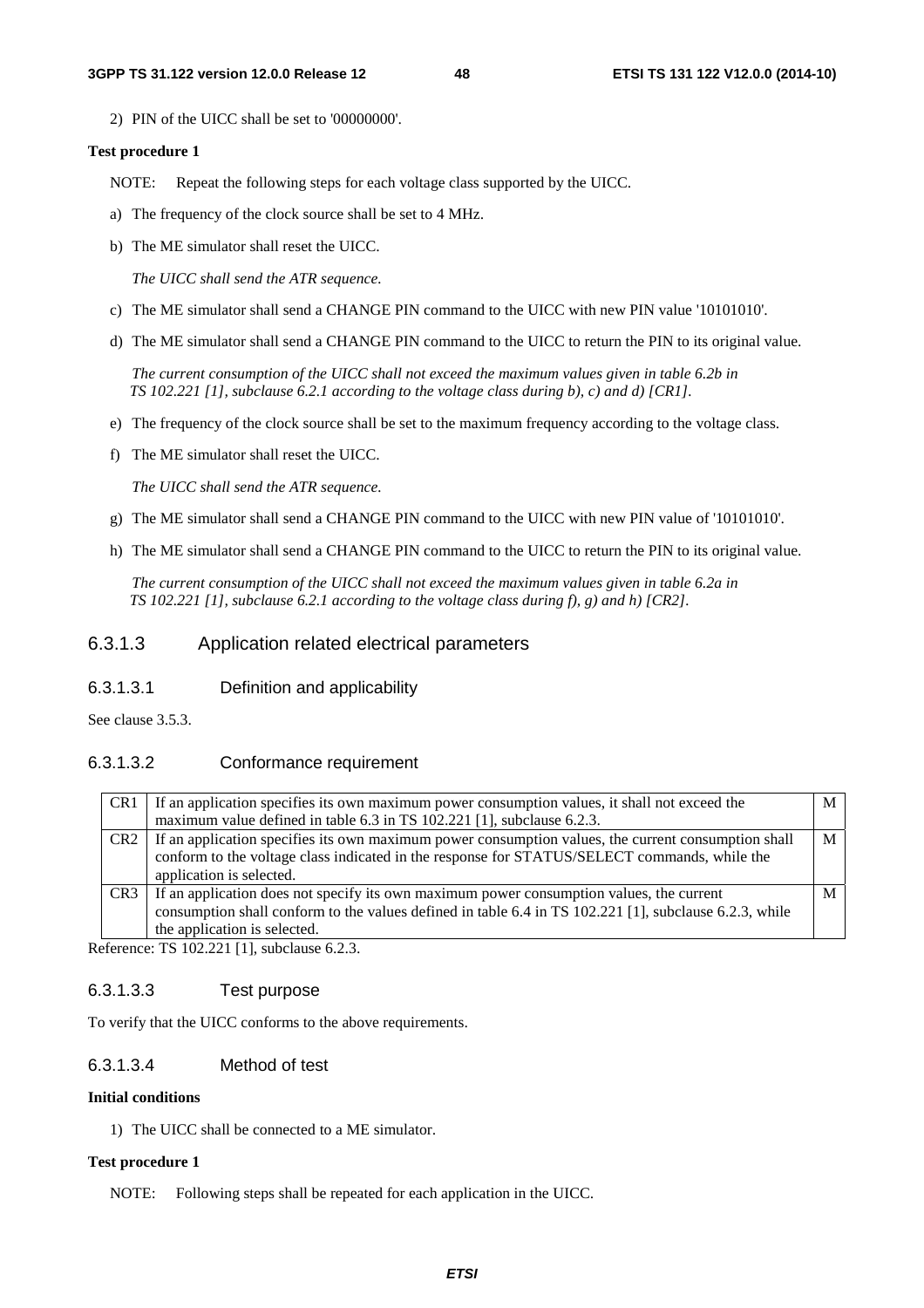2) PIN of the UICC shall be set to '00000000'.

**Test procedure 1**

NOTE: Repeat the following steps for each voltage class supported by the UICC.

a) The frequency of the clock source shall be set to 4 MHz.

b) The ME simulator shall reset the UICC.

*The UICC shall send the ATR sequence.*

c) The ME simulator shall send a CHANGE PIN command to the UICC with new PIN value '10101010'.

d) The ME simulator shall send a CHANGE PIN command to the UICC to return the PIN to its original value.

*The current consumption of the UICC shall not exceed the maximum values given in table 6.2b in TS 102.221 [1], subclause 6.2.1 according to the voltage class during b), c) and d) [CR1].*

e) The frequency of the clock source shall be set to the maximum frequency according to the voltage class.

f) The ME simulator shall reset the UICC.

*The UICC shall send the ATR sequence.*

g) The ME simulator shall send a CHANGE PIN command to the UICC with new PIN value of '10101010'.

h) The ME simulator shall send a CHANGE PIN command to the UICC to return the PIN to its original value.

*The current consumption of the UICC shall not exceed the maximum values given in table 6.2a in TS 102.221 [1], subclause 6.2.1 according to the voltage class during f), g) and h) [CR2].*

### 6.3.1.3 Application related electrical parameters

#### 6.3.1.3.1 Definition and applicability

See clause 3.5.3.

#### 6.3.1.3.2 Conformance requirement

| | | |
|---|---|---|
| CR1 | If an application specifies its own maximum power consumption values, it shall not exceed the maximum value defined in table 6.3 in TS 102.221 [1], subclause 6.2.3. | M |
| CR2 | If an application specifies its own maximum power consumption values, the current consumption shall conform to the voltage class indicated in the response for STATUS/SELECT commands, while the application is selected. | M |
| CR3 | If an application does not specify its own maximum power consumption values, the current consumption shall conform to the values defined in table 6.4 in TS 102.221 [1], subclause 6.2.3, while the application is selected. | M |

Reference: TS 102.221 [1], subclause 6.2.3.

#### 6.3.1.3.3 Test purpose

To verify that the UICC conforms to the above requirements.

#### 6.3.1.3.4 Method of test

**Initial conditions**

1) The UICC shall be connected to a ME simulator.

**Test procedure 1**

NOTE: Following steps shall be repeated for each application in the UICC.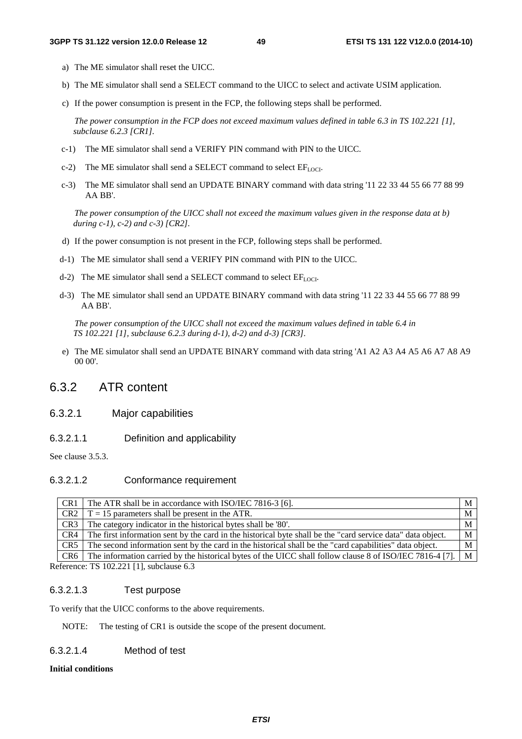a) The ME simulator shall reset the UICC.

b) The ME simulator shall send a SELECT command to the UICC to select and activate USIM application.

c) If the power consumption is present in the FCP, the following steps shall be performed.

*The power consumption in the FCP does not exceed maximum values defined in table 6.3 in TS 102.221 [1], subclause 6.2.3 [CR1].*

c-1) The ME simulator shall send a VERIFY PIN command with PIN to the UICC.

c-2) The ME simulator shall send a SELECT command to select $EF_{LOCI}$.

c-3) The ME simulator shall send an UPDATE BINARY command with data string '11 22 33 44 55 66 77 88 99 AA BB'.

*The power consumption of the UICC shall not exceed the maximum values given in the response data at b) during c-1), c-2) and c-3) [CR2].*

d) If the power consumption is not present in the FCP, following steps shall be performed.

d-1) The ME simulator shall send a VERIFY PIN command with PIN to the UICC.

d-2) The ME simulator shall send a SELECT command to select $EF_{LOCI}$.

d-3) The ME simulator shall send an UPDATE BINARY command with data string '11 22 33 44 55 66 77 88 99 AA BB'.

*The power consumption of the UICC shall not exceed the maximum values defined in table 6.4 in TS 102.221 [1], subclause 6.2.3 during d-1), d-2) and d-3) [CR3].*

e) The ME simulator shall send an UPDATE BINARY command with data string 'A1 A2 A3 A4 A5 A6 A7 A8 A9 00 00'.

## 6.3.2 ATR content

### 6.3.2.1 Major capabilities

#### 6.3.2.1.1 Definition and applicability

See clause 3.5.3.

#### 6.3.2.1.2 Conformance requirement

| | | |
|---|---|---|
| CR1 | The ATR shall be in accordance with ISO/IEC 7816-3 [6]. | M |
| CR2 | T = 15 parameters shall be present in the ATR. | M |
| CR3 | The category indicator in the historical bytes shall be '80'. | M |
| CR4 | The first information sent by the card in the historical byte shall be the "card service data" data object. | M |
| CR5 | The second information sent by the card in the historical shall be the "card capabilities" data object. | M |
| CR6 | The information carried by the historical bytes of the UICC shall follow clause 8 of ISO/IEC 7816-4 [7]. | M |

Reference: TS 102.221 [1], subclause 6.3

#### 6.3.2.1.3 Test purpose

To verify that the UICC conforms to the above requirements.

NOTE: The testing of CR1 is outside the scope of the present document.

#### 6.3.2.1.4 Method of test

**Initial conditions**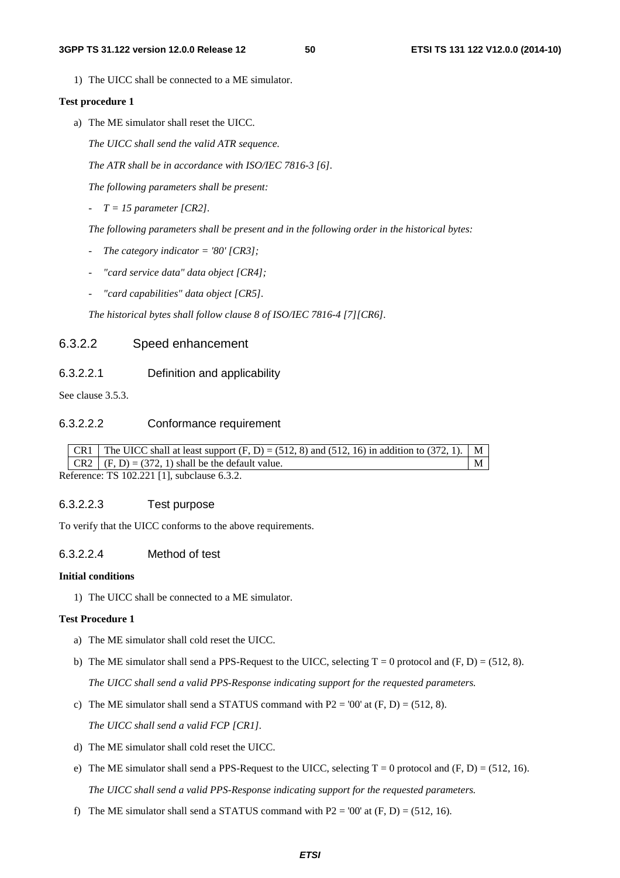1) The UICC shall be connected to a ME simulator.

**Test procedure 1**

a) The ME simulator shall reset the UICC.

*The UICC shall send the valid ATR sequence.*

*The ATR shall be in accordance with ISO/IEC 7816-3 [6].*

*The following parameters shall be present:*

- *T = 15 parameter [CR2].*

*The following parameters shall be present and in the following order in the historical bytes:*

- *The category indicator = '80' [CR3];*
- *"card service data" data object [CR4];*
- *"card capabilities" data object [CR5].*

*The historical bytes shall follow clause 8 of ISO/IEC 7816-4 [7][CR6].*

### 6.3.2.2 Speed enhancement

#### 6.3.2.2.1 Definition and applicability

See clause 3.5.3.

#### 6.3.2.2.2 Conformance requirement

| | | |
|---|---|---|
| CR1 | The UICC shall at least support (F, D) = (512, 8) and (512, 16) in addition to (372, 1). | M |
| CR2 | (F, D) = (372, 1) shall be the default value. | M |

Reference: TS 102.221 [1], subclause 6.3.2.

#### 6.3.2.2.3 Test purpose

To verify that the UICC conforms to the above requirements.

#### 6.3.2.2.4 Method of test

**Initial conditions**

1) The UICC shall be connected to a ME simulator.

**Test Procedure 1**

a) The ME simulator shall cold reset the UICC.

b) The ME simulator shall send a PPS-Request to the UICC, selecting T = 0 protocol and (F, D) = (512, 8).

*The UICC shall send a valid PPS-Response indicating support for the requested parameters.*

c) The ME simulator shall send a STATUS command with P2 = '00' at (F, D) = (512, 8).

*The UICC shall send a valid FCP [CR1].*

d) The ME simulator shall cold reset the UICC.

e) The ME simulator shall send a PPS-Request to the UICC, selecting T = 0 protocol and (F, D) = (512, 16).

*The UICC shall send a valid PPS-Response indicating support for the requested parameters.*

f) The ME simulator shall send a STATUS command with P2 = '00' at (F, D) = (512, 16).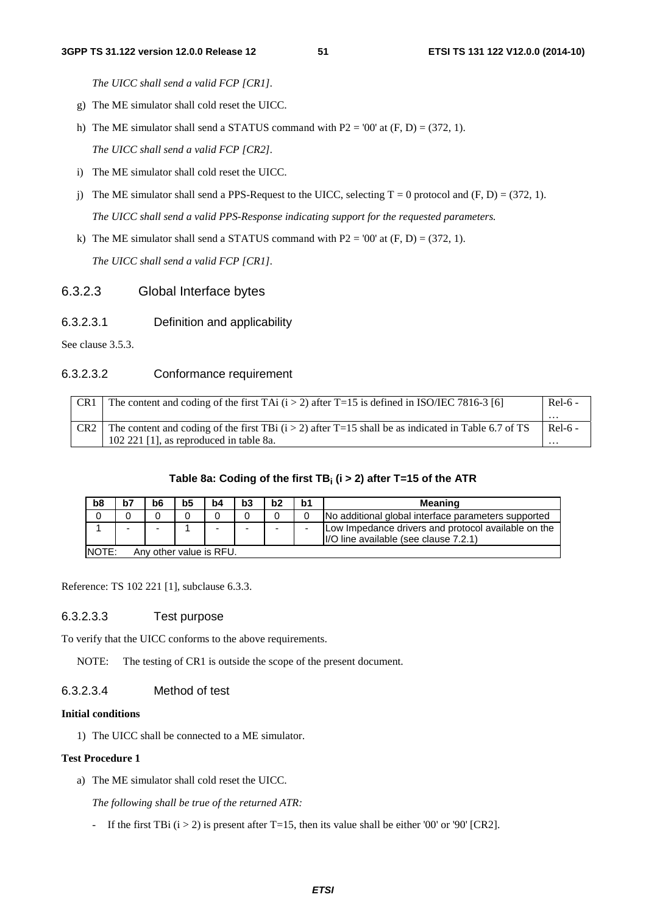*The UICC shall send a valid FCP [CR1].*

g) The ME simulator shall cold reset the UICC.

h) The ME simulator shall send a STATUS command with P2 = '00' at (F, D) = (372, 1).

*The UICC shall send a valid FCP [CR2].*

i) The ME simulator shall cold reset the UICC.

j) The ME simulator shall send a PPS-Request to the UICC, selecting T = 0 protocol and (F, D) = (372, 1).

*The UICC shall send a valid PPS-Response indicating support for the requested parameters.*

k) The ME simulator shall send a STATUS command with P2 = '00' at (F, D) = (372, 1).

*The UICC shall send a valid FCP [CR1].*

### 6.3.2.3 Global Interface bytes

#### 6.3.2.3.1 Definition and applicability

See clause 3.5.3.

#### 6.3.2.3.2 Conformance requirement

| | | |
|---|---|---|
| CR1 | The content and coding of the first TAi (i > 2) after T=15 is defined in ISO/IEC 7816-3 [6] | Rel-6 - … |
| CR2 | The content and coding of the first TBi (i > 2) after T=15 shall be as indicated in Table 6.7 of TS 102 221 [1], as reproduced in table 8a. | Rel-6 - … |

**Table 8a: Coding of the first $TB_i$ (i > 2) after T=15 of the ATR**

| b8 | b7 | b6 | b5 | b4 | b3 | b2 | b1 | Meaning |
|---|---|---|---|---|---|---|---|---|
| 0 | 0 | 0 | 0 | 0 | 0 | 0 | 0 | No additional global interface parameters supported |
| 1 | - | - | 1 | - | - | - | - | Low Impedance drivers and protocol available on the I/O line available (see clause 7.2.1) |
| NOTE: Any other value is RFU. | | | | | | | | |

Reference: TS 102 221 [1], subclause 6.3.3.

#### 6.3.2.3.3 Test purpose

To verify that the UICC conforms to the above requirements.

NOTE: The testing of CR1 is outside the scope of the present document.

#### 6.3.2.3.4 Method of test

**Initial conditions**

1) The UICC shall be connected to a ME simulator.

**Test Procedure 1**

a) The ME simulator shall cold reset the UICC.

*The following shall be true of the returned ATR:*

- If the first TBi (i > 2) is present after T=15, then its value shall be either '00' or '90' [CR2].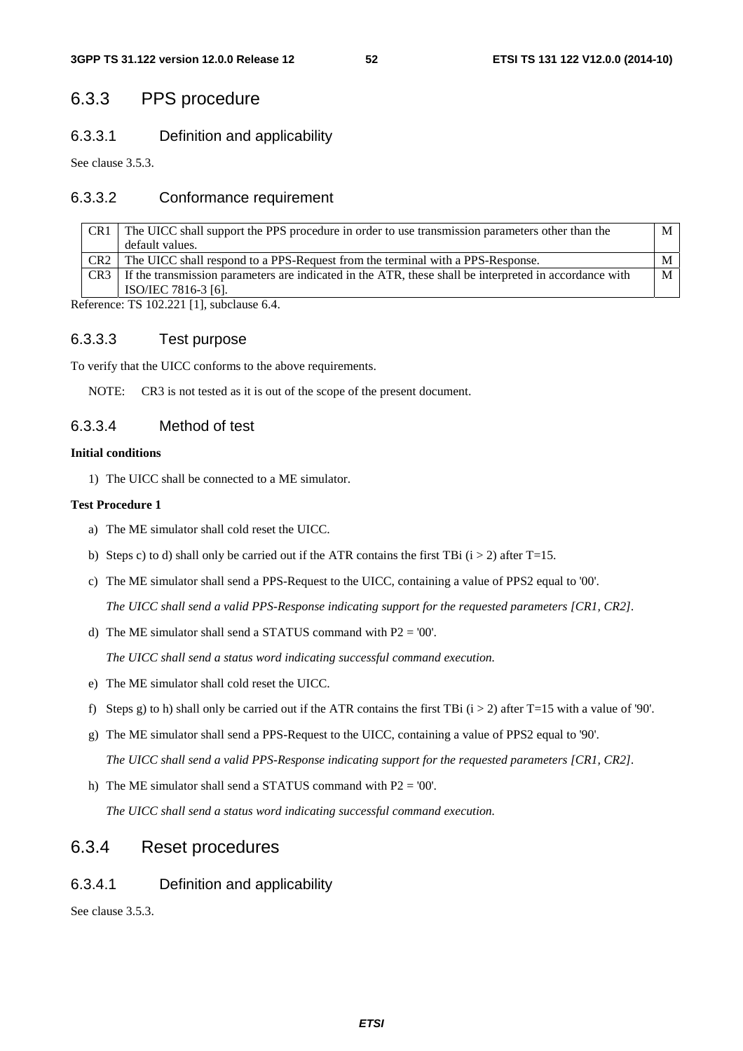## 6.3.3 PPS procedure

### 6.3.3.1 Definition and applicability

See clause 3.5.3.

### 6.3.3.2 Conformance requirement

| | | |
|---|---|---|
| CR1 | The UICC shall support the PPS procedure in order to use transmission parameters other than the default values. | M |
| CR2 | The UICC shall respond to a PPS-Request from the terminal with a PPS-Response. | M |
| CR3 | If the transmission parameters are indicated in the ATR, these shall be interpreted in accordance with ISO/IEC 7816-3 [6]. | M |

Reference: TS 102.221 [1], subclause 6.4.

### 6.3.3.3 Test purpose

To verify that the UICC conforms to the above requirements.

NOTE: CR3 is not tested as it is out of the scope of the present document.

### 6.3.3.4 Method of test

**Initial conditions**

1) The UICC shall be connected to a ME simulator.

**Test Procedure 1**

a) The ME simulator shall cold reset the UICC.

b) Steps c) to d) shall only be carried out if the ATR contains the first TBi (i > 2) after T=15.

c) The ME simulator shall send a PPS-Request to the UICC, containing a value of PPS2 equal to '00'.

*The UICC shall send a valid PPS-Response indicating support for the requested parameters [CR1, CR2].*

d) The ME simulator shall send a STATUS command with P2 = '00'.

*The UICC shall send a status word indicating successful command execution.*

e) The ME simulator shall cold reset the UICC.

f) Steps g) to h) shall only be carried out if the ATR contains the first TBi (i > 2) after T=15 with a value of '90'.

g) The ME simulator shall send a PPS-Request to the UICC, containing a value of PPS2 equal to '90'.

*The UICC shall send a valid PPS-Response indicating support for the requested parameters [CR1, CR2].*

h) The ME simulator shall send a STATUS command with P2 = '00'.

*The UICC shall send a status word indicating successful command execution.*

## 6.3.4 Reset procedures

### 6.3.4.1 Definition and applicability

See clause 3.5.3.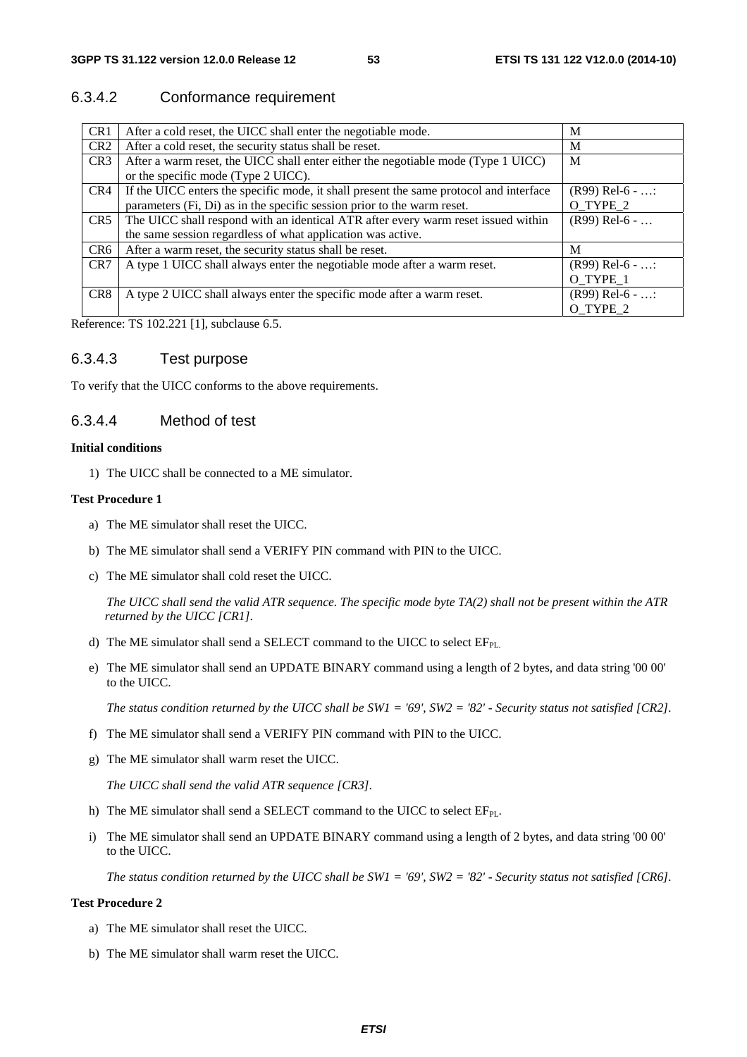### 6.3.4.2 Conformance requirement

| | | |
|---|---|---|
| CR1 | After a cold reset, the UICC shall enter the negotiable mode. | M |
| CR2 | After a cold reset, the security status shall be reset. | M |
| CR3 | After a warm reset, the UICC shall enter either the negotiable mode (Type 1 UICC) or the specific mode (Type 2 UICC). | M |
| CR4 | If the UICC enters the specific mode, it shall present the same protocol and interface parameters (Fi, Di) as in the specific session prior to the warm reset. | (R99) Rel-6 - …: O_TYPE_2 |
| CR5 | The UICC shall respond with an identical ATR after every warm reset issued within the same session regardless of what application was active. | (R99) Rel-6 - … |
| CR6 | After a warm reset, the security status shall be reset. | M |
| CR7 | A type 1 UICC shall always enter the negotiable mode after a warm reset. | (R99) Rel-6 - …: O_TYPE_1 |
| CR8 | A type 2 UICC shall always enter the specific mode after a warm reset. | (R99) Rel-6 - …: O_TYPE_2 |

Reference: TS 102.221 [1], subclause 6.5.

### 6.3.4.3 Test purpose

To verify that the UICC conforms to the above requirements.

### 6.3.4.4 Method of test

**Initial conditions**

1) The UICC shall be connected to a ME simulator.

**Test Procedure 1**

a) The ME simulator shall reset the UICC.

b) The ME simulator shall send a VERIFY PIN command with PIN to the UICC.

c) The ME simulator shall cold reset the UICC.

*The UICC shall send the valid ATR sequence. The specific mode byte TA(2) shall not be present within the ATR returned by the UICC [CR1].*

d) The ME simulator shall send a SELECT command to the UICC to select $EF_{PL}$.

e) The ME simulator shall send an UPDATE BINARY command using a length of 2 bytes, and data string '00 00' to the UICC.

*The status condition returned by the UICC shall be SW1 = '69', SW2 = '82' - Security status not satisfied [CR2].*

f) The ME simulator shall send a VERIFY PIN command with PIN to the UICC.

g) The ME simulator shall warm reset the UICC.

*The UICC shall send the valid ATR sequence [CR3].*

h) The ME simulator shall send a SELECT command to the UICC to select $EF_{PL}$.

i) The ME simulator shall send an UPDATE BINARY command using a length of 2 bytes, and data string '00 00' to the UICC.

*The status condition returned by the UICC shall be SW1 = '69', SW2 = '82' - Security status not satisfied [CR6].*

**Test Procedure 2**

a) The ME simulator shall reset the UICC.

b) The ME simulator shall warm reset the UICC.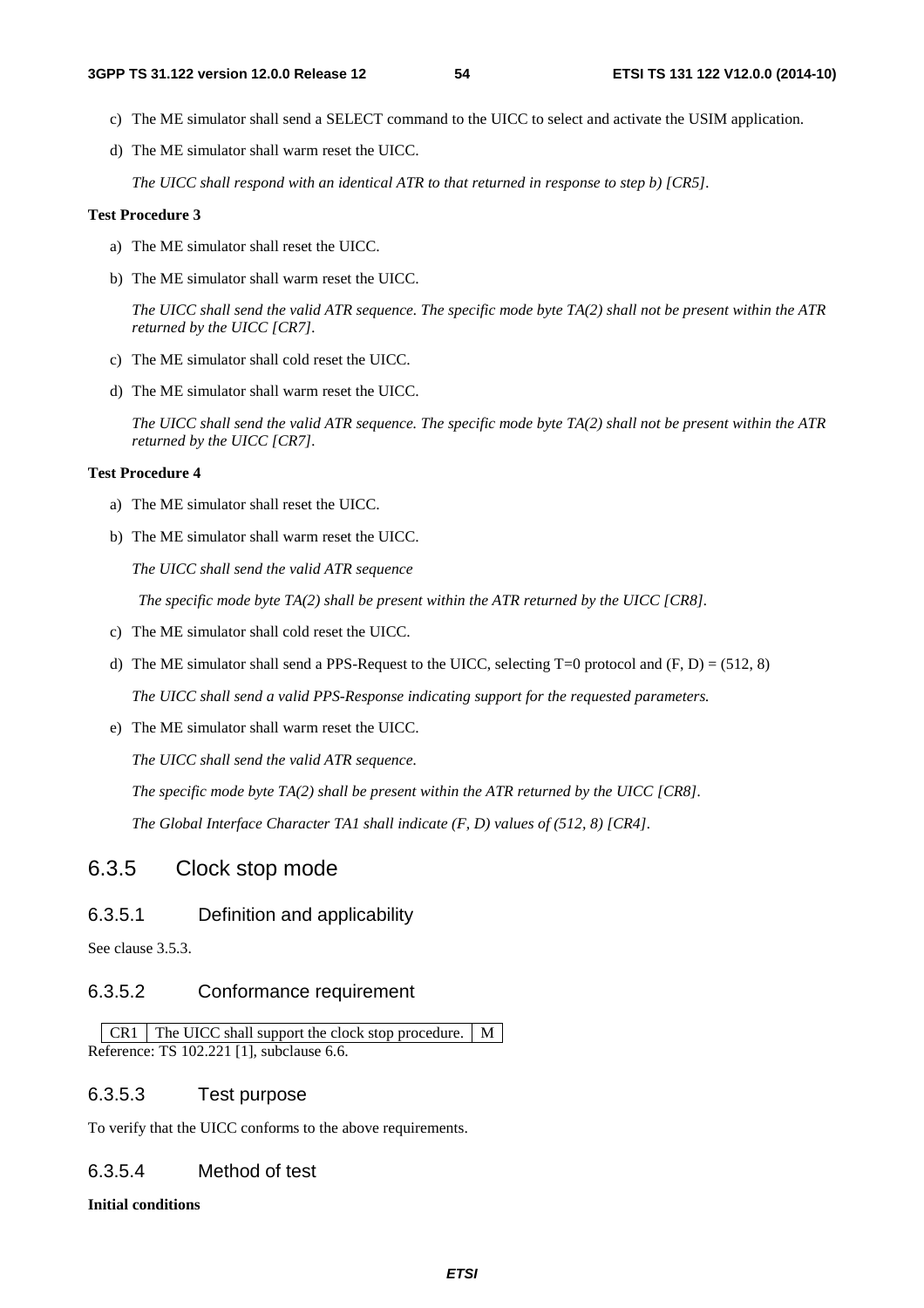c) The ME simulator shall send a SELECT command to the UICC to select and activate the USIM application.

d) The ME simulator shall warm reset the UICC.

*The UICC shall respond with an identical ATR to that returned in response to step b) [CR5].*

**Test Procedure 3**

a) The ME simulator shall reset the UICC.

b) The ME simulator shall warm reset the UICC.

*The UICC shall send the valid ATR sequence. The specific mode byte TA(2) shall not be present within the ATR returned by the UICC [CR7].*

c) The ME simulator shall cold reset the UICC.

d) The ME simulator shall warm reset the UICC.

*The UICC shall send the valid ATR sequence. The specific mode byte TA(2) shall not be present within the ATR returned by the UICC [CR7].*

**Test Procedure 4**

a) The ME simulator shall reset the UICC.

b) The ME simulator shall warm reset the UICC.

*The UICC shall send the valid ATR sequence*

*The specific mode byte TA(2) shall be present within the ATR returned by the UICC [CR8].*

c) The ME simulator shall cold reset the UICC.

d) The ME simulator shall send a PPS-Request to the UICC, selecting T=0 protocol and (F, D) = (512, 8)

*The UICC shall send a valid PPS-Response indicating support for the requested parameters.*

e) The ME simulator shall warm reset the UICC.

*The UICC shall send the valid ATR sequence.*

*The specific mode byte TA(2) shall be present within the ATR returned by the UICC [CR8].*

*The Global Interface Character TA1 shall indicate (F, D) values of (512, 8) [CR4].*

## 6.3.5 Clock stop mode

### 6.3.5.1 Definition and applicability

See clause 3.5.3.

### 6.3.5.2 Conformance requirement

| CR1 | The UICC shall support the clock stop procedure. | M |
|---|---|---|

Reference: TS 102.221 [1], subclause 6.6.

### 6.3.5.3 Test purpose

To verify that the UICC conforms to the above requirements.

### 6.3.5.4 Method of test

**Initial conditions**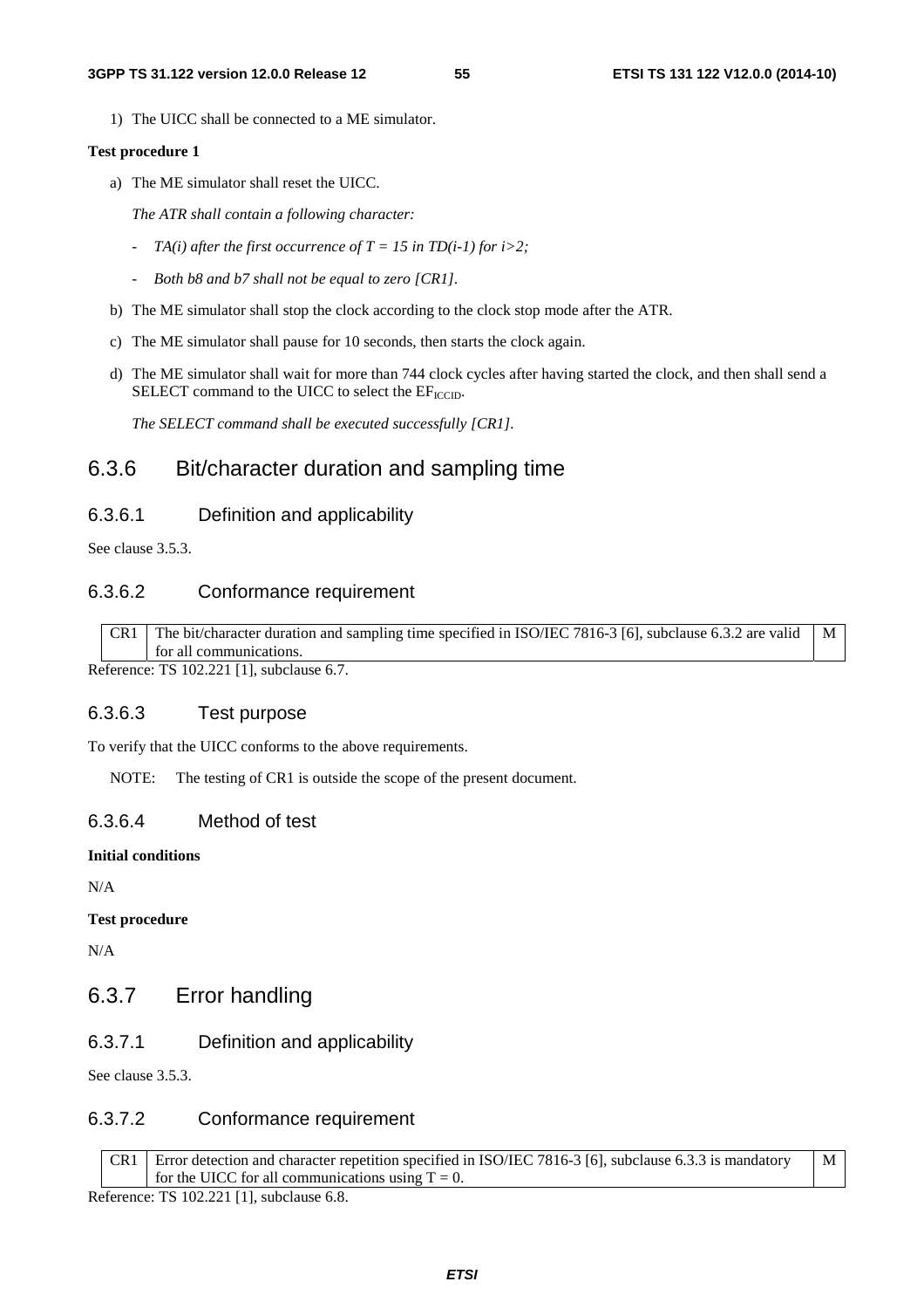1) The UICC shall be connected to a ME simulator.

**Test procedure 1**

a) The ME simulator shall reset the UICC.

*The ATR shall contain a following character:*

- *TA(i) after the first occurrence of T = 15 in TD(i-1) for i>2;*
- *Both b8 and b7 shall not be equal to zero [CR1].*

b) The ME simulator shall stop the clock according to the clock stop mode after the ATR.

c) The ME simulator shall pause for 10 seconds, then starts the clock again.

d) The ME simulator shall wait for more than 744 clock cycles after having started the clock, and then shall send a SELECT command to the UICC to select the $EF_{ICCID}$.

*The SELECT command shall be executed successfully [CR1].*

## 6.3.6 Bit/character duration and sampling time

### 6.3.6.1 Definition and applicability

See clause 3.5.3.

### 6.3.6.2 Conformance requirement

| CR1 | The bit/character duration and sampling time specified in ISO/IEC 7816-3 [6], subclause 6.3.2 are valid for all communications. | M |
|---|---|---|

Reference: TS 102.221 [1], subclause 6.7.

### 6.3.6.3 Test purpose

To verify that the UICC conforms to the above requirements.

NOTE: The testing of CR1 is outside the scope of the present document.

### 6.3.6.4 Method of test

**Initial conditions**

N/A

**Test procedure**

N/A

## 6.3.7 Error handling

### 6.3.7.1 Definition and applicability

See clause 3.5.3.

### 6.3.7.2 Conformance requirement

| CR1 | Error detection and character repetition specified in ISO/IEC 7816-3 [6], subclause 6.3.3 is mandatory for the UICC for all communications using T = 0. | M |
|---|---|---|

Reference: TS 102.221 [1], subclause 6.8.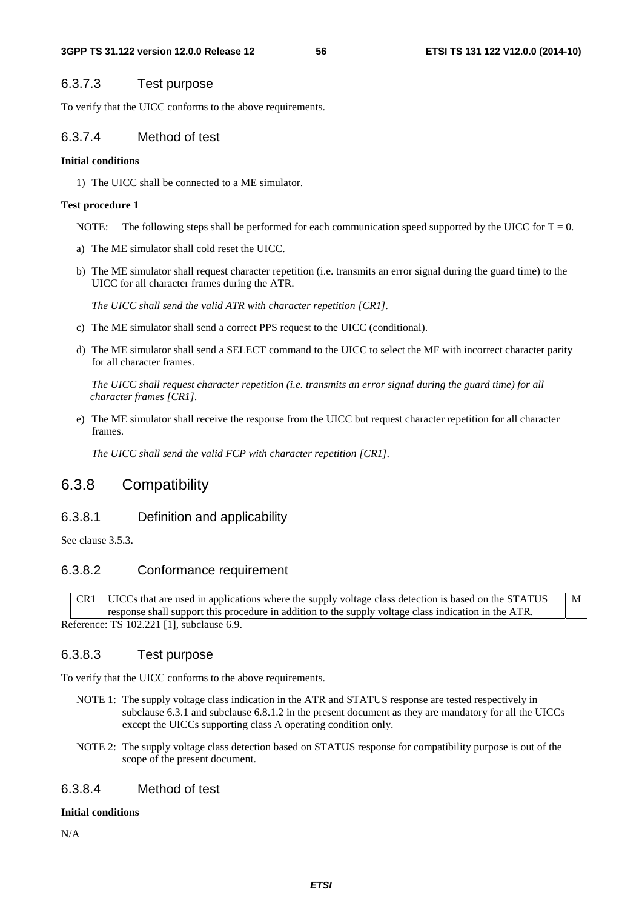### 6.3.7.3 Test purpose

To verify that the UICC conforms to the above requirements.

### 6.3.7.4 Method of test

**Initial conditions**

1) The UICC shall be connected to a ME simulator.

**Test procedure 1**

NOTE: The following steps shall be performed for each communication speed supported by the UICC for T = 0.

a) The ME simulator shall cold reset the UICC.

b) The ME simulator shall request character repetition (i.e. transmits an error signal during the guard time) to the UICC for all character frames during the ATR.

*The UICC shall send the valid ATR with character repetition [CR1].*

c) The ME simulator shall send a correct PPS request to the UICC (conditional).

d) The ME simulator shall send a SELECT command to the UICC to select the MF with incorrect character parity for all character frames.

*The UICC shall request character repetition (i.e. transmits an error signal during the guard time) for all character frames [CR1].*

e) The ME simulator shall receive the response from the UICC but request character repetition for all character frames.

*The UICC shall send the valid FCP with character repetition [CR1].*

## 6.3.8 Compatibility

### 6.3.8.1 Definition and applicability

See clause 3.5.3.

### 6.3.8.2 Conformance requirement

| | | |
|---|---|---|
| CR1 | UICCs that are used in applications where the supply voltage class detection is based on the STATUS response shall support this procedure in addition to the supply voltage class indication in the ATR. | M |

Reference: TS 102.221 [1], subclause 6.9.

### 6.3.8.3 Test purpose

To verify that the UICC conforms to the above requirements.

NOTE 1: The supply voltage class indication in the ATR and STATUS response are tested respectively in subclause 6.3.1 and subclause 6.8.1.2 in the present document as they are mandatory for all the UICCs except the UICCs supporting class A operating condition only.

NOTE 2: The supply voltage class detection based on STATUS response for compatibility purpose is out of the scope of the present document.

### 6.3.8.4 Method of test

**Initial conditions**

N/A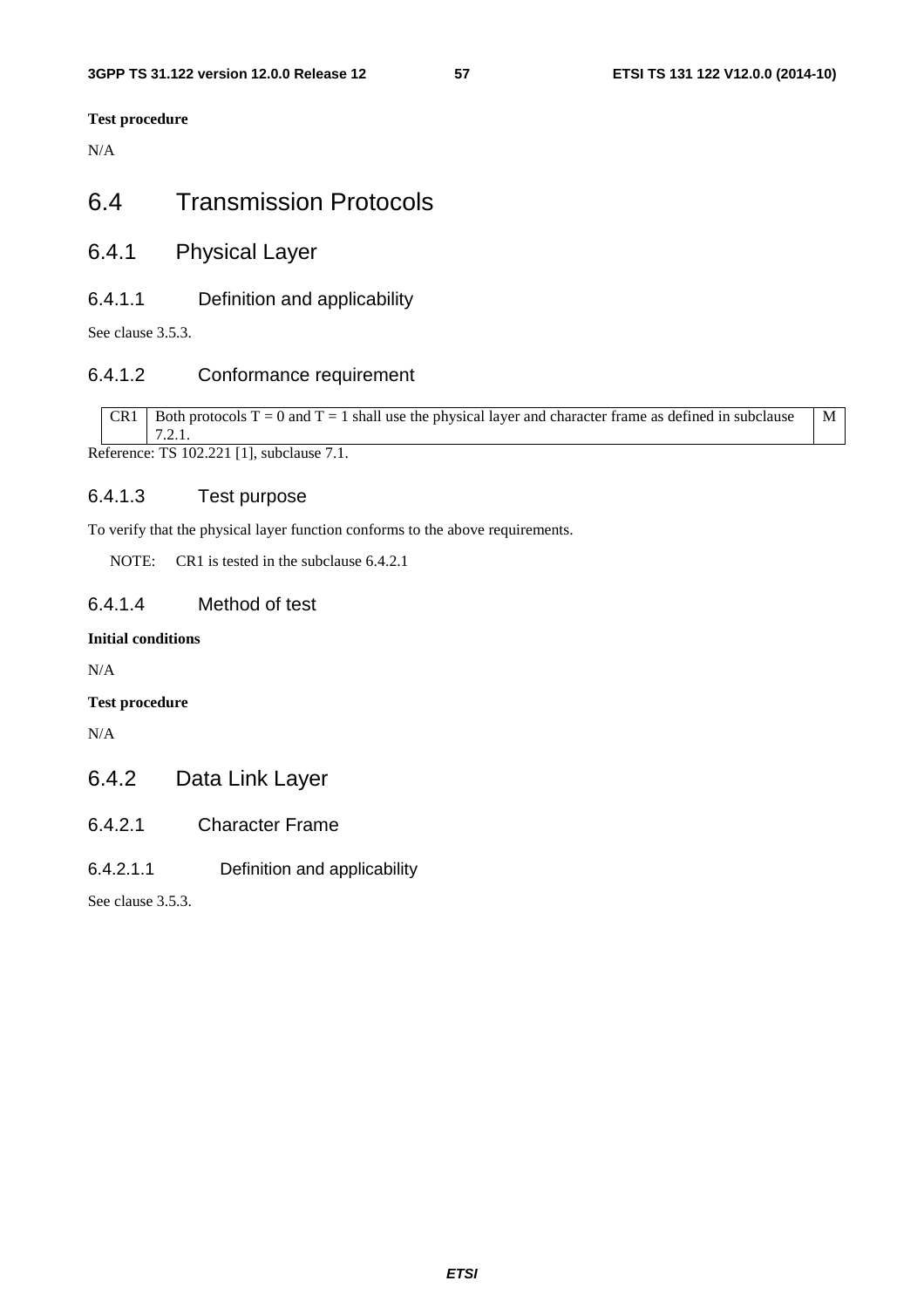**Test procedure**

N/A

# 6.4 Transmission Protocols

## 6.4.1 Physical Layer

### 6.4.1.1 Definition and applicability

See clause 3.5.3.

### 6.4.1.2 Conformance requirement

| CR1 | Both protocols T = 0 and T = 1 shall use the physical layer and character frame as defined in subclause 7.2.1. | M |
|---|---|---|

Reference: TS 102.221 [1], subclause 7.1.

### 6.4.1.3 Test purpose

To verify that the physical layer function conforms to the above requirements.

NOTE: CR1 is tested in the subclause 6.4.2.1

### 6.4.1.4 Method of test

**Initial conditions**

N/A

**Test procedure**

N/A

## 6.4.2 Data Link Layer

### 6.4.2.1 Character Frame

#### 6.4.2.1.1 Definition and applicability

See clause 3.5.3.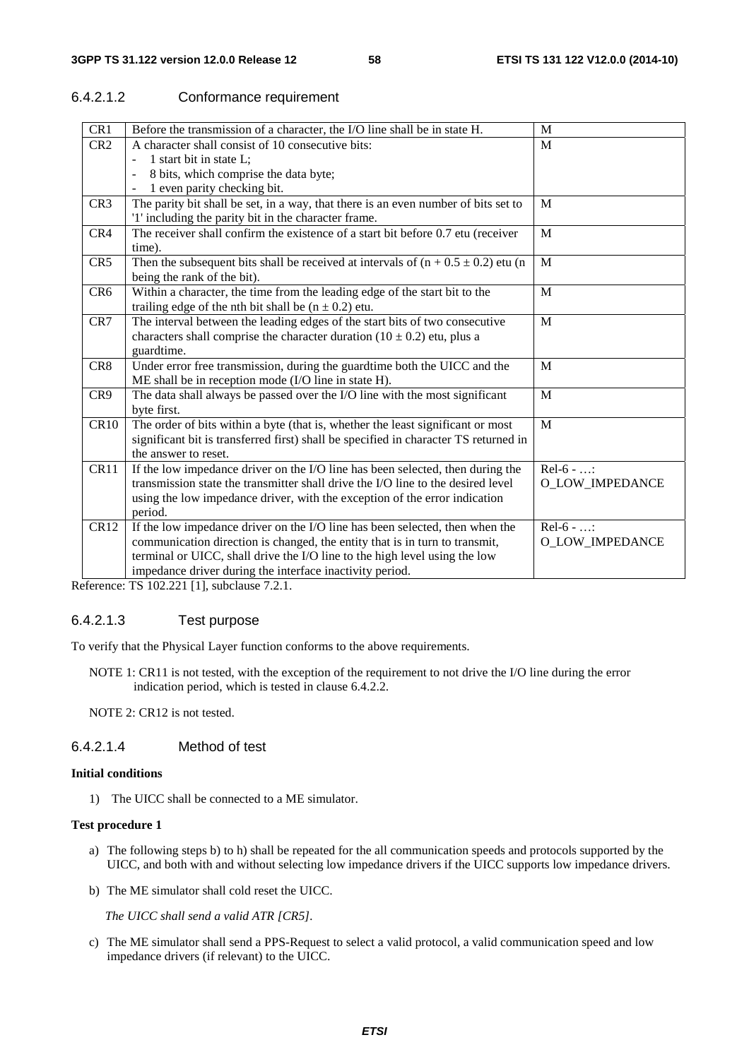#### 6.4.2.1.2 Conformance requirement

| CR1 | Before the transmission of a character, the I/O line shall be in state H. | M |
|---|---|---|
| CR2 | A character shall consist of 10 consecutive bits:<br>- 1 start bit in state L;<br>- 8 bits, which comprise the data byte;<br>- 1 even parity checking bit. | M |
| CR3 | The parity bit shall be set, in a way, that there is an even number of bits set to '1' including the parity bit in the character frame. | M |
| CR4 | The receiver shall confirm the existence of a start bit before 0.7 etu (receiver time). | M |
| CR5 | Then the subsequent bits shall be received at intervals of $(n + 0.5 \pm 0.2)$ etu (n being the rank of the bit). | M |
| CR6 | Within a character, the time from the leading edge of the start bit to the trailing edge of the nth bit shall be $(n \pm 0.2)$ etu. | M |
| CR7 | The interval between the leading edges of the start bits of two consecutive characters shall comprise the character duration $(10 \pm 0.2)$ etu, plus a guardtime. | M |
| CR8 | Under error free transmission, during the guardtime both the UICC and the ME shall be in reception mode (I/O line in state H). | M |
| CR9 | The data shall always be passed over the I/O line with the most significant byte first. | M |
| CR10 | The order of bits within a byte (that is, whether the least significant or most significant bit is transferred first) shall be specified in character TS returned in the answer to reset. | M |
| CR11 | If the low impedance driver on the I/O line has been selected, then during the transmission state the transmitter shall drive the I/O line to the desired level using the low impedance driver, with the exception of the error indication period. | Rel-6 - …:<br>O_LOW_IMPEDANCE |
| CR12 | If the low impedance driver on the I/O line has been selected, then when the communication direction is changed, the entity that is in turn to transmit, terminal or UICC, shall drive the I/O line to the high level using the low impedance driver during the interface inactivity period. | Rel-6 - …:<br>O_LOW_IMPEDANCE |

Reference: TS 102.221 [1], subclause 7.2.1.

#### 6.4.2.1.3 Test purpose

To verify that the Physical Layer function conforms to the above requirements.

NOTE 1: CR11 is not tested, with the exception of the requirement to not drive the I/O line during the error indication period, which is tested in clause 6.4.2.2.

NOTE 2: CR12 is not tested.

#### 6.4.2.1.4 Method of test

**Initial conditions**

1) The UICC shall be connected to a ME simulator.

**Test procedure 1**

a) The following steps b) to h) shall be repeated for the all communication speeds and protocols supported by the UICC, and both with and without selecting low impedance drivers if the UICC supports low impedance drivers.

b) The ME simulator shall cold reset the UICC.

*The UICC shall send a valid ATR [CR5].*

c) The ME simulator shall send a PPS-Request to select a valid protocol, a valid communication speed and low impedance drivers (if relevant) to the UICC.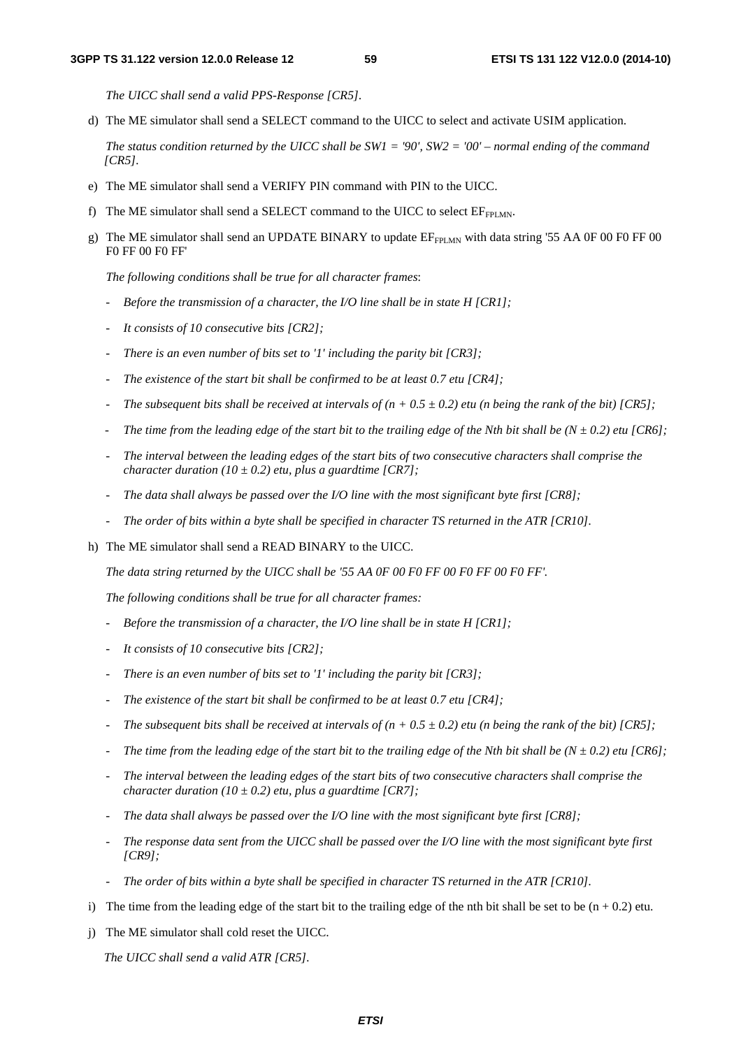*The UICC shall send a valid PPS-Response [CR5].*

d) The ME simulator shall send a SELECT command to the UICC to select and activate USIM application.

*The status condition returned by the UICC shall be SW1 = '90', SW2 = '00' – normal ending of the command [CR5].*

e) The ME simulator shall send a VERIFY PIN command with PIN to the UICC.

f) The ME simulator shall send a SELECT command to the UICC to select $EF_{FPLMN}$.

g) The ME simulator shall send an UPDATE BINARY to update $EF_{FPLMN}$ with data string '55 AA 0F 00 F0 FF 00 F0 FF 00 F0 FF'

*The following conditions shall be true for all character frames*:

- *Before the transmission of a character, the I/O line shall be in state H [CR1];*
- *It consists of 10 consecutive bits [CR2];*
- *There is an even number of bits set to '1' including the parity bit [CR3];*
- *The existence of the start bit shall be confirmed to be at least 0.7 etu [CR4];*
- *The subsequent bits shall be received at intervals of $(n + 0.5 \pm 0.2)$ etu (n being the rank of the bit) [CR5];*
- *The time from the leading edge of the start bit to the trailing edge of the Nth bit shall be $(N \pm 0.2)$ etu [CR6];*
- *The interval between the leading edges of the start bits of two consecutive characters shall comprise the character duration $(10 \pm 0.2)$ etu, plus a guardtime [CR7];*
- *The data shall always be passed over the I/O line with the most significant byte first [CR8];*
- *The order of bits within a byte shall be specified in character TS returned in the ATR [CR10].*

h) The ME simulator shall send a READ BINARY to the UICC.

*The data string returned by the UICC shall be '55 AA 0F 00 F0 FF 00 F0 FF 00 F0 FF'.*

*The following conditions shall be true for all character frames:*

- *Before the transmission of a character, the I/O line shall be in state H [CR1];*
- *It consists of 10 consecutive bits [CR2];*
- *There is an even number of bits set to '1' including the parity bit [CR3];*
- *The existence of the start bit shall be confirmed to be at least 0.7 etu [CR4];*
- *The subsequent bits shall be received at intervals of $(n + 0.5 \pm 0.2)$ etu (n being the rank of the bit) [CR5];*
- *The time from the leading edge of the start bit to the trailing edge of the Nth bit shall be $(N \pm 0.2)$ etu [CR6];*
- *The interval between the leading edges of the start bits of two consecutive characters shall comprise the character duration $(10 \pm 0.2)$ etu, plus a guardtime [CR7];*
- *The data shall always be passed over the I/O line with the most significant byte first [CR8];*
- *The response data sent from the UICC shall be passed over the I/O line with the most significant byte first [CR9];*
- *The order of bits within a byte shall be specified in character TS returned in the ATR [CR10].*

i) The time from the leading edge of the start bit to the trailing edge of the nth bit shall be set to be $(n + 0.2)$ etu.

j) The ME simulator shall cold reset the UICC.

*The UICC shall send a valid ATR [CR5].*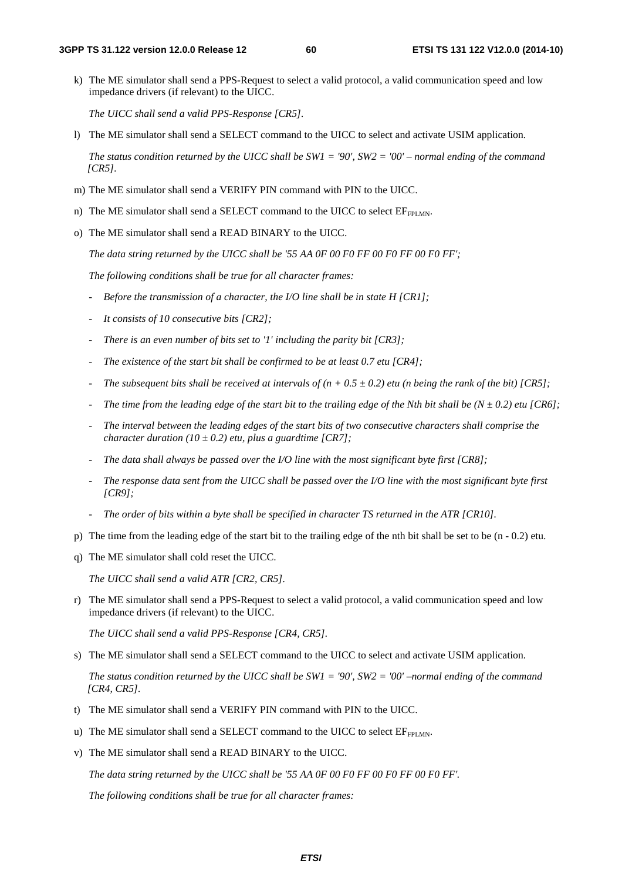k) The ME simulator shall send a PPS-Request to select a valid protocol, a valid communication speed and low impedance drivers (if relevant) to the UICC.

   *The UICC shall send a valid PPS-Response [CR5].*

l) The ME simulator shall send a SELECT command to the UICC to select and activate USIM application.

   *The status condition returned by the UICC shall be SW1 = '90', SW2 = '00' – normal ending of the command [CR5].*

m) The ME simulator shall send a VERIFY PIN command with PIN to the UICC.

n) The ME simulator shall send a SELECT command to the UICC to select $EF_{FPLMN}$.

o) The ME simulator shall send a READ BINARY to the UICC.

   *The data string returned by the UICC shall be '55 AA 0F 00 F0 FF 00 F0 FF 00 F0 FF';*

   *The following conditions shall be true for all character frames:*

   - *Before the transmission of a character, the I/O line shall be in state H [CR1];*
   - *It consists of 10 consecutive bits [CR2];*
   - *There is an even number of bits set to '1' including the parity bit [CR3];*
   - *The existence of the start bit shall be confirmed to be at least 0.7 etu [CR4];*
   - *The subsequent bits shall be received at intervals of $(n + 0.5 \pm 0.2)$ etu (n being the rank of the bit) [CR5];*
   - *The time from the leading edge of the start bit to the trailing edge of the Nth bit shall be $(N \pm 0.2)$ etu [CR6];*
   - *The interval between the leading edges of the start bits of two consecutive characters shall comprise the character duration $(10 \pm 0.2)$ etu, plus a guardtime [CR7];*
   - *The data shall always be passed over the I/O line with the most significant byte first [CR8];*
   - *The response data sent from the UICC shall be passed over the I/O line with the most significant byte first [CR9];*
   - *The order of bits within a byte shall be specified in character TS returned in the ATR [CR10].*

p) The time from the leading edge of the start bit to the trailing edge of the nth bit shall be set to be (n - 0.2) etu.

q) The ME simulator shall cold reset the UICC.

   *The UICC shall send a valid ATR [CR2, CR5].*

r) The ME simulator shall send a PPS-Request to select a valid protocol, a valid communication speed and low impedance drivers (if relevant) to the UICC.

   *The UICC shall send a valid PPS-Response [CR4, CR5].*

s) The ME simulator shall send a SELECT command to the UICC to select and activate USIM application.

   *The status condition returned by the UICC shall be SW1 = '90', SW2 = '00' –normal ending of the command [CR4, CR5].*

t) The ME simulator shall send a VERIFY PIN command with PIN to the UICC.

u) The ME simulator shall send a SELECT command to the UICC to select $EF_{FPLMN}$.

v) The ME simulator shall send a READ BINARY to the UICC.

   *The data string returned by the UICC shall be '55 AA 0F 00 F0 FF 00 F0 FF 00 F0 FF'.*

   *The following conditions shall be true for all character frames:*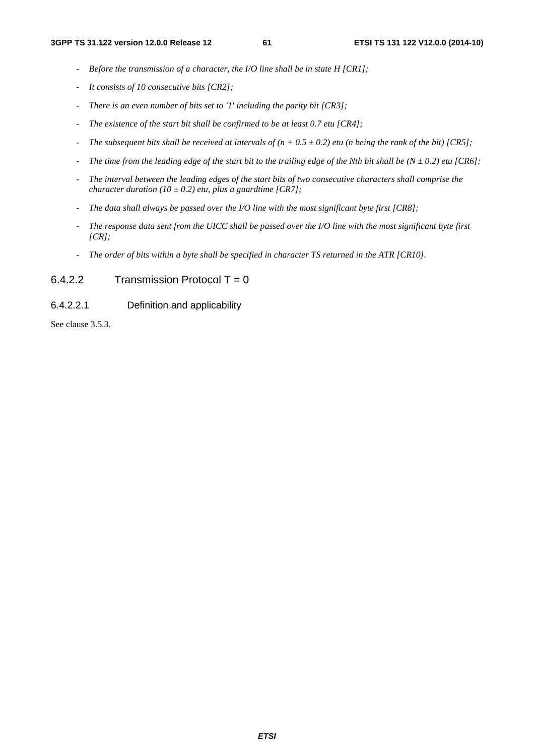- *Before the transmission of a character, the I/O line shall be in state H [CR1];*
- *It consists of 10 consecutive bits [CR2];*
- *There is an even number of bits set to '1' including the parity bit [CR3];*
- *The existence of the start bit shall be confirmed to be at least 0.7 etu [CR4];*
- *The subsequent bits shall be received at intervals of $(n + 0.5 \pm 0.2)$ etu (n being the rank of the bit) [CR5];*
- *The time from the leading edge of the start bit to the trailing edge of the Nth bit shall be $(N \pm 0.2)$ etu [CR6];*
- *The interval between the leading edges of the start bits of two consecutive characters shall comprise the character duration $(10 \pm 0.2)$ etu, plus a guardtime [CR7];*
- *The data shall always be passed over the I/O line with the most significant byte first [CR8];*
- *The response data sent from the UICC shall be passed over the I/O line with the most significant byte first [CR];*
- *The order of bits within a byte shall be specified in character TS returned in the ATR [CR10].*

### 6.4.2.2 Transmission Protocol T = 0

#### 6.4.2.2.1 Definition and applicability

See clause 3.5.3.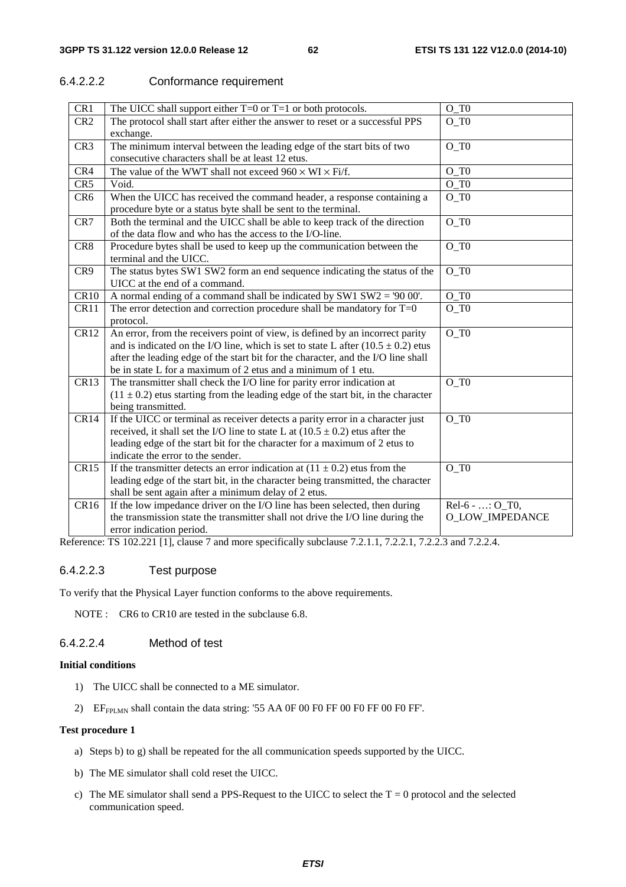#### 6.4.2.2.2 Conformance requirement

| CR1 | The UICC shall support either T=0 or T=1 or both protocols. | O_T0 |
|---|---|---|
| CR2 | The protocol shall start after either the answer to reset or a successful PPS exchange. | O_T0 |
| CR3 | The minimum interval between the leading edge of the start bits of two consecutive characters shall be at least 12 etus. | O_T0 |
| CR4 | The value of the WWT shall not exceed $960 \times WI \times Fi/f$. | O_T0 |
| CR5 | Void. | O_T0 |
| CR6 | When the UICC has received the command header, a response containing a procedure byte or a status byte shall be sent to the terminal. | O_T0 |
| CR7 | Both the terminal and the UICC shall be able to keep track of the direction of the data flow and who has the access to the I/O-line. | O_T0 |
| CR8 | Procedure bytes shall be used to keep up the communication between the terminal and the UICC. | O_T0 |
| CR9 | The status bytes SW1 SW2 form an end sequence indicating the status of the UICC at the end of a command. | O_T0 |
| CR10 | A normal ending of a command shall be indicated by SW1 SW2 = '90 00'. | O_T0 |
| CR11 | The error detection and correction procedure shall be mandatory for T=0 protocol. | O_T0 |
| CR12 | An error, from the receivers point of view, is defined by an incorrect parity and is indicated on the I/O line, which is set to state L after $(10.5 \pm 0.2)$ etus after the leading edge of the start bit for the character, and the I/O line shall be in state L for a maximum of 2 etus and a minimum of 1 etu. | O_T0 |
| CR13 | The transmitter shall check the I/O line for parity error indication at $(11 \pm 0.2)$ etus starting from the leading edge of the start bit, in the character being transmitted. | O_T0 |
| CR14 | If the UICC or terminal as receiver detects a parity error in a character just received, it shall set the I/O line to state L at $(10.5 \pm 0.2)$ etus after the leading edge of the start bit for the character for a maximum of 2 etus to indicate the error to the sender. | O_T0 |
| CR15 | If the transmitter detects an error indication at $(11 \pm 0.2)$ etus from the leading edge of the start bit, in the character being transmitted, the character shall be sent again after a minimum delay of 2 etus. | O_T0 |
| CR16 | If the low impedance driver on the I/O line has been selected, then during the transmission state the transmitter shall not drive the I/O line during the error indication period. | Rel-6 - …: O_T0, O_LOW_IMPEDANCE |

Reference: TS 102.221 [1], clause 7 and more specifically subclause 7.2.1.1, 7.2.2.1, 7.2.2.3 and 7.2.2.4.

#### 6.4.2.2.3 Test purpose

To verify that the Physical Layer function conforms to the above requirements.

NOTE : CR6 to CR10 are tested in the subclause 6.8.

#### 6.4.2.2.4 Method of test

**Initial conditions**

1) The UICC shall be connected to a ME simulator.

2) $EF_{FPLMN}$ shall contain the data string: '55 AA 0F 00 F0 FF 00 F0 FF 00 F0 FF'.

**Test procedure 1**

a) Steps b) to g) shall be repeated for the all communication speeds supported by the UICC.

b) The ME simulator shall cold reset the UICC.

c) The ME simulator shall send a PPS-Request to the UICC to select the T = 0 protocol and the selected communication speed.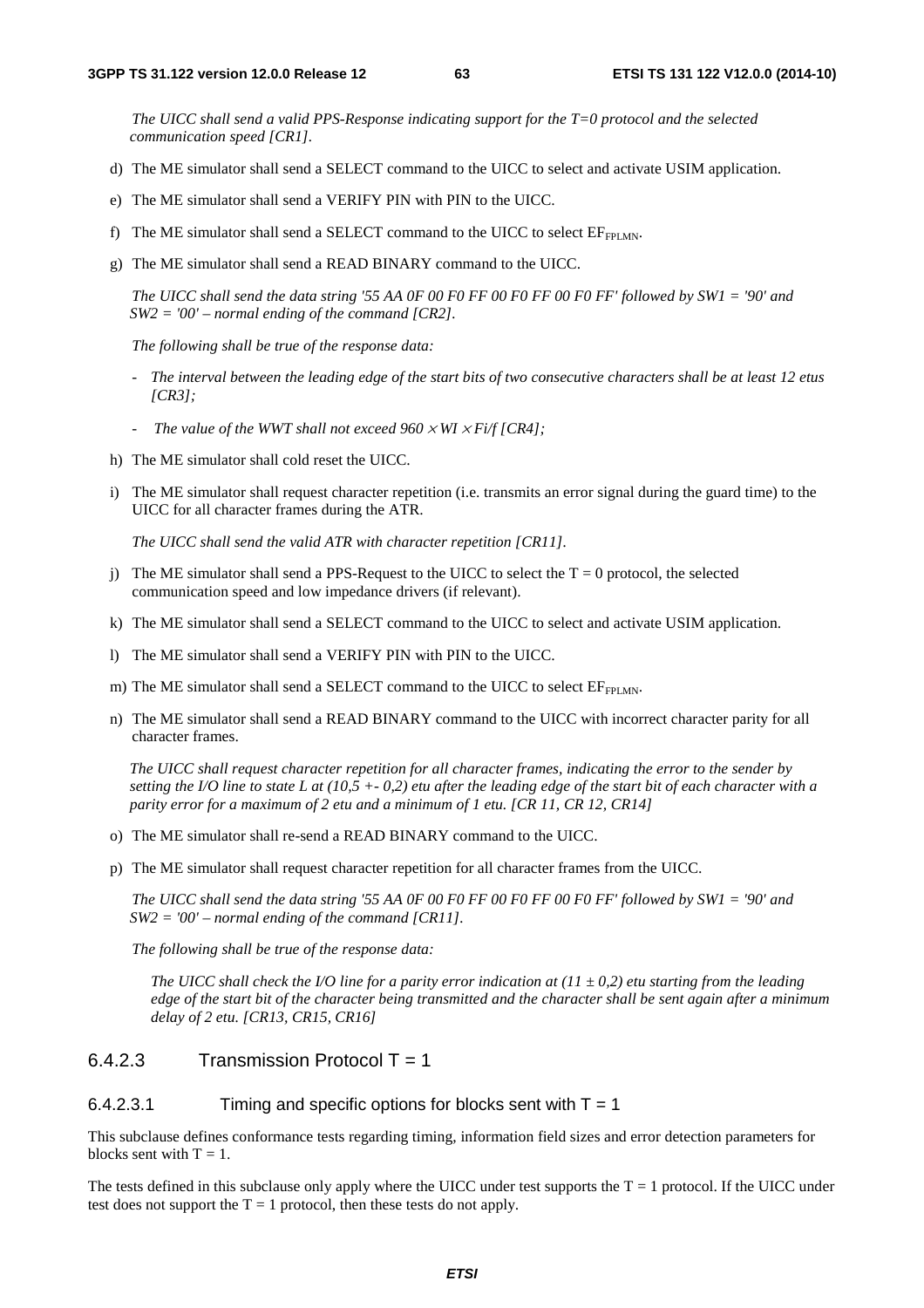*The UICC shall send a valid PPS-Response indicating support for the T=0 protocol and the selected communication speed [CR1].*

d) The ME simulator shall send a SELECT command to the UICC to select and activate USIM application.

e) The ME simulator shall send a VERIFY PIN with PIN to the UICC.

f) The ME simulator shall send a SELECT command to the UICC to select $EF_{FPLMN}$.

g) The ME simulator shall send a READ BINARY command to the UICC.

*The UICC shall send the data string '55 AA 0F 00 F0 FF 00 F0 FF 00 F0 FF' followed by SW1 = '90' and SW2 = '00' – normal ending of the command [CR2].*

*The following shall be true of the response data:*

- *The interval between the leading edge of the start bits of two consecutive characters shall be at least 12 etus [CR3];*
- *The value of the WWT shall not exceed $960 \times WI \times Fi/f$ [CR4];*

h) The ME simulator shall cold reset the UICC.

i) The ME simulator shall request character repetition (i.e. transmits an error signal during the guard time) to the UICC for all character frames during the ATR.

*The UICC shall send the valid ATR with character repetition [CR11].*

j) The ME simulator shall send a PPS-Request to the UICC to select the T = 0 protocol, the selected communication speed and low impedance drivers (if relevant).

k) The ME simulator shall send a SELECT command to the UICC to select and activate USIM application.

l) The ME simulator shall send a VERIFY PIN with PIN to the UICC.

m) The ME simulator shall send a SELECT command to the UICC to select $EF_{FPLMN}$.

n) The ME simulator shall send a READ BINARY command to the UICC with incorrect character parity for all character frames.

*The UICC shall request character repetition for all character frames, indicating the error to the sender by setting the I/O line to state L at (10,5 +- 0,2) etu after the leading edge of the start bit of each character with a parity error for a maximum of 2 etu and a minimum of 1 etu. [CR 11, CR 12, CR14]*

o) The ME simulator shall re-send a READ BINARY command to the UICC.

p) The ME simulator shall request character repetition for all character frames from the UICC.

*The UICC shall send the data string '55 AA 0F 00 F0 FF 00 F0 FF 00 F0 FF' followed by SW1 = '90' and SW2 = '00' – normal ending of the command [CR11].*

*The following shall be true of the response data:*

*The UICC shall check the I/O line for a parity error indication at (11 ± 0,2) etu starting from the leading edge of the start bit of the character being transmitted and the character shall be sent again after a minimum delay of 2 etu. [CR13, CR15, CR16]*

### 6.4.2.3 Transmission Protocol T = 1

#### 6.4.2.3.1 Timing and specific options for blocks sent with T = 1

This subclause defines conformance tests regarding timing, information field sizes and error detection parameters for blocks sent with T = 1.

The tests defined in this subclause only apply where the UICC under test supports the T = 1 protocol. If the UICC under test does not support the T = 1 protocol, then these tests do not apply.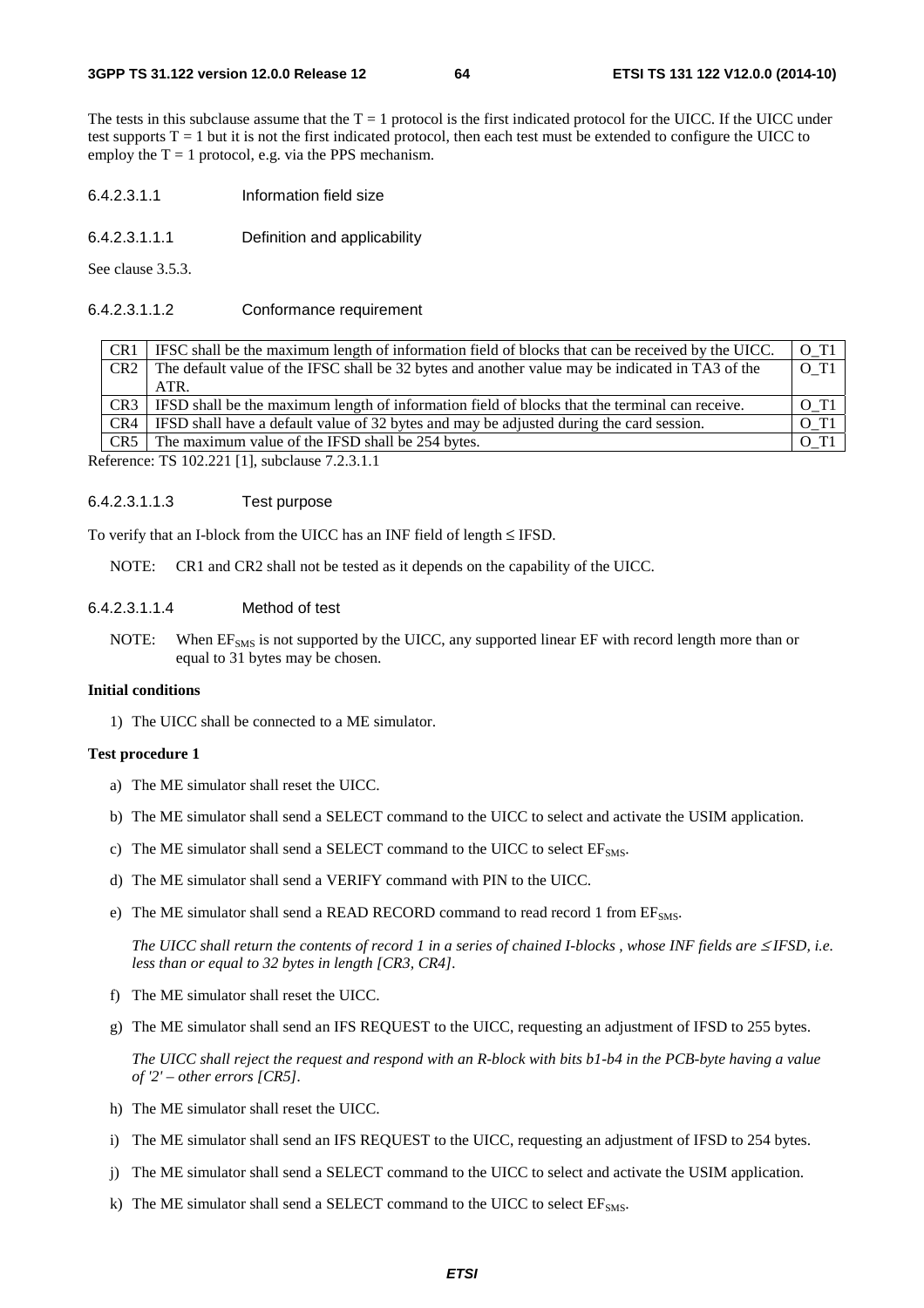The tests in this subclause assume that the T = 1 protocol is the first indicated protocol for the UICC. If the UICC under test supports T = 1 but it is not the first indicated protocol, then each test must be extended to configure the UICC to employ the T = 1 protocol, e.g. via the PPS mechanism.

###### 6.4.2.3.1.1 Information field size

###### 6.4.2.3.1.1.1 Definition and applicability

See clause 3.5.3.

###### 6.4.2.3.1.1.2 Conformance requirement

| CR1 | IFSC shall be the maximum length of information field of blocks that can be received by the UICC. | O_T1 |
|---|---|---|
| CR2 | The default value of the IFSC shall be 32 bytes and another value may be indicated in TA3 of the ATR. | O_T1 |
| CR3 | IFSD shall be the maximum length of information field of blocks that the terminal can receive. | O_T1 |
| CR4 | IFSD shall have a default value of 32 bytes and may be adjusted during the card session. | O_T1 |
| CR5 | The maximum value of the IFSD shall be 254 bytes. | O_T1 |

Reference: TS 102.221 [1], subclause 7.2.3.1.1

###### 6.4.2.3.1.1.3 Test purpose

To verify that an I-block from the UICC has an INF field of length ≤ IFSD.

NOTE: CR1 and CR2 shall not be tested as it depends on the capability of the UICC.

###### 6.4.2.3.1.1.4 Method of test

NOTE: When $EF_{SMS}$ is not supported by the UICC, any supported linear EF with record length more than or equal to 31 bytes may be chosen.

**Initial conditions**

1) The UICC shall be connected to a ME simulator.

**Test procedure 1**

a) The ME simulator shall reset the UICC.

b) The ME simulator shall send a SELECT command to the UICC to select and activate the USIM application.

c) The ME simulator shall send a SELECT command to the UICC to select $EF_{SMS}$.

d) The ME simulator shall send a VERIFY command with PIN to the UICC.

e) The ME simulator shall send a READ RECORD command to read record 1 from $EF_{SMS}$.

*The UICC shall return the contents of record 1 in a series of chained I-blocks , whose INF fields are ≤ IFSD, i.e. less than or equal to 32 bytes in length [CR3, CR4].*

f) The ME simulator shall reset the UICC.

g) The ME simulator shall send an IFS REQUEST to the UICC, requesting an adjustment of IFSD to 255 bytes.

*The UICC shall reject the request and respond with an R-block with bits b1-b4 in the PCB-byte having a value of '2' – other errors [CR5].*

h) The ME simulator shall reset the UICC.

i) The ME simulator shall send an IFS REQUEST to the UICC, requesting an adjustment of IFSD to 254 bytes.

j) The ME simulator shall send a SELECT command to the UICC to select and activate the USIM application.

k) The ME simulator shall send a SELECT command to the UICC to select $EF_{SMS}$.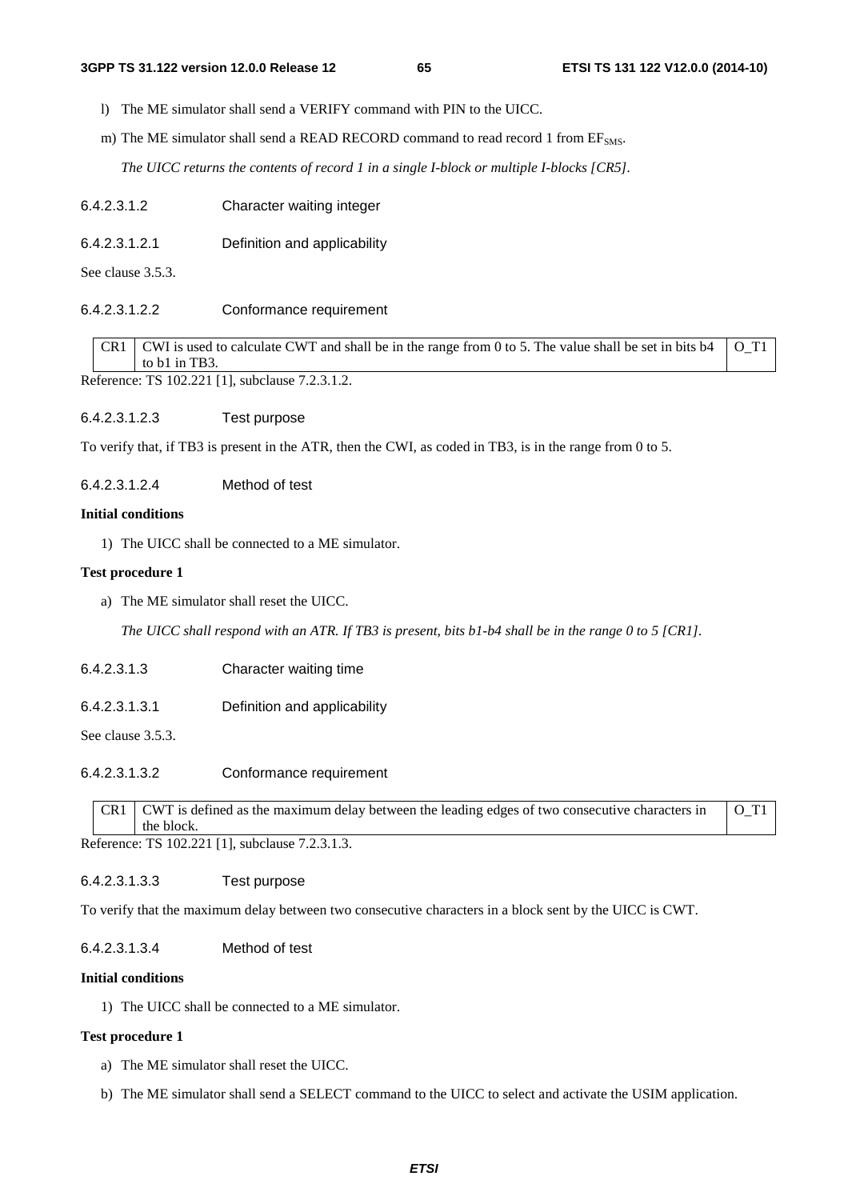l) The ME simulator shall send a VERIFY command with PIN to the UICC.

m) The ME simulator shall send a READ RECORD command to read record 1 from $EF_{SMS}$.

*The UICC returns the contents of record 1 in a single I-block or multiple I-blocks [CR5].*

#### 6.4.2.3.1.2 Character waiting integer

##### 6.4.2.3.1.2.1 Definition and applicability

See clause 3.5.3.

##### 6.4.2.3.1.2.2 Conformance requirement

| CR1 | CWI is used to calculate CWT and shall be in the range from 0 to 5. The value shall be set in bits b4 to b1 in TB3. | O_T1 |
|---|---|---|

Reference: TS 102.221 [1], subclause 7.2.3.1.2.

##### 6.4.2.3.1.2.3 Test purpose

To verify that, if TB3 is present in the ATR, then the CWI, as coded in TB3, is in the range from 0 to 5.

##### 6.4.2.3.1.2.4 Method of test

**Initial conditions**

1) The UICC shall be connected to a ME simulator.

**Test procedure 1**

a) The ME simulator shall reset the UICC.

*The UICC shall respond with an ATR. If TB3 is present, bits b1-b4 shall be in the range 0 to 5 [CR1].*

#### 6.4.2.3.1.3 Character waiting time

##### 6.4.2.3.1.3.1 Definition and applicability

See clause 3.5.3.

##### 6.4.2.3.1.3.2 Conformance requirement

| CR1 | CWT is defined as the maximum delay between the leading edges of two consecutive characters in the block. | O_T1 |
|---|---|---|

Reference: TS 102.221 [1], subclause 7.2.3.1.3.

##### 6.4.2.3.1.3.3 Test purpose

To verify that the maximum delay between two consecutive characters in a block sent by the UICC is CWT.

##### 6.4.2.3.1.3.4 Method of test

**Initial conditions**

1) The UICC shall be connected to a ME simulator.

**Test procedure 1**

a) The ME simulator shall reset the UICC.

b) The ME simulator shall send a SELECT command to the UICC to select and activate the USIM application.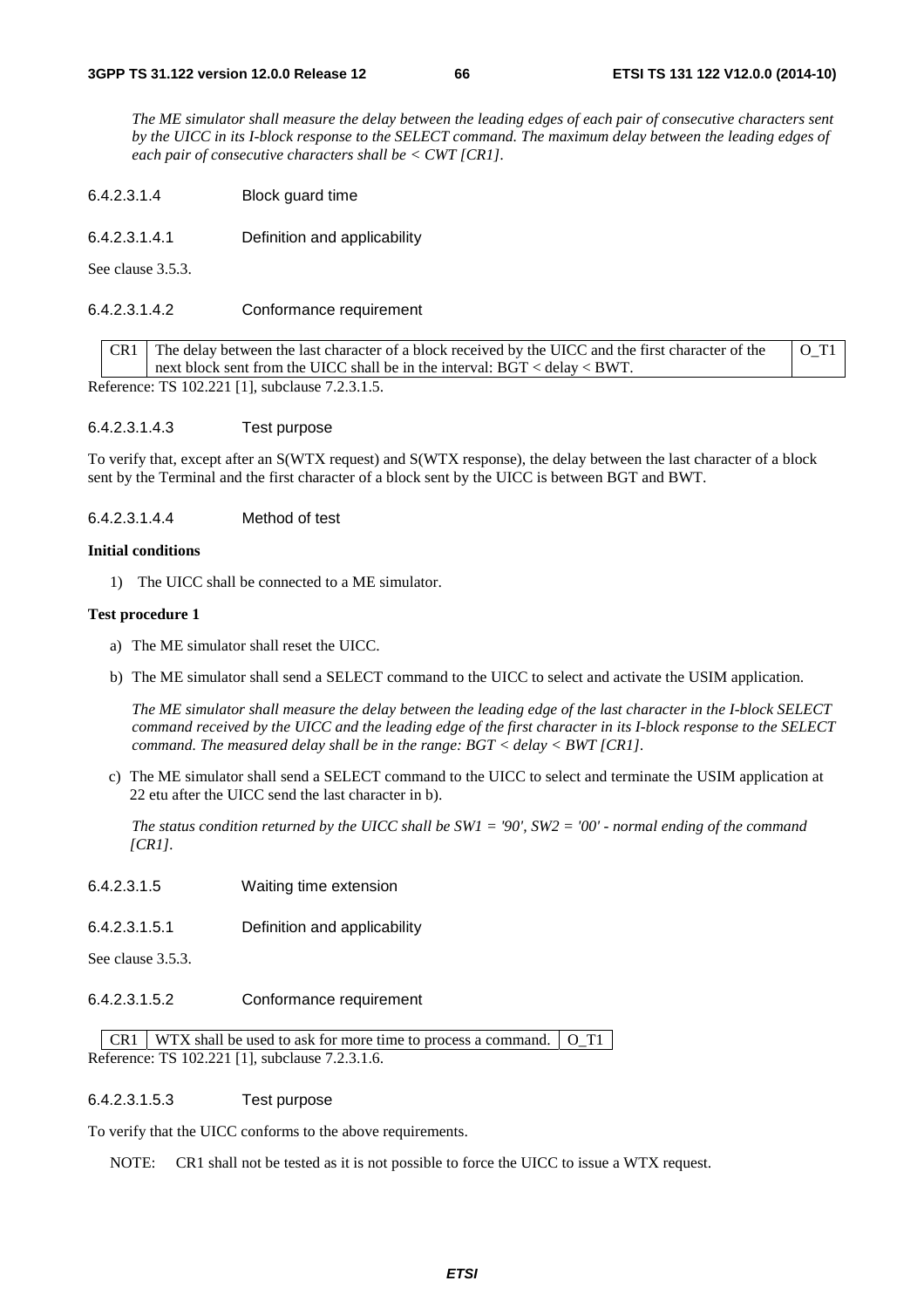*The ME simulator shall measure the delay between the leading edges of each pair of consecutive characters sent by the UICC in its I-block response to the SELECT command. The maximum delay between the leading edges of each pair of consecutive characters shall be < CWT [CR1].*

#### 6.4.2.3.1.4 Block guard time

##### 6.4.2.3.1.4.1 Definition and applicability

See clause 3.5.3.

##### 6.4.2.3.1.4.2 Conformance requirement

| | | |
|---|---|---|
| CR1 | The delay between the last character of a block received by the UICC and the first character of the next block sent from the UICC shall be in the interval: BGT < delay < BWT. | O_T1 |

Reference: TS 102.221 [1], subclause 7.2.3.1.5.

##### 6.4.2.3.1.4.3 Test purpose

To verify that, except after an S(WTX request) and S(WTX response), the delay between the last character of a block sent by the Terminal and the first character of a block sent by the UICC is between BGT and BWT.

##### 6.4.2.3.1.4.4 Method of test

**Initial conditions**

1) The UICC shall be connected to a ME simulator.

**Test procedure 1**

a) The ME simulator shall reset the UICC.

b) The ME simulator shall send a SELECT command to the UICC to select and activate the USIM application.

*The ME simulator shall measure the delay between the leading edge of the last character in the I-block SELECT command received by the UICC and the leading edge of the first character in its I-block response to the SELECT command. The measured delay shall be in the range: BGT < delay < BWT [CR1].*

c) The ME simulator shall send a SELECT command to the UICC to select and terminate the USIM application at 22 etu after the UICC send the last character in b).

*The status condition returned by the UICC shall be SW1 = '90', SW2 = '00' - normal ending of the command [CR1].*

#### 6.4.2.3.1.5 Waiting time extension

##### 6.4.2.3.1.5.1 Definition and applicability

See clause 3.5.3.

##### 6.4.2.3.1.5.2 Conformance requirement

| | | |
|---|---|---|
| CR1 | WTX shall be used to ask for more time to process a command. | O_T1 |

Reference: TS 102.221 [1], subclause 7.2.3.1.6.

##### 6.4.2.3.1.5.3 Test purpose

To verify that the UICC conforms to the above requirements.

NOTE: CR1 shall not be tested as it is not possible to force the UICC to issue a WTX request.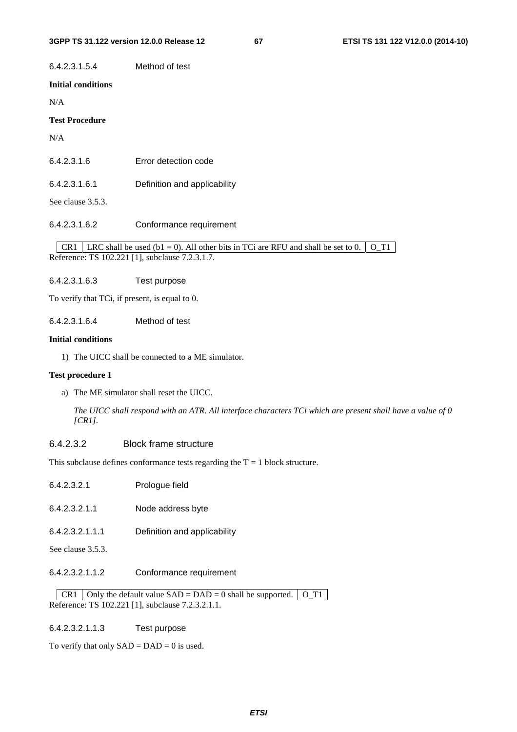#### 6.4.2.3.1.5.4 Method of test

**Initial conditions**

N/A

**Test Procedure**

N/A

#### 6.4.2.3.1.6 Error detection code

##### 6.4.2.3.1.6.1 Definition and applicability

See clause 3.5.3.

##### 6.4.2.3.1.6.2 Conformance requirement

| CR1 | LRC shall be used (b1 = 0). All other bits in TCi are RFU and shall be set to 0. | O_T1 |
|---|---|---|

Reference: TS 102.221 [1], subclause 7.2.3.1.7.

##### 6.4.2.3.1.6.3 Test purpose

To verify that TCi, if present, is equal to 0.

##### 6.4.2.3.1.6.4 Method of test

**Initial conditions**

1) The UICC shall be connected to a ME simulator.

**Test procedure 1**

a) The ME simulator shall reset the UICC.

   *The UICC shall respond with an ATR. All interface characters TCi which are present shall have a value of 0 [CR1].*

### 6.4.2.3.2 Block frame structure

This subclause defines conformance tests regarding the T = 1 block structure.

#### 6.4.2.3.2.1 Prologue field

##### 6.4.2.3.2.1.1 Node address byte

###### 6.4.2.3.2.1.1.1 Definition and applicability

See clause 3.5.3.

###### 6.4.2.3.2.1.1.2 Conformance requirement

| CR1 | Only the default value SAD = DAD = 0 shall be supported. | O_T1 |
|---|---|---|

Reference: TS 102.221 [1], subclause 7.2.3.2.1.1.

###### 6.4.2.3.2.1.1.3 Test purpose

To verify that only SAD = DAD = 0 is used.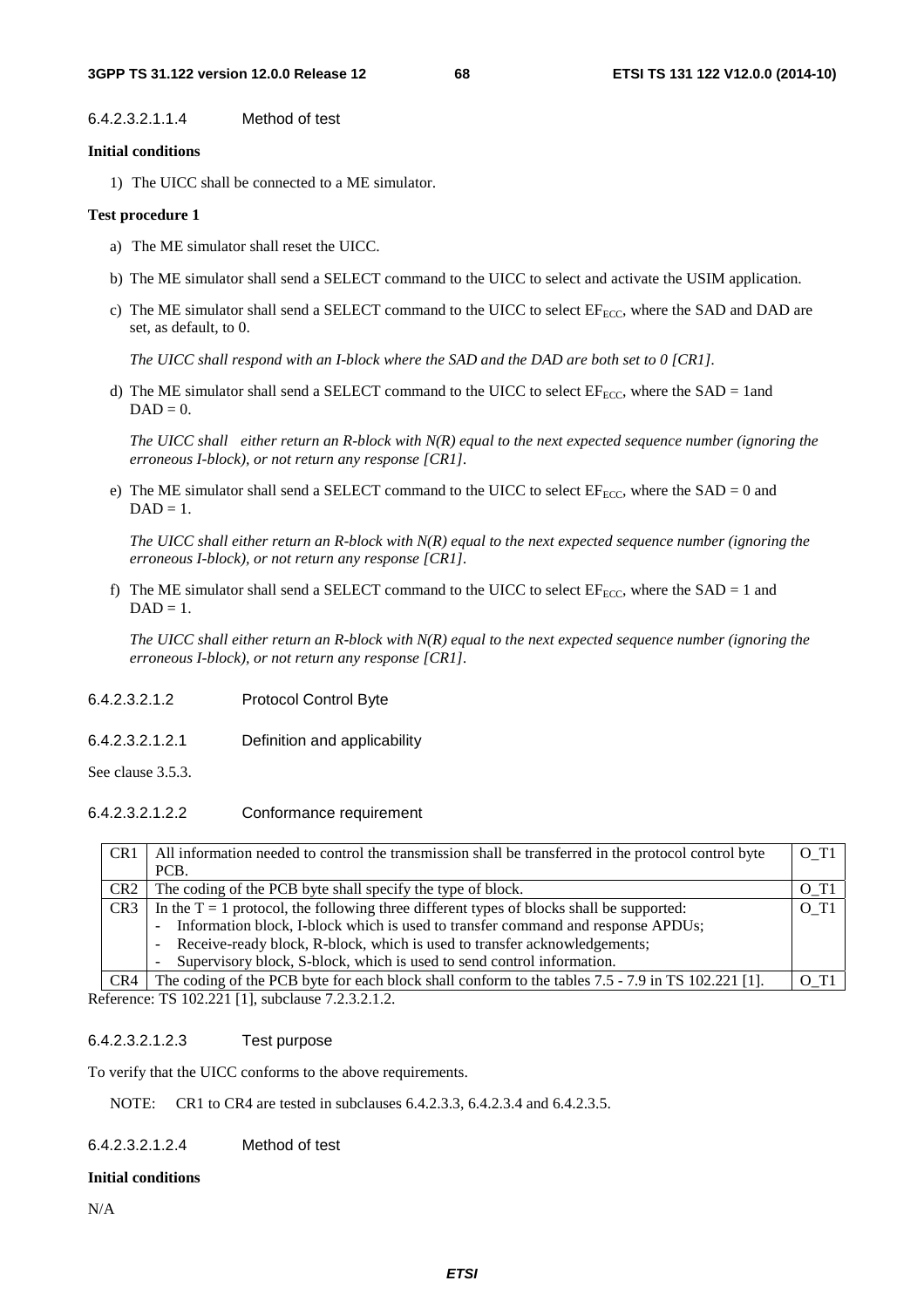#### 6.4.2.3.2.1.1.4 Method of test

**Initial conditions**

1) The UICC shall be connected to a ME simulator.

**Test procedure 1**

a) The ME simulator shall reset the UICC.

b) The ME simulator shall send a SELECT command to the UICC to select and activate the USIM application.

c) The ME simulator shall send a SELECT command to the UICC to select $EF_{ECC}$, where the SAD and DAD are set, as default, to 0.

*The UICC shall respond with an I-block where the SAD and the DAD are both set to 0 [CR1].*

d) The ME simulator shall send a SELECT command to the UICC to select $EF_{ECC}$, where the SAD = 1and DAD = 0.

*The UICC shall either return an R-block with N(R) equal to the next expected sequence number (ignoring the erroneous I-block), or not return any response [CR1].*

e) The ME simulator shall send a SELECT command to the UICC to select $EF_{ECC}$, where the SAD = 0 and DAD = 1.

*The UICC shall either return an R-block with N(R) equal to the next expected sequence number (ignoring the erroneous I-block), or not return any response [CR1].*

f) The ME simulator shall send a SELECT command to the UICC to select $EF_{ECC}$, where the SAD = 1 and DAD = 1.

*The UICC shall either return an R-block with N(R) equal to the next expected sequence number (ignoring the erroneous I-block), or not return any response [CR1].*

#### 6.4.2.3.2.1.2 Protocol Control Byte

#### 6.4.2.3.2.1.2.1 Definition and applicability

See clause 3.5.3.

#### 6.4.2.3.2.1.2.2 Conformance requirement

| | | |
|---|---|---|
| CR1 | All information needed to control the transmission shall be transferred in the protocol control byte PCB. | O_T1 |
| CR2 | The coding of the PCB byte shall specify the type of block. | O_T1 |
| CR3 | In the T = 1 protocol, the following three different types of blocks shall be supported:<br>- Information block, I-block which is used to transfer command and response APDUs;<br>- Receive-ready block, R-block, which is used to transfer acknowledgements;<br>- Supervisory block, S-block, which is used to send control information. | O_T1 |
| CR4 | The coding of the PCB byte for each block shall conform to the tables 7.5 - 7.9 in TS 102.221 [1]. | O_T1 |

Reference: TS 102.221 [1], subclause 7.2.3.2.1.2.

#### 6.4.2.3.2.1.2.3 Test purpose

To verify that the UICC conforms to the above requirements.

NOTE: CR1 to CR4 are tested in subclauses 6.4.2.3.3, 6.4.2.3.4 and 6.4.2.3.5.

#### 6.4.2.3.2.1.2.4 Method of test

**Initial conditions**

N/A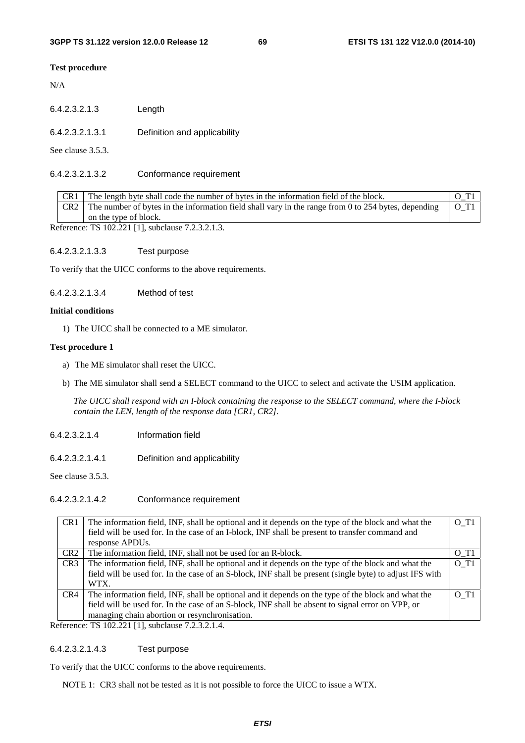**Test procedure**

N/A

#### 6.4.2.3.2.1.3 Length

##### 6.4.2.3.2.1.3.1 Definition and applicability

See clause 3.5.3.

##### 6.4.2.3.2.1.3.2 Conformance requirement

| CR1 | The length byte shall code the number of bytes in the information field of the block. | O_T1 |
|---|---|---|
| CR2 | The number of bytes in the information field shall vary in the range from 0 to 254 bytes, depending on the type of block. | O_T1 |

Reference: TS 102.221 [1], subclause 7.2.3.2.1.3.

##### 6.4.2.3.2.1.3.3 Test purpose

To verify that the UICC conforms to the above requirements.

##### 6.4.2.3.2.1.3.4 Method of test

**Initial conditions**

1) The UICC shall be connected to a ME simulator.

**Test procedure 1**

a) The ME simulator shall reset the UICC.

b) The ME simulator shall send a SELECT command to the UICC to select and activate the USIM application.

*The UICC shall respond with an I-block containing the response to the SELECT command, where the I-block contain the LEN, length of the response data [CR1, CR2].*

#### 6.4.2.3.2.1.4 Information field

##### 6.4.2.3.2.1.4.1 Definition and applicability

See clause 3.5.3.

##### 6.4.2.3.2.1.4.2 Conformance requirement

| CR1 | The information field, INF, shall be optional and it depends on the type of the block and what the field will be used for. In the case of an I-block, INF shall be present to transfer command and response APDUs. | O_T1 |
|---|---|---|
| CR2 | The information field, INF, shall not be used for an R-block. | O_T1 |
| CR3 | The information field, INF, shall be optional and it depends on the type of the block and what the field will be used for. In the case of an S-block, INF shall be present (single byte) to adjust IFS with WTX. | O_T1 |
| CR4 | The information field, INF, shall be optional and it depends on the type of the block and what the field will be used for. In the case of an S-block, INF shall be absent to signal error on VPP, or managing chain abortion or resynchronisation. | O_T1 |

Reference: TS 102.221 [1], subclause 7.2.3.2.1.4.

##### 6.4.2.3.2.1.4.3 Test purpose

To verify that the UICC conforms to the above requirements.

NOTE 1: CR3 shall not be tested as it is not possible to force the UICC to issue a WTX.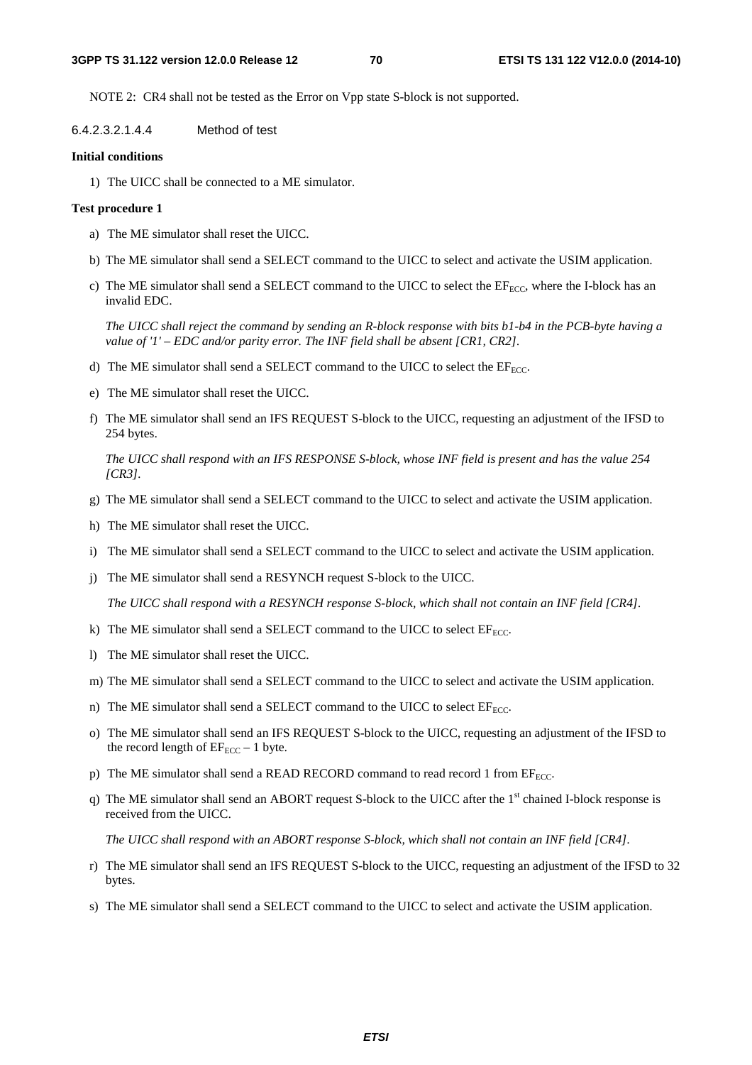NOTE 2: CR4 shall not be tested as the Error on Vpp state S-block is not supported.

#### 6.4.2.3.2.1.4.4 Method of test

**Initial conditions**

1) The UICC shall be connected to a ME simulator.

**Test procedure 1**

a) The ME simulator shall reset the UICC.

b) The ME simulator shall send a SELECT command to the UICC to select and activate the USIM application.

c) The ME simulator shall send a SELECT command to the UICC to select the $EF_{ECC}$, where the I-block has an invalid EDC.

   *The UICC shall reject the command by sending an R-block response with bits b1-b4 in the PCB-byte having a value of '1' – EDC and/or parity error. The INF field shall be absent [CR1, CR2].*

d) The ME simulator shall send a SELECT command to the UICC to select the $EF_{ECC}$.

e) The ME simulator shall reset the UICC.

f) The ME simulator shall send an IFS REQUEST S-block to the UICC, requesting an adjustment of the IFSD to 254 bytes.

   *The UICC shall respond with an IFS RESPONSE S-block, whose INF field is present and has the value 254 [CR3].*

g) The ME simulator shall send a SELECT command to the UICC to select and activate the USIM application.

h) The ME simulator shall reset the UICC.

i) The ME simulator shall send a SELECT command to the UICC to select and activate the USIM application.

j) The ME simulator shall send a RESYNCH request S-block to the UICC.

   *The UICC shall respond with a RESYNCH response S-block, which shall not contain an INF field [CR4].*

k) The ME simulator shall send a SELECT command to the UICC to select $EF_{ECC}$.

l) The ME simulator shall reset the UICC.

m) The ME simulator shall send a SELECT command to the UICC to select and activate the USIM application.

n) The ME simulator shall send a SELECT command to the UICC to select $EF_{ECC}$.

o) The ME simulator shall send an IFS REQUEST S-block to the UICC, requesting an adjustment of the IFSD to the record length of $EF_{ECC}$ – 1 byte.

p) The ME simulator shall send a READ RECORD command to read record 1 from $EF_{ECC}$.

q) The ME simulator shall send an ABORT request S-block to the UICC after the 1st chained I-block response is received from the UICC.

   *The UICC shall respond with an ABORT response S-block, which shall not contain an INF field [CR4].*

r) The ME simulator shall send an IFS REQUEST S-block to the UICC, requesting an adjustment of the IFSD to 32 bytes.

s) The ME simulator shall send a SELECT command to the UICC to select and activate the USIM application.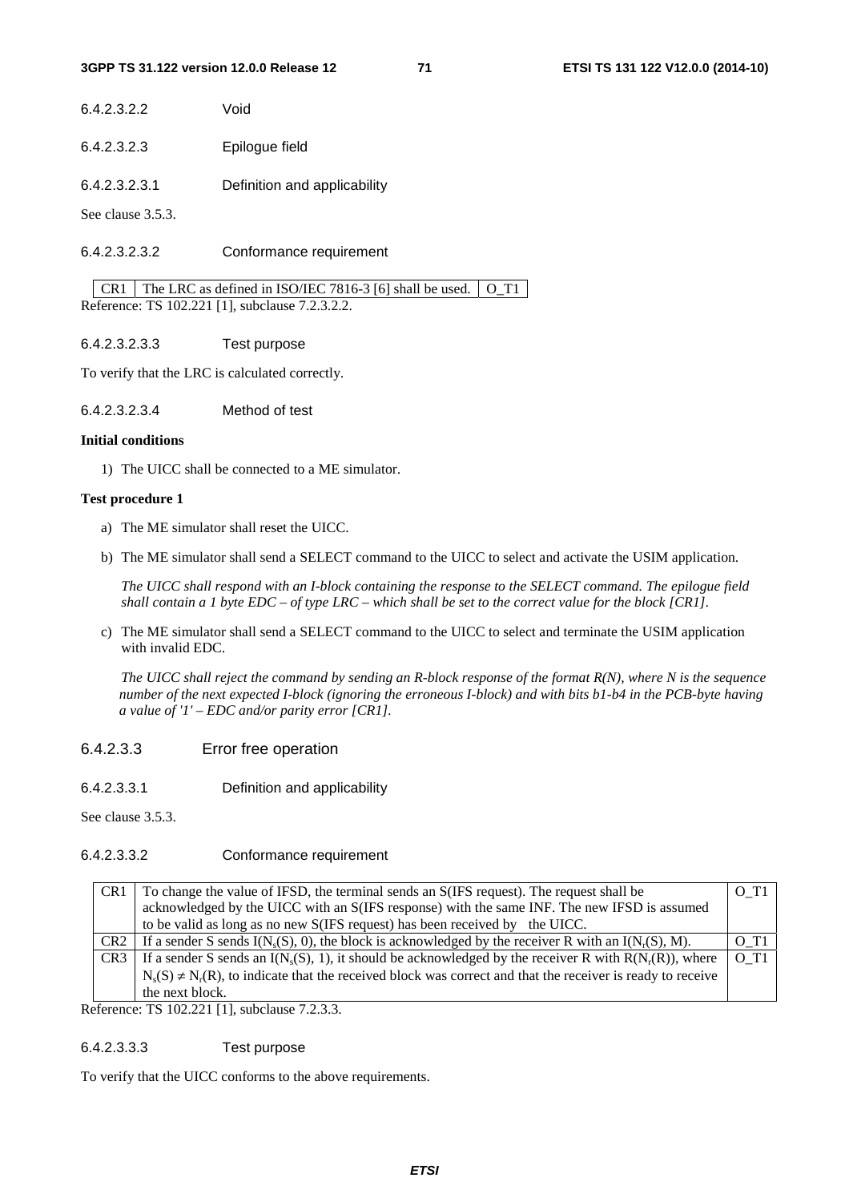6.4.2.3.2.2 Void

6.4.2.3.2.3 Epilogue field

6.4.2.3.2.3.1 Definition and applicability

See clause 3.5.3.

6.4.2.3.2.3.2 Conformance requirement

| CR1 | The LRC as defined in ISO/IEC 7816-3 [6] shall be used. | O_T1 |
|---|---|---|

Reference: TS 102.221 [1], subclause 7.2.3.2.2.

6.4.2.3.2.3.3 Test purpose

To verify that the LRC is calculated correctly.

6.4.2.3.2.3.4 Method of test

**Initial conditions**

1) The UICC shall be connected to a ME simulator.

**Test procedure 1**

a) The ME simulator shall reset the UICC.

b) The ME simulator shall send a SELECT command to the UICC to select and activate the USIM application.

   *The UICC shall respond with an I-block containing the response to the SELECT command. The epilogue field shall contain a 1 byte EDC – of type LRC – which shall be set to the correct value for the block [CR1].*

c) The ME simulator shall send a SELECT command to the UICC to select and terminate the USIM application with invalid EDC.

   *The UICC shall reject the command by sending an R-block response of the format R(N), where N is the sequence number of the next expected I-block (ignoring the erroneous I-block) and with bits b1-b4 in the PCB-byte having a value of '1' – EDC and/or parity error [CR1].*

## 6.4.2.3.3 Error free operation

6.4.2.3.3.1 Definition and applicability

See clause 3.5.3.

6.4.2.3.3.2 Conformance requirement

| CR1 | To change the value of IFSD, the terminal sends an S(IFS request). The request shall be acknowledged by the UICC with an S(IFS response) with the same INF. The new IFSD is assumed to be valid as long as no new S(IFS request) has been received by the UICC. | O_T1 |
|---|---|---|
| CR2 | If a sender S sends $I(N_s(S), 0)$, the block is acknowledged by the receiver R with an $I(N_r(S), M)$. | O_T1 |
| CR3 | If a sender S sends an $I(N_s(S), 1)$, it should be acknowledged by the receiver R with $R(N_r(R))$, where $N_s(S) \neq N_r(R)$, to indicate that the received block was correct and that the receiver is ready to receive the next block. | O_T1 |

Reference: TS 102.221 [1], subclause 7.2.3.3.

6.4.2.3.3.3 Test purpose

To verify that the UICC conforms to the above requirements.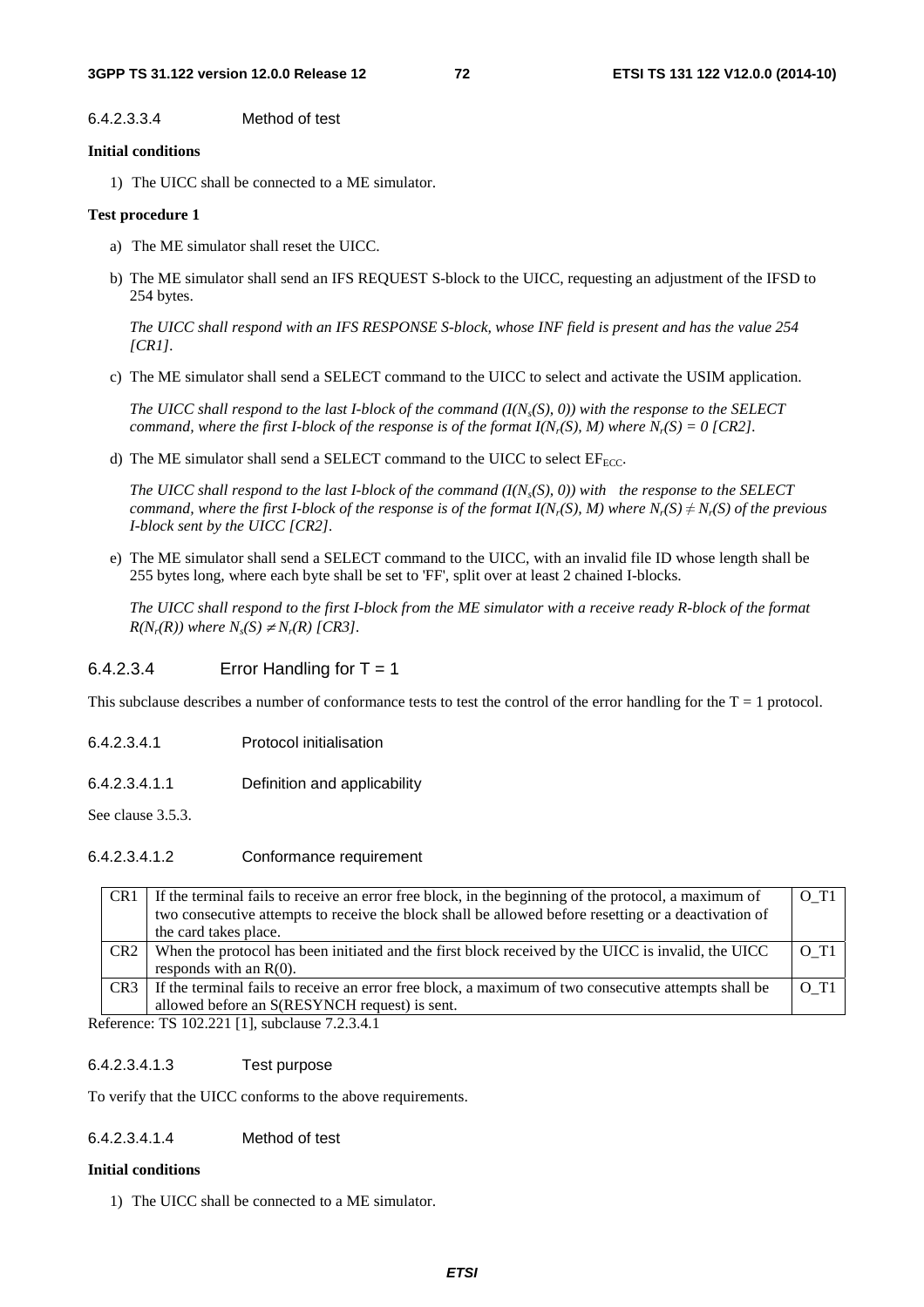#### 6.4.2.3.3.4 Method of test

**Initial conditions**

1) The UICC shall be connected to a ME simulator.

**Test procedure 1**

a) The ME simulator shall reset the UICC.

b) The ME simulator shall send an IFS REQUEST S-block to the UICC, requesting an adjustment of the IFSD to 254 bytes.

*The UICC shall respond with an IFS RESPONSE S-block, whose INF field is present and has the value 254 [CR1].*

c) The ME simulator shall send a SELECT command to the UICC to select and activate the USIM application.

*The UICC shall respond to the last I-block of the command ($I(N_s(S), 0)$) with the response to the SELECT command, where the first I-block of the response is of the format $I(N_r(S), M)$ where $N_r(S) = 0$ [CR2].*

d) The ME simulator shall send a SELECT command to the UICC to select $EF_{ECC}$.

*The UICC shall respond to the last I-block of the command ($I(N_s(S), 0)$) with the response to the SELECT command, where the first I-block of the response is of the format $I(N_r(S), M)$ where $N_r(S) \neq N_r(S)$ of the previous I-block sent by the UICC [CR2].*

e) The ME simulator shall send a SELECT command to the UICC, with an invalid file ID whose length shall be 255 bytes long, where each byte shall be set to 'FF', split over at least 2 chained I-blocks.

*The UICC shall respond to the first I-block from the ME simulator with a receive ready R-block of the format $R(N_r(R))$ where $N_s(S) \neq N_r(R)$ [CR3].*

### 6.4.2.3.4 Error Handling for T = 1

This subclause describes a number of conformance tests to test the control of the error handling for the T = 1 protocol.

#### 6.4.2.3.4.1 Protocol initialisation

##### 6.4.2.3.4.1.1 Definition and applicability

See clause 3.5.3.

##### 6.4.2.3.4.1.2 Conformance requirement

| | | |
|---|---|---|
| CR1 | If the terminal fails to receive an error free block, in the beginning of the protocol, a maximum of two consecutive attempts to receive the block shall be allowed before resetting or a deactivation of the card takes place. | O_T1 |
| CR2 | When the protocol has been initiated and the first block received by the UICC is invalid, the UICC responds with an R(0). | O_T1 |
| CR3 | If the terminal fails to receive an error free block, a maximum of two consecutive attempts shall be allowed before an S(RESYNCH request) is sent. | O_T1 |

Reference: TS 102.221 [1], subclause 7.2.3.4.1

##### 6.4.2.3.4.1.3 Test purpose

To verify that the UICC conforms to the above requirements.

##### 6.4.2.3.4.1.4 Method of test

**Initial conditions**

1) The UICC shall be connected to a ME simulator.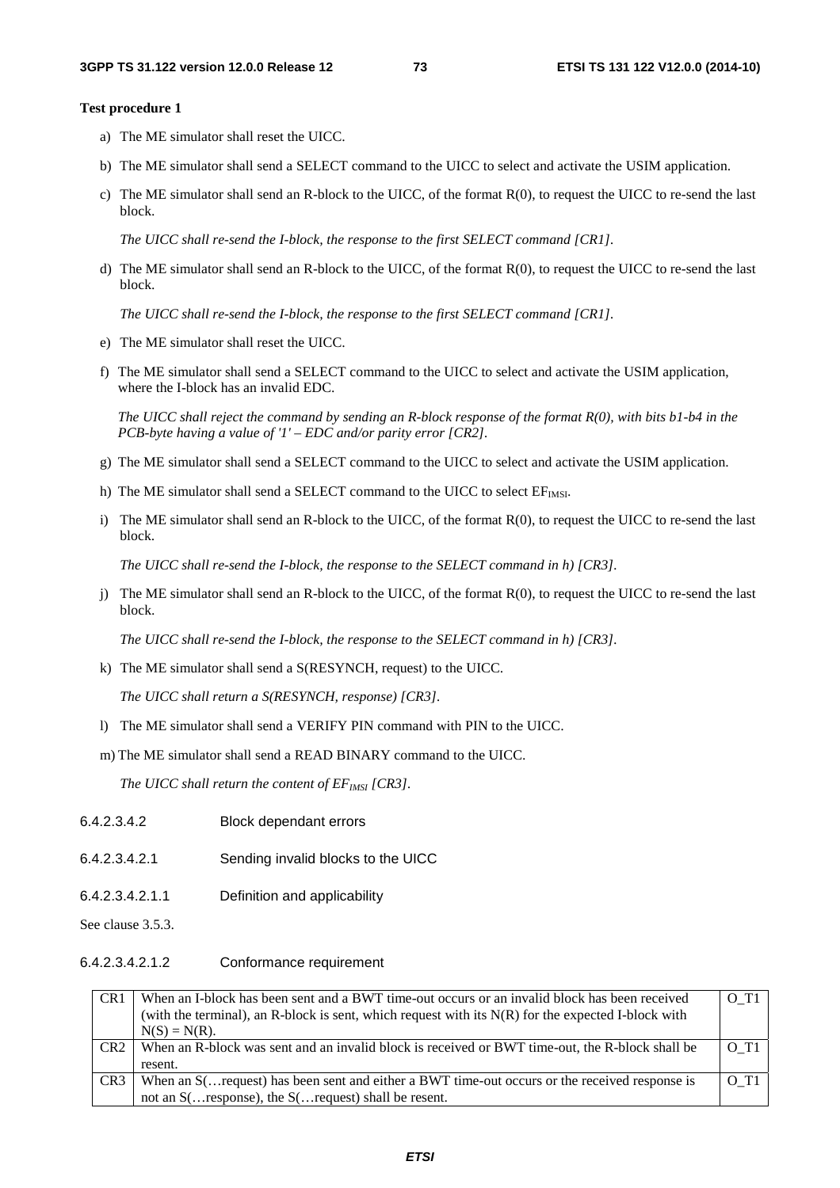**Test procedure 1**

a) The ME simulator shall reset the UICC.

b) The ME simulator shall send a SELECT command to the UICC to select and activate the USIM application.

c) The ME simulator shall send an R-block to the UICC, of the format R(0), to request the UICC to re-send the last block.

*The UICC shall re-send the I-block, the response to the first SELECT command [CR1].*

d) The ME simulator shall send an R-block to the UICC, of the format R(0), to request the UICC to re-send the last block.

*The UICC shall re-send the I-block, the response to the first SELECT command [CR1].*

e) The ME simulator shall reset the UICC.

f) The ME simulator shall send a SELECT command to the UICC to select and activate the USIM application, where the I-block has an invalid EDC.

*The UICC shall reject the command by sending an R-block response of the format R(0), with bits b1-b4 in the PCB-byte having a value of '1' – EDC and/or parity error [CR2].*

g) The ME simulator shall send a SELECT command to the UICC to select and activate the USIM application.

h) The ME simulator shall send a SELECT command to the UICC to select $EF_{IMSI}$.

i) The ME simulator shall send an R-block to the UICC, of the format R(0), to request the UICC to re-send the last block.

*The UICC shall re-send the I-block, the response to the SELECT command in h) [CR3].*

j) The ME simulator shall send an R-block to the UICC, of the format R(0), to request the UICC to re-send the last block.

*The UICC shall re-send the I-block, the response to the SELECT command in h) [CR3].*

k) The ME simulator shall send a S(RESYNCH, request) to the UICC.

*The UICC shall return a S(RESYNCH, response) [CR3].*

l) The ME simulator shall send a VERIFY PIN command with PIN to the UICC.

m) The ME simulator shall send a READ BINARY command to the UICC.

*The UICC shall return the content of $EF_{IMSI}$ [CR3].*

###### 6.4.2.3.4.2 Block dependant errors

###### 6.4.2.3.4.2.1 Sending invalid blocks to the UICC

###### 6.4.2.3.4.2.1.1 Definition and applicability

See clause 3.5.3.

###### 6.4.2.3.4.2.1.2 Conformance requirement

| | | |
|---|---|---|
| CR1 | When an I-block has been sent and a BWT time-out occurs or an invalid block has been received (with the terminal), an R-block is sent, which request with its N(R) for the expected I-block with N(S) = N(R). | O_T1 |
| CR2 | When an R-block was sent and an invalid block is received or BWT time-out, the R-block shall be resent. | O_T1 |
| CR3 | When an S(…request) has been sent and either a BWT time-out occurs or the received response is not an S(…response), the S(…request) shall be resent. | O_T1 |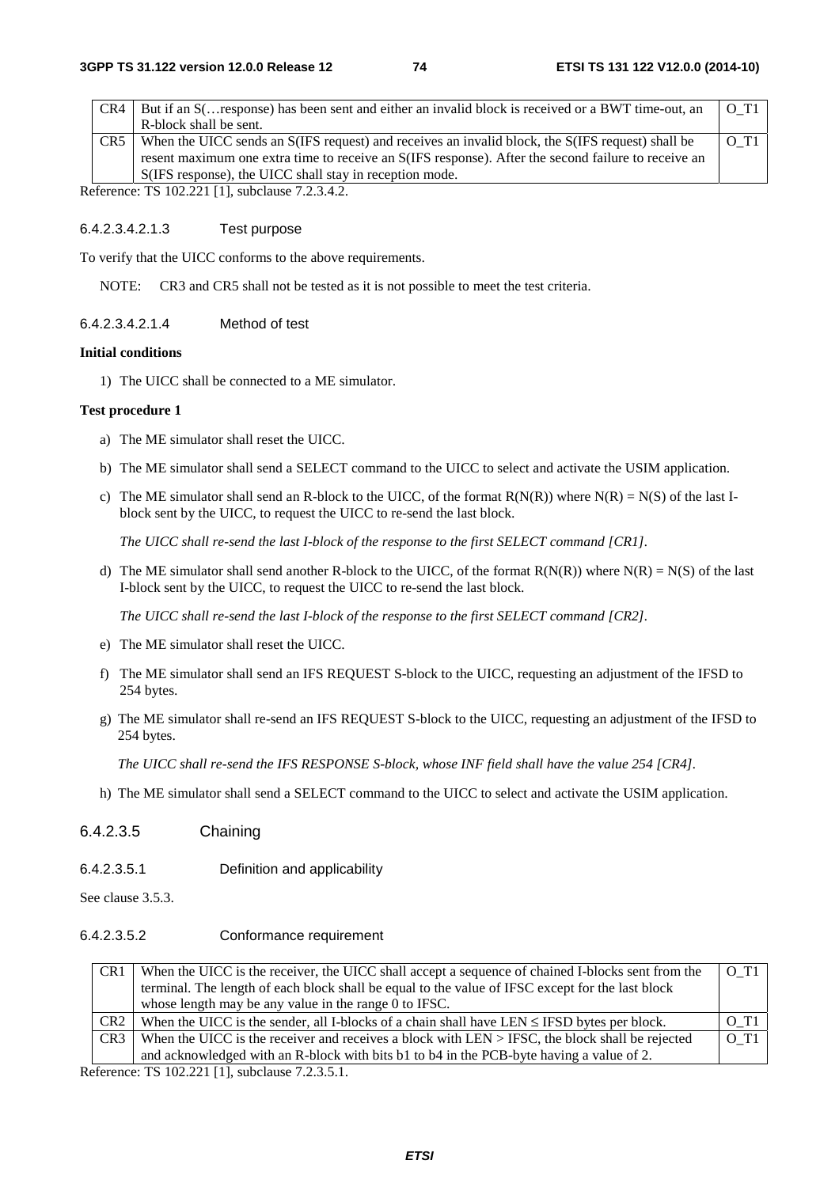| | | |
|---|---|---|
| CR4 | But if an S(…response) has been sent and either an invalid block is received or a BWT time-out, an R-block shall be sent. | O_T1 |
| CR5 | When the UICC sends an S(IFS request) and receives an invalid block, the S(IFS request) shall be resent maximum one extra time to receive an S(IFS response). After the second failure to receive an S(IFS response), the UICC shall stay in reception mode. | O_T1 |

Reference: TS 102.221 [1], subclause 7.2.3.4.2.

#### 6.4.2.3.4.2.1.3 Test purpose

To verify that the UICC conforms to the above requirements.

NOTE: CR3 and CR5 shall not be tested as it is not possible to meet the test criteria.

#### 6.4.2.3.4.2.1.4 Method of test

**Initial conditions**

1) The UICC shall be connected to a ME simulator.

**Test procedure 1**

a) The ME simulator shall reset the UICC.

b) The ME simulator shall send a SELECT command to the UICC to select and activate the USIM application.

c) The ME simulator shall send an R-block to the UICC, of the format R(N(R)) where N(R) = N(S) of the last I-block sent by the UICC, to request the UICC to re-send the last block.

*The UICC shall re-send the last I-block of the response to the first SELECT command [CR1].*

d) The ME simulator shall send another R-block to the UICC, of the format R(N(R)) where N(R) = N(S) of the last I-block sent by the UICC, to request the UICC to re-send the last block.

*The UICC shall re-send the last I-block of the response to the first SELECT command [CR2].*

e) The ME simulator shall reset the UICC.

f) The ME simulator shall send an IFS REQUEST S-block to the UICC, requesting an adjustment of the IFSD to 254 bytes.

g) The ME simulator shall re-send an IFS REQUEST S-block to the UICC, requesting an adjustment of the IFSD to 254 bytes.

*The UICC shall re-send the IFS RESPONSE S-block, whose INF field shall have the value 254 [CR4].*

h) The ME simulator shall send a SELECT command to the UICC to select and activate the USIM application.

### 6.4.2.3.5 Chaining

#### 6.4.2.3.5.1 Definition and applicability

See clause 3.5.3.

#### 6.4.2.3.5.2 Conformance requirement

| | | |
|---|---|---|
| CR1 | When the UICC is the receiver, the UICC shall accept a sequence of chained I-blocks sent from the terminal. The length of each block shall be equal to the value of IFSC except for the last block whose length may be any value in the range 0 to IFSC. | O_T1 |
| CR2 | When the UICC is the sender, all I-blocks of a chain shall have LEN ≤ IFSD bytes per block. | O_T1 |
| CR3 | When the UICC is the receiver and receives a block with LEN > IFSC, the block shall be rejected and acknowledged with an R-block with bits b1 to b4 in the PCB-byte having a value of 2. | O_T1 |

Reference: TS 102.221 [1], subclause 7.2.3.5.1.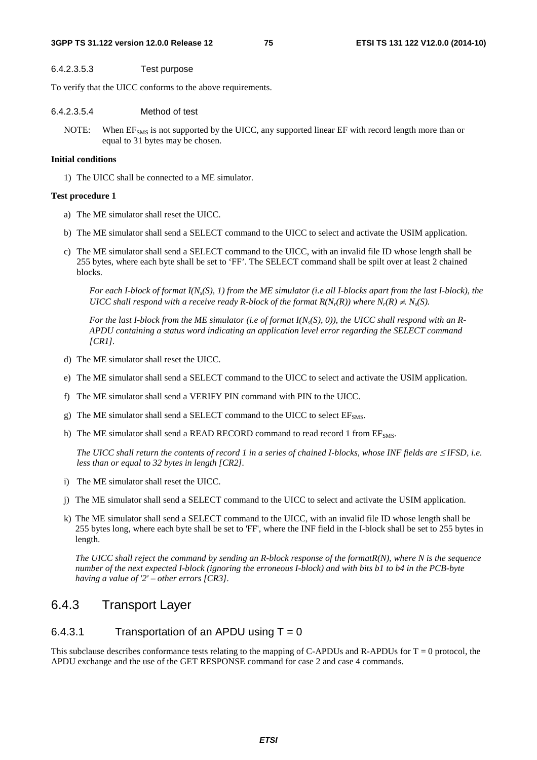#### 6.4.2.3.5.3 Test purpose

To verify that the UICC conforms to the above requirements.

#### 6.4.2.3.5.4 Method of test

NOTE: When $EF_{SMS}$ is not supported by the UICC, any supported linear EF with record length more than or equal to 31 bytes may be chosen.

**Initial conditions**

1) The UICC shall be connected to a ME simulator.

**Test procedure 1**

a) The ME simulator shall reset the UICC.

b) The ME simulator shall send a SELECT command to the UICC to select and activate the USIM application.

c) The ME simulator shall send a SELECT command to the UICC, with an invalid file ID whose length shall be 255 bytes, where each byte shall be set to 'FF'. The SELECT command shall be spilt over at least 2 chained blocks.

   *For each I-block of format $I(N_s(S), 1)$ from the ME simulator (i.e all I-blocks apart from the last I-block), the UICC shall respond with a receive ready R-block of the format $R(N_r(R))$ where $N_r(R) \neq N_s(S)$.*

   *For the last I-block from the ME simulator (i.e of format $I(N_s(S), 0)$), the UICC shall respond with an R-APDU containing a status word indicating an application level error regarding the SELECT command [CR1].*

d) The ME simulator shall reset the UICC.

e) The ME simulator shall send a SELECT command to the UICC to select and activate the USIM application.

f) The ME simulator shall send a VERIFY PIN command with PIN to the UICC.

g) The ME simulator shall send a SELECT command to the UICC to select $EF_{SMS}$.

h) The ME simulator shall send a READ RECORD command to read record 1 from $EF_{SMS}$.

   *The UICC shall return the contents of record 1 in a series of chained I-blocks, whose INF fields are $\leq$ IFSD, i.e. less than or equal to 32 bytes in length [CR2].*

i) The ME simulator shall reset the UICC.

j) The ME simulator shall send a SELECT command to the UICC to select and activate the USIM application.

k) The ME simulator shall send a SELECT command to the UICC, with an invalid file ID whose length shall be 255 bytes long, where each byte shall be set to 'FF', where the INF field in the I-block shall be set to 255 bytes in length.

   *The UICC shall reject the command by sending an R-block response of the formatR(N), where N is the sequence number of the next expected I-block (ignoring the erroneous I-block) and with bits b1 to b4 in the PCB-byte having a value of '2' – other errors [CR3].*

## 6.4.3 Transport Layer

### 6.4.3.1 Transportation of an APDU using T = 0

This subclause describes conformance tests relating to the mapping of C-APDUs and R-APDUs for T = 0 protocol, the APDU exchange and the use of the GET RESPONSE command for case 2 and case 4 commands.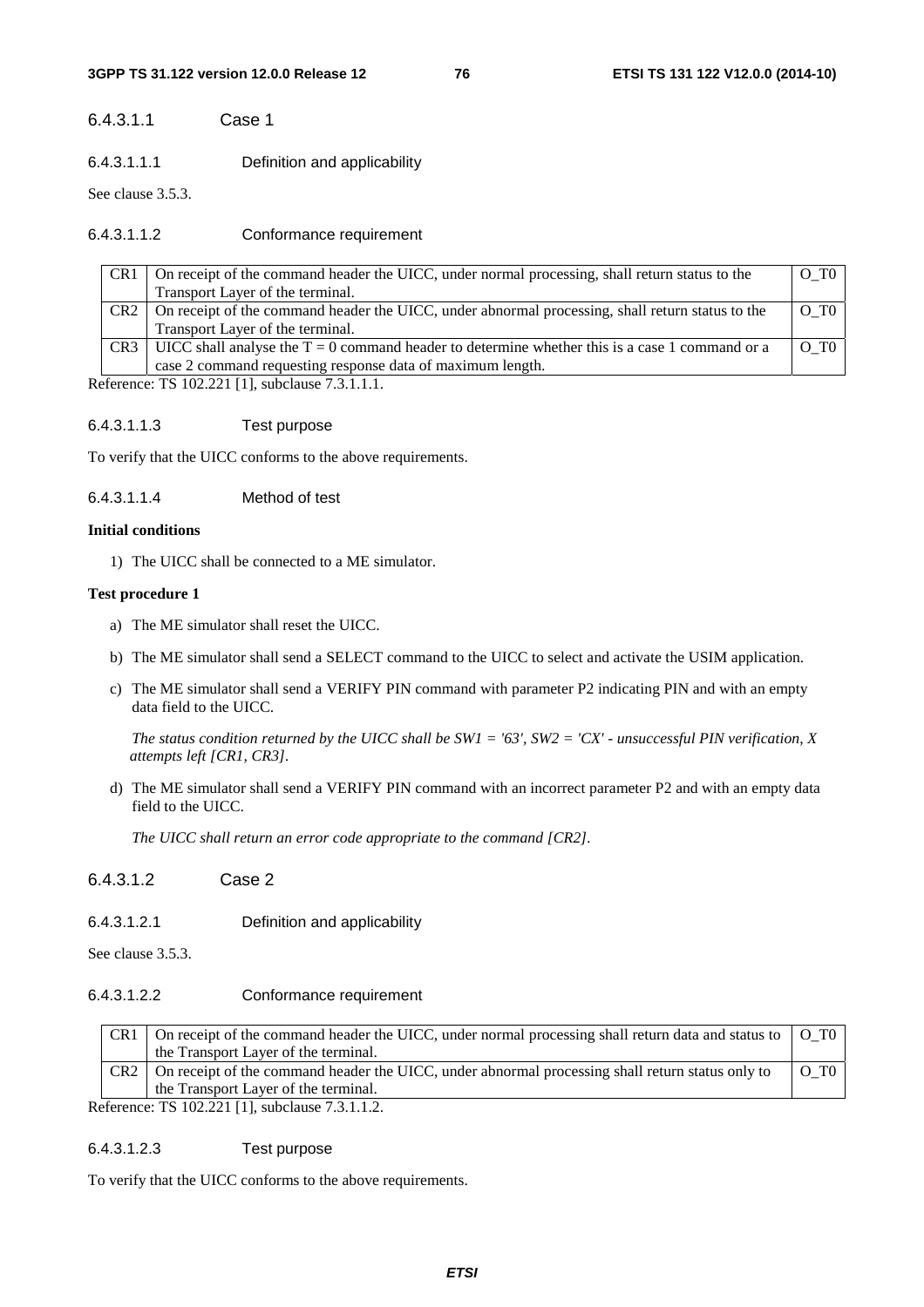#### 6.4.3.1.1 Case 1

##### 6.4.3.1.1.1 Definition and applicability

See clause 3.5.3.

##### 6.4.3.1.1.2 Conformance requirement

| | | |
|---|---|---|
| CR1 | On receipt of the command header the UICC, under normal processing, shall return status to the Transport Layer of the terminal. | O_T0 |
| CR2 | On receipt of the command header the UICC, under abnormal processing, shall return status to the Transport Layer of the terminal. | O_T0 |
| CR3 | UICC shall analyse the T = 0 command header to determine whether this is a case 1 command or a case 2 command requesting response data of maximum length. | O_T0 |

Reference: TS 102.221 [1], subclause 7.3.1.1.1.

##### 6.4.3.1.1.3 Test purpose

To verify that the UICC conforms to the above requirements.

##### 6.4.3.1.1.4 Method of test

**Initial conditions**

1) The UICC shall be connected to a ME simulator.

**Test procedure 1**

a) The ME simulator shall reset the UICC.

b) The ME simulator shall send a SELECT command to the UICC to select and activate the USIM application.

c) The ME simulator shall send a VERIFY PIN command with parameter P2 indicating PIN and with an empty data field to the UICC.

   *The status condition returned by the UICC shall be SW1 = '63', SW2 = 'CX' - unsuccessful PIN verification, X attempts left [CR1, CR3].*

d) The ME simulator shall send a VERIFY PIN command with an incorrect parameter P2 and with an empty data field to the UICC.

   *The UICC shall return an error code appropriate to the command [CR2].*

#### 6.4.3.1.2 Case 2

##### 6.4.3.1.2.1 Definition and applicability

See clause 3.5.3.

##### 6.4.3.1.2.2 Conformance requirement

| | | |
|---|---|---|
| CR1 | On receipt of the command header the UICC, under normal processing shall return data and status to the Transport Layer of the terminal. | O_T0 |
| CR2 | On receipt of the command header the UICC, under abnormal processing shall return status only to the Transport Layer of the terminal. | O_T0 |

Reference: TS 102.221 [1], subclause 7.3.1.1.2.

##### 6.4.3.1.2.3 Test purpose

To verify that the UICC conforms to the above requirements.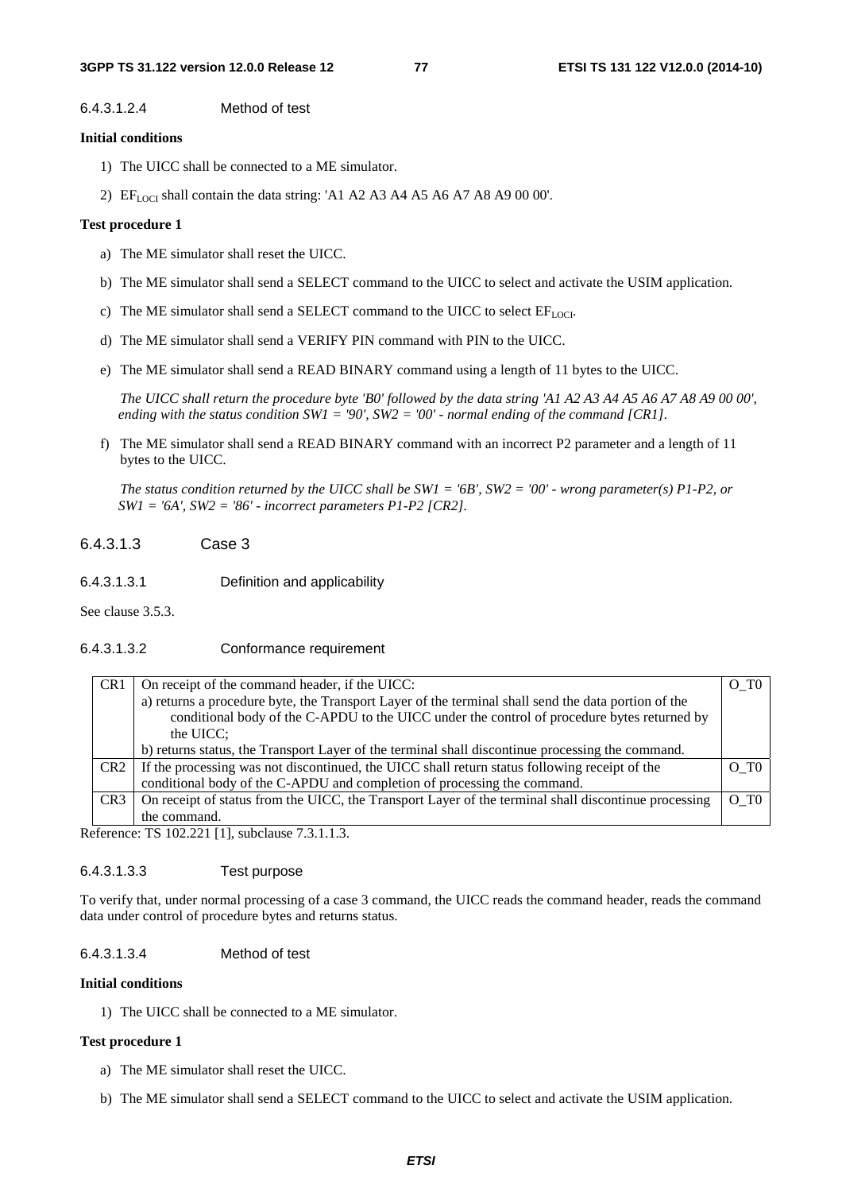#### 6.4.3.1.2.4 Method of test

**Initial conditions**

1) The UICC shall be connected to a ME simulator.

2) $EF_{LOCI}$ shall contain the data string: 'A1 A2 A3 A4 A5 A6 A7 A8 A9 00 00'.

**Test procedure 1**

a) The ME simulator shall reset the UICC.

b) The ME simulator shall send a SELECT command to the UICC to select and activate the USIM application.

c) The ME simulator shall send a SELECT command to the UICC to select $EF_{LOCI}$.

d) The ME simulator shall send a VERIFY PIN command with PIN to the UICC.

e) The ME simulator shall send a READ BINARY command using a length of 11 bytes to the UICC.

*The UICC shall return the procedure byte 'B0' followed by the data string 'A1 A2 A3 A4 A5 A6 A7 A8 A9 00 00', ending with the status condition SW1 = '90', SW2 = '00' - normal ending of the command [CR1].*

f) The ME simulator shall send a READ BINARY command with an incorrect P2 parameter and a length of 11 bytes to the UICC.

*The status condition returned by the UICC shall be SW1 = '6B', SW2 = '00' - wrong parameter(s) P1-P2, or SW1 = '6A', SW2 = '86' - incorrect parameters P1-P2 [CR2].*

### 6.4.3.1.3 Case 3

#### 6.4.3.1.3.1 Definition and applicability

See clause 3.5.3.

#### 6.4.3.1.3.2 Conformance requirement

| | | |
|---|---|---|
| CR1 | On receipt of the command header, if the UICC:<br>a) returns a procedure byte, the Transport Layer of the terminal shall send the data portion of the conditional body of the C-APDU to the UICC under the control of procedure bytes returned by the UICC;<br>b) returns status, the Transport Layer of the terminal shall discontinue processing the command. | O_T0 |
| CR2 | If the processing was not discontinued, the UICC shall return status following receipt of the conditional body of the C-APDU and completion of processing the command. | O_T0 |
| CR3 | On receipt of status from the UICC, the Transport Layer of the terminal shall discontinue processing the command. | O_T0 |

Reference: TS 102.221 [1], subclause 7.3.1.1.3.

#### 6.4.3.1.3.3 Test purpose

To verify that, under normal processing of a case 3 command, the UICC reads the command header, reads the command data under control of procedure bytes and returns status.

#### 6.4.3.1.3.4 Method of test

**Initial conditions**

1) The UICC shall be connected to a ME simulator.

**Test procedure 1**

a) The ME simulator shall reset the UICC.

b) The ME simulator shall send a SELECT command to the UICC to select and activate the USIM application.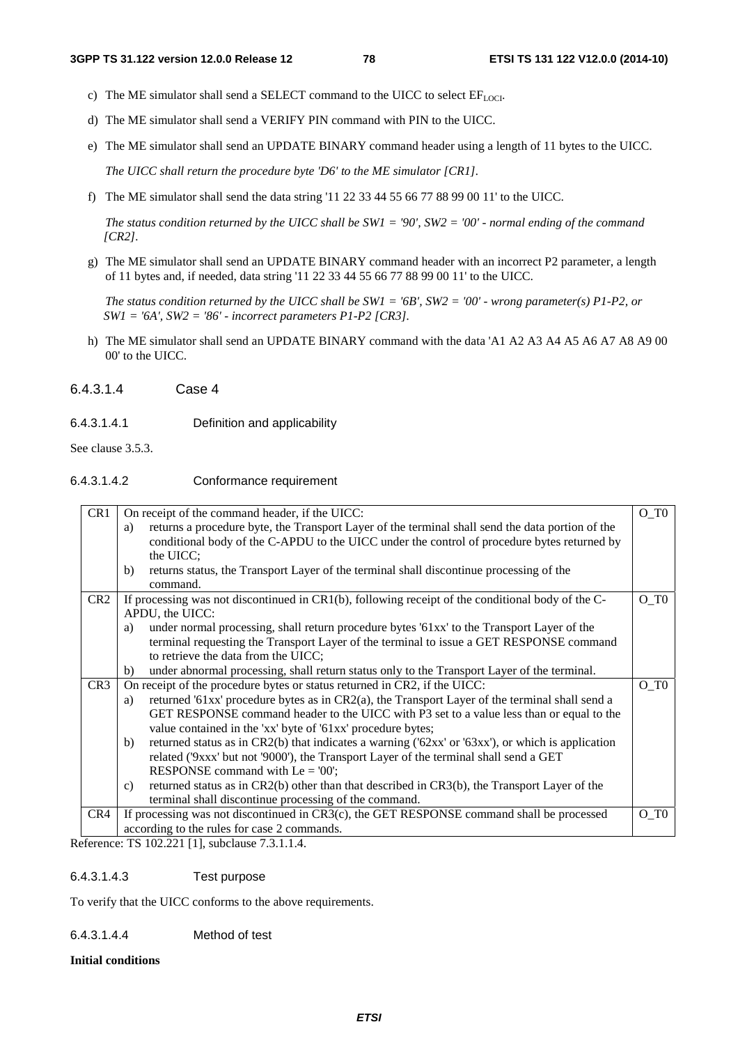c) The ME simulator shall send a SELECT command to the UICC to select $EF_{LOCI}$.

d) The ME simulator shall send a VERIFY PIN command with PIN to the UICC.

e) The ME simulator shall send an UPDATE BINARY command header using a length of 11 bytes to the UICC.

*The UICC shall return the procedure byte 'D6' to the ME simulator [CR1].*

f) The ME simulator shall send the data string '11 22 33 44 55 66 77 88 99 00 11' to the UICC.

*The status condition returned by the UICC shall be SW1 = '90', SW2 = '00' - normal ending of the command [CR2].*

g) The ME simulator shall send an UPDATE BINARY command header with an incorrect P2 parameter, a length of 11 bytes and, if needed, data string '11 22 33 44 55 66 77 88 99 00 11' to the UICC.

*The status condition returned by the UICC shall be SW1 = '6B', SW2 = '00' - wrong parameter(s) P1-P2, or SW1 = '6A', SW2 = '86' - incorrect parameters P1-P2 [CR3].*

h) The ME simulator shall send an UPDATE BINARY command with the data 'A1 A2 A3 A4 A5 A6 A7 A8 A9 00 00' to the UICC.

#### 6.4.3.1.4 Case 4

##### 6.4.3.1.4.1 Definition and applicability

See clause 3.5.3.

##### 6.4.3.1.4.2 Conformance requirement

| | | |
|---|---|---|
| CR1 | On receipt of the command header, if the UICC:<br>a) returns a procedure byte, the Transport Layer of the terminal shall send the data portion of the conditional body of the C-APDU to the UICC under the control of procedure bytes returned by the UICC;<br>b) returns status, the Transport Layer of the terminal shall discontinue processing of the command. | O_T0 |
| CR2 | If processing was not discontinued in CR1(b), following receipt of the conditional body of the C-APDU, the UICC:<br>a) under normal processing, shall return procedure bytes '61xx' to the Transport Layer of the terminal requesting the Transport Layer of the terminal to issue a GET RESPONSE command to retrieve the data from the UICC;<br>b) under abnormal processing, shall return status only to the Transport Layer of the terminal. | O_T0 |
| CR3 | On receipt of the procedure bytes or status returned in CR2, if the UICC:<br>a) returned '61xx' procedure bytes as in CR2(a), the Transport Layer of the terminal shall send a GET RESPONSE command header to the UICC with P3 set to a value less than or equal to the value contained in the 'xx' byte of '61xx' procedure bytes;<br>b) returned status as in CR2(b) that indicates a warning ('62xx' or '63xx'), or which is application related ('9xxx' but not '9000'), the Transport Layer of the terminal shall send a GET RESPONSE command with Le = '00';<br>c) returned status as in CR2(b) other than that described in CR3(b), the Transport Layer of the terminal shall discontinue processing of the command. | O_T0 |
| CR4 | If processing was not discontinued in CR3(c), the GET RESPONSE command shall be processed according to the rules for case 2 commands. | O_T0 |

Reference: TS 102.221 [1], subclause 7.3.1.1.4.

##### 6.4.3.1.4.3 Test purpose

To verify that the UICC conforms to the above requirements.

##### 6.4.3.1.4.4 Method of test

**Initial conditions**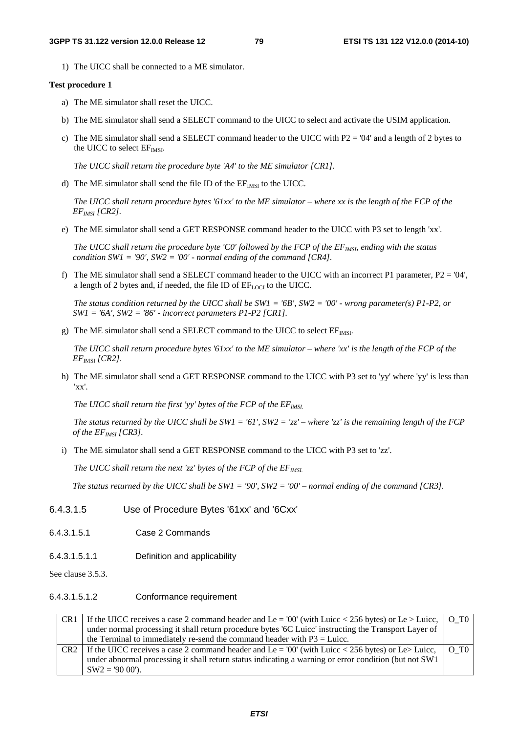1) The UICC shall be connected to a ME simulator.

**Test procedure 1**

a) The ME simulator shall reset the UICC.

b) The ME simulator shall send a SELECT command to the UICC to select and activate the USIM application.

c) The ME simulator shall send a SELECT command header to the UICC with P2 = '04' and a length of 2 bytes to the UICC to select $EF_{IMSI}$.

*The UICC shall return the procedure byte 'A4' to the ME simulator [CR1].*

d) The ME simulator shall send the file ID of the $EF_{IMSI}$ to the UICC.

*The UICC shall return procedure bytes '61xx' to the ME simulator – where xx is the length of the FCP of the $EF_{IMSI}$ [CR2].*

e) The ME simulator shall send a GET RESPONSE command header to the UICC with P3 set to length 'xx'.

*The UICC shall return the procedure byte 'C0' followed by the FCP of the $EF_{IMSI}$, ending with the status condition SW1 = '90', SW2 = '00' - normal ending of the command [CR4].*

f) The ME simulator shall send a SELECT command header to the UICC with an incorrect P1 parameter, P2 = '04', a length of 2 bytes and, if needed, the file ID of $EF_{LOCI}$ to the UICC.

*The status condition returned by the UICC shall be SW1 = '6B', SW2 = '00' - wrong parameter(s) P1-P2, or SW1 = '6A', SW2 = '86' - incorrect parameters P1-P2 [CR1].*

g) The ME simulator shall send a SELECT command to the UICC to select $EF_{IMSI}$.

*The UICC shall return procedure bytes '61xx' to the ME simulator – where 'xx' is the length of the FCP of the $EF_{IMSI}$ [CR2].*

h) The ME simulator shall send a GET RESPONSE command to the UICC with P3 set to 'yy' where 'yy' is less than 'xx'.

*The UICC shall return the first 'yy' bytes of the FCP of the $EF_{IMSI}$.*

*The status returned by the UICC shall be SW1 = '61', SW2 = 'zz' – where 'zz' is the remaining length of the FCP of the $EF_{IMSI}$ [CR3].*

i) The ME simulator shall send a GET RESPONSE command to the UICC with P3 set to 'zz'.

*The UICC shall return the next 'zz' bytes of the FCP of the $EF_{IMSI}$.*

*The status returned by the UICC shall be SW1 = '90', SW2 = '00' – normal ending of the command [CR3].*

### 6.4.3.1.5 Use of Procedure Bytes '61xx' and '6Cxx'

#### 6.4.3.1.5.1 Case 2 Commands

##### 6.4.3.1.5.1.1 Definition and applicability

See clause 3.5.3.

##### 6.4.3.1.5.1.2 Conformance requirement

| | | |
|---|---|---|
| CR1 | If the UICC receives a case 2 command header and Le = '00' (with Luicc < 256 bytes) or Le > Luicc, under normal processing it shall return procedure bytes '6C Luicc' instructing the Transport Layer of the Terminal to immediately re-send the command header with P3 = Luicc. | O_T0 |
| CR2 | If the UICC receives a case 2 command header and Le = '00' (with Luicc < 256 bytes) or Le> Luicc, under abnormal processing it shall return status indicating a warning or error condition (but not SW1 SW2 = '90 00'). | O_T0 |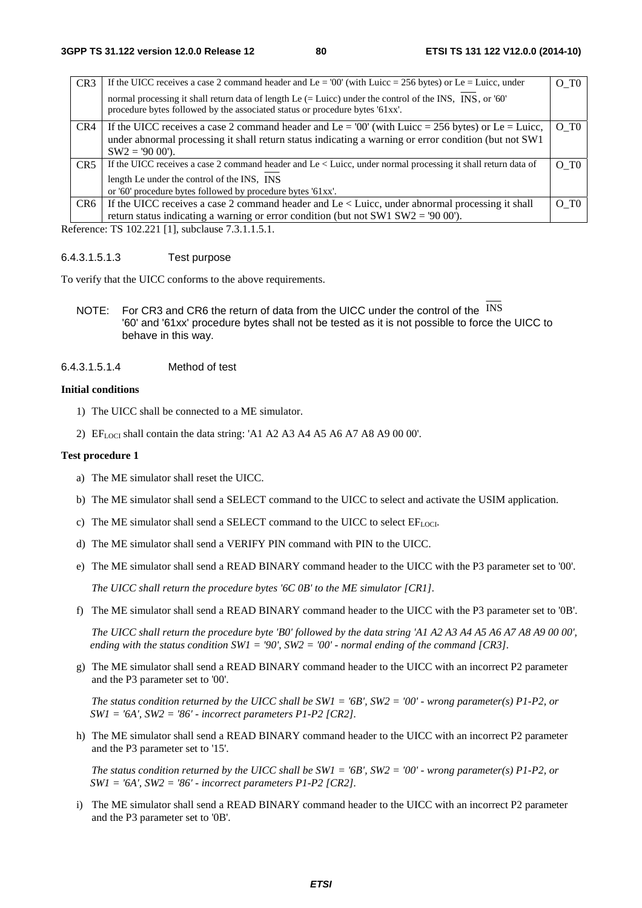| CR3 | If the UICC receives a case 2 command header and Le = '00' (with Luicc = 256 bytes) or Le = Luicc, under normal processing it shall return data of length Le (= Luicc) under the control of the INS, $\overline{\text{INS}}$, or '60' procedure bytes followed by the associated status or procedure bytes '61xx'. | O_T0 |
|---|---|---|
| CR4 | If the UICC receives a case 2 command header and Le = '00' (with Luicc = 256 bytes) or Le = Luicc, under abnormal processing it shall return status indicating a warning or error condition (but not SW1 SW2 = '90 00'). | O_T0 |
| CR5 | If the UICC receives a case 2 command header and Le < Luicc, under normal processing it shall return data of length Le under the control of the INS, $\overline{\text{INS}}$ or '60' procedure bytes followed by procedure bytes '61xx'. | O_T0 |
| CR6 | If the UICC receives a case 2 command header and Le < Luicc, under abnormal processing it shall return status indicating a warning or error condition (but not SW1 SW2 = '90 00'). | O_T0 |

Reference: TS 102.221 [1], subclause 7.3.1.1.5.1.

#### 6.4.3.1.5.1.3 Test purpose

To verify that the UICC conforms to the above requirements.

NOTE: For CR3 and CR6 the return of data from the UICC under the control of the $\overline{\text{INS}}$ '60' and '61xx' procedure bytes shall not be tested as it is not possible to force the UICC to behave in this way.

#### 6.4.3.1.5.1.4 Method of test

**Initial conditions**

1) The UICC shall be connected to a ME simulator.
2) $EF_{LOCI}$ shall contain the data string: 'A1 A2 A3 A4 A5 A6 A7 A8 A9 00 00'.

**Test procedure 1**

a) The ME simulator shall reset the UICC.

b) The ME simulator shall send a SELECT command to the UICC to select and activate the USIM application.

c) The ME simulator shall send a SELECT command to the UICC to select $EF_{LOCI}$.

d) The ME simulator shall send a VERIFY PIN command with PIN to the UICC.

e) The ME simulator shall send a READ BINARY command header to the UICC with the P3 parameter set to '00'.

*The UICC shall return the procedure bytes '6C 0B' to the ME simulator [CR1].*

f) The ME simulator shall send a READ BINARY command header to the UICC with the P3 parameter set to '0B'.

*The UICC shall return the procedure byte 'B0' followed by the data string 'A1 A2 A3 A4 A5 A6 A7 A8 A9 00 00', ending with the status condition SW1 = '90', SW2 = '00' - normal ending of the command [CR3].*

g) The ME simulator shall send a READ BINARY command header to the UICC with an incorrect P2 parameter and the P3 parameter set to '00'.

*The status condition returned by the UICC shall be SW1 = '6B', SW2 = '00' - wrong parameter(s) P1-P2, or SW1 = '6A', SW2 = '86' - incorrect parameters P1-P2 [CR2].*

h) The ME simulator shall send a READ BINARY command header to the UICC with an incorrect P2 parameter and the P3 parameter set to '15'.

*The status condition returned by the UICC shall be SW1 = '6B', SW2 = '00' - wrong parameter(s) P1-P2, or SW1 = '6A', SW2 = '86' - incorrect parameters P1-P2 [CR2].*

i) The ME simulator shall send a READ BINARY command header to the UICC with an incorrect P2 parameter and the P3 parameter set to '0B'.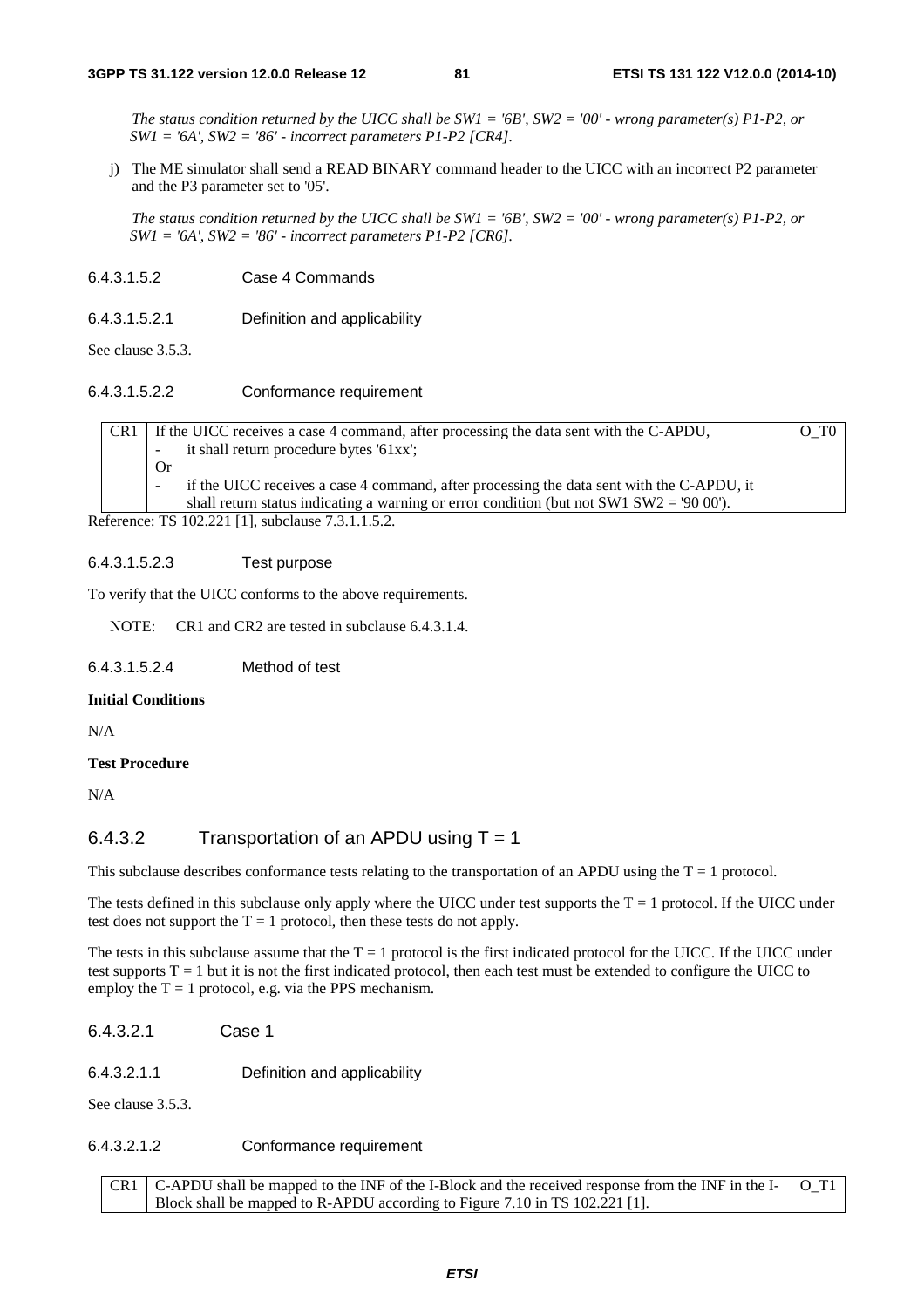*The status condition returned by the UICC shall be SW1 = '6B', SW2 = '00' - wrong parameter(s) P1-P2, or SW1 = '6A', SW2 = '86' - incorrect parameters P1-P2 [CR4].*

j) The ME simulator shall send a READ BINARY command header to the UICC with an incorrect P2 parameter and the P3 parameter set to '05'.

*The status condition returned by the UICC shall be SW1 = '6B', SW2 = '00' - wrong parameter(s) P1-P2, or SW1 = '6A', SW2 = '86' - incorrect parameters P1-P2 [CR6].*

###### 6.4.3.1.5.2 Case 4 Commands

###### 6.4.3.1.5.2.1 Definition and applicability

See clause 3.5.3.

###### 6.4.3.1.5.2.2 Conformance requirement

| CR1 | If the UICC receives a case 4 command, after processing the data sent with the C-APDU,<br>- it shall return procedure bytes '61xx';<br>Or<br>- if the UICC receives a case 4 command, after processing the data sent with the C-APDU, it shall return status indicating a warning or error condition (but not SW1 SW2 = '90 00'). | O_T0 |
|---|---|---|

Reference: TS 102.221 [1], subclause 7.3.1.1.5.2.

###### 6.4.3.1.5.2.3 Test purpose

To verify that the UICC conforms to the above requirements.

NOTE: CR1 and CR2 are tested in subclause 6.4.3.1.4.

###### 6.4.3.1.5.2.4 Method of test

**Initial Conditions**

N/A

**Test Procedure**

N/A

### 6.4.3.2 Transportation of an APDU using T = 1

This subclause describes conformance tests relating to the transportation of an APDU using the T = 1 protocol.

The tests defined in this subclause only apply where the UICC under test supports the T = 1 protocol. If the UICC under test does not support the T = 1 protocol, then these tests do not apply.

The tests in this subclause assume that the T = 1 protocol is the first indicated protocol for the UICC. If the UICC under test supports T = 1 but it is not the first indicated protocol, then each test must be extended to configure the UICC to employ the T = 1 protocol, e.g. via the PPS mechanism.

#### 6.4.3.2.1 Case 1

##### 6.4.3.2.1.1 Definition and applicability

See clause 3.5.3.

##### 6.4.3.2.1.2 Conformance requirement

| CR1 | C-APDU shall be mapped to the INF of the I-Block and the received response from the INF in the I-Block shall be mapped to R-APDU according to Figure 7.10 in TS 102.221 [1]. | O_T1 |
|---|---|---|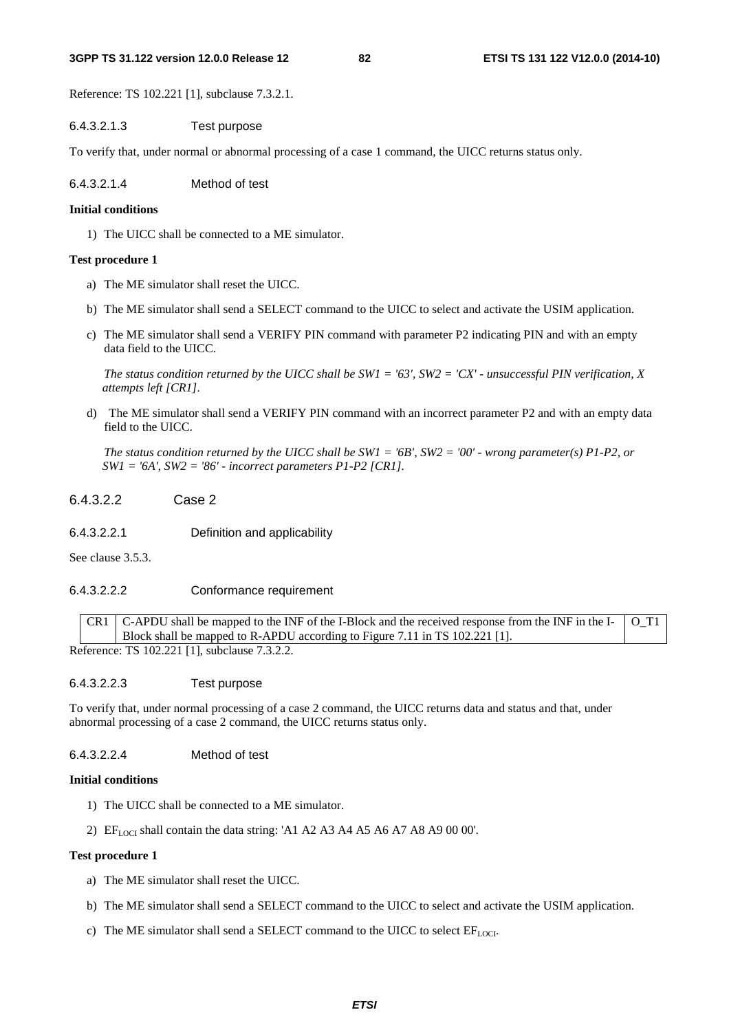Reference: TS 102.221 [1], subclause 7.3.2.1.

#### 6.4.3.2.1.3 Test purpose

To verify that, under normal or abnormal processing of a case 1 command, the UICC returns status only.

#### 6.4.3.2.1.4 Method of test

**Initial conditions**

1) The UICC shall be connected to a ME simulator.

**Test procedure 1**

a) The ME simulator shall reset the UICC.

b) The ME simulator shall send a SELECT command to the UICC to select and activate the USIM application.

c) The ME simulator shall send a VERIFY PIN command with parameter P2 indicating PIN and with an empty data field to the UICC.

*The status condition returned by the UICC shall be SW1 = '63', SW2 = 'CX' - unsuccessful PIN verification, X attempts left [CR1].*

d) The ME simulator shall send a VERIFY PIN command with an incorrect parameter P2 and with an empty data field to the UICC.

*The status condition returned by the UICC shall be SW1 = '6B', SW2 = '00' - wrong parameter(s) P1-P2, or SW1 = '6A', SW2 = '86' - incorrect parameters P1-P2 [CR1].*

### 6.4.3.2.2 Case 2

#### 6.4.3.2.2.1 Definition and applicability

See clause 3.5.3.

#### 6.4.3.2.2.2 Conformance requirement

| | | |
|---|---|---|
| CR1 | C-APDU shall be mapped to the INF of the I-Block and the received response from the INF in the I-Block shall be mapped to R-APDU according to Figure 7.11 in TS 102.221 [1]. | O_T1 |

Reference: TS 102.221 [1], subclause 7.3.2.2.

#### 6.4.3.2.2.3 Test purpose

To verify that, under normal processing of a case 2 command, the UICC returns data and status and that, under abnormal processing of a case 2 command, the UICC returns status only.

#### 6.4.3.2.2.4 Method of test

**Initial conditions**

1) The UICC shall be connected to a ME simulator.

2) $EF_{LOCI}$ shall contain the data string: 'A1 A2 A3 A4 A5 A6 A7 A8 A9 00 00'.

**Test procedure 1**

a) The ME simulator shall reset the UICC.

b) The ME simulator shall send a SELECT command to the UICC to select and activate the USIM application.

c) The ME simulator shall send a SELECT command to the UICC to select $EF_{LOCI}$.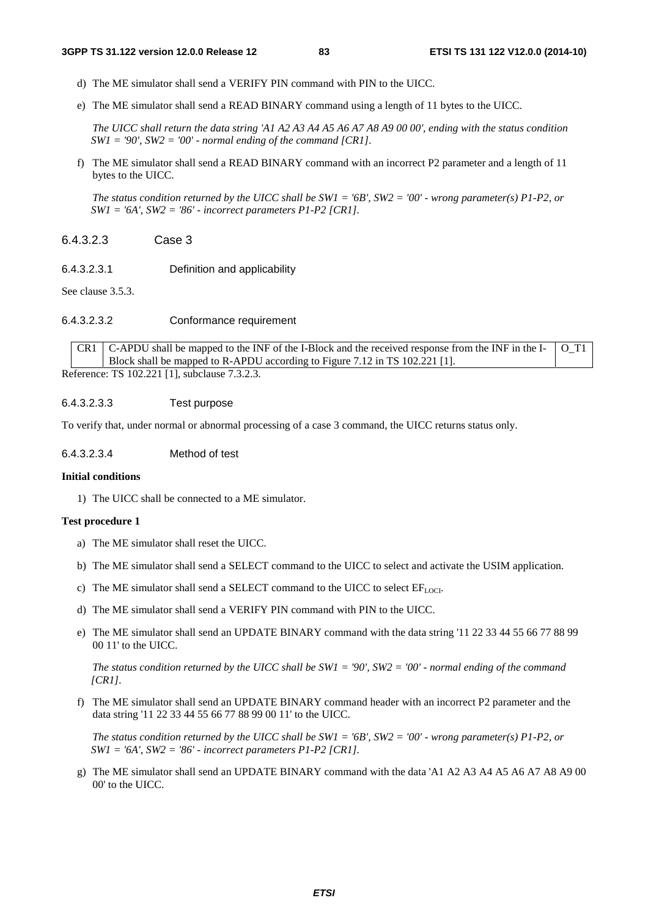d) The ME simulator shall send a VERIFY PIN command with PIN to the UICC.

e) The ME simulator shall send a READ BINARY command using a length of 11 bytes to the UICC.

*The UICC shall return the data string 'A1 A2 A3 A4 A5 A6 A7 A8 A9 00 00', ending with the status condition SW1 = '90', SW2 = '00' - normal ending of the command [CR1].*

f) The ME simulator shall send a READ BINARY command with an incorrect P2 parameter and a length of 11 bytes to the UICC.

*The status condition returned by the UICC shall be SW1 = '6B', SW2 = '00' - wrong parameter(s) P1-P2, or SW1 = '6A', SW2 = '86' - incorrect parameters P1-P2 [CR1].*

##### 6.4.3.2.3 Case 3

###### 6.4.3.2.3.1 Definition and applicability

See clause 3.5.3.

###### 6.4.3.2.3.2 Conformance requirement

| CR1 | C-APDU shall be mapped to the INF of the I-Block and the received response from the INF in the I-Block shall be mapped to R-APDU according to Figure 7.12 in TS 102.221 [1]. | O_T1 |
|---|---|---|

Reference: TS 102.221 [1], subclause 7.3.2.3.

###### 6.4.3.2.3.3 Test purpose

To verify that, under normal or abnormal processing of a case 3 command, the UICC returns status only.

###### 6.4.3.2.3.4 Method of test

**Initial conditions**

1) The UICC shall be connected to a ME simulator.

**Test procedure 1**

a) The ME simulator shall reset the UICC.

b) The ME simulator shall send a SELECT command to the UICC to select and activate the USIM application.

c) The ME simulator shall send a SELECT command to the UICC to select $EF_{LOCI}$.

d) The ME simulator shall send a VERIFY PIN command with PIN to the UICC.

e) The ME simulator shall send an UPDATE BINARY command with the data string '11 22 33 44 55 66 77 88 99 00 11' to the UICC.

*The status condition returned by the UICC shall be SW1 = '90', SW2 = '00' - normal ending of the command [CR1].*

f) The ME simulator shall send an UPDATE BINARY command header with an incorrect P2 parameter and the data string '11 22 33 44 55 66 77 88 99 00 11' to the UICC.

*The status condition returned by the UICC shall be SW1 = '6B', SW2 = '00' - wrong parameter(s) P1-P2, or SW1 = '6A', SW2 = '86' - incorrect parameters P1-P2 [CR1].*

g) The ME simulator shall send an UPDATE BINARY command with the data 'A1 A2 A3 A4 A5 A6 A7 A8 A9 00 00' to the UICC.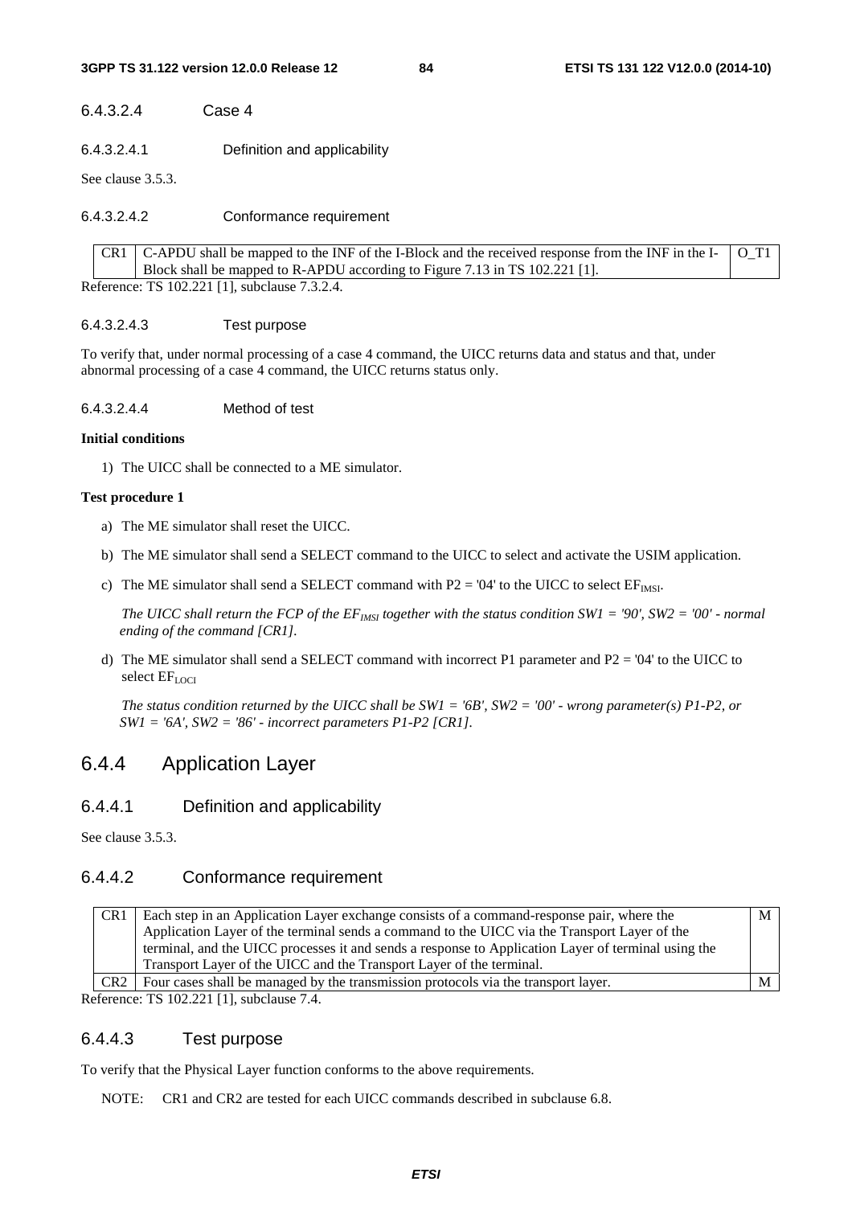#### 6.4.3.2.4 Case 4

##### 6.4.3.2.4.1 Definition and applicability

See clause 3.5.3.

##### 6.4.3.2.4.2 Conformance requirement

| CR1 | C-APDU shall be mapped to the INF of the I-Block and the received response from the INF in the I-Block shall be mapped to R-APDU according to Figure 7.13 in TS 102.221 [1]. | O_T1 |
|---|---|---|

Reference: TS 102.221 [1], subclause 7.3.2.4.

##### 6.4.3.2.4.3 Test purpose

To verify that, under normal processing of a case 4 command, the UICC returns data and status and that, under abnormal processing of a case 4 command, the UICC returns status only.

##### 6.4.3.2.4.4 Method of test

**Initial conditions**

1) The UICC shall be connected to a ME simulator.

**Test procedure 1**

a) The ME simulator shall reset the UICC.

b) The ME simulator shall send a SELECT command to the UICC to select and activate the USIM application.

c) The ME simulator shall send a SELECT command with P2 = '04' to the UICC to select $EF_{IMSI}$.

*The UICC shall return the FCP of the $EF_{IMSI}$ together with the status condition SW1 = '90', SW2 = '00' - normal ending of the command [CR1].*

d) The ME simulator shall send a SELECT command with incorrect P1 parameter and P2 = '04' to the UICC to select $EF_{LOCI}$

*The status condition returned by the UICC shall be SW1 = '6B', SW2 = '00' - wrong parameter(s) P1-P2, or SW1 = '6A', SW2 = '86' - incorrect parameters P1-P2 [CR1].*

## 6.4.4 Application Layer

### 6.4.4.1 Definition and applicability

See clause 3.5.3.

### 6.4.4.2 Conformance requirement

| CR1 | Each step in an Application Layer exchange consists of a command-response pair, where the Application Layer of the terminal sends a command to the UICC via the Transport Layer of the terminal, and the UICC processes it and sends a response to Application Layer of terminal using the Transport Layer of the UICC and the Transport Layer of the terminal. | M |
|---|---|---|
| CR2 | Four cases shall be managed by the transmission protocols via the transport layer. | M |

Reference: TS 102.221 [1], subclause 7.4.

### 6.4.4.3 Test purpose

To verify that the Physical Layer function conforms to the above requirements.

NOTE: CR1 and CR2 are tested for each UICC commands described in subclause 6.8.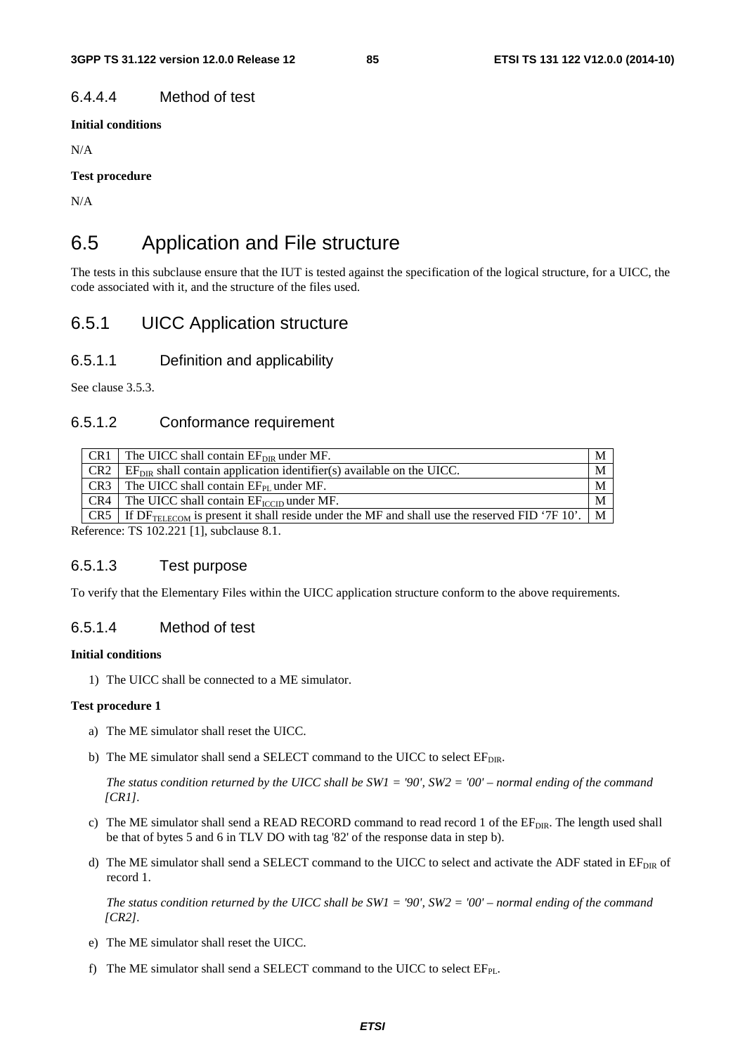### 6.4.4.4 Method of test

**Initial conditions**

N/A

**Test procedure**

N/A

# 6.5 Application and File structure

The tests in this subclause ensure that the IUT is tested against the specification of the logical structure, for a UICC, the code associated with it, and the structure of the files used.

## 6.5.1 UICC Application structure

### 6.5.1.1 Definition and applicability

See clause 3.5.3.

### 6.5.1.2 Conformance requirement

| | | |
|---|---|---|
| CR1 | The UICC shall contain $EF_{DIR}$ under MF. | M |
| CR2 | $EF_{DIR}$ shall contain application identifier(s) available on the UICC. | M |
| CR3 | The UICC shall contain $EF_{PL}$ under MF. | M |
| CR4 | The UICC shall contain $EF_{ICCID}$ under MF. | M |
| CR5 | If $DF_{TELECOM}$ is present it shall reside under the MF and shall use the reserved FID '7F 10'. | M |

Reference: TS 102.221 [1], subclause 8.1.

### 6.5.1.3 Test purpose

To verify that the Elementary Files within the UICC application structure conform to the above requirements.

### 6.5.1.4 Method of test

**Initial conditions**

1) The UICC shall be connected to a ME simulator.

**Test procedure 1**

a) The ME simulator shall reset the UICC.

b) The ME simulator shall send a SELECT command to the UICC to select $EF_{DIR}$.

*The status condition returned by the UICC shall be SW1 = '90', SW2 = '00' – normal ending of the command [CR1].*

c) The ME simulator shall send a READ RECORD command to read record 1 of the $EF_{DIR}$. The length used shall be that of bytes 5 and 6 in TLV DO with tag '82' of the response data in step b).

d) The ME simulator shall send a SELECT command to the UICC to select and activate the ADF stated in $EF_{DIR}$ of record 1.

*The status condition returned by the UICC shall be SW1 = '90', SW2 = '00' – normal ending of the command [CR2].*

e) The ME simulator shall reset the UICC.

f) The ME simulator shall send a SELECT command to the UICC to select $EF_{PL}$.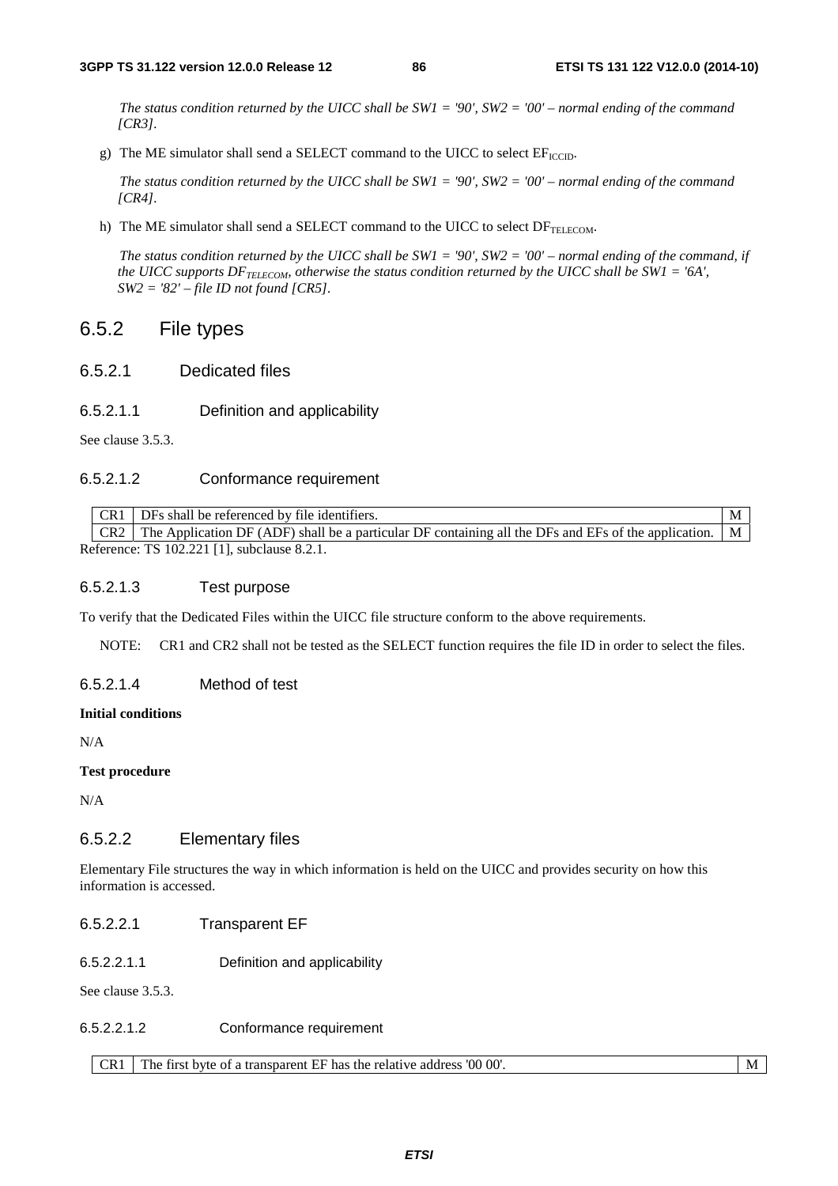*The status condition returned by the UICC shall be SW1 = '90', SW2 = '00' – normal ending of the command [CR3].*

g) The ME simulator shall send a SELECT command to the UICC to select $EF_{ICCID}$.

*The status condition returned by the UICC shall be SW1 = '90', SW2 = '00' – normal ending of the command [CR4].*

h) The ME simulator shall send a SELECT command to the UICC to select $DF_{TELECOM}$.

*The status condition returned by the UICC shall be SW1 = '90', SW2 = '00' – normal ending of the command, if the UICC supports $DF_{TELECOM}$, otherwise the status condition returned by the UICC shall be SW1 = '6A', SW2 = '82' – file ID not found [CR5].*

## 6.5.2 File types

### 6.5.2.1 Dedicated files

#### 6.5.2.1.1 Definition and applicability

See clause 3.5.3.

#### 6.5.2.1.2 Conformance requirement

| | | |
|---|---|---|
| CR1 | DFs shall be referenced by file identifiers. | M |
| CR2 | The Application DF (ADF) shall be a particular DF containing all the DFs and EFs of the application. | M |

Reference: TS 102.221 [1], subclause 8.2.1.

#### 6.5.2.1.3 Test purpose

To verify that the Dedicated Files within the UICC file structure conform to the above requirements.

NOTE: CR1 and CR2 shall not be tested as the SELECT function requires the file ID in order to select the files.

#### 6.5.2.1.4 Method of test

**Initial conditions**

N/A

**Test procedure**

N/A

### 6.5.2.2 Elementary files

Elementary File structures the way in which information is held on the UICC and provides security on how this information is accessed.

#### 6.5.2.2.1 Transparent EF

##### 6.5.2.2.1.1 Definition and applicability

See clause 3.5.3.

##### 6.5.2.2.1.2 Conformance requirement

| | | |
|---|---|---|
| CR1 | The first byte of a transparent EF has the relative address '00 00'. | M |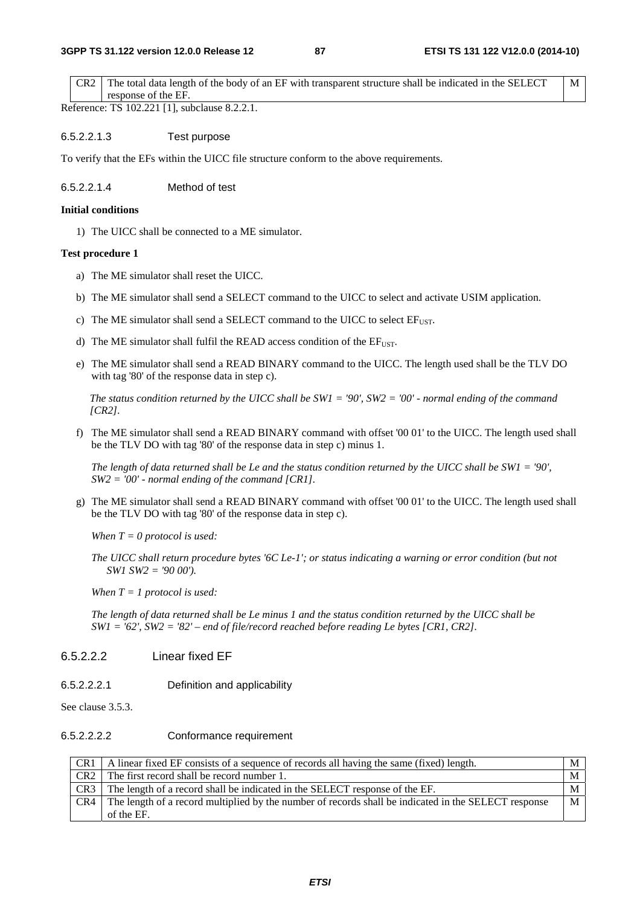| CR2 | The total data length of the body of an EF with transparent structure shall be indicated in the SELECT response of the EF. | M |
|---|---|---|

Reference: TS 102.221 [1], subclause 8.2.2.1.

#### 6.5.2.2.1.3 Test purpose

To verify that the EFs within the UICC file structure conform to the above requirements.

#### 6.5.2.2.1.4 Method of test

**Initial conditions**

1) The UICC shall be connected to a ME simulator.

**Test procedure 1**

a) The ME simulator shall reset the UICC.

b) The ME simulator shall send a SELECT command to the UICC to select and activate USIM application.

c) The ME simulator shall send a SELECT command to the UICC to select $EF_{UST}$.

d) The ME simulator shall fulfil the READ access condition of the $EF_{UST}$.

e) The ME simulator shall send a READ BINARY command to the UICC. The length used shall be the TLV DO with tag '80' of the response data in step c).

*The status condition returned by the UICC shall be SW1 = '90', SW2 = '00' - normal ending of the command [CR2].*

f) The ME simulator shall send a READ BINARY command with offset '00 01' to the UICC. The length used shall be the TLV DO with tag '80' of the response data in step c) minus 1.

*The length of data returned shall be Le and the status condition returned by the UICC shall be SW1 = '90', SW2 = '00' - normal ending of the command [CR1].*

g) The ME simulator shall send a READ BINARY command with offset '00 01' to the UICC. The length used shall be the TLV DO with tag '80' of the response data in step c).

*When T = 0 protocol is used:*

*The UICC shall return procedure bytes '6C Le-1'; or status indicating a warning or error condition (but not SW1 SW2 = '90 00').*

*When T = 1 protocol is used:*

*The length of data returned shall be Le minus 1 and the status condition returned by the UICC shall be SW1 = '62', SW2 = '82' – end of file/record reached before reading Le bytes [CR1, CR2].*

### 6.5.2.2.2 Linear fixed EF

#### 6.5.2.2.2.1 Definition and applicability

See clause 3.5.3.

#### 6.5.2.2.2.2 Conformance requirement

| CR1 | A linear fixed EF consists of a sequence of records all having the same (fixed) length. | M |
|---|---|---|
| CR2 | The first record shall be record number 1. | M |
| CR3 | The length of a record shall be indicated in the SELECT response of the EF. | M |
| CR4 | The length of a record multiplied by the number of records shall be indicated in the SELECT response of the EF. | M |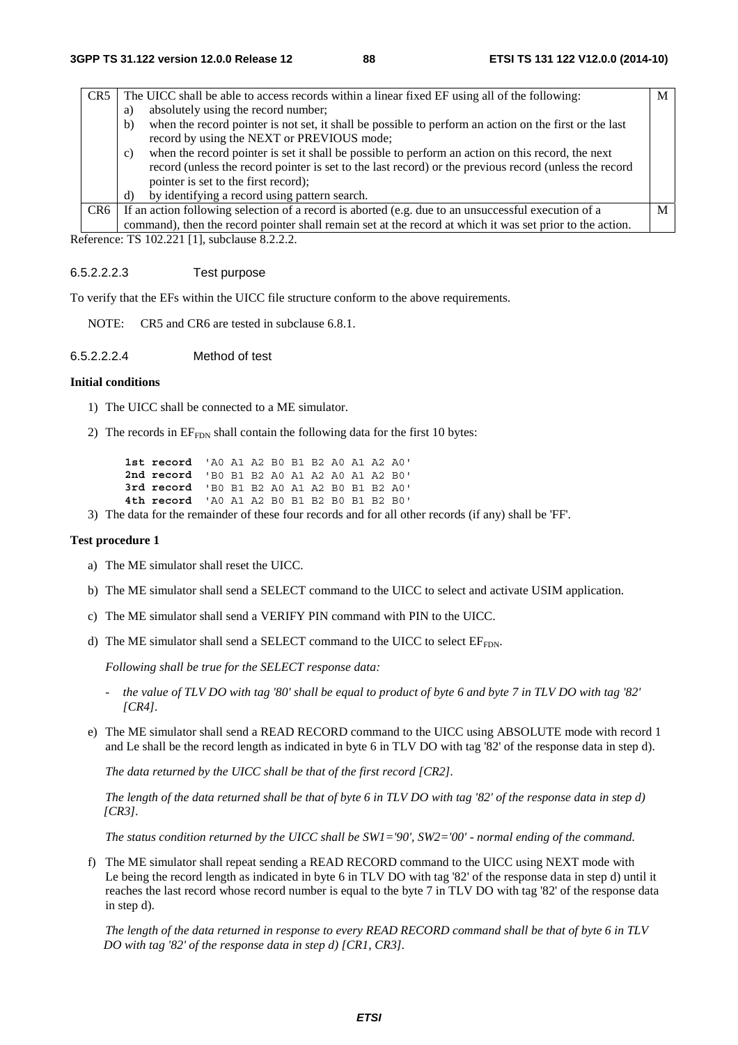| CR5 | The UICC shall be able to access records within a linear fixed EF using all of the following:<br>a) absolutely using the record number;<br>b) when the record pointer is not set, it shall be possible to perform an action on the first or the last record by using the NEXT or PREVIOUS mode;<br>c) when the record pointer is set it shall be possible to perform an action on this record, the next record (unless the record pointer is set to the last record) or the previous record (unless the record pointer is set to the first record);<br>d) by identifying a record using pattern search. | M |
|---|---|---|
| CR6 | If an action following selection of a record is aborted (e.g. due to an unsuccessful execution of a command), then the record pointer shall remain set at the record at which it was set prior to the action. | M |

Reference: TS 102.221 [1], subclause 8.2.2.2.

#### 6.5.2.2.2.3 Test purpose

To verify that the EFs within the UICC file structure conform to the above requirements.

NOTE: CR5 and CR6 are tested in subclause 6.8.1.

#### 6.5.2.2.2.4 Method of test

**Initial conditions**

1) The UICC shall be connected to a ME simulator.

2) The records in $EF_{FDN}$ shall contain the following data for the first 10 bytes:

```
1st record  'A0 A1 A2 B0 B1 B2 A0 A1 A2 A0'
2nd record  'B0 B1 B2 A0 A1 A2 A0 A1 A2 B0'
3rd record  'B0 B1 B2 A0 A1 A2 B0 B1 B2 A0'
4th record  'A0 A1 A2 B0 B1 B2 B0 B1 B2 B0'
```

3) The data for the remainder of these four records and for all other records (if any) shall be 'FF'.

**Test procedure 1**

a) The ME simulator shall reset the UICC.

b) The ME simulator shall send a SELECT command to the UICC to select and activate USIM application.

c) The ME simulator shall send a VERIFY PIN command with PIN to the UICC.

d) The ME simulator shall send a SELECT command to the UICC to select $EF_{FDN}$.

   *Following shall be true for the SELECT response data:*

   - *the value of TLV DO with tag '80' shall be equal to product of byte 6 and byte 7 in TLV DO with tag '82' [CR4].*

e) The ME simulator shall send a READ RECORD command to the UICC using ABSOLUTE mode with record 1 and Le shall be the record length as indicated in byte 6 in TLV DO with tag '82' of the response data in step d).

   *The data returned by the UICC shall be that of the first record [CR2].*

   *The length of the data returned shall be that of byte 6 in TLV DO with tag '82' of the response data in step d) [CR3].*

   *The status condition returned by the UICC shall be SW1='90', SW2='00' - normal ending of the command.*

f) The ME simulator shall repeat sending a READ RECORD command to the UICC using NEXT mode with Le being the record length as indicated in byte 6 in TLV DO with tag '82' of the response data in step d) until it reaches the last record whose record number is equal to the byte 7 in TLV DO with tag '82' of the response data in step d).

   *The length of the data returned in response to every READ RECORD command shall be that of byte 6 in TLV DO with tag '82' of the response data in step d) [CR1, CR3].*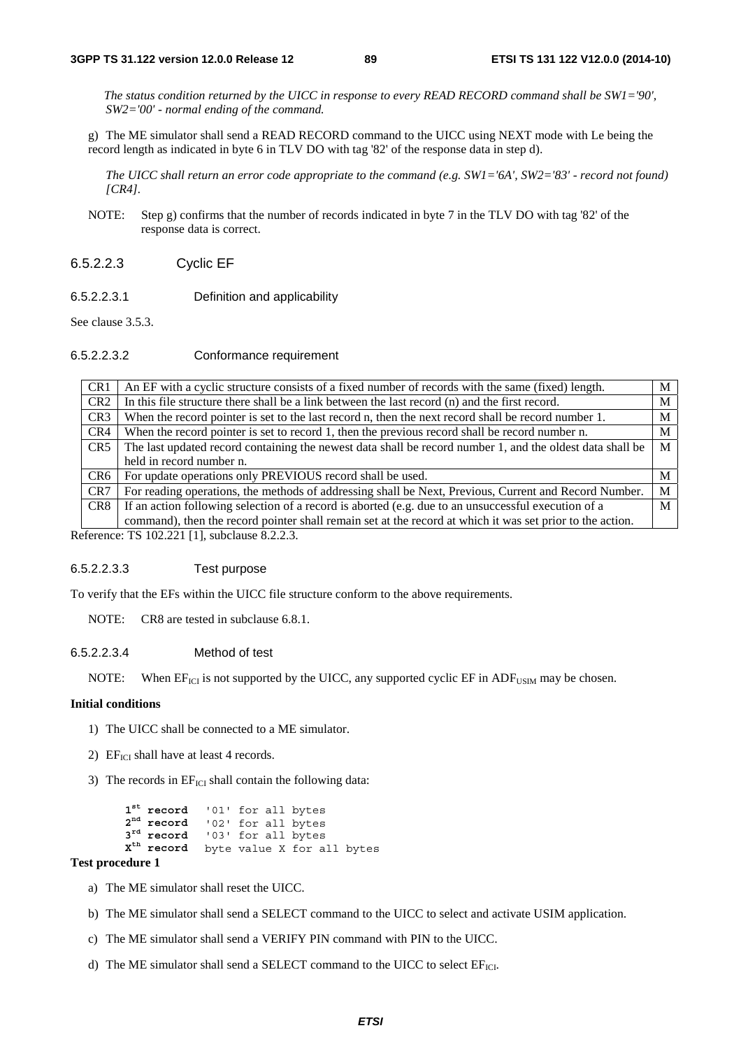*The status condition returned by the UICC in response to every READ RECORD command shall be SW1='90', SW2='00' - normal ending of the command.*

g) The ME simulator shall send a READ RECORD command to the UICC using NEXT mode with Le being the record length as indicated in byte 6 in TLV DO with tag '82' of the response data in step d).

*The UICC shall return an error code appropriate to the command (e.g. SW1='6A', SW2='83' - record not found) [CR4].*

NOTE: Step g) confirms that the number of records indicated in byte 7 in the TLV DO with tag '82' of the response data is correct.

#### 6.5.2.2.3 Cyclic EF

##### 6.5.2.2.3.1 Definition and applicability

See clause 3.5.3.

##### 6.5.2.2.3.2 Conformance requirement

| | | |
|---|---|---|
| CR1 | An EF with a cyclic structure consists of a fixed number of records with the same (fixed) length. | M |
| CR2 | In this file structure there shall be a link between the last record (n) and the first record. | M |
| CR3 | When the record pointer is set to the last record n, then the next record shall be record number 1. | M |
| CR4 | When the record pointer is set to record 1, then the previous record shall be record number n. | M |
| CR5 | The last updated record containing the newest data shall be record number 1, and the oldest data shall be held in record number n. | M |
| CR6 | For update operations only PREVIOUS record shall be used. | M |
| CR7 | For reading operations, the methods of addressing shall be Next, Previous, Current and Record Number. | M |
| CR8 | If an action following selection of a record is aborted (e.g. due to an unsuccessful execution of a command), then the record pointer shall remain set at the record at which it was set prior to the action. | M |

Reference: TS 102.221 [1], subclause 8.2.2.3.

##### 6.5.2.2.3.3 Test purpose

To verify that the EFs within the UICC file structure conform to the above requirements.

NOTE: CR8 are tested in subclause 6.8.1.

##### 6.5.2.2.3.4 Method of test

NOTE: When $EF_{ICI}$ is not supported by the UICC, any supported cyclic EF in $ADF_{USIM}$ may be chosen.

**Initial conditions**

1) The UICC shall be connected to a ME simulator.

2) $EF_{ICI}$ shall have at least 4 records.

3) The records in $EF_{ICI}$ shall contain the following data:

```
1st record   '01' for all bytes
2nd record   '02' for all bytes
3rd record   '03' for all bytes
Xth record   byte value X for all bytes
```

**Test procedure 1**

a) The ME simulator shall reset the UICC.

b) The ME simulator shall send a SELECT command to the UICC to select and activate USIM application.

c) The ME simulator shall send a VERIFY PIN command with PIN to the UICC.

d) The ME simulator shall send a SELECT command to the UICC to select $EF_{ICI}$.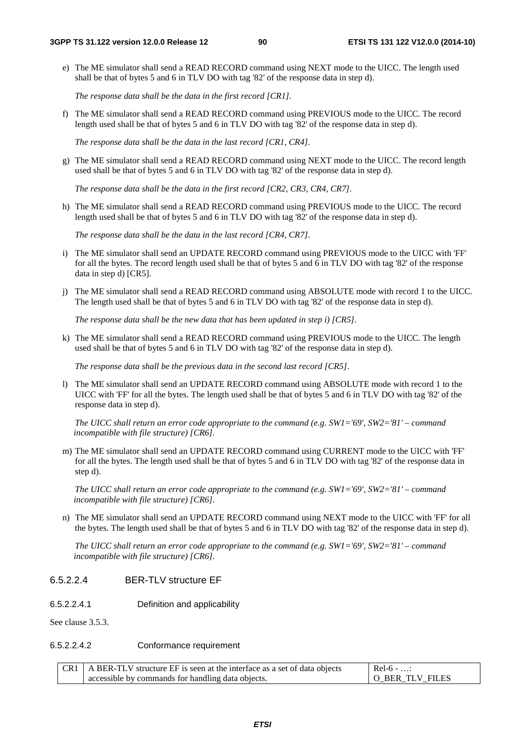e) The ME simulator shall send a READ RECORD command using NEXT mode to the UICC. The length used shall be that of bytes 5 and 6 in TLV DO with tag '82' of the response data in step d).

   *The response data shall be the data in the first record [CR1].*

f) The ME simulator shall send a READ RECORD command using PREVIOUS mode to the UICC. The record length used shall be that of bytes 5 and 6 in TLV DO with tag '82' of the response data in step d).

   *The response data shall be the data in the last record [CR1, CR4].*

g) The ME simulator shall send a READ RECORD command using NEXT mode to the UICC. The record length used shall be that of bytes 5 and 6 in TLV DO with tag '82' of the response data in step d).

   *The response data shall be the data in the first record [CR2, CR3, CR4, CR7].*

h) The ME simulator shall send a READ RECORD command using PREVIOUS mode to the UICC. The record length used shall be that of bytes 5 and 6 in TLV DO with tag '82' of the response data in step d).

   *The response data shall be the data in the last record [CR4, CR7].*

i) The ME simulator shall send an UPDATE RECORD command using PREVIOUS mode to the UICC with 'FF' for all the bytes. The record length used shall be that of bytes 5 and 6 in TLV DO with tag '82' of the response data in step d) [CR5].

j) The ME simulator shall send a READ RECORD command using ABSOLUTE mode with record 1 to the UICC. The length used shall be that of bytes 5 and 6 in TLV DO with tag '82' of the response data in step d).

   *The response data shall be the new data that has been updated in step i) [CR5].*

k) The ME simulator shall send a READ RECORD command using PREVIOUS mode to the UICC. The length used shall be that of bytes 5 and 6 in TLV DO with tag '82' of the response data in step d).

   *The response data shall be the previous data in the second last record [CR5].*

l) The ME simulator shall send an UPDATE RECORD command using ABSOLUTE mode with record 1 to the UICC with 'FF' for all the bytes. The length used shall be that of bytes 5 and 6 in TLV DO with tag '82' of the response data in step d).

   *The UICC shall return an error code appropriate to the command (e.g. SW1='69', SW2='81' – command incompatible with file structure) [CR6].*

m) The ME simulator shall send an UPDATE RECORD command using CURRENT mode to the UICC with 'FF' for all the bytes. The length used shall be that of bytes 5 and 6 in TLV DO with tag '82' of the response data in step d).

   *The UICC shall return an error code appropriate to the command (e.g. SW1='69', SW2='81' – command incompatible with file structure) [CR6].*

n) The ME simulator shall send an UPDATE RECORD command using NEXT mode to the UICC with 'FF' for all the bytes. The length used shall be that of bytes 5 and 6 in TLV DO with tag '82' of the response data in step d).

   *The UICC shall return an error code appropriate to the command (e.g. SW1='69', SW2='81' – command incompatible with file structure) [CR6].*

#### 6.5.2.2.4 BER-TLV structure EF

##### 6.5.2.2.4.1 Definition and applicability

See clause 3.5.3.

##### 6.5.2.2.4.2 Conformance requirement

| | | |
|---|---|---|
| CR1 | A BER-TLV structure EF is seen at the interface as a set of data objects accessible by commands for handling data objects. | Rel-6 - …: O_BER_TLV_FILES |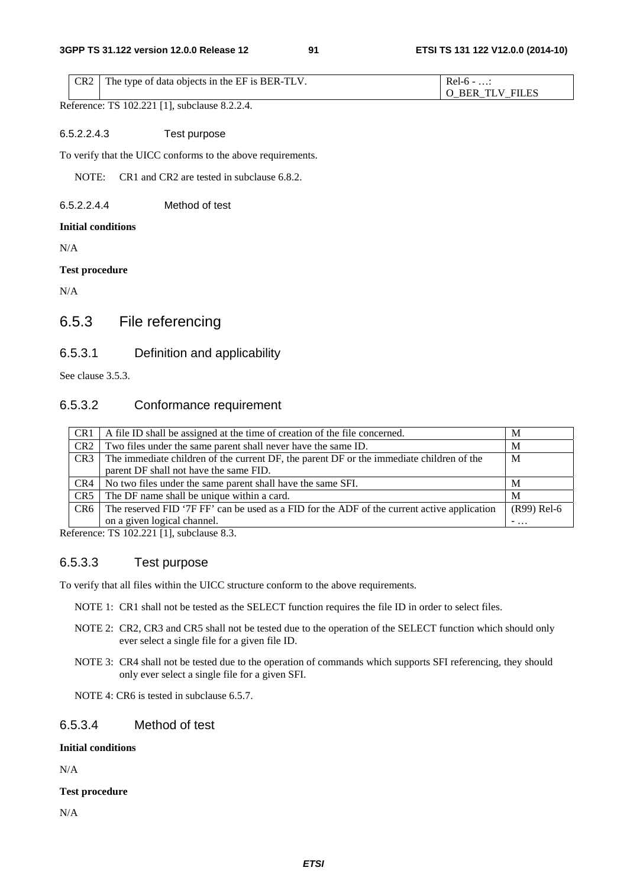| CR2 | The type of data objects in the EF is BER-TLV. | Rel-6 - …: O_BER_TLV_FILES |
|---|---|---|

Reference: TS 102.221 [1], subclause 8.2.2.4.

#### 6.5.2.2.4.3 Test purpose

To verify that the UICC conforms to the above requirements.

NOTE: CR1 and CR2 are tested in subclause 6.8.2.

#### 6.5.2.2.4.4 Method of test

**Initial conditions**

N/A

**Test procedure**

N/A

## 6.5.3 File referencing

### 6.5.3.1 Definition and applicability

See clause 3.5.3.

### 6.5.3.2 Conformance requirement

| CR1 | A file ID shall be assigned at the time of creation of the file concerned. | M |
|---|---|---|
| CR2 | Two files under the same parent shall never have the same ID. | M |
| CR3 | The immediate children of the current DF, the parent DF or the immediate children of the parent DF shall not have the same FID. | M |
| CR4 | No two files under the same parent shall have the same SFI. | M |
| CR5 | The DF name shall be unique within a card. | M |
| CR6 | The reserved FID '7F FF' can be used as a FID for the ADF of the current active application on a given logical channel. | (R99) Rel-6 - … |

Reference: TS 102.221 [1], subclause 8.3.

### 6.5.3.3 Test purpose

To verify that all files within the UICC structure conform to the above requirements.

NOTE 1: CR1 shall not be tested as the SELECT function requires the file ID in order to select files.

NOTE 2: CR2, CR3 and CR5 shall not be tested due to the operation of the SELECT function which should only ever select a single file for a given file ID.

NOTE 3: CR4 shall not be tested due to the operation of commands which supports SFI referencing, they should only ever select a single file for a given SFI.

NOTE 4: CR6 is tested in subclause 6.5.7.

### 6.5.3.4 Method of test

**Initial conditions**

N/A

**Test procedure**

N/A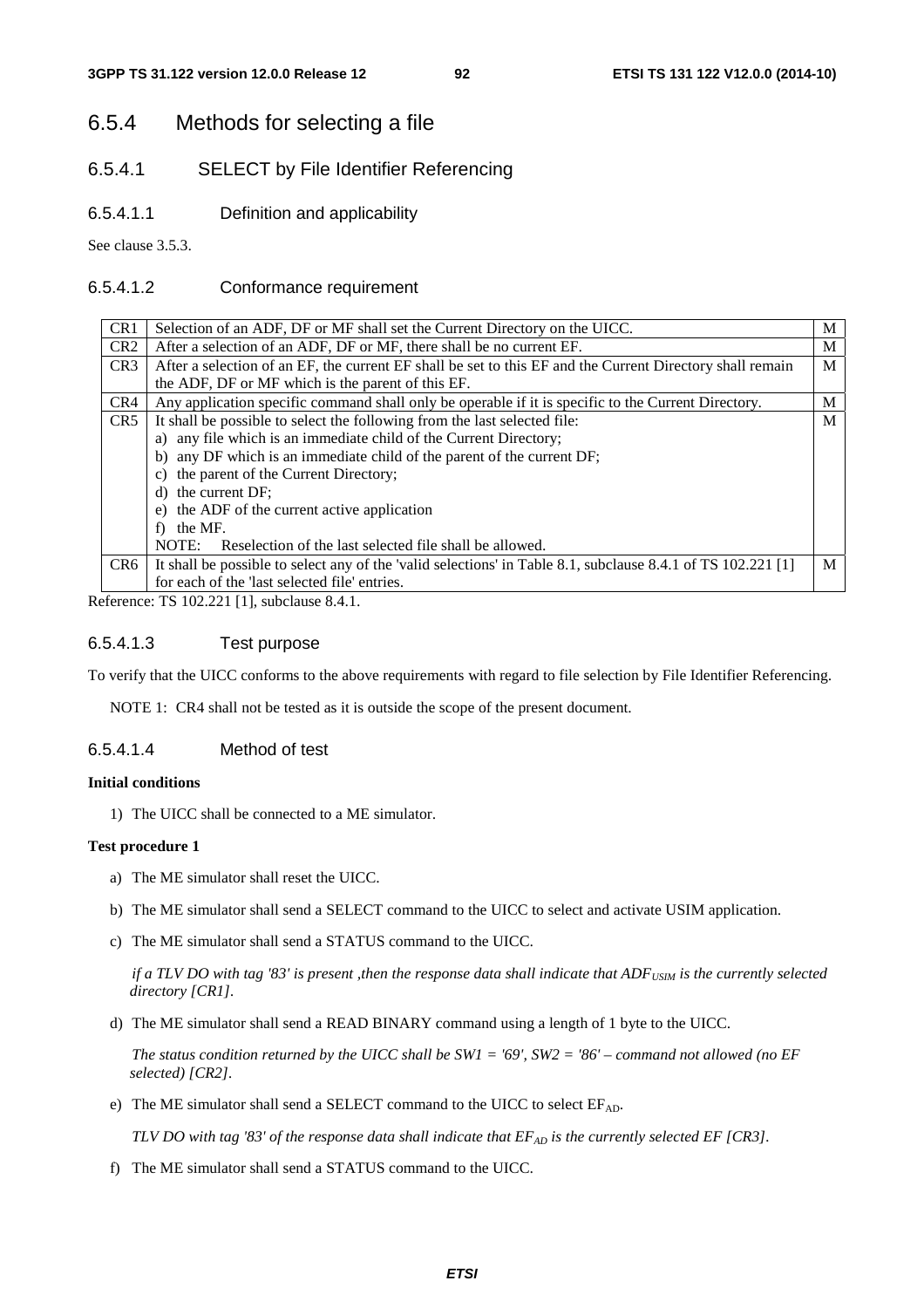## 6.5.4 Methods for selecting a file

### 6.5.4.1 SELECT by File Identifier Referencing

#### 6.5.4.1.1 Definition and applicability

See clause 3.5.3.

#### 6.5.4.1.2 Conformance requirement

| | | |
|---|---|---|
| CR1 | Selection of an ADF, DF or MF shall set the Current Directory on the UICC. | M |
| CR2 | After a selection of an ADF, DF or MF, there shall be no current EF. | M |
| CR3 | After a selection of an EF, the current EF shall be set to this EF and the Current Directory shall remain the ADF, DF or MF which is the parent of this EF. | M |
| CR4 | Any application specific command shall only be operable if it is specific to the Current Directory. | M |
| CR5 | It shall be possible to select the following from the last selected file:<br>a) any file which is an immediate child of the Current Directory;<br>b) any DF which is an immediate child of the parent of the current DF;<br>c) the parent of the Current Directory;<br>d) the current DF;<br>e) the ADF of the current active application<br>f) the MF.<br>NOTE: Reselection of the last selected file shall be allowed. | M |
| CR6 | It shall be possible to select any of the 'valid selections' in Table 8.1, subclause 8.4.1 of TS 102.221 [1] for each of the 'last selected file' entries. | M |

Reference: TS 102.221 [1], subclause 8.4.1.

#### 6.5.4.1.3 Test purpose

To verify that the UICC conforms to the above requirements with regard to file selection by File Identifier Referencing.

NOTE 1: CR4 shall not be tested as it is outside the scope of the present document.

#### 6.5.4.1.4 Method of test

**Initial conditions**

1) The UICC shall be connected to a ME simulator.

**Test procedure 1**

a) The ME simulator shall reset the UICC.

b) The ME simulator shall send a SELECT command to the UICC to select and activate USIM application.

c) The ME simulator shall send a STATUS command to the UICC.

   *if a TLV DO with tag '83' is present ,then the response data shall indicate that $ADF_{USIM}$ is the currently selected directory [CR1].*

d) The ME simulator shall send a READ BINARY command using a length of 1 byte to the UICC.

   *The status condition returned by the UICC shall be SW1 = '69', SW2 = '86' – command not allowed (no EF selected) [CR2].*

e) The ME simulator shall send a SELECT command to the UICC to select $EF_{AD}$.

   *TLV DO with tag '83' of the response data shall indicate that $EF_{AD}$ is the currently selected EF [CR3].*

f) The ME simulator shall send a STATUS command to the UICC.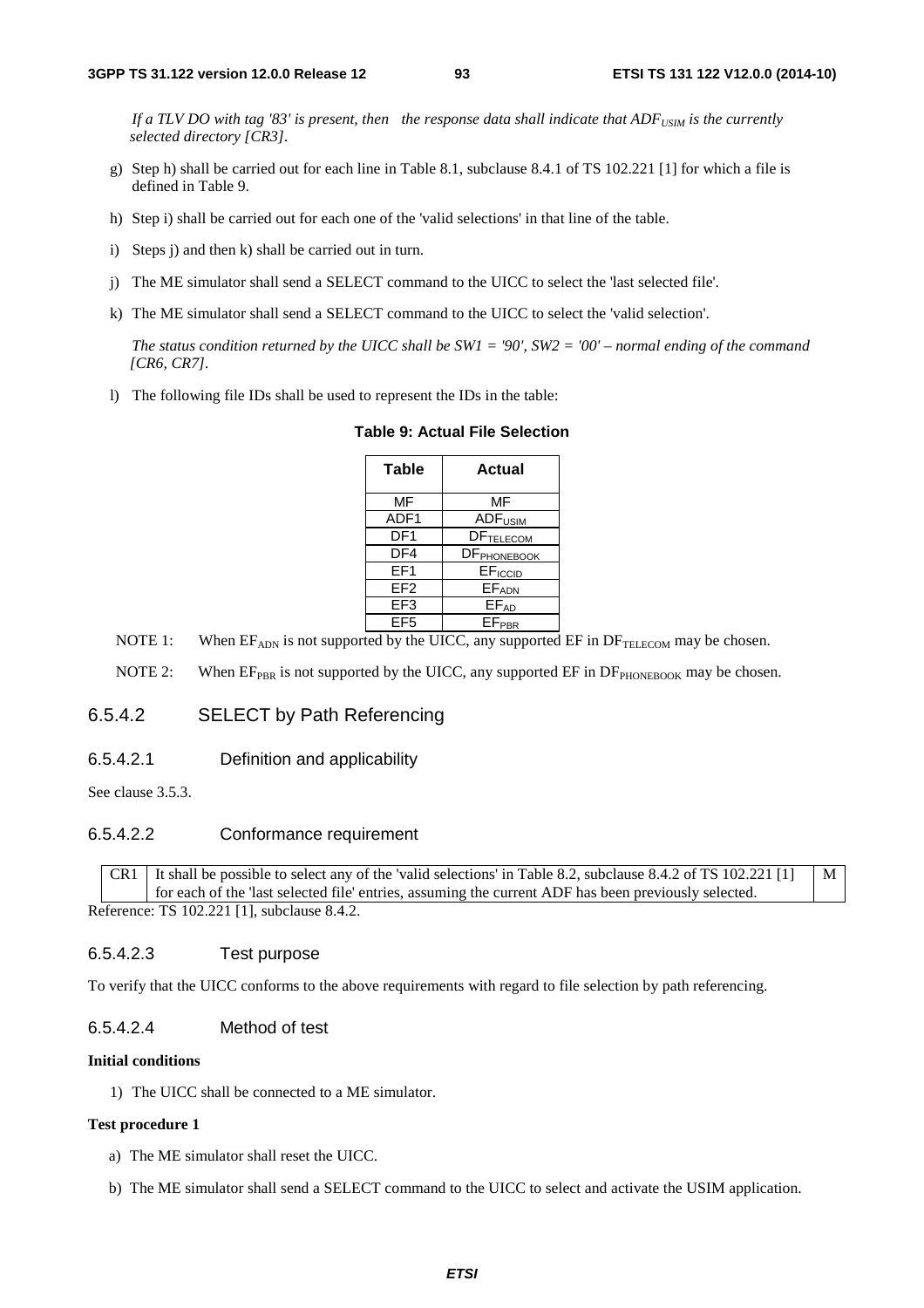*If a TLV DO with tag '83' is present, then the response data shall indicate that $ADF_{USIM}$ is the currently selected directory [CR3].*

g) Step h) shall be carried out for each line in Table 8.1, subclause 8.4.1 of TS 102.221 [1] for which a file is defined in Table 9.

h) Step i) shall be carried out for each one of the 'valid selections' in that line of the table.

i) Steps j) and then k) shall be carried out in turn.

j) The ME simulator shall send a SELECT command to the UICC to select the 'last selected file'.

k) The ME simulator shall send a SELECT command to the UICC to select the 'valid selection'.

*The status condition returned by the UICC shall be SW1 = '90', SW2 = '00' – normal ending of the command [CR6, CR7].*

l) The following file IDs shall be used to represent the IDs in the table:

**Table 9: Actual File Selection**

| Table | Actual |
|---|---|
| MF | MF |
| ADF1 | $ADF_{USIM}$ |
| DF1 | $DF_{TELECOM}$ |
| DF4 | $DF_{PHONEBOOK}$ |
| EF1 | $EF_{ICCID}$ |
| EF2 | $EF_{ADN}$ |
| EF3 | $EF_{AD}$ |
| EF5 | $EF_{PBR}$ |

NOTE 1: When $EF_{ADN}$ is not supported by the UICC, any supported EF in $DF_{TELECOM}$ may be chosen.

NOTE 2: When $EF_{PBR}$ is not supported by the UICC, any supported EF in $DF_{PHONEBOOK}$ may be chosen.

### 6.5.4.2 SELECT by Path Referencing

#### 6.5.4.2.1 Definition and applicability

See clause 3.5.3.

#### 6.5.4.2.2 Conformance requirement

| | | |
|---|---|---|
| CR1 | It shall be possible to select any of the 'valid selections' in Table 8.2, subclause 8.4.2 of TS 102.221 [1] for each of the 'last selected file' entries, assuming the current ADF has been previously selected. | M |

Reference: TS 102.221 [1], subclause 8.4.2.

#### 6.5.4.2.3 Test purpose

To verify that the UICC conforms to the above requirements with regard to file selection by path referencing.

#### 6.5.4.2.4 Method of test

**Initial conditions**

1) The UICC shall be connected to a ME simulator.

**Test procedure 1**

a) The ME simulator shall reset the UICC.

b) The ME simulator shall send a SELECT command to the UICC to select and activate the USIM application.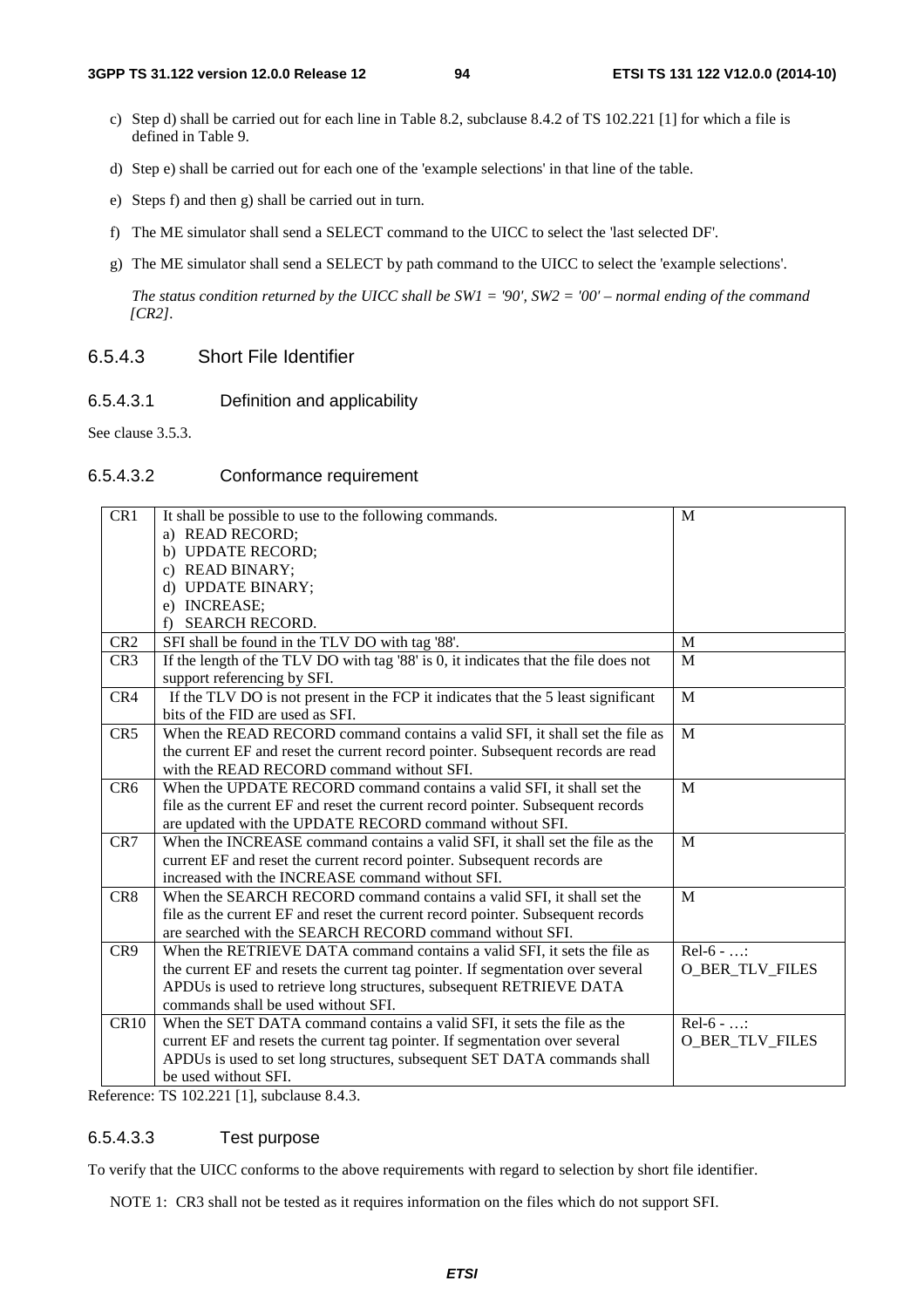c) Step d) shall be carried out for each line in Table 8.2, subclause 8.4.2 of TS 102.221 [1] for which a file is defined in Table 9.

d) Step e) shall be carried out for each one of the 'example selections' in that line of the table.

e) Steps f) and then g) shall be carried out in turn.

f) The ME simulator shall send a SELECT command to the UICC to select the 'last selected DF'.

g) The ME simulator shall send a SELECT by path command to the UICC to select the 'example selections'.

*The status condition returned by the UICC shall be SW1 = '90', SW2 = '00' – normal ending of the command [CR2].*

### 6.5.4.3 Short File Identifier

#### 6.5.4.3.1 Definition and applicability

See clause 3.5.3.

#### 6.5.4.3.2 Conformance requirement

| | | |
|---|---|---|
| CR1 | It shall be possible to use to the following commands.<br>a) READ RECORD;<br>b) UPDATE RECORD;<br>c) READ BINARY;<br>d) UPDATE BINARY;<br>e) INCREASE;<br>f) SEARCH RECORD. | M |
| CR2 | SFI shall be found in the TLV DO with tag '88'. | M |
| CR3 | If the length of the TLV DO with tag '88' is 0, it indicates that the file does not support referencing by SFI. | M |
| CR4 | If the TLV DO is not present in the FCP it indicates that the 5 least significant bits of the FID are used as SFI. | M |
| CR5 | When the READ RECORD command contains a valid SFI, it shall set the file as the current EF and reset the current record pointer. Subsequent records are read with the READ RECORD command without SFI. | M |
| CR6 | When the UPDATE RECORD command contains a valid SFI, it shall set the file as the current EF and reset the current record pointer. Subsequent records are updated with the UPDATE RECORD command without SFI. | M |
| CR7 | When the INCREASE command contains a valid SFI, it shall set the file as the current EF and reset the current record pointer. Subsequent records are increased with the INCREASE command without SFI. | M |
| CR8 | When the SEARCH RECORD command contains a valid SFI, it shall set the file as the current EF and reset the current record pointer. Subsequent records are searched with the SEARCH RECORD command without SFI. | M |
| CR9 | When the RETRIEVE DATA command contains a valid SFI, it sets the file as the current EF and resets the current tag pointer. If segmentation over several APDUs is used to retrieve long structures, subsequent RETRIEVE DATA commands shall be used without SFI. | Rel-6 - …:<br>O_BER_TLV_FILES |
| CR10 | When the SET DATA command contains a valid SFI, it sets the file as the current EF and resets the current tag pointer. If segmentation over several APDUs is used to set long structures, subsequent SET DATA commands shall be used without SFI. | Rel-6 - …:<br>O_BER_TLV_FILES |

Reference: TS 102.221 [1], subclause 8.4.3.

#### 6.5.4.3.3 Test purpose

To verify that the UICC conforms to the above requirements with regard to selection by short file identifier.

NOTE 1: CR3 shall not be tested as it requires information on the files which do not support SFI.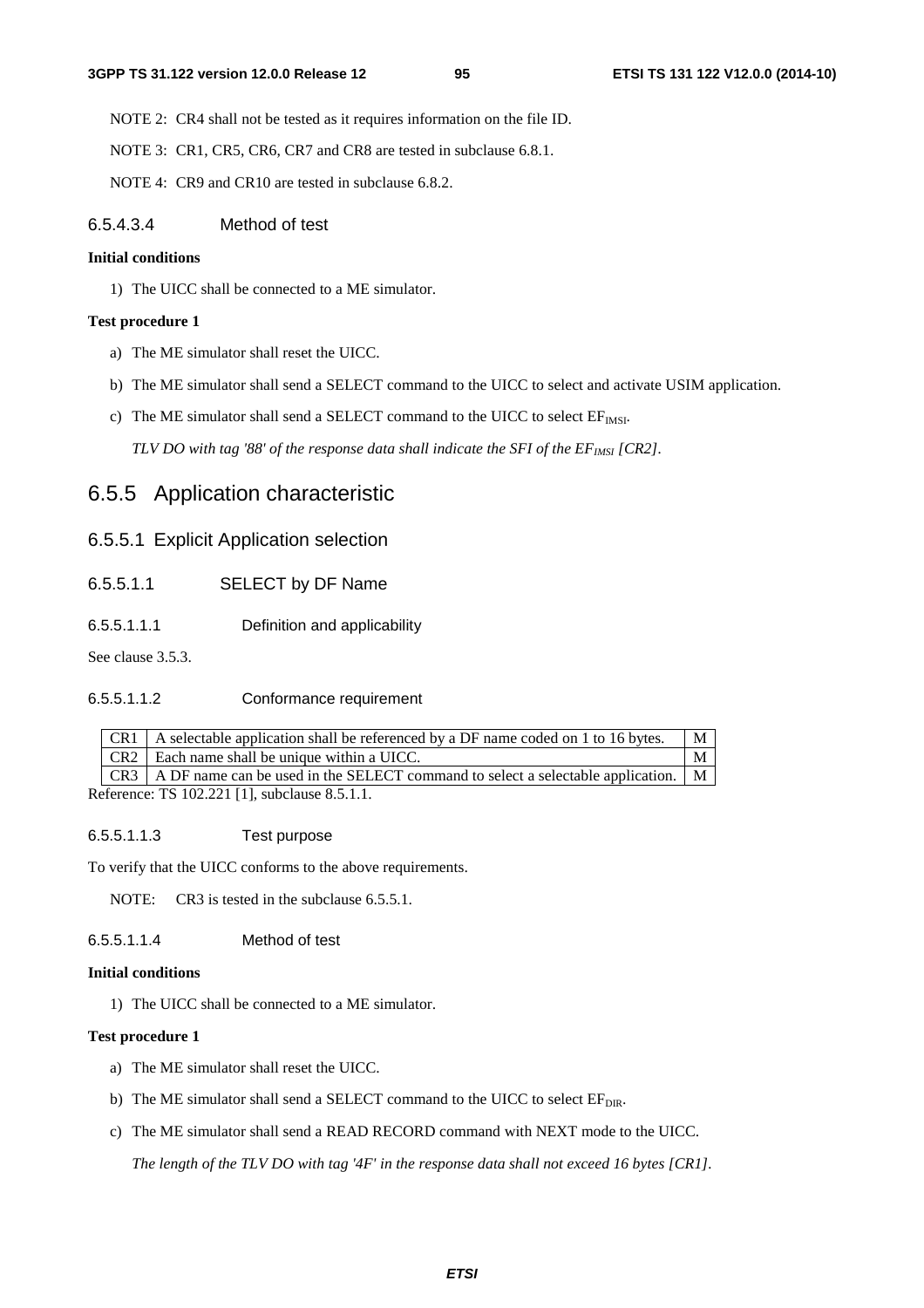NOTE 2: CR4 shall not be tested as it requires information on the file ID.

NOTE 3: CR1, CR5, CR6, CR7 and CR8 are tested in subclause 6.8.1.

NOTE 4: CR9 and CR10 are tested in subclause 6.8.2.

#### 6.5.4.3.4 Method of test

**Initial conditions**

1) The UICC shall be connected to a ME simulator.

**Test procedure 1**

a) The ME simulator shall reset the UICC.

b) The ME simulator shall send a SELECT command to the UICC to select and activate USIM application.

c) The ME simulator shall send a SELECT command to the UICC to select $EF_{IMSI}$.

*TLV DO with tag '88' of the response data shall indicate the SFI of the $EF_{IMSI}$ [CR2].*

## 6.5.5 Application characteristic

### 6.5.5.1 Explicit Application selection

#### 6.5.5.1.1 SELECT by DF Name

##### 6.5.5.1.1.1 Definition and applicability

See clause 3.5.3.

##### 6.5.5.1.1.2 Conformance requirement

| | | |
|---|---|---|
| CR1 | A selectable application shall be referenced by a DF name coded on 1 to 16 bytes. | M |
| CR2 | Each name shall be unique within a UICC. | M |
| CR3 | A DF name can be used in the SELECT command to select a selectable application. | M |

Reference: TS 102.221 [1], subclause 8.5.1.1.

##### 6.5.5.1.1.3 Test purpose

To verify that the UICC conforms to the above requirements.

NOTE: CR3 is tested in the subclause 6.5.5.1.

##### 6.5.5.1.1.4 Method of test

**Initial conditions**

1) The UICC shall be connected to a ME simulator.

**Test procedure 1**

a) The ME simulator shall reset the UICC.

b) The ME simulator shall send a SELECT command to the UICC to select $EF_{DIR}$.

c) The ME simulator shall send a READ RECORD command with NEXT mode to the UICC.

*The length of the TLV DO with tag '4F' in the response data shall not exceed 16 bytes [CR1].*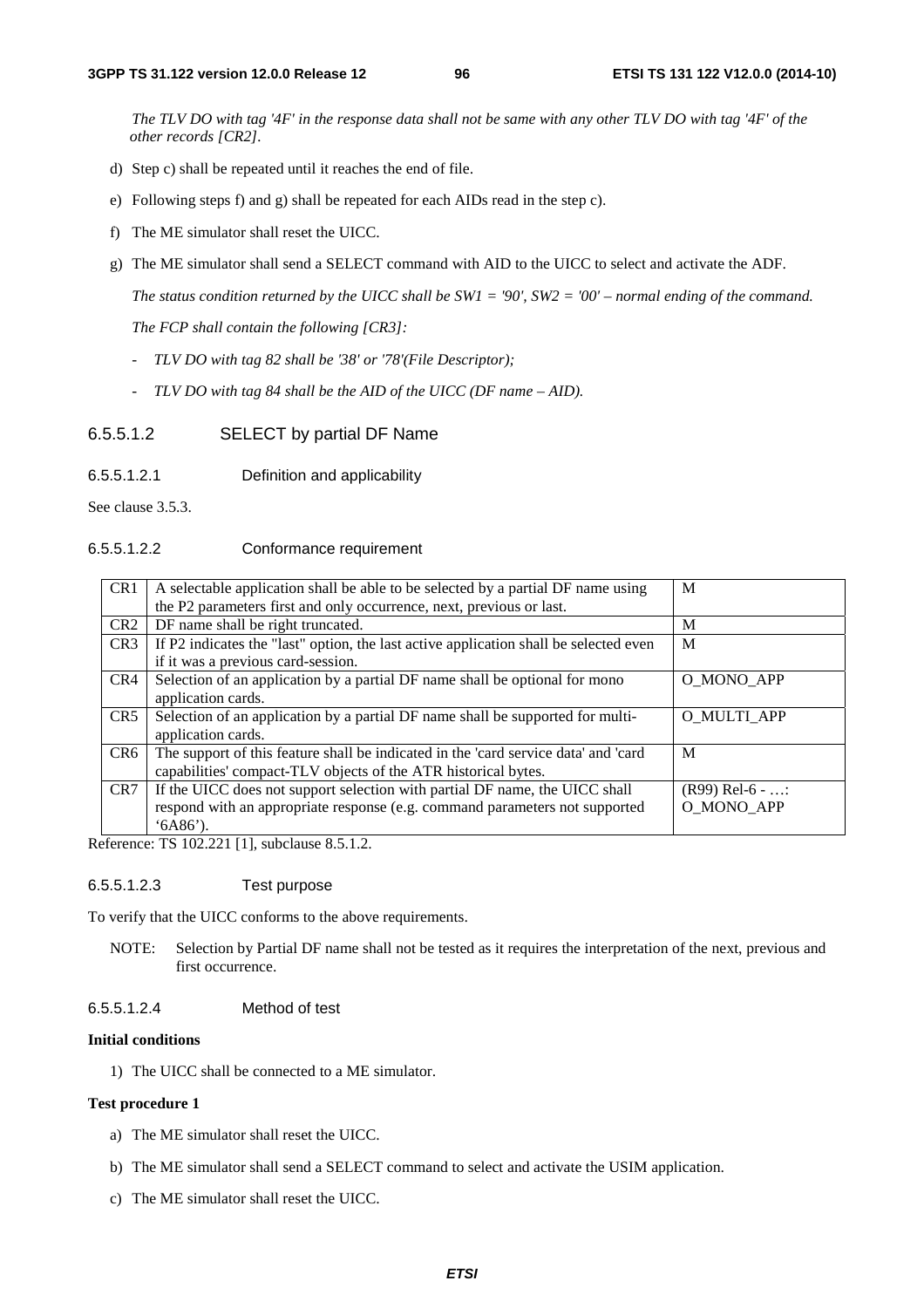*The TLV DO with tag '4F' in the response data shall not be same with any other TLV DO with tag '4F' of the other records [CR2].*

d) Step c) shall be repeated until it reaches the end of file.

e) Following steps f) and g) shall be repeated for each AIDs read in the step c).

f) The ME simulator shall reset the UICC.

g) The ME simulator shall send a SELECT command with AID to the UICC to select and activate the ADF.

*The status condition returned by the UICC shall be SW1 = '90', SW2 = '00' – normal ending of the command.*

*The FCP shall contain the following [CR3]:*

- *TLV DO with tag 82 shall be '38' or '78'(File Descriptor);*
- *TLV DO with tag 84 shall be the AID of the UICC (DF name – AID).*

#### 6.5.5.1.2 SELECT by partial DF Name

##### 6.5.5.1.2.1 Definition and applicability

See clause 3.5.3.

##### 6.5.5.1.2.2 Conformance requirement

| | | |
|---|---|---|
| CR1 | A selectable application shall be able to be selected by a partial DF name using the P2 parameters first and only occurrence, next, previous or last. | M |
| CR2 | DF name shall be right truncated. | M |
| CR3 | If P2 indicates the "last" option, the last active application shall be selected even if it was a previous card-session. | M |
| CR4 | Selection of an application by a partial DF name shall be optional for mono application cards. | O_MONO_APP |
| CR5 | Selection of an application by a partial DF name shall be supported for multi-application cards. | O_MULTI_APP |
| CR6 | The support of this feature shall be indicated in the 'card service data' and 'card capabilities' compact-TLV objects of the ATR historical bytes. | M |
| CR7 | If the UICC does not support selection with partial DF name, the UICC shall respond with an appropriate response (e.g. command parameters not supported '6A86'). | (R99) Rel-6 - …: O_MONO_APP |

Reference: TS 102.221 [1], subclause 8.5.1.2.

##### 6.5.5.1.2.3 Test purpose

To verify that the UICC conforms to the above requirements.

NOTE: Selection by Partial DF name shall not be tested as it requires the interpretation of the next, previous and first occurrence.

##### 6.5.5.1.2.4 Method of test

**Initial conditions**

1) The UICC shall be connected to a ME simulator.

**Test procedure 1**

a) The ME simulator shall reset the UICC.

b) The ME simulator shall send a SELECT command to select and activate the USIM application.

c) The ME simulator shall reset the UICC.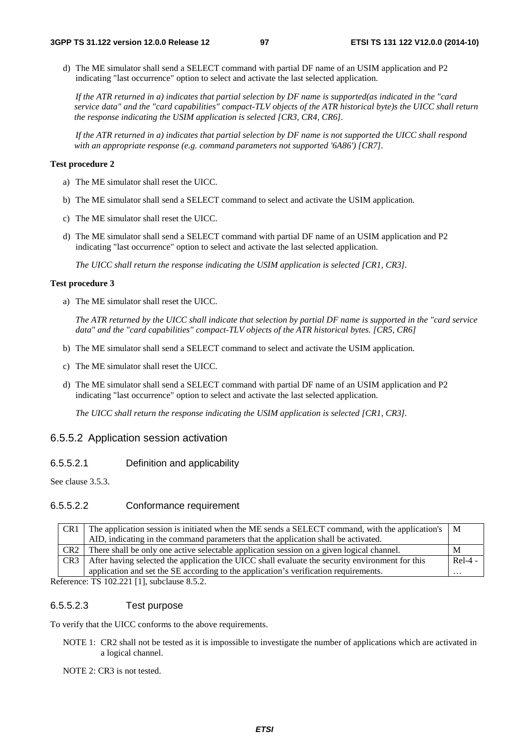d) The ME simulator shall send a SELECT command with partial DF name of an USIM application and P2 indicating "last occurrence" option to select and activate the last selected application.

*If the ATR returned in a) indicates that partial selection by DF name is supported(as indicated in the "card service data" and the "card capabilities" compact-TLV objects of the ATR historical byte)s the UICC shall return the response indicating the USIM application is selected [CR3, CR4, CR6].*

*If the ATR returned in a) indicates that partial selection by DF name is not supported the UICC shall respond with an appropriate response (e.g. command parameters not supported '6A86') [CR7].*

**Test procedure 2**

a) The ME simulator shall reset the UICC.

b) The ME simulator shall send a SELECT command to select and activate the USIM application.

c) The ME simulator shall reset the UICC.

d) The ME simulator shall send a SELECT command with partial DF name of an USIM application and P2 indicating "last occurrence" option to select and activate the last selected application.

*The UICC shall return the response indicating the USIM application is selected [CR1, CR3].*

**Test procedure 3**

a) The ME simulator shall reset the UICC.

*The ATR returned by the UICC shall indicate that selection by partial DF name is supported in the "card service data" and the "card capabilities" compact-TLV objects of the ATR historical bytes. [CR5, CR6]*

b) The ME simulator shall send a SELECT command to select and activate the USIM application.

c) The ME simulator shall reset the UICC.

d) The ME simulator shall send a SELECT command with partial DF name of an USIM application and P2 indicating "last occurrence" option to select and activate the last selected application.

*The UICC shall return the response indicating the USIM application is selected [CR1, CR3].*

### 6.5.5.2 Application session activation

#### 6.5.5.2.1 Definition and applicability

See clause 3.5.3.

#### 6.5.5.2.2 Conformance requirement

| | | |
|---|---|---|
| CR1 | The application session is initiated when the ME sends a SELECT command, with the application's AID, indicating in the command parameters that the application shall be activated. | M |
| CR2 | There shall be only one active selectable application session on a given logical channel. | M |
| CR3 | After having selected the application the UICC shall evaluate the security environment for this application and set the SE according to the application's verification requirements. | Rel-4 - … |

Reference: TS 102.221 [1], subclause 8.5.2.

#### 6.5.5.2.3 Test purpose

To verify that the UICC conforms to the above requirements.

NOTE 1: CR2 shall not be tested as it is impossible to investigate the number of applications which are activated in a logical channel.

NOTE 2: CR3 is not tested.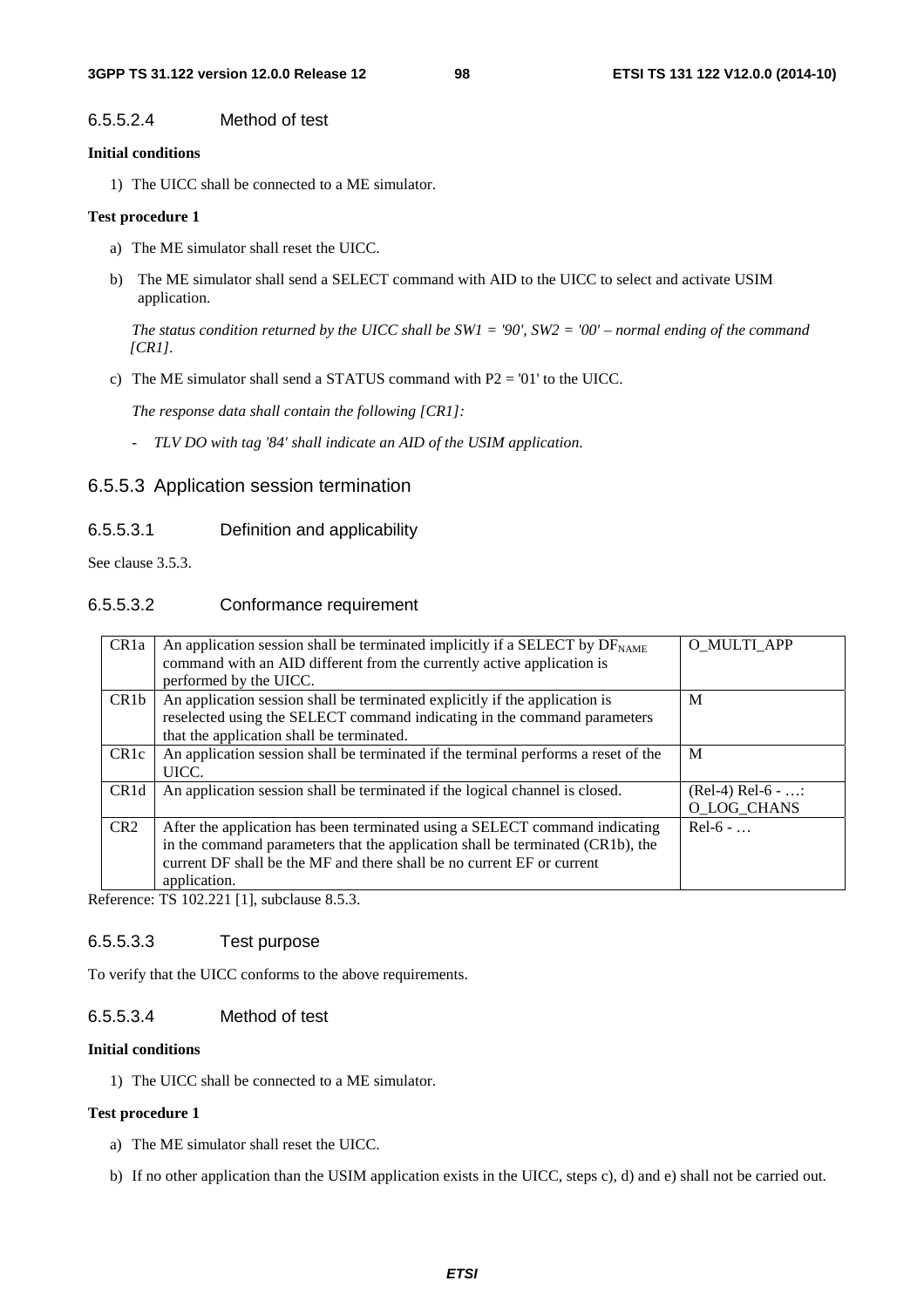#### 6.5.5.2.4 Method of test

**Initial conditions**

1) The UICC shall be connected to a ME simulator.

**Test procedure 1**

a) The ME simulator shall reset the UICC.

b) The ME simulator shall send a SELECT command with AID to the UICC to select and activate USIM application.

*The status condition returned by the UICC shall be SW1 = '90', SW2 = '00' – normal ending of the command [CR1].*

c) The ME simulator shall send a STATUS command with P2 = '01' to the UICC.

*The response data shall contain the following [CR1]:*

- *TLV DO with tag '84' shall indicate an AID of the USIM application.*

### 6.5.5.3 Application session termination

#### 6.5.5.3.1 Definition and applicability

See clause 3.5.3.

#### 6.5.5.3.2 Conformance requirement

| | | |
|---|---|---|
| CR1a | An application session shall be terminated implicitly if a SELECT by $DF_{NAME}$ command with an AID different from the currently active application is performed by the UICC. | O_MULTI_APP |
| CR1b | An application session shall be terminated explicitly if the application is reselected using the SELECT command indicating in the command parameters that the application shall be terminated. | M |
| CR1c | An application session shall be terminated if the terminal performs a reset of the UICC. | M |
| CR1d | An application session shall be terminated if the logical channel is closed. | (Rel-4) Rel-6 - …: O_LOG_CHANS |
| CR2 | After the application has been terminated using a SELECT command indicating in the command parameters that the application shall be terminated (CR1b), the current DF shall be the MF and there shall be no current EF or current application. | Rel-6 - … |

Reference: TS 102.221 [1], subclause 8.5.3.

#### 6.5.5.3.3 Test purpose

To verify that the UICC conforms to the above requirements.

#### 6.5.5.3.4 Method of test

**Initial conditions**

1) The UICC shall be connected to a ME simulator.

**Test procedure 1**

a) The ME simulator shall reset the UICC.

b) If no other application than the USIM application exists in the UICC, steps c), d) and e) shall not be carried out.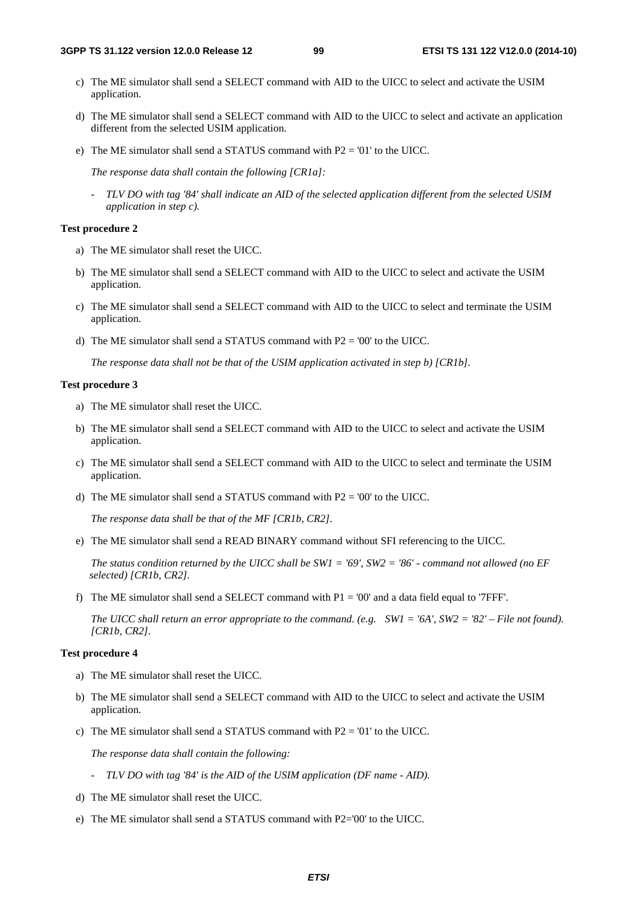c) The ME simulator shall send a SELECT command with AID to the UICC to select and activate the USIM application.

d) The ME simulator shall send a SELECT command with AID to the UICC to select and activate an application different from the selected USIM application.

e) The ME simulator shall send a STATUS command with P2 = '01' to the UICC.

   *The response data shall contain the following [CR1a]:*

   - *TLV DO with tag '84' shall indicate an AID of the selected application different from the selected USIM application in step c).*

**Test procedure 2**

a) The ME simulator shall reset the UICC.

b) The ME simulator shall send a SELECT command with AID to the UICC to select and activate the USIM application.

c) The ME simulator shall send a SELECT command with AID to the UICC to select and terminate the USIM application.

d) The ME simulator shall send a STATUS command with P2 = '00' to the UICC.

   *The response data shall not be that of the USIM application activated in step b) [CR1b].*

**Test procedure 3**

a) The ME simulator shall reset the UICC.

b) The ME simulator shall send a SELECT command with AID to the UICC to select and activate the USIM application.

c) The ME simulator shall send a SELECT command with AID to the UICC to select and terminate the USIM application.

d) The ME simulator shall send a STATUS command with P2 = '00' to the UICC.

   *The response data shall be that of the MF [CR1b, CR2].*

e) The ME simulator shall send a READ BINARY command without SFI referencing to the UICC.

   *The status condition returned by the UICC shall be SW1 = '69', SW2 = '86' - command not allowed (no EF selected) [CR1b, CR2].*

f) The ME simulator shall send a SELECT command with P1 = '00' and a data field equal to '7FFF'.

   *The UICC shall return an error appropriate to the command. (e.g. SW1 = '6A', SW2 = '82' – File not found). [CR1b, CR2].*

**Test procedure 4**

a) The ME simulator shall reset the UICC.

b) The ME simulator shall send a SELECT command with AID to the UICC to select and activate the USIM application.

c) The ME simulator shall send a STATUS command with P2 = '01' to the UICC.

   *The response data shall contain the following:*

   - *TLV DO with tag '84' is the AID of the USIM application (DF name - AID).*

d) The ME simulator shall reset the UICC.

e) The ME simulator shall send a STATUS command with P2='00' to the UICC.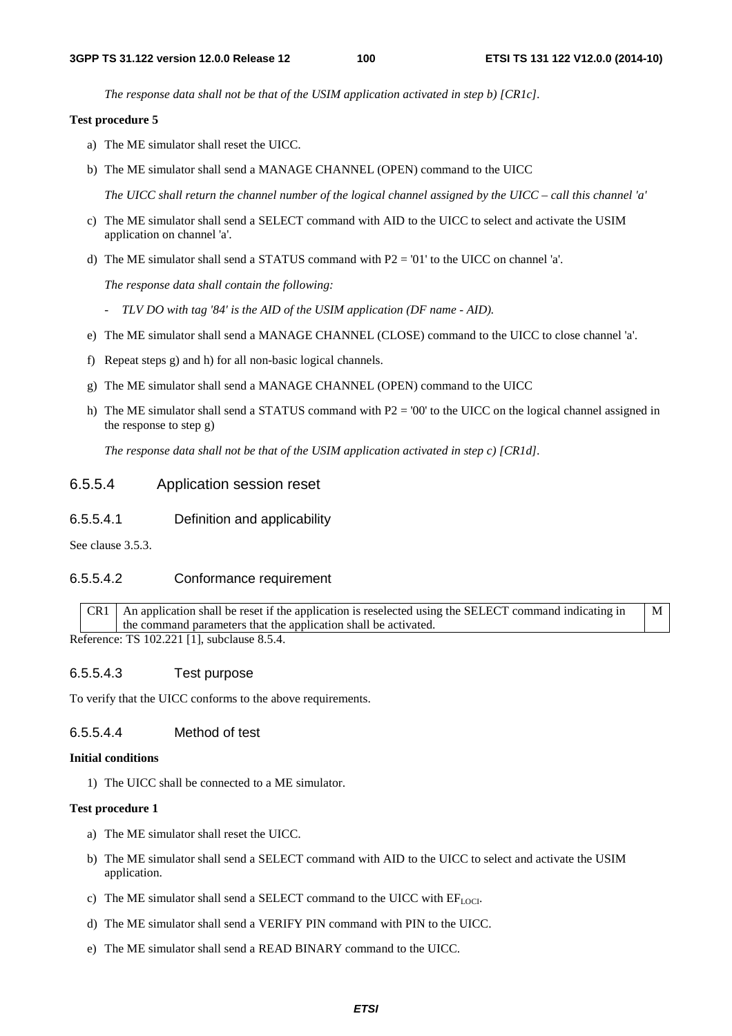*The response data shall not be that of the USIM application activated in step b) [CR1c].*

**Test procedure 5**

a) The ME simulator shall reset the UICC.

b) The ME simulator shall send a MANAGE CHANNEL (OPEN) command to the UICC

   *The UICC shall return the channel number of the logical channel assigned by the UICC – call this channel 'a'*

c) The ME simulator shall send a SELECT command with AID to the UICC to select and activate the USIM application on channel 'a'.

d) The ME simulator shall send a STATUS command with P2 = '01' to the UICC on channel 'a'.

   *The response data shall contain the following:*

   - *TLV DO with tag '84' is the AID of the USIM application (DF name - AID).*

e) The ME simulator shall send a MANAGE CHANNEL (CLOSE) command to the UICC to close channel 'a'.

f) Repeat steps g) and h) for all non-basic logical channels.

g) The ME simulator shall send a MANAGE CHANNEL (OPEN) command to the UICC

h) The ME simulator shall send a STATUS command with P2 = '00' to the UICC on the logical channel assigned in the response to step g)

   *The response data shall not be that of the USIM application activated in step c) [CR1d].*

### 6.5.5.4 Application session reset

#### 6.5.5.4.1 Definition and applicability

See clause 3.5.3.

#### 6.5.5.4.2 Conformance requirement

| | | |
|---|---|---|
| CR1 | An application shall be reset if the application is reselected using the SELECT command indicating in the command parameters that the application shall be activated. | M |

Reference: TS 102.221 [1], subclause 8.5.4.

#### 6.5.5.4.3 Test purpose

To verify that the UICC conforms to the above requirements.

#### 6.5.5.4.4 Method of test

**Initial conditions**

1) The UICC shall be connected to a ME simulator.

**Test procedure 1**

a) The ME simulator shall reset the UICC.

b) The ME simulator shall send a SELECT command with AID to the UICC to select and activate the USIM application.

c) The ME simulator shall send a SELECT command to the UICC with $EF_{LOCI}$.

d) The ME simulator shall send a VERIFY PIN command with PIN to the UICC.

e) The ME simulator shall send a READ BINARY command to the UICC.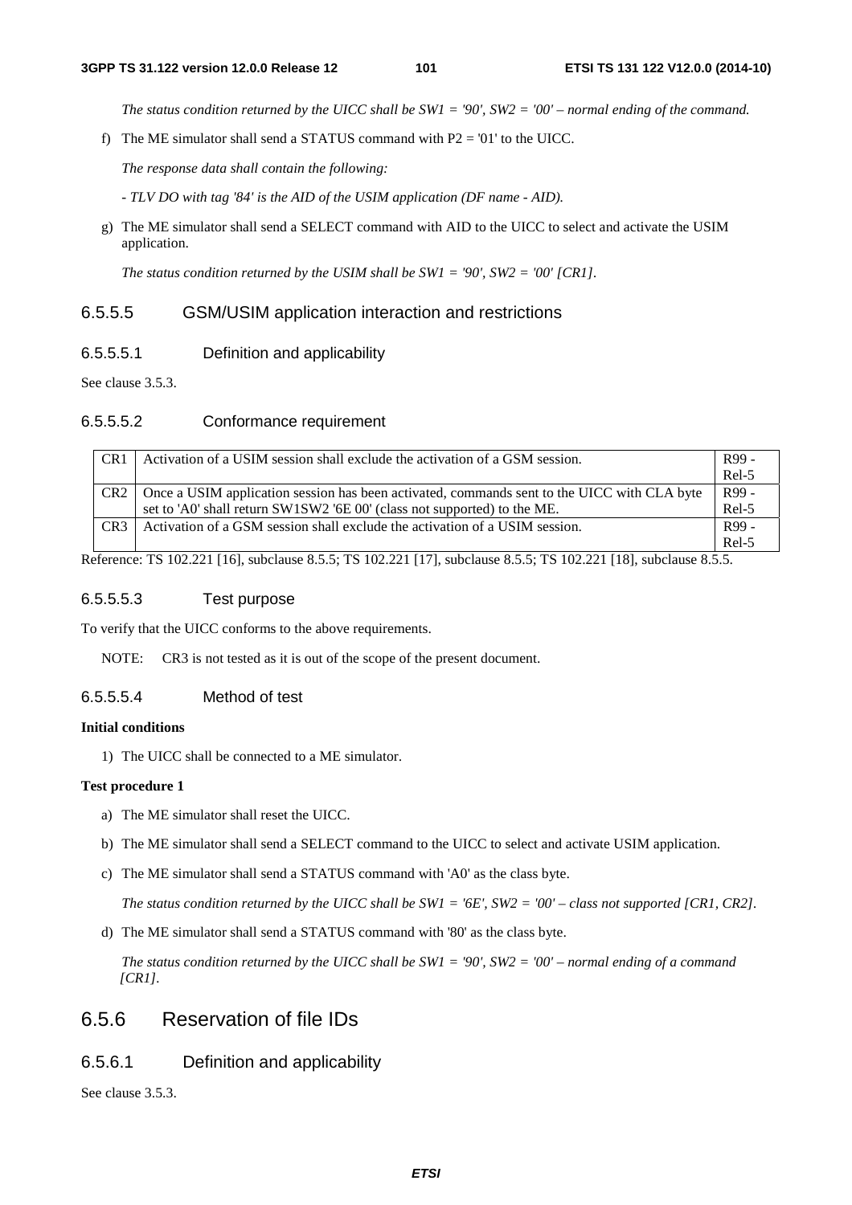*The status condition returned by the UICC shall be SW1 = '90', SW2 = '00' – normal ending of the command.*

f) The ME simulator shall send a STATUS command with P2 = '01' to the UICC.

*The response data shall contain the following:*

*- TLV DO with tag '84' is the AID of the USIM application (DF name - AID).*

g) The ME simulator shall send a SELECT command with AID to the UICC to select and activate the USIM application.

*The status condition returned by the USIM shall be SW1 = '90', SW2 = '00' [CR1].*

#### 6.5.5.5 GSM/USIM application interaction and restrictions

##### 6.5.5.5.1 Definition and applicability

See clause 3.5.3.

##### 6.5.5.5.2 Conformance requirement

| | | |
|---|---|---|
| CR1 | Activation of a USIM session shall exclude the activation of a GSM session. | R99 - Rel-5 |
| CR2 | Once a USIM application session has been activated, commands sent to the UICC with CLA byte set to 'A0' shall return SW1SW2 '6E 00' (class not supported) to the ME. | R99 - Rel-5 |
| CR3 | Activation of a GSM session shall exclude the activation of a USIM session. | R99 - Rel-5 |

Reference: TS 102.221 [16], subclause 8.5.5; TS 102.221 [17], subclause 8.5.5; TS 102.221 [18], subclause 8.5.5.

##### 6.5.5.5.3 Test purpose

To verify that the UICC conforms to the above requirements.

NOTE: CR3 is not tested as it is out of the scope of the present document.

##### 6.5.5.5.4 Method of test

**Initial conditions**

1) The UICC shall be connected to a ME simulator.

**Test procedure 1**

a) The ME simulator shall reset the UICC.

b) The ME simulator shall send a SELECT command to the UICC to select and activate USIM application.

c) The ME simulator shall send a STATUS command with 'A0' as the class byte.

*The status condition returned by the UICC shall be SW1 = '6E', SW2 = '00' – class not supported [CR1, CR2].*

d) The ME simulator shall send a STATUS command with '80' as the class byte.

*The status condition returned by the UICC shall be SW1 = '90', SW2 = '00' – normal ending of a command [CR1].*

### 6.5.6 Reservation of file IDs

#### 6.5.6.1 Definition and applicability

See clause 3.5.3.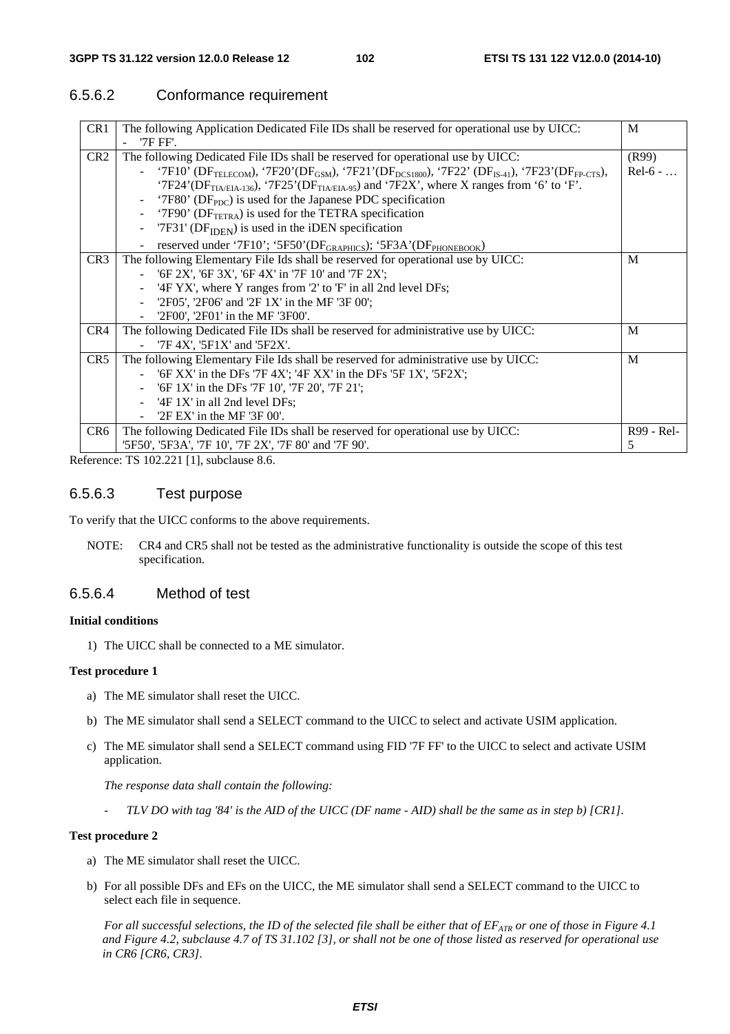### 6.5.6.2 Conformance requirement

| | | |
|---|---|---|
| CR1 | The following Application Dedicated File IDs shall be reserved for operational use by UICC:<br>- '7F FF'. | M |
| CR2 | The following Dedicated File IDs shall be reserved for operational use by UICC:<br>- '7F10' ($DF_{TELECOM}$), '7F20'($DF_{GSM}$), '7F21'($DF_{DCS1800}$), '7F22' ($DF_{IS-41}$), '7F23'($DF_{FP-CTS}$), '7F24'($DF_{TIA/EIA-136}$), '7F25'($DF_{TIA/EIA-95}$) and '7F2X', where X ranges from '6' to 'F'.<br>- '7F80' ($DF_{PDC}$) is used for the Japanese PDC specification<br>- '7F90' ($DF_{TETRA}$) is used for the TETRA specification<br>- '7F31' ($DF_{IDEN}$) is used in the iDEN specification<br>- reserved under '7F10'; '5F50'($DF_{GRAPHICS}$); '5F3A'($DF_{PHONEBOOK}$) | (R99)<br>Rel-6 - … |
| CR3 | The following Elementary File Ids shall be reserved for operational use by UICC:<br>- '6F 2X', '6F 3X', '6F 4X' in '7F 10' and '7F 2X';<br>- '4F YX', where Y ranges from '2' to 'F' in all 2nd level DFs;<br>- '2F05', '2F06' and '2F 1X' in the MF '3F 00';<br>- '2F00', '2F01' in the MF '3F00'. | M |
| CR4 | The following Dedicated File IDs shall be reserved for administrative use by UICC:<br>- '7F 4X', '5F1X' and '5F2X'. | M |
| CR5 | The following Elementary File Ids shall be reserved for administrative use by UICC:<br>- '6F XX' in the DFs '7F 4X'; '4F XX' in the DFs '5F 1X', '5F2X';<br>- '6F 1X' in the DFs '7F 10', '7F 20', '7F 21';<br>- '4F 1X' in all 2nd level DFs;<br>- '2F EX' in the MF '3F 00'. | M |
| CR6 | The following Dedicated File IDs shall be reserved for operational use by UICC:<br>'5F50', '5F3A', '7F 10', '7F 2X', '7F 80' and '7F 90'. | R99 - Rel-5 |

Reference: TS 102.221 [1], subclause 8.6.

### 6.5.6.3 Test purpose

To verify that the UICC conforms to the above requirements.

NOTE: CR4 and CR5 shall not be tested as the administrative functionality is outside the scope of this test specification.

### 6.5.6.4 Method of test

**Initial conditions**

1) The UICC shall be connected to a ME simulator.

**Test procedure 1**

a) The ME simulator shall reset the UICC.

b) The ME simulator shall send a SELECT command to the UICC to select and activate USIM application.

c) The ME simulator shall send a SELECT command using FID '7F FF' to the UICC to select and activate USIM application.

*The response data shall contain the following:*

- *TLV DO with tag '84' is the AID of the UICC (DF name - AID) shall be the same as in step b) [CR1].*

**Test procedure 2**

a) The ME simulator shall reset the UICC.

b) For all possible DFs and EFs on the UICC, the ME simulator shall send a SELECT command to the UICC to select each file in sequence.

*For all successful selections, the ID of the selected file shall be either that of $EF_{ATR}$ or one of those in Figure 4.1 and Figure 4.2, subclause 4.7 of TS 31.102 [3], or shall not be one of those listed as reserved for operational use in CR6 [CR6, CR3].*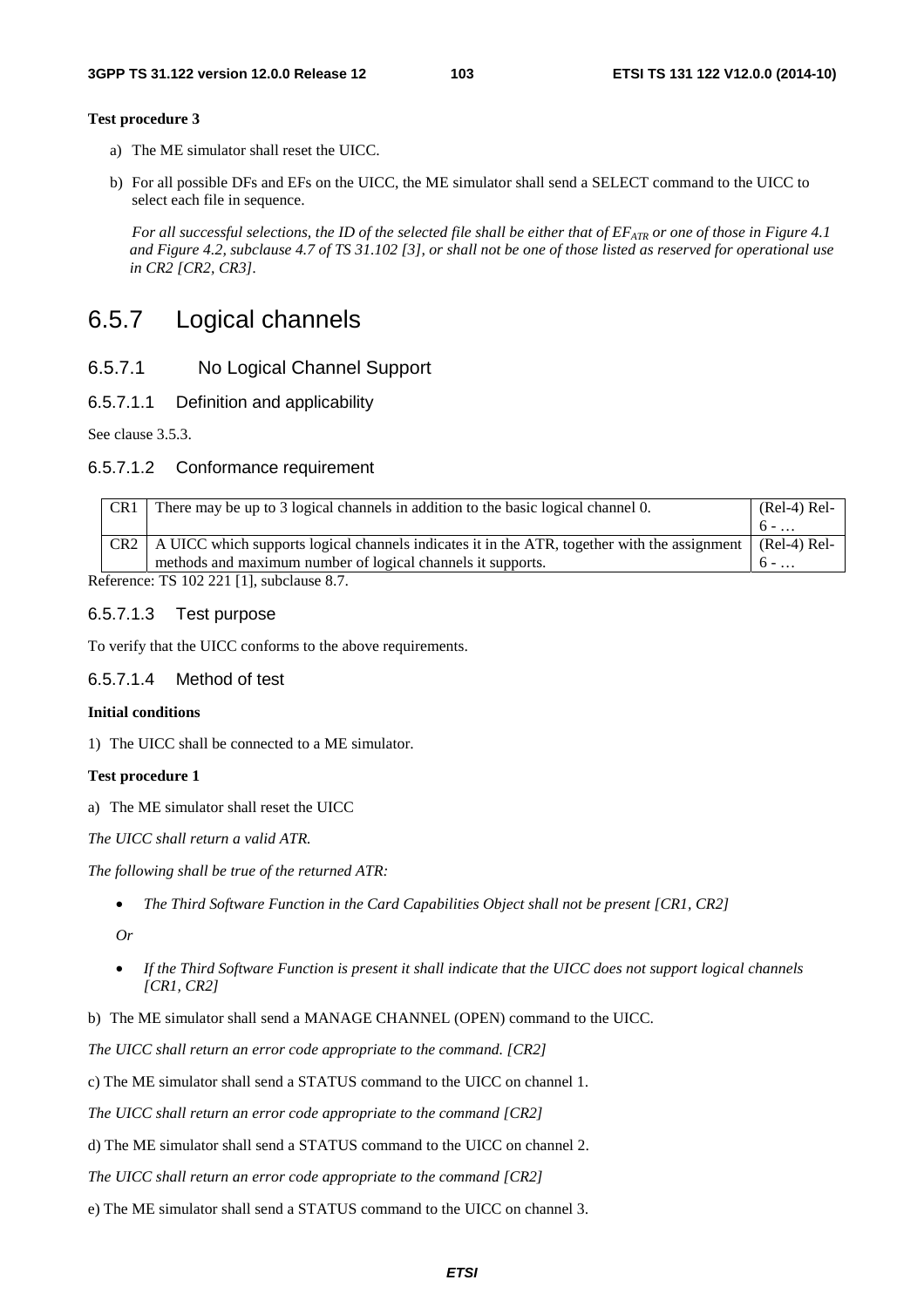**Test procedure 3**

a) The ME simulator shall reset the UICC.

b) For all possible DFs and EFs on the UICC, the ME simulator shall send a SELECT command to the UICC to select each file in sequence.

*For all successful selections, the ID of the selected file shall be either that of $EF_{ATR}$ or one of those in Figure 4.1 and Figure 4.2, subclause 4.7 of TS 31.102 [3], or shall not be one of those listed as reserved for operational use in CR2 [CR2, CR3].*

## 6.5.7 Logical channels

### 6.5.7.1 No Logical Channel Support

#### 6.5.7.1.1 Definition and applicability

See clause 3.5.3.

#### 6.5.7.1.2 Conformance requirement

| | | |
|---|---|---|
| CR1 | There may be up to 3 logical channels in addition to the basic logical channel 0. | (Rel-4) Rel-6 - … |
| CR2 | A UICC which supports logical channels indicates it in the ATR, together with the assignment methods and maximum number of logical channels it supports. | (Rel-4) Rel-6 - … |

Reference: TS 102 221 [1], subclause 8.7.

#### 6.5.7.1.3 Test purpose

To verify that the UICC conforms to the above requirements.

#### 6.5.7.1.4 Method of test

**Initial conditions**

1) The UICC shall be connected to a ME simulator.

**Test procedure 1**

a) The ME simulator shall reset the UICC

*The UICC shall return a valid ATR.*

*The following shall be true of the returned ATR:*

- *The Third Software Function in the Card Capabilities Object shall not be present [CR1, CR2]*

*Or*

- *If the Third Software Function is present it shall indicate that the UICC does not support logical channels [CR1, CR2]*

b) The ME simulator shall send a MANAGE CHANNEL (OPEN) command to the UICC.

*The UICC shall return an error code appropriate to the command. [CR2]*

c) The ME simulator shall send a STATUS command to the UICC on channel 1.

*The UICC shall return an error code appropriate to the command [CR2]*

d) The ME simulator shall send a STATUS command to the UICC on channel 2.

*The UICC shall return an error code appropriate to the command [CR2]*

e) The ME simulator shall send a STATUS command to the UICC on channel 3.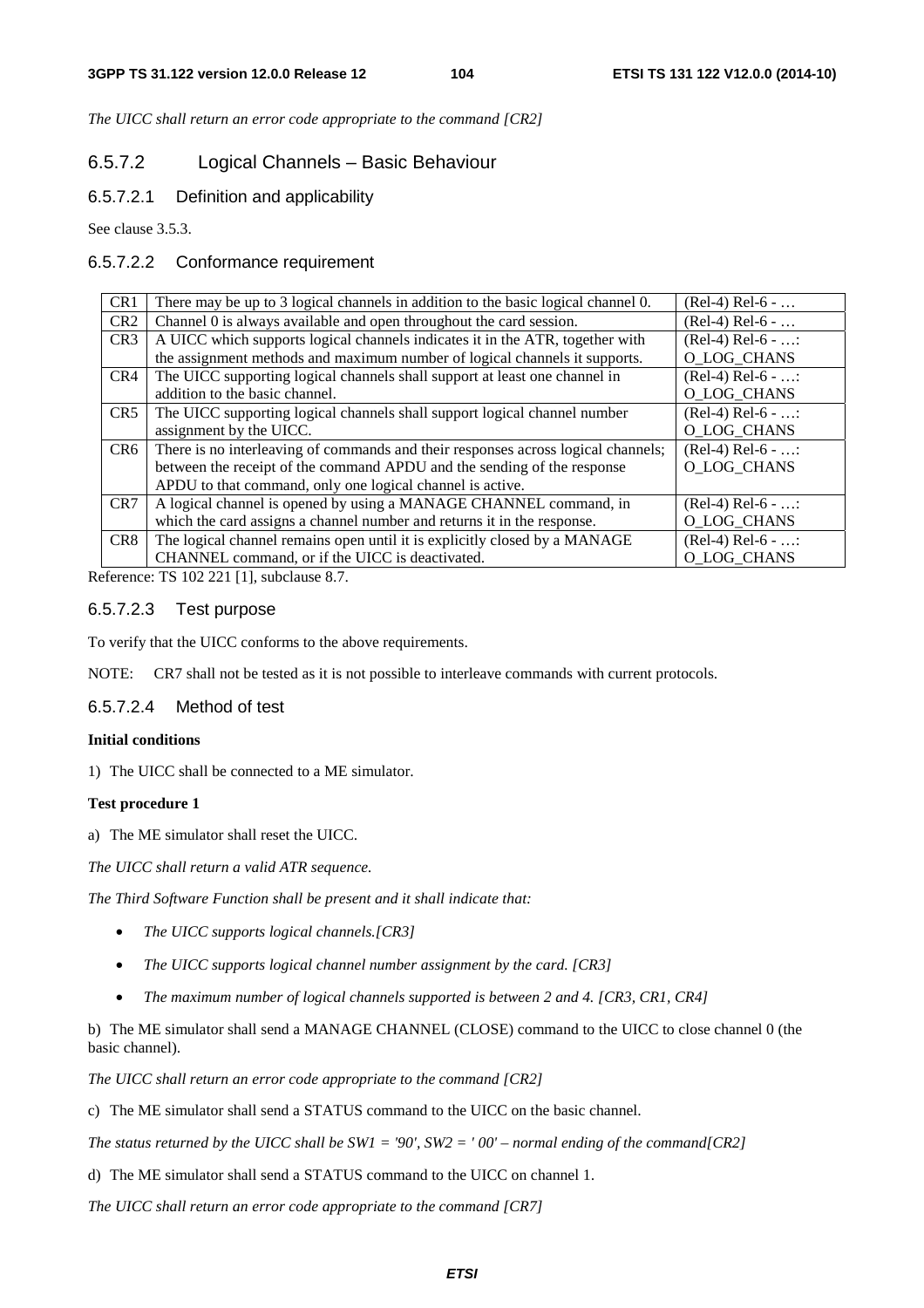*The UICC shall return an error code appropriate to the command [CR2]*

### 6.5.7.2 Logical Channels – Basic Behaviour

#### 6.5.7.2.1 Definition and applicability

See clause 3.5.3.

#### 6.5.7.2.2 Conformance requirement

| | | |
|---|---|---|
| CR1 | There may be up to 3 logical channels in addition to the basic logical channel 0. | (Rel-4) Rel-6 - … |
| CR2 | Channel 0 is always available and open throughout the card session. | (Rel-4) Rel-6 - … |
| CR3 | A UICC which supports logical channels indicates it in the ATR, together with the assignment methods and maximum number of logical channels it supports. | (Rel-4) Rel-6 - …: O_LOG_CHANS |
| CR4 | The UICC supporting logical channels shall support at least one channel in addition to the basic channel. | (Rel-4) Rel-6 - …: O_LOG_CHANS |
| CR5 | The UICC supporting logical channels shall support logical channel number assignment by the UICC. | (Rel-4) Rel-6 - …: O_LOG_CHANS |
| CR6 | There is no interleaving of commands and their responses across logical channels; between the receipt of the command APDU and the sending of the response APDU to that command, only one logical channel is active. | (Rel-4) Rel-6 - …: O_LOG_CHANS |
| CR7 | A logical channel is opened by using a MANAGE CHANNEL command, in which the card assigns a channel number and returns it in the response. | (Rel-4) Rel-6 - …: O_LOG_CHANS |
| CR8 | The logical channel remains open until it is explicitly closed by a MANAGE CHANNEL command, or if the UICC is deactivated. | (Rel-4) Rel-6 - …: O_LOG_CHANS |

Reference: TS 102 221 [1], subclause 8.7.

#### 6.5.7.2.3 Test purpose

To verify that the UICC conforms to the above requirements.

NOTE: CR7 shall not be tested as it is not possible to interleave commands with current protocols.

#### 6.5.7.2.4 Method of test

**Initial conditions**

1) The UICC shall be connected to a ME simulator.

**Test procedure 1**

a) The ME simulator shall reset the UICC.

*The UICC shall return a valid ATR sequence.*

*The Third Software Function shall be present and it shall indicate that:*

- *The UICC supports logical channels.[CR3]*
- *The UICC supports logical channel number assignment by the card. [CR3]*
- *The maximum number of logical channels supported is between 2 and 4. [CR3, CR1, CR4]*

b) The ME simulator shall send a MANAGE CHANNEL (CLOSE) command to the UICC to close channel 0 (the basic channel).

*The UICC shall return an error code appropriate to the command [CR2]*

c) The ME simulator shall send a STATUS command to the UICC on the basic channel.

*The status returned by the UICC shall be SW1 = '90', SW2 = ' 00' – normal ending of the command[CR2]*

d) The ME simulator shall send a STATUS command to the UICC on channel 1.

*The UICC shall return an error code appropriate to the command [CR7]*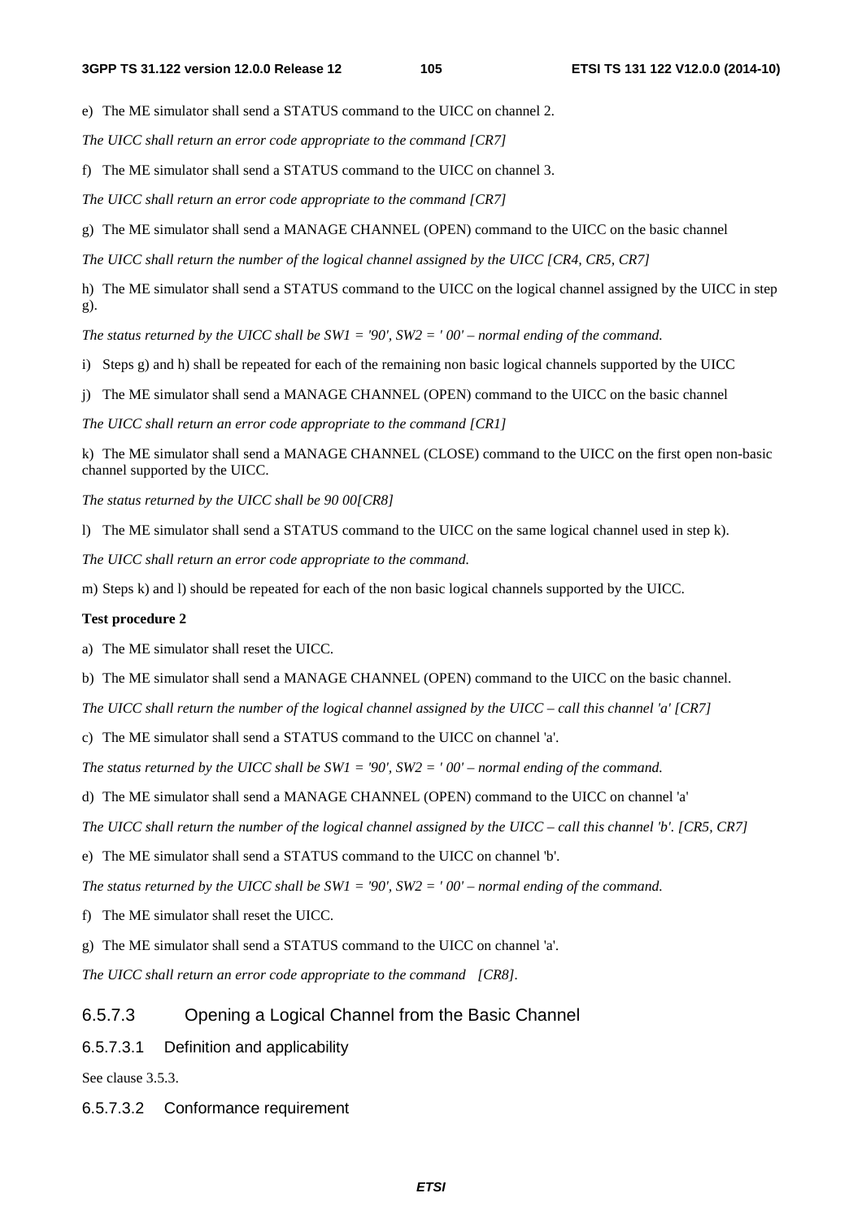e) The ME simulator shall send a STATUS command to the UICC on channel 2.

*The UICC shall return an error code appropriate to the command [CR7]*

f) The ME simulator shall send a STATUS command to the UICC on channel 3.

*The UICC shall return an error code appropriate to the command [CR7]*

g) The ME simulator shall send a MANAGE CHANNEL (OPEN) command to the UICC on the basic channel

*The UICC shall return the number of the logical channel assigned by the UICC [CR4, CR5, CR7]*

h) The ME simulator shall send a STATUS command to the UICC on the logical channel assigned by the UICC in step g).

*The status returned by the UICC shall be SW1 = '90', SW2 = ' 00' – normal ending of the command.*

i) Steps g) and h) shall be repeated for each of the remaining non basic logical channels supported by the UICC

j) The ME simulator shall send a MANAGE CHANNEL (OPEN) command to the UICC on the basic channel

*The UICC shall return an error code appropriate to the command [CR1]*

k) The ME simulator shall send a MANAGE CHANNEL (CLOSE) command to the UICC on the first open non-basic channel supported by the UICC.

*The status returned by the UICC shall be 90 00[CR8]*

l) The ME simulator shall send a STATUS command to the UICC on the same logical channel used in step k).

*The UICC shall return an error code appropriate to the command.*

m) Steps k) and l) should be repeated for each of the non basic logical channels supported by the UICC.

**Test procedure 2**

a) The ME simulator shall reset the UICC.

b) The ME simulator shall send a MANAGE CHANNEL (OPEN) command to the UICC on the basic channel.

*The UICC shall return the number of the logical channel assigned by the UICC – call this channel 'a' [CR7]*

c) The ME simulator shall send a STATUS command to the UICC on channel 'a'.

*The status returned by the UICC shall be SW1 = '90', SW2 = ' 00' – normal ending of the command.*

d) The ME simulator shall send a MANAGE CHANNEL (OPEN) command to the UICC on channel 'a'

*The UICC shall return the number of the logical channel assigned by the UICC – call this channel 'b'. [CR5, CR7]*

e) The ME simulator shall send a STATUS command to the UICC on channel 'b'.

*The status returned by the UICC shall be SW1 = '90', SW2 = ' 00' – normal ending of the command.*

f) The ME simulator shall reset the UICC.

g) The ME simulator shall send a STATUS command to the UICC on channel 'a'.

*The UICC shall return an error code appropriate to the command [CR8].*

### 6.5.7.3 Opening a Logical Channel from the Basic Channel

#### 6.5.7.3.1 Definition and applicability

See clause 3.5.3.

#### 6.5.7.3.2 Conformance requirement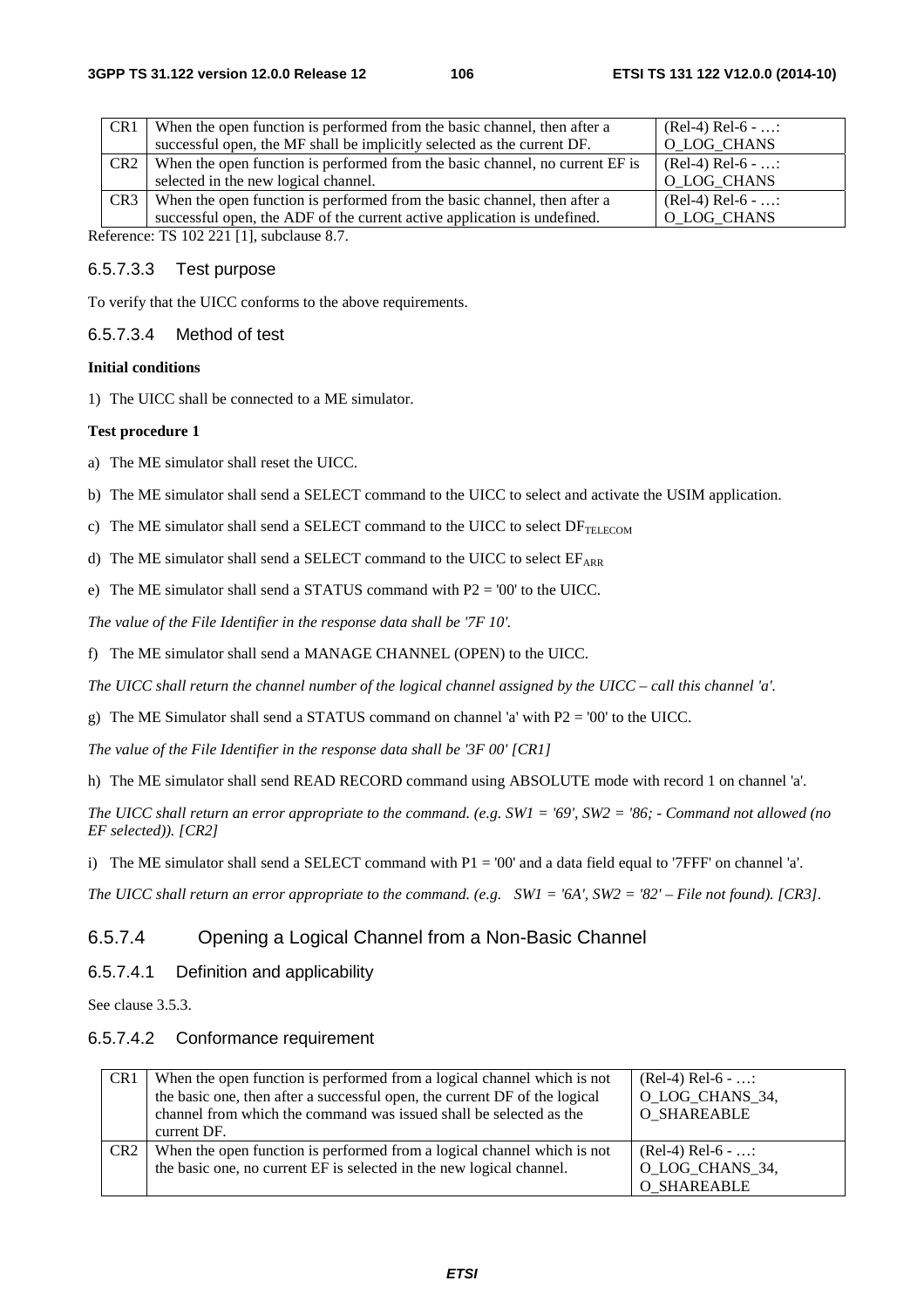| CR1 | When the open function is performed from the basic channel, then after a successful open, the MF shall be implicitly selected as the current DF. | (Rel-4) Rel-6 - …: O_LOG_CHANS |
|---|---|---|
| CR2 | When the open function is performed from the basic channel, no current EF is selected in the new logical channel. | (Rel-4) Rel-6 - …: O_LOG_CHANS |
| CR3 | When the open function is performed from the basic channel, then after a successful open, the ADF of the current active application is undefined. | (Rel-4) Rel-6 - …: O_LOG_CHANS |

Reference: TS 102 221 [1], subclause 8.7.

#### 6.5.7.3.3 Test purpose

To verify that the UICC conforms to the above requirements.

#### 6.5.7.3.4 Method of test

**Initial conditions**

1) The UICC shall be connected to a ME simulator.

**Test procedure 1**

a) The ME simulator shall reset the UICC.

b) The ME simulator shall send a SELECT command to the UICC to select and activate the USIM application.

c) The ME simulator shall send a SELECT command to the UICC to select $DF_{TELECOM}$

d) The ME simulator shall send a SELECT command to the UICC to select $EF_{ARR}$

e) The ME simulator shall send a STATUS command with P2 = '00' to the UICC.

*The value of the File Identifier in the response data shall be '7F 10'.*

f) The ME simulator shall send a MANAGE CHANNEL (OPEN) to the UICC.

*The UICC shall return the channel number of the logical channel assigned by the UICC – call this channel 'a'.*

g) The ME Simulator shall send a STATUS command on channel 'a' with P2 = '00' to the UICC.

*The value of the File Identifier in the response data shall be '3F 00' [CR1]*

h) The ME simulator shall send READ RECORD command using ABSOLUTE mode with record 1 on channel 'a'.

*The UICC shall return an error appropriate to the command. (e.g. SW1 = '69', SW2 = '86; - Command not allowed (no EF selected)). [CR2]*

i) The ME simulator shall send a SELECT command with P1 = '00' and a data field equal to '7FFF' on channel 'a'.

*The UICC shall return an error appropriate to the command. (e.g. SW1 = '6A', SW2 = '82' – File not found). [CR3].*

### 6.5.7.4 Opening a Logical Channel from a Non-Basic Channel

#### 6.5.7.4.1 Definition and applicability

See clause 3.5.3.

#### 6.5.7.4.2 Conformance requirement

| CR1 | When the open function is performed from a logical channel which is not the basic one, then after a successful open, the current DF of the logical channel from which the command was issued shall be selected as the current DF. | (Rel-4) Rel-6 - …: O_LOG_CHANS_34, O_SHAREABLE |
|---|---|---|
| CR2 | When the open function is performed from a logical channel which is not the basic one, no current EF is selected in the new logical channel. | (Rel-4) Rel-6 - …: O_LOG_CHANS_34, O_SHAREABLE |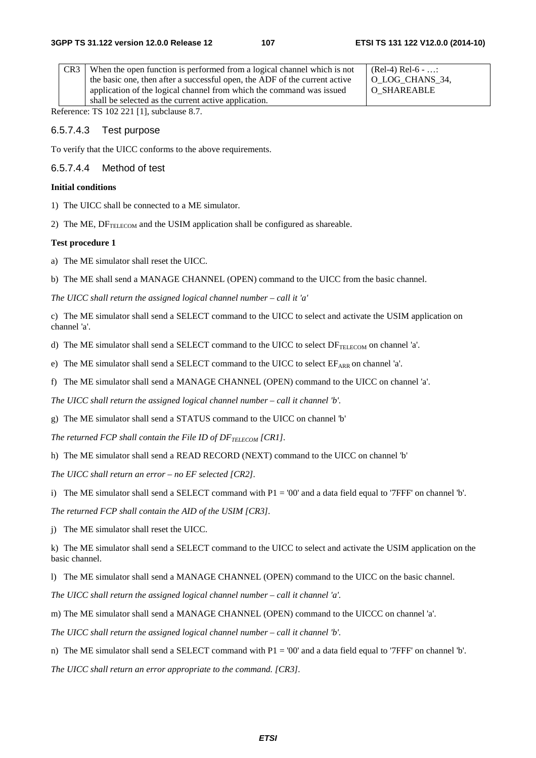| | | |
|---|---|---|
| CR3 | When the open function is performed from a logical channel which is not the basic one, then after a successful open, the ADF of the current active application of the logical channel from which the command was issued shall be selected as the current active application. | (Rel-4) Rel-6 - …: O_LOG_CHANS_34, O_SHAREABLE |

Reference: TS 102 221 [1], subclause 8.7.

#### 6.5.7.4.3 Test purpose

To verify that the UICC conforms to the above requirements.

#### 6.5.7.4.4 Method of test

**Initial conditions**

1) The UICC shall be connected to a ME simulator.

2) The ME, $DF_{TELECOM}$ and the USIM application shall be configured as shareable.

**Test procedure 1**

a) The ME simulator shall reset the UICC.

b) The ME shall send a MANAGE CHANNEL (OPEN) command to the UICC from the basic channel.

*The UICC shall return the assigned logical channel number – call it 'a'*

c) The ME simulator shall send a SELECT command to the UICC to select and activate the USIM application on channel 'a'.

d) The ME simulator shall send a SELECT command to the UICC to select $DF_{TELECOM}$ on channel 'a'.

e) The ME simulator shall send a SELECT command to the UICC to select $EF_{ARR}$ on channel 'a'.

f) The ME simulator shall send a MANAGE CHANNEL (OPEN) command to the UICC on channel 'a'.

*The UICC shall return the assigned logical channel number – call it channel 'b'.*

g) The ME simulator shall send a STATUS command to the UICC on channel 'b'

*The returned FCP shall contain the File ID of $DF_{TELECOM}$ [CR1].*

h) The ME simulator shall send a READ RECORD (NEXT) command to the UICC on channel 'b'

*The UICC shall return an error – no EF selected [CR2].*

i) The ME simulator shall send a SELECT command with P1 = '00' and a data field equal to '7FFF' on channel 'b'.

*The returned FCP shall contain the AID of the USIM [CR3].*

j) The ME simulator shall reset the UICC.

k) The ME simulator shall send a SELECT command to the UICC to select and activate the USIM application on the basic channel.

l) The ME simulator shall send a MANAGE CHANNEL (OPEN) command to the UICC on the basic channel.

*The UICC shall return the assigned logical channel number – call it channel 'a'.*

m) The ME simulator shall send a MANAGE CHANNEL (OPEN) command to the UICCC on channel 'a'.

*The UICC shall return the assigned logical channel number – call it channel 'b'.*

n) The ME simulator shall send a SELECT command with P1 = '00' and a data field equal to '7FFF' on channel 'b'.

*The UICC shall return an error appropriate to the command. [CR3].*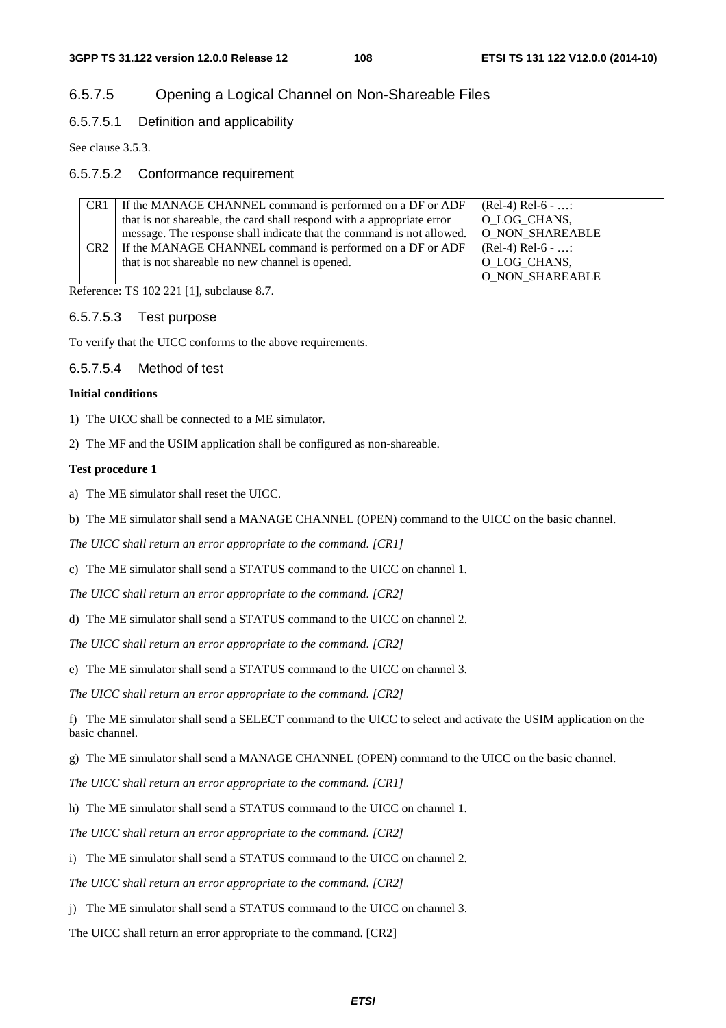### 6.5.7.5 Opening a Logical Channel on Non-Shareable Files

#### 6.5.7.5.1 Definition and applicability

See clause 3.5.3.

#### 6.5.7.5.2 Conformance requirement

| | | |
|---|---|---|
| CR1 | If the MANAGE CHANNEL command is performed on a DF or ADF that is not shareable, the card shall respond with a appropriate error message. The response shall indicate that the command is not allowed. | (Rel-4) Rel-6 - …: O_LOG_CHANS, O_NON_SHAREABLE |
| CR2 | If the MANAGE CHANNEL command is performed on a DF or ADF that is not shareable no new channel is opened. | (Rel-4) Rel-6 - …: O_LOG_CHANS, O_NON_SHAREABLE |

Reference: TS 102 221 [1], subclause 8.7.

#### 6.5.7.5.3 Test purpose

To verify that the UICC conforms to the above requirements.

#### 6.5.7.5.4 Method of test

**Initial conditions**

1) The UICC shall be connected to a ME simulator.

2) The MF and the USIM application shall be configured as non-shareable.

**Test procedure 1**

a) The ME simulator shall reset the UICC.

b) The ME simulator shall send a MANAGE CHANNEL (OPEN) command to the UICC on the basic channel.

*The UICC shall return an error appropriate to the command. [CR1]*

c) The ME simulator shall send a STATUS command to the UICC on channel 1.

*The UICC shall return an error appropriate to the command. [CR2]*

d) The ME simulator shall send a STATUS command to the UICC on channel 2.

*The UICC shall return an error appropriate to the command. [CR2]*

e) The ME simulator shall send a STATUS command to the UICC on channel 3.

*The UICC shall return an error appropriate to the command. [CR2]*

f) The ME simulator shall send a SELECT command to the UICC to select and activate the USIM application on the basic channel.

g) The ME simulator shall send a MANAGE CHANNEL (OPEN) command to the UICC on the basic channel.

*The UICC shall return an error appropriate to the command. [CR1]*

h) The ME simulator shall send a STATUS command to the UICC on channel 1.

*The UICC shall return an error appropriate to the command. [CR2]*

i) The ME simulator shall send a STATUS command to the UICC on channel 2.

*The UICC shall return an error appropriate to the command. [CR2]*

j) The ME simulator shall send a STATUS command to the UICC on channel 3.

The UICC shall return an error appropriate to the command. [CR2]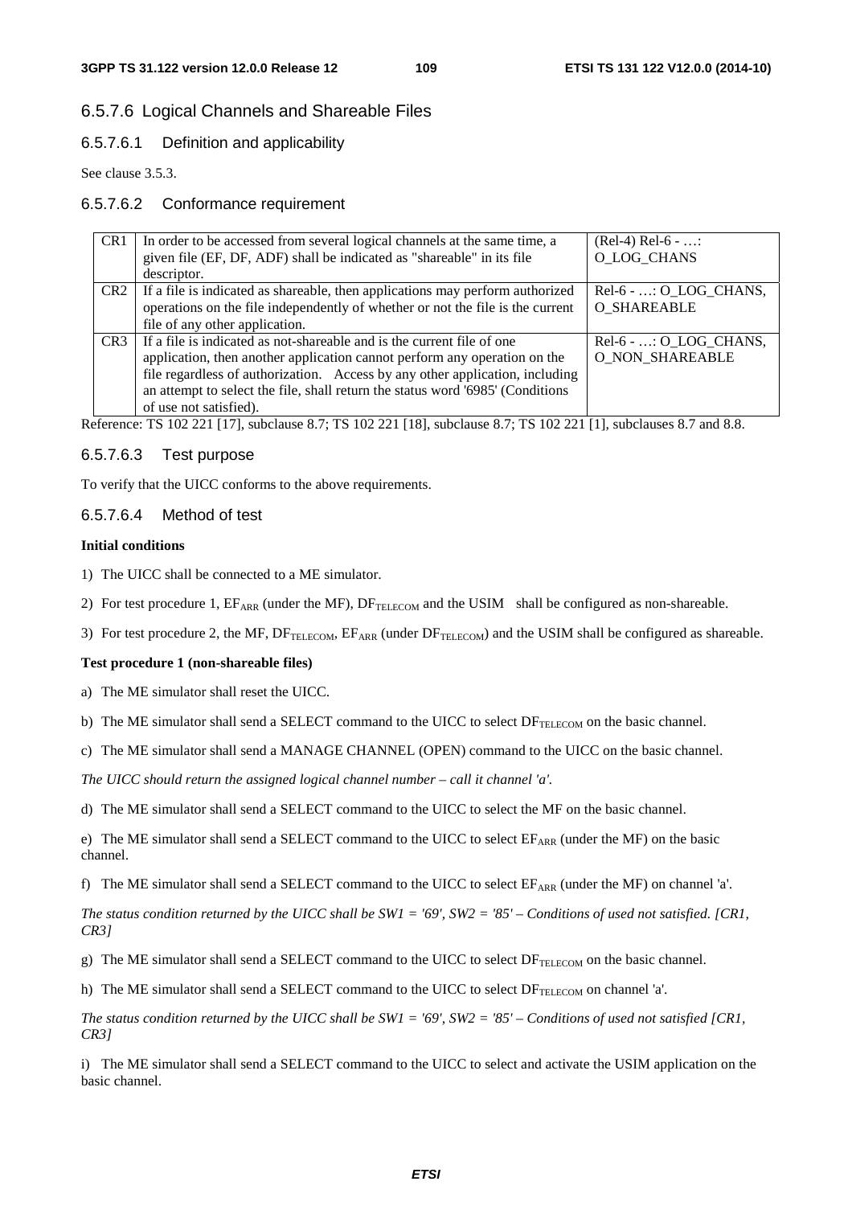### 6.5.7.6 Logical Channels and Shareable Files

#### 6.5.7.6.1 Definition and applicability

See clause 3.5.3.

#### 6.5.7.6.2 Conformance requirement

| | | |
|---|---|---|
| CR1 | In order to be accessed from several logical channels at the same time, a given file (EF, DF, ADF) shall be indicated as "shareable" in its file descriptor. | (Rel-4) Rel-6 - …: O_LOG_CHANS |
| CR2 | If a file is indicated as shareable, then applications may perform authorized operations on the file independently of whether or not the file is the current file of any other application. | Rel-6 - …: O_LOG_CHANS, O_SHAREABLE |
| CR3 | If a file is indicated as not-shareable and is the current file of one application, then another application cannot perform any operation on the file regardless of authorization. Access by any other application, including an attempt to select the file, shall return the status word '6985' (Conditions of use not satisfied). | Rel-6 - …: O_LOG_CHANS, O_NON_SHAREABLE |

Reference: TS 102 221 [17], subclause 8.7; TS 102 221 [18], subclause 8.7; TS 102 221 [1], subclauses 8.7 and 8.8.

#### 6.5.7.6.3 Test purpose

To verify that the UICC conforms to the above requirements.

#### 6.5.7.6.4 Method of test

**Initial conditions**

1) The UICC shall be connected to a ME simulator.

2) For test procedure 1, $EF_{ARR}$ (under the MF), $DF_{TELECOM}$ and the USIM shall be configured as non-shareable.

3) For test procedure 2, the MF, $DF_{TELECOM}$, $EF_{ARR}$ (under $DF_{TELECOM}$) and the USIM shall be configured as shareable.

**Test procedure 1 (non-shareable files)**

a) The ME simulator shall reset the UICC.

b) The ME simulator shall send a SELECT command to the UICC to select $DF_{TELECOM}$ on the basic channel.

c) The ME simulator shall send a MANAGE CHANNEL (OPEN) command to the UICC on the basic channel.

*The UICC should return the assigned logical channel number – call it channel 'a'.*

d) The ME simulator shall send a SELECT command to the UICC to select the MF on the basic channel.

e) The ME simulator shall send a SELECT command to the UICC to select $EF_{ARR}$ (under the MF) on the basic channel.

f) The ME simulator shall send a SELECT command to the UICC to select $EF_{ARR}$ (under the MF) on channel 'a'.

*The status condition returned by the UICC shall be SW1 = '69', SW2 = '85' – Conditions of used not satisfied. [CR1, CR3]*

g) The ME simulator shall send a SELECT command to the UICC to select $DF_{TELECOM}$ on the basic channel.

h) The ME simulator shall send a SELECT command to the UICC to select $DF_{TELECOM}$ on channel 'a'.

*The status condition returned by the UICC shall be SW1 = '69', SW2 = '85' – Conditions of used not satisfied [CR1, CR3]*

i) The ME simulator shall send a SELECT command to the UICC to select and activate the USIM application on the basic channel.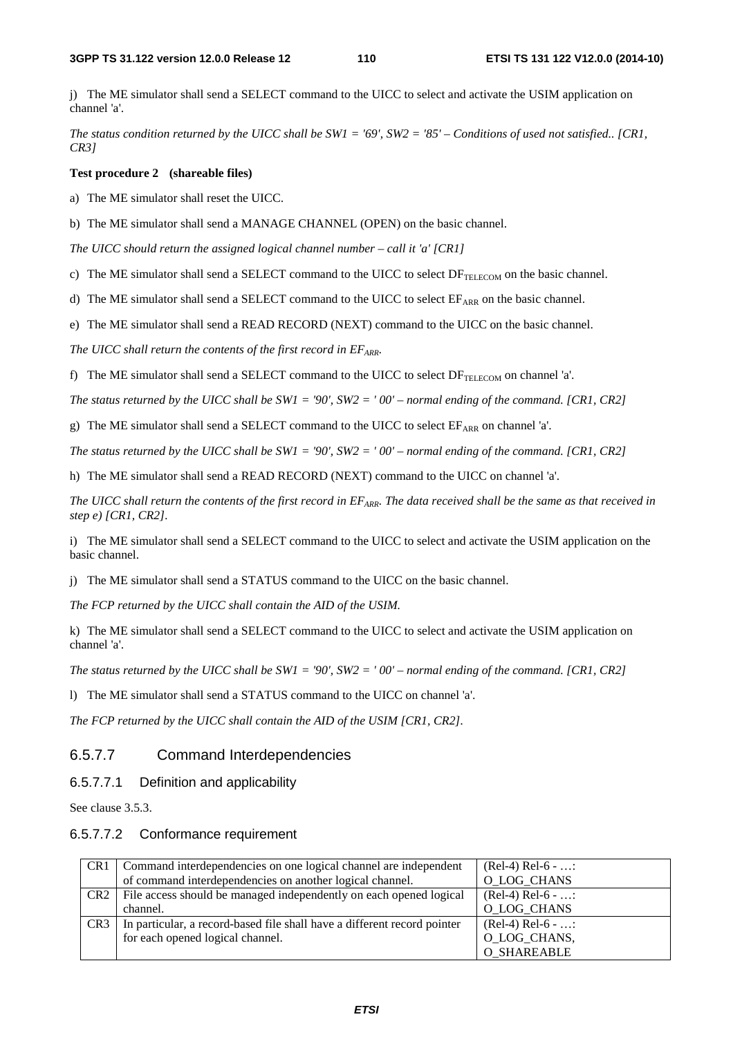j) The ME simulator shall send a SELECT command to the UICC to select and activate the USIM application on channel 'a'.

*The status condition returned by the UICC shall be SW1 = '69', SW2 = '85' – Conditions of used not satisfied.. [CR1, CR3]*

**Test procedure 2 (shareable files)**

a) The ME simulator shall reset the UICC.

b) The ME simulator shall send a MANAGE CHANNEL (OPEN) on the basic channel.

*The UICC should return the assigned logical channel number – call it 'a' [CR1]*

c) The ME simulator shall send a SELECT command to the UICC to select $DF_{TELECOM}$ on the basic channel.

d) The ME simulator shall send a SELECT command to the UICC to select $EF_{ARR}$ on the basic channel.

e) The ME simulator shall send a READ RECORD (NEXT) command to the UICC on the basic channel.

*The UICC shall return the contents of the first record in $EF_{ARR}$.*

f) The ME simulator shall send a SELECT command to the UICC to select $DF_{TELECOM}$ on channel 'a'.

*The status returned by the UICC shall be SW1 = '90', SW2 = ' 00' – normal ending of the command. [CR1, CR2]*

g) The ME simulator shall send a SELECT command to the UICC to select $EF_{ARR}$ on channel 'a'.

*The status returned by the UICC shall be SW1 = '90', SW2 = ' 00' – normal ending of the command. [CR1, CR2]*

h) The ME simulator shall send a READ RECORD (NEXT) command to the UICC on channel 'a'.

*The UICC shall return the contents of the first record in $EF_{ARR}$. The data received shall be the same as that received in step e) [CR1, CR2].*

i) The ME simulator shall send a SELECT command to the UICC to select and activate the USIM application on the basic channel.

j) The ME simulator shall send a STATUS command to the UICC on the basic channel.

*The FCP returned by the UICC shall contain the AID of the USIM.*

k) The ME simulator shall send a SELECT command to the UICC to select and activate the USIM application on channel 'a'.

*The status returned by the UICC shall be SW1 = '90', SW2 = ' 00' – normal ending of the command. [CR1, CR2]*

l) The ME simulator shall send a STATUS command to the UICC on channel 'a'.

*The FCP returned by the UICC shall contain the AID of the USIM [CR1, CR2].*

## 6.5.7.7 Command Interdependencies

### 6.5.7.7.1 Definition and applicability

See clause 3.5.3.

### 6.5.7.7.2 Conformance requirement

| | | |
|---|---|---|
| CR1 | Command interdependencies on one logical channel are independent of command interdependencies on another logical channel. | (Rel-4) Rel-6 - …: O_LOG_CHANS |
| CR2 | File access should be managed independently on each opened logical channel. | (Rel-4) Rel-6 - …: O_LOG_CHANS |
| CR3 | In particular, a record-based file shall have a different record pointer for each opened logical channel. | (Rel-4) Rel-6 - …: O_LOG_CHANS, O_SHAREABLE |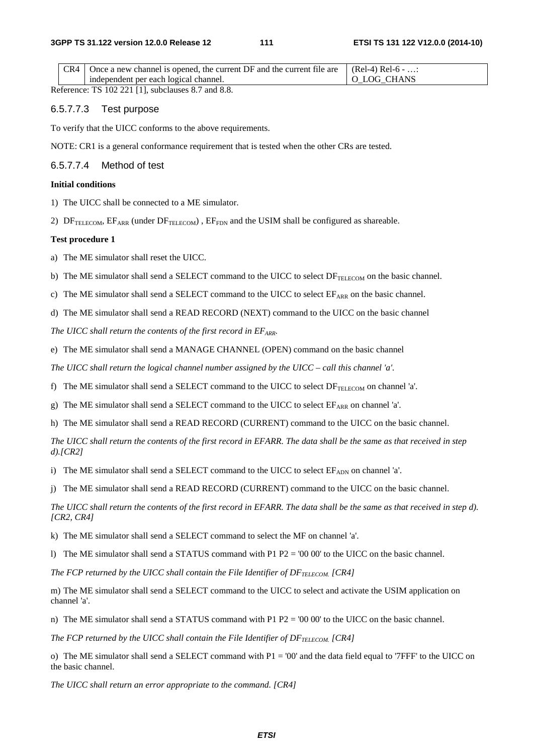| CR4 | Once a new channel is opened, the current DF and the current file are independent per each logical channel. | (Rel-4) Rel-6 - …: O_LOG_CHANS |
|---|---|---|

Reference: TS 102 221 [1], subclauses 8.7 and 8.8.

### 6.5.7.7.3 Test purpose

To verify that the UICC conforms to the above requirements.

NOTE: CR1 is a general conformance requirement that is tested when the other CRs are tested.

### 6.5.7.7.4 Method of test

**Initial conditions**

1) The UICC shall be connected to a ME simulator.

2) $DF_{TELECOM}$, $EF_{ARR}$ (under $DF_{TELECOM}$) , $EF_{FDN}$ and the USIM shall be configured as shareable.

**Test procedure 1**

a) The ME simulator shall reset the UICC.

b) The ME simulator shall send a SELECT command to the UICC to select $DF_{TELECOM}$ on the basic channel.

c) The ME simulator shall send a SELECT command to the UICC to select $EF_{ARR}$ on the basic channel.

d) The ME simulator shall send a READ RECORD (NEXT) command to the UICC on the basic channel

*The UICC shall return the contents of the first record in $EF_{ARR}$.*

e) The ME simulator shall send a MANAGE CHANNEL (OPEN) command on the basic channel

*The UICC shall return the logical channel number assigned by the UICC – call this channel 'a'.*

f) The ME simulator shall send a SELECT command to the UICC to select $DF_{TELECOM}$ on channel 'a'.

g) The ME simulator shall send a SELECT command to the UICC to select $EF_{ARR}$ on channel 'a'.

h) The ME simulator shall send a READ RECORD (CURRENT) command to the UICC on the basic channel.

*The UICC shall return the contents of the first record in EFARR. The data shall be the same as that received in step d).[CR2]*

i) The ME simulator shall send a SELECT command to the UICC to select $EF_{ADN}$ on channel 'a'.

j) The ME simulator shall send a READ RECORD (CURRENT) command to the UICC on the basic channel.

*The UICC shall return the contents of the first record in EFARR. The data shall be the same as that received in step d). [CR2, CR4]*

k) The ME simulator shall send a SELECT command to select the MF on channel 'a'.

l) The ME simulator shall send a STATUS command with P1 P2 = '00 00' to the UICC on the basic channel.

*The FCP returned by the UICC shall contain the File Identifier of $DF_{TELECOM.}$ [CR4]*

m) The ME simulator shall send a SELECT command to the UICC to select and activate the USIM application on channel 'a'.

n) The ME simulator shall send a STATUS command with P1 P2 = '00 00' to the UICC on the basic channel.

*The FCP returned by the UICC shall contain the File Identifier of $DF_{TELECOM.}$ [CR4]*

o) The ME simulator shall send a SELECT command with P1 = '00' and the data field equal to '7FFF' to the UICC on the basic channel.

*The UICC shall return an error appropriate to the command. [CR4]*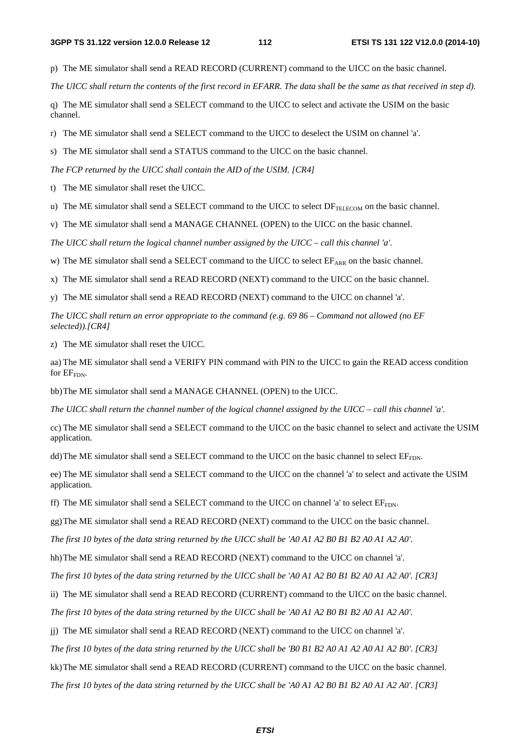p) The ME simulator shall send a READ RECORD (CURRENT) command to the UICC on the basic channel.

*The UICC shall return the contents of the first record in EFARR. The data shall be the same as that received in step d).*

q) The ME simulator shall send a SELECT command to the UICC to select and activate the USIM on the basic channel.

r) The ME simulator shall send a SELECT command to the UICC to deselect the USIM on channel 'a'.

s) The ME simulator shall send a STATUS command to the UICC on the basic channel.

*The FCP returned by the UICC shall contain the AID of the USIM. [CR4]*

t) The ME simulator shall reset the UICC.

u) The ME simulator shall send a SELECT command to the UICC to select $DF_{TELECOM}$ on the basic channel.

v) The ME simulator shall send a MANAGE CHANNEL (OPEN) to the UICC on the basic channel.

*The UICC shall return the logical channel number assigned by the UICC – call this channel 'a'.*

w) The ME simulator shall send a SELECT command to the UICC to select $EF_{ARR}$ on the basic channel.

x) The ME simulator shall send a READ RECORD (NEXT) command to the UICC on the basic channel.

y) The ME simulator shall send a READ RECORD (NEXT) command to the UICC on channel 'a'.

*The UICC shall return an error appropriate to the command (e.g. 69 86 – Command not allowed (no EF selected)).[CR4]*

z) The ME simulator shall reset the UICC.

aa) The ME simulator shall send a VERIFY PIN command with PIN to the UICC to gain the READ access condition for $EF_{FDN}$.

bb) The ME simulator shall send a MANAGE CHANNEL (OPEN) to the UICC.

*The UICC shall return the channel number of the logical channel assigned by the UICC – call this channel 'a'.*

cc) The ME simulator shall send a SELECT command to the UICC on the basic channel to select and activate the USIM application.

dd) The ME simulator shall send a SELECT command to the UICC on the basic channel to select $EF_{FDN}$.

ee) The ME simulator shall send a SELECT command to the UICC on the channel 'a' to select and activate the USIM application.

ff) The ME simulator shall send a SELECT command to the UICC on channel 'a' to select $EF_{FDN}$.

gg) The ME simulator shall send a READ RECORD (NEXT) command to the UICC on the basic channel.

*The first 10 bytes of the data string returned by the UICC shall be 'A0 A1 A2 B0 B1 B2 A0 A1 A2 A0'.*

hh) The ME simulator shall send a READ RECORD (NEXT) command to the UICC on channel 'a'.

*The first 10 bytes of the data string returned by the UICC shall be 'A0 A1 A2 B0 B1 B2 A0 A1 A2 A0'. [CR3]*

ii) The ME simulator shall send a READ RECORD (CURRENT) command to the UICC on the basic channel.

*The first 10 bytes of the data string returned by the UICC shall be 'A0 A1 A2 B0 B1 B2 A0 A1 A2 A0'.*

jj) The ME simulator shall send a READ RECORD (NEXT) command to the UICC on channel 'a'.

*The first 10 bytes of the data string returned by the UICC shall be 'B0 B1 B2 A0 A1 A2 A0 A1 A2 B0'. [CR3]*

kk) The ME simulator shall send a READ RECORD (CURRENT) command to the UICC on the basic channel.

*The first 10 bytes of the data string returned by the UICC shall be 'A0 A1 A2 B0 B1 B2 A0 A1 A2 A0'. [CR3]*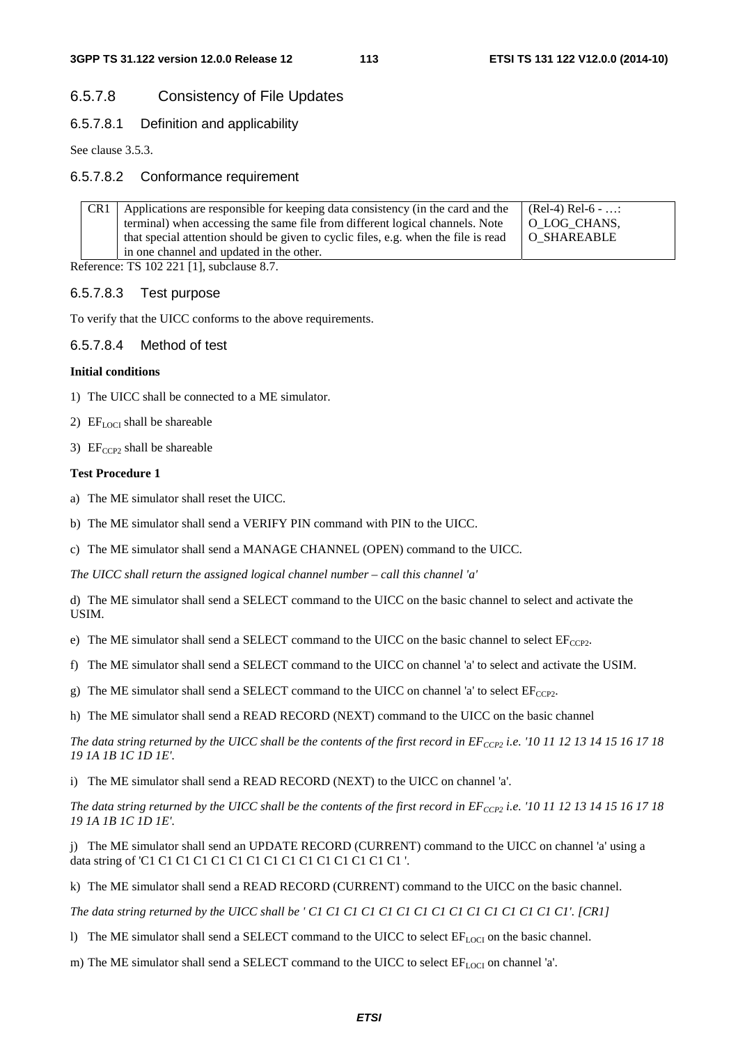### 6.5.7.8 Consistency of File Updates

#### 6.5.7.8.1 Definition and applicability

See clause 3.5.3.

#### 6.5.7.8.2 Conformance requirement

| CR1 | Applications are responsible for keeping data consistency (in the card and the terminal) when accessing the same file from different logical channels. Note that special attention should be given to cyclic files, e.g. when the file is read in one channel and updated in the other. | (Rel-4) Rel-6 - …: O_LOG_CHANS, O_SHAREABLE |
|---|---|---|

Reference: TS 102 221 [1], subclause 8.7.

#### 6.5.7.8.3 Test purpose

To verify that the UICC conforms to the above requirements.

#### 6.5.7.8.4 Method of test

**Initial conditions**

1) The UICC shall be connected to a ME simulator.

2) $EF_{LOCI}$ shall be shareable

3) $EF_{CCP2}$ shall be shareable

**Test Procedure 1**

a) The ME simulator shall reset the UICC.

b) The ME simulator shall send a VERIFY PIN command with PIN to the UICC.

c) The ME simulator shall send a MANAGE CHANNEL (OPEN) command to the UICC.

*The UICC shall return the assigned logical channel number – call this channel 'a'*

d) The ME simulator shall send a SELECT command to the UICC on the basic channel to select and activate the USIM.

e) The ME simulator shall send a SELECT command to the UICC on the basic channel to select $EF_{CCP2}$.

f) The ME simulator shall send a SELECT command to the UICC on channel 'a' to select and activate the USIM.

g) The ME simulator shall send a SELECT command to the UICC on channel 'a' to select $EF_{CCP2}$.

h) The ME simulator shall send a READ RECORD (NEXT) command to the UICC on the basic channel

*The data string returned by the UICC shall be the contents of the first record in $EF_{CCP2}$ i.e. '10 11 12 13 14 15 16 17 18 19 1A 1B 1C 1D 1E'.*

i) The ME simulator shall send a READ RECORD (NEXT) to the UICC on channel 'a'.

*The data string returned by the UICC shall be the contents of the first record in $EF_{CCP2}$ i.e. '10 11 12 13 14 15 16 17 18 19 1A 1B 1C 1D 1E'.*

j) The ME simulator shall send an UPDATE RECORD (CURRENT) command to the UICC on channel 'a' using a data string of 'C1 C1 C1 C1 C1 C1 C1 C1 C1 C1 C1 C1 C1 C1 C1 '.

k) The ME simulator shall send a READ RECORD (CURRENT) command to the UICC on the basic channel.

*The data string returned by the UICC shall be ' C1 C1 C1 C1 C1 C1 C1 C1 C1 C1 C1 C1 C1 C1 C1'. [CR1]*

l) The ME simulator shall send a SELECT command to the UICC to select $EF_{LOCI}$ on the basic channel.

m) The ME simulator shall send a SELECT command to the UICC to select $EF_{LOCI}$ on channel 'a'.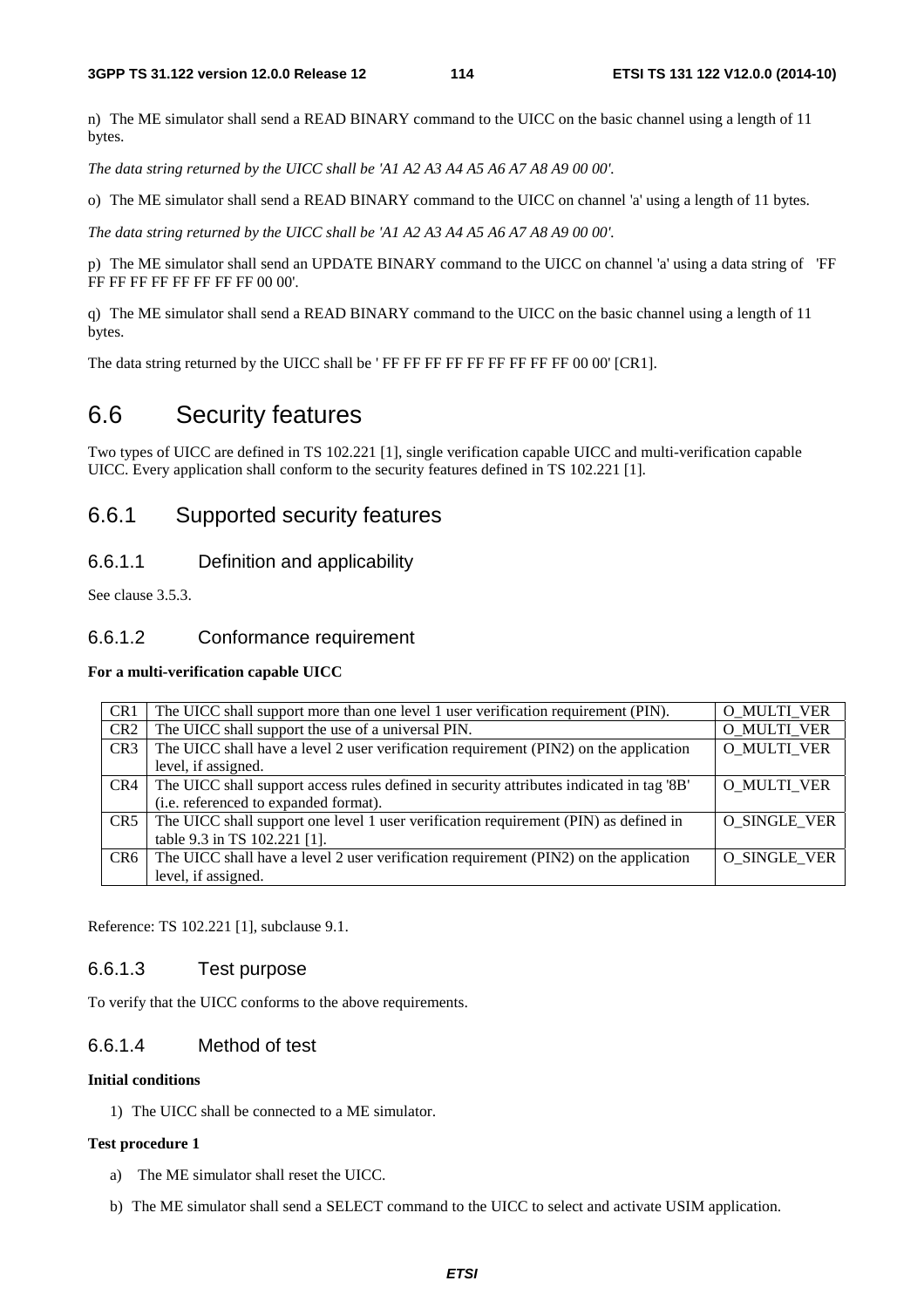n) The ME simulator shall send a READ BINARY command to the UICC on the basic channel using a length of 11 bytes.

*The data string returned by the UICC shall be 'A1 A2 A3 A4 A5 A6 A7 A8 A9 00 00'.*

o) The ME simulator shall send a READ BINARY command to the UICC on channel 'a' using a length of 11 bytes.

*The data string returned by the UICC shall be 'A1 A2 A3 A4 A5 A6 A7 A8 A9 00 00'.*

p) The ME simulator shall send an UPDATE BINARY command to the UICC on channel 'a' using a data string of 'FF FF FF FF FF FF FF FF FF 00 00'.

q) The ME simulator shall send a READ BINARY command to the UICC on the basic channel using a length of 11 bytes.

The data string returned by the UICC shall be ' FF FF FF FF FF FF FF FF FF 00 00' [CR1].

# 6.6 Security features

Two types of UICC are defined in TS 102.221 [1], single verification capable UICC and multi-verification capable UICC. Every application shall conform to the security features defined in TS 102.221 [1].

## 6.6.1 Supported security features

### 6.6.1.1 Definition and applicability

See clause 3.5.3.

### 6.6.1.2 Conformance requirement

**For a multi-verification capable UICC**

| | | |
|---|---|---|
| CR1 | The UICC shall support more than one level 1 user verification requirement (PIN). | O_MULTI_VER |
| CR2 | The UICC shall support the use of a universal PIN. | O_MULTI_VER |
| CR3 | The UICC shall have a level 2 user verification requirement (PIN2) on the application level, if assigned. | O_MULTI_VER |
| CR4 | The UICC shall support access rules defined in security attributes indicated in tag '8B' (i.e. referenced to expanded format). | O_MULTI_VER |
| CR5 | The UICC shall support one level 1 user verification requirement (PIN) as defined in table 9.3 in TS 102.221 [1]. | O_SINGLE_VER |
| CR6 | The UICC shall have a level 2 user verification requirement (PIN2) on the application level, if assigned. | O_SINGLE_VER |

Reference: TS 102.221 [1], subclause 9.1.

### 6.6.1.3 Test purpose

To verify that the UICC conforms to the above requirements.

### 6.6.1.4 Method of test

**Initial conditions**

1) The UICC shall be connected to a ME simulator.

**Test procedure 1**

a) The ME simulator shall reset the UICC.

b) The ME simulator shall send a SELECT command to the UICC to select and activate USIM application.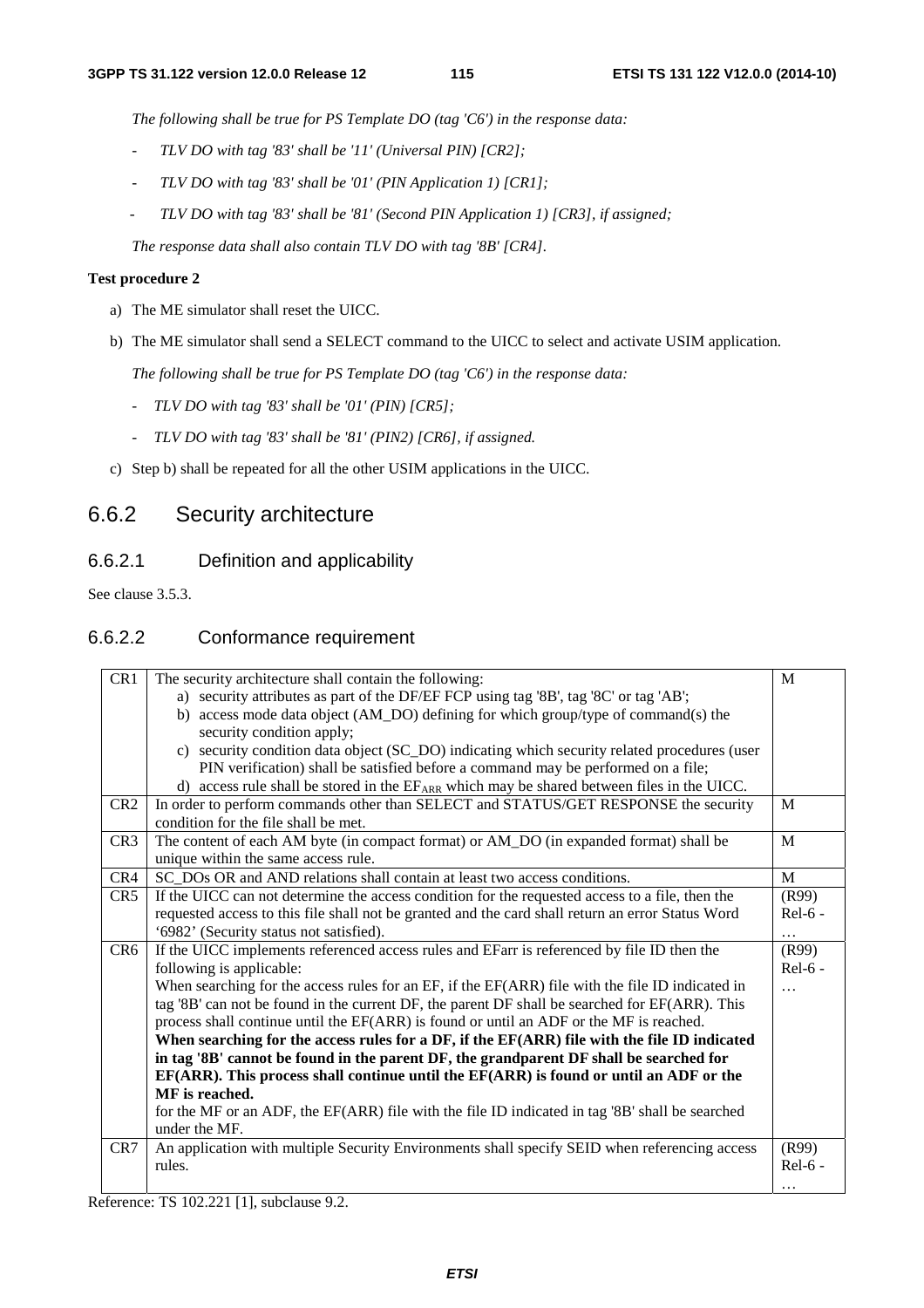*The following shall be true for PS Template DO (tag 'C6') in the response data:*

- *TLV DO with tag '83' shall be '11' (Universal PIN) [CR2];*
- *TLV DO with tag '83' shall be '01' (PIN Application 1) [CR1];*
- *TLV DO with tag '83' shall be '81' (Second PIN Application 1) [CR3], if assigned;*

*The response data shall also contain TLV DO with tag '8B' [CR4].*

**Test procedure 2**

a) The ME simulator shall reset the UICC.

b) The ME simulator shall send a SELECT command to the UICC to select and activate USIM application.

*The following shall be true for PS Template DO (tag 'C6') in the response data:*

- *TLV DO with tag '83' shall be '01' (PIN) [CR5];*
- *TLV DO with tag '83' shall be '81' (PIN2) [CR6], if assigned.*

c) Step b) shall be repeated for all the other USIM applications in the UICC.

## 6.6.2 Security architecture

### 6.6.2.1 Definition and applicability

See clause 3.5.3.

### 6.6.2.2 Conformance requirement

| | | |
|---|---|---|
| CR1 | The security architecture shall contain the following:<br>a) security attributes as part of the DF/EF FCP using tag '8B', tag '8C' or tag 'AB';<br>b) access mode data object (AM_DO) defining for which group/type of command(s) the security condition apply;<br>c) security condition data object (SC_DO) indicating which security related procedures (user PIN verification) shall be satisfied before a command may be performed on a file;<br>d) access rule shall be stored in the $EF_{ARR}$ which may be shared between files in the UICC. | M |
| CR2 | In order to perform commands other than SELECT and STATUS/GET RESPONSE the security condition for the file shall be met. | M |
| CR3 | The content of each AM byte (in compact format) or AM_DO (in expanded format) shall be unique within the same access rule. | M |
| CR4 | SC_DOs OR and AND relations shall contain at least two access conditions. | M |
| CR5 | If the UICC can not determine the access condition for the requested access to a file, then the requested access to this file shall not be granted and the card shall return an error Status Word '6982' (Security status not satisfied). | (R99) Rel-6 - … |
| CR6 | If the UICC implements referenced access rules and EFarr is referenced by file ID then the following is applicable:<br>When searching for the access rules for an EF, if the EF(ARR) file with the file ID indicated in tag '8B' can not be found in the current DF, the parent DF shall be searched for EF(ARR). This process shall continue until the EF(ARR) is found or until an ADF or the MF is reached.<br>**When searching for the access rules for a DF, if the EF(ARR) file with the file ID indicated in tag '8B' cannot be found in the parent DF, the grandparent DF shall be searched for EF(ARR). This process shall continue until the EF(ARR) is found or until an ADF or the MF is reached.**<br>for the MF or an ADF, the EF(ARR) file with the file ID indicated in tag '8B' shall be searched under the MF. | (R99) Rel-6 - … |
| CR7 | An application with multiple Security Environments shall specify SEID when referencing access rules. | (R99) Rel-6 - … |

Reference: TS 102.221 [1], subclause 9.2.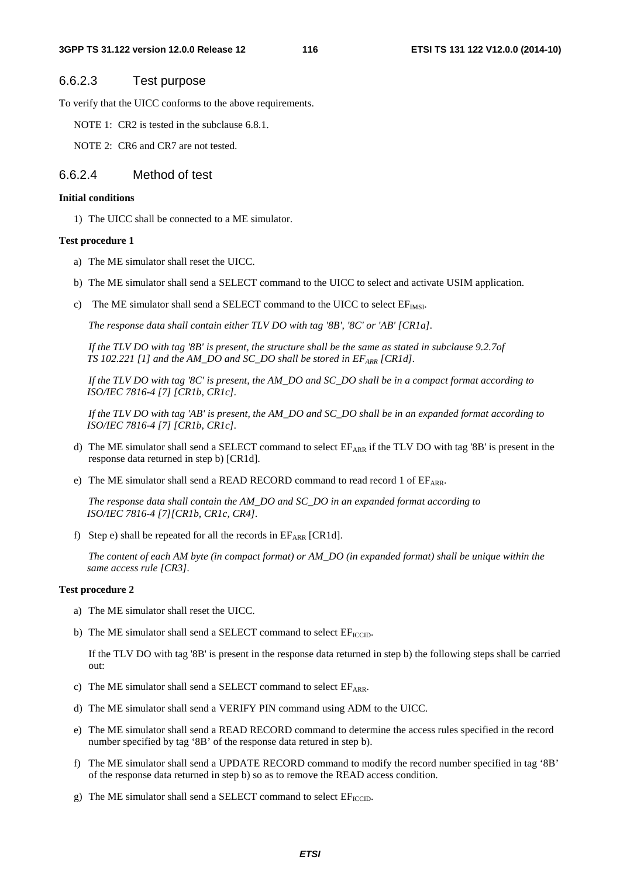### 6.6.2.3 Test purpose

To verify that the UICC conforms to the above requirements.

NOTE 1: CR2 is tested in the subclause 6.8.1.

NOTE 2: CR6 and CR7 are not tested.

### 6.6.2.4 Method of test

**Initial conditions**

1) The UICC shall be connected to a ME simulator.

**Test procedure 1**

a) The ME simulator shall reset the UICC.

b) The ME simulator shall send a SELECT command to the UICC to select and activate USIM application.

c) The ME simulator shall send a SELECT command to the UICC to select $EF_{IMSI}$.

*The response data shall contain either TLV DO with tag '8B', '8C' or 'AB' [CR1a].*

*If the TLV DO with tag '8B' is present, the structure shall be the same as stated in subclause 9.2.7of TS 102.221 [1] and the AM_DO and SC_DO shall be stored in $EF_{ARR}$ [CR1d].*

*If the TLV DO with tag '8C' is present, the AM_DO and SC_DO shall be in a compact format according to ISO/IEC 7816-4 [7] [CR1b, CR1c].*

*If the TLV DO with tag 'AB' is present, the AM_DO and SC_DO shall be in an expanded format according to ISO/IEC 7816-4 [7] [CR1b, CR1c].*

d) The ME simulator shall send a SELECT command to select $EF_{ARR}$ if the TLV DO with tag '8B' is present in the response data returned in step b) [CR1d].

e) The ME simulator shall send a READ RECORD command to read record 1 of $EF_{ARR}$.

*The response data shall contain the AM_DO and SC_DO in an expanded format according to ISO/IEC 7816-4 [7][CR1b, CR1c, CR4].*

f) Step e) shall be repeated for all the records in $EF_{ARR}$ [CR1d].

*The content of each AM byte (in compact format) or AM_DO (in expanded format) shall be unique within the same access rule [CR3].*

**Test procedure 2**

a) The ME simulator shall reset the UICC.

b) The ME simulator shall send a SELECT command to select $EF_{ICCID}$.

If the TLV DO with tag '8B' is present in the response data returned in step b) the following steps shall be carried out:

c) The ME simulator shall send a SELECT command to select $EF_{ARR}$.

d) The ME simulator shall send a VERIFY PIN command using ADM to the UICC.

e) The ME simulator shall send a READ RECORD command to determine the access rules specified in the record number specified by tag '8B' of the response data retured in step b).

f) The ME simulator shall send a UPDATE RECORD command to modify the record number specified in tag '8B' of the response data returned in step b) so as to remove the READ access condition.

g) The ME simulator shall send a SELECT command to select $EF_{ICCID}$.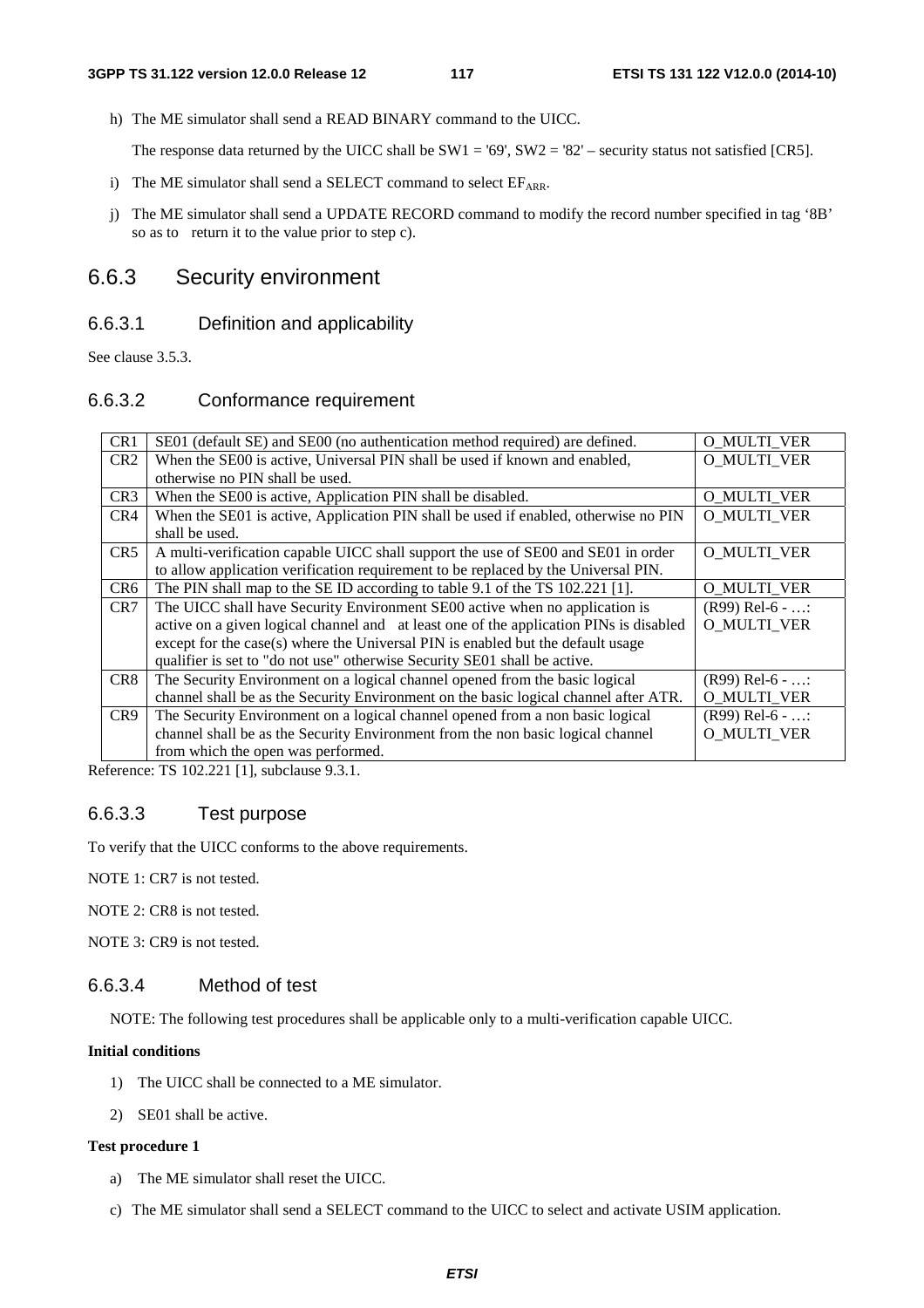h) The ME simulator shall send a READ BINARY command to the UICC.

   The response data returned by the UICC shall be SW1 = '69', SW2 = '82' – security status not satisfied [CR5].

i) The ME simulator shall send a SELECT command to select $EF_{ARR}$.

j) The ME simulator shall send a UPDATE RECORD command to modify the record number specified in tag '8B' so as to return it to the value prior to step c).

## 6.6.3 Security environment

### 6.6.3.1 Definition and applicability

See clause 3.5.3.

### 6.6.3.2 Conformance requirement

| | | |
|---|---|---|
| CR1 | SE01 (default SE) and SE00 (no authentication method required) are defined. | O_MULTI_VER |
| CR2 | When the SE00 is active, Universal PIN shall be used if known and enabled, otherwise no PIN shall be used. | O_MULTI_VER |
| CR3 | When the SE00 is active, Application PIN shall be disabled. | O_MULTI_VER |
| CR4 | When the SE01 is active, Application PIN shall be used if enabled, otherwise no PIN shall be used. | O_MULTI_VER |
| CR5 | A multi-verification capable UICC shall support the use of SE00 and SE01 in order to allow application verification requirement to be replaced by the Universal PIN. | O_MULTI_VER |
| CR6 | The PIN shall map to the SE ID according to table 9.1 of the TS 102.221 [1]. | O_MULTI_VER |
| CR7 | The UICC shall have Security Environment SE00 active when no application is active on a given logical channel and at least one of the application PINs is disabled except for the case(s) where the Universal PIN is enabled but the default usage qualifier is set to "do not use" otherwise Security SE01 shall be active. | (R99) Rel-6 - …: O_MULTI_VER |
| CR8 | The Security Environment on a logical channel opened from the basic logical channel shall be as the Security Environment on the basic logical channel after ATR. | (R99) Rel-6 - …: O_MULTI_VER |
| CR9 | The Security Environment on a logical channel opened from a non basic logical channel shall be as the Security Environment from the non basic logical channel from which the open was performed. | (R99) Rel-6 - …: O_MULTI_VER |

Reference: TS 102.221 [1], subclause 9.3.1.

### 6.6.3.3 Test purpose

To verify that the UICC conforms to the above requirements.

NOTE 1: CR7 is not tested.

NOTE 2: CR8 is not tested.

NOTE 3: CR9 is not tested.

### 6.6.3.4 Method of test

NOTE: The following test procedures shall be applicable only to a multi-verification capable UICC.

**Initial conditions**

1) The UICC shall be connected to a ME simulator.

2) SE01 shall be active.

**Test procedure 1**

a) The ME simulator shall reset the UICC.

c) The ME simulator shall send a SELECT command to the UICC to select and activate USIM application.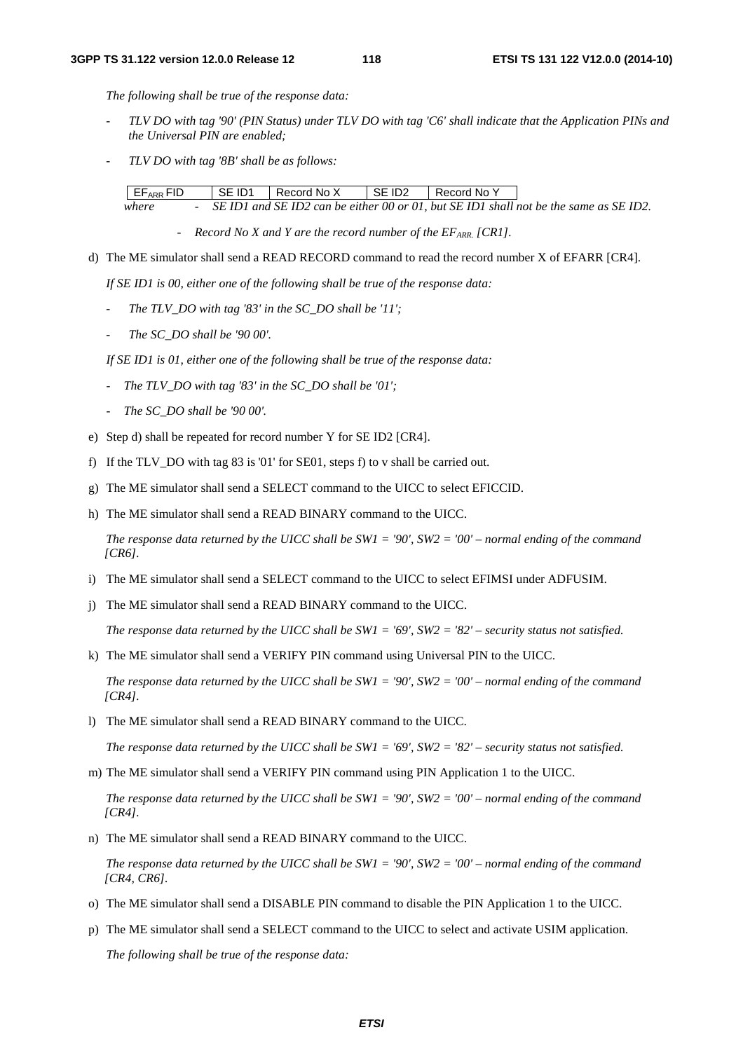*The following shall be true of the response data:*

- *TLV DO with tag '90' (PIN Status) under TLV DO with tag 'C6' shall indicate that the Application PINs and the Universal PIN are enabled;*
- *TLV DO with tag '8B' shall be as follows:*

| $EF_{ARR}$ FID | SE ID1 | Record No X | SE ID2 | Record No Y |
|---|---|---|---|---|

*where* - *SE ID1 and SE ID2 can be either 00 or 01, but SE ID1 shall not be the same as SE ID2.*

- *Record No X and Y are the record number of the $EF_{ARR}$. [CR1].*

d) The ME simulator shall send a READ RECORD command to read the record number X of EFARR [CR4].

*If SE ID1 is 00, either one of the following shall be true of the response data:*

- *The TLV_DO with tag '83' in the SC_DO shall be '11';*
- *The SC_DO shall be '90 00'.*

*If SE ID1 is 01, either one of the following shall be true of the response data:*

- *The TLV_DO with tag '83' in the SC_DO shall be '01';*
- *The SC_DO shall be '90 00'.*

e) Step d) shall be repeated for record number Y for SE ID2 [CR4].

f) If the TLV_DO with tag 83 is '01' for SE01, steps f) to v shall be carried out.

g) The ME simulator shall send a SELECT command to the UICC to select EFICCID.

h) The ME simulator shall send a READ BINARY command to the UICC.

*The response data returned by the UICC shall be SW1 = '90', SW2 = '00' – normal ending of the command [CR6].*

i) The ME simulator shall send a SELECT command to the UICC to select EFIMSI under ADFUSIM.

j) The ME simulator shall send a READ BINARY command to the UICC.

*The response data returned by the UICC shall be SW1 = '69', SW2 = '82' – security status not satisfied.*

k) The ME simulator shall send a VERIFY PIN command using Universal PIN to the UICC.

*The response data returned by the UICC shall be SW1 = '90', SW2 = '00' – normal ending of the command [CR4].*

l) The ME simulator shall send a READ BINARY command to the UICC.

*The response data returned by the UICC shall be SW1 = '69', SW2 = '82' – security status not satisfied.*

m) The ME simulator shall send a VERIFY PIN command using PIN Application 1 to the UICC.

*The response data returned by the UICC shall be SW1 = '90', SW2 = '00' – normal ending of the command [CR4].*

n) The ME simulator shall send a READ BINARY command to the UICC.

*The response data returned by the UICC shall be SW1 = '90', SW2 = '00' – normal ending of the command [CR4, CR6].*

o) The ME simulator shall send a DISABLE PIN command to disable the PIN Application 1 to the UICC.

p) The ME simulator shall send a SELECT command to the UICC to select and activate USIM application.

*The following shall be true of the response data:*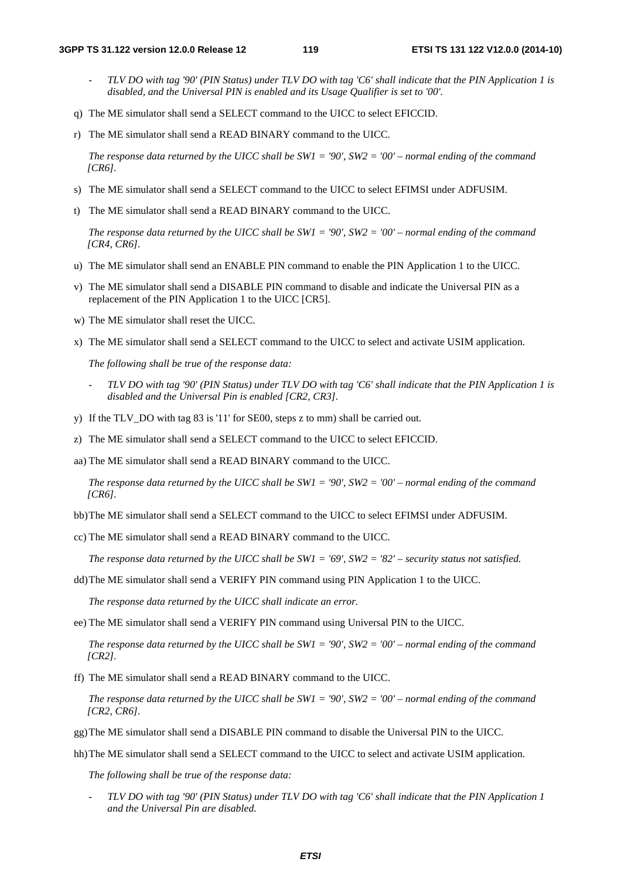- *TLV DO with tag '90' (PIN Status) under TLV DO with tag 'C6' shall indicate that the PIN Application 1 is disabled, and the Universal PIN is enabled and its Usage Qualifier is set to '00'.*

q) The ME simulator shall send a SELECT command to the UICC to select EFICCID.

r) The ME simulator shall send a READ BINARY command to the UICC.

*The response data returned by the UICC shall be SW1 = '90', SW2 = '00' – normal ending of the command [CR6].*

s) The ME simulator shall send a SELECT command to the UICC to select EFIMSI under ADFUSIM.

t) The ME simulator shall send a READ BINARY command to the UICC.

*The response data returned by the UICC shall be SW1 = '90', SW2 = '00' – normal ending of the command [CR4, CR6].*

u) The ME simulator shall send an ENABLE PIN command to enable the PIN Application 1 to the UICC.

v) The ME simulator shall send a DISABLE PIN command to disable and indicate the Universal PIN as a replacement of the PIN Application 1 to the UICC [CR5].

w) The ME simulator shall reset the UICC.

x) The ME simulator shall send a SELECT command to the UICC to select and activate USIM application.

*The following shall be true of the response data:*

- *TLV DO with tag '90' (PIN Status) under TLV DO with tag 'C6' shall indicate that the PIN Application 1 is disabled and the Universal Pin is enabled [CR2, CR3].*

y) If the TLV_DO with tag 83 is '11' for SE00, steps z to mm) shall be carried out.

z) The ME simulator shall send a SELECT command to the UICC to select EFICCID.

aa) The ME simulator shall send a READ BINARY command to the UICC.

*The response data returned by the UICC shall be SW1 = '90', SW2 = '00' – normal ending of the command [CR6].*

bb) The ME simulator shall send a SELECT command to the UICC to select EFIMSI under ADFUSIM.

cc) The ME simulator shall send a READ BINARY command to the UICC.

*The response data returned by the UICC shall be SW1 = '69', SW2 = '82' – security status not satisfied.*

dd) The ME simulator shall send a VERIFY PIN command using PIN Application 1 to the UICC.

*The response data returned by the UICC shall indicate an error.*

ee) The ME simulator shall send a VERIFY PIN command using Universal PIN to the UICC.

*The response data returned by the UICC shall be SW1 = '90', SW2 = '00' – normal ending of the command [CR2].*

ff) The ME simulator shall send a READ BINARY command to the UICC.

*The response data returned by the UICC shall be SW1 = '90', SW2 = '00' – normal ending of the command [CR2, CR6].*

gg) The ME simulator shall send a DISABLE PIN command to disable the Universal PIN to the UICC.

hh) The ME simulator shall send a SELECT command to the UICC to select and activate USIM application.

*The following shall be true of the response data:*

- *TLV DO with tag '90' (PIN Status) under TLV DO with tag 'C6' shall indicate that the PIN Application 1 and the Universal Pin are disabled.*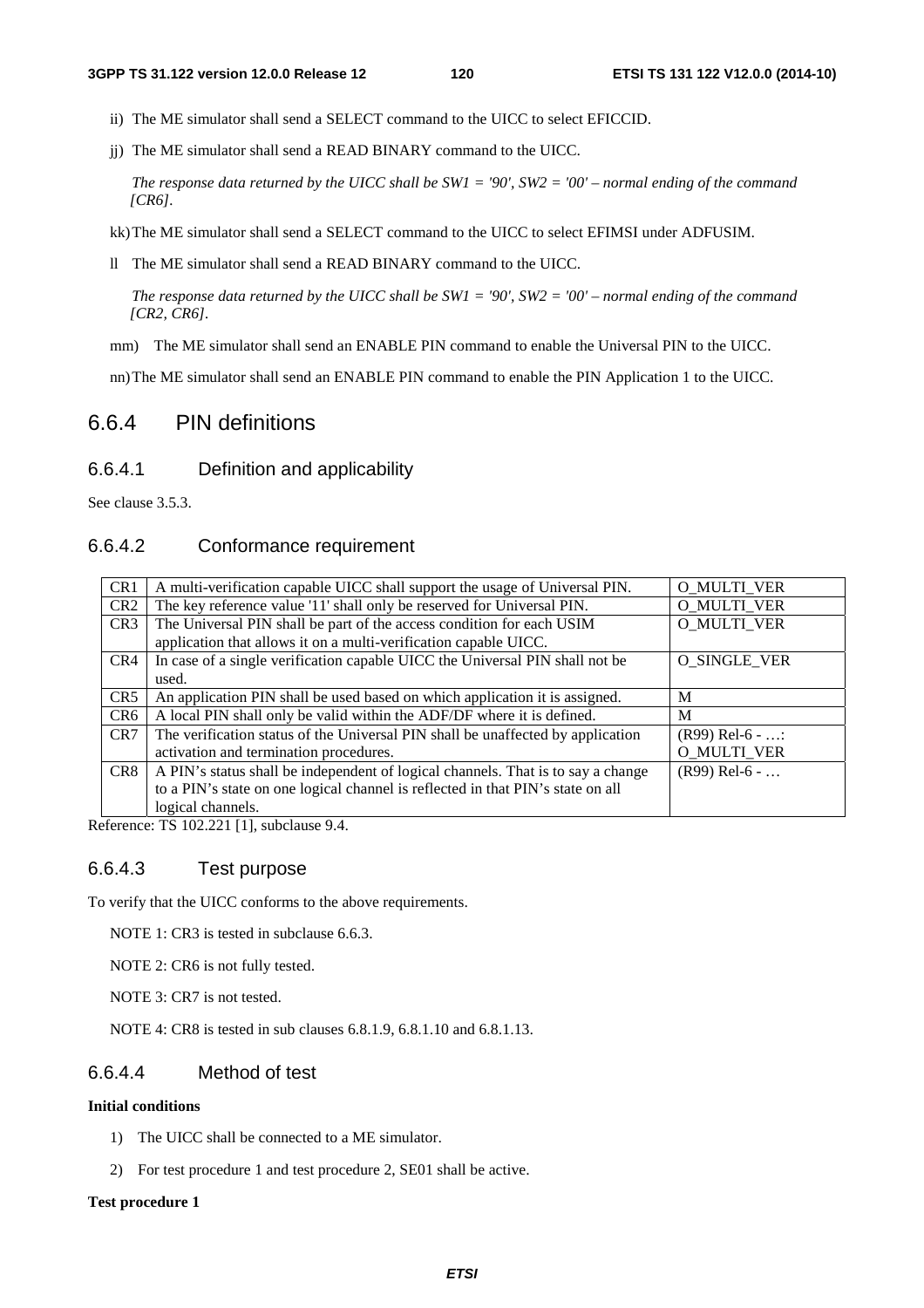ii) The ME simulator shall send a SELECT command to the UICC to select EFICCID.

jj) The ME simulator shall send a READ BINARY command to the UICC.

*The response data returned by the UICC shall be SW1 = '90', SW2 = '00' – normal ending of the command [CR6].*

kk) The ME simulator shall send a SELECT command to the UICC to select EFIMSI under ADFUSIM.

ll The ME simulator shall send a READ BINARY command to the UICC.

*The response data returned by the UICC shall be SW1 = '90', SW2 = '00' – normal ending of the command [CR2, CR6].*

mm) The ME simulator shall send an ENABLE PIN command to enable the Universal PIN to the UICC.

nn) The ME simulator shall send an ENABLE PIN command to enable the PIN Application 1 to the UICC.

## 6.6.4 PIN definitions

### 6.6.4.1 Definition and applicability

See clause 3.5.3.

### 6.6.4.2 Conformance requirement

| | | |
|---|---|---|
| CR1 | A multi-verification capable UICC shall support the usage of Universal PIN. | O_MULTI_VER |
| CR2 | The key reference value '11' shall only be reserved for Universal PIN. | O_MULTI_VER |
| CR3 | The Universal PIN shall be part of the access condition for each USIM application that allows it on a multi-verification capable UICC. | O_MULTI_VER |
| CR4 | In case of a single verification capable UICC the Universal PIN shall not be used. | O_SINGLE_VER |
| CR5 | An application PIN shall be used based on which application it is assigned. | M |
| CR6 | A local PIN shall only be valid within the ADF/DF where it is defined. | M |
| CR7 | The verification status of the Universal PIN shall be unaffected by application activation and termination procedures. | (R99) Rel-6 - …: O_MULTI_VER |
| CR8 | A PIN's status shall be independent of logical channels. That is to say a change to a PIN's state on one logical channel is reflected in that PIN's state on all logical channels. | (R99) Rel-6 - … |

Reference: TS 102.221 [1], subclause 9.4.

### 6.6.4.3 Test purpose

To verify that the UICC conforms to the above requirements.

NOTE 1: CR3 is tested in subclause 6.6.3.

NOTE 2: CR6 is not fully tested.

NOTE 3: CR7 is not tested.

NOTE 4: CR8 is tested in sub clauses 6.8.1.9, 6.8.1.10 and 6.8.1.13.

### 6.6.4.4 Method of test

**Initial conditions**

1) The UICC shall be connected to a ME simulator.

2) For test procedure 1 and test procedure 2, SE01 shall be active.

**Test procedure 1**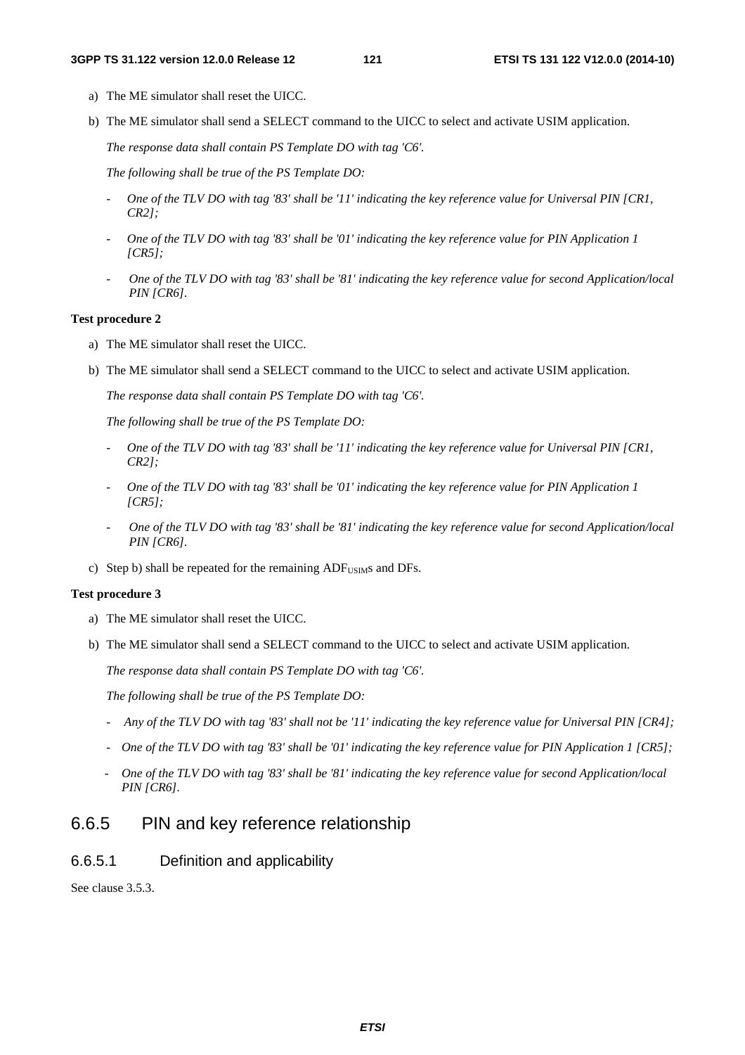a) The ME simulator shall reset the UICC.

b) The ME simulator shall send a SELECT command to the UICC to select and activate USIM application.

*The response data shall contain PS Template DO with tag 'C6'.*

*The following shall be true of the PS Template DO:*

- *One of the TLV DO with tag '83' shall be '11' indicating the key reference value for Universal PIN [CR1, CR2];*
- *One of the TLV DO with tag '83' shall be '01' indicating the key reference value for PIN Application 1 [CR5];*
- *One of the TLV DO with tag '83' shall be '81' indicating the key reference value for second Application/local PIN [CR6].*

**Test procedure 2**

a) The ME simulator shall reset the UICC.

b) The ME simulator shall send a SELECT command to the UICC to select and activate USIM application.

*The response data shall contain PS Template DO with tag 'C6'.*

*The following shall be true of the PS Template DO:*

- *One of the TLV DO with tag '83' shall be '11' indicating the key reference value for Universal PIN [CR1, CR2];*
- *One of the TLV DO with tag '83' shall be '01' indicating the key reference value for PIN Application 1 [CR5];*
- *One of the TLV DO with tag '83' shall be '81' indicating the key reference value for second Application/local PIN [CR6].*

c) Step b) shall be repeated for the remaining $ADF_{USIM}$s and DFs.

**Test procedure 3**

a) The ME simulator shall reset the UICC.

b) The ME simulator shall send a SELECT command to the UICC to select and activate USIM application.

*The response data shall contain PS Template DO with tag 'C6'.*

*The following shall be true of the PS Template DO:*

- *Any of the TLV DO with tag '83' shall not be '11' indicating the key reference value for Universal PIN [CR4];*
- *One of the TLV DO with tag '83' shall be '01' indicating the key reference value for PIN Application 1 [CR5];*
- *One of the TLV DO with tag '83' shall be '81' indicating the key reference value for second Application/local PIN [CR6].*

## 6.6.5 PIN and key reference relationship

### 6.6.5.1 Definition and applicability

See clause 3.5.3.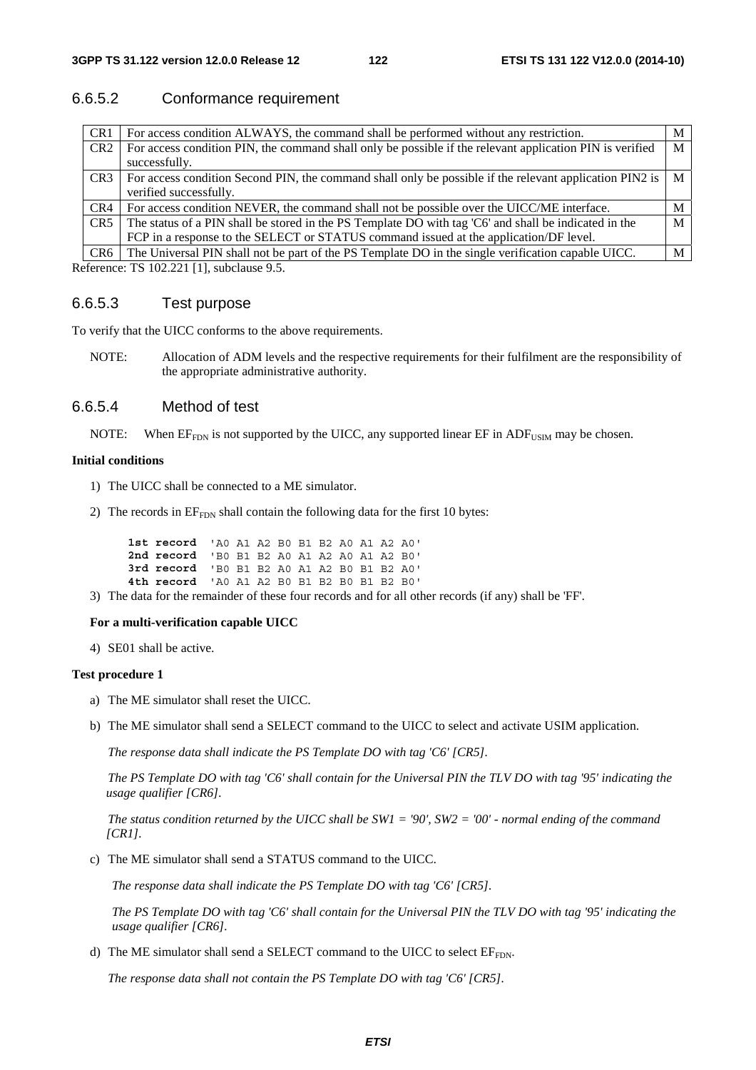### 6.6.5.2 Conformance requirement

| | | |
|---|---|---|
| CR1 | For access condition ALWAYS, the command shall be performed without any restriction. | M |
| CR2 | For access condition PIN, the command shall only be possible if the relevant application PIN is verified successfully. | M |
| CR3 | For access condition Second PIN, the command shall only be possible if the relevant application PIN2 is verified successfully. | M |
| CR4 | For access condition NEVER, the command shall not be possible over the UICC/ME interface. | M |
| CR5 | The status of a PIN shall be stored in the PS Template DO with tag 'C6' and shall be indicated in the FCP in a response to the SELECT or STATUS command issued at the application/DF level. | M |
| CR6 | The Universal PIN shall not be part of the PS Template DO in the single verification capable UICC. | M |

Reference: TS 102.221 [1], subclause 9.5.

### 6.6.5.3 Test purpose

To verify that the UICC conforms to the above requirements.

NOTE: Allocation of ADM levels and the respective requirements for their fulfilment are the responsibility of the appropriate administrative authority.

### 6.6.5.4 Method of test

NOTE: When $EF_{FDN}$ is not supported by the UICC, any supported linear EF in $ADF_{USIM}$ may be chosen.

**Initial conditions**

1) The UICC shall be connected to a ME simulator.

2) The records in $EF_{FDN}$ shall contain the following data for the first 10 bytes:

```
1st record  'A0 A1 A2 B0 B1 B2 A0 A1 A2 A0'
2nd record  'B0 B1 B2 A0 A1 A2 A0 A1 A2 B0'
3rd record  'B0 B1 B2 A0 A1 A2 B0 B1 B2 A0'
4th record  'A0 A1 A2 B0 B1 B2 B0 B1 B2 B0'
```

3) The data for the remainder of these four records and for all other records (if any) shall be 'FF'.

**For a multi-verification capable UICC**

4) SE01 shall be active.

**Test procedure 1**

a) The ME simulator shall reset the UICC.

b) The ME simulator shall send a SELECT command to the UICC to select and activate USIM application.

*The response data shall indicate the PS Template DO with tag 'C6' [CR5].*

*The PS Template DO with tag 'C6' shall contain for the Universal PIN the TLV DO with tag '95' indicating the usage qualifier [CR6].*

*The status condition returned by the UICC shall be SW1 = '90', SW2 = '00' - normal ending of the command [CR1].*

c) The ME simulator shall send a STATUS command to the UICC.

*The response data shall indicate the PS Template DO with tag 'C6' [CR5].*

*The PS Template DO with tag 'C6' shall contain for the Universal PIN the TLV DO with tag '95' indicating the usage qualifier [CR6].*

d) The ME simulator shall send a SELECT command to the UICC to select $EF_{FDN}$.

*The response data shall not contain the PS Template DO with tag 'C6' [CR5].*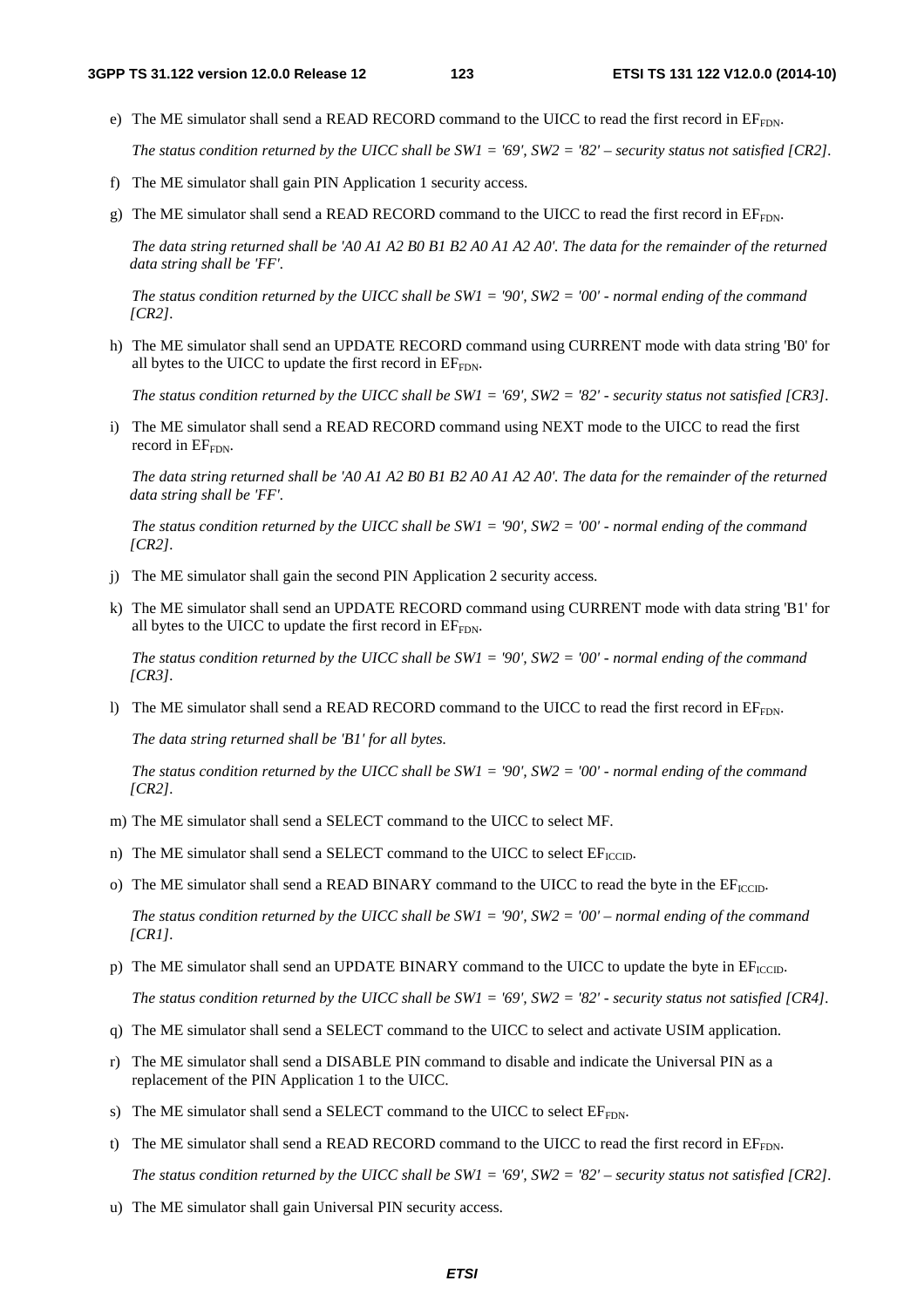e) The ME simulator shall send a READ RECORD command to the UICC to read the first record in $EF_{FDN}$.

   *The status condition returned by the UICC shall be SW1 = '69', SW2 = '82' – security status not satisfied [CR2].*

f) The ME simulator shall gain PIN Application 1 security access.

g) The ME simulator shall send a READ RECORD command to the UICC to read the first record in $EF_{FDN}$.

   *The data string returned shall be 'A0 A1 A2 B0 B1 B2 A0 A1 A2 A0'. The data for the remainder of the returned data string shall be 'FF'.*

   *The status condition returned by the UICC shall be SW1 = '90', SW2 = '00' - normal ending of the command [CR2].*

h) The ME simulator shall send an UPDATE RECORD command using CURRENT mode with data string 'B0' for all bytes to the UICC to update the first record in $EF_{FDN}$.

   *The status condition returned by the UICC shall be SW1 = '69', SW2 = '82' - security status not satisfied [CR3].*

i) The ME simulator shall send a READ RECORD command using NEXT mode to the UICC to read the first record in $EF_{FDN}$.

   *The data string returned shall be 'A0 A1 A2 B0 B1 B2 A0 A1 A2 A0'. The data for the remainder of the returned data string shall be 'FF'.*

   *The status condition returned by the UICC shall be SW1 = '90', SW2 = '00' - normal ending of the command [CR2].*

j) The ME simulator shall gain the second PIN Application 2 security access.

k) The ME simulator shall send an UPDATE RECORD command using CURRENT mode with data string 'B1' for all bytes to the UICC to update the first record in $EF_{FDN}$.

   *The status condition returned by the UICC shall be SW1 = '90', SW2 = '00' - normal ending of the command [CR3].*

l) The ME simulator shall send a READ RECORD command to the UICC to read the first record in $EF_{FDN}$.

   *The data string returned shall be 'B1' for all bytes.*

   *The status condition returned by the UICC shall be SW1 = '90', SW2 = '00' - normal ending of the command [CR2].*

m) The ME simulator shall send a SELECT command to the UICC to select MF.

n) The ME simulator shall send a SELECT command to the UICC to select $EF_{ICCID}$.

o) The ME simulator shall send a READ BINARY command to the UICC to read the byte in the $EF_{ICCID}$.

   *The status condition returned by the UICC shall be SW1 = '90', SW2 = '00' – normal ending of the command [CR1].*

p) The ME simulator shall send an UPDATE BINARY command to the UICC to update the byte in $EF_{ICCID}$.

   *The status condition returned by the UICC shall be SW1 = '69', SW2 = '82' - security status not satisfied [CR4].*

q) The ME simulator shall send a SELECT command to the UICC to select and activate USIM application.

r) The ME simulator shall send a DISABLE PIN command to disable and indicate the Universal PIN as a replacement of the PIN Application 1 to the UICC.

s) The ME simulator shall send a SELECT command to the UICC to select $EF_{FDN}$.

t) The ME simulator shall send a READ RECORD command to the UICC to read the first record in $EF_{FDN}$.

   *The status condition returned by the UICC shall be SW1 = '69', SW2 = '82' – security status not satisfied [CR2].*

u) The ME simulator shall gain Universal PIN security access.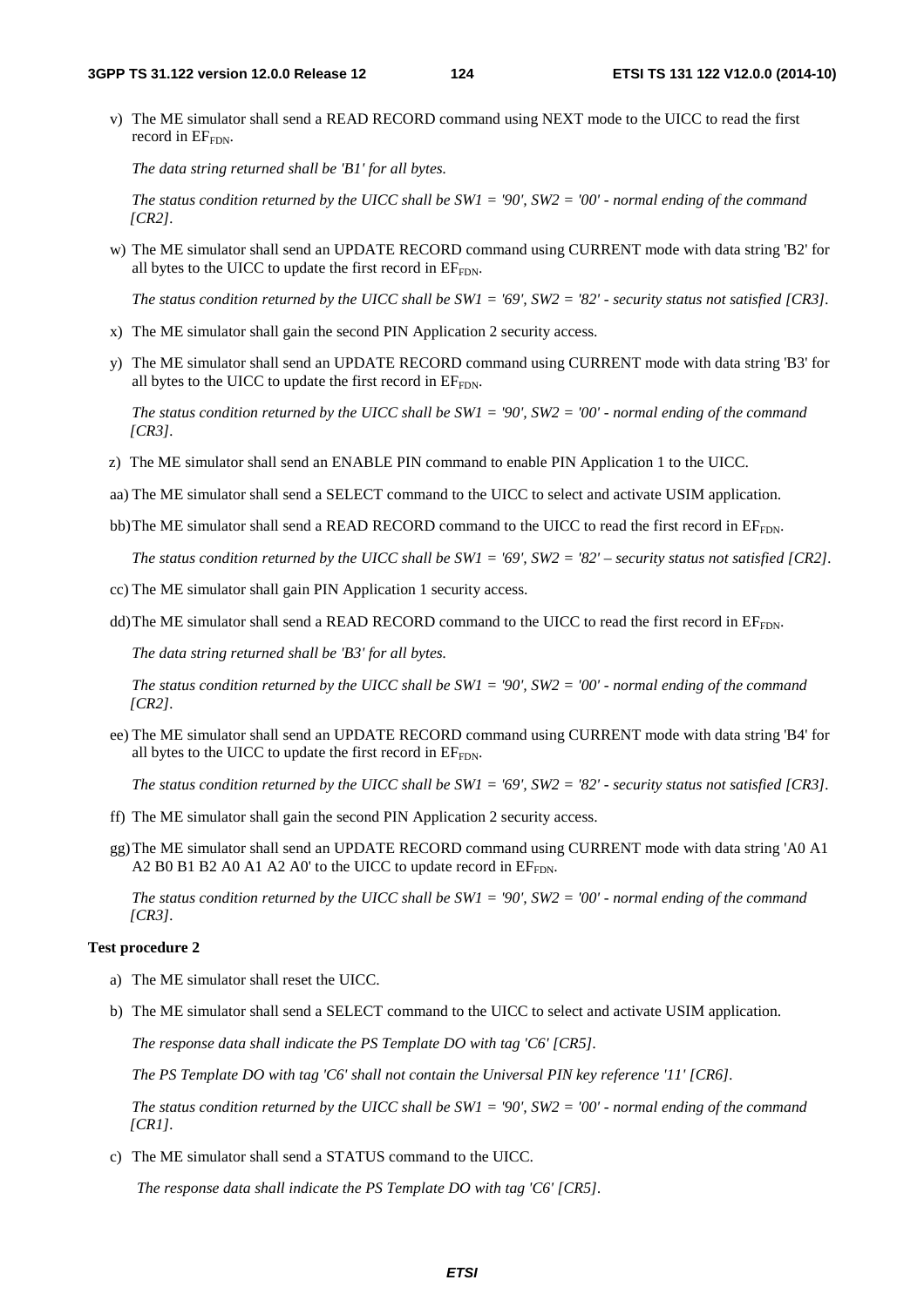v) The ME simulator shall send a READ RECORD command using NEXT mode to the UICC to read the first record in $EF_{FDN}$.

*The data string returned shall be 'B1' for all bytes.*

*The status condition returned by the UICC shall be SW1 = '90', SW2 = '00' - normal ending of the command [CR2].*

w) The ME simulator shall send an UPDATE RECORD command using CURRENT mode with data string 'B2' for all bytes to the UICC to update the first record in $EF_{FDN}$.

*The status condition returned by the UICC shall be SW1 = '69', SW2 = '82' - security status not satisfied [CR3].*

x) The ME simulator shall gain the second PIN Application 2 security access.

y) The ME simulator shall send an UPDATE RECORD command using CURRENT mode with data string 'B3' for all bytes to the UICC to update the first record in $EF_{FDN}$.

*The status condition returned by the UICC shall be SW1 = '90', SW2 = '00' - normal ending of the command [CR3].*

z) The ME simulator shall send an ENABLE PIN command to enable PIN Application 1 to the UICC.

aa) The ME simulator shall send a SELECT command to the UICC to select and activate USIM application.

bb) The ME simulator shall send a READ RECORD command to the UICC to read the first record in $EF_{FDN}$.

*The status condition returned by the UICC shall be SW1 = '69', SW2 = '82' – security status not satisfied [CR2].*

cc) The ME simulator shall gain PIN Application 1 security access.

dd) The ME simulator shall send a READ RECORD command to the UICC to read the first record in $EF_{FDN}$.

*The data string returned shall be 'B3' for all bytes.*

*The status condition returned by the UICC shall be SW1 = '90', SW2 = '00' - normal ending of the command [CR2].*

ee) The ME simulator shall send an UPDATE RECORD command using CURRENT mode with data string 'B4' for all bytes to the UICC to update the first record in $EF_{FDN}$.

*The status condition returned by the UICC shall be SW1 = '69', SW2 = '82' - security status not satisfied [CR3].*

ff) The ME simulator shall gain the second PIN Application 2 security access.

gg) The ME simulator shall send an UPDATE RECORD command using CURRENT mode with data string 'A0 A1 A2 B0 B1 B2 A0 A1 A2 A0' to the UICC to update record in $EF_{FDN}$.

*The status condition returned by the UICC shall be SW1 = '90', SW2 = '00' - normal ending of the command [CR3].*

**Test procedure 2**

a) The ME simulator shall reset the UICC.

b) The ME simulator shall send a SELECT command to the UICC to select and activate USIM application.

*The response data shall indicate the PS Template DO with tag 'C6' [CR5].*

*The PS Template DO with tag 'C6' shall not contain the Universal PIN key reference '11' [CR6].*

*The status condition returned by the UICC shall be SW1 = '90', SW2 = '00' - normal ending of the command [CR1].*

c) The ME simulator shall send a STATUS command to the UICC.

*The response data shall indicate the PS Template DO with tag 'C6' [CR5].*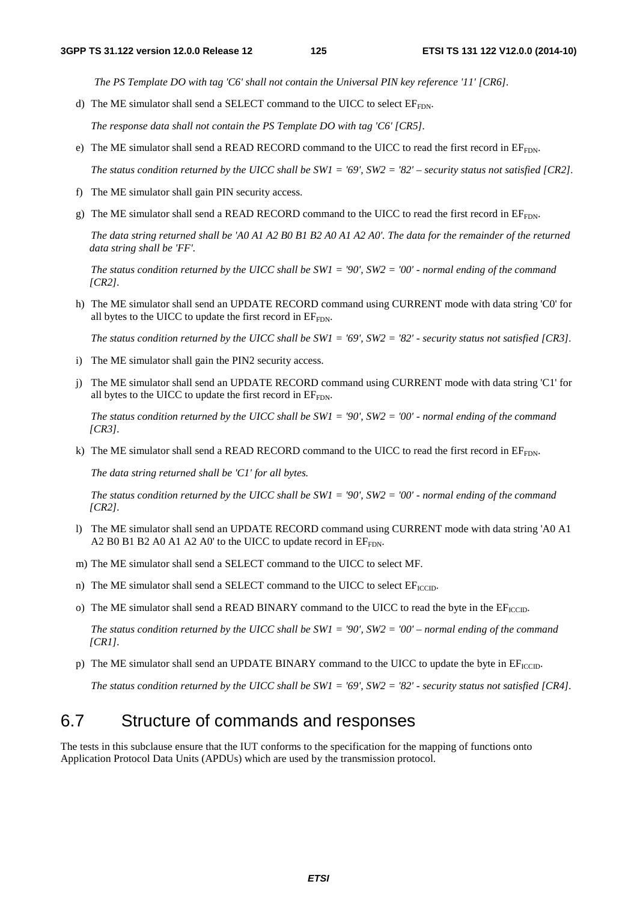*The PS Template DO with tag 'C6' shall not contain the Universal PIN key reference '11' [CR6].*

d) The ME simulator shall send a SELECT command to the UICC to select $EF_{FDN}$.

*The response data shall not contain the PS Template DO with tag 'C6' [CR5].*

e) The ME simulator shall send a READ RECORD command to the UICC to read the first record in $EF_{FDN}$.

*The status condition returned by the UICC shall be SW1 = '69', SW2 = '82' – security status not satisfied [CR2].*

f) The ME simulator shall gain PIN security access.

g) The ME simulator shall send a READ RECORD command to the UICC to read the first record in $EF_{FDN}$.

*The data string returned shall be 'A0 A1 A2 B0 B1 B2 A0 A1 A2 A0'. The data for the remainder of the returned data string shall be 'FF'.*

*The status condition returned by the UICC shall be SW1 = '90', SW2 = '00' - normal ending of the command [CR2].*

h) The ME simulator shall send an UPDATE RECORD command using CURRENT mode with data string 'C0' for all bytes to the UICC to update the first record in $EF_{FDN}$.

*The status condition returned by the UICC shall be SW1 = '69', SW2 = '82' - security status not satisfied [CR3].*

i) The ME simulator shall gain the PIN2 security access.

j) The ME simulator shall send an UPDATE RECORD command using CURRENT mode with data string 'C1' for all bytes to the UICC to update the first record in $EF_{FDN}$.

*The status condition returned by the UICC shall be SW1 = '90', SW2 = '00' - normal ending of the command [CR3].*

k) The ME simulator shall send a READ RECORD command to the UICC to read the first record in $EF_{FDN}$.

*The data string returned shall be 'C1' for all bytes.*

*The status condition returned by the UICC shall be SW1 = '90', SW2 = '00' - normal ending of the command [CR2].*

l) The ME simulator shall send an UPDATE RECORD command using CURRENT mode with data string 'A0 A1 A2 B0 B1 B2 A0 A1 A2 A0' to the UICC to update record in $EF_{FDN}$.

m) The ME simulator shall send a SELECT command to the UICC to select MF.

n) The ME simulator shall send a SELECT command to the UICC to select $EF_{ICCID}$.

o) The ME simulator shall send a READ BINARY command to the UICC to read the byte in the $EF_{ICCID}$.

*The status condition returned by the UICC shall be SW1 = '90', SW2 = '00' – normal ending of the command [CR1].*

p) The ME simulator shall send an UPDATE BINARY command to the UICC to update the byte in $EF_{ICCID}$.

*The status condition returned by the UICC shall be SW1 = '69', SW2 = '82' - security status not satisfied [CR4].*

## 6.7 Structure of commands and responses

The tests in this subclause ensure that the IUT conforms to the specification for the mapping of functions onto Application Protocol Data Units (APDUs) which are used by the transmission protocol.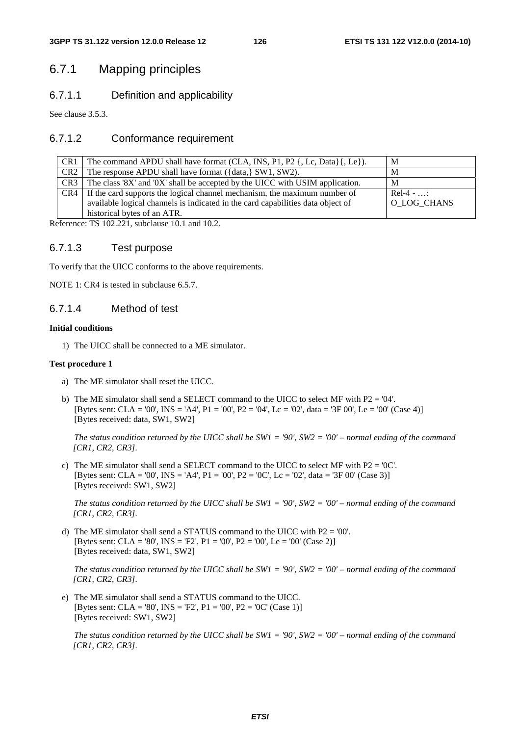## 6.7.1 Mapping principles

### 6.7.1.1 Definition and applicability

See clause 3.5.3.

### 6.7.1.2 Conformance requirement

| | | |
|---|---|---|
| CR1 | The command APDU shall have format (CLA, INS, P1, P2 {, Lc, Data}{, Le}). | M |
| CR2 | The response APDU shall have format ({data,} SW1, SW2). | M |
| CR3 | The class '8X' and '0X' shall be accepted by the UICC with USIM application. | M |
| CR4 | If the card supports the logical channel mechanism, the maximum number of available logical channels is indicated in the card capabilities data object of historical bytes of an ATR. | Rel-4 - …: O_LOG_CHANS |

Reference: TS 102.221, subclause 10.1 and 10.2.

### 6.7.1.3 Test purpose

To verify that the UICC conforms to the above requirements.

NOTE 1: CR4 is tested in subclause 6.5.7.

### 6.7.1.4 Method of test

**Initial conditions**

1) The UICC shall be connected to a ME simulator.

**Test procedure 1**

a) The ME simulator shall reset the UICC.

b) The ME simulator shall send a SELECT command to the UICC to select MF with P2 = '04'.
[Bytes sent: CLA = '00', INS = 'A4', P1 = '00', P2 = '04', Lc = '02', data = '3F 00', Le = '00' (Case 4)]
[Bytes received: data, SW1, SW2]

*The status condition returned by the UICC shall be SW1 = '90', SW2 = '00' – normal ending of the command [CR1, CR2, CR3].*

c) The ME simulator shall send a SELECT command to the UICC to select MF with P2 = '0C'.
[Bytes sent: CLA = '00', INS = 'A4', P1 = '00', P2 = '0C', Lc = '02', data = '3F 00' (Case 3)]
[Bytes received: SW1, SW2]

*The status condition returned by the UICC shall be SW1 = '90', SW2 = '00' – normal ending of the command [CR1, CR2, CR3].*

d) The ME simulator shall send a STATUS command to the UICC with P2 = '00'.
[Bytes sent: CLA = '80', INS = 'F2', P1 = '00', P2 = '00', Le = '00' (Case 2)]
[Bytes received: data, SW1, SW2]

*The status condition returned by the UICC shall be SW1 = '90', SW2 = '00' – normal ending of the command [CR1, CR2, CR3].*

e) The ME simulator shall send a STATUS command to the UICC.
[Bytes sent: CLA = '80', INS = 'F2', P1 = '00', P2 = '0C' (Case 1)]
[Bytes received: SW1, SW2]

*The status condition returned by the UICC shall be SW1 = '90', SW2 = '00' – normal ending of the command [CR1, CR2, CR3].*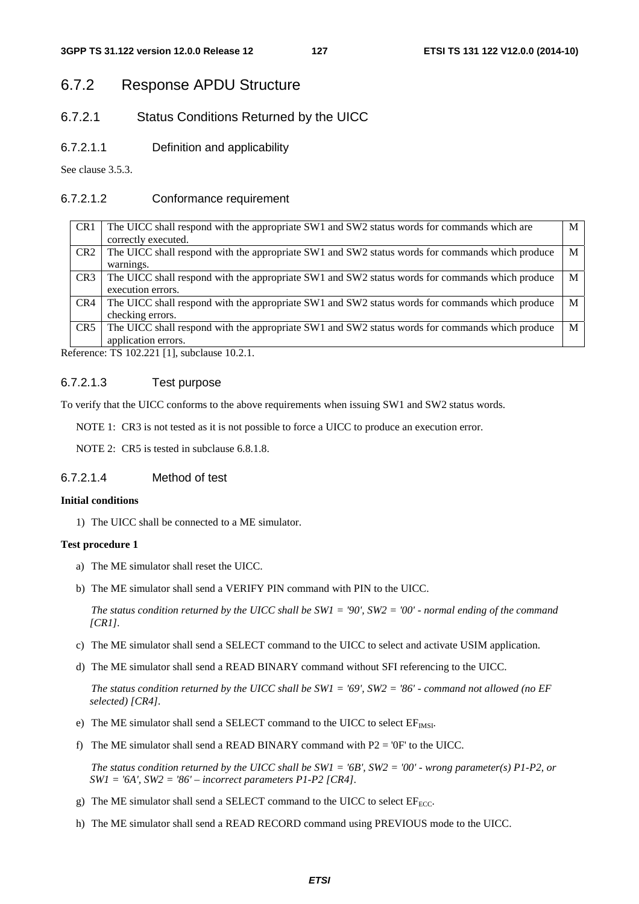## 6.7.2 Response APDU Structure

### 6.7.2.1 Status Conditions Returned by the UICC

#### 6.7.2.1.1 Definition and applicability

See clause 3.5.3.

#### 6.7.2.1.2 Conformance requirement

| | | |
|---|---|---|
| CR1 | The UICC shall respond with the appropriate SW1 and SW2 status words for commands which are correctly executed. | M |
| CR2 | The UICC shall respond with the appropriate SW1 and SW2 status words for commands which produce warnings. | M |
| CR3 | The UICC shall respond with the appropriate SW1 and SW2 status words for commands which produce execution errors. | M |
| CR4 | The UICC shall respond with the appropriate SW1 and SW2 status words for commands which produce checking errors. | M |
| CR5 | The UICC shall respond with the appropriate SW1 and SW2 status words for commands which produce application errors. | M |

Reference: TS 102.221 [1], subclause 10.2.1.

#### 6.7.2.1.3 Test purpose

To verify that the UICC conforms to the above requirements when issuing SW1 and SW2 status words.

NOTE 1: CR3 is not tested as it is not possible to force a UICC to produce an execution error.

NOTE 2: CR5 is tested in subclause 6.8.1.8.

#### 6.7.2.1.4 Method of test

**Initial conditions**

1) The UICC shall be connected to a ME simulator.

**Test procedure 1**

a) The ME simulator shall reset the UICC.

b) The ME simulator shall send a VERIFY PIN command with PIN to the UICC.

*The status condition returned by the UICC shall be SW1 = '90', SW2 = '00' - normal ending of the command [CR1].*

c) The ME simulator shall send a SELECT command to the UICC to select and activate USIM application.

d) The ME simulator shall send a READ BINARY command without SFI referencing to the UICC.

*The status condition returned by the UICC shall be SW1 = '69', SW2 = '86' - command not allowed (no EF selected) [CR4].*

e) The ME simulator shall send a SELECT command to the UICC to select $EF_{IMSI}$.

f) The ME simulator shall send a READ BINARY command with P2 = '0F' to the UICC.

*The status condition returned by the UICC shall be SW1 = '6B', SW2 = '00' - wrong parameter(s) P1-P2, or SW1 = '6A', SW2 = '86' – incorrect parameters P1-P2 [CR4].*

g) The ME simulator shall send a SELECT command to the UICC to select $EF_{ECC}$.

h) The ME simulator shall send a READ RECORD command using PREVIOUS mode to the UICC.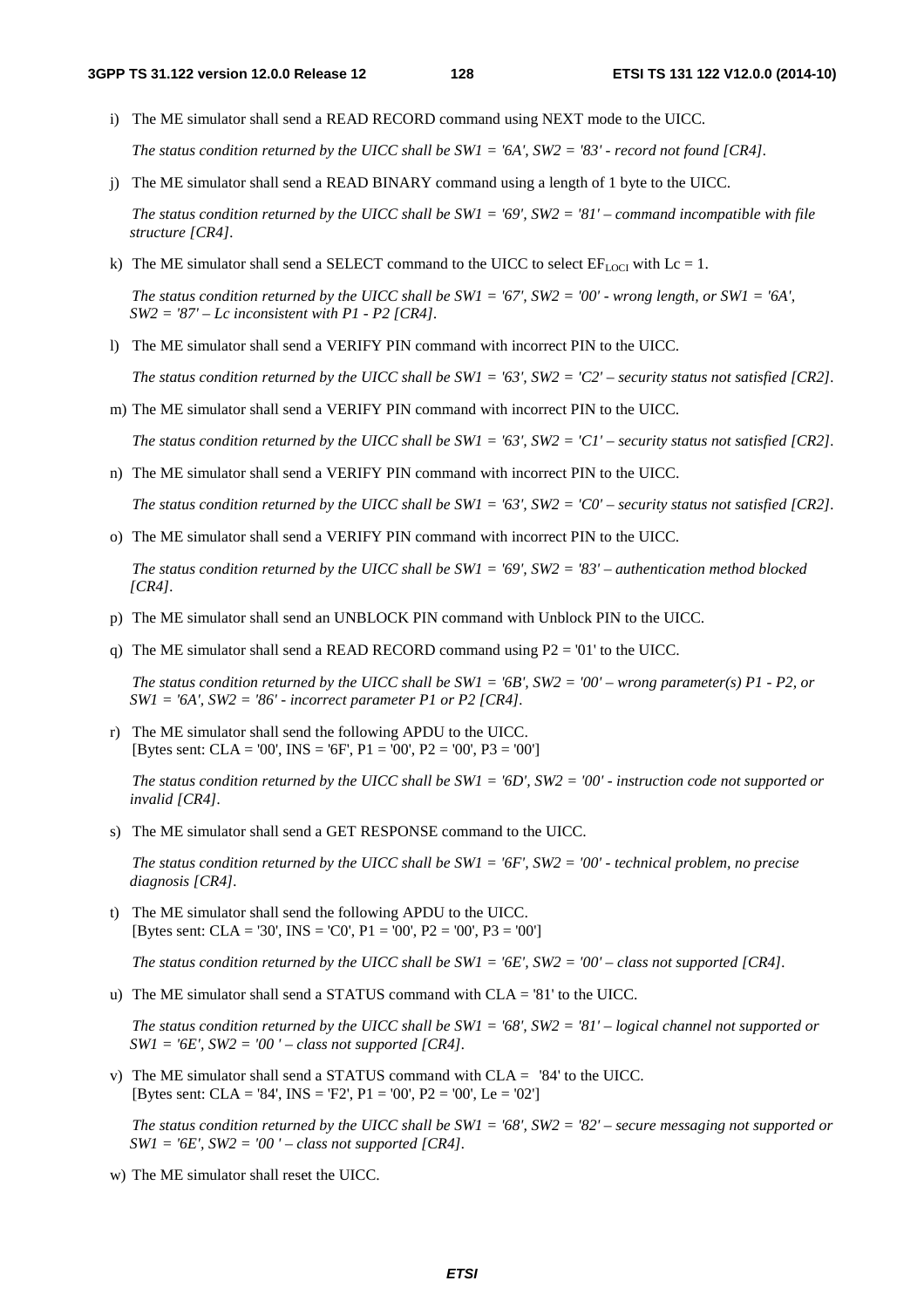i) The ME simulator shall send a READ RECORD command using NEXT mode to the UICC.

*The status condition returned by the UICC shall be SW1 = '6A', SW2 = '83' - record not found [CR4].*

j) The ME simulator shall send a READ BINARY command using a length of 1 byte to the UICC.

*The status condition returned by the UICC shall be SW1 = '69', SW2 = '81' – command incompatible with file structure [CR4].*

k) The ME simulator shall send a SELECT command to the UICC to select $EF_{LOCI}$ with Lc = 1.

*The status condition returned by the UICC shall be SW1 = '67', SW2 = '00' - wrong length, or SW1 = '6A', SW2 = '87' – Lc inconsistent with P1 - P2 [CR4].*

l) The ME simulator shall send a VERIFY PIN command with incorrect PIN to the UICC.

*The status condition returned by the UICC shall be SW1 = '63', SW2 = 'C2' – security status not satisfied [CR2].*

m) The ME simulator shall send a VERIFY PIN command with incorrect PIN to the UICC.

*The status condition returned by the UICC shall be SW1 = '63', SW2 = 'C1' – security status not satisfied [CR2].*

n) The ME simulator shall send a VERIFY PIN command with incorrect PIN to the UICC.

*The status condition returned by the UICC shall be SW1 = '63', SW2 = 'C0' – security status not satisfied [CR2].*

o) The ME simulator shall send a VERIFY PIN command with incorrect PIN to the UICC.

*The status condition returned by the UICC shall be SW1 = '69', SW2 = '83' – authentication method blocked [CR4].*

p) The ME simulator shall send an UNBLOCK PIN command with Unblock PIN to the UICC.

q) The ME simulator shall send a READ RECORD command using P2 = '01' to the UICC.

*The status condition returned by the UICC shall be SW1 = '6B', SW2 = '00' – wrong parameter(s) P1 - P2, or SW1 = '6A', SW2 = '86' - incorrect parameter P1 or P2 [CR4].*

r) The ME simulator shall send the following APDU to the UICC.
[Bytes sent: CLA = '00', INS = '6F', P1 = '00', P2 = '00', P3 = '00']

*The status condition returned by the UICC shall be SW1 = '6D', SW2 = '00' - instruction code not supported or invalid [CR4].*

s) The ME simulator shall send a GET RESPONSE command to the UICC.

*The status condition returned by the UICC shall be SW1 = '6F', SW2 = '00' - technical problem, no precise diagnosis [CR4].*

t) The ME simulator shall send the following APDU to the UICC.
[Bytes sent: CLA = '30', INS = 'C0', P1 = '00', P2 = '00', P3 = '00']

*The status condition returned by the UICC shall be SW1 = '6E', SW2 = '00' – class not supported [CR4].*

u) The ME simulator shall send a STATUS command with CLA = '81' to the UICC.

*The status condition returned by the UICC shall be SW1 = '68', SW2 = '81' – logical channel not supported or SW1 = '6E', SW2 = '00 ' – class not supported [CR4].*

v) The ME simulator shall send a STATUS command with CLA = '84' to the UICC.
[Bytes sent: CLA = '84', INS = 'F2', P1 = '00', P2 = '00', Le = '02']

*The status condition returned by the UICC shall be SW1 = '68', SW2 = '82' – secure messaging not supported or SW1 = '6E', SW2 = '00 ' – class not supported [CR4].*

w) The ME simulator shall reset the UICC.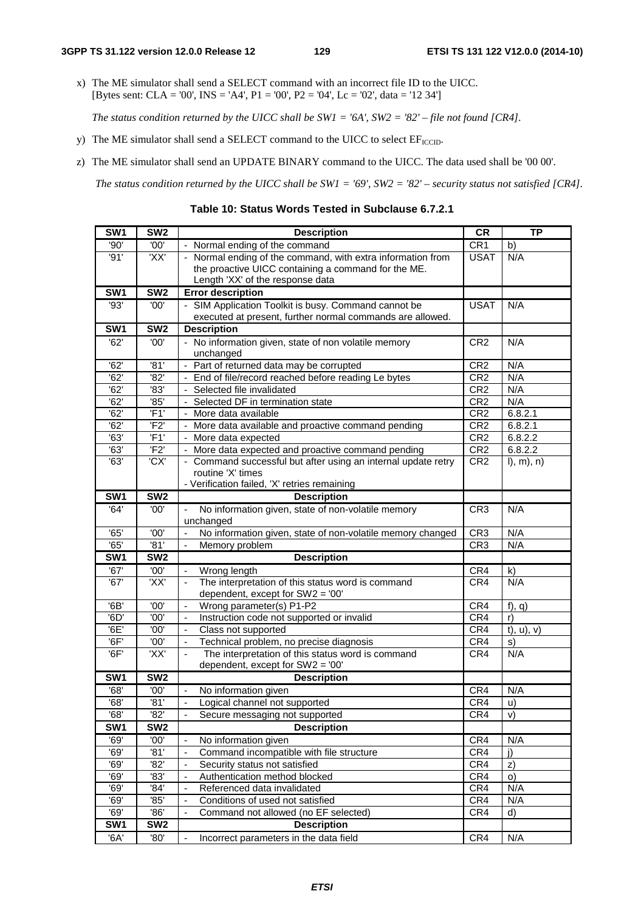x) The ME simulator shall send a SELECT command with an incorrect file ID to the UICC.
[Bytes sent: CLA = '00', INS = 'A4', P1 = '00', P2 = '04', Lc = '02', data = '12 34']

*The status condition returned by the UICC shall be SW1 = '6A', SW2 = '82' – file not found [CR4].*

y) The ME simulator shall send a SELECT command to the UICC to select $EF_{ICCID}$.

z) The ME simulator shall send an UPDATE BINARY command to the UICC. The data used shall be '00 00'.

*The status condition returned by the UICC shall be SW1 = '69', SW2 = '82' – security status not satisfied [CR4].*

**Table 10: Status Words Tested in Subclause 6.7.2.1**

| SW1 | SW2 | Description | CR | TP |
|---|---|---|---|---|
| '90' | '00' | - Normal ending of the command | CR1 | b) |
| '91' | 'XX' | - Normal ending of the command, with extra information from the proactive UICC containing a command for the ME. Length 'XX' of the response data | USAT | N/A |
| **SW1** | **SW2** | **Error description** | | |
| '93' | '00' | - SIM Application Toolkit is busy. Command cannot be executed at present, further normal commands are allowed. | USAT | N/A |
| **SW1** | **SW2** | **Description** | | |
| '62' | '00' | - No information given, state of non volatile memory unchanged | CR2 | N/A |
| '62' | '81' | - Part of returned data may be corrupted | CR2 | N/A |
| '62' | '82' | - End of file/record reached before reading Le bytes | CR2 | N/A |
| '62' | '83' | - Selected file invalidated | CR2 | N/A |
| '62' | '85' | - Selected DF in termination state | CR2 | N/A |
| '62' | 'F1' | - More data available | CR2 | 6.8.2.1 |
| '62' | 'F2' | - More data available and proactive command pending | CR2 | 6.8.2.1 |
| '63' | 'F1' | - More data expected | CR2 | 6.8.2.2 |
| '63' | 'F2' | - More data expected and proactive command pending | CR2 | 6.8.2.2 |
| '63' | 'CX' | - Command successful but after using an internal update retry routine 'X' times<br>- Verification failed, 'X' retries remaining | CR2 | l), m), n) |
| **SW1** | **SW2** | **Description** | | |
| '64' | '00' | - No information given, state of non-volatile memory unchanged | CR3 | N/A |
| '65' | '00' | - No information given, state of non-volatile memory changed | CR3 | N/A |
| '65' | '81' | - Memory problem | CR3 | N/A |
| **SW1** | **SW2** | **Description** | | |
| '67' | '00' | - Wrong length | CR4 | k) |
| '67' | 'XX' | - The interpretation of this status word is command dependent, except for SW2 = '00' | CR4 | N/A |
| '6B' | '00' | - Wrong parameter(s) P1-P2 | CR4 | f), q) |
| '6D' | '00' | - Instruction code not supported or invalid | CR4 | r) |
| '6E' | '00' | - Class not supported | CR4 | t), u), v) |
| '6F' | '00' | - Technical problem, no precise diagnosis | CR4 | s) |
| '6F' | 'XX' | - The interpretation of this status word is command dependent, except for SW2 = '00' | CR4 | N/A |
| **SW1** | **SW2** | **Description** | | |
| '68' | '00' | - No information given | CR4 | N/A |
| '68' | '81' | - Logical channel not supported | CR4 | u) |
| '68' | '82' | - Secure messaging not supported | CR4 | v) |
| **SW1** | **SW2** | **Description** | | |
| '69' | '00' | - No information given | CR4 | N/A |
| '69' | '81' | - Command incompatible with file structure | CR4 | j) |
| '69' | '82' | - Security status not satisfied | CR4 | z) |
| '69' | '83' | - Authentication method blocked | CR4 | o) |
| '69' | '84' | - Referenced data invalidated | CR4 | N/A |
| '69' | '85' | - Conditions of used not satisfied | CR4 | N/A |
| '69' | '86' | - Command not allowed (no EF selected) | CR4 | d) |
| **SW1** | **SW2** | **Description** | | |
| '6A' | '80' | - Incorrect parameters in the data field | CR4 | N/A |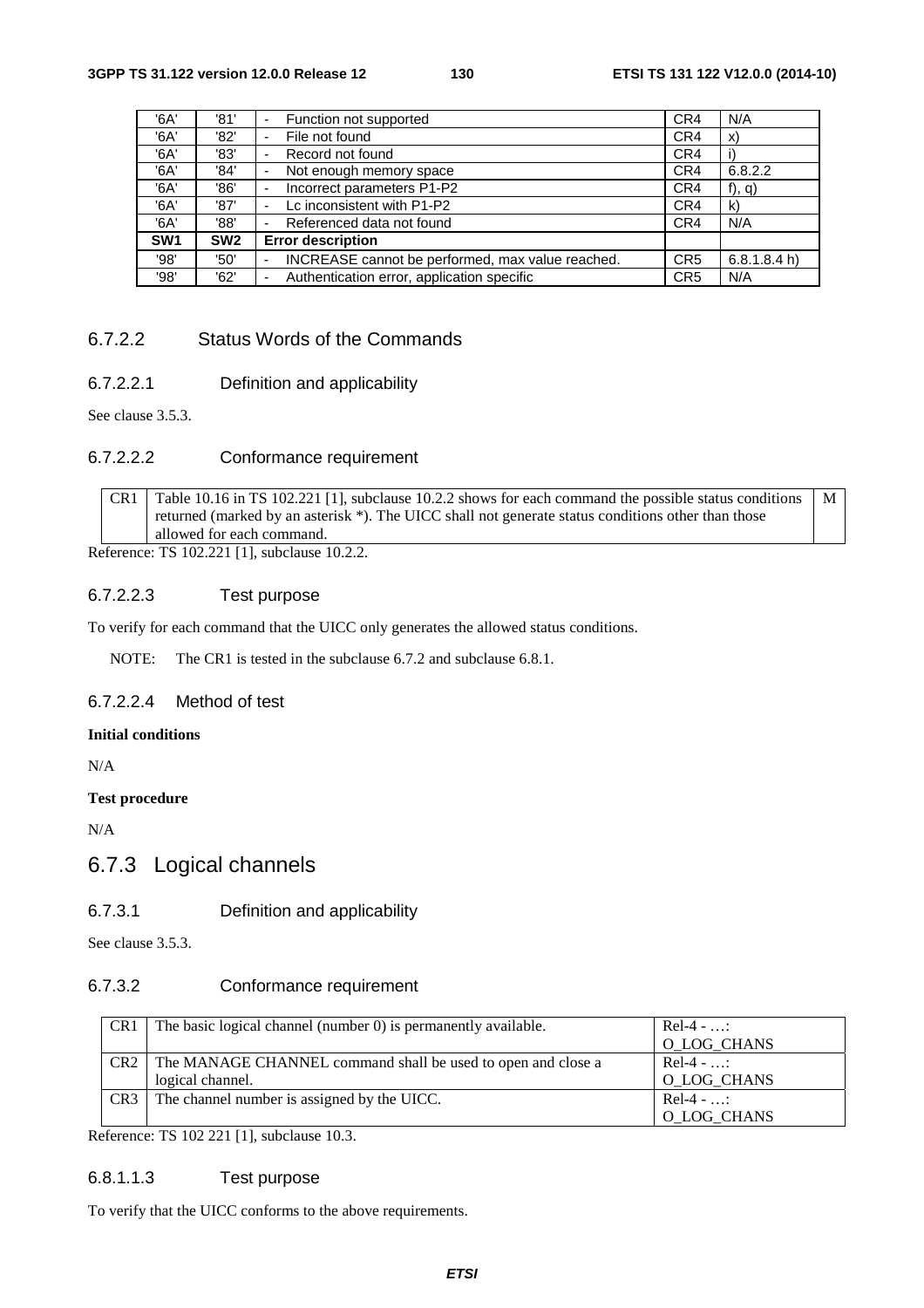| '6A' | '81' | - Function not supported | CR4 | N/A |
|---|---|---|---|---|
| '6A' | '82' | - File not found | CR4 | x) |
| '6A' | '83' | - Record not found | CR4 | i) |
| '6A' | '84' | - Not enough memory space | CR4 | 6.8.2.2 |
| '6A' | '86' | - Incorrect parameters P1-P2 | CR4 | f), q) |
| '6A' | '87' | - Lc inconsistent with P1-P2 | CR4 | k) |
| '6A' | '88' | - Referenced data not found | CR4 | N/A |
| **SW1** | **SW2** | **Error description** | | |
| '98' | '50' | - INCREASE cannot be performed, max value reached. | CR5 | 6.8.1.8.4 h) |
| '98' | '62' | - Authentication error, application specific | CR5 | N/A |

### 6.7.2.2 Status Words of the Commands

#### 6.7.2.2.1 Definition and applicability

See clause 3.5.3.

#### 6.7.2.2.2 Conformance requirement

| CR1 | Table 10.16 in TS 102.221 [1], subclause 10.2.2 shows for each command the possible status conditions returned (marked by an asterisk *). The UICC shall not generate status conditions other than those allowed for each command. | M |
|---|---|---|

Reference: TS 102.221 [1], subclause 10.2.2.

#### 6.7.2.2.3 Test purpose

To verify for each command that the UICC only generates the allowed status conditions.

NOTE: The CR1 is tested in the subclause 6.7.2 and subclause 6.8.1.

#### 6.7.2.2.4 Method of test

**Initial conditions**

N/A

**Test procedure**

N/A

## 6.7.3 Logical channels

### 6.7.3.1 Definition and applicability

See clause 3.5.3.

### 6.7.3.2 Conformance requirement

| CR1 | The basic logical channel (number 0) is permanently available. | Rel-4 - …: O_LOG_CHANS |
|---|---|---|
| CR2 | The MANAGE CHANNEL command shall be used to open and close a logical channel. | Rel-4 - …: O_LOG_CHANS |
| CR3 | The channel number is assigned by the UICC. | Rel-4 - …: O_LOG_CHANS |

Reference: TS 102 221 [1], subclause 10.3.

### 6.8.1.1.3 Test purpose

To verify that the UICC conforms to the above requirements.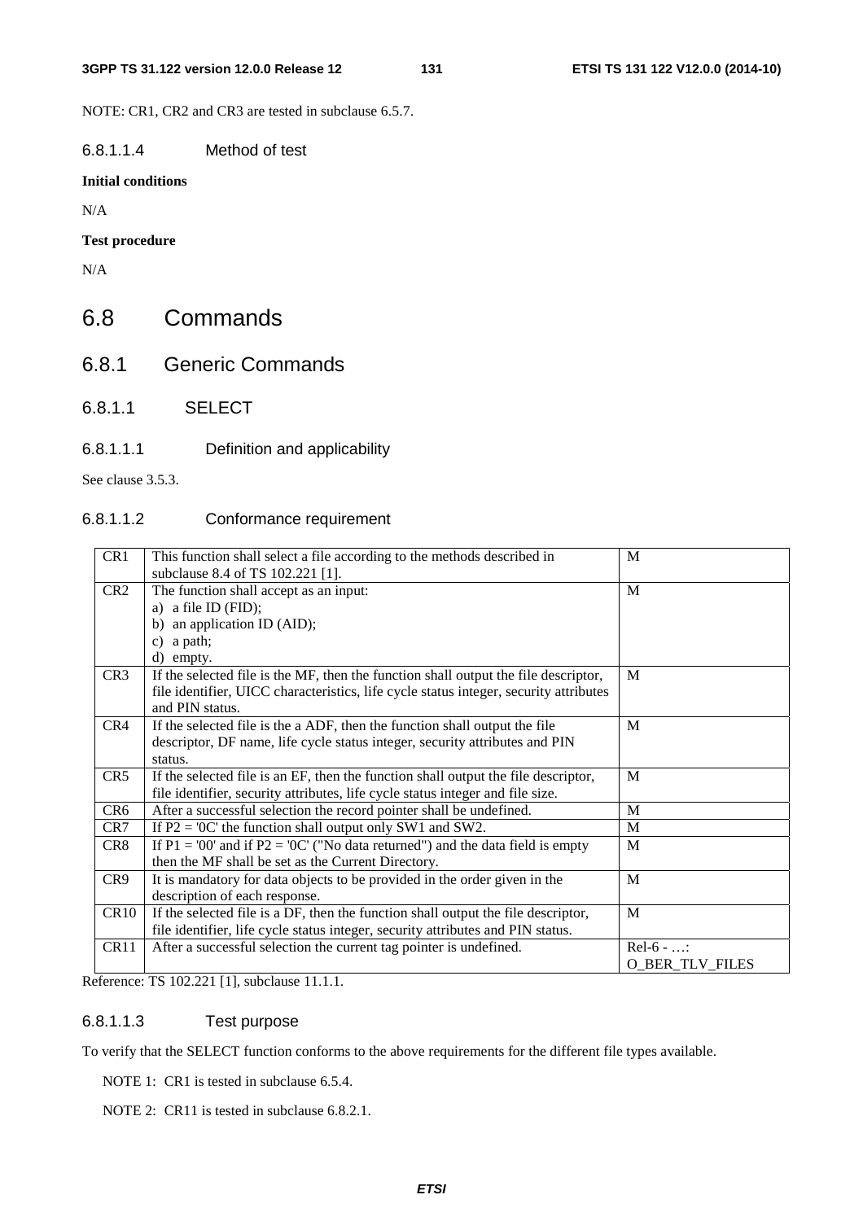NOTE: CR1, CR2 and CR3 are tested in subclause 6.5.7.

#### 6.8.1.1.4 Method of test

**Initial conditions**

N/A

**Test procedure**

N/A

# 6.8 Commands

## 6.8.1 Generic Commands

### 6.8.1.1 SELECT

#### 6.8.1.1.1 Definition and applicability

See clause 3.5.3.

#### 6.8.1.1.2 Conformance requirement

| | | |
|---|---|---|
| CR1 | This function shall select a file according to the methods described in subclause 8.4 of TS 102.221 [1]. | M |
| CR2 | The function shall accept as an input:<br>a) a file ID (FID);<br>b) an application ID (AID);<br>c) a path;<br>d) empty. | M |
| CR3 | If the selected file is the MF, then the function shall output the file descriptor, file identifier, UICC characteristics, life cycle status integer, security attributes and PIN status. | M |
| CR4 | If the selected file is the a ADF, then the function shall output the file descriptor, DF name, life cycle status integer, security attributes and PIN status. | M |
| CR5 | If the selected file is an EF, then the function shall output the file descriptor, file identifier, security attributes, life cycle status integer and file size. | M |
| CR6 | After a successful selection the record pointer shall be undefined. | M |
| CR7 | If P2 = '0C' the function shall output only SW1 and SW2. | M |
| CR8 | If P1 = '00' and if P2 = '0C' ("No data returned") and the data field is empty then the MF shall be set as the Current Directory. | M |
| CR9 | It is mandatory for data objects to be provided in the order given in the description of each response. | M |
| CR10 | If the selected file is a DF, then the function shall output the file descriptor, file identifier, life cycle status integer, security attributes and PIN status. | M |
| CR11 | After a successful selection the current tag pointer is undefined. | Rel-6 - …:<br>O_BER_TLV_FILES |

Reference: TS 102.221 [1], subclause 11.1.1.

#### 6.8.1.1.3 Test purpose

To verify that the SELECT function conforms to the above requirements for the different file types available.

NOTE 1: CR1 is tested in subclause 6.5.4.

NOTE 2: CR11 is tested in subclause 6.8.2.1.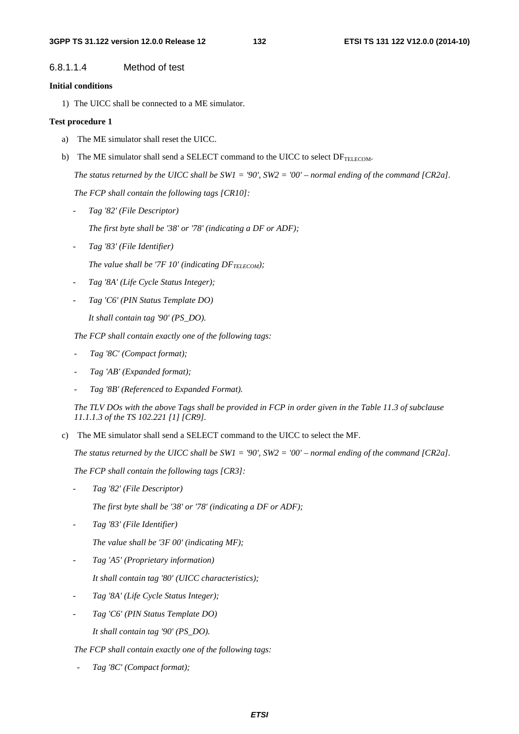#### 6.8.1.1.4 Method of test

**Initial conditions**

1) The UICC shall be connected to a ME simulator.

**Test procedure 1**

a) The ME simulator shall reset the UICC.

b) The ME simulator shall send a SELECT command to the UICC to select $DF_{TELECOM}$.

   *The status returned by the UICC shall be SW1 = '90', SW2 = '00' – normal ending of the command [CR2a].*

   *The FCP shall contain the following tags [CR10]:*

   - *Tag '82' (File Descriptor)*

     *The first byte shall be '38' or '78' (indicating a DF or ADF);*

   - *Tag '83' (File Identifier)*

     *The value shall be '7F 10' (indicating $DF_{TELECOM}$);*

   - *Tag '8A' (Life Cycle Status Integer);*

   - *Tag 'C6' (PIN Status Template DO)*

     *It shall contain tag '90' (PS_DO).*

   *The FCP shall contain exactly one of the following tags:*

   - *Tag '8C' (Compact format);*

   - *Tag 'AB' (Expanded format);*

   - *Tag '8B' (Referenced to Expanded Format).*

   *The TLV DOs with the above Tags shall be provided in FCP in order given in the Table 11.3 of subclause 11.1.1.3 of the TS 102.221 [1] [CR9].*

c) The ME simulator shall send a SELECT command to the UICC to select the MF.

   *The status returned by the UICC shall be SW1 = '90', SW2 = '00' – normal ending of the command [CR2a].*

   *The FCP shall contain the following tags [CR3]:*

   - *Tag '82' (File Descriptor)*

     *The first byte shall be '38' or '78' (indicating a DF or ADF);*

   - *Tag '83' (File Identifier)*

     *The value shall be '3F 00' (indicating MF);*

   - *Tag 'A5' (Proprietary information)*

     *It shall contain tag '80' (UICC characteristics);*

   - *Tag '8A' (Life Cycle Status Integer);*

   - *Tag 'C6' (PIN Status Template DO)*

     *It shall contain tag '90' (PS_DO).*

   *The FCP shall contain exactly one of the following tags:*

   - *Tag '8C' (Compact format);*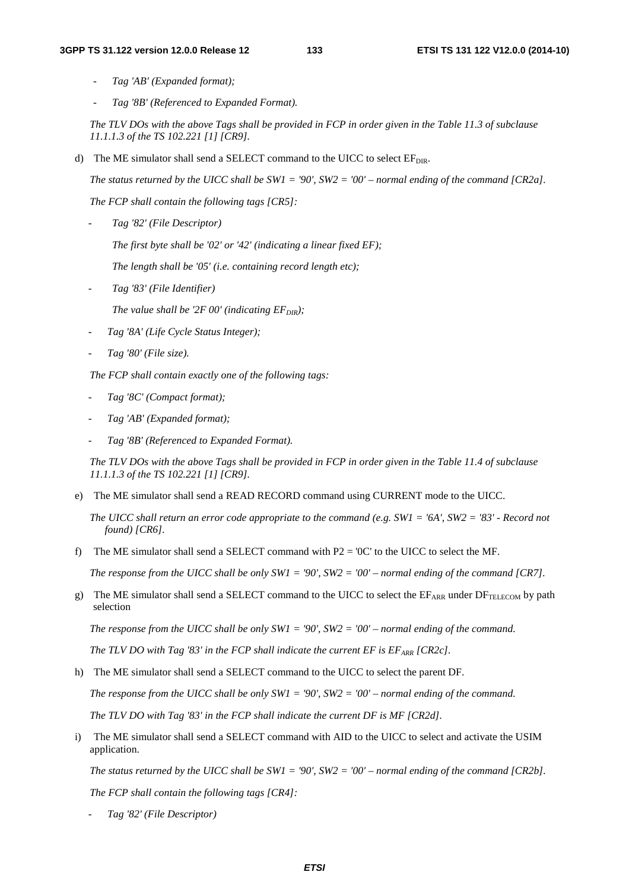- *Tag 'AB' (Expanded format);*

- *Tag '8B' (Referenced to Expanded Format).*

*The TLV DOs with the above Tags shall be provided in FCP in order given in the Table 11.3 of subclause 11.1.1.3 of the TS 102.221 [1] [CR9].*

d) The ME simulator shall send a SELECT command to the UICC to select $EF_{DIR}$.

*The status returned by the UICC shall be SW1 = '90', SW2 = '00' – normal ending of the command [CR2a].*

*The FCP shall contain the following tags [CR5]:*

- *Tag '82' (File Descriptor)*

  *The first byte shall be '02' or '42' (indicating a linear fixed EF);*

  *The length shall be '05' (i.e. containing record length etc);*

- *Tag '83' (File Identifier)*

  *The value shall be '2F 00' (indicating $EF_{DIR}$);*

- *Tag '8A' (Life Cycle Status Integer);*

- *Tag '80' (File size).*

*The FCP shall contain exactly one of the following tags:*

- *Tag '8C' (Compact format);*

- *Tag 'AB' (Expanded format);*

- *Tag '8B' (Referenced to Expanded Format).*

*The TLV DOs with the above Tags shall be provided in FCP in order given in the Table 11.4 of subclause 11.1.1.3 of the TS 102.221 [1] [CR9].*

e) The ME simulator shall send a READ RECORD command using CURRENT mode to the UICC.

*The UICC shall return an error code appropriate to the command (e.g. SW1 = '6A', SW2 = '83' - Record not found) [CR6].*

f) The ME simulator shall send a SELECT command with P2 = '0C' to the UICC to select the MF.

*The response from the UICC shall be only SW1 = '90', SW2 = '00' – normal ending of the command [CR7].*

g) The ME simulator shall send a SELECT command to the UICC to select the $EF_{ARR}$ under $DF_{TELECOM}$ by path selection

*The response from the UICC shall be only SW1 = '90', SW2 = '00' – normal ending of the command.*

*The TLV DO with Tag '83' in the FCP shall indicate the current EF is $EF_{ARR}$ [CR2c].*

h) The ME simulator shall send a SELECT command to the UICC to select the parent DF.

*The response from the UICC shall be only SW1 = '90', SW2 = '00' – normal ending of the command.*

*The TLV DO with Tag '83' in the FCP shall indicate the current DF is MF [CR2d].*

i) The ME simulator shall send a SELECT command with AID to the UICC to select and activate the USIM application.

*The status returned by the UICC shall be SW1 = '90', SW2 = '00' – normal ending of the command [CR2b].*

*The FCP shall contain the following tags [CR4]:*

- *Tag '82' (File Descriptor)*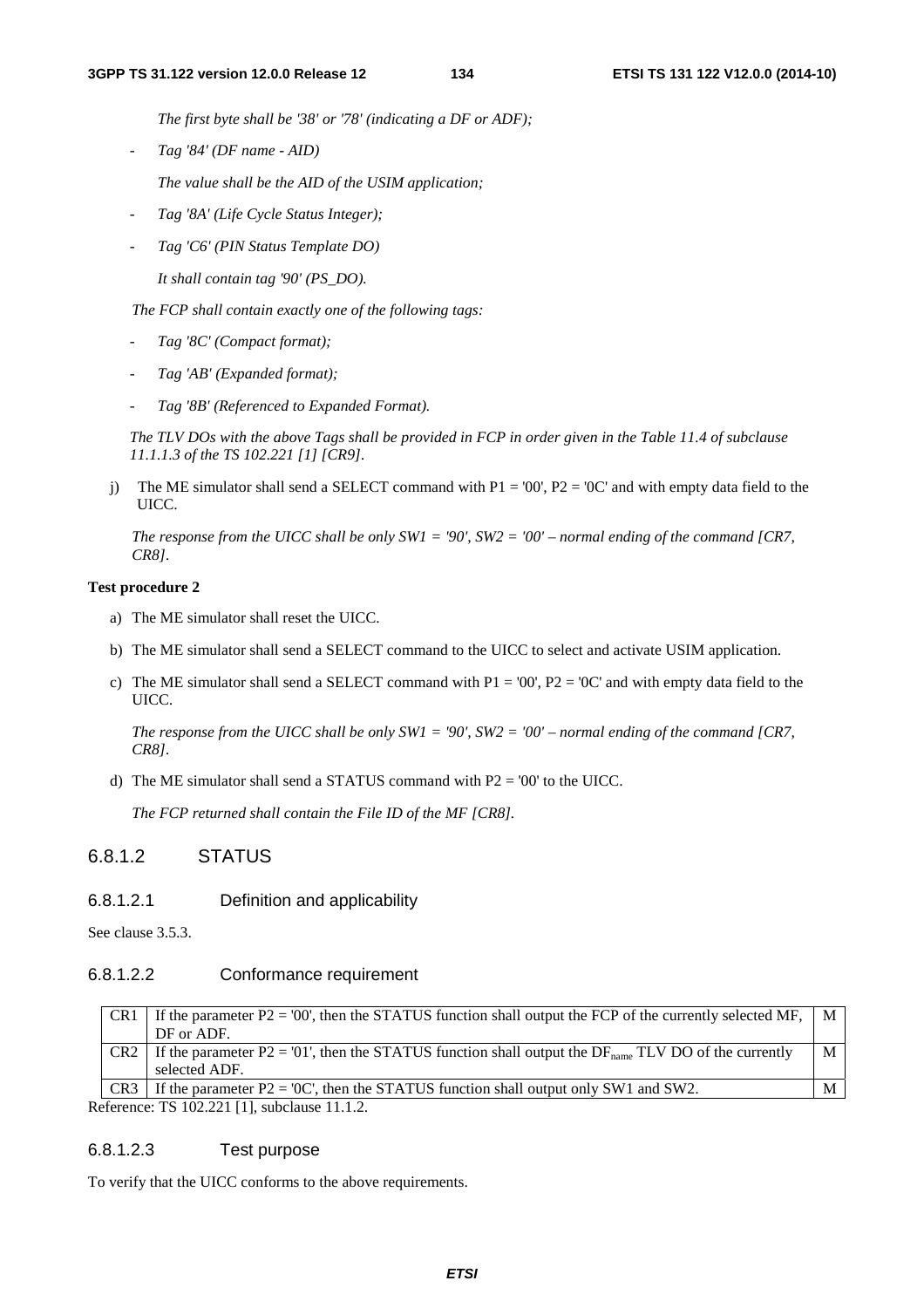*The first byte shall be '38' or '78' (indicating a DF or ADF);*

- *Tag '84' (DF name - AID)*

  *The value shall be the AID of the USIM application;*

- *Tag '8A' (Life Cycle Status Integer);*

- *Tag 'C6' (PIN Status Template DO)*

  *It shall contain tag '90' (PS_DO).*

*The FCP shall contain exactly one of the following tags:*

- *Tag '8C' (Compact format);*

- *Tag 'AB' (Expanded format);*

- *Tag '8B' (Referenced to Expanded Format).*

*The TLV DOs with the above Tags shall be provided in FCP in order given in the Table 11.4 of subclause 11.1.1.3 of the TS 102.221 [1] [CR9].*

j) The ME simulator shall send a SELECT command with P1 = '00', P2 = '0C' and with empty data field to the UICC.

   *The response from the UICC shall be only SW1 = '90', SW2 = '00' – normal ending of the command [CR7, CR8].*

**Test procedure 2**

a) The ME simulator shall reset the UICC.

b) The ME simulator shall send a SELECT command to the UICC to select and activate USIM application.

c) The ME simulator shall send a SELECT command with P1 = '00', P2 = '0C' and with empty data field to the UICC.

   *The response from the UICC shall be only SW1 = '90', SW2 = '00' – normal ending of the command [CR7, CR8].*

d) The ME simulator shall send a STATUS command with P2 = '00' to the UICC.

   *The FCP returned shall contain the File ID of the MF [CR8].*

### 6.8.1.2 STATUS

#### 6.8.1.2.1 Definition and applicability

See clause 3.5.3.

#### 6.8.1.2.2 Conformance requirement

| | | |
|---|---|---|
| CR1 | If the parameter P2 = '00', then the STATUS function shall output the FCP of the currently selected MF, DF or ADF. | M |
| CR2 | If the parameter P2 = '01', then the STATUS function shall output the $DF_{name}$ TLV DO of the currently selected ADF. | M |
| CR3 | If the parameter P2 = '0C', then the STATUS function shall output only SW1 and SW2. | M |

Reference: TS 102.221 [1], subclause 11.1.2.

#### 6.8.1.2.3 Test purpose

To verify that the UICC conforms to the above requirements.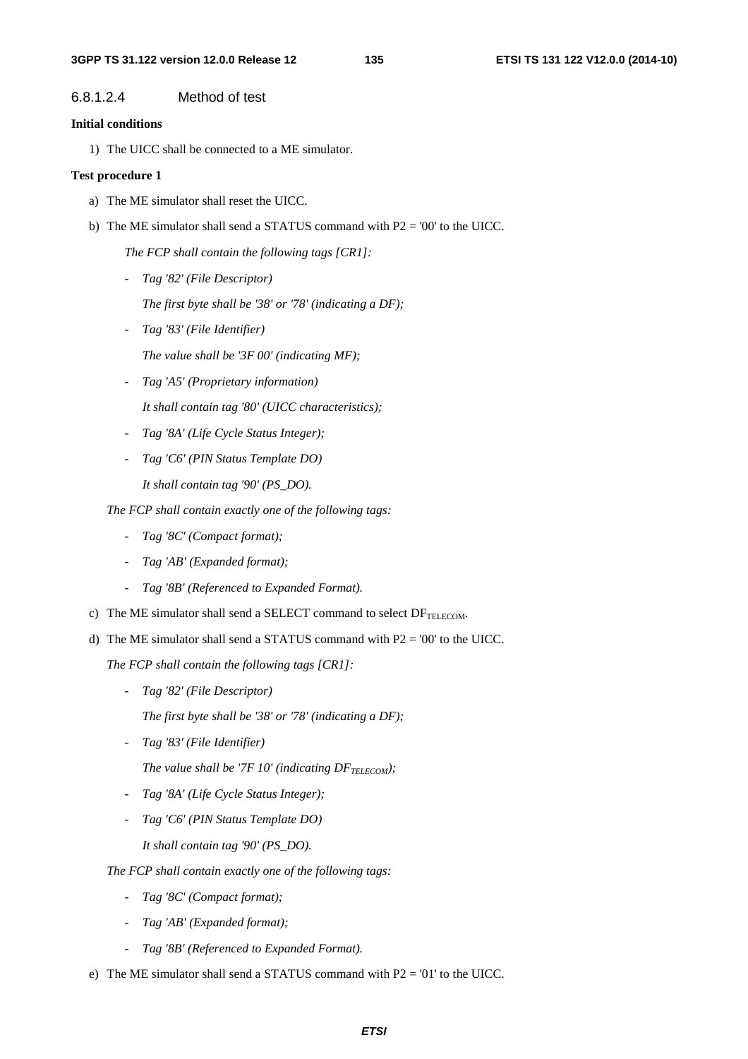#### 6.8.1.2.4 Method of test

**Initial conditions**

1) The UICC shall be connected to a ME simulator.

**Test procedure 1**

a) The ME simulator shall reset the UICC.

b) The ME simulator shall send a STATUS command with P2 = '00' to the UICC.

*The FCP shall contain the following tags [CR1]:*

- *Tag '82' (File Descriptor)*

  *The first byte shall be '38' or '78' (indicating a DF);*

- *Tag '83' (File Identifier)*

  *The value shall be '3F 00' (indicating MF);*

- *Tag 'A5' (Proprietary information)*

  *It shall contain tag '80' (UICC characteristics);*

- *Tag '8A' (Life Cycle Status Integer);*

- *Tag 'C6' (PIN Status Template DO)*

  *It shall contain tag '90' (PS_DO).*

*The FCP shall contain exactly one of the following tags:*

- *Tag '8C' (Compact format);*
- *Tag 'AB' (Expanded format);*
- *Tag '8B' (Referenced to Expanded Format).*

c) The ME simulator shall send a SELECT command to select $DF_{TELECOM}$.

d) The ME simulator shall send a STATUS command with P2 = '00' to the UICC.

*The FCP shall contain the following tags [CR1]:*

- *Tag '82' (File Descriptor)*

  *The first byte shall be '38' or '78' (indicating a DF);*

- *Tag '83' (File Identifier)*

  *The value shall be '7F 10' (indicating $DF_{TELECOM}$);*

- *Tag '8A' (Life Cycle Status Integer);*

- *Tag 'C6' (PIN Status Template DO)*

  *It shall contain tag '90' (PS_DO).*

*The FCP shall contain exactly one of the following tags:*

- *Tag '8C' (Compact format);*
- *Tag 'AB' (Expanded format);*
- *Tag '8B' (Referenced to Expanded Format).*

e) The ME simulator shall send a STATUS command with P2 = '01' to the UICC.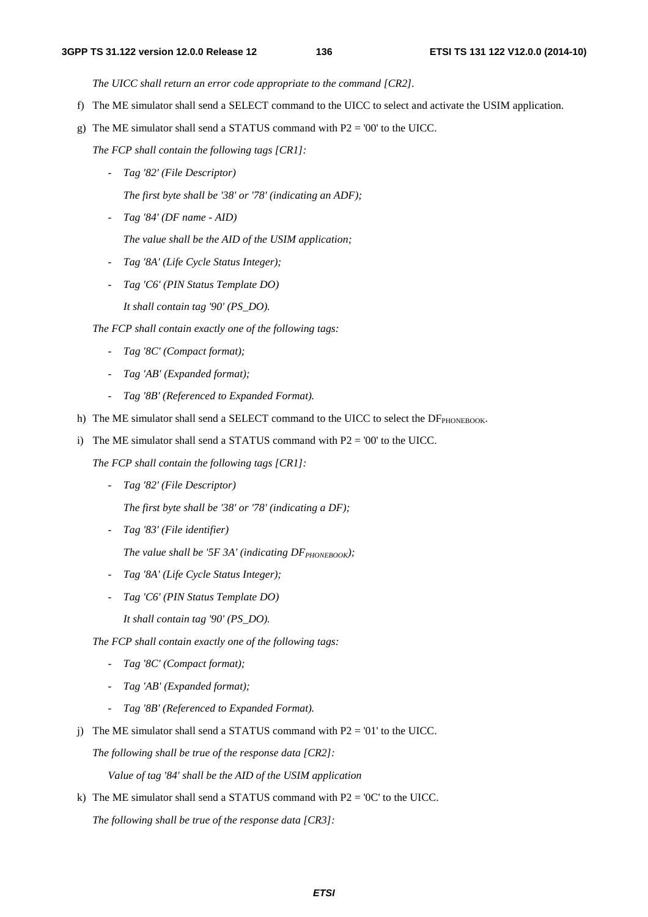*The UICC shall return an error code appropriate to the command [CR2].*

f) The ME simulator shall send a SELECT command to the UICC to select and activate the USIM application.

g) The ME simulator shall send a STATUS command with P2 = '00' to the UICC.

   *The FCP shall contain the following tags [CR1]:*

   - *Tag '82' (File Descriptor)*

     *The first byte shall be '38' or '78' (indicating an ADF);*

   - *Tag '84' (DF name - AID)*

     *The value shall be the AID of the USIM application;*

   - *Tag '8A' (Life Cycle Status Integer);*

   - *Tag 'C6' (PIN Status Template DO)*

     *It shall contain tag '90' (PS_DO).*

   *The FCP shall contain exactly one of the following tags:*

   - *Tag '8C' (Compact format);*

   - *Tag 'AB' (Expanded format);*

   - *Tag '8B' (Referenced to Expanded Format).*

h) The ME simulator shall send a SELECT command to the UICC to select the $DF_{PHONEBOOK}$.

i) The ME simulator shall send a STATUS command with P2 = '00' to the UICC.

   *The FCP shall contain the following tags [CR1]:*

   - *Tag '82' (File Descriptor)*

     *The first byte shall be '38' or '78' (indicating a DF);*

   - *Tag '83' (File identifier)*

     *The value shall be '5F 3A' (indicating $DF_{PHONEBOOK}$);*

   - *Tag '8A' (Life Cycle Status Integer);*

   - *Tag 'C6' (PIN Status Template DO)*

     *It shall contain tag '90' (PS_DO).*

   *The FCP shall contain exactly one of the following tags:*

   - *Tag '8C' (Compact format);*

   - *Tag 'AB' (Expanded format);*

   - *Tag '8B' (Referenced to Expanded Format).*

j) The ME simulator shall send a STATUS command with P2 = '01' to the UICC.

   *The following shall be true of the response data [CR2]:*

   *Value of tag '84' shall be the AID of the USIM application*

k) The ME simulator shall send a STATUS command with P2 = '0C' to the UICC.

   *The following shall be true of the response data [CR3]:*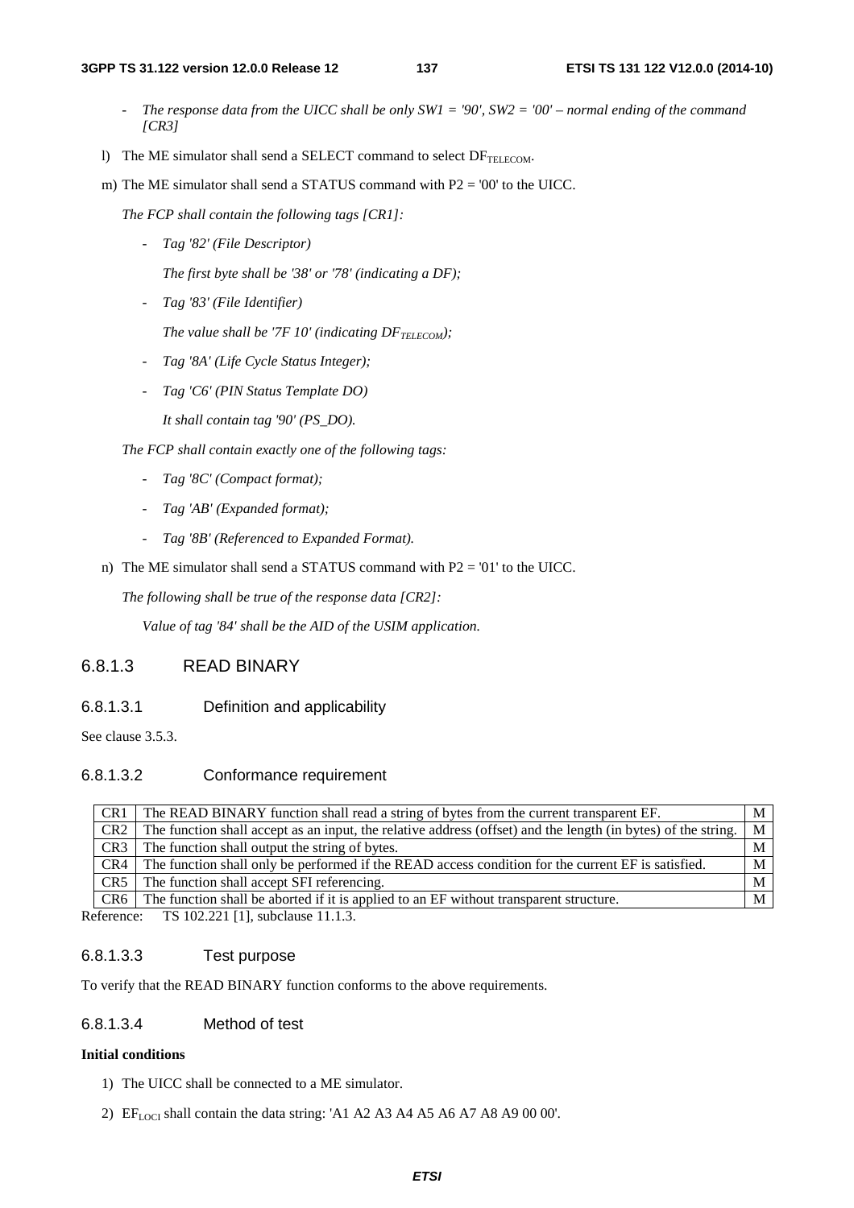- *The response data from the UICC shall be only SW1 = '90', SW2 = '00' – normal ending of the command [CR3]*

l) The ME simulator shall send a SELECT command to select $DF_{TELECOM}$.

m) The ME simulator shall send a STATUS command with P2 = '00' to the UICC.

*The FCP shall contain the following tags [CR1]:*

- *Tag '82' (File Descriptor)*

  *The first byte shall be '38' or '78' (indicating a DF);*

- *Tag '83' (File Identifier)*

  *The value shall be '7F 10' (indicating $DF_{TELECOM}$);*

- *Tag '8A' (Life Cycle Status Integer);*

- *Tag 'C6' (PIN Status Template DO)*

  *It shall contain tag '90' (PS_DO).*

*The FCP shall contain exactly one of the following tags:*

- *Tag '8C' (Compact format);*

- *Tag 'AB' (Expanded format);*

- *Tag '8B' (Referenced to Expanded Format).*

n) The ME simulator shall send a STATUS command with P2 = '01' to the UICC.

*The following shall be true of the response data [CR2]:*

*Value of tag '84' shall be the AID of the USIM application.*

### 6.8.1.3 READ BINARY

#### 6.8.1.3.1 Definition and applicability

See clause 3.5.3.

#### 6.8.1.3.2 Conformance requirement

| | | |
|---|---|---|
| CR1 | The READ BINARY function shall read a string of bytes from the current transparent EF. | M |
| CR2 | The function shall accept as an input, the relative address (offset) and the length (in bytes) of the string. | M |
| CR3 | The function shall output the string of bytes. | M |
| CR4 | The function shall only be performed if the READ access condition for the current EF is satisfied. | M |
| CR5 | The function shall accept SFI referencing. | M |
| CR6 | The function shall be aborted if it is applied to an EF without transparent structure. | M |

Reference: TS 102.221 [1], subclause 11.1.3.

#### 6.8.1.3.3 Test purpose

To verify that the READ BINARY function conforms to the above requirements.

#### 6.8.1.3.4 Method of test

**Initial conditions**

1) The UICC shall be connected to a ME simulator.

2) $EF_{LOCI}$ shall contain the data string: 'A1 A2 A3 A4 A5 A6 A7 A8 A9 00 00'.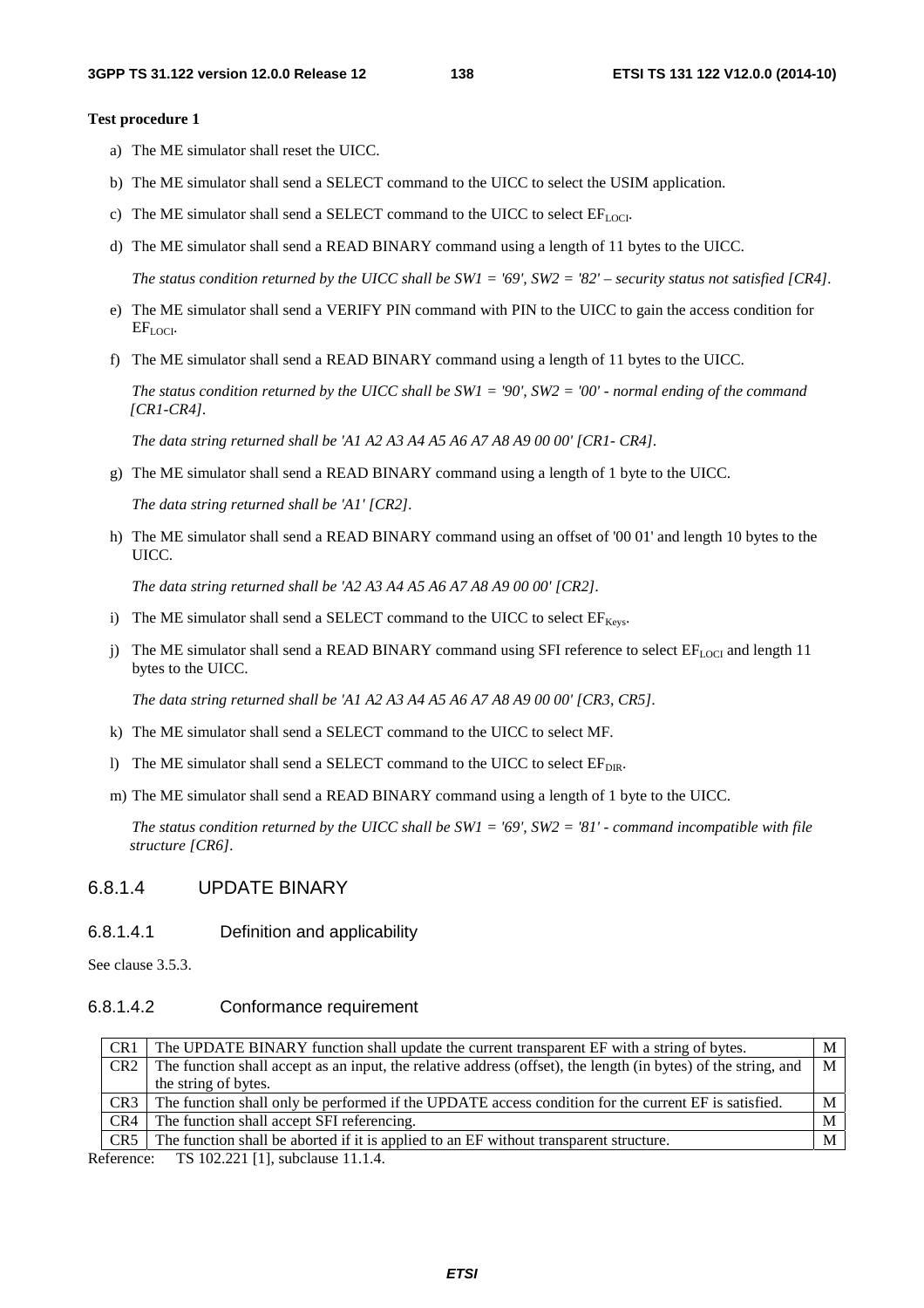**Test procedure 1**

a) The ME simulator shall reset the UICC.

b) The ME simulator shall send a SELECT command to the UICC to select the USIM application.

c) The ME simulator shall send a SELECT command to the UICC to select $EF_{LOCI}$.

d) The ME simulator shall send a READ BINARY command using a length of 11 bytes to the UICC.

   *The status condition returned by the UICC shall be SW1 = '69', SW2 = '82' – security status not satisfied [CR4].*

e) The ME simulator shall send a VERIFY PIN command with PIN to the UICC to gain the access condition for $EF_{LOCI}$.

f) The ME simulator shall send a READ BINARY command using a length of 11 bytes to the UICC.

   *The status condition returned by the UICC shall be SW1 = '90', SW2 = '00' - normal ending of the command [CR1-CR4].*

   *The data string returned shall be 'A1 A2 A3 A4 A5 A6 A7 A8 A9 00 00' [CR1- CR4].*

g) The ME simulator shall send a READ BINARY command using a length of 1 byte to the UICC.

   *The data string returned shall be 'A1' [CR2].*

h) The ME simulator shall send a READ BINARY command using an offset of '00 01' and length 10 bytes to the UICC.

   *The data string returned shall be 'A2 A3 A4 A5 A6 A7 A8 A9 00 00' [CR2].*

i) The ME simulator shall send a SELECT command to the UICC to select $EF_{Keys}$.

j) The ME simulator shall send a READ BINARY command using SFI reference to select $EF_{LOCI}$ and length 11 bytes to the UICC.

   *The data string returned shall be 'A1 A2 A3 A4 A5 A6 A7 A8 A9 00 00' [CR3, CR5].*

k) The ME simulator shall send a SELECT command to the UICC to select MF.

l) The ME simulator shall send a SELECT command to the UICC to select $EF_{DIR}$.

m) The ME simulator shall send a READ BINARY command using a length of 1 byte to the UICC.

   *The status condition returned by the UICC shall be SW1 = '69', SW2 = '81' - command incompatible with file structure [CR6].*

### 6.8.1.4 UPDATE BINARY

#### 6.8.1.4.1 Definition and applicability

See clause 3.5.3.

#### 6.8.1.4.2 Conformance requirement

| | | |
|---|---|---|
| CR1 | The UPDATE BINARY function shall update the current transparent EF with a string of bytes. | M |
| CR2 | The function shall accept as an input, the relative address (offset), the length (in bytes) of the string, and the string of bytes. | M |
| CR3 | The function shall only be performed if the UPDATE access condition for the current EF is satisfied. | M |
| CR4 | The function shall accept SFI referencing. | M |
| CR5 | The function shall be aborted if it is applied to an EF without transparent structure. | M |

Reference: TS 102.221 [1], subclause 11.1.4.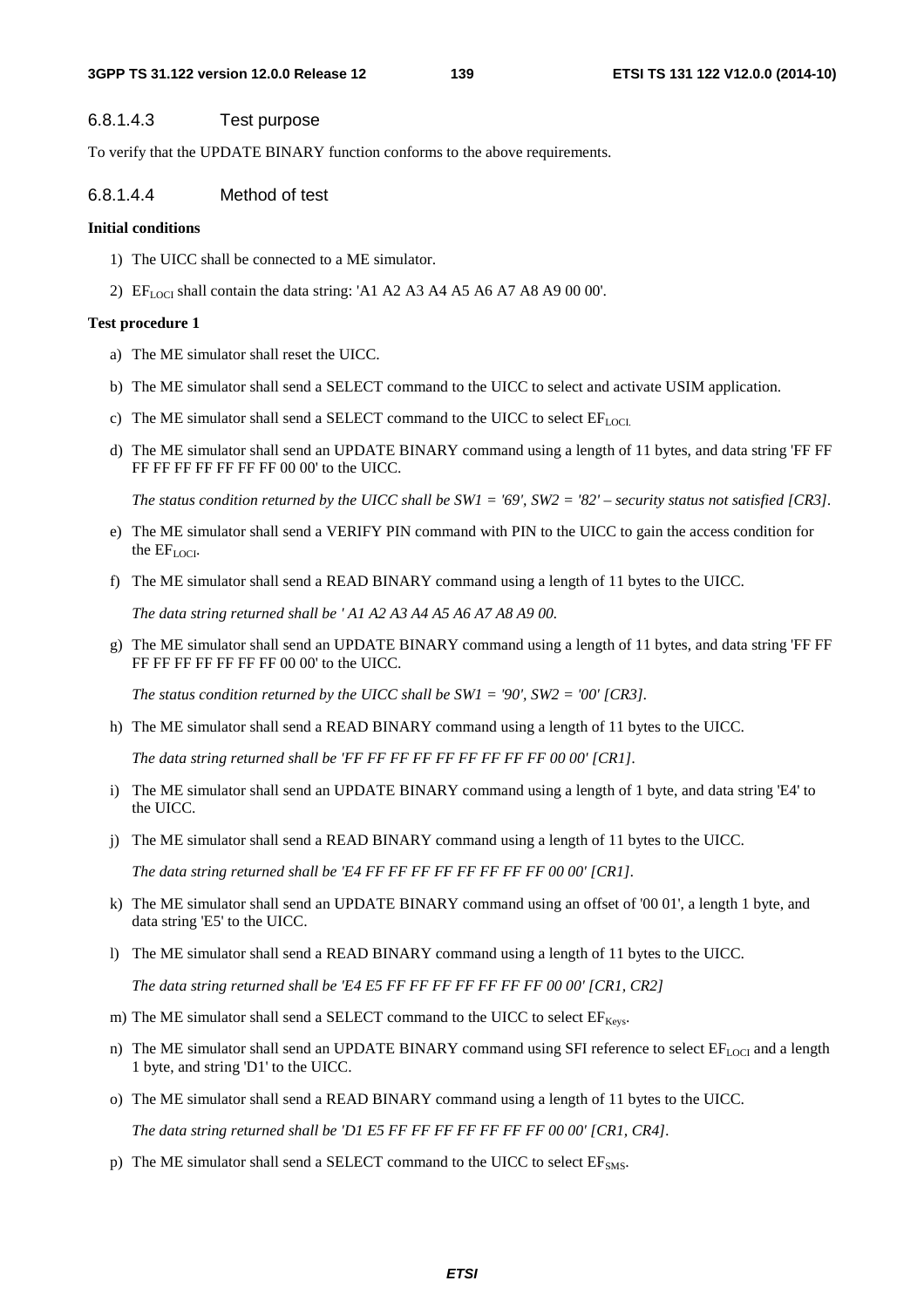#### 6.8.1.4.3 Test purpose

To verify that the UPDATE BINARY function conforms to the above requirements.

#### 6.8.1.4.4 Method of test

**Initial conditions**

1) The UICC shall be connected to a ME simulator.
2) $EF_{LOCI}$ shall contain the data string: 'A1 A2 A3 A4 A5 A6 A7 A8 A9 00 00'.

**Test procedure 1**

a) The ME simulator shall reset the UICC.

b) The ME simulator shall send a SELECT command to the UICC to select and activate USIM application.

c) The ME simulator shall send a SELECT command to the UICC to select $EF_{LOCI.}$

d) The ME simulator shall send an UPDATE BINARY command using a length of 11 bytes, and data string 'FF FF FF FF FF FF FF FF FF 00 00' to the UICC.

   *The status condition returned by the UICC shall be SW1 = '69', SW2 = '82' – security status not satisfied [CR3].*

e) The ME simulator shall send a VERIFY PIN command with PIN to the UICC to gain the access condition for the $EF_{LOCI}$.

f) The ME simulator shall send a READ BINARY command using a length of 11 bytes to the UICC.

   *The data string returned shall be ' A1 A2 A3 A4 A5 A6 A7 A8 A9 00.*

g) The ME simulator shall send an UPDATE BINARY command using a length of 11 bytes, and data string 'FF FF FF FF FF FF FF FF FF 00 00' to the UICC.

   *The status condition returned by the UICC shall be SW1 = '90', SW2 = '00' [CR3].*

h) The ME simulator shall send a READ BINARY command using a length of 11 bytes to the UICC.

   *The data string returned shall be 'FF FF FF FF FF FF FF FF FF 00 00' [CR1].*

i) The ME simulator shall send an UPDATE BINARY command using a length of 1 byte, and data string 'E4' to the UICC.

j) The ME simulator shall send a READ BINARY command using a length of 11 bytes to the UICC.

   *The data string returned shall be 'E4 FF FF FF FF FF FF FF FF 00 00' [CR1].*

k) The ME simulator shall send an UPDATE BINARY command using an offset of '00 01', a length 1 byte, and data string 'E5' to the UICC.

l) The ME simulator shall send a READ BINARY command using a length of 11 bytes to the UICC.

   *The data string returned shall be 'E4 E5 FF FF FF FF FF FF FF 00 00' [CR1, CR2]*

m) The ME simulator shall send a SELECT command to the UICC to select $EF_{Keys}$.

n) The ME simulator shall send an UPDATE BINARY command using SFI reference to select $EF_{LOCI}$ and a length 1 byte, and string 'D1' to the UICC.

o) The ME simulator shall send a READ BINARY command using a length of 11 bytes to the UICC.

   *The data string returned shall be 'D1 E5 FF FF FF FF FF FF FF 00 00' [CR1, CR4].*

p) The ME simulator shall send a SELECT command to the UICC to select $EF_{SMS}$.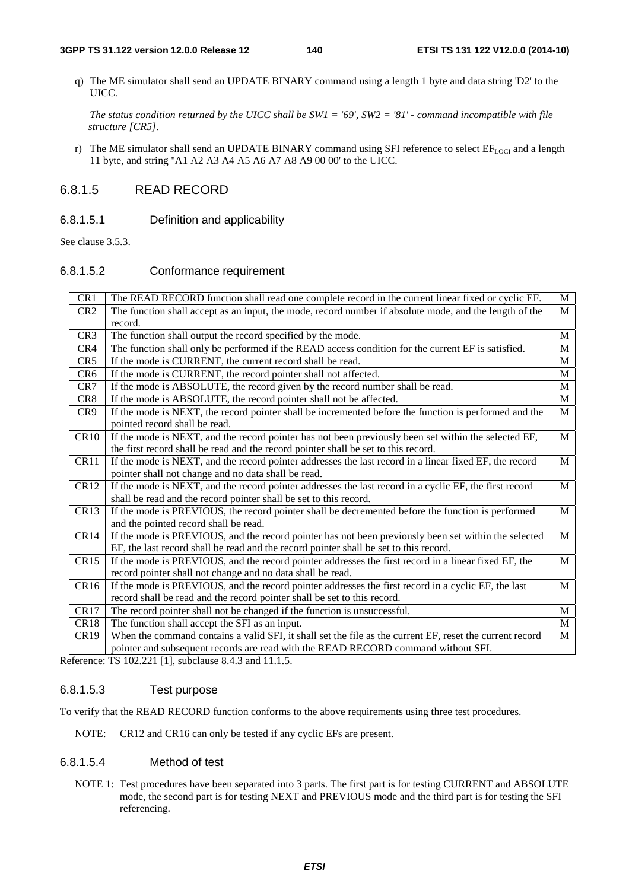q) The ME simulator shall send an UPDATE BINARY command using a length 1 byte and data string 'D2' to the UICC.

*The status condition returned by the UICC shall be SW1 = '69', SW2 = '81' - command incompatible with file structure [CR5].*

r) The ME simulator shall send an UPDATE BINARY command using SFI reference to select $EF_{LOCI}$ and a length 11 byte, and string "A1 A2 A3 A4 A5 A6 A7 A8 A9 00 00' to the UICC.

### 6.8.1.5 READ RECORD

#### 6.8.1.5.1 Definition and applicability

See clause 3.5.3.

#### 6.8.1.5.2 Conformance requirement

| | | |
|---|---|---|
| CR1 | The READ RECORD function shall read one complete record in the current linear fixed or cyclic EF. | M |
| CR2 | The function shall accept as an input, the mode, record number if absolute mode, and the length of the record. | M |
| CR3 | The function shall output the record specified by the mode. | M |
| CR4 | The function shall only be performed if the READ access condition for the current EF is satisfied. | M |
| CR5 | If the mode is CURRENT, the current record shall be read. | M |
| CR6 | If the mode is CURRENT, the record pointer shall not affected. | M |
| CR7 | If the mode is ABSOLUTE, the record given by the record number shall be read. | M |
| CR8 | If the mode is ABSOLUTE, the record pointer shall not be affected. | M |
| CR9 | If the mode is NEXT, the record pointer shall be incremented before the function is performed and the pointed record shall be read. | M |
| CR10 | If the mode is NEXT, and the record pointer has not been previously been set within the selected EF, the first record shall be read and the record pointer shall be set to this record. | M |
| CR11 | If the mode is NEXT, and the record pointer addresses the last record in a linear fixed EF, the record pointer shall not change and no data shall be read. | M |
| CR12 | If the mode is NEXT, and the record pointer addresses the last record in a cyclic EF, the first record shall be read and the record pointer shall be set to this record. | M |
| CR13 | If the mode is PREVIOUS, the record pointer shall be decremented before the function is performed and the pointed record shall be read. | M |
| CR14 | If the mode is PREVIOUS, and the record pointer has not been previously been set within the selected EF, the last record shall be read and the record pointer shall be set to this record. | M |
| CR15 | If the mode is PREVIOUS, and the record pointer addresses the first record in a linear fixed EF, the record pointer shall not change and no data shall be read. | M |
| CR16 | If the mode is PREVIOUS, and the record pointer addresses the first record in a cyclic EF, the last record shall be read and the record pointer shall be set to this record. | M |
| CR17 | The record pointer shall not be changed if the function is unsuccessful. | M |
| CR18 | The function shall accept the SFI as an input. | M |
| CR19 | When the command contains a valid SFI, it shall set the file as the current EF, reset the current record pointer and subsequent records are read with the READ RECORD command without SFI. | M |

Reference: TS 102.221 [1], subclause 8.4.3 and 11.1.5.

#### 6.8.1.5.3 Test purpose

To verify that the READ RECORD function conforms to the above requirements using three test procedures.

NOTE: CR12 and CR16 can only be tested if any cyclic EFs are present.

#### 6.8.1.5.4 Method of test

NOTE 1: Test procedures have been separated into 3 parts. The first part is for testing CURRENT and ABSOLUTE mode, the second part is for testing NEXT and PREVIOUS mode and the third part is for testing the SFI referencing.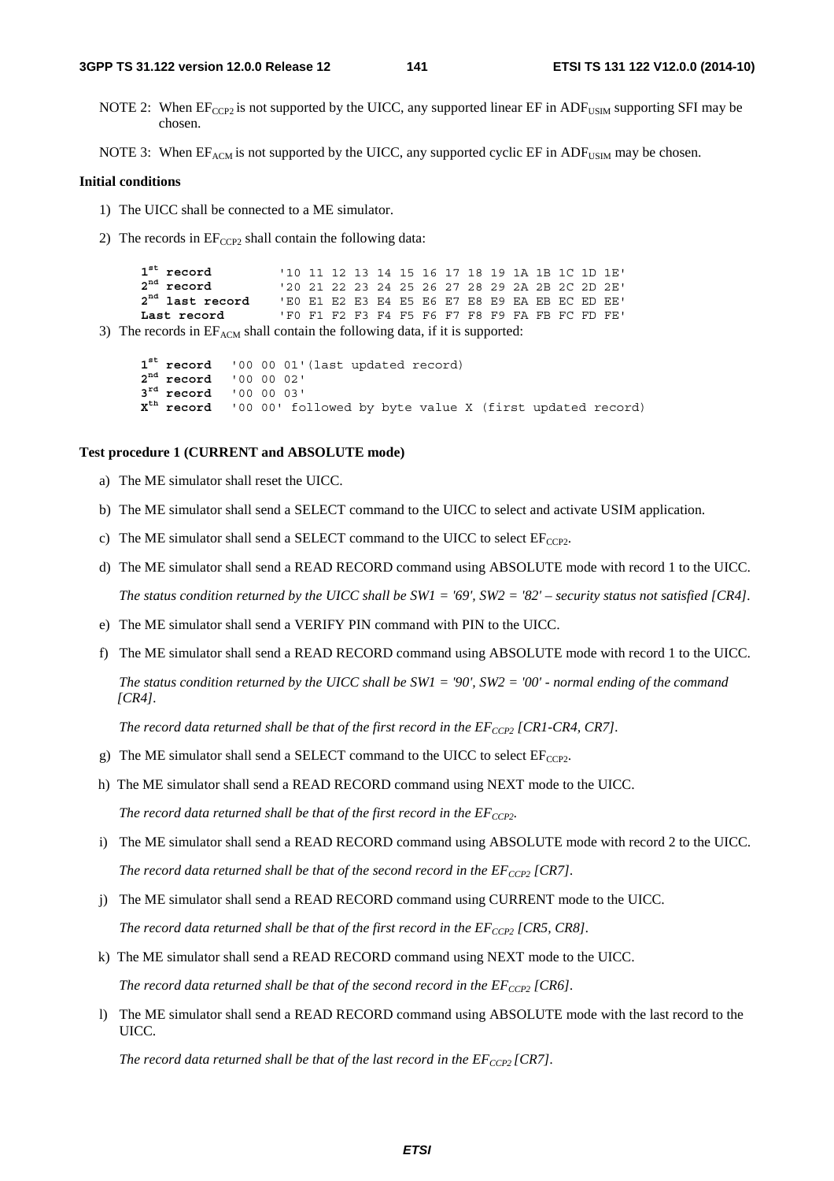NOTE 2: When $EF_{CCP2}$ is not supported by the UICC, any supported linear EF in $ADF_{USIM}$ supporting SFI may be chosen.

NOTE 3: When $EF_{ACM}$ is not supported by the UICC, any supported cyclic EF in $ADF_{USIM}$ may be chosen.

**Initial conditions**

1) The UICC shall be connected to a ME simulator.

2) The records in $EF_{CCP2}$ shall contain the following data:

```
1st record          '10 11 12 13 14 15 16 17 18 19 1A 1B 1C 1D 1E'
2nd record          '20 21 22 23 24 25 26 27 28 29 2A 2B 2C 2D 2E'
2nd last record     'E0 E1 E2 E3 E4 E5 E6 E7 E8 E9 EA EB EC ED EE'
Last record         'F0 F1 F2 F3 F4 F5 F6 F7 F8 F9 FA FB FC FD FE'
```

3) The records in $EF_{ACM}$ shall contain the following data, if it is supported:

```
1st record   '00 00 01'(last updated record)
2nd record   '00 00 02'
3rd record   '00 00 03'
Xth record   '00 00' followed by byte value X (first updated record)
```

**Test procedure 1 (CURRENT and ABSOLUTE mode)**

a) The ME simulator shall reset the UICC.

b) The ME simulator shall send a SELECT command to the UICC to select and activate USIM application.

c) The ME simulator shall send a SELECT command to the UICC to select $EF_{CCP2}$.

d) The ME simulator shall send a READ RECORD command using ABSOLUTE mode with record 1 to the UICC.

   *The status condition returned by the UICC shall be SW1 = '69', SW2 = '82' – security status not satisfied [CR4].*

e) The ME simulator shall send a VERIFY PIN command with PIN to the UICC.

f) The ME simulator shall send a READ RECORD command using ABSOLUTE mode with record 1 to the UICC.

   *The status condition returned by the UICC shall be SW1 = '90', SW2 = '00' - normal ending of the command [CR4].*

   *The record data returned shall be that of the first record in the $EF_{CCP2}$ [CR1-CR4, CR7].*

g) The ME simulator shall send a SELECT command to the UICC to select $EF_{CCP2}$.

h) The ME simulator shall send a READ RECORD command using NEXT mode to the UICC.

   *The record data returned shall be that of the first record in the $EF_{CCP2}$.*

i) The ME simulator shall send a READ RECORD command using ABSOLUTE mode with record 2 to the UICC.

   *The record data returned shall be that of the second record in the $EF_{CCP2}$ [CR7].*

j) The ME simulator shall send a READ RECORD command using CURRENT mode to the UICC.

   *The record data returned shall be that of the first record in the $EF_{CCP2}$ [CR5, CR8].*

k) The ME simulator shall send a READ RECORD command using NEXT mode to the UICC.

   *The record data returned shall be that of the second record in the $EF_{CCP2}$ [CR6].*

l) The ME simulator shall send a READ RECORD command using ABSOLUTE mode with the last record to the UICC.

   *The record data returned shall be that of the last record in the $EF_{CCP2}$ [CR7].*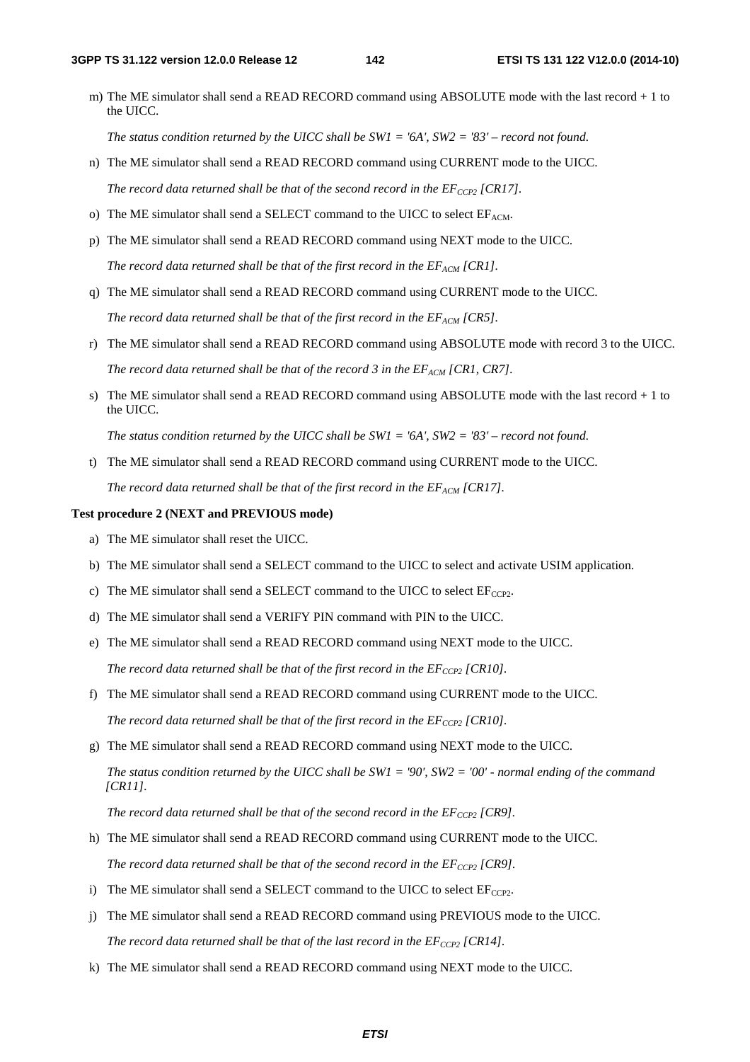m) The ME simulator shall send a READ RECORD command using ABSOLUTE mode with the last record + 1 to the UICC.

*The status condition returned by the UICC shall be SW1 = '6A', SW2 = '83' – record not found.*

n) The ME simulator shall send a READ RECORD command using CURRENT mode to the UICC.

*The record data returned shall be that of the second record in the $EF_{CCP2}$ [CR17].*

o) The ME simulator shall send a SELECT command to the UICC to select $EF_{ACM}$.

p) The ME simulator shall send a READ RECORD command using NEXT mode to the UICC.

*The record data returned shall be that of the first record in the $EF_{ACM}$ [CR1].*

q) The ME simulator shall send a READ RECORD command using CURRENT mode to the UICC.

*The record data returned shall be that of the first record in the $EF_{ACM}$ [CR5].*

r) The ME simulator shall send a READ RECORD command using ABSOLUTE mode with record 3 to the UICC.

*The record data returned shall be that of the record 3 in the $EF_{ACM}$ [CR1, CR7].*

s) The ME simulator shall send a READ RECORD command using ABSOLUTE mode with the last record + 1 to the UICC.

*The status condition returned by the UICC shall be SW1 = '6A', SW2 = '83' – record not found.*

t) The ME simulator shall send a READ RECORD command using CURRENT mode to the UICC.

*The record data returned shall be that of the first record in the $EF_{ACM}$ [CR17].*

**Test procedure 2 (NEXT and PREVIOUS mode)**

a) The ME simulator shall reset the UICC.

b) The ME simulator shall send a SELECT command to the UICC to select and activate USIM application.

c) The ME simulator shall send a SELECT command to the UICC to select $EF_{CCP2}$.

d) The ME simulator shall send a VERIFY PIN command with PIN to the UICC.

e) The ME simulator shall send a READ RECORD command using NEXT mode to the UICC.

*The record data returned shall be that of the first record in the $EF_{CCP2}$ [CR10].*

f) The ME simulator shall send a READ RECORD command using CURRENT mode to the UICC.

*The record data returned shall be that of the first record in the $EF_{CCP2}$ [CR10].*

g) The ME simulator shall send a READ RECORD command using NEXT mode to the UICC.

*The status condition returned by the UICC shall be SW1 = '90', SW2 = '00' - normal ending of the command [CR11].*

*The record data returned shall be that of the second record in the $EF_{CCP2}$ [CR9].*

h) The ME simulator shall send a READ RECORD command using CURRENT mode to the UICC.

*The record data returned shall be that of the second record in the $EF_{CCP2}$ [CR9].*

i) The ME simulator shall send a SELECT command to the UICC to select $EF_{CCP2}$.

j) The ME simulator shall send a READ RECORD command using PREVIOUS mode to the UICC.

*The record data returned shall be that of the last record in the $EF_{CCP2}$ [CR14].*

k) The ME simulator shall send a READ RECORD command using NEXT mode to the UICC.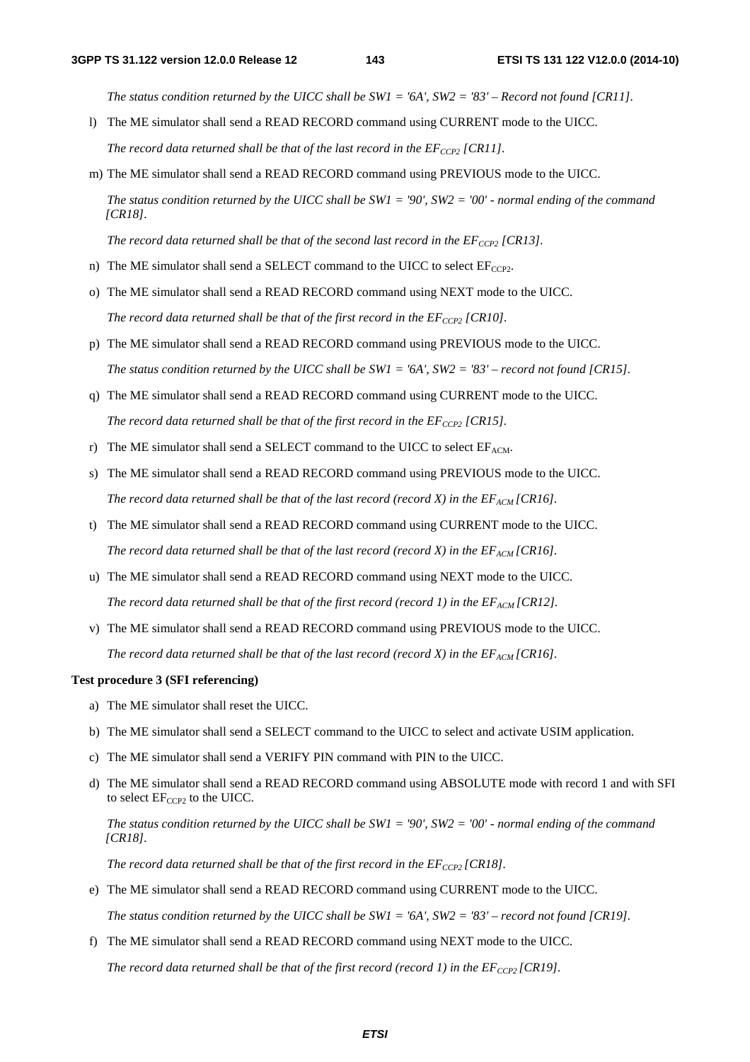*The status condition returned by the UICC shall be SW1 = '6A', SW2 = '83' – Record not found [CR11].*

l) The ME simulator shall send a READ RECORD command using CURRENT mode to the UICC.

   *The record data returned shall be that of the last record in the $EF_{CCP2}$ [CR11].*

m) The ME simulator shall send a READ RECORD command using PREVIOUS mode to the UICC.

   *The status condition returned by the UICC shall be SW1 = '90', SW2 = '00' - normal ending of the command [CR18].*

   *The record data returned shall be that of the second last record in the $EF_{CCP2}$ [CR13].*

n) The ME simulator shall send a SELECT command to the UICC to select $EF_{CCP2}$.

o) The ME simulator shall send a READ RECORD command using NEXT mode to the UICC.

   *The record data returned shall be that of the first record in the $EF_{CCP2}$ [CR10].*

p) The ME simulator shall send a READ RECORD command using PREVIOUS mode to the UICC.

   *The status condition returned by the UICC shall be SW1 = '6A', SW2 = '83' – record not found [CR15].*

q) The ME simulator shall send a READ RECORD command using CURRENT mode to the UICC.

   *The record data returned shall be that of the first record in the $EF_{CCP2}$ [CR15].*

r) The ME simulator shall send a SELECT command to the UICC to select $EF_{ACM}$.

s) The ME simulator shall send a READ RECORD command using PREVIOUS mode to the UICC.

   *The record data returned shall be that of the last record (record X) in the $EF_{ACM}$ [CR16].*

t) The ME simulator shall send a READ RECORD command using CURRENT mode to the UICC.

   *The record data returned shall be that of the last record (record X) in the $EF_{ACM}$ [CR16].*

u) The ME simulator shall send a READ RECORD command using NEXT mode to the UICC.

   *The record data returned shall be that of the first record (record 1) in the $EF_{ACM}$ [CR12].*

v) The ME simulator shall send a READ RECORD command using PREVIOUS mode to the UICC.

   *The record data returned shall be that of the last record (record X) in the $EF_{ACM}$ [CR16].*

**Test procedure 3 (SFI referencing)**

a) The ME simulator shall reset the UICC.

b) The ME simulator shall send a SELECT command to the UICC to select and activate USIM application.

c) The ME simulator shall send a VERIFY PIN command with PIN to the UICC.

d) The ME simulator shall send a READ RECORD command using ABSOLUTE mode with record 1 and with SFI to select $EF_{CCP2}$ to the UICC.

   *The status condition returned by the UICC shall be SW1 = '90', SW2 = '00' - normal ending of the command [CR18].*

   *The record data returned shall be that of the first record in the $EF_{CCP2}$ [CR18].*

e) The ME simulator shall send a READ RECORD command using CURRENT mode to the UICC.

   *The status condition returned by the UICC shall be SW1 = '6A', SW2 = '83' – record not found [CR19].*

f) The ME simulator shall send a READ RECORD command using NEXT mode to the UICC.

   *The record data returned shall be that of the first record (record 1) in the $EF_{CCP2}$ [CR19].*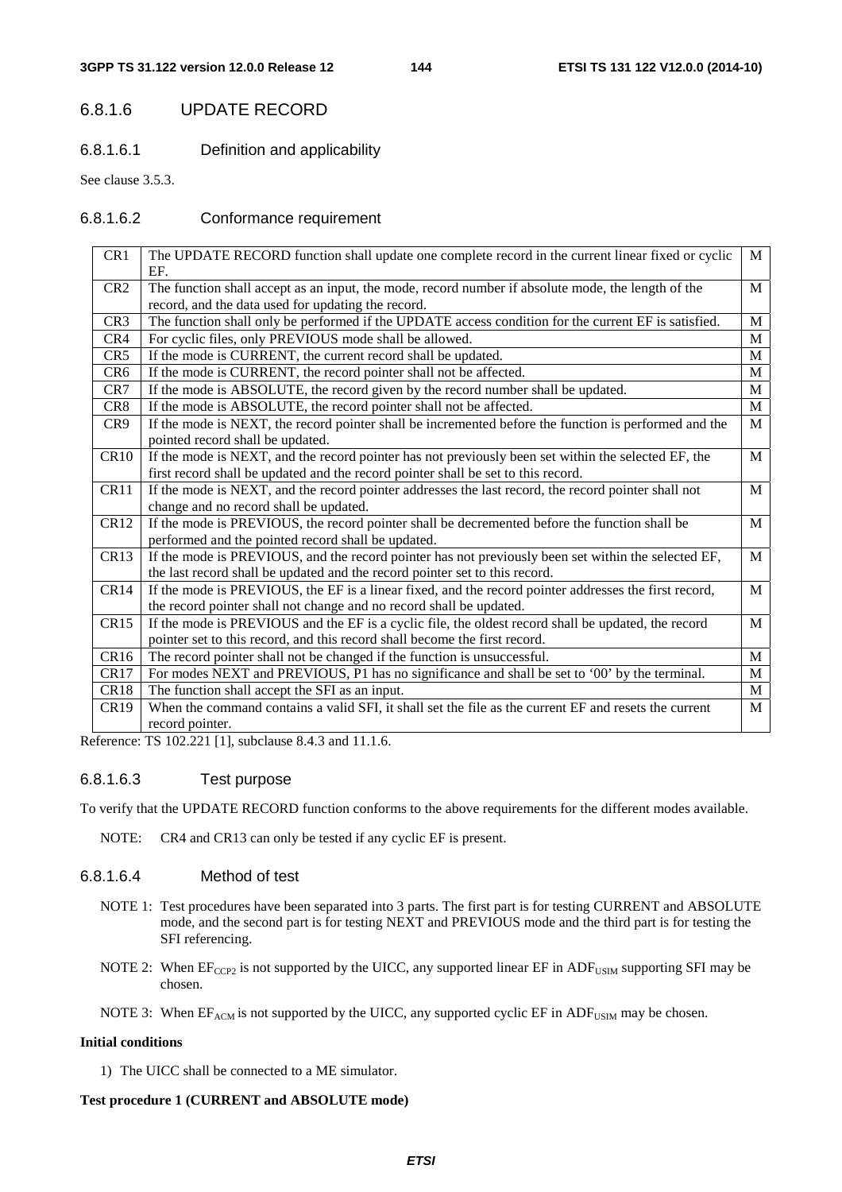### 6.8.1.6 UPDATE RECORD

#### 6.8.1.6.1 Definition and applicability

See clause 3.5.3.

#### 6.8.1.6.2 Conformance requirement

| | | |
|---|---|---|
| CR1 | The UPDATE RECORD function shall update one complete record in the current linear fixed or cyclic EF. | M |
| CR2 | The function shall accept as an input, the mode, record number if absolute mode, the length of the record, and the data used for updating the record. | M |
| CR3 | The function shall only be performed if the UPDATE access condition for the current EF is satisfied. | M |
| CR4 | For cyclic files, only PREVIOUS mode shall be allowed. | M |
| CR5 | If the mode is CURRENT, the current record shall be updated. | M |
| CR6 | If the mode is CURRENT, the record pointer shall not be affected. | M |
| CR7 | If the mode is ABSOLUTE, the record given by the record number shall be updated. | M |
| CR8 | If the mode is ABSOLUTE, the record pointer shall not be affected. | M |
| CR9 | If the mode is NEXT, the record pointer shall be incremented before the function is performed and the pointed record shall be updated. | M |
| CR10 | If the mode is NEXT, and the record pointer has not previously been set within the selected EF, the first record shall be updated and the record pointer shall be set to this record. | M |
| CR11 | If the mode is NEXT, and the record pointer addresses the last record, the record pointer shall not change and no record shall be updated. | M |
| CR12 | If the mode is PREVIOUS, the record pointer shall be decremented before the function shall be performed and the pointed record shall be updated. | M |
| CR13 | If the mode is PREVIOUS, and the record pointer has not previously been set within the selected EF, the last record shall be updated and the record pointer set to this record. | M |
| CR14 | If the mode is PREVIOUS, the EF is a linear fixed, and the record pointer addresses the first record, the record pointer shall not change and no record shall be updated. | M |
| CR15 | If the mode is PREVIOUS and the EF is a cyclic file, the oldest record shall be updated, the record pointer set to this record, and this record shall become the first record. | M |
| CR16 | The record pointer shall not be changed if the function is unsuccessful. | M |
| CR17 | For modes NEXT and PREVIOUS, P1 has no significance and shall be set to '00' by the terminal. | M |
| CR18 | The function shall accept the SFI as an input. | M |
| CR19 | When the command contains a valid SFI, it shall set the file as the current EF and resets the current record pointer. | M |

Reference: TS 102.221 [1], subclause 8.4.3 and 11.1.6.

#### 6.8.1.6.3 Test purpose

To verify that the UPDATE RECORD function conforms to the above requirements for the different modes available.

NOTE: CR4 and CR13 can only be tested if any cyclic EF is present.

#### 6.8.1.6.4 Method of test

NOTE 1: Test procedures have been separated into 3 parts. The first part is for testing CURRENT and ABSOLUTE mode, and the second part is for testing NEXT and PREVIOUS mode and the third part is for testing the SFI referencing.

NOTE 2: When $EF_{CCP2}$ is not supported by the UICC, any supported linear EF in $ADF_{USIM}$ supporting SFI may be chosen.

NOTE 3: When $EF_{ACM}$ is not supported by the UICC, any supported cyclic EF in $ADF_{USIM}$ may be chosen.

**Initial conditions**

1) The UICC shall be connected to a ME simulator.

**Test procedure 1 (CURRENT and ABSOLUTE mode)**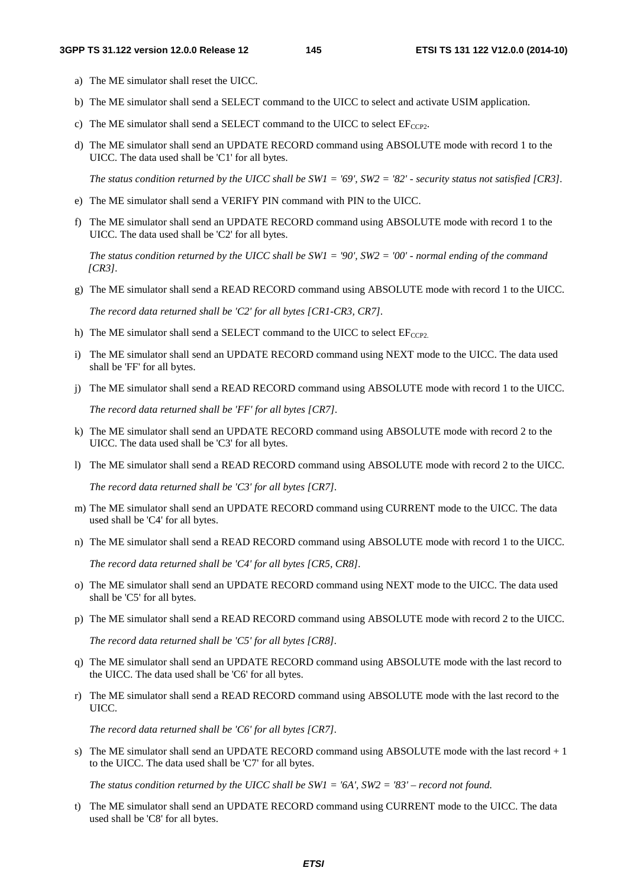a) The ME simulator shall reset the UICC.

b) The ME simulator shall send a SELECT command to the UICC to select and activate USIM application.

c) The ME simulator shall send a SELECT command to the UICC to select $EF_{CCP2}$.

d) The ME simulator shall send an UPDATE RECORD command using ABSOLUTE mode with record 1 to the UICC. The data used shall be 'C1' for all bytes.

   *The status condition returned by the UICC shall be SW1 = '69', SW2 = '82' - security status not satisfied [CR3].*

e) The ME simulator shall send a VERIFY PIN command with PIN to the UICC.

f) The ME simulator shall send an UPDATE RECORD command using ABSOLUTE mode with record 1 to the UICC. The data used shall be 'C2' for all bytes.

   *The status condition returned by the UICC shall be SW1 = '90', SW2 = '00' - normal ending of the command [CR3].*

g) The ME simulator shall send a READ RECORD command using ABSOLUTE mode with record 1 to the UICC.

   *The record data returned shall be 'C2' for all bytes [CR1-CR3, CR7].*

h) The ME simulator shall send a SELECT command to the UICC to select $EF_{CCP2.}$

i) The ME simulator shall send an UPDATE RECORD command using NEXT mode to the UICC. The data used shall be 'FF' for all bytes.

j) The ME simulator shall send a READ RECORD command using ABSOLUTE mode with record 1 to the UICC.

   *The record data returned shall be 'FF' for all bytes [CR7].*

k) The ME simulator shall send an UPDATE RECORD command using ABSOLUTE mode with record 2 to the UICC. The data used shall be 'C3' for all bytes.

l) The ME simulator shall send a READ RECORD command using ABSOLUTE mode with record 2 to the UICC.

   *The record data returned shall be 'C3' for all bytes [CR7].*

m) The ME simulator shall send an UPDATE RECORD command using CURRENT mode to the UICC. The data used shall be 'C4' for all bytes.

n) The ME simulator shall send a READ RECORD command using ABSOLUTE mode with record 1 to the UICC.

   *The record data returned shall be 'C4' for all bytes [CR5, CR8].*

o) The ME simulator shall send an UPDATE RECORD command using NEXT mode to the UICC. The data used shall be 'C5' for all bytes.

p) The ME simulator shall send a READ RECORD command using ABSOLUTE mode with record 2 to the UICC.

   *The record data returned shall be 'C5' for all bytes [CR8].*

q) The ME simulator shall send an UPDATE RECORD command using ABSOLUTE mode with the last record to the UICC. The data used shall be 'C6' for all bytes.

r) The ME simulator shall send a READ RECORD command using ABSOLUTE mode with the last record to the UICC.

   *The record data returned shall be 'C6' for all bytes [CR7].*

s) The ME simulator shall send an UPDATE RECORD command using ABSOLUTE mode with the last record + 1 to the UICC. The data used shall be 'C7' for all bytes.

   *The status condition returned by the UICC shall be SW1 = '6A', SW2 = '83' – record not found.*

t) The ME simulator shall send an UPDATE RECORD command using CURRENT mode to the UICC. The data used shall be 'C8' for all bytes.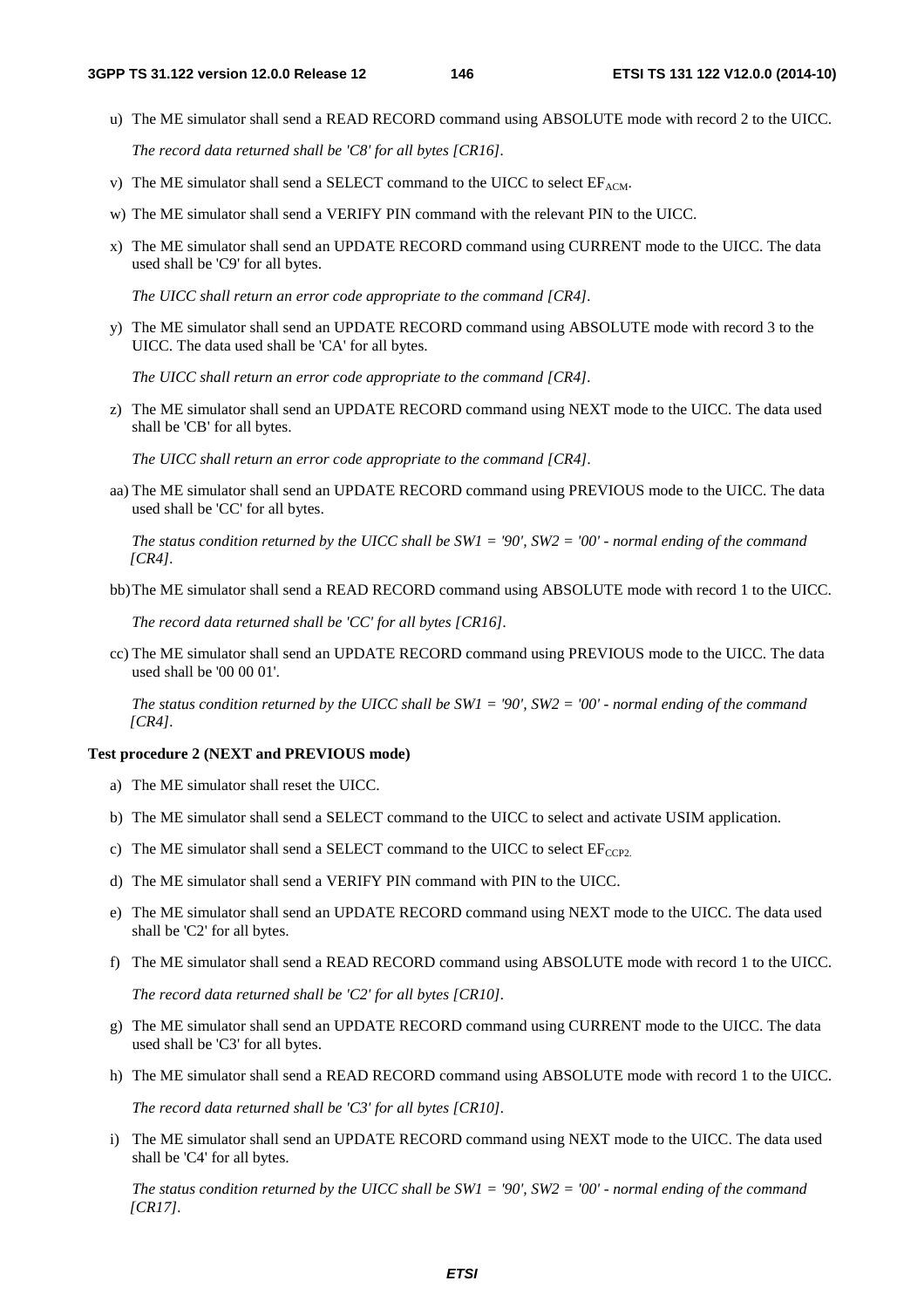u) The ME simulator shall send a READ RECORD command using ABSOLUTE mode with record 2 to the UICC.

*The record data returned shall be 'C8' for all bytes [CR16].*

v) The ME simulator shall send a SELECT command to the UICC to select $EF_{ACM}$.

w) The ME simulator shall send a VERIFY PIN command with the relevant PIN to the UICC.

x) The ME simulator shall send an UPDATE RECORD command using CURRENT mode to the UICC. The data used shall be 'C9' for all bytes.

*The UICC shall return an error code appropriate to the command [CR4].*

y) The ME simulator shall send an UPDATE RECORD command using ABSOLUTE mode with record 3 to the UICC. The data used shall be 'CA' for all bytes.

*The UICC shall return an error code appropriate to the command [CR4].*

z) The ME simulator shall send an UPDATE RECORD command using NEXT mode to the UICC. The data used shall be 'CB' for all bytes.

*The UICC shall return an error code appropriate to the command [CR4].*

aa) The ME simulator shall send an UPDATE RECORD command using PREVIOUS mode to the UICC. The data used shall be 'CC' for all bytes.

*The status condition returned by the UICC shall be SW1 = '90', SW2 = '00' - normal ending of the command [CR4].*

bb) The ME simulator shall send a READ RECORD command using ABSOLUTE mode with record 1 to the UICC.

*The record data returned shall be 'CC' for all bytes [CR16].*

cc) The ME simulator shall send an UPDATE RECORD command using PREVIOUS mode to the UICC. The data used shall be '00 00 01'.

*The status condition returned by the UICC shall be SW1 = '90', SW2 = '00' - normal ending of the command [CR4].*

**Test procedure 2 (NEXT and PREVIOUS mode)**

a) The ME simulator shall reset the UICC.

b) The ME simulator shall send a SELECT command to the UICC to select and activate USIM application.

c) The ME simulator shall send a SELECT command to the UICC to select $EF_{CCP2.}$

d) The ME simulator shall send a VERIFY PIN command with PIN to the UICC.

e) The ME simulator shall send an UPDATE RECORD command using NEXT mode to the UICC. The data used shall be 'C2' for all bytes.

f) The ME simulator shall send a READ RECORD command using ABSOLUTE mode with record 1 to the UICC.

*The record data returned shall be 'C2' for all bytes [CR10].*

g) The ME simulator shall send an UPDATE RECORD command using CURRENT mode to the UICC. The data used shall be 'C3' for all bytes.

h) The ME simulator shall send a READ RECORD command using ABSOLUTE mode with record 1 to the UICC.

*The record data returned shall be 'C3' for all bytes [CR10].*

i) The ME simulator shall send an UPDATE RECORD command using NEXT mode to the UICC. The data used shall be 'C4' for all bytes.

*The status condition returned by the UICC shall be SW1 = '90', SW2 = '00' - normal ending of the command [CR17].*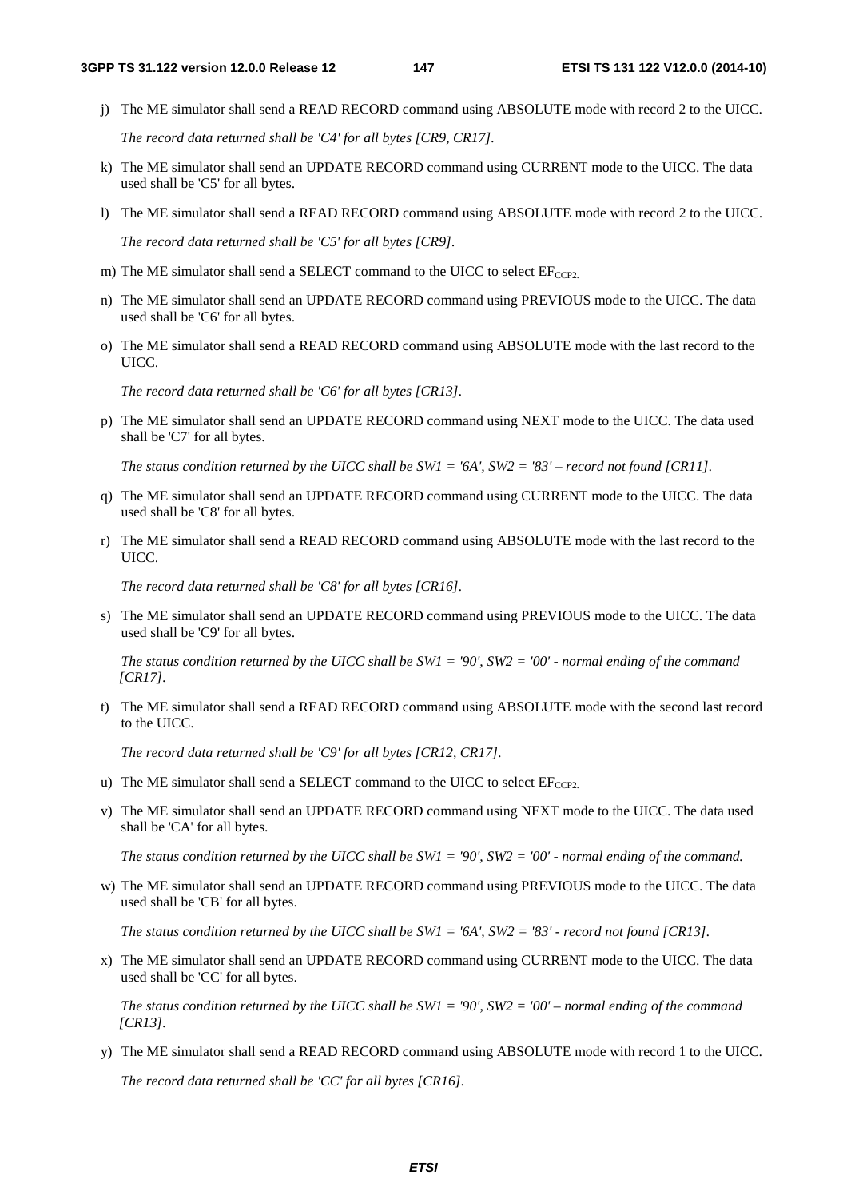j) The ME simulator shall send a READ RECORD command using ABSOLUTE mode with record 2 to the UICC.

   *The record data returned shall be 'C4' for all bytes [CR9, CR17].*

k) The ME simulator shall send an UPDATE RECORD command using CURRENT mode to the UICC. The data used shall be 'C5' for all bytes.

l) The ME simulator shall send a READ RECORD command using ABSOLUTE mode with record 2 to the UICC.

   *The record data returned shall be 'C5' for all bytes [CR9].*

m) The ME simulator shall send a SELECT command to the UICC to select $EF_{CCP2.}$

n) The ME simulator shall send an UPDATE RECORD command using PREVIOUS mode to the UICC. The data used shall be 'C6' for all bytes.

o) The ME simulator shall send a READ RECORD command using ABSOLUTE mode with the last record to the UICC.

   *The record data returned shall be 'C6' for all bytes [CR13].*

p) The ME simulator shall send an UPDATE RECORD command using NEXT mode to the UICC. The data used shall be 'C7' for all bytes.

   *The status condition returned by the UICC shall be SW1 = '6A', SW2 = '83' – record not found [CR11].*

q) The ME simulator shall send an UPDATE RECORD command using CURRENT mode to the UICC. The data used shall be 'C8' for all bytes.

r) The ME simulator shall send a READ RECORD command using ABSOLUTE mode with the last record to the UICC.

   *The record data returned shall be 'C8' for all bytes [CR16].*

s) The ME simulator shall send an UPDATE RECORD command using PREVIOUS mode to the UICC. The data used shall be 'C9' for all bytes.

   *The status condition returned by the UICC shall be SW1 = '90', SW2 = '00' - normal ending of the command [CR17].*

t) The ME simulator shall send a READ RECORD command using ABSOLUTE mode with the second last record to the UICC.

   *The record data returned shall be 'C9' for all bytes [CR12, CR17].*

u) The ME simulator shall send a SELECT command to the UICC to select $EF_{CCP2.}$

v) The ME simulator shall send an UPDATE RECORD command using NEXT mode to the UICC. The data used shall be 'CA' for all bytes.

   *The status condition returned by the UICC shall be SW1 = '90', SW2 = '00' - normal ending of the command.*

w) The ME simulator shall send an UPDATE RECORD command using PREVIOUS mode to the UICC. The data used shall be 'CB' for all bytes.

   *The status condition returned by the UICC shall be SW1 = '6A', SW2 = '83' - record not found [CR13].*

x) The ME simulator shall send an UPDATE RECORD command using CURRENT mode to the UICC. The data used shall be 'CC' for all bytes.

   *The status condition returned by the UICC shall be SW1 = '90', SW2 = '00' – normal ending of the command [CR13].*

y) The ME simulator shall send a READ RECORD command using ABSOLUTE mode with record 1 to the UICC.

   *The record data returned shall be 'CC' for all bytes [CR16].*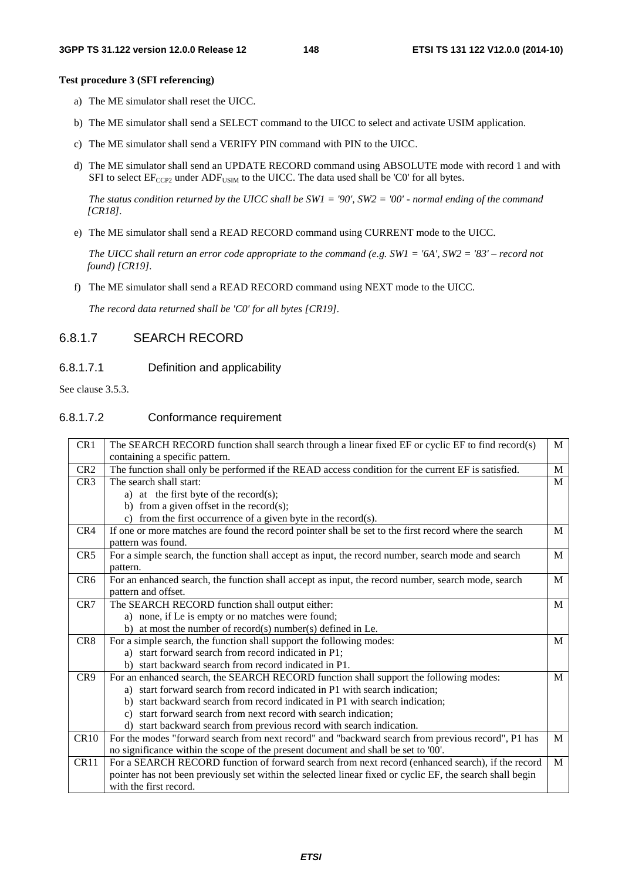**Test procedure 3 (SFI referencing)**

a) The ME simulator shall reset the UICC.

b) The ME simulator shall send a SELECT command to the UICC to select and activate USIM application.

c) The ME simulator shall send a VERIFY PIN command with PIN to the UICC.

d) The ME simulator shall send an UPDATE RECORD command using ABSOLUTE mode with record 1 and with SFI to select $EF_{CCP2}$ under $ADF_{USIM}$ to the UICC. The data used shall be 'C0' for all bytes.

*The status condition returned by the UICC shall be SW1 = '90', SW2 = '00' - normal ending of the command [CR18].*

e) The ME simulator shall send a READ RECORD command using CURRENT mode to the UICC.

*The UICC shall return an error code appropriate to the command (e.g. SW1 = '6A', SW2 = '83' – record not found) [CR19].*

f) The ME simulator shall send a READ RECORD command using NEXT mode to the UICC.

*The record data returned shall be 'C0' for all bytes [CR19].*

### 6.8.1.7 SEARCH RECORD

#### 6.8.1.7.1 Definition and applicability

See clause 3.5.3.

#### 6.8.1.7.2 Conformance requirement

| CR | Requirement | |
|---|---|---|
| CR1 | The SEARCH RECORD function shall search through a linear fixed EF or cyclic EF to find record(s) containing a specific pattern. | M |
| CR2 | The function shall only be performed if the READ access condition for the current EF is satisfied. | M |
| CR3 | The search shall start:<br>a) at the first byte of the record(s);<br>b) from a given offset in the record(s);<br>c) from the first occurrence of a given byte in the record(s). | M |
| CR4 | If one or more matches are found the record pointer shall be set to the first record where the search pattern was found. | M |
| CR5 | For a simple search, the function shall accept as input, the record number, search mode and search pattern. | M |
| CR6 | For an enhanced search, the function shall accept as input, the record number, search mode, search pattern and offset. | M |
| CR7 | The SEARCH RECORD function shall output either:<br>a) none, if Le is empty or no matches were found;<br>b) at most the number of record(s) number(s) defined in Le. | M |
| CR8 | For a simple search, the function shall support the following modes:<br>a) start forward search from record indicated in P1;<br>b) start backward search from record indicated in P1. | M |
| CR9 | For an enhanced search, the SEARCH RECORD function shall support the following modes:<br>a) start forward search from record indicated in P1 with search indication;<br>b) start backward search from record indicated in P1 with search indication;<br>c) start forward search from next record with search indication;<br>d) start backward search from previous record with search indication. | M |
| CR10 | For the modes "forward search from next record" and "backward search from previous record", P1 has no significance within the scope of the present document and shall be set to '00'. | M |
| CR11 | For a SEARCH RECORD function of forward search from next record (enhanced search), if the record pointer has not been previously set within the selected linear fixed or cyclic EF, the search shall begin with the first record. | M |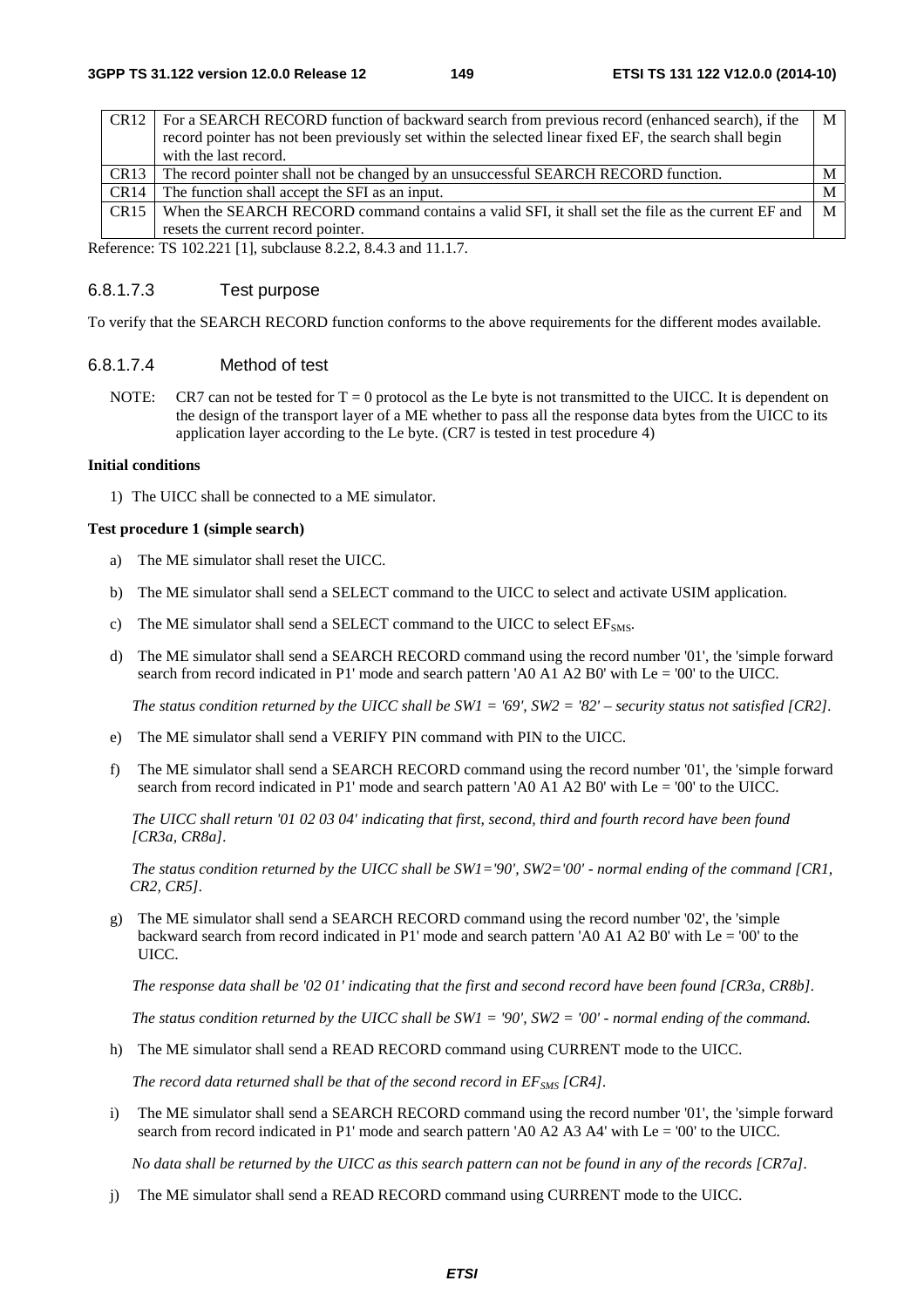| CR12 | For a SEARCH RECORD function of backward search from previous record (enhanced search), if the record pointer has not been previously set within the selected linear fixed EF, the search shall begin with the last record. | M |
|---|---|---|
| CR13 | The record pointer shall not be changed by an unsuccessful SEARCH RECORD function. | M |
| CR14 | The function shall accept the SFI as an input. | M |
| CR15 | When the SEARCH RECORD command contains a valid SFI, it shall set the file as the current EF and resets the current record pointer. | M |

Reference: TS 102.221 [1], subclause 8.2.2, 8.4.3 and 11.1.7.

#### 6.8.1.7.3 Test purpose

To verify that the SEARCH RECORD function conforms to the above requirements for the different modes available.

#### 6.8.1.7.4 Method of test

NOTE: CR7 can not be tested for T = 0 protocol as the Le byte is not transmitted to the UICC. It is dependent on the design of the transport layer of a ME whether to pass all the response data bytes from the UICC to its application layer according to the Le byte. (CR7 is tested in test procedure 4)

**Initial conditions**

1) The UICC shall be connected to a ME simulator.

**Test procedure 1 (simple search)**

a) The ME simulator shall reset the UICC.

b) The ME simulator shall send a SELECT command to the UICC to select and activate USIM application.

c) The ME simulator shall send a SELECT command to the UICC to select $EF_{SMS}$.

d) The ME simulator shall send a SEARCH RECORD command using the record number '01', the 'simple forward search from record indicated in P1' mode and search pattern 'A0 A1 A2 B0' with Le = '00' to the UICC.

   *The status condition returned by the UICC shall be SW1 = '69', SW2 = '82' – security status not satisfied [CR2].*

e) The ME simulator shall send a VERIFY PIN command with PIN to the UICC.

f) The ME simulator shall send a SEARCH RECORD command using the record number '01', the 'simple forward search from record indicated in P1' mode and search pattern 'A0 A1 A2 B0' with Le = '00' to the UICC.

   *The UICC shall return '01 02 03 04' indicating that first, second, third and fourth record have been found [CR3a, CR8a].*

   *The status condition returned by the UICC shall be SW1='90', SW2='00' - normal ending of the command [CR1, CR2, CR5].*

g) The ME simulator shall send a SEARCH RECORD command using the record number '02', the 'simple backward search from record indicated in P1' mode and search pattern 'A0 A1 A2 B0' with Le = '00' to the UICC.

   *The response data shall be '02 01' indicating that the first and second record have been found [CR3a, CR8b].*

   *The status condition returned by the UICC shall be SW1 = '90', SW2 = '00' - normal ending of the command.*

h) The ME simulator shall send a READ RECORD command using CURRENT mode to the UICC.

   *The record data returned shall be that of the second record in $EF_{SMS}$ [CR4].*

i) The ME simulator shall send a SEARCH RECORD command using the record number '01', the 'simple forward search from record indicated in P1' mode and search pattern 'A0 A2 A3 A4' with Le = '00' to the UICC.

   *No data shall be returned by the UICC as this search pattern can not be found in any of the records [CR7a].*

j) The ME simulator shall send a READ RECORD command using CURRENT mode to the UICC.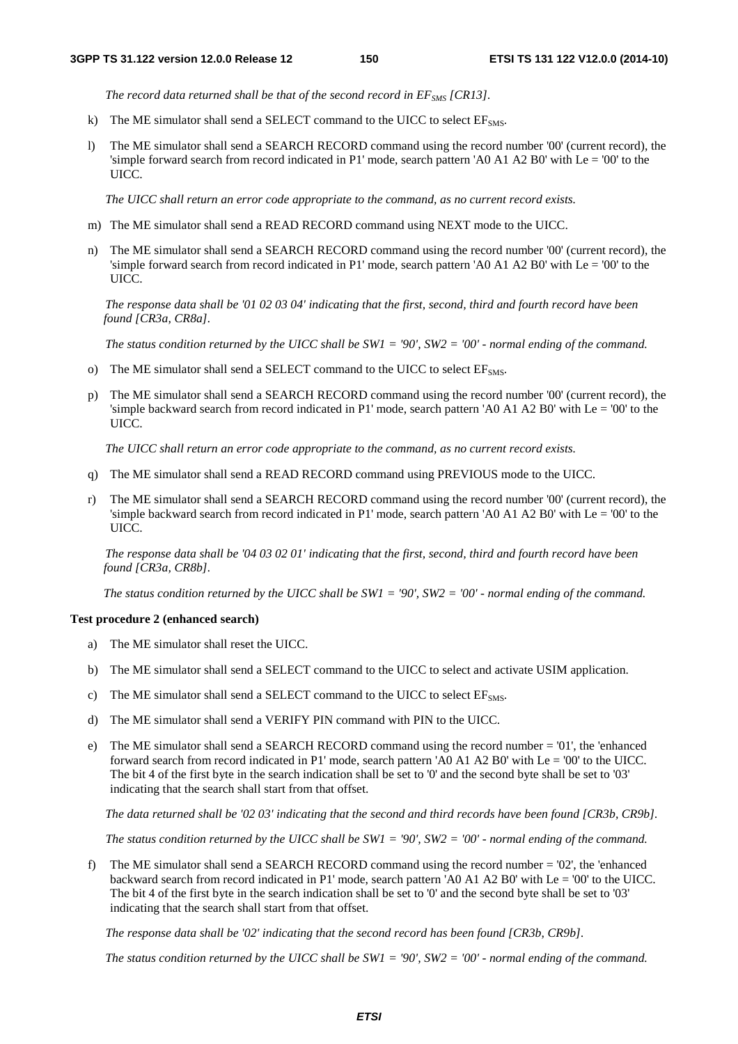*The record data returned shall be that of the second record in $EF_{SMS}$ [CR13].*

k) The ME simulator shall send a SELECT command to the UICC to select $EF_{SMS}$.

l) The ME simulator shall send a SEARCH RECORD command using the record number '00' (current record), the 'simple forward search from record indicated in P1' mode, search pattern 'A0 A1 A2 B0' with Le = '00' to the UICC.

*The UICC shall return an error code appropriate to the command, as no current record exists.*

m) The ME simulator shall send a READ RECORD command using NEXT mode to the UICC.

n) The ME simulator shall send a SEARCH RECORD command using the record number '00' (current record), the 'simple forward search from record indicated in P1' mode, search pattern 'A0 A1 A2 B0' with Le = '00' to the UICC.

*The response data shall be '01 02 03 04' indicating that the first, second, third and fourth record have been found [CR3a, CR8a].*

*The status condition returned by the UICC shall be SW1 = '90', SW2 = '00' - normal ending of the command.*

o) The ME simulator shall send a SELECT command to the UICC to select $EF_{SMS}$.

p) The ME simulator shall send a SEARCH RECORD command using the record number '00' (current record), the 'simple backward search from record indicated in P1' mode, search pattern 'A0 A1 A2 B0' with Le = '00' to the UICC.

*The UICC shall return an error code appropriate to the command, as no current record exists.*

q) The ME simulator shall send a READ RECORD command using PREVIOUS mode to the UICC.

r) The ME simulator shall send a SEARCH RECORD command using the record number '00' (current record), the 'simple backward search from record indicated in P1' mode, search pattern 'A0 A1 A2 B0' with Le = '00' to the UICC.

*The response data shall be '04 03 02 01' indicating that the first, second, third and fourth record have been found [CR3a, CR8b].*

*The status condition returned by the UICC shall be SW1 = '90', SW2 = '00' - normal ending of the command.*

**Test procedure 2 (enhanced search)**

a) The ME simulator shall reset the UICC.

b) The ME simulator shall send a SELECT command to the UICC to select and activate USIM application.

c) The ME simulator shall send a SELECT command to the UICC to select $EF_{SMS}$.

d) The ME simulator shall send a VERIFY PIN command with PIN to the UICC.

e) The ME simulator shall send a SEARCH RECORD command using the record number = '01', the 'enhanced forward search from record indicated in P1' mode, search pattern 'A0 A1 A2 B0' with Le = '00' to the UICC. The bit 4 of the first byte in the search indication shall be set to '0' and the second byte shall be set to '03' indicating that the search shall start from that offset.

*The data returned shall be '02 03' indicating that the second and third records have been found [CR3b, CR9b].*

*The status condition returned by the UICC shall be SW1 = '90', SW2 = '00' - normal ending of the command.*

f) The ME simulator shall send a SEARCH RECORD command using the record number = '02', the 'enhanced backward search from record indicated in P1' mode, search pattern 'A0 A1 A2 B0' with Le = '00' to the UICC. The bit 4 of the first byte in the search indication shall be set to '0' and the second byte shall be set to '03' indicating that the search shall start from that offset.

*The response data shall be '02' indicating that the second record has been found [CR3b, CR9b].*

*The status condition returned by the UICC shall be SW1 = '90', SW2 = '00' - normal ending of the command.*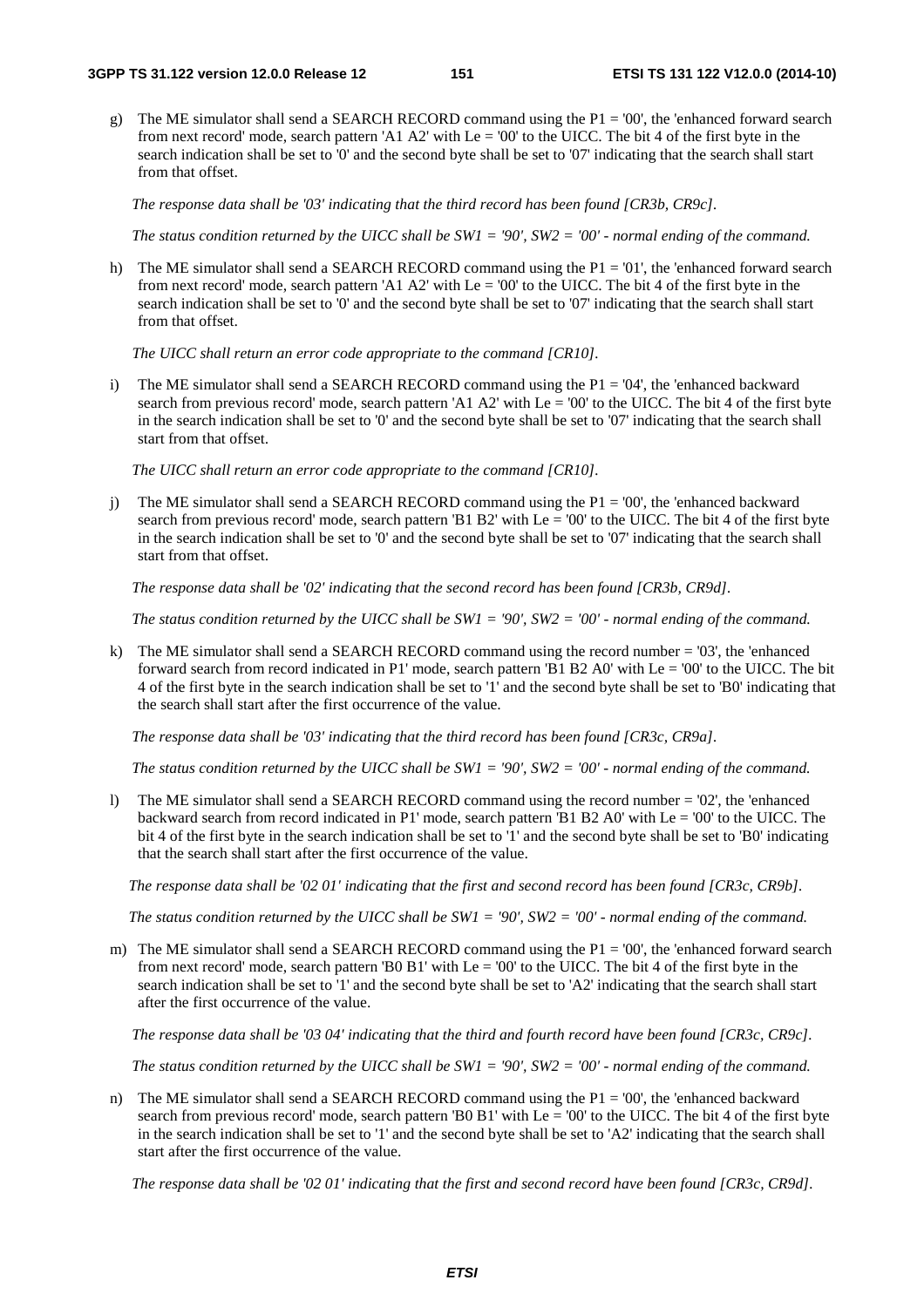g) The ME simulator shall send a SEARCH RECORD command using the P1 = '00', the 'enhanced forward search from next record' mode, search pattern 'A1 A2' with Le = '00' to the UICC. The bit 4 of the first byte in the search indication shall be set to '0' and the second byte shall be set to '07' indicating that the search shall start from that offset.

   *The response data shall be '03' indicating that the third record has been found [CR3b, CR9c].*

   *The status condition returned by the UICC shall be SW1 = '90', SW2 = '00' - normal ending of the command.*

h) The ME simulator shall send a SEARCH RECORD command using the P1 = '01', the 'enhanced forward search from next record' mode, search pattern 'A1 A2' with Le = '00' to the UICC. The bit 4 of the first byte in the search indication shall be set to '0' and the second byte shall be set to '07' indicating that the search shall start from that offset.

   *The UICC shall return an error code appropriate to the command [CR10].*

i) The ME simulator shall send a SEARCH RECORD command using the P1 = '04', the 'enhanced backward search from previous record' mode, search pattern 'A1 A2' with Le = '00' to the UICC. The bit 4 of the first byte in the search indication shall be set to '0' and the second byte shall be set to '07' indicating that the search shall start from that offset.

   *The UICC shall return an error code appropriate to the command [CR10].*

j) The ME simulator shall send a SEARCH RECORD command using the P1 = '00', the 'enhanced backward search from previous record' mode, search pattern 'B1 B2' with Le = '00' to the UICC. The bit 4 of the first byte in the search indication shall be set to '0' and the second byte shall be set to '07' indicating that the search shall start from that offset.

   *The response data shall be '02' indicating that the second record has been found [CR3b, CR9d].*

   *The status condition returned by the UICC shall be SW1 = '90', SW2 = '00' - normal ending of the command.*

k) The ME simulator shall send a SEARCH RECORD command using the record number = '03', the 'enhanced forward search from record indicated in P1' mode, search pattern 'B1 B2 A0' with Le = '00' to the UICC. The bit 4 of the first byte in the search indication shall be set to '1' and the second byte shall be set to 'B0' indicating that the search shall start after the first occurrence of the value.

   *The response data shall be '03' indicating that the third record has been found [CR3c, CR9a].*

   *The status condition returned by the UICC shall be SW1 = '90', SW2 = '00' - normal ending of the command.*

l) The ME simulator shall send a SEARCH RECORD command using the record number = '02', the 'enhanced backward search from record indicated in P1' mode, search pattern 'B1 B2 A0' with Le = '00' to the UICC. The bit 4 of the first byte in the search indication shall be set to '1' and the second byte shall be set to 'B0' indicating that the search shall start after the first occurrence of the value.

   *The response data shall be '02 01' indicating that the first and second record has been found [CR3c, CR9b].*

   *The status condition returned by the UICC shall be SW1 = '90', SW2 = '00' - normal ending of the command.*

m) The ME simulator shall send a SEARCH RECORD command using the P1 = '00', the 'enhanced forward search from next record' mode, search pattern 'B0 B1' with Le = '00' to the UICC. The bit 4 of the first byte in the search indication shall be set to '1' and the second byte shall be set to 'A2' indicating that the search shall start after the first occurrence of the value.

   *The response data shall be '03 04' indicating that the third and fourth record have been found [CR3c, CR9c].*

   *The status condition returned by the UICC shall be SW1 = '90', SW2 = '00' - normal ending of the command.*

n) The ME simulator shall send a SEARCH RECORD command using the P1 = '00', the 'enhanced backward search from previous record' mode, search pattern 'B0 B1' with Le = '00' to the UICC. The bit 4 of the first byte in the search indication shall be set to '1' and the second byte shall be set to 'A2' indicating that the search shall start after the first occurrence of the value.

   *The response data shall be '02 01' indicating that the first and second record have been found [CR3c, CR9d].*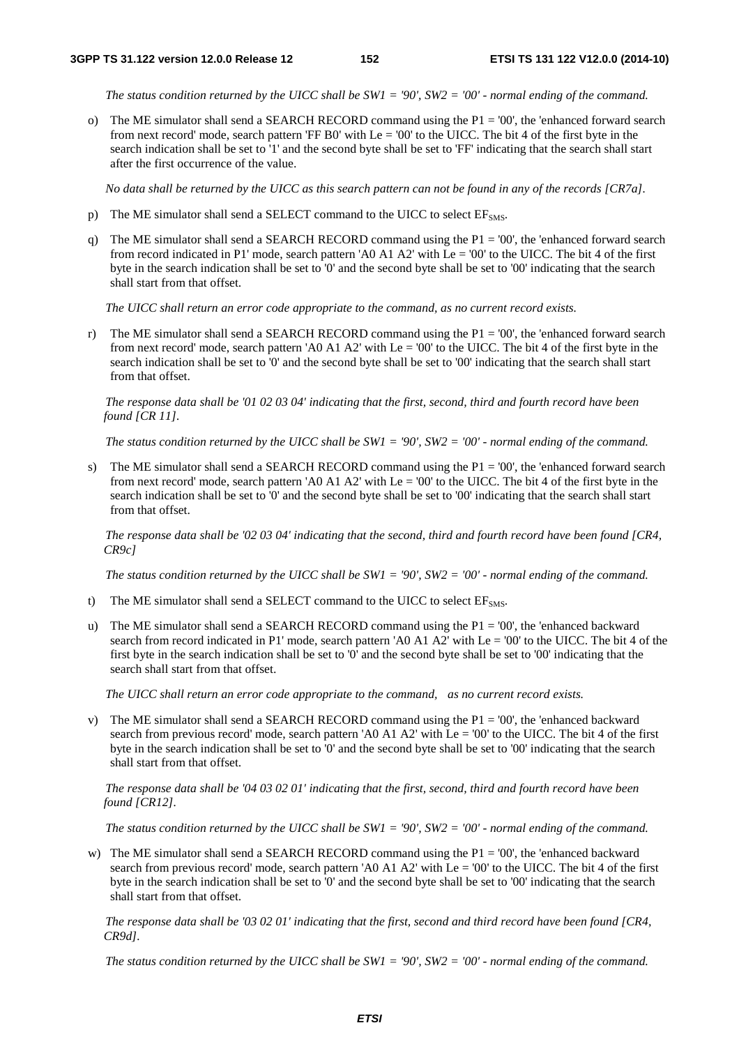*The status condition returned by the UICC shall be SW1 = '90', SW2 = '00' - normal ending of the command.*

o) The ME simulator shall send a SEARCH RECORD command using the P1 = '00', the 'enhanced forward search from next record' mode, search pattern 'FF B0' with Le = '00' to the UICC. The bit 4 of the first byte in the search indication shall be set to '1' and the second byte shall be set to 'FF' indicating that the search shall start after the first occurrence of the value.

*No data shall be returned by the UICC as this search pattern can not be found in any of the records [CR7a].*

p) The ME simulator shall send a SELECT command to the UICC to select $EF_{SMS}$.

q) The ME simulator shall send a SEARCH RECORD command using the P1 = '00', the 'enhanced forward search from record indicated in P1' mode, search pattern 'A0 A1 A2' with Le = '00' to the UICC. The bit 4 of the first byte in the search indication shall be set to '0' and the second byte shall be set to '00' indicating that the search shall start from that offset.

*The UICC shall return an error code appropriate to the command, as no current record exists.*

r) The ME simulator shall send a SEARCH RECORD command using the P1 = '00', the 'enhanced forward search from next record' mode, search pattern 'A0 A1 A2' with Le = '00' to the UICC. The bit 4 of the first byte in the search indication shall be set to '0' and the second byte shall be set to '00' indicating that the search shall start from that offset.

*The response data shall be '01 02 03 04' indicating that the first, second, third and fourth record have been found [CR 11].*

*The status condition returned by the UICC shall be SW1 = '90', SW2 = '00' - normal ending of the command.*

s) The ME simulator shall send a SEARCH RECORD command using the P1 = '00', the 'enhanced forward search from next record' mode, search pattern 'A0 A1 A2' with Le = '00' to the UICC. The bit 4 of the first byte in the search indication shall be set to '0' and the second byte shall be set to '00' indicating that the search shall start from that offset.

*The response data shall be '02 03 04' indicating that the second, third and fourth record have been found [CR4, CR9c]*

*The status condition returned by the UICC shall be SW1 = '90', SW2 = '00' - normal ending of the command.*

t) The ME simulator shall send a SELECT command to the UICC to select $EF_{SMS}$.

u) The ME simulator shall send a SEARCH RECORD command using the P1 = '00', the 'enhanced backward search from record indicated in P1' mode, search pattern 'A0 A1 A2' with Le = '00' to the UICC. The bit 4 of the first byte in the search indication shall be set to '0' and the second byte shall be set to '00' indicating that the search shall start from that offset.

*The UICC shall return an error code appropriate to the command, as no current record exists.*

v) The ME simulator shall send a SEARCH RECORD command using the P1 = '00', the 'enhanced backward search from previous record' mode, search pattern 'A0 A1 A2' with Le = '00' to the UICC. The bit 4 of the first byte in the search indication shall be set to '0' and the second byte shall be set to '00' indicating that the search shall start from that offset.

*The response data shall be '04 03 02 01' indicating that the first, second, third and fourth record have been found [CR12].*

*The status condition returned by the UICC shall be SW1 = '90', SW2 = '00' - normal ending of the command.*

w) The ME simulator shall send a SEARCH RECORD command using the P1 = '00', the 'enhanced backward search from previous record' mode, search pattern 'A0 A1 A2' with Le = '00' to the UICC. The bit 4 of the first byte in the search indication shall be set to '0' and the second byte shall be set to '00' indicating that the search shall start from that offset.

*The response data shall be '03 02 01' indicating that the first, second and third record have been found [CR4, CR9d].*

*The status condition returned by the UICC shall be SW1 = '90', SW2 = '00' - normal ending of the command.*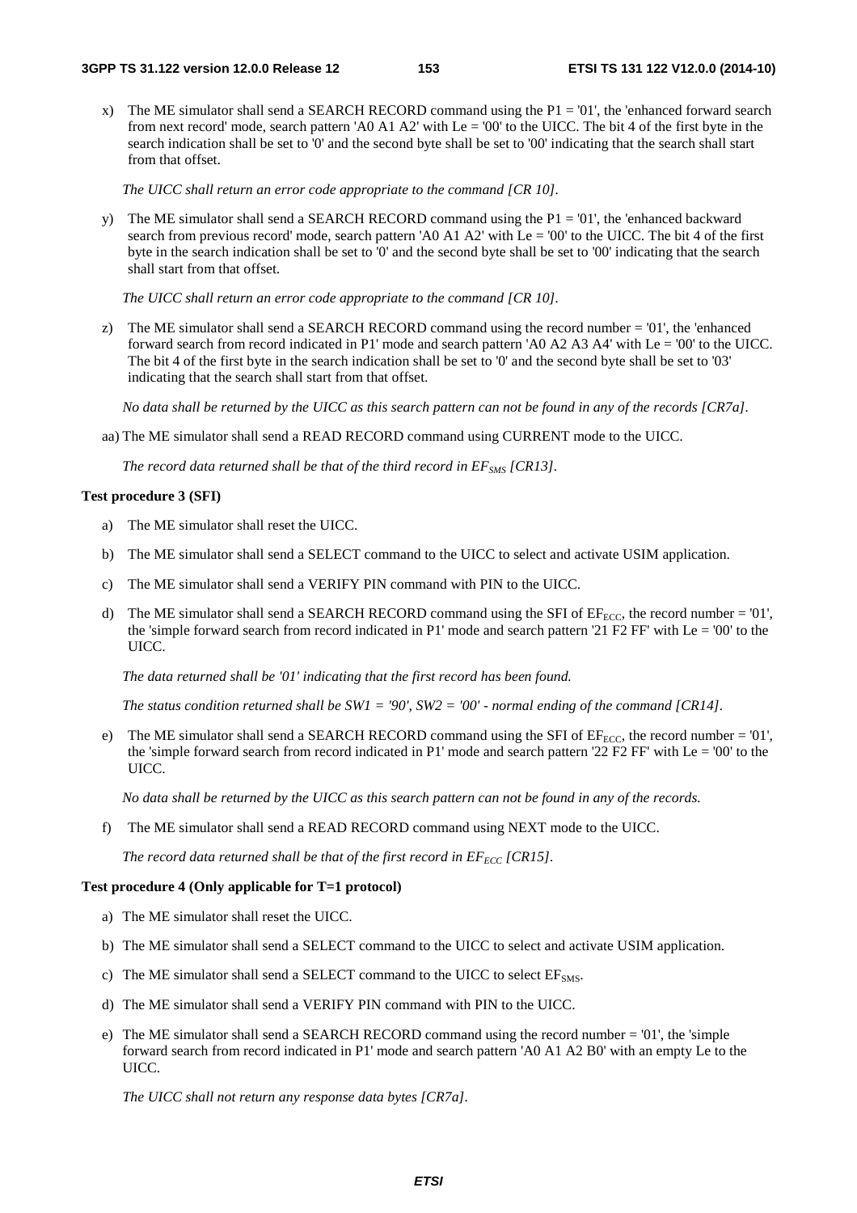x) The ME simulator shall send a SEARCH RECORD command using the P1 = '01', the 'enhanced forward search from next record' mode, search pattern 'A0 A1 A2' with Le = '00' to the UICC. The bit 4 of the first byte in the search indication shall be set to '0' and the second byte shall be set to '00' indicating that the search shall start from that offset.

   *The UICC shall return an error code appropriate to the command [CR 10].*

y) The ME simulator shall send a SEARCH RECORD command using the P1 = '01', the 'enhanced backward search from previous record' mode, search pattern 'A0 A1 A2' with Le = '00' to the UICC. The bit 4 of the first byte in the search indication shall be set to '0' and the second byte shall be set to '00' indicating that the search shall start from that offset.

   *The UICC shall return an error code appropriate to the command [CR 10].*

z) The ME simulator shall send a SEARCH RECORD command using the record number = '01', the 'enhanced forward search from record indicated in P1' mode and search pattern 'A0 A2 A3 A4' with Le = '00' to the UICC. The bit 4 of the first byte in the search indication shall be set to '0' and the second byte shall be set to '03' indicating that the search shall start from that offset.

   *No data shall be returned by the UICC as this search pattern can not be found in any of the records [CR7a].*

aa) The ME simulator shall send a READ RECORD command using CURRENT mode to the UICC.

   *The record data returned shall be that of the third record in $EF_{SMS}$ [CR13].*

**Test procedure 3 (SFI)**

a) The ME simulator shall reset the UICC.

b) The ME simulator shall send a SELECT command to the UICC to select and activate USIM application.

c) The ME simulator shall send a VERIFY PIN command with PIN to the UICC.

d) The ME simulator shall send a SEARCH RECORD command using the SFI of $EF_{ECC}$, the record number = '01', the 'simple forward search from record indicated in P1' mode and search pattern '21 F2 FF' with Le = '00' to the UICC.

   *The data returned shall be '01' indicating that the first record has been found.*

   *The status condition returned shall be SW1 = '90', SW2 = '00' - normal ending of the command [CR14].*

e) The ME simulator shall send a SEARCH RECORD command using the SFI of $EF_{ECC}$, the record number = '01', the 'simple forward search from record indicated in P1' mode and search pattern '22 F2 FF' with Le = '00' to the UICC.

   *No data shall be returned by the UICC as this search pattern can not be found in any of the records.*

f) The ME simulator shall send a READ RECORD command using NEXT mode to the UICC.

   *The record data returned shall be that of the first record in $EF_{ECC}$ [CR15].*

**Test procedure 4 (Only applicable for T=1 protocol)**

a) The ME simulator shall reset the UICC.

b) The ME simulator shall send a SELECT command to the UICC to select and activate USIM application.

c) The ME simulator shall send a SELECT command to the UICC to select $EF_{SMS}$.

d) The ME simulator shall send a VERIFY PIN command with PIN to the UICC.

e) The ME simulator shall send a SEARCH RECORD command using the record number = '01', the 'simple forward search from record indicated in P1' mode and search pattern 'A0 A1 A2 B0' with an empty Le to the UICC.

   *The UICC shall not return any response data bytes [CR7a].*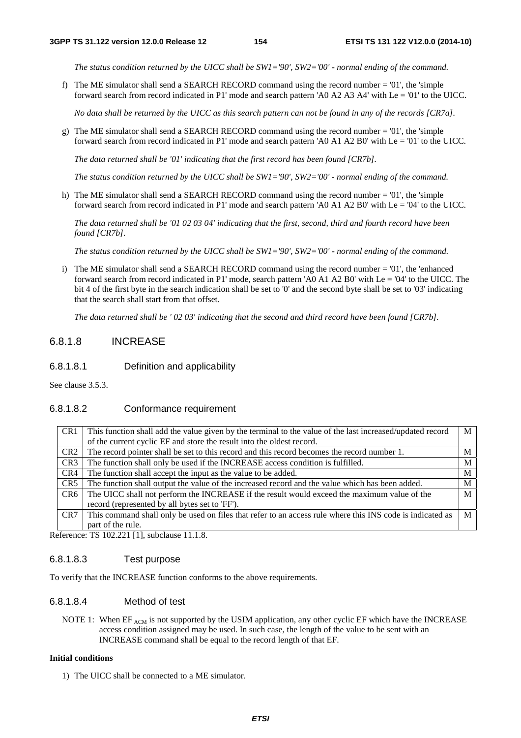*The status condition returned by the UICC shall be SW1='90', SW2='00' - normal ending of the command.*

f) The ME simulator shall send a SEARCH RECORD command using the record number = '01', the 'simple forward search from record indicated in P1' mode and search pattern 'A0 A2 A3 A4' with Le = '01' to the UICC.

*No data shall be returned by the UICC as this search pattern can not be found in any of the records [CR7a].*

g) The ME simulator shall send a SEARCH RECORD command using the record number = '01', the 'simple forward search from record indicated in P1' mode and search pattern 'A0 A1 A2 B0' with Le = '01' to the UICC.

*The data returned shall be '01' indicating that the first record has been found [CR7b].*

*The status condition returned by the UICC shall be SW1='90', SW2='00' - normal ending of the command.*

h) The ME simulator shall send a SEARCH RECORD command using the record number = '01', the 'simple forward search from record indicated in P1' mode and search pattern 'A0 A1 A2 B0' with Le = '04' to the UICC.

*The data returned shall be '01 02 03 04' indicating that the first, second, third and fourth record have been found [CR7b].*

*The status condition returned by the UICC shall be SW1='90', SW2='00' - normal ending of the command.*

i) The ME simulator shall send a SEARCH RECORD command using the record number = '01', the 'enhanced forward search from record indicated in P1' mode, search pattern 'A0 A1 A2 B0' with Le = '04' to the UICC. The bit 4 of the first byte in the search indication shall be set to '0' and the second byte shall be set to '03' indicating that the search shall start from that offset.

*The data returned shall be ' 02 03' indicating that the second and third record have been found [CR7b].*

### 6.8.1.8 INCREASE

#### 6.8.1.8.1 Definition and applicability

See clause 3.5.3.

#### 6.8.1.8.2 Conformance requirement

| | | |
|---|---|---|
| CR1 | This function shall add the value given by the terminal to the value of the last increased/updated record of the current cyclic EF and store the result into the oldest record. | M |
| CR2 | The record pointer shall be set to this record and this record becomes the record number 1. | M |
| CR3 | The function shall only be used if the INCREASE access condition is fulfilled. | M |
| CR4 | The function shall accept the input as the value to be added. | M |
| CR5 | The function shall output the value of the increased record and the value which has been added. | M |
| CR6 | The UICC shall not perform the INCREASE if the result would exceed the maximum value of the record (represented by all bytes set to 'FF'). | M |
| CR7 | This command shall only be used on files that refer to an access rule where this INS code is indicated as part of the rule. | M |

Reference: TS 102.221 [1], subclause 11.1.8.

#### 6.8.1.8.3 Test purpose

To verify that the INCREASE function conforms to the above requirements.

#### 6.8.1.8.4 Method of test

NOTE 1: When $EF_{ACM}$ is not supported by the USIM application, any other cyclic EF which have the INCREASE access condition assigned may be used. In such case, the length of the value to be sent with an INCREASE command shall be equal to the record length of that EF.

**Initial conditions**

1) The UICC shall be connected to a ME simulator.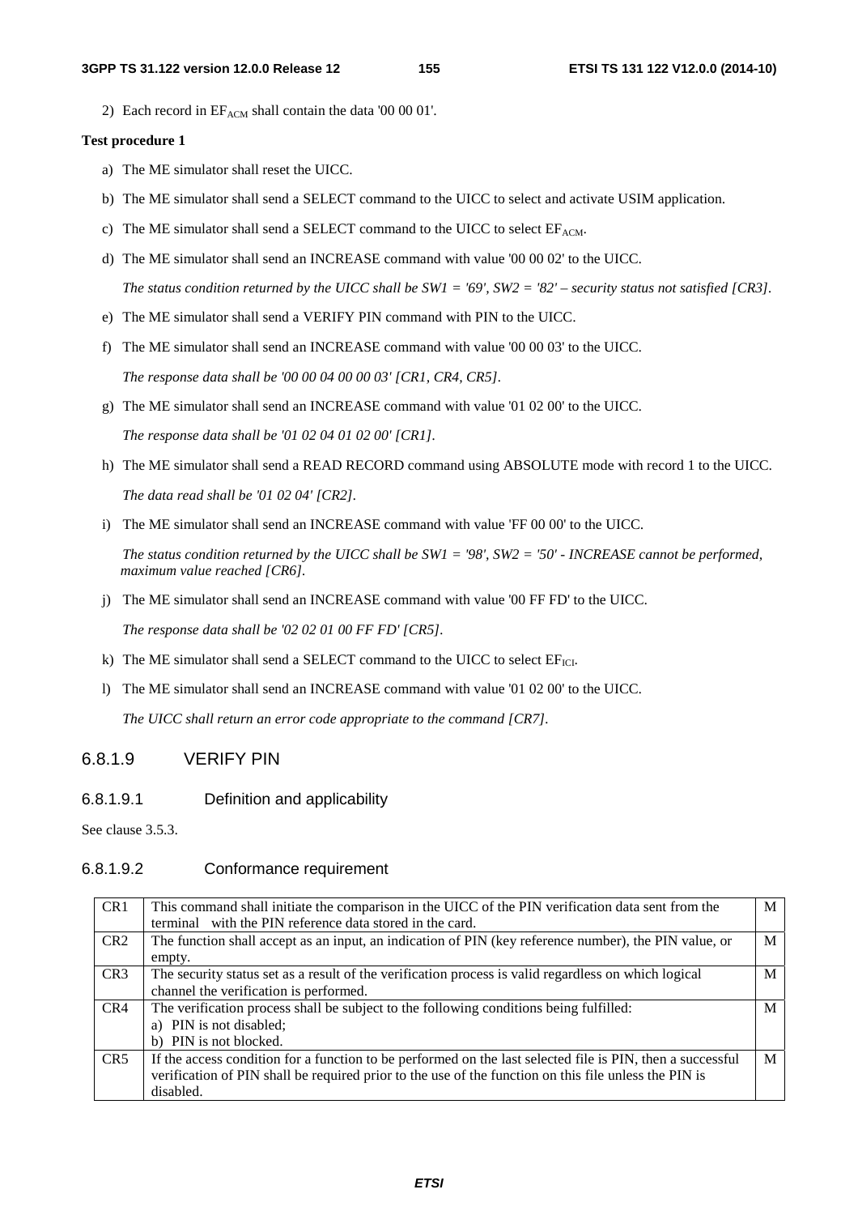2) Each record in $EF_{ACM}$ shall contain the data '00 00 01'.

**Test procedure 1**

a) The ME simulator shall reset the UICC.

b) The ME simulator shall send a SELECT command to the UICC to select and activate USIM application.

c) The ME simulator shall send a SELECT command to the UICC to select $EF_{ACM}$.

d) The ME simulator shall send an INCREASE command with value '00 00 02' to the UICC.

*The status condition returned by the UICC shall be SW1 = '69', SW2 = '82' – security status not satisfied [CR3].*

e) The ME simulator shall send a VERIFY PIN command with PIN to the UICC.

f) The ME simulator shall send an INCREASE command with value '00 00 03' to the UICC.

*The response data shall be '00 00 04 00 00 03' [CR1, CR4, CR5].*

g) The ME simulator shall send an INCREASE command with value '01 02 00' to the UICC.

*The response data shall be '01 02 04 01 02 00' [CR1].*

h) The ME simulator shall send a READ RECORD command using ABSOLUTE mode with record 1 to the UICC.

*The data read shall be '01 02 04' [CR2].*

i) The ME simulator shall send an INCREASE command with value 'FF 00 00' to the UICC.

*The status condition returned by the UICC shall be SW1 = '98', SW2 = '50' - INCREASE cannot be performed, maximum value reached [CR6].*

j) The ME simulator shall send an INCREASE command with value '00 FF FD' to the UICC.

*The response data shall be '02 02 01 00 FF FD' [CR5].*

k) The ME simulator shall send a SELECT command to the UICC to select $EF_{ICI}$.

l) The ME simulator shall send an INCREASE command with value '01 02 00' to the UICC.

*The UICC shall return an error code appropriate to the command [CR7].*

### 6.8.1.9 VERIFY PIN

#### 6.8.1.9.1 Definition and applicability

See clause 3.5.3.

#### 6.8.1.9.2 Conformance requirement

| | | |
|---|---|---|
| CR1 | This command shall initiate the comparison in the UICC of the PIN verification data sent from the terminal with the PIN reference data stored in the card. | M |
| CR2 | The function shall accept as an input, an indication of PIN (key reference number), the PIN value, or empty. | M |
| CR3 | The security status set as a result of the verification process is valid regardless on which logical channel the verification is performed. | M |
| CR4 | The verification process shall be subject to the following conditions being fulfilled:<br>a) PIN is not disabled;<br>b) PIN is not blocked. | M |
| CR5 | If the access condition for a function to be performed on the last selected file is PIN, then a successful verification of PIN shall be required prior to the use of the function on this file unless the PIN is disabled. | M |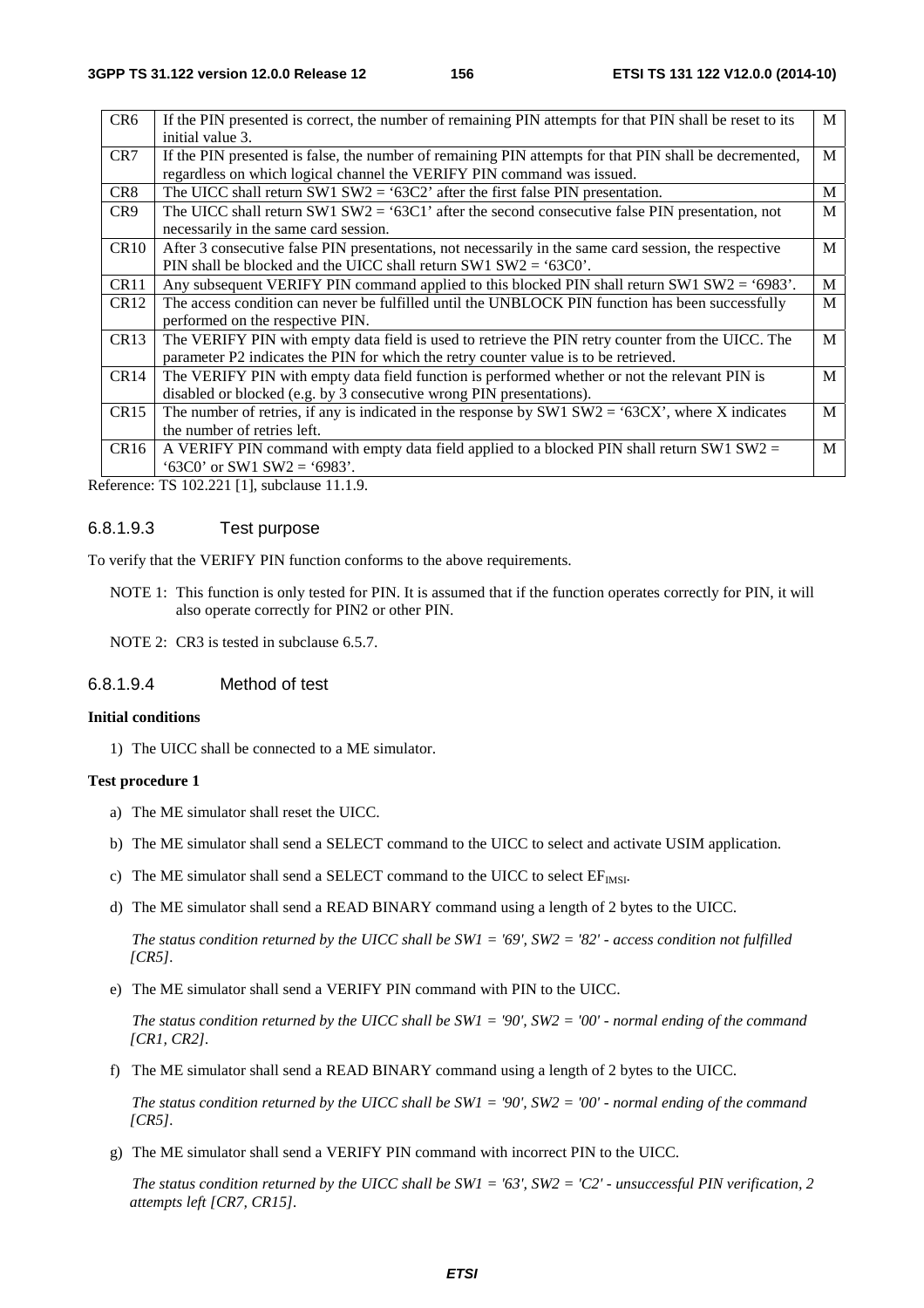| | | |
|---|---|---|
| CR6 | If the PIN presented is correct, the number of remaining PIN attempts for that PIN shall be reset to its initial value 3. | M |
| CR7 | If the PIN presented is false, the number of remaining PIN attempts for that PIN shall be decremented, regardless on which logical channel the VERIFY PIN command was issued. | M |
| CR8 | The UICC shall return SW1 SW2 = '63C2' after the first false PIN presentation. | M |
| CR9 | The UICC shall return SW1 SW2 = '63C1' after the second consecutive false PIN presentation, not necessarily in the same card session. | M |
| CR10 | After 3 consecutive false PIN presentations, not necessarily in the same card session, the respective PIN shall be blocked and the UICC shall return SW1 SW2 = '63C0'. | M |
| CR11 | Any subsequent VERIFY PIN command applied to this blocked PIN shall return SW1 SW2 = '6983'. | M |
| CR12 | The access condition can never be fulfilled until the UNBLOCK PIN function has been successfully performed on the respective PIN. | M |
| CR13 | The VERIFY PIN with empty data field is used to retrieve the PIN retry counter from the UICC. The parameter P2 indicates the PIN for which the retry counter value is to be retrieved. | M |
| CR14 | The VERIFY PIN with empty data field function is performed whether or not the relevant PIN is disabled or blocked (e.g. by 3 consecutive wrong PIN presentations). | M |
| CR15 | The number of retries, if any is indicated in the response by SW1 SW2 = '63CX', where X indicates the number of retries left. | M |
| CR16 | A VERIFY PIN command with empty data field applied to a blocked PIN shall return SW1 SW2 = '63C0' or SW1 SW2 = '6983'. | M |

Reference: TS 102.221 [1], subclause 11.1.9.

#### 6.8.1.9.3 Test purpose

To verify that the VERIFY PIN function conforms to the above requirements.

NOTE 1: This function is only tested for PIN. It is assumed that if the function operates correctly for PIN, it will also operate correctly for PIN2 or other PIN.

NOTE 2: CR3 is tested in subclause 6.5.7.

#### 6.8.1.9.4 Method of test

**Initial conditions**

1) The UICC shall be connected to a ME simulator.

**Test procedure 1**

a) The ME simulator shall reset the UICC.

b) The ME simulator shall send a SELECT command to the UICC to select and activate USIM application.

c) The ME simulator shall send a SELECT command to the UICC to select $EF_{IMSI}$.

d) The ME simulator shall send a READ BINARY command using a length of 2 bytes to the UICC.

*The status condition returned by the UICC shall be SW1 = '69', SW2 = '82' - access condition not fulfilled [CR5].*

e) The ME simulator shall send a VERIFY PIN command with PIN to the UICC.

*The status condition returned by the UICC shall be SW1 = '90', SW2 = '00' - normal ending of the command [CR1, CR2].*

f) The ME simulator shall send a READ BINARY command using a length of 2 bytes to the UICC.

*The status condition returned by the UICC shall be SW1 = '90', SW2 = '00' - normal ending of the command [CR5].*

g) The ME simulator shall send a VERIFY PIN command with incorrect PIN to the UICC.

*The status condition returned by the UICC shall be SW1 = '63', SW2 = 'C2' - unsuccessful PIN verification, 2 attempts left [CR7, CR15].*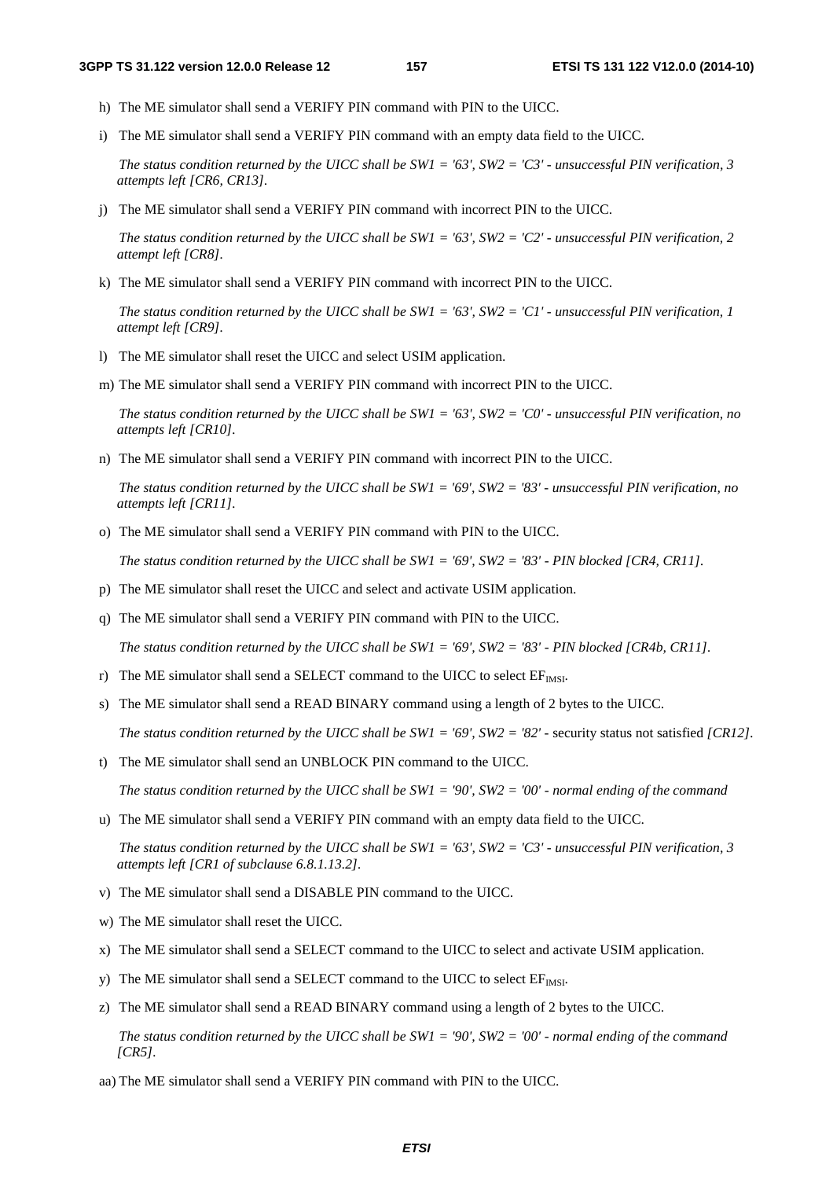h) The ME simulator shall send a VERIFY PIN command with PIN to the UICC.

i) The ME simulator shall send a VERIFY PIN command with an empty data field to the UICC.

   *The status condition returned by the UICC shall be SW1 = '63', SW2 = 'C3' - unsuccessful PIN verification, 3 attempts left [CR6, CR13].*

j) The ME simulator shall send a VERIFY PIN command with incorrect PIN to the UICC.

   *The status condition returned by the UICC shall be SW1 = '63', SW2 = 'C2' - unsuccessful PIN verification, 2 attempt left [CR8].*

k) The ME simulator shall send a VERIFY PIN command with incorrect PIN to the UICC.

   *The status condition returned by the UICC shall be SW1 = '63', SW2 = 'C1' - unsuccessful PIN verification, 1 attempt left [CR9].*

l) The ME simulator shall reset the UICC and select USIM application.

m) The ME simulator shall send a VERIFY PIN command with incorrect PIN to the UICC.

   *The status condition returned by the UICC shall be SW1 = '63', SW2 = 'C0' - unsuccessful PIN verification, no attempts left [CR10].*

n) The ME simulator shall send a VERIFY PIN command with incorrect PIN to the UICC.

   *The status condition returned by the UICC shall be SW1 = '69', SW2 = '83' - unsuccessful PIN verification, no attempts left [CR11].*

o) The ME simulator shall send a VERIFY PIN command with PIN to the UICC.

   *The status condition returned by the UICC shall be SW1 = '69', SW2 = '83' - PIN blocked [CR4, CR11].*

p) The ME simulator shall reset the UICC and select and activate USIM application.

q) The ME simulator shall send a VERIFY PIN command with PIN to the UICC.

   *The status condition returned by the UICC shall be SW1 = '69', SW2 = '83' - PIN blocked [CR4b, CR11].*

r) The ME simulator shall send a SELECT command to the UICC to select $EF_{IMSI}$.

s) The ME simulator shall send a READ BINARY command using a length of 2 bytes to the UICC.

   *The status condition returned by the UICC shall be SW1 = '69', SW2 = '82'* - security status not satisfied *[CR12].*

t) The ME simulator shall send an UNBLOCK PIN command to the UICC.

   *The status condition returned by the UICC shall be SW1 = '90', SW2 = '00' - normal ending of the command*

u) The ME simulator shall send a VERIFY PIN command with an empty data field to the UICC.

   *The status condition returned by the UICC shall be SW1 = '63', SW2 = 'C3' - unsuccessful PIN verification, 3 attempts left [CR1 of subclause 6.8.1.13.2].*

v) The ME simulator shall send a DISABLE PIN command to the UICC.

w) The ME simulator shall reset the UICC.

x) The ME simulator shall send a SELECT command to the UICC to select and activate USIM application.

y) The ME simulator shall send a SELECT command to the UICC to select $EF_{IMSI}$.

z) The ME simulator shall send a READ BINARY command using a length of 2 bytes to the UICC.

   *The status condition returned by the UICC shall be SW1 = '90', SW2 = '00' - normal ending of the command [CR5].*

aa) The ME simulator shall send a VERIFY PIN command with PIN to the UICC.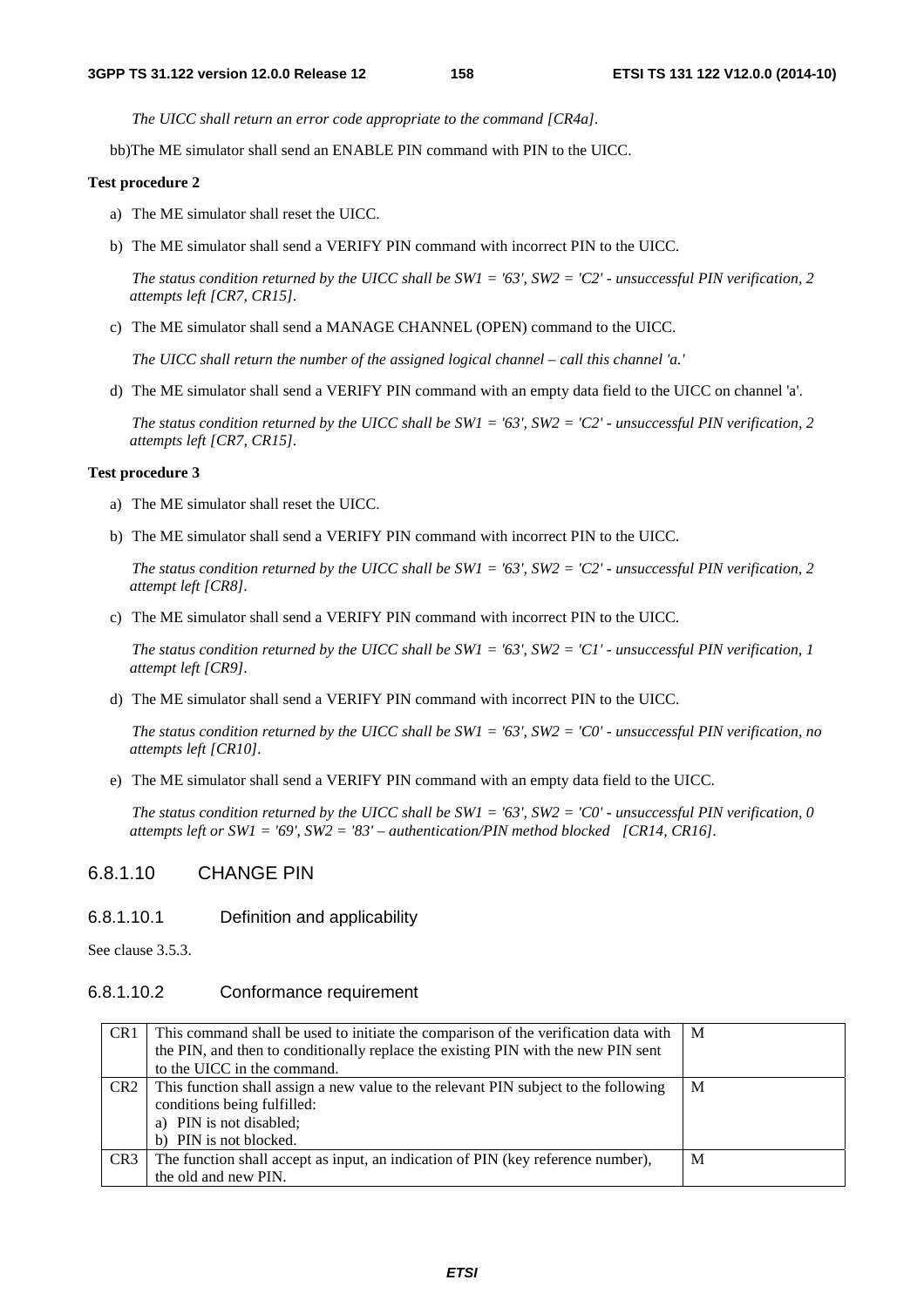*The UICC shall return an error code appropriate to the command [CR4a].*

bb) The ME simulator shall send an ENABLE PIN command with PIN to the UICC.

**Test procedure 2**

a) The ME simulator shall reset the UICC.

b) The ME simulator shall send a VERIFY PIN command with incorrect PIN to the UICC.

*The status condition returned by the UICC shall be SW1 = '63', SW2 = 'C2' - unsuccessful PIN verification, 2 attempts left [CR7, CR15].*

c) The ME simulator shall send a MANAGE CHANNEL (OPEN) command to the UICC.

*The UICC shall return the number of the assigned logical channel – call this channel 'a.'*

d) The ME simulator shall send a VERIFY PIN command with an empty data field to the UICC on channel 'a'.

*The status condition returned by the UICC shall be SW1 = '63', SW2 = 'C2' - unsuccessful PIN verification, 2 attempts left [CR7, CR15].*

**Test procedure 3**

a) The ME simulator shall reset the UICC.

b) The ME simulator shall send a VERIFY PIN command with incorrect PIN to the UICC.

*The status condition returned by the UICC shall be SW1 = '63', SW2 = 'C2' - unsuccessful PIN verification, 2 attempt left [CR8].*

c) The ME simulator shall send a VERIFY PIN command with incorrect PIN to the UICC.

*The status condition returned by the UICC shall be SW1 = '63', SW2 = 'C1' - unsuccessful PIN verification, 1 attempt left [CR9].*

d) The ME simulator shall send a VERIFY PIN command with incorrect PIN to the UICC.

*The status condition returned by the UICC shall be SW1 = '63', SW2 = 'C0' - unsuccessful PIN verification, no attempts left [CR10].*

e) The ME simulator shall send a VERIFY PIN command with an empty data field to the UICC.

*The status condition returned by the UICC shall be SW1 = '63', SW2 = 'C0' - unsuccessful PIN verification, 0 attempts left or SW1 = '69', SW2 = '83' – authentication/PIN method blocked [CR14, CR16].*

### 6.8.1.10 CHANGE PIN

#### 6.8.1.10.1 Definition and applicability

See clause 3.5.3.

#### 6.8.1.10.2 Conformance requirement

| | | |
|---|---|---|
| CR1 | This command shall be used to initiate the comparison of the verification data with the PIN, and then to conditionally replace the existing PIN with the new PIN sent to the UICC in the command. | M |
| CR2 | This function shall assign a new value to the relevant PIN subject to the following conditions being fulfilled:<br>a) PIN is not disabled;<br>b) PIN is not blocked. | M |
| CR3 | The function shall accept as input, an indication of PIN (key reference number), the old and new PIN. | M |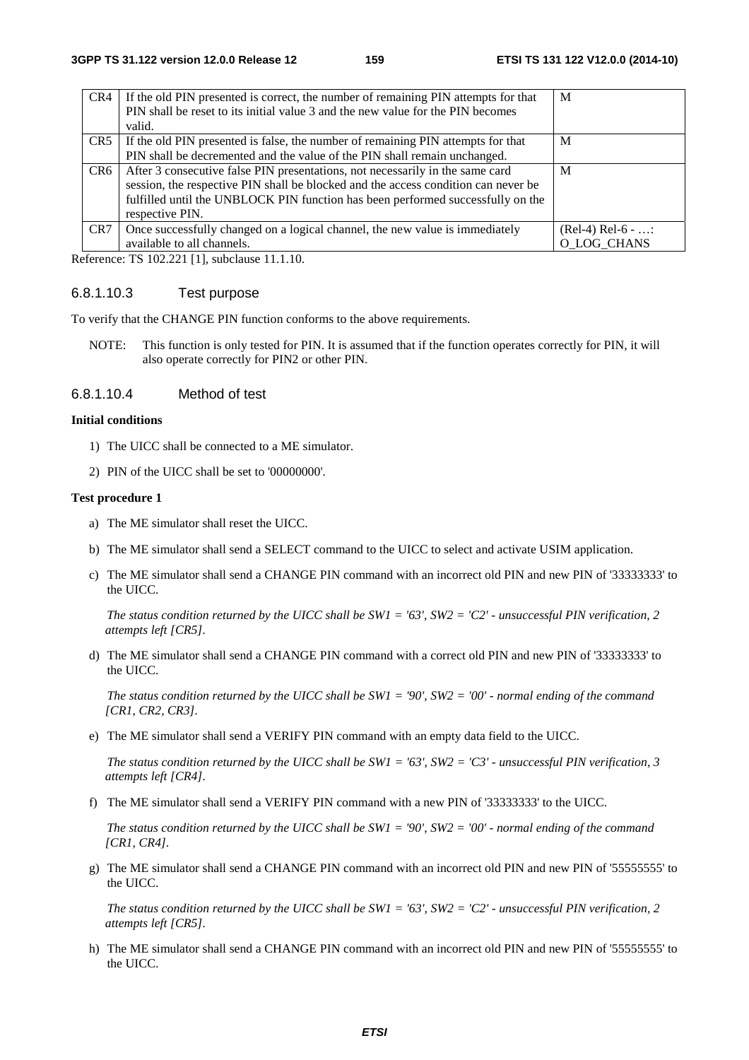| CR4 | If the old PIN presented is correct, the number of remaining PIN attempts for that PIN shall be reset to its initial value 3 and the new value for the PIN becomes valid. | M |
|---|---|---|
| CR5 | If the old PIN presented is false, the number of remaining PIN attempts for that PIN shall be decremented and the value of the PIN shall remain unchanged. | M |
| CR6 | After 3 consecutive false PIN presentations, not necessarily in the same card session, the respective PIN shall be blocked and the access condition can never be fulfilled until the UNBLOCK PIN function has been performed successfully on the respective PIN. | M |
| CR7 | Once successfully changed on a logical channel, the new value is immediately available to all channels. | (Rel-4) Rel-6 - …: O_LOG_CHANS |

Reference: TS 102.221 [1], subclause 11.1.10.

#### 6.8.1.10.3 Test purpose

To verify that the CHANGE PIN function conforms to the above requirements.

NOTE: This function is only tested for PIN. It is assumed that if the function operates correctly for PIN, it will also operate correctly for PIN2 or other PIN.

#### 6.8.1.10.4 Method of test

**Initial conditions**

1) The UICC shall be connected to a ME simulator.
2) PIN of the UICC shall be set to '00000000'.

**Test procedure 1**

a) The ME simulator shall reset the UICC.

b) The ME simulator shall send a SELECT command to the UICC to select and activate USIM application.

c) The ME simulator shall send a CHANGE PIN command with an incorrect old PIN and new PIN of '33333333' to the UICC.

*The status condition returned by the UICC shall be SW1 = '63', SW2 = 'C2' - unsuccessful PIN verification, 2 attempts left [CR5].*

d) The ME simulator shall send a CHANGE PIN command with a correct old PIN and new PIN of '33333333' to the UICC.

*The status condition returned by the UICC shall be SW1 = '90', SW2 = '00' - normal ending of the command [CR1, CR2, CR3].*

e) The ME simulator shall send a VERIFY PIN command with an empty data field to the UICC.

*The status condition returned by the UICC shall be SW1 = '63', SW2 = 'C3' - unsuccessful PIN verification, 3 attempts left [CR4].*

f) The ME simulator shall send a VERIFY PIN command with a new PIN of '33333333' to the UICC.

*The status condition returned by the UICC shall be SW1 = '90', SW2 = '00' - normal ending of the command [CR1, CR4].*

g) The ME simulator shall send a CHANGE PIN command with an incorrect old PIN and new PIN of '55555555' to the UICC.

*The status condition returned by the UICC shall be SW1 = '63', SW2 = 'C2' - unsuccessful PIN verification, 2 attempts left [CR5].*

h) The ME simulator shall send a CHANGE PIN command with an incorrect old PIN and new PIN of '55555555' to the UICC.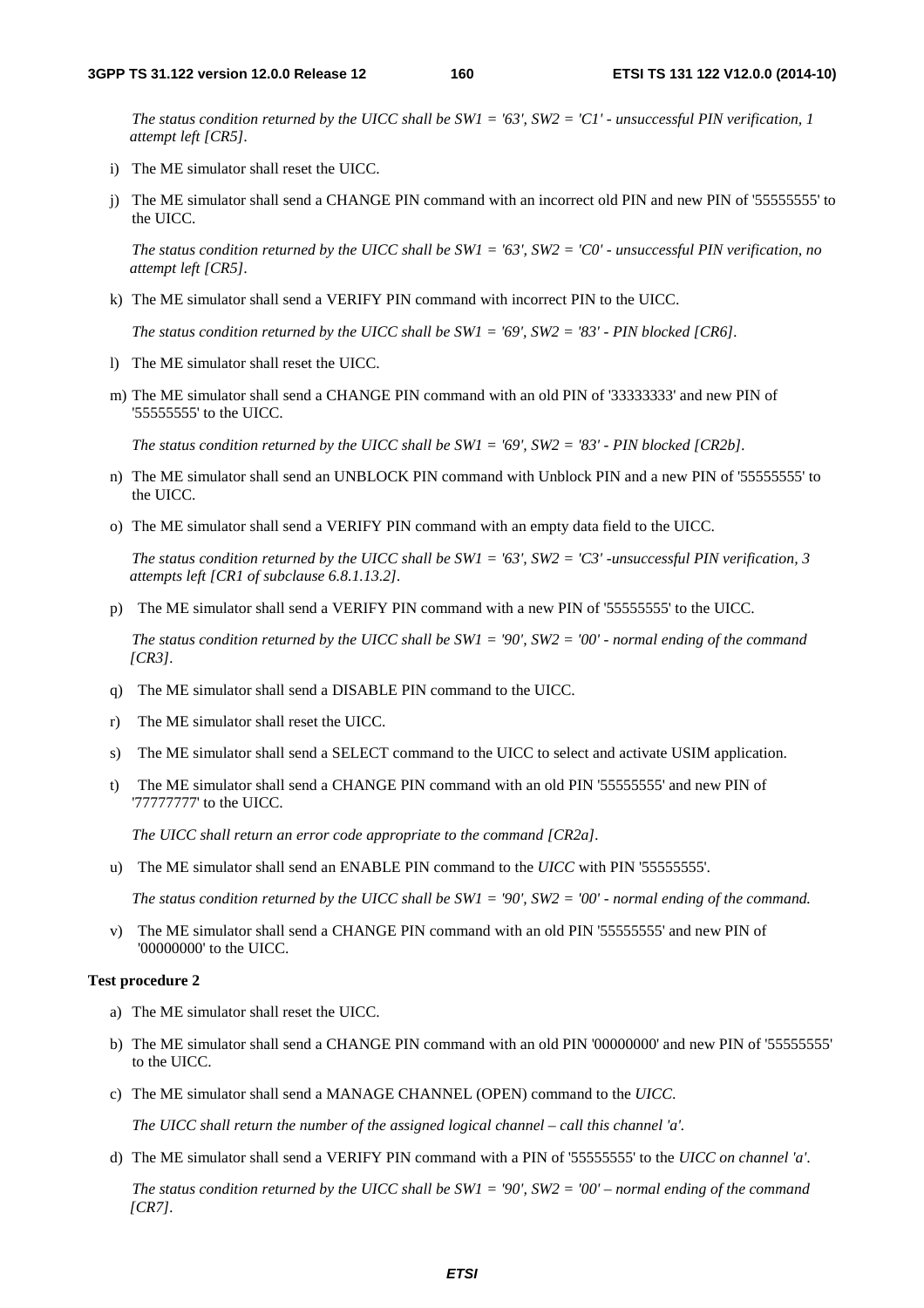*The status condition returned by the UICC shall be SW1 = '63', SW2 = 'C1' - unsuccessful PIN verification, 1 attempt left [CR5].*

i) The ME simulator shall reset the UICC.

j) The ME simulator shall send a CHANGE PIN command with an incorrect old PIN and new PIN of '55555555' to the UICC.

*The status condition returned by the UICC shall be SW1 = '63', SW2 = 'C0' - unsuccessful PIN verification, no attempt left [CR5].*

k) The ME simulator shall send a VERIFY PIN command with incorrect PIN to the UICC.

*The status condition returned by the UICC shall be SW1 = '69', SW2 = '83' - PIN blocked [CR6].*

l) The ME simulator shall reset the UICC.

m) The ME simulator shall send a CHANGE PIN command with an old PIN of '33333333' and new PIN of '55555555' to the UICC.

*The status condition returned by the UICC shall be SW1 = '69', SW2 = '83' - PIN blocked [CR2b].*

n) The ME simulator shall send an UNBLOCK PIN command with Unblock PIN and a new PIN of '55555555' to the UICC.

o) The ME simulator shall send a VERIFY PIN command with an empty data field to the UICC.

*The status condition returned by the UICC shall be SW1 = '63', SW2 = 'C3' -unsuccessful PIN verification, 3 attempts left [CR1 of subclause 6.8.1.13.2].*

p) The ME simulator shall send a VERIFY PIN command with a new PIN of '55555555' to the UICC.

*The status condition returned by the UICC shall be SW1 = '90', SW2 = '00' - normal ending of the command [CR3].*

q) The ME simulator shall send a DISABLE PIN command to the UICC.

r) The ME simulator shall reset the UICC.

s) The ME simulator shall send a SELECT command to the UICC to select and activate USIM application.

t) The ME simulator shall send a CHANGE PIN command with an old PIN '55555555' and new PIN of '77777777' to the UICC.

*The UICC shall return an error code appropriate to the command [CR2a].*

u) The ME simulator shall send an ENABLE PIN command to the *UICC* with PIN '55555555'.

*The status condition returned by the UICC shall be SW1 = '90', SW2 = '00' - normal ending of the command.*

v) The ME simulator shall send a CHANGE PIN command with an old PIN '55555555' and new PIN of '00000000' to the UICC.

**Test procedure 2**

a) The ME simulator shall reset the UICC.

b) The ME simulator shall send a CHANGE PIN command with an old PIN '00000000' and new PIN of '55555555' to the UICC.

c) The ME simulator shall send a MANAGE CHANNEL (OPEN) command to the *UICC*.

*The UICC shall return the number of the assigned logical channel – call this channel 'a'.*

d) The ME simulator shall send a VERIFY PIN command with a PIN of '55555555' to the *UICC on channel 'a'*.

*The status condition returned by the UICC shall be SW1 = '90', SW2 = '00' – normal ending of the command [CR7].*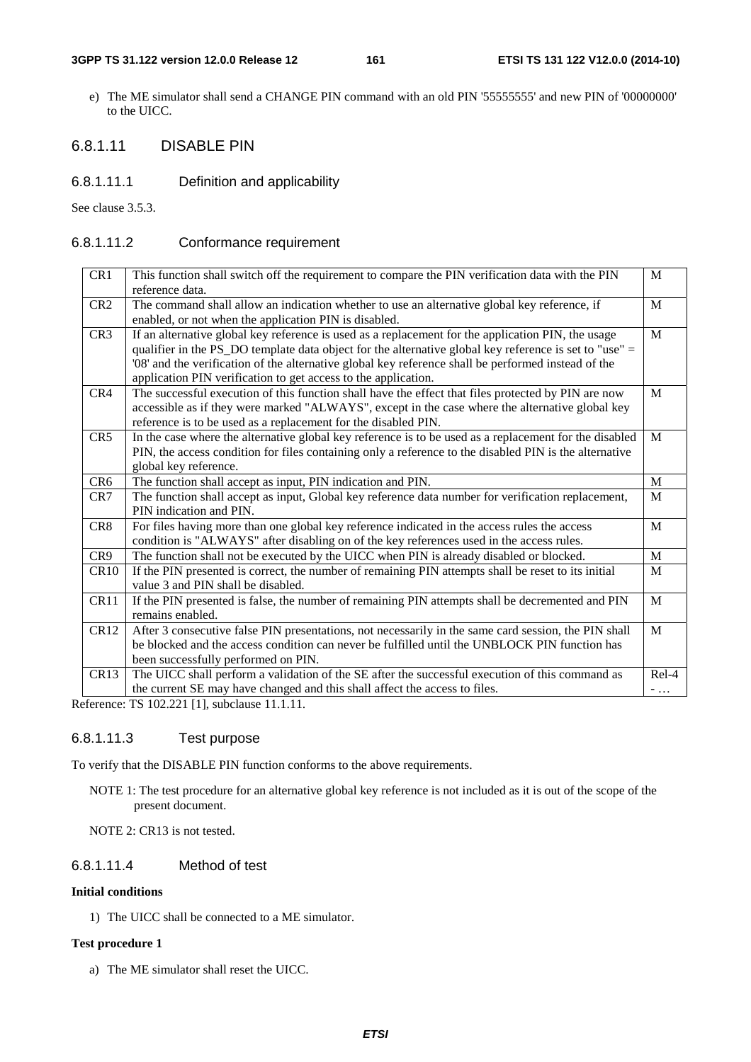e) The ME simulator shall send a CHANGE PIN command with an old PIN '55555555' and new PIN of '00000000' to the UICC.

### 6.8.1.11 DISABLE PIN

#### 6.8.1.11.1 Definition and applicability

See clause 3.5.3.

#### 6.8.1.11.2 Conformance requirement

| | | |
|---|---|---|
| CR1 | This function shall switch off the requirement to compare the PIN verification data with the PIN reference data. | M |
| CR2 | The command shall allow an indication whether to use an alternative global key reference, if enabled, or not when the application PIN is disabled. | M |
| CR3 | If an alternative global key reference is used as a replacement for the application PIN, the usage qualifier in the PS_DO template data object for the alternative global key reference is set to "use" = '08' and the verification of the alternative global key reference shall be performed instead of the application PIN verification to get access to the application. | M |
| CR4 | The successful execution of this function shall have the effect that files protected by PIN are now accessible as if they were marked "ALWAYS", except in the case where the alternative global key reference is to be used as a replacement for the disabled PIN. | M |
| CR5 | In the case where the alternative global key reference is to be used as a replacement for the disabled PIN, the access condition for files containing only a reference to the disabled PIN is the alternative global key reference. | M |
| CR6 | The function shall accept as input, PIN indication and PIN. | M |
| CR7 | The function shall accept as input, Global key reference data number for verification replacement, PIN indication and PIN. | M |
| CR8 | For files having more than one global key reference indicated in the access rules the access condition is "ALWAYS" after disabling on of the key references used in the access rules. | M |
| CR9 | The function shall not be executed by the UICC when PIN is already disabled or blocked. | M |
| CR10 | If the PIN presented is correct, the number of remaining PIN attempts shall be reset to its initial value 3 and PIN shall be disabled. | M |
| CR11 | If the PIN presented is false, the number of remaining PIN attempts shall be decremented and PIN remains enabled. | M |
| CR12 | After 3 consecutive false PIN presentations, not necessarily in the same card session, the PIN shall be blocked and the access condition can never be fulfilled until the UNBLOCK PIN function has been successfully performed on PIN. | M |
| CR13 | The UICC shall perform a validation of the SE after the successful execution of this command as the current SE may have changed and this shall affect the access to files. | Rel-4 - … |

Reference: TS 102.221 [1], subclause 11.1.11.

#### 6.8.1.11.3 Test purpose

To verify that the DISABLE PIN function conforms to the above requirements.

NOTE 1: The test procedure for an alternative global key reference is not included as it is out of the scope of the present document.

NOTE 2: CR13 is not tested.

#### 6.8.1.11.4 Method of test

**Initial conditions**

1) The UICC shall be connected to a ME simulator.

**Test procedure 1**

a) The ME simulator shall reset the UICC.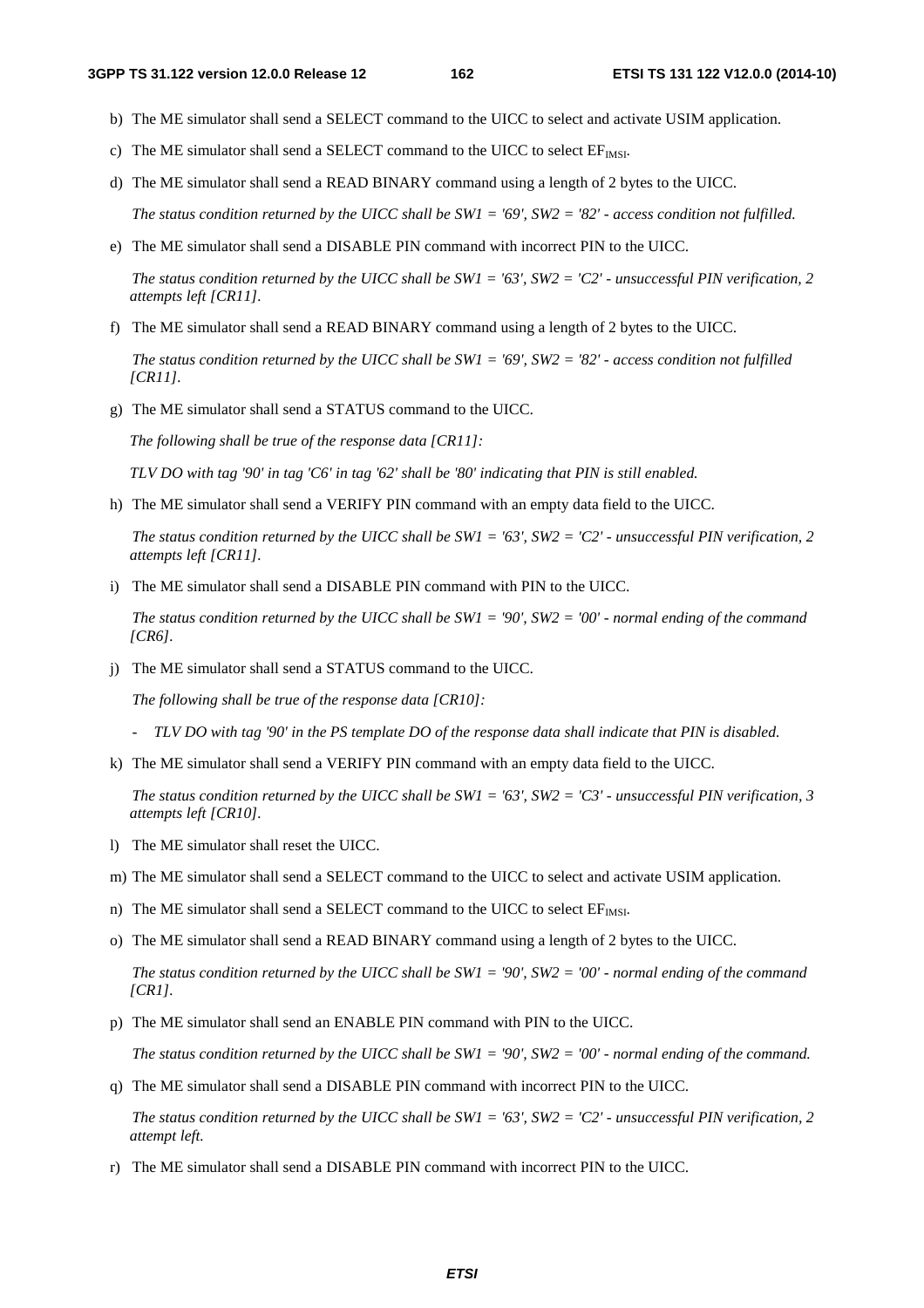b) The ME simulator shall send a SELECT command to the UICC to select and activate USIM application.

c) The ME simulator shall send a SELECT command to the UICC to select $EF_{IMSI}$.

d) The ME simulator shall send a READ BINARY command using a length of 2 bytes to the UICC.

   *The status condition returned by the UICC shall be SW1 = '69', SW2 = '82' - access condition not fulfilled.*

e) The ME simulator shall send a DISABLE PIN command with incorrect PIN to the UICC.

   *The status condition returned by the UICC shall be SW1 = '63', SW2 = 'C2' - unsuccessful PIN verification, 2 attempts left [CR11].*

f) The ME simulator shall send a READ BINARY command using a length of 2 bytes to the UICC.

   *The status condition returned by the UICC shall be SW1 = '69', SW2 = '82' - access condition not fulfilled [CR11].*

g) The ME simulator shall send a STATUS command to the UICC.

   *The following shall be true of the response data [CR11]:*

   *TLV DO with tag '90' in tag 'C6' in tag '62' shall be '80' indicating that PIN is still enabled.*

h) The ME simulator shall send a VERIFY PIN command with an empty data field to the UICC.

   *The status condition returned by the UICC shall be SW1 = '63', SW2 = 'C2' - unsuccessful PIN verification, 2 attempts left [CR11].*

i) The ME simulator shall send a DISABLE PIN command with PIN to the UICC.

   *The status condition returned by the UICC shall be SW1 = '90', SW2 = '00' - normal ending of the command [CR6].*

j) The ME simulator shall send a STATUS command to the UICC.

   *The following shall be true of the response data [CR10]:*

   - *TLV DO with tag '90' in the PS template DO of the response data shall indicate that PIN is disabled.*

k) The ME simulator shall send a VERIFY PIN command with an empty data field to the UICC.

   *The status condition returned by the UICC shall be SW1 = '63', SW2 = 'C3' - unsuccessful PIN verification, 3 attempts left [CR10].*

l) The ME simulator shall reset the UICC.

m) The ME simulator shall send a SELECT command to the UICC to select and activate USIM application.

n) The ME simulator shall send a SELECT command to the UICC to select $EF_{IMSI}$.

o) The ME simulator shall send a READ BINARY command using a length of 2 bytes to the UICC.

   *The status condition returned by the UICC shall be SW1 = '90', SW2 = '00' - normal ending of the command [CR1].*

p) The ME simulator shall send an ENABLE PIN command with PIN to the UICC.

   *The status condition returned by the UICC shall be SW1 = '90', SW2 = '00' - normal ending of the command.*

q) The ME simulator shall send a DISABLE PIN command with incorrect PIN to the UICC.

   *The status condition returned by the UICC shall be SW1 = '63', SW2 = 'C2' - unsuccessful PIN verification, 2 attempt left.*

r) The ME simulator shall send a DISABLE PIN command with incorrect PIN to the UICC.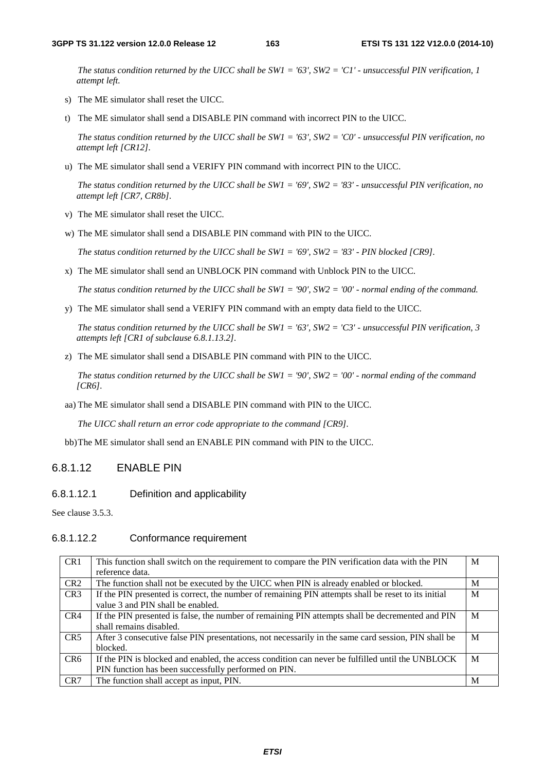*The status condition returned by the UICC shall be SW1 = '63', SW2 = 'C1' - unsuccessful PIN verification, 1 attempt left.*

s) The ME simulator shall reset the UICC.

t) The ME simulator shall send a DISABLE PIN command with incorrect PIN to the UICC.

*The status condition returned by the UICC shall be SW1 = '63', SW2 = 'C0' - unsuccessful PIN verification, no attempt left [CR12].*

u) The ME simulator shall send a VERIFY PIN command with incorrect PIN to the UICC.

*The status condition returned by the UICC shall be SW1 = '69', SW2 = '83' - unsuccessful PIN verification, no attempt left [CR7, CR8b].*

v) The ME simulator shall reset the UICC.

w) The ME simulator shall send a DISABLE PIN command with PIN to the UICC.

*The status condition returned by the UICC shall be SW1 = '69', SW2 = '83' - PIN blocked [CR9].*

x) The ME simulator shall send an UNBLOCK PIN command with Unblock PIN to the UICC.

*The status condition returned by the UICC shall be SW1 = '90', SW2 = '00' - normal ending of the command.*

y) The ME simulator shall send a VERIFY PIN command with an empty data field to the UICC.

*The status condition returned by the UICC shall be SW1 = '63', SW2 = 'C3' - unsuccessful PIN verification, 3 attempts left [CR1 of subclause 6.8.1.13.2].*

z) The ME simulator shall send a DISABLE PIN command with PIN to the UICC.

*The status condition returned by the UICC shall be SW1 = '90', SW2 = '00' - normal ending of the command [CR6].*

aa) The ME simulator shall send a DISABLE PIN command with PIN to the UICC.

*The UICC shall return an error code appropriate to the command [CR9].*

bb) The ME simulator shall send an ENABLE PIN command with PIN to the UICC.

### 6.8.1.12 ENABLE PIN

#### 6.8.1.12.1 Definition and applicability

See clause 3.5.3.

#### 6.8.1.12.2 Conformance requirement

| | | |
|---|---|---|
| CR1 | This function shall switch on the requirement to compare the PIN verification data with the PIN reference data. | M |
| CR2 | The function shall not be executed by the UICC when PIN is already enabled or blocked. | M |
| CR3 | If the PIN presented is correct, the number of remaining PIN attempts shall be reset to its initial value 3 and PIN shall be enabled. | M |
| CR4 | If the PIN presented is false, the number of remaining PIN attempts shall be decremented and PIN shall remains disabled. | M |
| CR5 | After 3 consecutive false PIN presentations, not necessarily in the same card session, PIN shall be blocked. | M |
| CR6 | If the PIN is blocked and enabled, the access condition can never be fulfilled until the UNBLOCK PIN function has been successfully performed on PIN. | M |
| CR7 | The function shall accept as input, PIN. | M |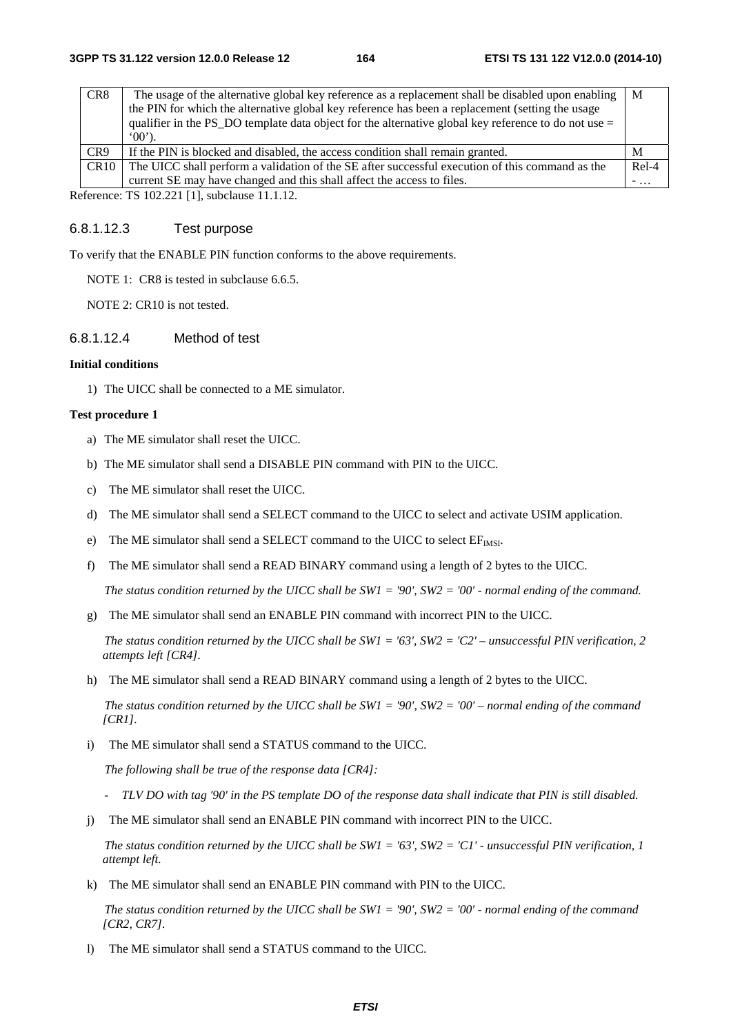| CR8 | The usage of the alternative global key reference as a replacement shall be disabled upon enabling the PIN for which the alternative global key reference has been a replacement (setting the usage qualifier in the PS_DO template data object for the alternative global key reference to do not use = '00'). | M |
|---|---|---|
| CR9 | If the PIN is blocked and disabled, the access condition shall remain granted. | M |
| CR10 | The UICC shall perform a validation of the SE after successful execution of this command as the current SE may have changed and this shall affect the access to files. | Rel-4 - … |

Reference: TS 102.221 [1], subclause 11.1.12.

#### 6.8.1.12.3 Test purpose

To verify that the ENABLE PIN function conforms to the above requirements.

NOTE 1: CR8 is tested in subclause 6.6.5.

NOTE 2: CR10 is not tested.

#### 6.8.1.12.4 Method of test

**Initial conditions**

1) The UICC shall be connected to a ME simulator.

**Test procedure 1**

a) The ME simulator shall reset the UICC.

b) The ME simulator shall send a DISABLE PIN command with PIN to the UICC.

c) The ME simulator shall reset the UICC.

d) The ME simulator shall send a SELECT command to the UICC to select and activate USIM application.

e) The ME simulator shall send a SELECT command to the UICC to select $EF_{IMSI}$.

f) The ME simulator shall send a READ BINARY command using a length of 2 bytes to the UICC.

*The status condition returned by the UICC shall be SW1 = '90', SW2 = '00' - normal ending of the command.*

g) The ME simulator shall send an ENABLE PIN command with incorrect PIN to the UICC.

*The status condition returned by the UICC shall be SW1 = '63', SW2 = 'C2' – unsuccessful PIN verification, 2 attempts left [CR4].*

h) The ME simulator shall send a READ BINARY command using a length of 2 bytes to the UICC.

*The status condition returned by the UICC shall be SW1 = '90', SW2 = '00' – normal ending of the command [CR1].*

i) The ME simulator shall send a STATUS command to the UICC.

*The following shall be true of the response data [CR4]:*

- *TLV DO with tag '90' in the PS template DO of the response data shall indicate that PIN is still disabled.*

j) The ME simulator shall send an ENABLE PIN command with incorrect PIN to the UICC.

*The status condition returned by the UICC shall be SW1 = '63', SW2 = 'C1' - unsuccessful PIN verification, 1 attempt left.*

k) The ME simulator shall send an ENABLE PIN command with PIN to the UICC.

*The status condition returned by the UICC shall be SW1 = '90', SW2 = '00' - normal ending of the command [CR2, CR7].*

l) The ME simulator shall send a STATUS command to the UICC.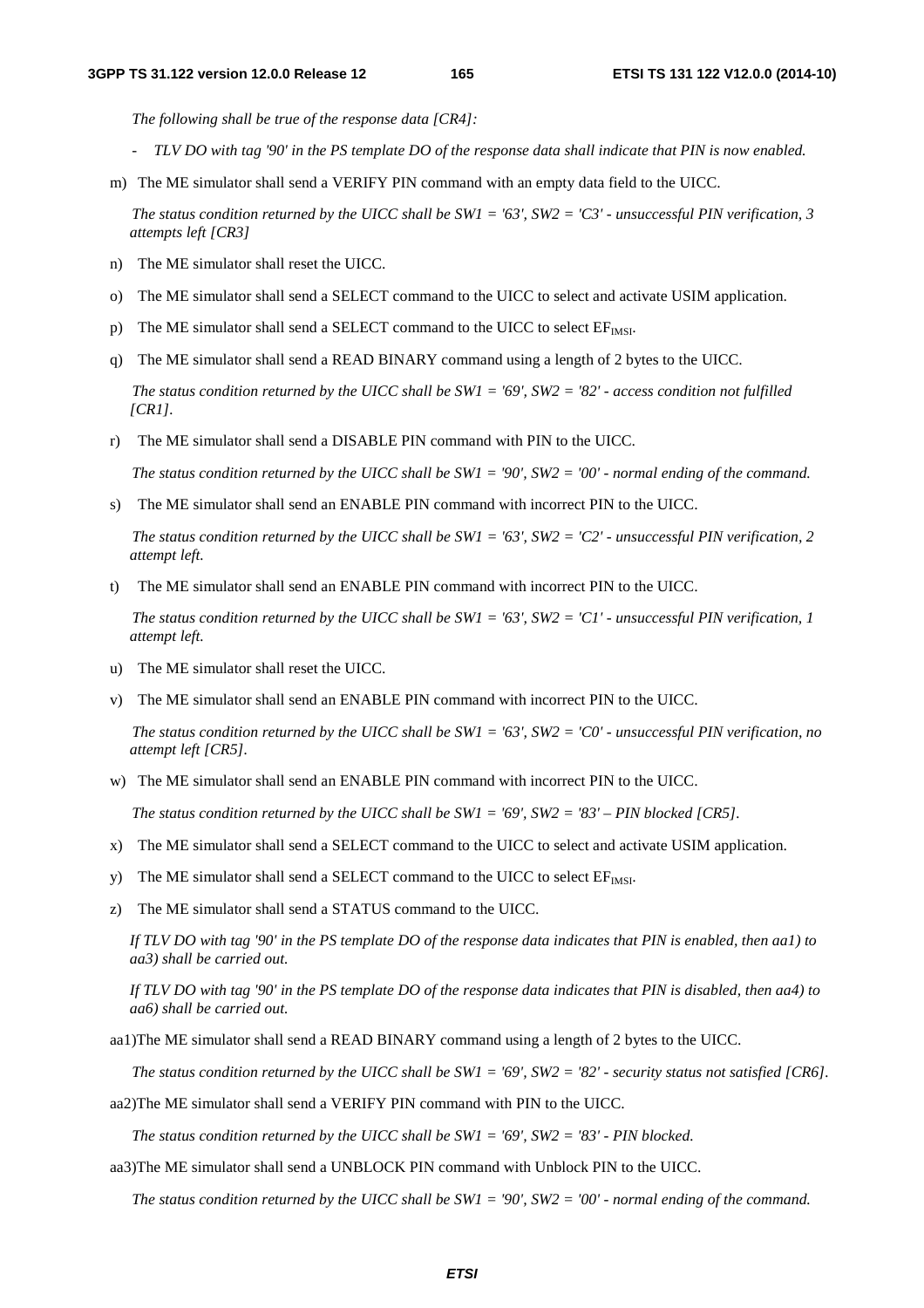*The following shall be true of the response data [CR4]:*

- *TLV DO with tag '90' in the PS template DO of the response data shall indicate that PIN is now enabled.*

m) The ME simulator shall send a VERIFY PIN command with an empty data field to the UICC.

*The status condition returned by the UICC shall be SW1 = '63', SW2 = 'C3' - unsuccessful PIN verification, 3 attempts left [CR3]*

n) The ME simulator shall reset the UICC.

o) The ME simulator shall send a SELECT command to the UICC to select and activate USIM application.

p) The ME simulator shall send a SELECT command to the UICC to select $EF_{IMSI}$.

q) The ME simulator shall send a READ BINARY command using a length of 2 bytes to the UICC.

*The status condition returned by the UICC shall be SW1 = '69', SW2 = '82' - access condition not fulfilled [CR1].*

r) The ME simulator shall send a DISABLE PIN command with PIN to the UICC.

*The status condition returned by the UICC shall be SW1 = '90', SW2 = '00' - normal ending of the command.*

s) The ME simulator shall send an ENABLE PIN command with incorrect PIN to the UICC.

*The status condition returned by the UICC shall be SW1 = '63', SW2 = 'C2' - unsuccessful PIN verification, 2 attempt left.*

t) The ME simulator shall send an ENABLE PIN command with incorrect PIN to the UICC.

*The status condition returned by the UICC shall be SW1 = '63', SW2 = 'C1' - unsuccessful PIN verification, 1 attempt left.*

u) The ME simulator shall reset the UICC.

v) The ME simulator shall send an ENABLE PIN command with incorrect PIN to the UICC.

*The status condition returned by the UICC shall be SW1 = '63', SW2 = 'C0' - unsuccessful PIN verification, no attempt left [CR5].*

w) The ME simulator shall send an ENABLE PIN command with incorrect PIN to the UICC.

*The status condition returned by the UICC shall be SW1 = '69', SW2 = '83' – PIN blocked [CR5].*

x) The ME simulator shall send a SELECT command to the UICC to select and activate USIM application.

y) The ME simulator shall send a SELECT command to the UICC to select $EF_{IMSI}$.

z) The ME simulator shall send a STATUS command to the UICC.

*If TLV DO with tag '90' in the PS template DO of the response data indicates that PIN is enabled, then aa1) to aa3) shall be carried out.*

*If TLV DO with tag '90' in the PS template DO of the response data indicates that PIN is disabled, then aa4) to aa6) shall be carried out.*

aa1)The ME simulator shall send a READ BINARY command using a length of 2 bytes to the UICC.

*The status condition returned by the UICC shall be SW1 = '69', SW2 = '82' - security status not satisfied [CR6].*

aa2)The ME simulator shall send a VERIFY PIN command with PIN to the UICC.

*The status condition returned by the UICC shall be SW1 = '69', SW2 = '83' - PIN blocked.*

aa3)The ME simulator shall send a UNBLOCK PIN command with Unblock PIN to the UICC.

*The status condition returned by the UICC shall be SW1 = '90', SW2 = '00' - normal ending of the command.*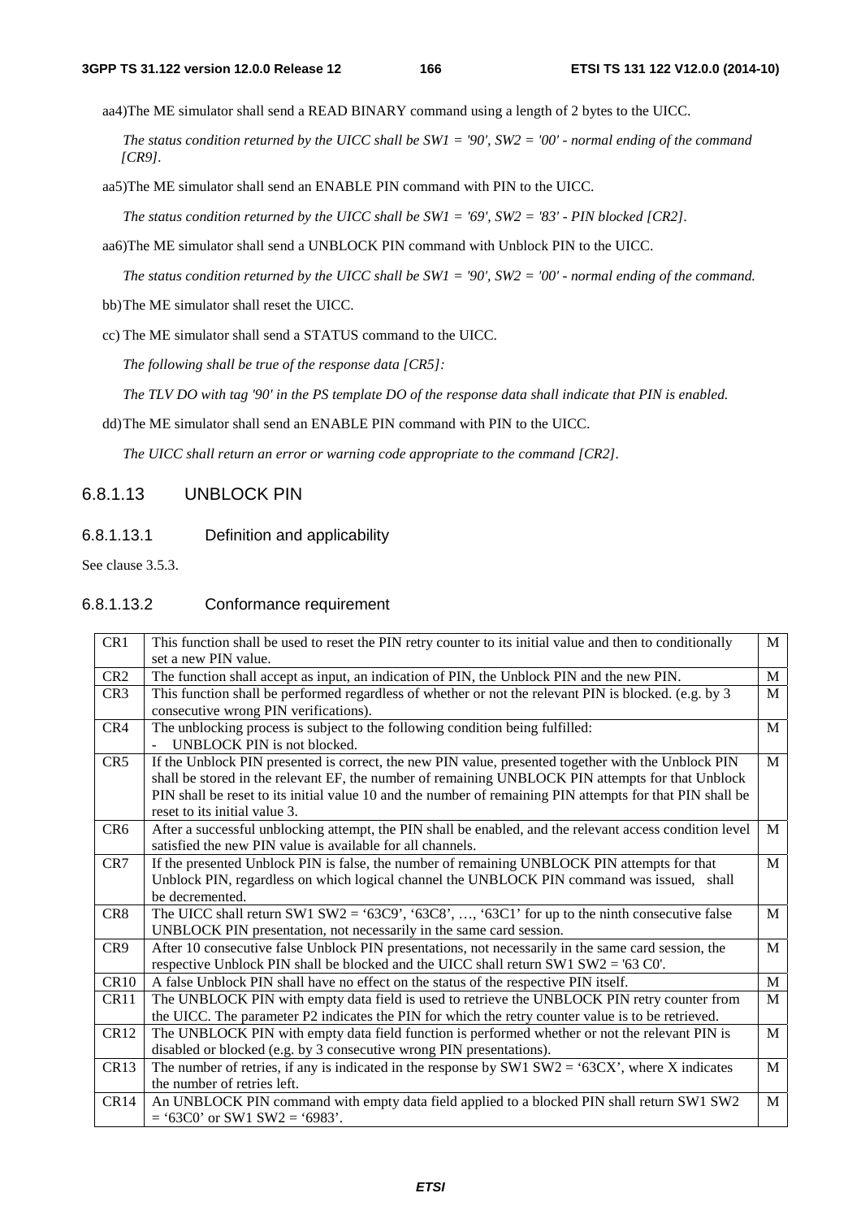aa4) The ME simulator shall send a READ BINARY command using a length of 2 bytes to the UICC.

*The status condition returned by the UICC shall be SW1 = '90', SW2 = '00' - normal ending of the command [CR9].*

aa5) The ME simulator shall send an ENABLE PIN command with PIN to the UICC.

*The status condition returned by the UICC shall be SW1 = '69', SW2 = '83' - PIN blocked [CR2].*

aa6) The ME simulator shall send a UNBLOCK PIN command with Unblock PIN to the UICC.

*The status condition returned by the UICC shall be SW1 = '90', SW2 = '00' - normal ending of the command.*

bb) The ME simulator shall reset the UICC.

cc) The ME simulator shall send a STATUS command to the UICC.

*The following shall be true of the response data [CR5]:*

*The TLV DO with tag '90' in the PS template DO of the response data shall indicate that PIN is enabled.*

dd) The ME simulator shall send an ENABLE PIN command with PIN to the UICC.

*The UICC shall return an error or warning code appropriate to the command [CR2].*

### 6.8.1.13 UNBLOCK PIN

#### 6.8.1.13.1 Definition and applicability

See clause 3.5.3.

#### 6.8.1.13.2 Conformance requirement

| | | |
|---|---|---|
| CR1 | This function shall be used to reset the PIN retry counter to its initial value and then to conditionally set a new PIN value. | M |
| CR2 | The function shall accept as input, an indication of PIN, the Unblock PIN and the new PIN. | M |
| CR3 | This function shall be performed regardless of whether or not the relevant PIN is blocked. (e.g. by 3 consecutive wrong PIN verifications). | M |
| CR4 | The unblocking process is subject to the following condition being fulfilled: <br> - UNBLOCK PIN is not blocked. | M |
| CR5 | If the Unblock PIN presented is correct, the new PIN value, presented together with the Unblock PIN shall be stored in the relevant EF, the number of remaining UNBLOCK PIN attempts for that Unblock PIN shall be reset to its initial value 10 and the number of remaining PIN attempts for that PIN shall be reset to its initial value 3. | M |
| CR6 | After a successful unblocking attempt, the PIN shall be enabled, and the relevant access condition level satisfied the new PIN value is available for all channels. | M |
| CR7 | If the presented Unblock PIN is false, the number of remaining UNBLOCK PIN attempts for that Unblock PIN, regardless on which logical channel the UNBLOCK PIN command was issued, shall be decremented. | M |
| CR8 | The UICC shall return SW1 SW2 = '63C9', '63C8', …, '63C1' for up to the ninth consecutive false UNBLOCK PIN presentation, not necessarily in the same card session. | M |
| CR9 | After 10 consecutive false Unblock PIN presentations, not necessarily in the same card session, the respective Unblock PIN shall be blocked and the UICC shall return SW1 SW2 = '63 C0'. | M |
| CR10 | A false Unblock PIN shall have no effect on the status of the respective PIN itself. | M |
| CR11 | The UNBLOCK PIN with empty data field is used to retrieve the UNBLOCK PIN retry counter from the UICC. The parameter P2 indicates the PIN for which the retry counter value is to be retrieved. | M |
| CR12 | The UNBLOCK PIN with empty data field function is performed whether or not the relevant PIN is disabled or blocked (e.g. by 3 consecutive wrong PIN presentations). | M |
| CR13 | The number of retries, if any is indicated in the response by SW1 SW2 = '63CX', where X indicates the number of retries left. | M |
| CR14 | An UNBLOCK PIN command with empty data field applied to a blocked PIN shall return SW1 SW2 = '63C0' or SW1 SW2 = '6983'. | M |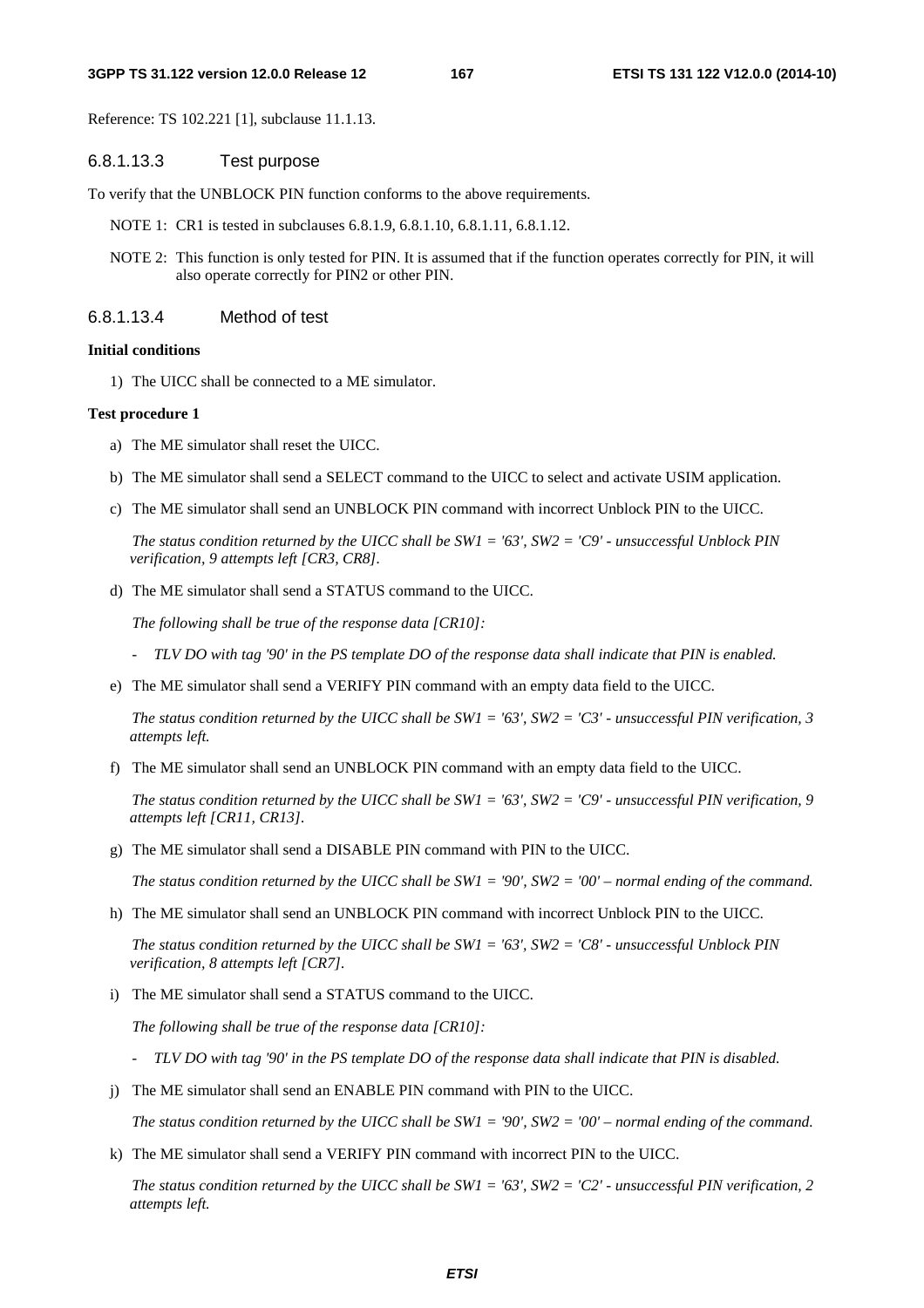Reference: TS 102.221 [1], subclause 11.1.13.

#### 6.8.1.13.3 Test purpose

To verify that the UNBLOCK PIN function conforms to the above requirements.

NOTE 1: CR1 is tested in subclauses 6.8.1.9, 6.8.1.10, 6.8.1.11, 6.8.1.12.

NOTE 2: This function is only tested for PIN. It is assumed that if the function operates correctly for PIN, it will also operate correctly for PIN2 or other PIN.

#### 6.8.1.13.4 Method of test

**Initial conditions**

1) The UICC shall be connected to a ME simulator.

**Test procedure 1**

a) The ME simulator shall reset the UICC.

b) The ME simulator shall send a SELECT command to the UICC to select and activate USIM application.

c) The ME simulator shall send an UNBLOCK PIN command with incorrect Unblock PIN to the UICC.

   *The status condition returned by the UICC shall be SW1 = '63', SW2 = 'C9' - unsuccessful Unblock PIN verification, 9 attempts left [CR3, CR8].*

d) The ME simulator shall send a STATUS command to the UICC.

   *The following shall be true of the response data [CR10]:*

   - *TLV DO with tag '90' in the PS template DO of the response data shall indicate that PIN is enabled.*

e) The ME simulator shall send a VERIFY PIN command with an empty data field to the UICC.

   *The status condition returned by the UICC shall be SW1 = '63', SW2 = 'C3' - unsuccessful PIN verification, 3 attempts left.*

f) The ME simulator shall send an UNBLOCK PIN command with an empty data field to the UICC.

   *The status condition returned by the UICC shall be SW1 = '63', SW2 = 'C9' - unsuccessful PIN verification, 9 attempts left [CR11, CR13].*

g) The ME simulator shall send a DISABLE PIN command with PIN to the UICC.

   *The status condition returned by the UICC shall be SW1 = '90', SW2 = '00' – normal ending of the command.*

h) The ME simulator shall send an UNBLOCK PIN command with incorrect Unblock PIN to the UICC.

   *The status condition returned by the UICC shall be SW1 = '63', SW2 = 'C8' - unsuccessful Unblock PIN verification, 8 attempts left [CR7].*

i) The ME simulator shall send a STATUS command to the UICC.

   *The following shall be true of the response data [CR10]:*

   - *TLV DO with tag '90' in the PS template DO of the response data shall indicate that PIN is disabled.*

j) The ME simulator shall send an ENABLE PIN command with PIN to the UICC.

   *The status condition returned by the UICC shall be SW1 = '90', SW2 = '00' – normal ending of the command.*

k) The ME simulator shall send a VERIFY PIN command with incorrect PIN to the UICC.

   *The status condition returned by the UICC shall be SW1 = '63', SW2 = 'C2' - unsuccessful PIN verification, 2 attempts left.*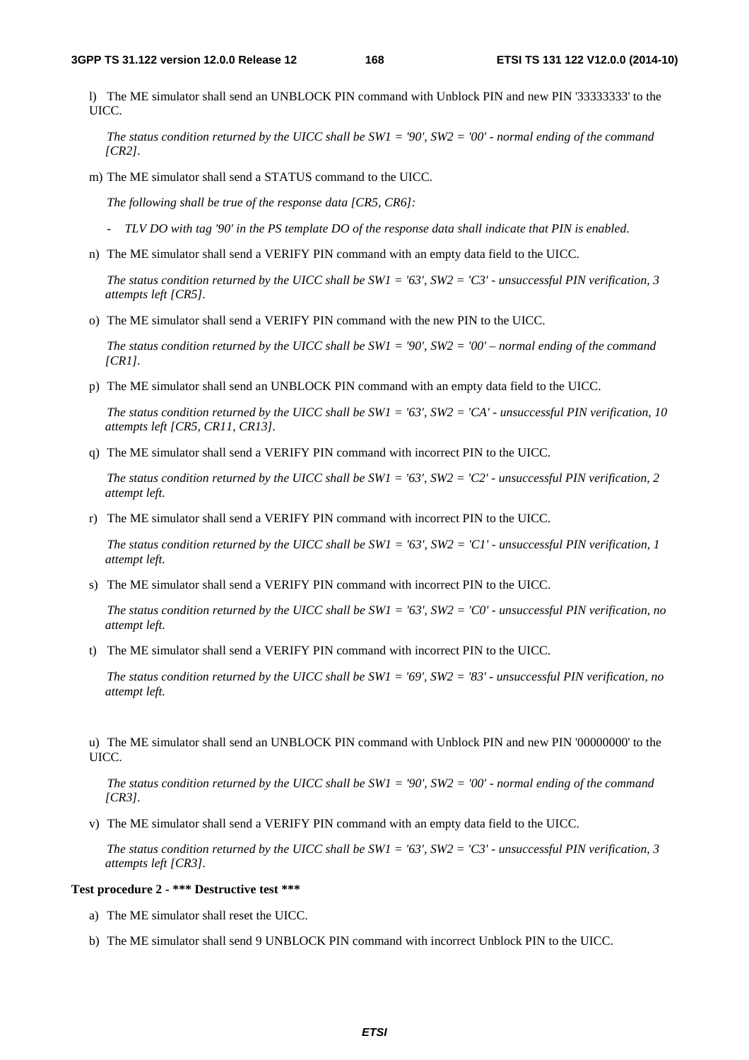l) The ME simulator shall send an UNBLOCK PIN command with Unblock PIN and new PIN '33333333' to the UICC.

*The status condition returned by the UICC shall be SW1 = '90', SW2 = '00' - normal ending of the command [CR2].*

m) The ME simulator shall send a STATUS command to the UICC.

*The following shall be true of the response data [CR5, CR6]:*

- *TLV DO with tag '90' in the PS template DO of the response data shall indicate that PIN is enabled.*

n) The ME simulator shall send a VERIFY PIN command with an empty data field to the UICC.

*The status condition returned by the UICC shall be SW1 = '63', SW2 = 'C3' - unsuccessful PIN verification, 3 attempts left [CR5].*

o) The ME simulator shall send a VERIFY PIN command with the new PIN to the UICC.

*The status condition returned by the UICC shall be SW1 = '90', SW2 = '00' – normal ending of the command [CR1].*

p) The ME simulator shall send an UNBLOCK PIN command with an empty data field to the UICC.

*The status condition returned by the UICC shall be SW1 = '63', SW2 = 'CA' - unsuccessful PIN verification, 10 attempts left [CR5, CR11, CR13].*

q) The ME simulator shall send a VERIFY PIN command with incorrect PIN to the UICC.

*The status condition returned by the UICC shall be SW1 = '63', SW2 = 'C2' - unsuccessful PIN verification, 2 attempt left.*

r) The ME simulator shall send a VERIFY PIN command with incorrect PIN to the UICC.

*The status condition returned by the UICC shall be SW1 = '63', SW2 = 'C1' - unsuccessful PIN verification, 1 attempt left.*

s) The ME simulator shall send a VERIFY PIN command with incorrect PIN to the UICC.

*The status condition returned by the UICC shall be SW1 = '63', SW2 = 'C0' - unsuccessful PIN verification, no attempt left.*

t) The ME simulator shall send a VERIFY PIN command with incorrect PIN to the UICC.

*The status condition returned by the UICC shall be SW1 = '69', SW2 = '83' - unsuccessful PIN verification, no attempt left.*

u) The ME simulator shall send an UNBLOCK PIN command with Unblock PIN and new PIN '00000000' to the UICC.

*The status condition returned by the UICC shall be SW1 = '90', SW2 = '00' - normal ending of the command [CR3].*

v) The ME simulator shall send a VERIFY PIN command with an empty data field to the UICC.

*The status condition returned by the UICC shall be SW1 = '63', SW2 = 'C3' - unsuccessful PIN verification, 3 attempts left [CR3].*

**Test procedure 2 - \*\*\* Destructive test \*\*\***

a) The ME simulator shall reset the UICC.

b) The ME simulator shall send 9 UNBLOCK PIN command with incorrect Unblock PIN to the UICC.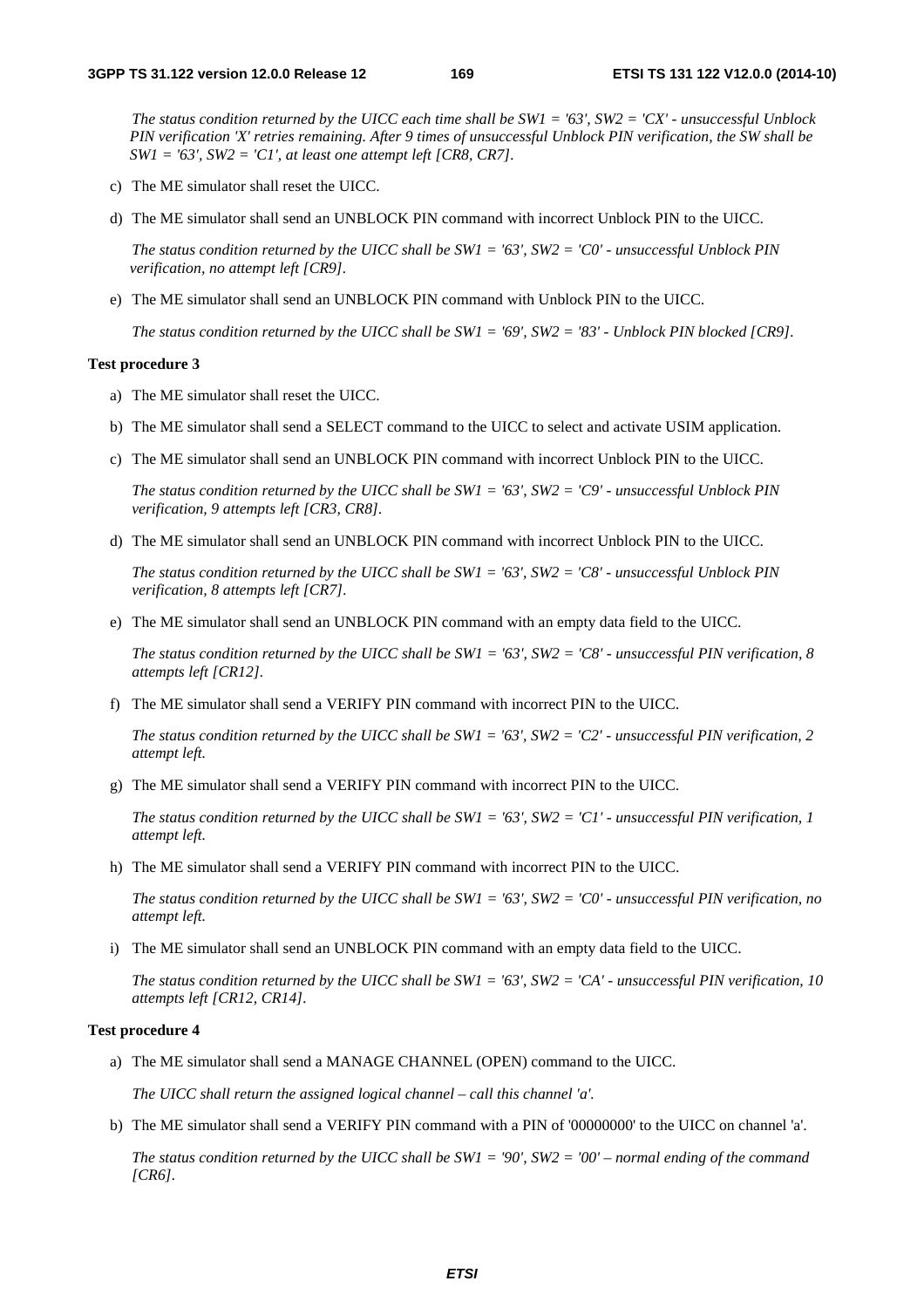*The status condition returned by the UICC each time shall be SW1 = '63', SW2 = 'CX' - unsuccessful Unblock PIN verification 'X' retries remaining. After 9 times of unsuccessful Unblock PIN verification, the SW shall be SW1 = '63', SW2 = 'C1', at least one attempt left [CR8, CR7].*

c) The ME simulator shall reset the UICC.

d) The ME simulator shall send an UNBLOCK PIN command with incorrect Unblock PIN to the UICC.

*The status condition returned by the UICC shall be SW1 = '63', SW2 = 'C0' - unsuccessful Unblock PIN verification, no attempt left [CR9].*

e) The ME simulator shall send an UNBLOCK PIN command with Unblock PIN to the UICC.

*The status condition returned by the UICC shall be SW1 = '69', SW2 = '83' - Unblock PIN blocked [CR9].*

**Test procedure 3**

a) The ME simulator shall reset the UICC.

b) The ME simulator shall send a SELECT command to the UICC to select and activate USIM application.

c) The ME simulator shall send an UNBLOCK PIN command with incorrect Unblock PIN to the UICC.

*The status condition returned by the UICC shall be SW1 = '63', SW2 = 'C9' - unsuccessful Unblock PIN verification, 9 attempts left [CR3, CR8].*

d) The ME simulator shall send an UNBLOCK PIN command with incorrect Unblock PIN to the UICC.

*The status condition returned by the UICC shall be SW1 = '63', SW2 = 'C8' - unsuccessful Unblock PIN verification, 8 attempts left [CR7].*

e) The ME simulator shall send an UNBLOCK PIN command with an empty data field to the UICC.

*The status condition returned by the UICC shall be SW1 = '63', SW2 = 'C8' - unsuccessful PIN verification, 8 attempts left [CR12].*

f) The ME simulator shall send a VERIFY PIN command with incorrect PIN to the UICC.

*The status condition returned by the UICC shall be SW1 = '63', SW2 = 'C2' - unsuccessful PIN verification, 2 attempt left.*

g) The ME simulator shall send a VERIFY PIN command with incorrect PIN to the UICC.

*The status condition returned by the UICC shall be SW1 = '63', SW2 = 'C1' - unsuccessful PIN verification, 1 attempt left.*

h) The ME simulator shall send a VERIFY PIN command with incorrect PIN to the UICC.

*The status condition returned by the UICC shall be SW1 = '63', SW2 = 'C0' - unsuccessful PIN verification, no attempt left.*

i) The ME simulator shall send an UNBLOCK PIN command with an empty data field to the UICC.

*The status condition returned by the UICC shall be SW1 = '63', SW2 = 'CA' - unsuccessful PIN verification, 10 attempts left [CR12, CR14].*

**Test procedure 4**

a) The ME simulator shall send a MANAGE CHANNEL (OPEN) command to the UICC.

*The UICC shall return the assigned logical channel – call this channel 'a'.*

b) The ME simulator shall send a VERIFY PIN command with a PIN of '00000000' to the UICC on channel 'a'.

*The status condition returned by the UICC shall be SW1 = '90', SW2 = '00' – normal ending of the command [CR6].*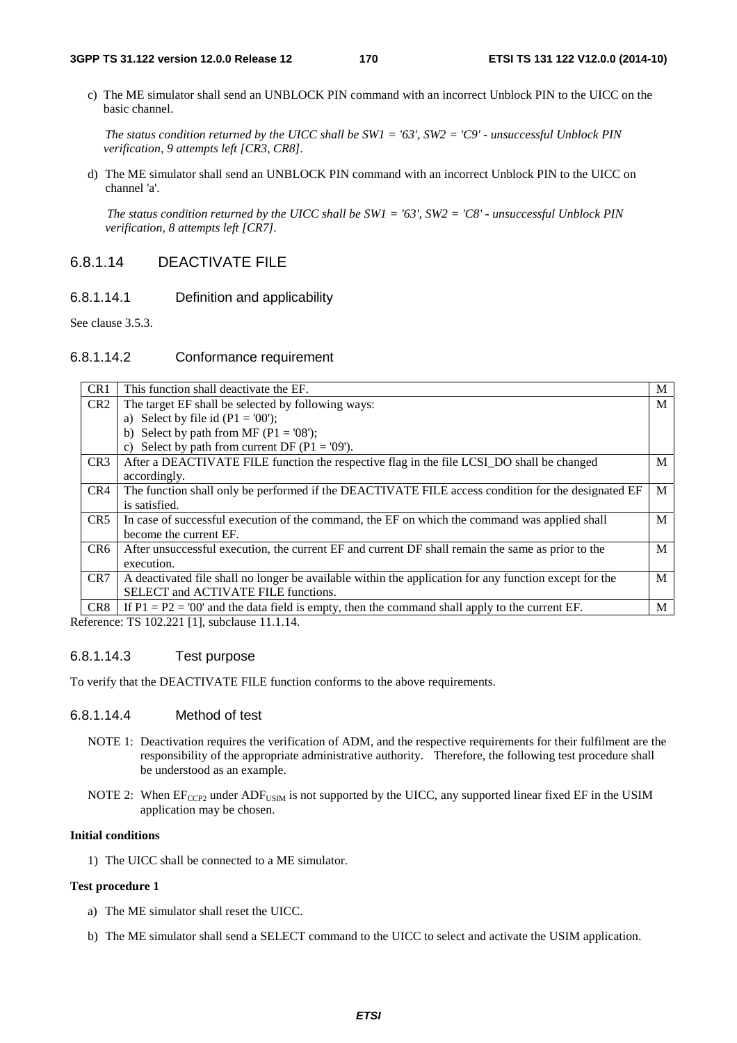c) The ME simulator shall send an UNBLOCK PIN command with an incorrect Unblock PIN to the UICC on the basic channel.

   *The status condition returned by the UICC shall be SW1 = '63', SW2 = 'C9' - unsuccessful Unblock PIN verification, 9 attempts left [CR3, CR8].*

d) The ME simulator shall send an UNBLOCK PIN command with an incorrect Unblock PIN to the UICC on channel 'a'.

   *The status condition returned by the UICC shall be SW1 = '63', SW2 = 'C8' - unsuccessful Unblock PIN verification, 8 attempts left [CR7].*

## 6.8.1.14 DEACTIVATE FILE

### 6.8.1.14.1 Definition and applicability

See clause 3.5.3.

### 6.8.1.14.2 Conformance requirement

| | | |
|---|---|---|
| CR1 | This function shall deactivate the EF. | M |
| CR2 | The target EF shall be selected by following ways:<br>a) Select by file id (P1 = '00');<br>b) Select by path from MF (P1 = '08');<br>c) Select by path from current DF (P1 = '09'). | M |
| CR3 | After a DEACTIVATE FILE function the respective flag in the file LCSI_DO shall be changed accordingly. | M |
| CR4 | The function shall only be performed if the DEACTIVATE FILE access condition for the designated EF is satisfied. | M |
| CR5 | In case of successful execution of the command, the EF on which the command was applied shall become the current EF. | M |
| CR6 | After unsuccessful execution, the current EF and current DF shall remain the same as prior to the execution. | M |
| CR7 | A deactivated file shall no longer be available within the application for any function except for the SELECT and ACTIVATE FILE functions. | M |
| CR8 | If P1 = P2 = '00' and the data field is empty, then the command shall apply to the current EF. | M |

Reference: TS 102.221 [1], subclause 11.1.14.

### 6.8.1.14.3 Test purpose

To verify that the DEACTIVATE FILE function conforms to the above requirements.

### 6.8.1.14.4 Method of test

NOTE 1: Deactivation requires the verification of ADM, and the respective requirements for their fulfilment are the responsibility of the appropriate administrative authority. Therefore, the following test procedure shall be understood as an example.

NOTE 2: When $EF_{CCP2}$ under $ADF_{USIM}$ is not supported by the UICC, any supported linear fixed EF in the USIM application may be chosen.

**Initial conditions**

1) The UICC shall be connected to a ME simulator.

**Test procedure 1**

a) The ME simulator shall reset the UICC.

b) The ME simulator shall send a SELECT command to the UICC to select and activate the USIM application.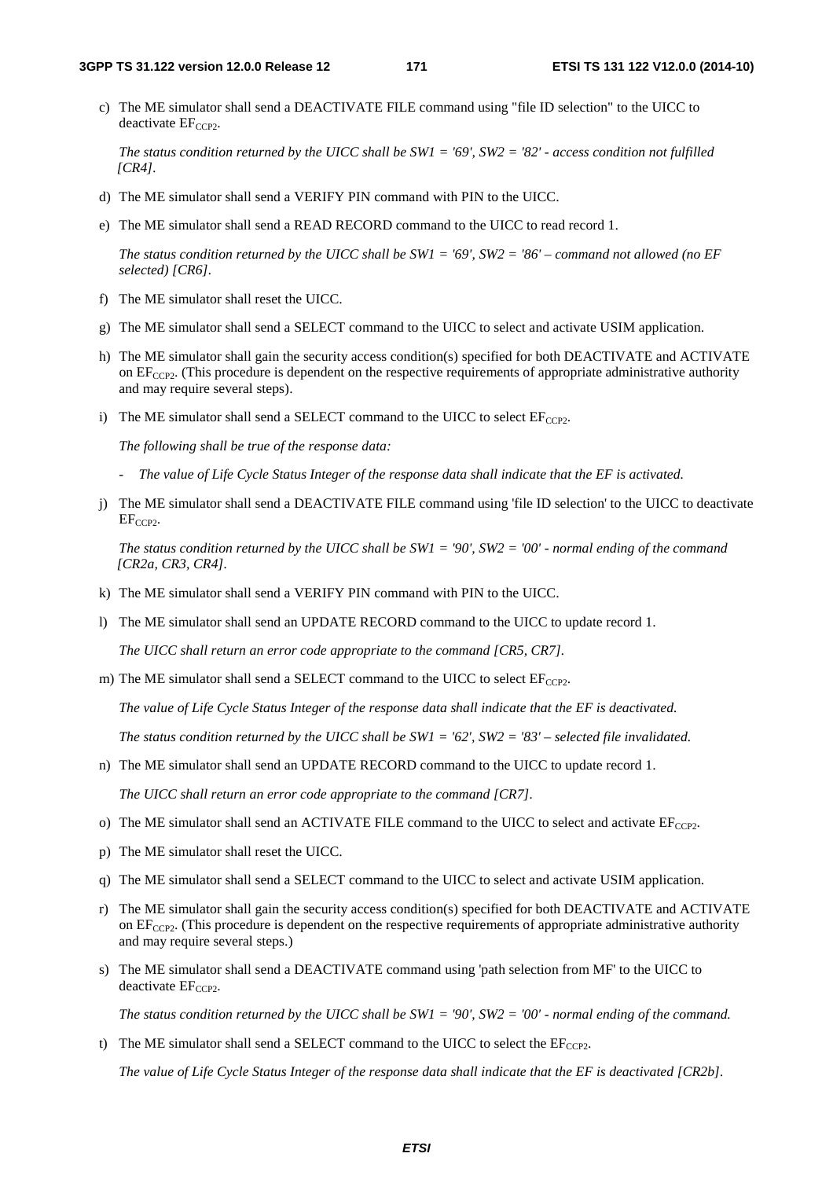c) The ME simulator shall send a DEACTIVATE FILE command using "file ID selection" to the UICC to deactivate $EF_{CCP2}$.

   *The status condition returned by the UICC shall be SW1 = '69', SW2 = '82' - access condition not fulfilled [CR4].*

d) The ME simulator shall send a VERIFY PIN command with PIN to the UICC.

e) The ME simulator shall send a READ RECORD command to the UICC to read record 1.

   *The status condition returned by the UICC shall be SW1 = '69', SW2 = '86' – command not allowed (no EF selected) [CR6].*

f) The ME simulator shall reset the UICC.

g) The ME simulator shall send a SELECT command to the UICC to select and activate USIM application.

h) The ME simulator shall gain the security access condition(s) specified for both DEACTIVATE and ACTIVATE on $EF_{CCP2}$. (This procedure is dependent on the respective requirements of appropriate administrative authority and may require several steps).

i) The ME simulator shall send a SELECT command to the UICC to select $EF_{CCP2}$.

   *The following shall be true of the response data:*

   - *The value of Life Cycle Status Integer of the response data shall indicate that the EF is activated.*

j) The ME simulator shall send a DEACTIVATE FILE command using 'file ID selection' to the UICC to deactivate $EF_{CCP2}$.

   *The status condition returned by the UICC shall be SW1 = '90', SW2 = '00' - normal ending of the command [CR2a, CR3, CR4].*

k) The ME simulator shall send a VERIFY PIN command with PIN to the UICC.

l) The ME simulator shall send an UPDATE RECORD command to the UICC to update record 1.

   *The UICC shall return an error code appropriate to the command [CR5, CR7].*

m) The ME simulator shall send a SELECT command to the UICC to select $EF_{CCP2}$.

   *The value of Life Cycle Status Integer of the response data shall indicate that the EF is deactivated.*

   *The status condition returned by the UICC shall be SW1 = '62', SW2 = '83' – selected file invalidated.*

n) The ME simulator shall send an UPDATE RECORD command to the UICC to update record 1.

   *The UICC shall return an error code appropriate to the command [CR7].*

o) The ME simulator shall send an ACTIVATE FILE command to the UICC to select and activate $EF_{CCP2}$.

p) The ME simulator shall reset the UICC.

q) The ME simulator shall send a SELECT command to the UICC to select and activate USIM application.

r) The ME simulator shall gain the security access condition(s) specified for both DEACTIVATE and ACTIVATE on $EF_{CCP2}$. (This procedure is dependent on the respective requirements of appropriate administrative authority and may require several steps.)

s) The ME simulator shall send a DEACTIVATE command using 'path selection from MF' to the UICC to deactivate $EF_{CCP2}$.

   *The status condition returned by the UICC shall be SW1 = '90', SW2 = '00' - normal ending of the command.*

t) The ME simulator shall send a SELECT command to the UICC to select the $EF_{CCP2}$.

   *The value of Life Cycle Status Integer of the response data shall indicate that the EF is deactivated [CR2b].*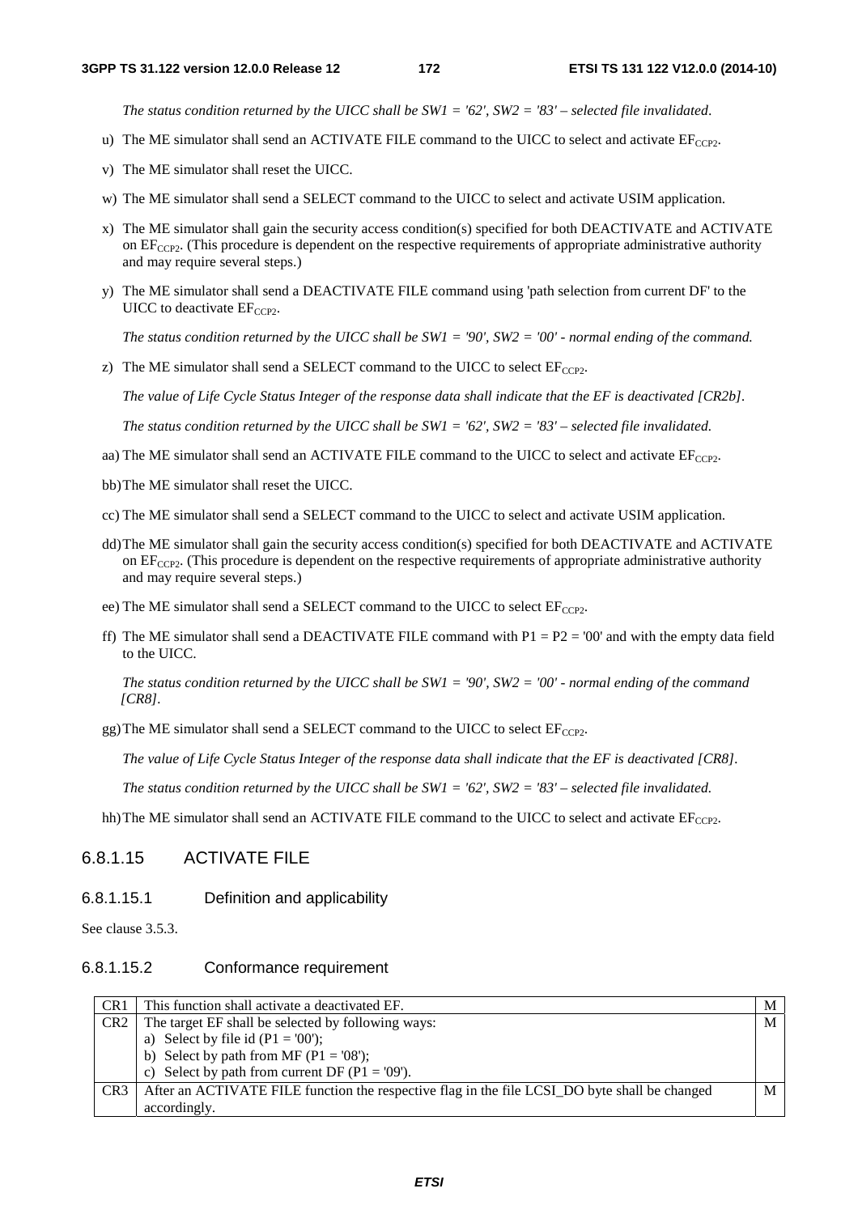*The status condition returned by the UICC shall be SW1 = '62', SW2 = '83' – selected file invalidated*.

u) The ME simulator shall send an ACTIVATE FILE command to the UICC to select and activate $EF_{CCP2}$.

v) The ME simulator shall reset the UICC.

w) The ME simulator shall send a SELECT command to the UICC to select and activate USIM application.

x) The ME simulator shall gain the security access condition(s) specified for both DEACTIVATE and ACTIVATE on $EF_{CCP2}$. (This procedure is dependent on the respective requirements of appropriate administrative authority and may require several steps.)

y) The ME simulator shall send a DEACTIVATE FILE command using 'path selection from current DF' to the UICC to deactivate $EF_{CCP2}$.

*The status condition returned by the UICC shall be SW1 = '90', SW2 = '00' - normal ending of the command.*

z) The ME simulator shall send a SELECT command to the UICC to select $EF_{CCP2}$.

*The value of Life Cycle Status Integer of the response data shall indicate that the EF is deactivated [CR2b].*

*The status condition returned by the UICC shall be SW1 = '62', SW2 = '83' – selected file invalidated.*

aa) The ME simulator shall send an ACTIVATE FILE command to the UICC to select and activate $EF_{CCP2}$.

bb) The ME simulator shall reset the UICC.

cc) The ME simulator shall send a SELECT command to the UICC to select and activate USIM application.

dd) The ME simulator shall gain the security access condition(s) specified for both DEACTIVATE and ACTIVATE on $EF_{CCP2}$. (This procedure is dependent on the respective requirements of appropriate administrative authority and may require several steps.)

ee) The ME simulator shall send a SELECT command to the UICC to select $EF_{CCP2}$.

ff) The ME simulator shall send a DEACTIVATE FILE command with P1 = P2 = '00' and with the empty data field to the UICC.

*The status condition returned by the UICC shall be SW1 = '90', SW2 = '00' - normal ending of the command [CR8].*

gg) The ME simulator shall send a SELECT command to the UICC to select $EF_{CCP2}$.

*The value of Life Cycle Status Integer of the response data shall indicate that the EF is deactivated [CR8].*

*The status condition returned by the UICC shall be SW1 = '62', SW2 = '83' – selected file invalidated.*

hh) The ME simulator shall send an ACTIVATE FILE command to the UICC to select and activate $EF_{CCP2}$.

### 6.8.1.15 ACTIVATE FILE

#### 6.8.1.15.1 Definition and applicability

See clause 3.5.3.

#### 6.8.1.15.2 Conformance requirement

| | | |
|---|---|---|
| CR1 | This function shall activate a deactivated EF. | M |
| CR2 | The target EF shall be selected by following ways:<br>a) Select by file id (P1 = '00');<br>b) Select by path from MF (P1 = '08');<br>c) Select by path from current DF (P1 = '09'). | M |
| CR3 | After an ACTIVATE FILE function the respective flag in the file LCSI_DO byte shall be changed accordingly. | M |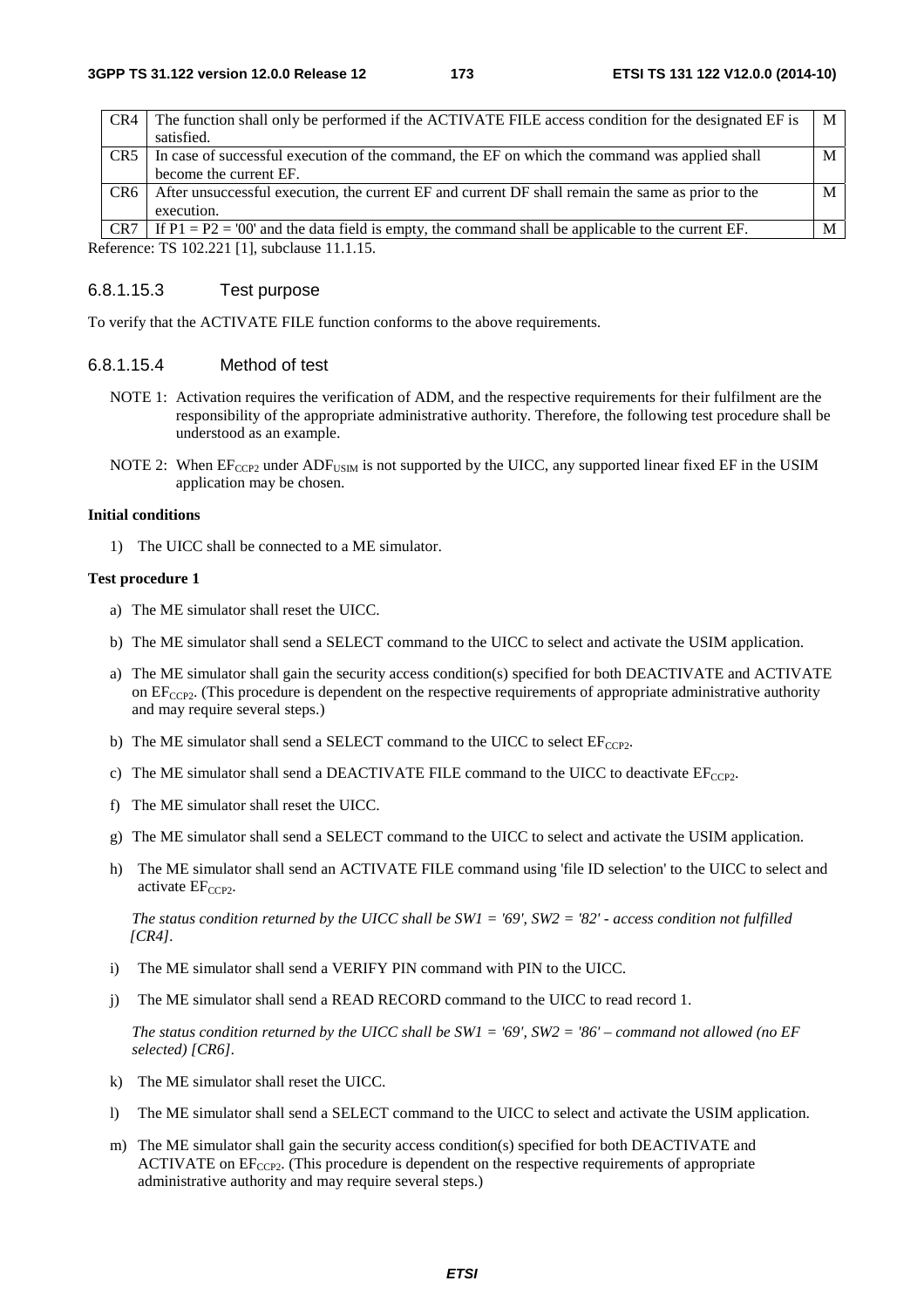| | | |
|---|---|---|
| CR4 | The function shall only be performed if the ACTIVATE FILE access condition for the designated EF is satisfied. | M |
| CR5 | In case of successful execution of the command, the EF on which the command was applied shall become the current EF. | M |
| CR6 | After unsuccessful execution, the current EF and current DF shall remain the same as prior to the execution. | M |
| CR7 | If P1 = P2 = '00' and the data field is empty, the command shall be applicable to the current EF. | M |

Reference: TS 102.221 [1], subclause 11.1.15.

#### 6.8.1.15.3 Test purpose

To verify that the ACTIVATE FILE function conforms to the above requirements.

#### 6.8.1.15.4 Method of test

NOTE 1: Activation requires the verification of ADM, and the respective requirements for their fulfilment are the responsibility of the appropriate administrative authority. Therefore, the following test procedure shall be understood as an example.

NOTE 2: When $EF_{CCP2}$ under $ADF_{USIM}$ is not supported by the UICC, any supported linear fixed EF in the USIM application may be chosen.

**Initial conditions**

1) The UICC shall be connected to a ME simulator.

**Test procedure 1**

a) The ME simulator shall reset the UICC.

b) The ME simulator shall send a SELECT command to the UICC to select and activate the USIM application.

a) The ME simulator shall gain the security access condition(s) specified for both DEACTIVATE and ACTIVATE on $EF_{CCP2}$. (This procedure is dependent on the respective requirements of appropriate administrative authority and may require several steps.)

b) The ME simulator shall send a SELECT command to the UICC to select $EF_{CCP2}$.

c) The ME simulator shall send a DEACTIVATE FILE command to the UICC to deactivate $EF_{CCP2}$.

f) The ME simulator shall reset the UICC.

g) The ME simulator shall send a SELECT command to the UICC to select and activate the USIM application.

h) The ME simulator shall send an ACTIVATE FILE command using 'file ID selection' to the UICC to select and activate $EF_{CCP2}$.

   *The status condition returned by the UICC shall be SW1 = '69', SW2 = '82' - access condition not fulfilled [CR4].*

i) The ME simulator shall send a VERIFY PIN command with PIN to the UICC.

j) The ME simulator shall send a READ RECORD command to the UICC to read record 1.

   *The status condition returned by the UICC shall be SW1 = '69', SW2 = '86' – command not allowed (no EF selected) [CR6].*

k) The ME simulator shall reset the UICC.

l) The ME simulator shall send a SELECT command to the UICC to select and activate the USIM application.

m) The ME simulator shall gain the security access condition(s) specified for both DEACTIVATE and ACTIVATE on $EF_{CCP2}$. (This procedure is dependent on the respective requirements of appropriate administrative authority and may require several steps.)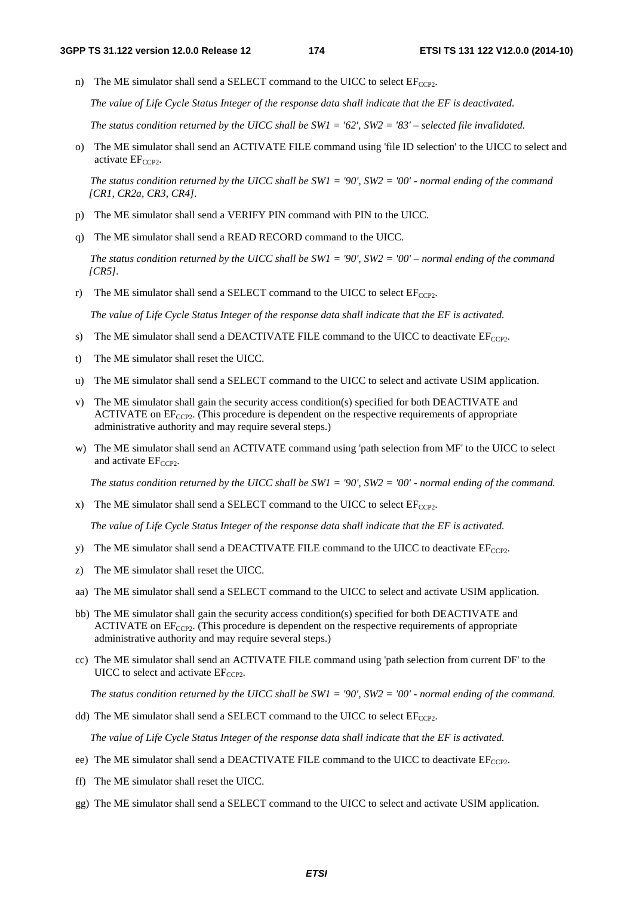n) The ME simulator shall send a SELECT command to the UICC to select $EF_{CCP2}$.

*The value of Life Cycle Status Integer of the response data shall indicate that the EF is deactivated.*

*The status condition returned by the UICC shall be SW1 = '62', SW2 = '83' – selected file invalidated.*

o) The ME simulator shall send an ACTIVATE FILE command using 'file ID selection' to the UICC to select and activate $EF_{CCP2}$.

*The status condition returned by the UICC shall be SW1 = '90', SW2 = '00' - normal ending of the command [CR1, CR2a, CR3, CR4].*

p) The ME simulator shall send a VERIFY PIN command with PIN to the UICC.

q) The ME simulator shall send a READ RECORD command to the UICC.

*The status condition returned by the UICC shall be SW1 = '90', SW2 = '00' – normal ending of the command [CR5].*

r) The ME simulator shall send a SELECT command to the UICC to select $EF_{CCP2}$.

*The value of Life Cycle Status Integer of the response data shall indicate that the EF is activated.*

s) The ME simulator shall send a DEACTIVATE FILE command to the UICC to deactivate $EF_{CCP2}$.

t) The ME simulator shall reset the UICC.

u) The ME simulator shall send a SELECT command to the UICC to select and activate USIM application.

v) The ME simulator shall gain the security access condition(s) specified for both DEACTIVATE and ACTIVATE on $EF_{CCP2}$. (This procedure is dependent on the respective requirements of appropriate administrative authority and may require several steps.)

w) The ME simulator shall send an ACTIVATE command using 'path selection from MF' to the UICC to select and activate $EF_{CCP2}$.

*The status condition returned by the UICC shall be SW1 = '90', SW2 = '00' - normal ending of the command.*

x) The ME simulator shall send a SELECT command to the UICC to select $EF_{CCP2}$.

*The value of Life Cycle Status Integer of the response data shall indicate that the EF is activated.*

y) The ME simulator shall send a DEACTIVATE FILE command to the UICC to deactivate $EF_{CCP2}$.

z) The ME simulator shall reset the UICC.

aa) The ME simulator shall send a SELECT command to the UICC to select and activate USIM application.

bb) The ME simulator shall gain the security access condition(s) specified for both DEACTIVATE and ACTIVATE on $EF_{CCP2}$. (This procedure is dependent on the respective requirements of appropriate administrative authority and may require several steps.)

cc) The ME simulator shall send an ACTIVATE FILE command using 'path selection from current DF' to the UICC to select and activate $EF_{CCP2}$.

*The status condition returned by the UICC shall be SW1 = '90', SW2 = '00' - normal ending of the command.*

dd) The ME simulator shall send a SELECT command to the UICC to select $EF_{CCP2}$.

*The value of Life Cycle Status Integer of the response data shall indicate that the EF is activated.*

ee) The ME simulator shall send a DEACTIVATE FILE command to the UICC to deactivate $EF_{CCP2}$.

ff) The ME simulator shall reset the UICC.

gg) The ME simulator shall send a SELECT command to the UICC to select and activate USIM application.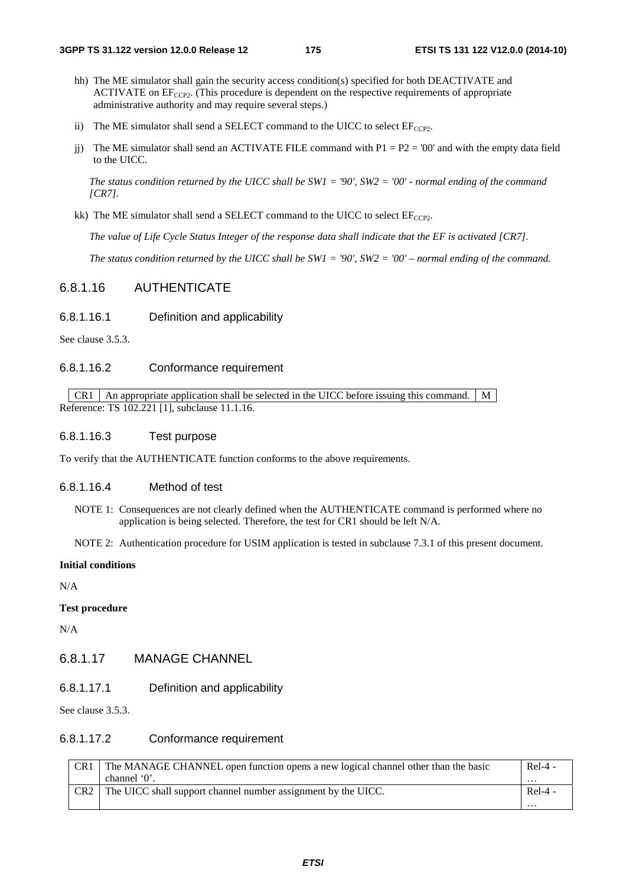hh) The ME simulator shall gain the security access condition(s) specified for both DEACTIVATE and ACTIVATE on $EF_{CCP2}$. (This procedure is dependent on the respective requirements of appropriate administrative authority and may require several steps.)

ii) The ME simulator shall send a SELECT command to the UICC to select $EF_{CCP2}$.

jj) The ME simulator shall send an ACTIVATE FILE command with P1 = P2 = '00' and with the empty data field to the UICC.

*The status condition returned by the UICC shall be SW1 = '90', SW2 = '00' - normal ending of the command [CR7].*

kk) The ME simulator shall send a SELECT command to the UICC to select $EF_{CCP2}$.

*The value of Life Cycle Status Integer of the response data shall indicate that the EF is activated [CR7].*

*The status condition returned by the UICC shall be SW1 = '90', SW2 = '00' – normal ending of the command.*

### 6.8.1.16 AUTHENTICATE

#### 6.8.1.16.1 Definition and applicability

See clause 3.5.3.

#### 6.8.1.16.2 Conformance requirement

| CR1 | An appropriate application shall be selected in the UICC before issuing this command. | M |
|---|---|---|

Reference: TS 102.221 [1], subclause 11.1.16.

#### 6.8.1.16.3 Test purpose

To verify that the AUTHENTICATE function conforms to the above requirements.

#### 6.8.1.16.4 Method of test

NOTE 1: Consequences are not clearly defined when the AUTHENTICATE command is performed where no application is being selected. Therefore, the test for CR1 should be left N/A.

NOTE 2: Authentication procedure for USIM application is tested in subclause 7.3.1 of this present document.

**Initial conditions**

N/A

**Test procedure**

N/A

### 6.8.1.17 MANAGE CHANNEL

#### 6.8.1.17.1 Definition and applicability

See clause 3.5.3.

#### 6.8.1.17.2 Conformance requirement

| CR1 | The MANAGE CHANNEL open function opens a new logical channel other than the basic channel '0'. | Rel-4 - … |
|---|---|---|
| CR2 | The UICC shall support channel number assignment by the UICC. | Rel-4 - … |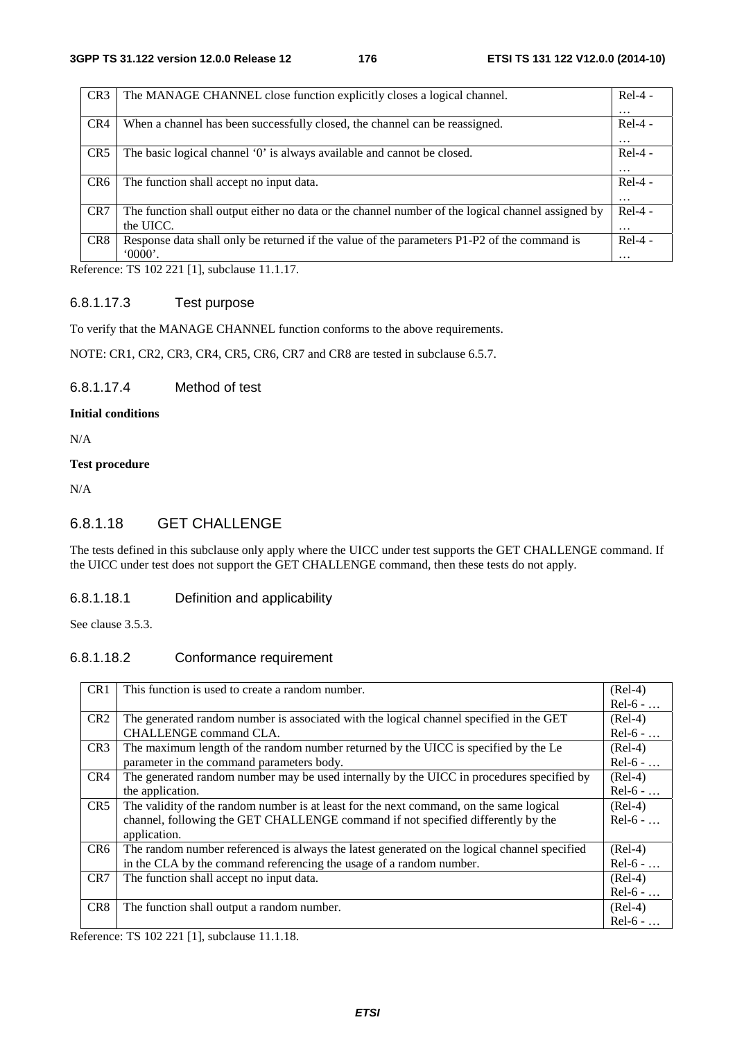| CR3 | The MANAGE CHANNEL close function explicitly closes a logical channel. | Rel-4 - … |
|---|---|---|
| CR4 | When a channel has been successfully closed, the channel can be reassigned. | Rel-4 - … |
| CR5 | The basic logical channel '0' is always available and cannot be closed. | Rel-4 - … |
| CR6 | The function shall accept no input data. | Rel-4 - … |
| CR7 | The function shall output either no data or the channel number of the logical channel assigned by the UICC. | Rel-4 - … |
| CR8 | Response data shall only be returned if the value of the parameters P1-P2 of the command is '0000'. | Rel-4 - … |

Reference: TS 102 221 [1], subclause 11.1.17.

#### 6.8.1.17.3 Test purpose

To verify that the MANAGE CHANNEL function conforms to the above requirements.

NOTE: CR1, CR2, CR3, CR4, CR5, CR6, CR7 and CR8 are tested in subclause 6.5.7.

#### 6.8.1.17.4 Method of test

**Initial conditions**

N/A

**Test procedure**

N/A

### 6.8.1.18 GET CHALLENGE

The tests defined in this subclause only apply where the UICC under test supports the GET CHALLENGE command. If the UICC under test does not support the GET CHALLENGE command, then these tests do not apply.

#### 6.8.1.18.1 Definition and applicability

See clause 3.5.3.

#### 6.8.1.18.2 Conformance requirement

| CR1 | This function is used to create a random number. | (Rel-4) Rel-6 - … |
|---|---|---|
| CR2 | The generated random number is associated with the logical channel specified in the GET CHALLENGE command CLA. | (Rel-4) Rel-6 - … |
| CR3 | The maximum length of the random number returned by the UICC is specified by the Le parameter in the command parameters body. | (Rel-4) Rel-6 - … |
| CR4 | The generated random number may be used internally by the UICC in procedures specified by the application. | (Rel-4) Rel-6 - … |
| CR5 | The validity of the random number is at least for the next command, on the same logical channel, following the GET CHALLENGE command if not specified differently by the application. | (Rel-4) Rel-6 - … |
| CR6 | The random number referenced is always the latest generated on the logical channel specified in the CLA by the command referencing the usage of a random number. | (Rel-4) Rel-6 - … |
| CR7 | The function shall accept no input data. | (Rel-4) Rel-6 - … |
| CR8 | The function shall output a random number. | (Rel-4) Rel-6 - … |

Reference: TS 102 221 [1], subclause 11.1.18.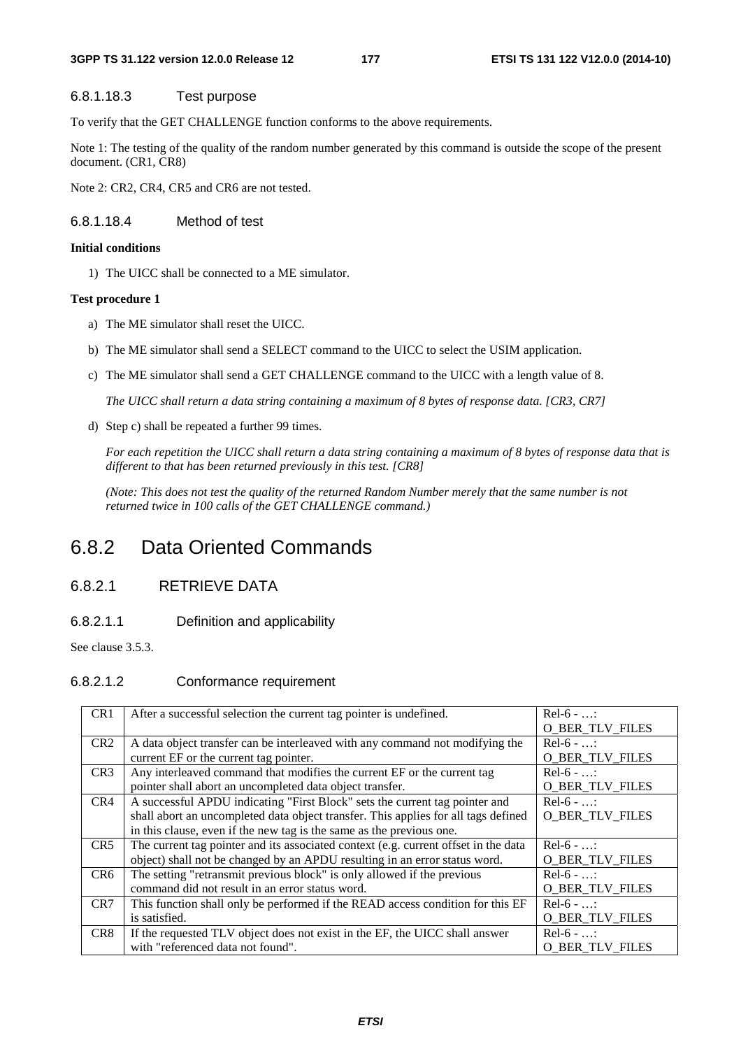#### 6.8.1.18.3 Test purpose

To verify that the GET CHALLENGE function conforms to the above requirements.

Note 1: The testing of the quality of the random number generated by this command is outside the scope of the present document. (CR1, CR8)

Note 2: CR2, CR4, CR5 and CR6 are not tested.

#### 6.8.1.18.4 Method of test

**Initial conditions**

1) The UICC shall be connected to a ME simulator.

**Test procedure 1**

a) The ME simulator shall reset the UICC.

b) The ME simulator shall send a SELECT command to the UICC to select the USIM application.

c) The ME simulator shall send a GET CHALLENGE command to the UICC with a length value of 8.

   *The UICC shall return a data string containing a maximum of 8 bytes of response data. [CR3, CR7]*

d) Step c) shall be repeated a further 99 times.

   *For each repetition the UICC shall return a data string containing a maximum of 8 bytes of response data that is different to that has been returned previously in this test. [CR8]*

   *(Note: This does not test the quality of the returned Random Number merely that the same number is not returned twice in 100 calls of the GET CHALLENGE command.)*

## 6.8.2 Data Oriented Commands

### 6.8.2.1 RETRIEVE DATA

#### 6.8.2.1.1 Definition and applicability

See clause 3.5.3.

#### 6.8.2.1.2 Conformance requirement

| | | |
|---|---|---|
| CR1 | After a successful selection the current tag pointer is undefined. | Rel-6 - …: O_BER_TLV_FILES |
| CR2 | A data object transfer can be interleaved with any command not modifying the current EF or the current tag pointer. | Rel-6 - …: O_BER_TLV_FILES |
| CR3 | Any interleaved command that modifies the current EF or the current tag pointer shall abort an uncompleted data object transfer. | Rel-6 - …: O_BER_TLV_FILES |
| CR4 | A successful APDU indicating "First Block" sets the current tag pointer and shall abort an uncompleted data object transfer. This applies for all tags defined in this clause, even if the new tag is the same as the previous one. | Rel-6 - …: O_BER_TLV_FILES |
| CR5 | The current tag pointer and its associated context (e.g. current offset in the data object) shall not be changed by an APDU resulting in an error status word. | Rel-6 - …: O_BER_TLV_FILES |
| CR6 | The setting "retransmit previous block" is only allowed if the previous command did not result in an error status word. | Rel-6 - …: O_BER_TLV_FILES |
| CR7 | This function shall only be performed if the READ access condition for this EF is satisfied. | Rel-6 - …: O_BER_TLV_FILES |
| CR8 | If the requested TLV object does not exist in the EF, the UICC shall answer with "referenced data not found". | Rel-6 - …: O_BER_TLV_FILES |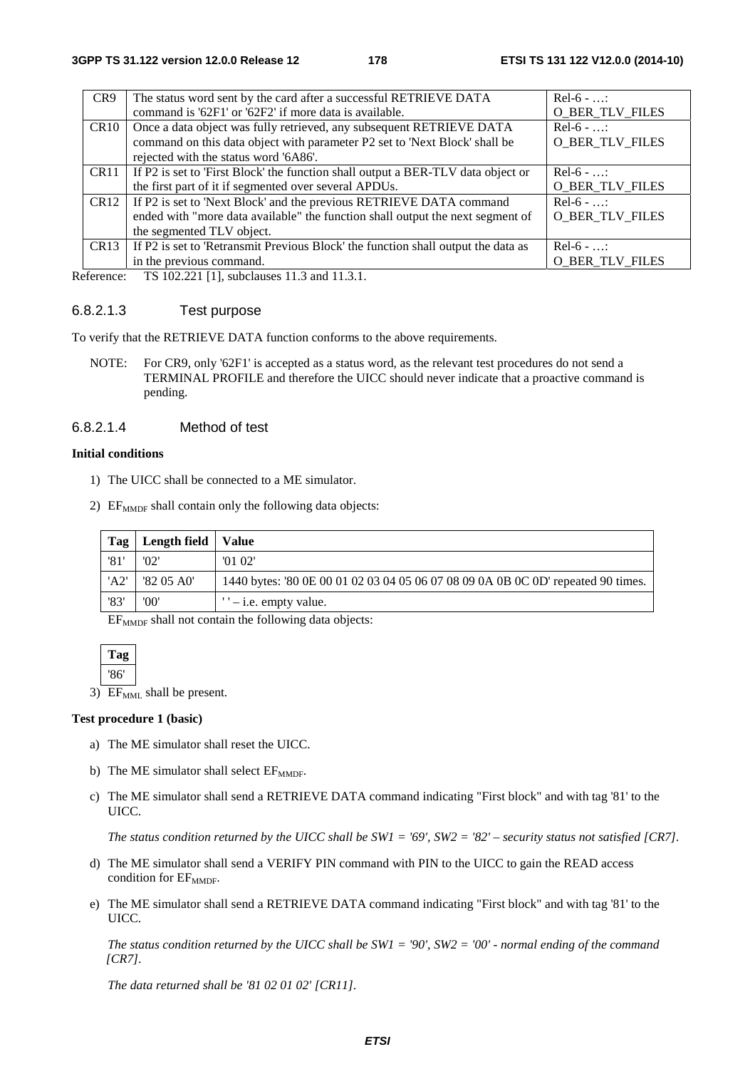| CR9 | The status word sent by the card after a successful RETRIEVE DATA command is '62F1' or '62F2' if more data is available. | Rel-6 - …: O_BER_TLV_FILES |
|---|---|---|
| CR10 | Once a data object was fully retrieved, any subsequent RETRIEVE DATA command on this data object with parameter P2 set to 'Next Block' shall be rejected with the status word '6A86'. | Rel-6 - …: O_BER_TLV_FILES |
| CR11 | If P2 is set to 'First Block' the function shall output a BER-TLV data object or the first part of it if segmented over several APDUs. | Rel-6 - …: O_BER_TLV_FILES |
| CR12 | If P2 is set to 'Next Block' and the previous RETRIEVE DATA command ended with "more data available" the function shall output the next segment of the segmented TLV object. | Rel-6 - …: O_BER_TLV_FILES |
| CR13 | If P2 is set to 'Retransmit Previous Block' the function shall output the data as in the previous command. | Rel-6 - …: O_BER_TLV_FILES |

Reference: TS 102.221 [1], subclauses 11.3 and 11.3.1.

#### 6.8.2.1.3 Test purpose

To verify that the RETRIEVE DATA function conforms to the above requirements.

NOTE: For CR9, only '62F1' is accepted as a status word, as the relevant test procedures do not send a TERMINAL PROFILE and therefore the UICC should never indicate that a proactive command is pending.

#### 6.8.2.1.4 Method of test

**Initial conditions**

1) The UICC shall be connected to a ME simulator.

2) $EF_{MMDF}$ shall contain only the following data objects:

| Tag | Length field | Value |
|---|---|---|
| '81' | '02' | '01 02' |
| 'A2' | '82 05 A0' | 1440 bytes: '80 0E 00 01 02 03 04 05 06 07 08 09 0A 0B 0C 0D' repeated 90 times. |
| '83' | '00' | ' ' – i.e. empty value. |

$EF_{MMDF}$ shall not contain the following data objects:

| Tag |
|---|
| '86' |

3) $EF_{MML}$ shall be present.

**Test procedure 1 (basic)**

a) The ME simulator shall reset the UICC.

b) The ME simulator shall select $EF_{MMDF}$.

c) The ME simulator shall send a RETRIEVE DATA command indicating "First block" and with tag '81' to the UICC.

*The status condition returned by the UICC shall be SW1 = '69', SW2 = '82' – security status not satisfied [CR7].*

d) The ME simulator shall send a VERIFY PIN command with PIN to the UICC to gain the READ access condition for $EF_{MMDF}$.

e) The ME simulator shall send a RETRIEVE DATA command indicating "First block" and with tag '81' to the UICC.

*The status condition returned by the UICC shall be SW1 = '90', SW2 = '00' - normal ending of the command [CR7].*

*The data returned shall be '81 02 01 02' [CR11].*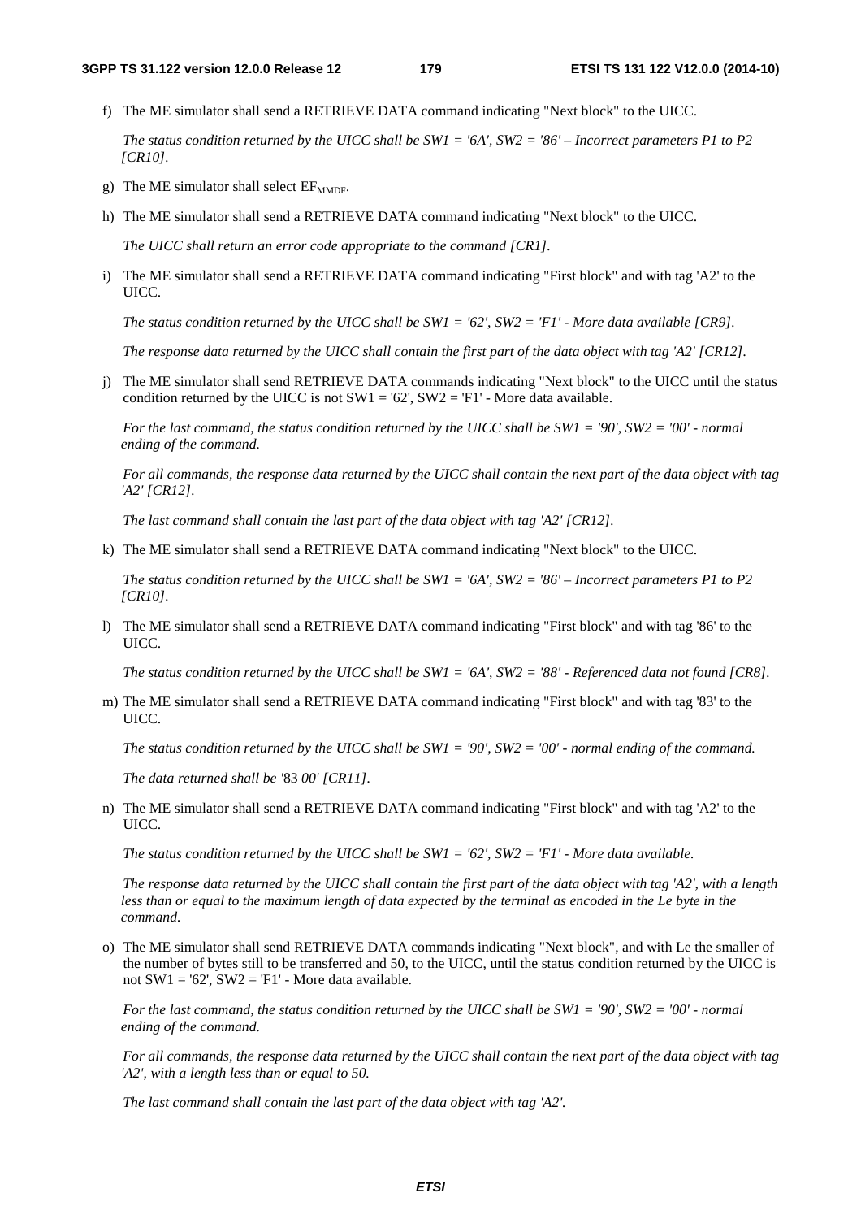f) The ME simulator shall send a RETRIEVE DATA command indicating "Next block" to the UICC.

   *The status condition returned by the UICC shall be SW1 = '6A', SW2 = '86' – Incorrect parameters P1 to P2 [CR10].*

g) The ME simulator shall select $EF_{MMDF}$.

h) The ME simulator shall send a RETRIEVE DATA command indicating "Next block" to the UICC.

   *The UICC shall return an error code appropriate to the command [CR1].*

i) The ME simulator shall send a RETRIEVE DATA command indicating "First block" and with tag 'A2' to the UICC.

   *The status condition returned by the UICC shall be SW1 = '62', SW2 = 'F1' - More data available [CR9].*

   *The response data returned by the UICC shall contain the first part of the data object with tag 'A2' [CR12].*

j) The ME simulator shall send RETRIEVE DATA commands indicating "Next block" to the UICC until the status condition returned by the UICC is not SW1 = '62', SW2 = 'F1' - More data available.

   *For the last command, the status condition returned by the UICC shall be SW1 = '90', SW2 = '00' - normal ending of the command.*

   *For all commands, the response data returned by the UICC shall contain the next part of the data object with tag 'A2' [CR12].*

   *The last command shall contain the last part of the data object with tag 'A2' [CR12].*

k) The ME simulator shall send a RETRIEVE DATA command indicating "Next block" to the UICC.

   *The status condition returned by the UICC shall be SW1 = '6A', SW2 = '86' – Incorrect parameters P1 to P2 [CR10].*

l) The ME simulator shall send a RETRIEVE DATA command indicating "First block" and with tag '86' to the UICC.

   *The status condition returned by the UICC shall be SW1 = '6A', SW2 = '88' - Referenced data not found [CR8].*

m) The ME simulator shall send a RETRIEVE DATA command indicating "First block" and with tag '83' to the UICC.

   *The status condition returned by the UICC shall be SW1 = '90', SW2 = '00' - normal ending of the command.*

   *The data returned shall be '*83 *00' [CR11].*

n) The ME simulator shall send a RETRIEVE DATA command indicating "First block" and with tag 'A2' to the UICC.

   *The status condition returned by the UICC shall be SW1 = '62', SW2 = 'F1' - More data available.*

   *The response data returned by the UICC shall contain the first part of the data object with tag 'A2', with a length less than or equal to the maximum length of data expected by the terminal as encoded in the Le byte in the command.*

o) The ME simulator shall send RETRIEVE DATA commands indicating "Next block", and with Le the smaller of the number of bytes still to be transferred and 50, to the UICC, until the status condition returned by the UICC is not SW1 = '62', SW2 = 'F1' - More data available.

   *For the last command, the status condition returned by the UICC shall be SW1 = '90', SW2 = '00' - normal ending of the command.*

   *For all commands, the response data returned by the UICC shall contain the next part of the data object with tag 'A2', with a length less than or equal to 50.*

   *The last command shall contain the last part of the data object with tag 'A2'.*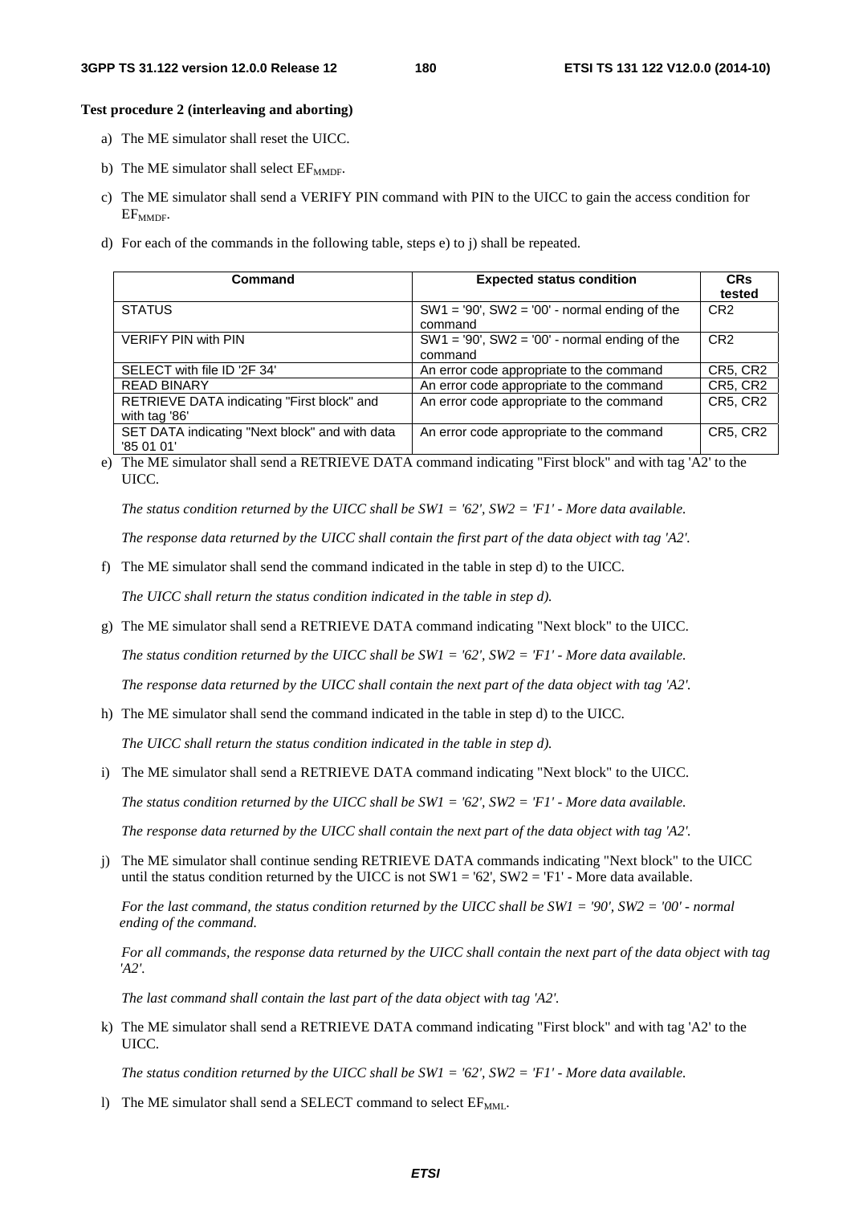**Test procedure 2 (interleaving and aborting)**

a) The ME simulator shall reset the UICC.

b) The ME simulator shall select $EF_{MMDF}$.

c) The ME simulator shall send a VERIFY PIN command with PIN to the UICC to gain the access condition for $EF_{MMDF}$.

d) For each of the commands in the following table, steps e) to j) shall be repeated.

| Command | Expected status condition | CRs tested |
|---|---|---|
| STATUS | SW1 = '90', SW2 = '00' - normal ending of the command | CR2 |
| VERIFY PIN with PIN | SW1 = '90', SW2 = '00' - normal ending of the command | CR2 |
| SELECT with file ID '2F 34' | An error code appropriate to the command | CR5, CR2 |
| READ BINARY | An error code appropriate to the command | CR5, CR2 |
| RETRIEVE DATA indicating "First block" and with tag '86' | An error code appropriate to the command | CR5, CR2 |
| SET DATA indicating "Next block" and with data '85 01 01' | An error code appropriate to the command | CR5, CR2 |

e) The ME simulator shall send a RETRIEVE DATA command indicating "First block" and with tag 'A2' to the UICC.

*The status condition returned by the UICC shall be SW1 = '62', SW2 = 'F1' - More data available.*

*The response data returned by the UICC shall contain the first part of the data object with tag 'A2'.*

f) The ME simulator shall send the command indicated in the table in step d) to the UICC.

*The UICC shall return the status condition indicated in the table in step d).*

g) The ME simulator shall send a RETRIEVE DATA command indicating "Next block" to the UICC.

*The status condition returned by the UICC shall be SW1 = '62', SW2 = 'F1' - More data available.*

*The response data returned by the UICC shall contain the next part of the data object with tag 'A2'.*

h) The ME simulator shall send the command indicated in the table in step d) to the UICC.

*The UICC shall return the status condition indicated in the table in step d).*

i) The ME simulator shall send a RETRIEVE DATA command indicating "Next block" to the UICC.

*The status condition returned by the UICC shall be SW1 = '62', SW2 = 'F1' - More data available.*

*The response data returned by the UICC shall contain the next part of the data object with tag 'A2'.*

j) The ME simulator shall continue sending RETRIEVE DATA commands indicating "Next block" to the UICC until the status condition returned by the UICC is not SW1 = '62', SW2 = 'F1' - More data available.

*For the last command, the status condition returned by the UICC shall be SW1 = '90', SW2 = '00' - normal ending of the command.*

*For all commands, the response data returned by the UICC shall contain the next part of the data object with tag 'A2'.*

*The last command shall contain the last part of the data object with tag 'A2'.*

k) The ME simulator shall send a RETRIEVE DATA command indicating "First block" and with tag 'A2' to the UICC.

*The status condition returned by the UICC shall be SW1 = '62', SW2 = 'F1' - More data available.*

l) The ME simulator shall send a SELECT command to select $EF_{MML}$.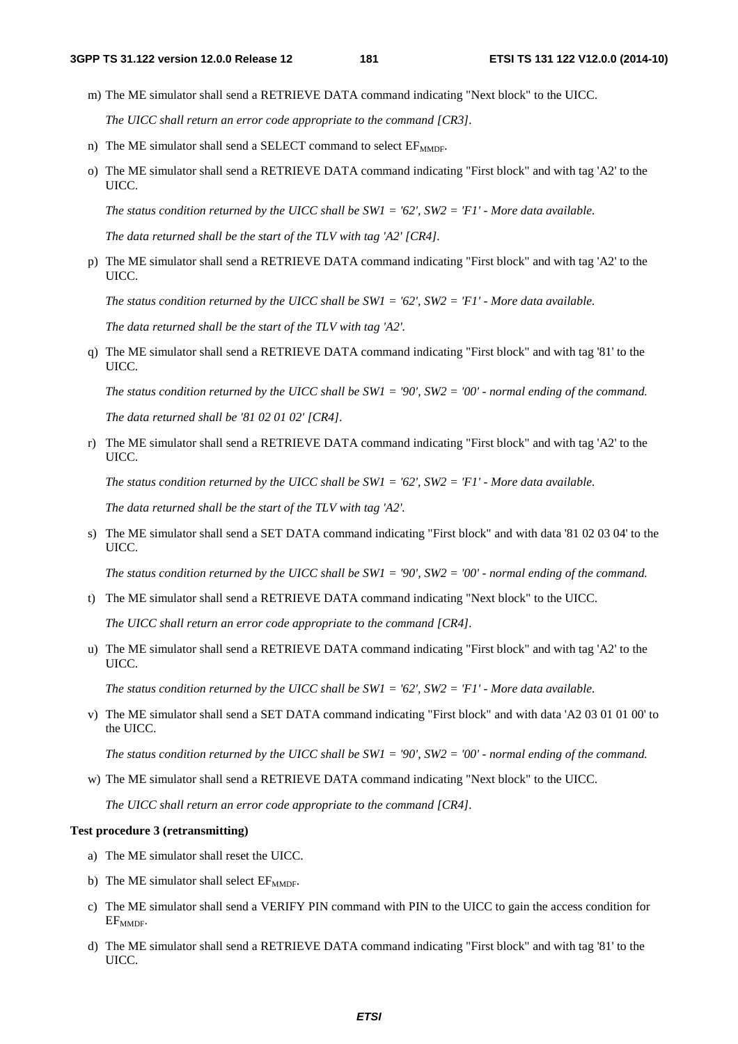m) The ME simulator shall send a RETRIEVE DATA command indicating "Next block" to the UICC.

   *The UICC shall return an error code appropriate to the command [CR3].*

n) The ME simulator shall send a SELECT command to select $EF_{MMDF}$.

o) The ME simulator shall send a RETRIEVE DATA command indicating "First block" and with tag 'A2' to the UICC.

   *The status condition returned by the UICC shall be SW1 = '62', SW2 = 'F1' - More data available.*

   *The data returned shall be the start of the TLV with tag 'A2' [CR4].*

p) The ME simulator shall send a RETRIEVE DATA command indicating "First block" and with tag 'A2' to the UICC.

   *The status condition returned by the UICC shall be SW1 = '62', SW2 = 'F1' - More data available.*

   *The data returned shall be the start of the TLV with tag 'A2'.*

q) The ME simulator shall send a RETRIEVE DATA command indicating "First block" and with tag '81' to the UICC.

   *The status condition returned by the UICC shall be SW1 = '90', SW2 = '00' - normal ending of the command.*

   *The data returned shall be '81 02 01 02' [CR4].*

r) The ME simulator shall send a RETRIEVE DATA command indicating "First block" and with tag 'A2' to the UICC.

   *The status condition returned by the UICC shall be SW1 = '62', SW2 = 'F1' - More data available.*

   *The data returned shall be the start of the TLV with tag 'A2'.*

s) The ME simulator shall send a SET DATA command indicating "First block" and with data '81 02 03 04' to the UICC.

   *The status condition returned by the UICC shall be SW1 = '90', SW2 = '00' - normal ending of the command.*

t) The ME simulator shall send a RETRIEVE DATA command indicating "Next block" to the UICC.

   *The UICC shall return an error code appropriate to the command [CR4].*

u) The ME simulator shall send a RETRIEVE DATA command indicating "First block" and with tag 'A2' to the UICC.

   *The status condition returned by the UICC shall be SW1 = '62', SW2 = 'F1' - More data available.*

v) The ME simulator shall send a SET DATA command indicating "First block" and with data 'A2 03 01 01 00' to the UICC.

   *The status condition returned by the UICC shall be SW1 = '90', SW2 = '00' - normal ending of the command.*

w) The ME simulator shall send a RETRIEVE DATA command indicating "Next block" to the UICC.

   *The UICC shall return an error code appropriate to the command [CR4].*

**Test procedure 3 (retransmitting)**

a) The ME simulator shall reset the UICC.

b) The ME simulator shall select $EF_{MMDF}$.

c) The ME simulator shall send a VERIFY PIN command with PIN to the UICC to gain the access condition for $EF_{MMDF}$.

d) The ME simulator shall send a RETRIEVE DATA command indicating "First block" and with tag '81' to the UICC.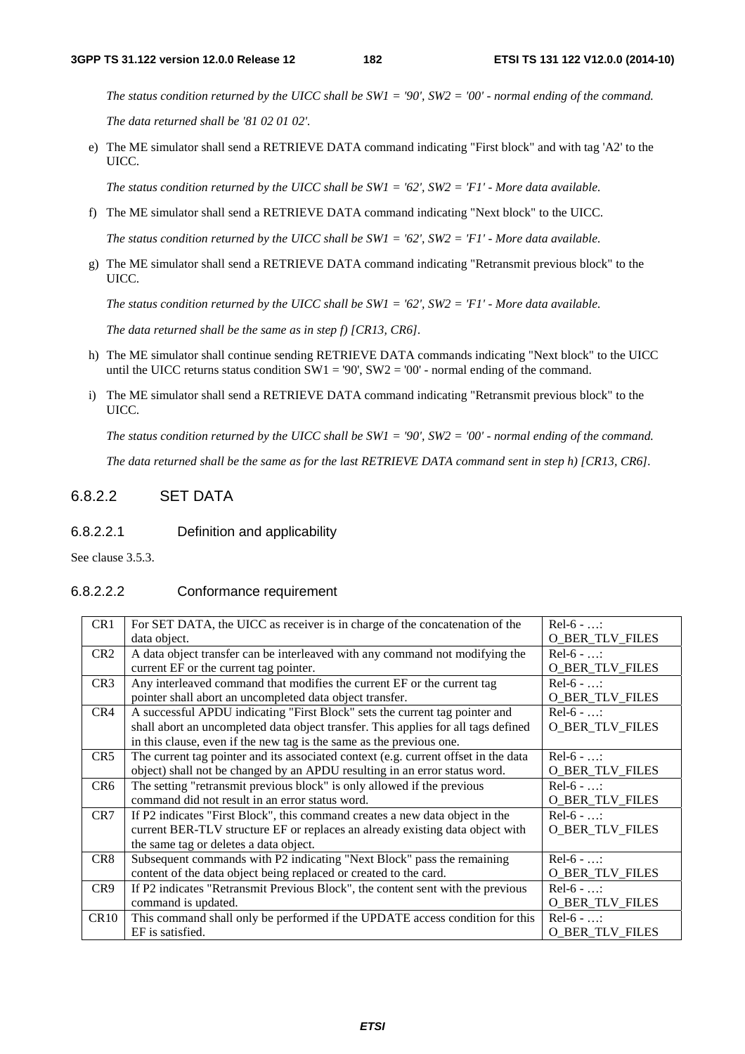*The status condition returned by the UICC shall be SW1 = '90', SW2 = '00' - normal ending of the command.*

*The data returned shall be '81 02 01 02'.*

e) The ME simulator shall send a RETRIEVE DATA command indicating "First block" and with tag 'A2' to the UICC.

   *The status condition returned by the UICC shall be SW1 = '62', SW2 = 'F1' - More data available.*

f) The ME simulator shall send a RETRIEVE DATA command indicating "Next block" to the UICC.

   *The status condition returned by the UICC shall be SW1 = '62', SW2 = 'F1' - More data available.*

g) The ME simulator shall send a RETRIEVE DATA command indicating "Retransmit previous block" to the UICC.

   *The status condition returned by the UICC shall be SW1 = '62', SW2 = 'F1' - More data available.*

   *The data returned shall be the same as in step f) [CR13, CR6].*

h) The ME simulator shall continue sending RETRIEVE DATA commands indicating "Next block" to the UICC until the UICC returns status condition SW1 = '90', SW2 = '00' - normal ending of the command.

i) The ME simulator shall send a RETRIEVE DATA command indicating "Retransmit previous block" to the UICC.

   *The status condition returned by the UICC shall be SW1 = '90', SW2 = '00' - normal ending of the command.*

   *The data returned shall be the same as for the last RETRIEVE DATA command sent in step h) [CR13, CR6].*

### 6.8.2.2 SET DATA

#### 6.8.2.2.1 Definition and applicability

See clause 3.5.3.

#### 6.8.2.2.2 Conformance requirement

| | | |
|---|---|---|
| CR1 | For SET DATA, the UICC as receiver is in charge of the concatenation of the data object. | Rel-6 - …: O_BER_TLV_FILES |
| CR2 | A data object transfer can be interleaved with any command not modifying the current EF or the current tag pointer. | Rel-6 - …: O_BER_TLV_FILES |
| CR3 | Any interleaved command that modifies the current EF or the current tag pointer shall abort an uncompleted data object transfer. | Rel-6 - …: O_BER_TLV_FILES |
| CR4 | A successful APDU indicating "First Block" sets the current tag pointer and shall abort an uncompleted data object transfer. This applies for all tags defined in this clause, even if the new tag is the same as the previous one. | Rel-6 - …: O_BER_TLV_FILES |
| CR5 | The current tag pointer and its associated context (e.g. current offset in the data object) shall not be changed by an APDU resulting in an error status word. | Rel-6 - …: O_BER_TLV_FILES |
| CR6 | The setting "retransmit previous block" is only allowed if the previous command did not result in an error status word. | Rel-6 - …: O_BER_TLV_FILES |
| CR7 | If P2 indicates "First Block", this command creates a new data object in the current BER-TLV structure EF or replaces an already existing data object with the same tag or deletes a data object. | Rel-6 - …: O_BER_TLV_FILES |
| CR8 | Subsequent commands with P2 indicating "Next Block" pass the remaining content of the data object being replaced or created to the card. | Rel-6 - …: O_BER_TLV_FILES |
| CR9 | If P2 indicates "Retransmit Previous Block", the content sent with the previous command is updated. | Rel-6 - …: O_BER_TLV_FILES |
| CR10 | This command shall only be performed if the UPDATE access condition for this EF is satisfied. | Rel-6 - …: O_BER_TLV_FILES |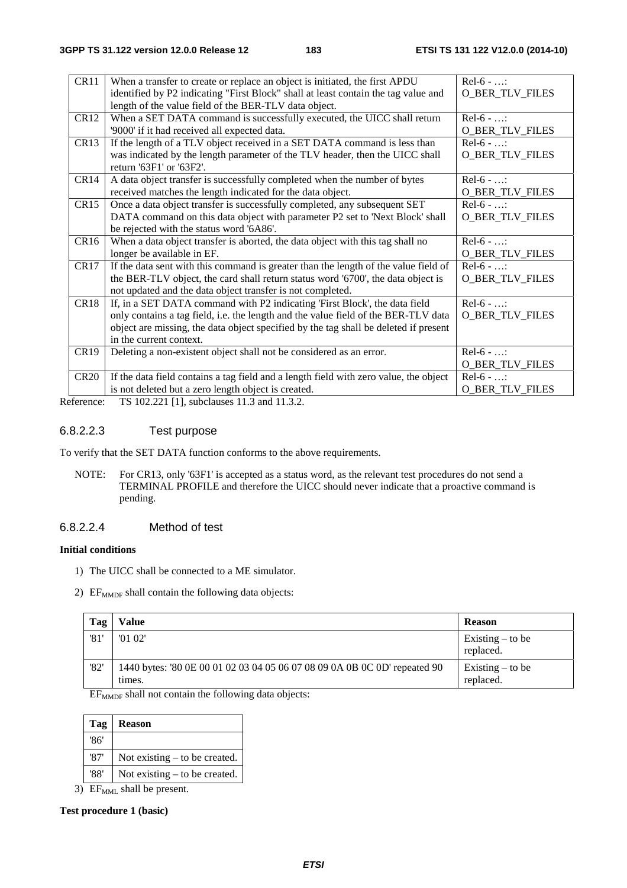| CR11 | When a transfer to create or replace an object is initiated, the first APDU identified by P2 indicating "First Block" shall at least contain the tag value and length of the value field of the BER-TLV data object. | Rel-6 - …: O_BER_TLV_FILES |
|---|---|---|
| CR12 | When a SET DATA command is successfully executed, the UICC shall return '9000' if it had received all expected data. | Rel-6 - …: O_BER_TLV_FILES |
| CR13 | If the length of a TLV object received in a SET DATA command is less than was indicated by the length parameter of the TLV header, then the UICC shall return '63F1' or '63F2'. | Rel-6 - …: O_BER_TLV_FILES |
| CR14 | A data object transfer is successfully completed when the number of bytes received matches the length indicated for the data object. | Rel-6 - …: O_BER_TLV_FILES |
| CR15 | Once a data object transfer is successfully completed, any subsequent SET DATA command on this data object with parameter P2 set to 'Next Block' shall be rejected with the status word '6A86'. | Rel-6 - …: O_BER_TLV_FILES |
| CR16 | When a data object transfer is aborted, the data object with this tag shall no longer be available in EF. | Rel-6 - …: O_BER_TLV_FILES |
| CR17 | If the data sent with this command is greater than the length of the value field of the BER-TLV object, the card shall return status word '6700', the data object is not updated and the data object transfer is not completed. | Rel-6 - …: O_BER_TLV_FILES |
| CR18 | If, in a SET DATA command with P2 indicating 'First Block', the data field only contains a tag field, i.e. the length and the value field of the BER-TLV data object are missing, the data object specified by the tag shall be deleted if present in the current context. | Rel-6 - …: O_BER_TLV_FILES |
| CR19 | Deleting a non-existent object shall not be considered as an error. | Rel-6 - …: O_BER_TLV_FILES |
| CR20 | If the data field contains a tag field and a length field with zero value, the object is not deleted but a zero length object is created. | Rel-6 - …: O_BER_TLV_FILES |

Reference: TS 102.221 [1], subclauses 11.3 and 11.3.2.

#### 6.8.2.2.3 Test purpose

To verify that the SET DATA function conforms to the above requirements.

NOTE: For CR13, only '63F1' is accepted as a status word, as the relevant test procedures do not send a TERMINAL PROFILE and therefore the UICC should never indicate that a proactive command is pending.

#### 6.8.2.2.4 Method of test

**Initial conditions**

1) The UICC shall be connected to a ME simulator.

2) $EF_{MMDF}$ shall contain the following data objects:

| Tag | Value | Reason |
|---|---|---|
| '81' | '01 02' | Existing – to be replaced. |
| '82' | 1440 bytes: '80 0E 00 01 02 03 04 05 06 07 08 09 0A 0B 0C 0D' repeated 90 times. | Existing – to be replaced. |

$EF_{MMDF}$ shall not contain the following data objects:

| Tag | Reason |
|---|---|
| '86' | |
| '87' | Not existing – to be created. |
| '88' | Not existing – to be created. |

3) $EF_{MML}$ shall be present.

**Test procedure 1 (basic)**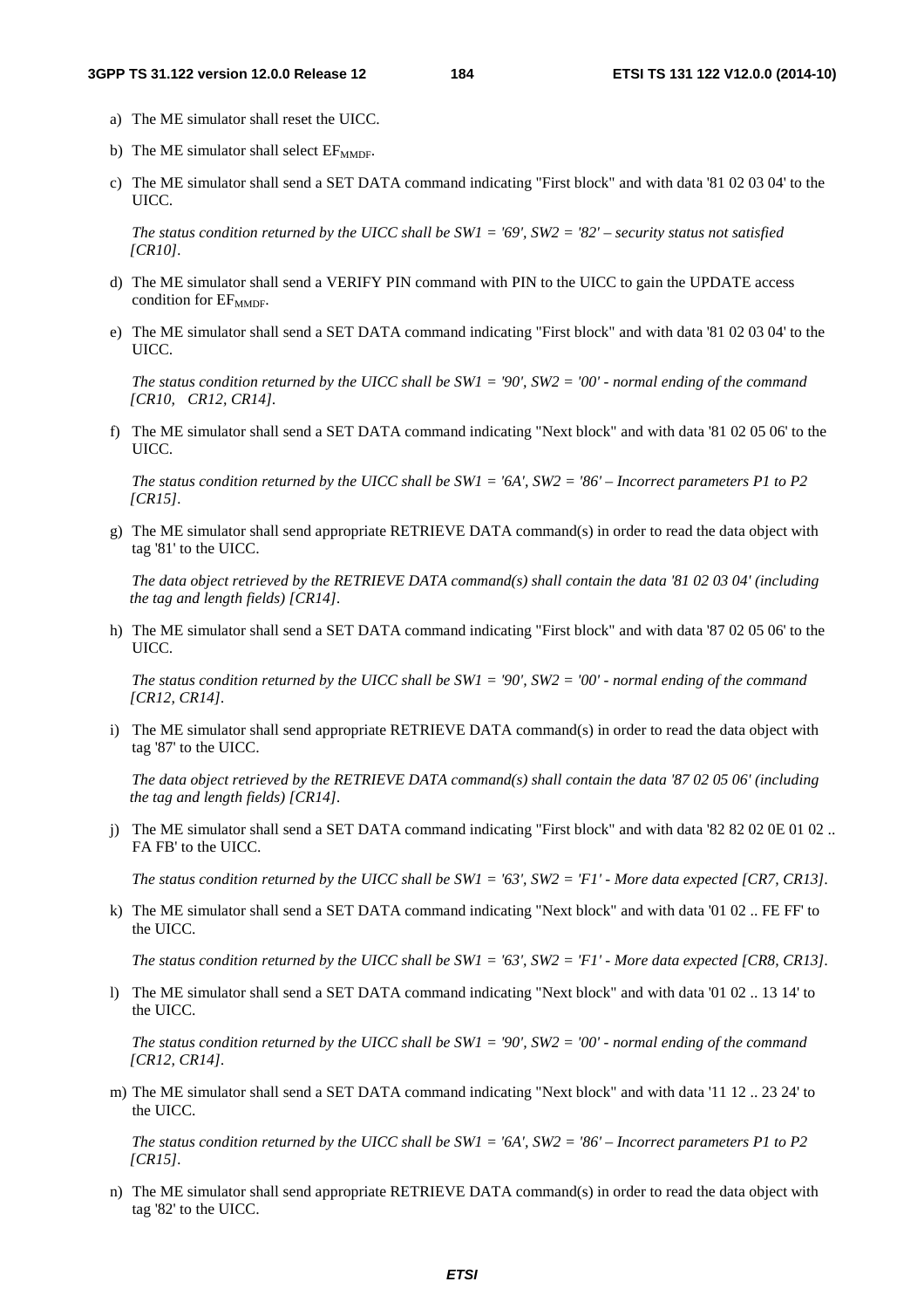a) The ME simulator shall reset the UICC.

b) The ME simulator shall select $EF_{MMDF}$.

c) The ME simulator shall send a SET DATA command indicating "First block" and with data '81 02 03 04' to the UICC.

   *The status condition returned by the UICC shall be SW1 = '69', SW2 = '82' – security status not satisfied [CR10].*

d) The ME simulator shall send a VERIFY PIN command with PIN to the UICC to gain the UPDATE access condition for $EF_{MMDF}$.

e) The ME simulator shall send a SET DATA command indicating "First block" and with data '81 02 03 04' to the UICC.

   *The status condition returned by the UICC shall be SW1 = '90', SW2 = '00' - normal ending of the command [CR10, CR12, CR14].*

f) The ME simulator shall send a SET DATA command indicating "Next block" and with data '81 02 05 06' to the UICC.

   *The status condition returned by the UICC shall be SW1 = '6A', SW2 = '86' – Incorrect parameters P1 to P2 [CR15].*

g) The ME simulator shall send appropriate RETRIEVE DATA command(s) in order to read the data object with tag '81' to the UICC.

   *The data object retrieved by the RETRIEVE DATA command(s) shall contain the data '81 02 03 04' (including the tag and length fields) [CR14].*

h) The ME simulator shall send a SET DATA command indicating "First block" and with data '87 02 05 06' to the UICC.

   *The status condition returned by the UICC shall be SW1 = '90', SW2 = '00' - normal ending of the command [CR12, CR14].*

i) The ME simulator shall send appropriate RETRIEVE DATA command(s) in order to read the data object with tag '87' to the UICC.

   *The data object retrieved by the RETRIEVE DATA command(s) shall contain the data '87 02 05 06' (including the tag and length fields) [CR14].*

j) The ME simulator shall send a SET DATA command indicating "First block" and with data '82 82 02 0E 01 02 .. FA FB' to the UICC.

   *The status condition returned by the UICC shall be SW1 = '63', SW2 = 'F1' - More data expected [CR7, CR13].*

k) The ME simulator shall send a SET DATA command indicating "Next block" and with data '01 02 .. FE FF' to the UICC.

   *The status condition returned by the UICC shall be SW1 = '63', SW2 = 'F1' - More data expected [CR8, CR13].*

l) The ME simulator shall send a SET DATA command indicating "Next block" and with data '01 02 .. 13 14' to the UICC.

   *The status condition returned by the UICC shall be SW1 = '90', SW2 = '00' - normal ending of the command [CR12, CR14].*

m) The ME simulator shall send a SET DATA command indicating "Next block" and with data '11 12 .. 23 24' to the UICC.

   *The status condition returned by the UICC shall be SW1 = '6A', SW2 = '86' – Incorrect parameters P1 to P2 [CR15].*

n) The ME simulator shall send appropriate RETRIEVE DATA command(s) in order to read the data object with tag '82' to the UICC.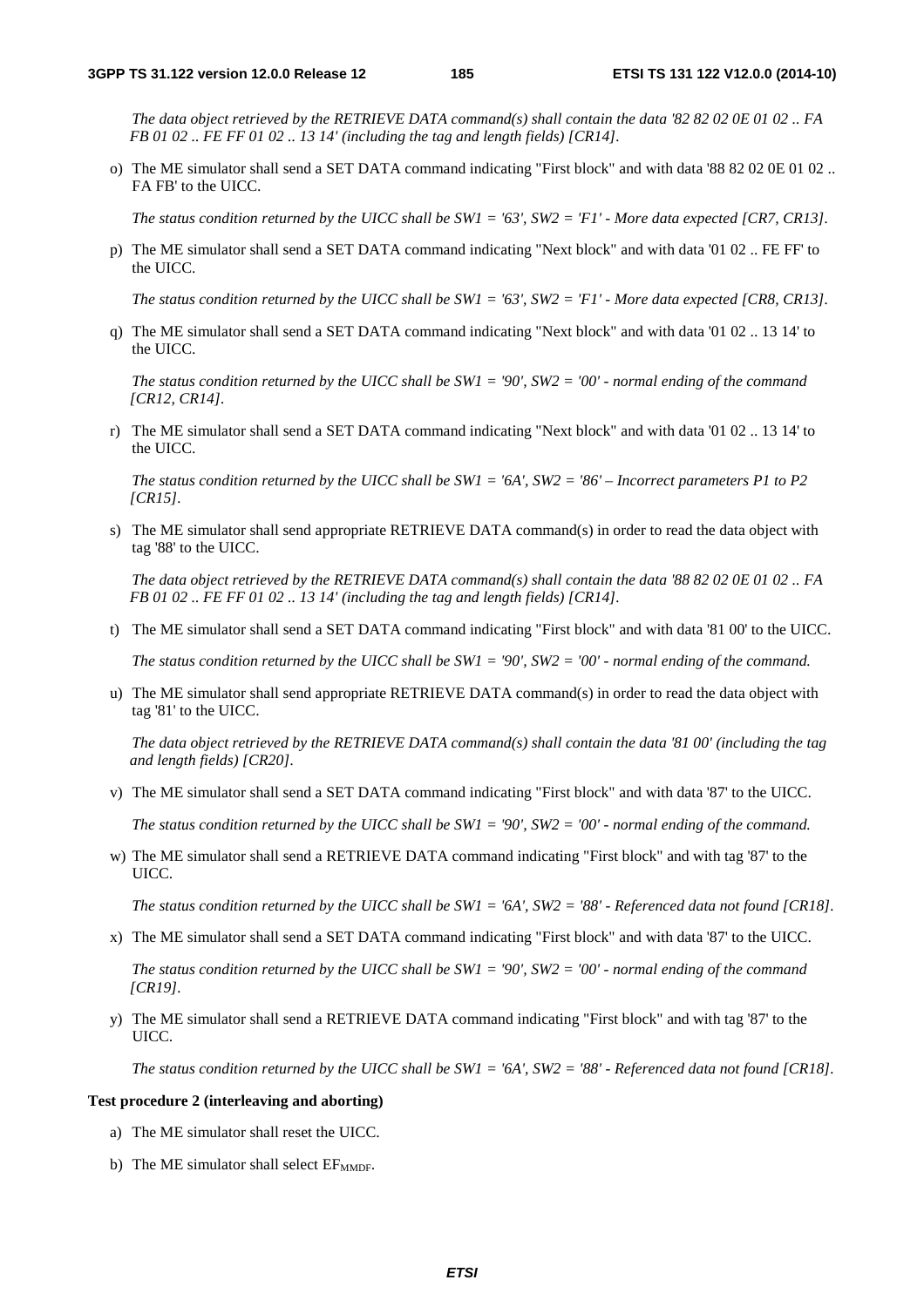*The data object retrieved by the RETRIEVE DATA command(s) shall contain the data '82 82 02 0E 01 02 .. FA FB 01 02 .. FE FF 01 02 .. 13 14' (including the tag and length fields) [CR14].*

o) The ME simulator shall send a SET DATA command indicating "First block" and with data '88 82 02 0E 01 02 .. FA FB' to the UICC.

*The status condition returned by the UICC shall be SW1 = '63', SW2 = 'F1' - More data expected [CR7, CR13].*

p) The ME simulator shall send a SET DATA command indicating "Next block" and with data '01 02 .. FE FF' to the UICC.

*The status condition returned by the UICC shall be SW1 = '63', SW2 = 'F1' - More data expected [CR8, CR13].*

q) The ME simulator shall send a SET DATA command indicating "Next block" and with data '01 02 .. 13 14' to the UICC.

*The status condition returned by the UICC shall be SW1 = '90', SW2 = '00' - normal ending of the command [CR12, CR14].*

r) The ME simulator shall send a SET DATA command indicating "Next block" and with data '01 02 .. 13 14' to the UICC.

*The status condition returned by the UICC shall be SW1 = '6A', SW2 = '86' – Incorrect parameters P1 to P2 [CR15].*

s) The ME simulator shall send appropriate RETRIEVE DATA command(s) in order to read the data object with tag '88' to the UICC.

*The data object retrieved by the RETRIEVE DATA command(s) shall contain the data '88 82 02 0E 01 02 .. FA FB 01 02 .. FE FF 01 02 .. 13 14' (including the tag and length fields) [CR14].*

t) The ME simulator shall send a SET DATA command indicating "First block" and with data '81 00' to the UICC.

*The status condition returned by the UICC shall be SW1 = '90', SW2 = '00' - normal ending of the command.*

u) The ME simulator shall send appropriate RETRIEVE DATA command(s) in order to read the data object with tag '81' to the UICC.

*The data object retrieved by the RETRIEVE DATA command(s) shall contain the data '81 00' (including the tag and length fields) [CR20].*

v) The ME simulator shall send a SET DATA command indicating "First block" and with data '87' to the UICC.

*The status condition returned by the UICC shall be SW1 = '90', SW2 = '00' - normal ending of the command.*

w) The ME simulator shall send a RETRIEVE DATA command indicating "First block" and with tag '87' to the UICC.

*The status condition returned by the UICC shall be SW1 = '6A', SW2 = '88' - Referenced data not found [CR18].*

x) The ME simulator shall send a SET DATA command indicating "First block" and with data '87' to the UICC.

*The status condition returned by the UICC shall be SW1 = '90', SW2 = '00' - normal ending of the command [CR19].*

y) The ME simulator shall send a RETRIEVE DATA command indicating "First block" and with tag '87' to the UICC.

*The status condition returned by the UICC shall be SW1 = '6A', SW2 = '88' - Referenced data not found [CR18].*

**Test procedure 2 (interleaving and aborting)**

a) The ME simulator shall reset the UICC.

b) The ME simulator shall select $EF_{MMDF}$.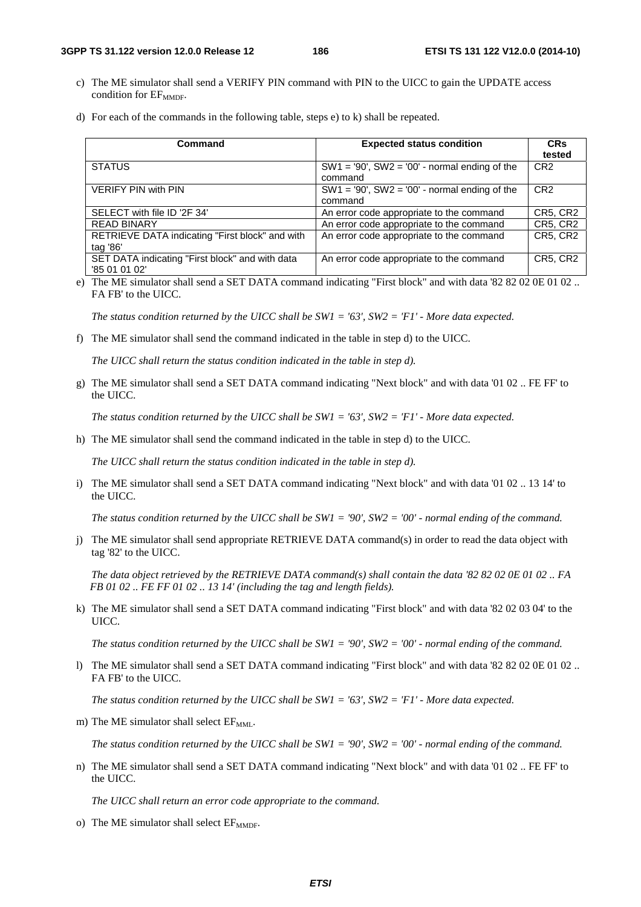c) The ME simulator shall send a VERIFY PIN command with PIN to the UICC to gain the UPDATE access condition for $EF_{MMDF}$.

d) For each of the commands in the following table, steps e) to k) shall be repeated.

| Command | Expected status condition | CRs tested |
|---|---|---|
| STATUS | SW1 = '90', SW2 = '00' - normal ending of the command | CR2 |
| VERIFY PIN with PIN | SW1 = '90', SW2 = '00' - normal ending of the command | CR2 |
| SELECT with file ID '2F 34' | An error code appropriate to the command | CR5, CR2 |
| READ BINARY | An error code appropriate to the command | CR5, CR2 |
| RETRIEVE DATA indicating "First block" and with tag '86' | An error code appropriate to the command | CR5, CR2 |
| SET DATA indicating "First block" and with data '85 01 01 02' | An error code appropriate to the command | CR5, CR2 |

e) The ME simulator shall send a SET DATA command indicating "First block" and with data '82 82 02 0E 01 02 .. FA FB' to the UICC.

*The status condition returned by the UICC shall be SW1 = '63', SW2 = 'F1' - More data expected.*

f) The ME simulator shall send the command indicated in the table in step d) to the UICC.

*The UICC shall return the status condition indicated in the table in step d).*

g) The ME simulator shall send a SET DATA command indicating "Next block" and with data '01 02 .. FE FF' to the UICC.

*The status condition returned by the UICC shall be SW1 = '63', SW2 = 'F1' - More data expected.*

h) The ME simulator shall send the command indicated in the table in step d) to the UICC.

*The UICC shall return the status condition indicated in the table in step d).*

i) The ME simulator shall send a SET DATA command indicating "Next block" and with data '01 02 .. 13 14' to the UICC.

*The status condition returned by the UICC shall be SW1 = '90', SW2 = '00' - normal ending of the command.*

j) The ME simulator shall send appropriate RETRIEVE DATA command(s) in order to read the data object with tag '82' to the UICC.

*The data object retrieved by the RETRIEVE DATA command(s) shall contain the data '82 82 02 0E 01 02 .. FA FB 01 02 .. FE FF 01 02 .. 13 14' (including the tag and length fields).*

k) The ME simulator shall send a SET DATA command indicating "First block" and with data '82 02 03 04' to the UICC.

*The status condition returned by the UICC shall be SW1 = '90', SW2 = '00' - normal ending of the command.*

l) The ME simulator shall send a SET DATA command indicating "First block" and with data '82 82 02 0E 01 02 .. FA FB' to the UICC.

*The status condition returned by the UICC shall be SW1 = '63', SW2 = 'F1' - More data expected.*

m) The ME simulator shall select $EF_{MML}$.

*The status condition returned by the UICC shall be SW1 = '90', SW2 = '00' - normal ending of the command.*

n) The ME simulator shall send a SET DATA command indicating "Next block" and with data '01 02 .. FE FF' to the UICC.

*The UICC shall return an error code appropriate to the command.*

o) The ME simulator shall select $EF_{MMDF}$.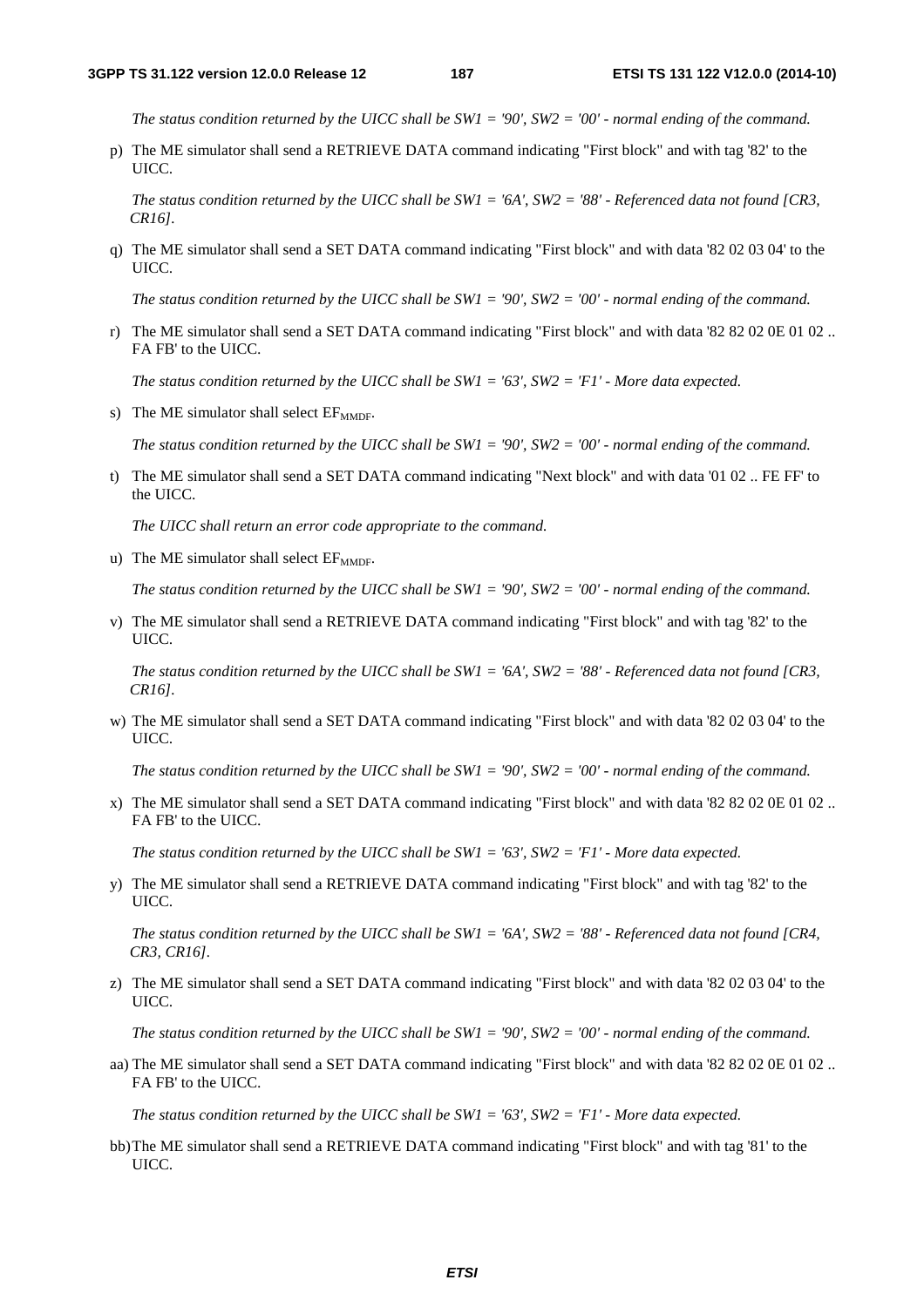*The status condition returned by the UICC shall be SW1 = '90', SW2 = '00' - normal ending of the command.*

p) The ME simulator shall send a RETRIEVE DATA command indicating "First block" and with tag '82' to the UICC.

   *The status condition returned by the UICC shall be SW1 = '6A', SW2 = '88' - Referenced data not found [CR3, CR16].*

q) The ME simulator shall send a SET DATA command indicating "First block" and with data '82 02 03 04' to the UICC.

   *The status condition returned by the UICC shall be SW1 = '90', SW2 = '00' - normal ending of the command.*

r) The ME simulator shall send a SET DATA command indicating "First block" and with data '82 82 02 0E 01 02 .. FA FB' to the UICC.

   *The status condition returned by the UICC shall be SW1 = '63', SW2 = 'F1' - More data expected.*

s) The ME simulator shall select $EF_{MMDF}$.

   *The status condition returned by the UICC shall be SW1 = '90', SW2 = '00' - normal ending of the command.*

t) The ME simulator shall send a SET DATA command indicating "Next block" and with data '01 02 .. FE FF' to the UICC.

   *The UICC shall return an error code appropriate to the command.*

u) The ME simulator shall select $EF_{MMDF}$.

   *The status condition returned by the UICC shall be SW1 = '90', SW2 = '00' - normal ending of the command.*

v) The ME simulator shall send a RETRIEVE DATA command indicating "First block" and with tag '82' to the UICC.

   *The status condition returned by the UICC shall be SW1 = '6A', SW2 = '88' - Referenced data not found [CR3, CR16].*

w) The ME simulator shall send a SET DATA command indicating "First block" and with data '82 02 03 04' to the UICC.

   *The status condition returned by the UICC shall be SW1 = '90', SW2 = '00' - normal ending of the command.*

x) The ME simulator shall send a SET DATA command indicating "First block" and with data '82 82 02 0E 01 02 .. FA FB' to the UICC.

   *The status condition returned by the UICC shall be SW1 = '63', SW2 = 'F1' - More data expected.*

y) The ME simulator shall send a RETRIEVE DATA command indicating "First block" and with tag '82' to the UICC.

   *The status condition returned by the UICC shall be SW1 = '6A', SW2 = '88' - Referenced data not found [CR4, CR3, CR16].*

z) The ME simulator shall send a SET DATA command indicating "First block" and with data '82 02 03 04' to the UICC.

   *The status condition returned by the UICC shall be SW1 = '90', SW2 = '00' - normal ending of the command.*

aa) The ME simulator shall send a SET DATA command indicating "First block" and with data '82 82 02 0E 01 02 .. FA FB' to the UICC.

   *The status condition returned by the UICC shall be SW1 = '63', SW2 = 'F1' - More data expected.*

bb) The ME simulator shall send a RETRIEVE DATA command indicating "First block" and with tag '81' to the UICC.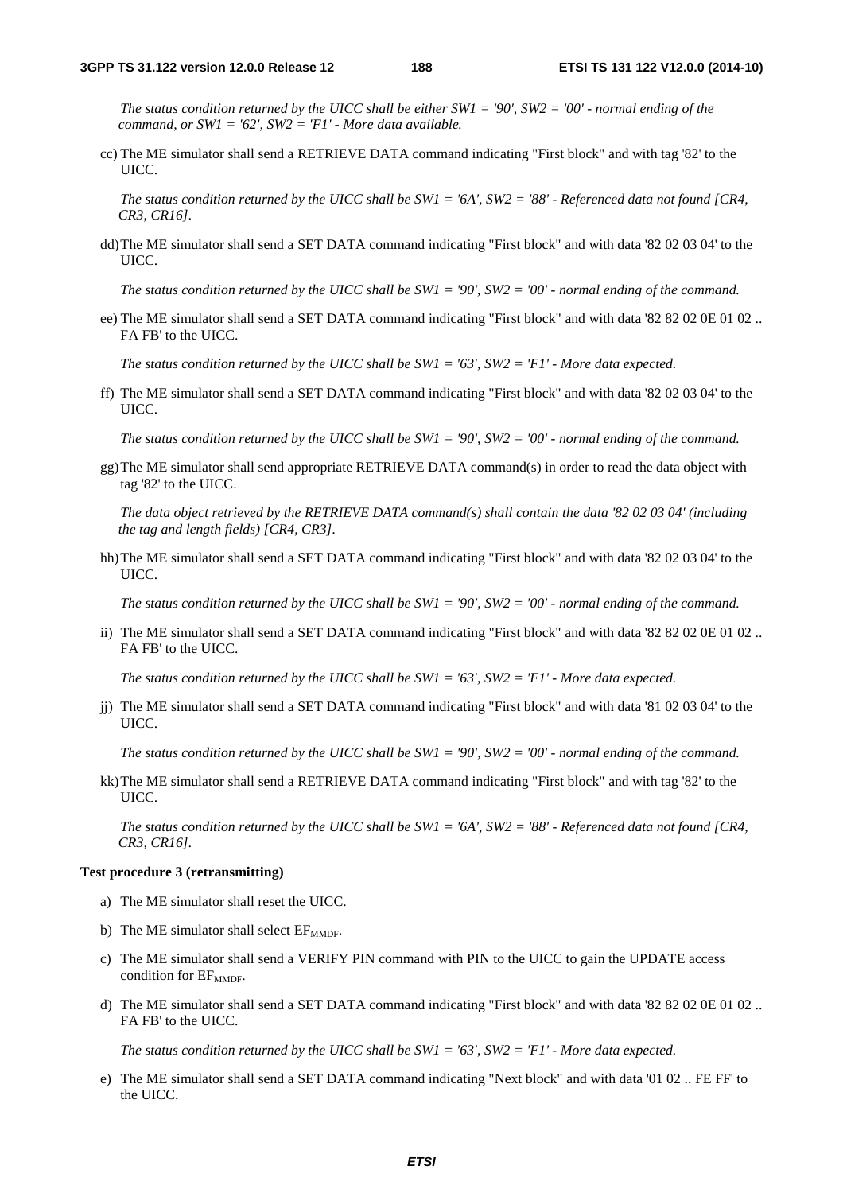*The status condition returned by the UICC shall be either SW1 = '90', SW2 = '00' - normal ending of the command, or SW1 = '62', SW2 = 'F1' - More data available.*

cc) The ME simulator shall send a RETRIEVE DATA command indicating "First block" and with tag '82' to the UICC.

*The status condition returned by the UICC shall be SW1 = '6A', SW2 = '88' - Referenced data not found [CR4, CR3, CR16].*

dd) The ME simulator shall send a SET DATA command indicating "First block" and with data '82 02 03 04' to the UICC.

*The status condition returned by the UICC shall be SW1 = '90', SW2 = '00' - normal ending of the command.*

ee) The ME simulator shall send a SET DATA command indicating "First block" and with data '82 82 02 0E 01 02 .. FA FB' to the UICC.

*The status condition returned by the UICC shall be SW1 = '63', SW2 = 'F1' - More data expected.*

ff) The ME simulator shall send a SET DATA command indicating "First block" and with data '82 02 03 04' to the UICC.

*The status condition returned by the UICC shall be SW1 = '90', SW2 = '00' - normal ending of the command.*

gg) The ME simulator shall send appropriate RETRIEVE DATA command(s) in order to read the data object with tag '82' to the UICC.

*The data object retrieved by the RETRIEVE DATA command(s) shall contain the data '82 02 03 04' (including the tag and length fields) [CR4, CR3].*

hh) The ME simulator shall send a SET DATA command indicating "First block" and with data '82 02 03 04' to the UICC.

*The status condition returned by the UICC shall be SW1 = '90', SW2 = '00' - normal ending of the command.*

ii) The ME simulator shall send a SET DATA command indicating "First block" and with data '82 82 02 0E 01 02 .. FA FB' to the UICC.

*The status condition returned by the UICC shall be SW1 = '63', SW2 = 'F1' - More data expected.*

jj) The ME simulator shall send a SET DATA command indicating "First block" and with data '81 02 03 04' to the UICC.

*The status condition returned by the UICC shall be SW1 = '90', SW2 = '00' - normal ending of the command.*

kk) The ME simulator shall send a RETRIEVE DATA command indicating "First block" and with tag '82' to the UICC.

*The status condition returned by the UICC shall be SW1 = '6A', SW2 = '88' - Referenced data not found [CR4, CR3, CR16].*

**Test procedure 3 (retransmitting)**

a) The ME simulator shall reset the UICC.

b) The ME simulator shall select $EF_{MMDF}$.

c) The ME simulator shall send a VERIFY PIN command with PIN to the UICC to gain the UPDATE access condition for $EF_{MMDF}$.

d) The ME simulator shall send a SET DATA command indicating "First block" and with data '82 82 02 0E 01 02 .. FA FB' to the UICC.

*The status condition returned by the UICC shall be SW1 = '63', SW2 = 'F1' - More data expected.*

e) The ME simulator shall send a SET DATA command indicating "Next block" and with data '01 02 .. FE FF' to the UICC.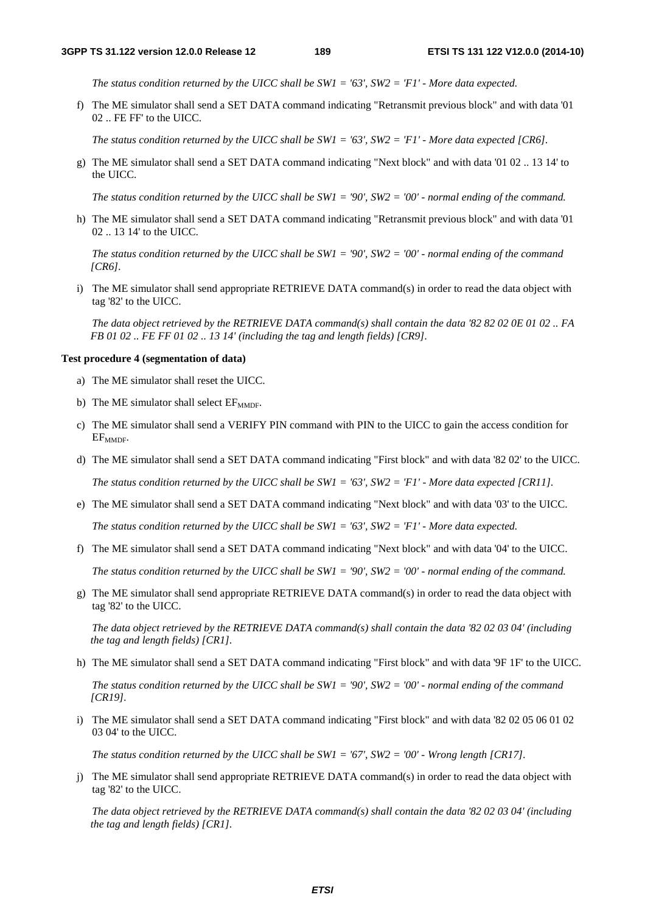*The status condition returned by the UICC shall be SW1 = '63', SW2 = 'F1' - More data expected.*

f) The ME simulator shall send a SET DATA command indicating "Retransmit previous block" and with data '01 02 .. FE FF' to the UICC.

*The status condition returned by the UICC shall be SW1 = '63', SW2 = 'F1' - More data expected [CR6].*

g) The ME simulator shall send a SET DATA command indicating "Next block" and with data '01 02 .. 13 14' to the UICC.

*The status condition returned by the UICC shall be SW1 = '90', SW2 = '00' - normal ending of the command.*

h) The ME simulator shall send a SET DATA command indicating "Retransmit previous block" and with data '01 02 .. 13 14' to the UICC.

*The status condition returned by the UICC shall be SW1 = '90', SW2 = '00' - normal ending of the command [CR6].*

i) The ME simulator shall send appropriate RETRIEVE DATA command(s) in order to read the data object with tag '82' to the UICC.

*The data object retrieved by the RETRIEVE DATA command(s) shall contain the data '82 82 02 0E 01 02 .. FA FB 01 02 .. FE FF 01 02 .. 13 14' (including the tag and length fields) [CR9].*

**Test procedure 4 (segmentation of data)**

a) The ME simulator shall reset the UICC.

b) The ME simulator shall select $EF_{MMDF}$.

c) The ME simulator shall send a VERIFY PIN command with PIN to the UICC to gain the access condition for $EF_{MMDF}$.

d) The ME simulator shall send a SET DATA command indicating "First block" and with data '82 02' to the UICC.

*The status condition returned by the UICC shall be SW1 = '63', SW2 = 'F1' - More data expected [CR11].*

e) The ME simulator shall send a SET DATA command indicating "Next block" and with data '03' to the UICC.

*The status condition returned by the UICC shall be SW1 = '63', SW2 = 'F1' - More data expected.*

f) The ME simulator shall send a SET DATA command indicating "Next block" and with data '04' to the UICC.

*The status condition returned by the UICC shall be SW1 = '90', SW2 = '00' - normal ending of the command.*

g) The ME simulator shall send appropriate RETRIEVE DATA command(s) in order to read the data object with tag '82' to the UICC.

*The data object retrieved by the RETRIEVE DATA command(s) shall contain the data '82 02 03 04' (including the tag and length fields) [CR1].*

h) The ME simulator shall send a SET DATA command indicating "First block" and with data '9F 1F' to the UICC.

*The status condition returned by the UICC shall be SW1 = '90', SW2 = '00' - normal ending of the command [CR19].*

i) The ME simulator shall send a SET DATA command indicating "First block" and with data '82 02 05 06 01 02 03 04' to the UICC.

*The status condition returned by the UICC shall be SW1 = '67', SW2 = '00' - Wrong length [CR17].*

j) The ME simulator shall send appropriate RETRIEVE DATA command(s) in order to read the data object with tag '82' to the UICC.

*The data object retrieved by the RETRIEVE DATA command(s) shall contain the data '82 02 03 04' (including the tag and length fields) [CR1].*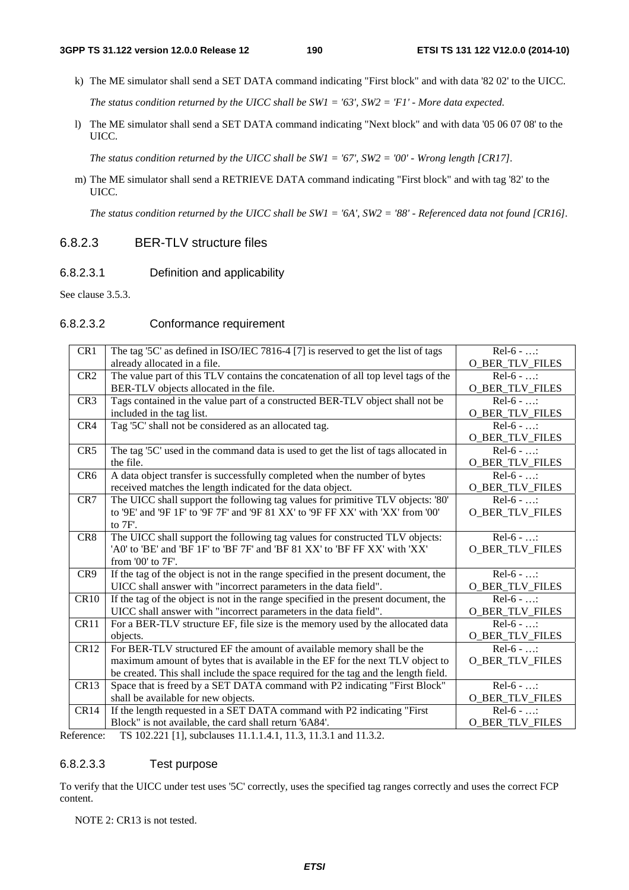k) The ME simulator shall send a SET DATA command indicating "First block" and with data '82 02' to the UICC.

   *The status condition returned by the UICC shall be SW1 = '63', SW2 = 'F1' - More data expected.*

l) The ME simulator shall send a SET DATA command indicating "Next block" and with data '05 06 07 08' to the UICC.

   *The status condition returned by the UICC shall be SW1 = '67', SW2 = '00' - Wrong length [CR17].*

m) The ME simulator shall send a RETRIEVE DATA command indicating "First block" and with tag '82' to the UICC.

   *The status condition returned by the UICC shall be SW1 = '6A', SW2 = '88' - Referenced data not found [CR16].*

### 6.8.2.3 BER-TLV structure files

#### 6.8.2.3.1 Definition and applicability

See clause 3.5.3.

#### 6.8.2.3.2 Conformance requirement

| | | |
|---|---|---|
| CR1 | The tag '5C' as defined in ISO/IEC 7816-4 [7] is reserved to get the list of tags already allocated in a file. | Rel-6 - …: O_BER_TLV_FILES |
| CR2 | The value part of this TLV contains the concatenation of all top level tags of the BER-TLV objects allocated in the file. | Rel-6 - …: O_BER_TLV_FILES |
| CR3 | Tags contained in the value part of a constructed BER-TLV object shall not be included in the tag list. | Rel-6 - …: O_BER_TLV_FILES |
| CR4 | Tag '5C' shall not be considered as an allocated tag. | Rel-6 - …: O_BER_TLV_FILES |
| CR5 | The tag '5C' used in the command data is used to get the list of tags allocated in the file. | Rel-6 - …: O_BER_TLV_FILES |
| CR6 | A data object transfer is successfully completed when the number of bytes received matches the length indicated for the data object. | Rel-6 - …: O_BER_TLV_FILES |
| CR7 | The UICC shall support the following tag values for primitive TLV objects: '80' to '9E' and '9F 1F' to '9F 7F' and '9F 81 XX' to '9F FF XX' with 'XX' from '00' to 7F'. | Rel-6 - …: O_BER_TLV_FILES |
| CR8 | The UICC shall support the following tag values for constructed TLV objects: 'A0' to 'BE' and 'BF 1F' to 'BF 7F' and 'BF 81 XX' to 'BF FF XX' with 'XX' from '00' to 7F'. | Rel-6 - …: O_BER_TLV_FILES |
| CR9 | If the tag of the object is not in the range specified in the present document, the UICC shall answer with "incorrect parameters in the data field". | Rel-6 - …: O_BER_TLV_FILES |
| CR10 | If the tag of the object is not in the range specified in the present document, the UICC shall answer with "incorrect parameters in the data field". | Rel-6 - …: O_BER_TLV_FILES |
| CR11 | For a BER-TLV structure EF, file size is the memory used by the allocated data objects. | Rel-6 - …: O_BER_TLV_FILES |
| CR12 | For BER-TLV structured EF the amount of available memory shall be the maximum amount of bytes that is available in the EF for the next TLV object to be created. This shall include the space required for the tag and the length field. | Rel-6 - …: O_BER_TLV_FILES |
| CR13 | Space that is freed by a SET DATA command with P2 indicating "First Block" shall be available for new objects. | Rel-6 - …: O_BER_TLV_FILES |
| CR14 | If the length requested in a SET DATA command with P2 indicating "First Block" is not available, the card shall return '6A84'. | Rel-6 - …: O_BER_TLV_FILES |

Reference: TS 102.221 [1], subclauses 11.1.1.4.1, 11.3, 11.3.1 and 11.3.2.

#### 6.8.2.3.3 Test purpose

To verify that the UICC under test uses '5C' correctly, uses the specified tag ranges correctly and uses the correct FCP content.

NOTE 2: CR13 is not tested.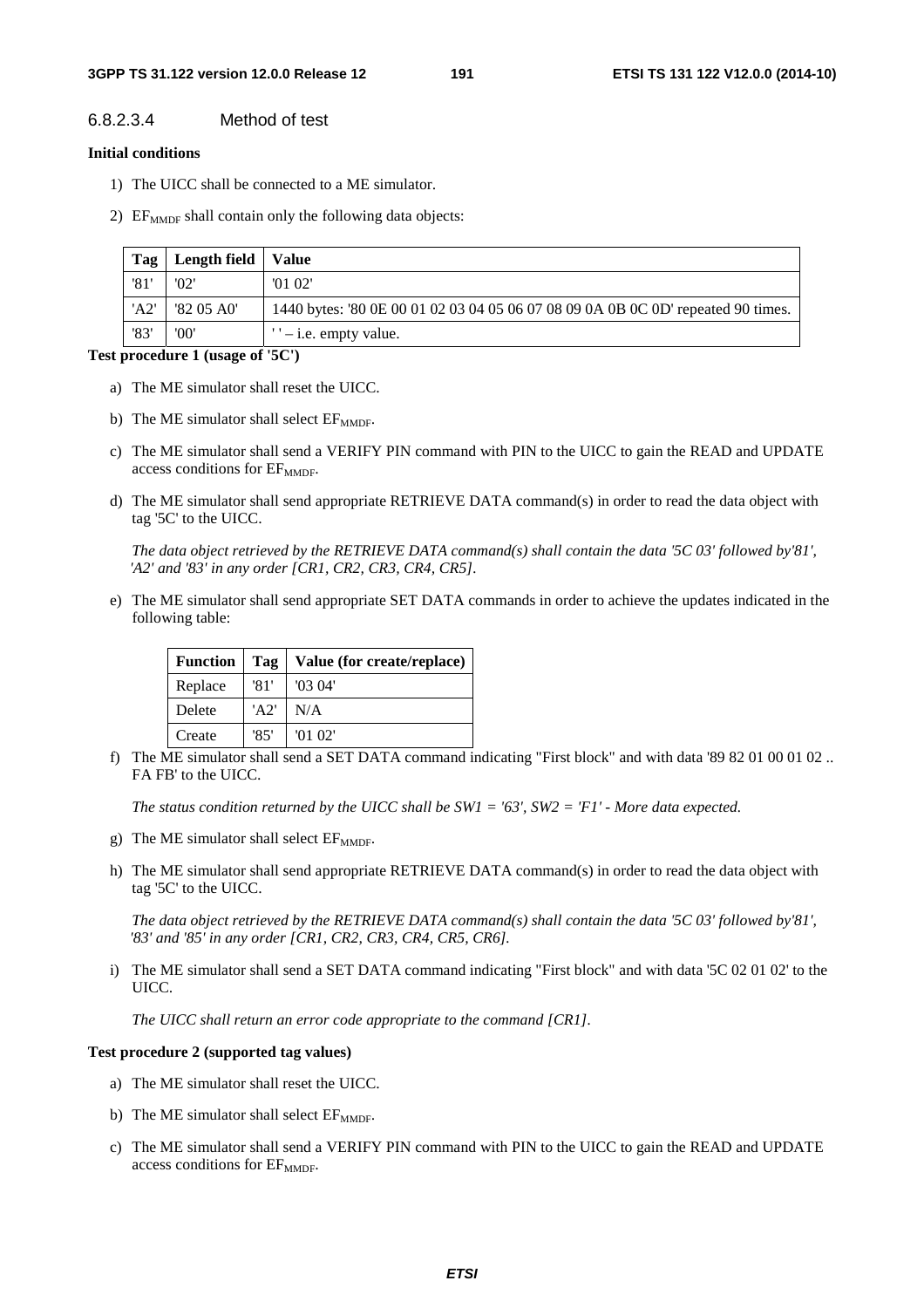#### 6.8.2.3.4 Method of test

**Initial conditions**

1) The UICC shall be connected to a ME simulator.

2) $EF_{MMDF}$ shall contain only the following data objects:

| Tag | Length field | Value |
|---|---|---|
| '81' | '02' | '01 02' |
| 'A2' | '82 05 A0' | 1440 bytes: '80 0E 00 01 02 03 04 05 06 07 08 09 0A 0B 0C 0D' repeated 90 times. |
| '83' | '00' | ' ' – i.e. empty value. |

**Test procedure 1 (usage of '5C')**

a) The ME simulator shall reset the UICC.

b) The ME simulator shall select $EF_{MMDF}$.

c) The ME simulator shall send a VERIFY PIN command with PIN to the UICC to gain the READ and UPDATE access conditions for $EF_{MMDF}$.

d) The ME simulator shall send appropriate RETRIEVE DATA command(s) in order to read the data object with tag '5C' to the UICC.

   *The data object retrieved by the RETRIEVE DATA command(s) shall contain the data '5C 03' followed by'81', 'A2' and '83' in any order [CR1, CR2, CR3, CR4, CR5].*

e) The ME simulator shall send appropriate SET DATA commands in order to achieve the updates indicated in the following table:

| Function | Tag | Value (for create/replace) |
|---|---|---|
| Replace | '81' | '03 04' |
| Delete | 'A2' | N/A |
| Create | '85' | '01 02' |

f) The ME simulator shall send a SET DATA command indicating "First block" and with data '89 82 01 00 01 02 .. FA FB' to the UICC.

   *The status condition returned by the UICC shall be SW1 = '63', SW2 = 'F1' - More data expected.*

g) The ME simulator shall select $EF_{MMDF}$.

h) The ME simulator shall send appropriate RETRIEVE DATA command(s) in order to read the data object with tag '5C' to the UICC.

   *The data object retrieved by the RETRIEVE DATA command(s) shall contain the data '5C 03' followed by'81', '83' and '85' in any order [CR1, CR2, CR3, CR4, CR5, CR6].*

i) The ME simulator shall send a SET DATA command indicating "First block" and with data '5C 02 01 02' to the UICC.

   *The UICC shall return an error code appropriate to the command [CR1].*

**Test procedure 2 (supported tag values)**

a) The ME simulator shall reset the UICC.

b) The ME simulator shall select $EF_{MMDF}$.

c) The ME simulator shall send a VERIFY PIN command with PIN to the UICC to gain the READ and UPDATE access conditions for $EF_{MMDF}$.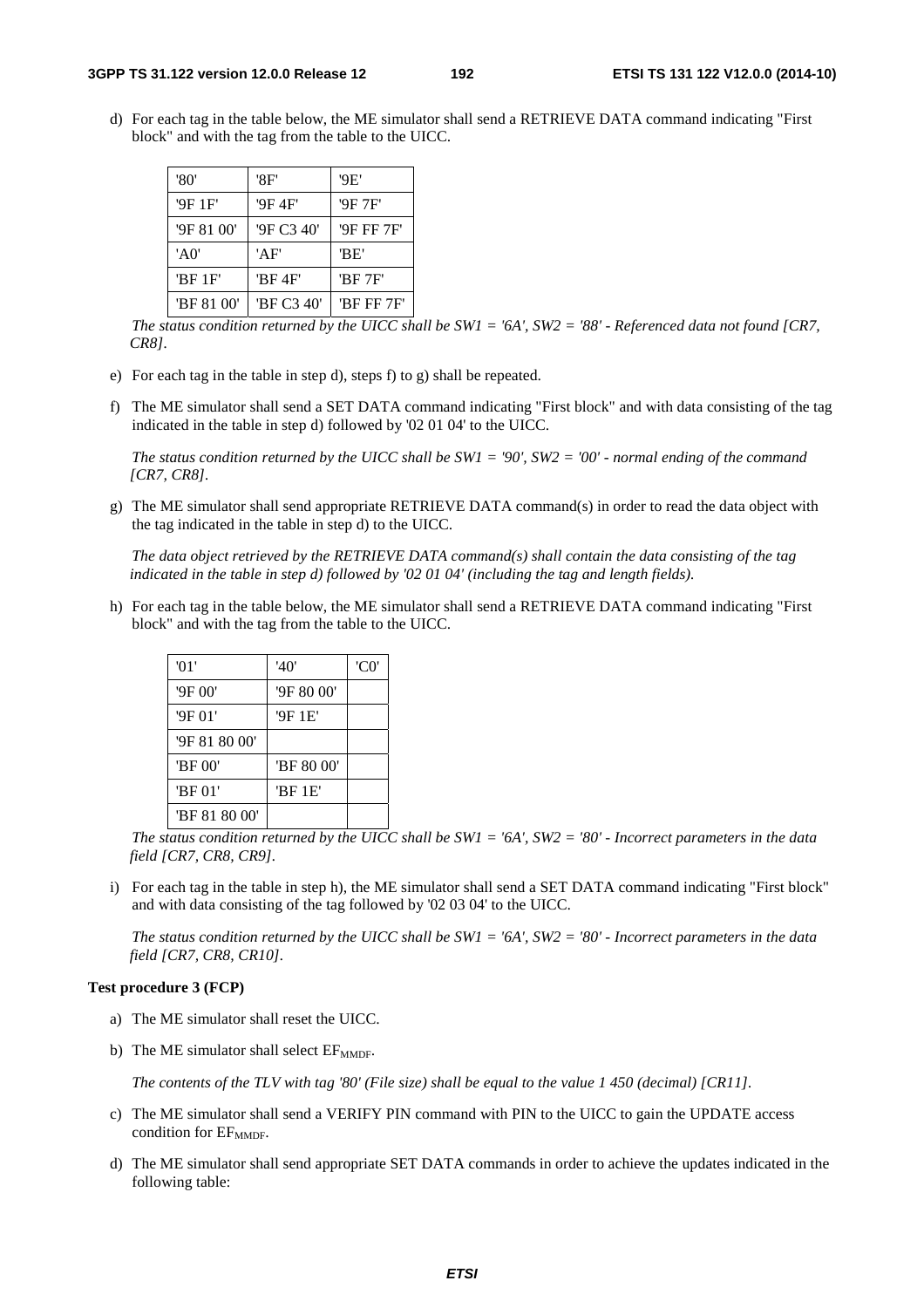d) For each tag in the table below, the ME simulator shall send a RETRIEVE DATA command indicating "First block" and with the tag from the table to the UICC.

| '80' | '8F' | '9E' |
|---|---|---|
| '9F 1F' | '9F 4F' | '9F 7F' |
| '9F 81 00' | '9F C3 40' | '9F FF 7F' |
| 'A0' | 'AF' | 'BE' |
| 'BF 1F' | 'BF 4F' | 'BF 7F' |
| 'BF 81 00' | 'BF C3 40' | 'BF FF 7F' |

*The status condition returned by the UICC shall be SW1 = '6A', SW2 = '88' - Referenced data not found [CR7, CR8].*

e) For each tag in the table in step d), steps f) to g) shall be repeated.

f) The ME simulator shall send a SET DATA command indicating "First block" and with data consisting of the tag indicated in the table in step d) followed by '02 01 04' to the UICC.

*The status condition returned by the UICC shall be SW1 = '90', SW2 = '00' - normal ending of the command [CR7, CR8].*

g) The ME simulator shall send appropriate RETRIEVE DATA command(s) in order to read the data object with the tag indicated in the table in step d) to the UICC.

*The data object retrieved by the RETRIEVE DATA command(s) shall contain the data consisting of the tag indicated in the table in step d) followed by '02 01 04' (including the tag and length fields).*

h) For each tag in the table below, the ME simulator shall send a RETRIEVE DATA command indicating "First block" and with the tag from the table to the UICC.

| '01' | '40' | 'C0' |
|---|---|---|
| '9F 00' | '9F 80 00' | |
| '9F 01' | '9F 1E' | |
| '9F 81 80 00' | | |
| 'BF 00' | 'BF 80 00' | |
| 'BF 01' | 'BF 1E' | |
| 'BF 81 80 00' | | |

*The status condition returned by the UICC shall be SW1 = '6A', SW2 = '80' - Incorrect parameters in the data field [CR7, CR8, CR9].*

i) For each tag in the table in step h), the ME simulator shall send a SET DATA command indicating "First block" and with data consisting of the tag followed by '02 03 04' to the UICC.

*The status condition returned by the UICC shall be SW1 = '6A', SW2 = '80' - Incorrect parameters in the data field [CR7, CR8, CR10].*

**Test procedure 3 (FCP)**

a) The ME simulator shall reset the UICC.

b) The ME simulator shall select $EF_{MMDF}$.

*The contents of the TLV with tag '80' (File size) shall be equal to the value 1 450 (decimal) [CR11].*

c) The ME simulator shall send a VERIFY PIN command with PIN to the UICC to gain the UPDATE access condition for $EF_{MMDF}$.

d) The ME simulator shall send appropriate SET DATA commands in order to achieve the updates indicated in the following table: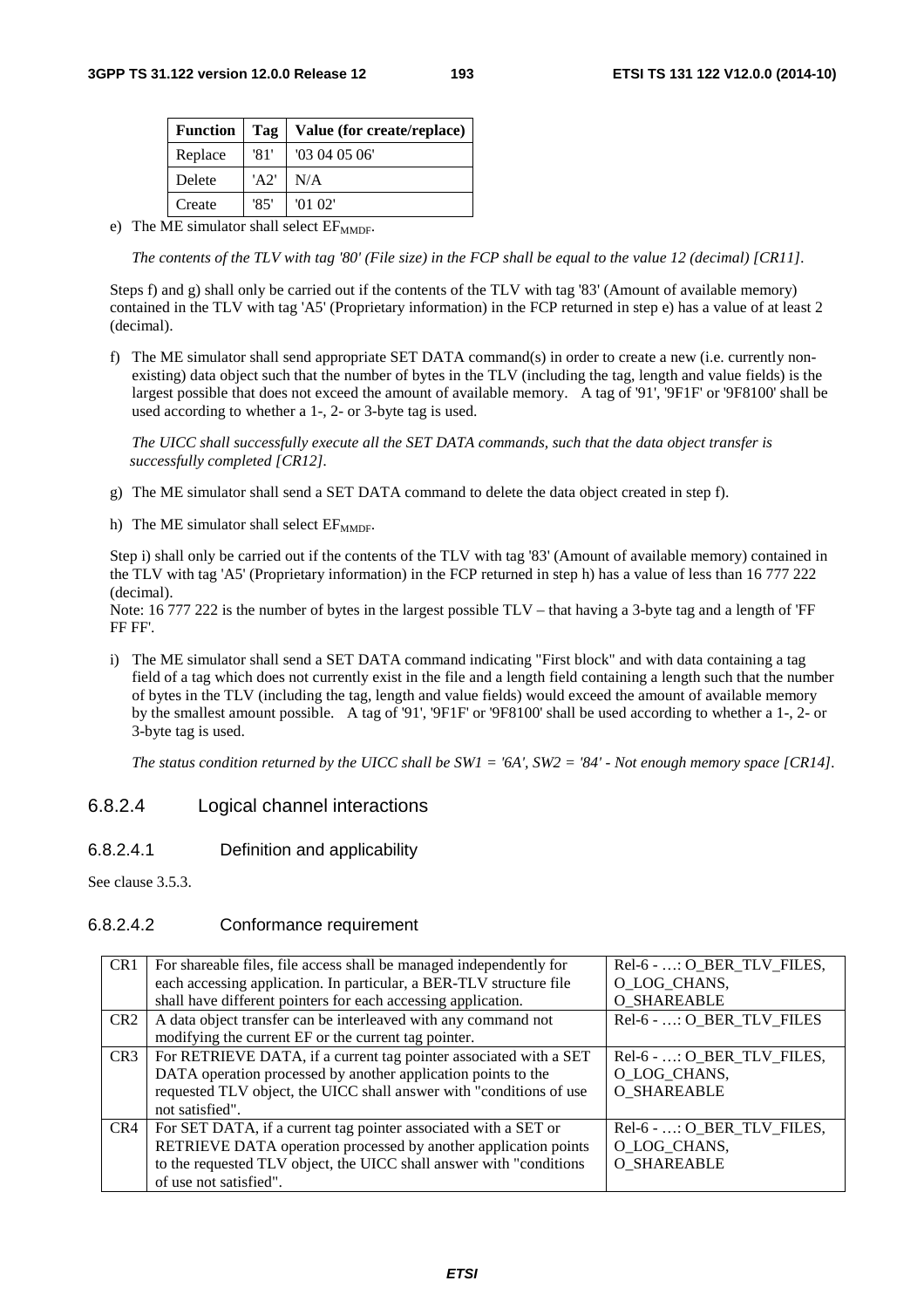| Function | Tag | Value (for create/replace) |
|---|---|---|
| Replace | '81' | '03 04 05 06' |
| Delete | 'A2' | N/A |
| Create | '85' | '01 02' |

e) The ME simulator shall select $EF_{MMDF}$.

*The contents of the TLV with tag '80' (File size) in the FCP shall be equal to the value 12 (decimal) [CR11].*

Steps f) and g) shall only be carried out if the contents of the TLV with tag '83' (Amount of available memory) contained in the TLV with tag 'A5' (Proprietary information) in the FCP returned in step e) has a value of at least 2 (decimal).

f) The ME simulator shall send appropriate SET DATA command(s) in order to create a new (i.e. currently non-existing) data object such that the number of bytes in the TLV (including the tag, length and value fields) is the largest possible that does not exceed the amount of available memory. A tag of '91', '9F1F' or '9F8100' shall be used according to whether a 1-, 2- or 3-byte tag is used.

*The UICC shall successfully execute all the SET DATA commands, such that the data object transfer is successfully completed [CR12].*

g) The ME simulator shall send a SET DATA command to delete the data object created in step f).

h) The ME simulator shall select $EF_{MMDF}$.

Step i) shall only be carried out if the contents of the TLV with tag '83' (Amount of available memory) contained in the TLV with tag 'A5' (Proprietary information) in the FCP returned in step h) has a value of less than 16 777 222 (decimal).

Note: 16 777 222 is the number of bytes in the largest possible TLV – that having a 3-byte tag and a length of 'FF FF FF'.

i) The ME simulator shall send a SET DATA command indicating "First block" and with data containing a tag field of a tag which does not currently exist in the file and a length field containing a length such that the number of bytes in the TLV (including the tag, length and value fields) would exceed the amount of available memory by the smallest amount possible. A tag of '91', '9F1F' or '9F8100' shall be used according to whether a 1-, 2- or 3-byte tag is used.

*The status condition returned by the UICC shall be SW1 = '6A', SW2 = '84' - Not enough memory space [CR14].*

### 6.8.2.4 Logical channel interactions

#### 6.8.2.4.1 Definition and applicability

See clause 3.5.3.

#### 6.8.2.4.2 Conformance requirement

| | | |
|---|---|---|
| CR1 | For shareable files, file access shall be managed independently for each accessing application. In particular, a BER-TLV structure file shall have different pointers for each accessing application. | Rel-6 - …: O_BER_TLV_FILES, O_LOG_CHANS, O_SHAREABLE |
| CR2 | A data object transfer can be interleaved with any command not modifying the current EF or the current tag pointer. | Rel-6 - …: O_BER_TLV_FILES |
| CR3 | For RETRIEVE DATA, if a current tag pointer associated with a SET DATA operation processed by another application points to the requested TLV object, the UICC shall answer with "conditions of use not satisfied". | Rel-6 - …: O_BER_TLV_FILES, O_LOG_CHANS, O_SHAREABLE |
| CR4 | For SET DATA, if a current tag pointer associated with a SET or RETRIEVE DATA operation processed by another application points to the requested TLV object, the UICC shall answer with "conditions of use not satisfied". | Rel-6 - …: O_BER_TLV_FILES, O_LOG_CHANS, O_SHAREABLE |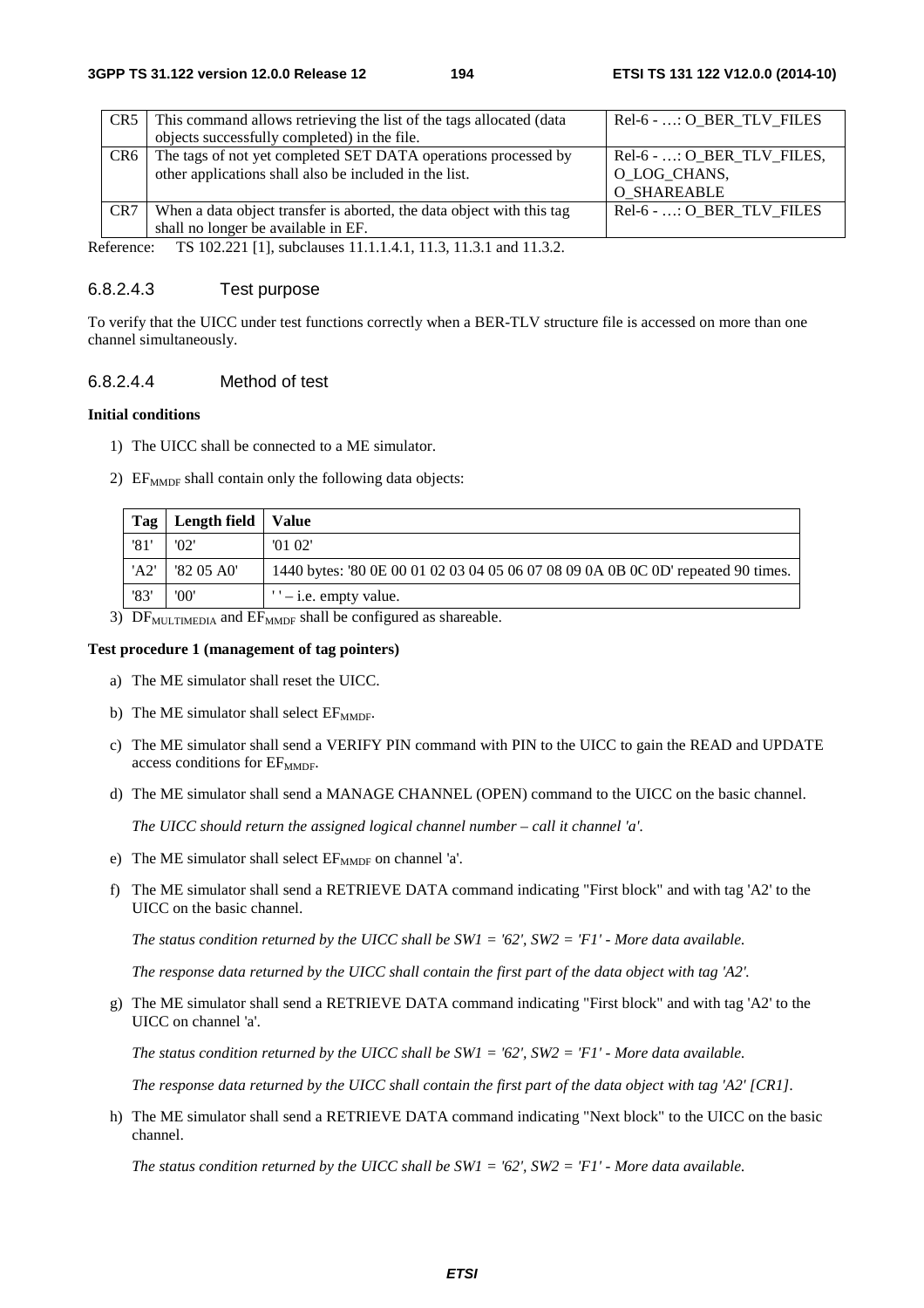| CR5 | This command allows retrieving the list of the tags allocated (data objects successfully completed) in the file. | Rel-6 - …: O_BER_TLV_FILES |
|---|---|---|
| CR6 | The tags of not yet completed SET DATA operations processed by other applications shall also be included in the list. | Rel-6 - …: O_BER_TLV_FILES, O_LOG_CHANS, O_SHAREABLE |
| CR7 | When a data object transfer is aborted, the data object with this tag shall no longer be available in EF. | Rel-6 - …: O_BER_TLV_FILES |

Reference: TS 102.221 [1], subclauses 11.1.1.4.1, 11.3, 11.3.1 and 11.3.2.

#### 6.8.2.4.3 Test purpose

To verify that the UICC under test functions correctly when a BER-TLV structure file is accessed on more than one channel simultaneously.

#### 6.8.2.4.4 Method of test

**Initial conditions**

1) The UICC shall be connected to a ME simulator.

2) $EF_{MMDF}$ shall contain only the following data objects:

| Tag | Length field | Value |
|---|---|---|
| '81' | '02' | '01 02' |
| 'A2' | '82 05 A0' | 1440 bytes: '80 0E 00 01 02 03 04 05 06 07 08 09 0A 0B 0C 0D' repeated 90 times. |
| '83' | '00' | ' ' – i.e. empty value. |

3) $DF_{MULTIMEDIA}$ and $EF_{MMDF}$ shall be configured as shareable.

**Test procedure 1 (management of tag pointers)**

a) The ME simulator shall reset the UICC.

b) The ME simulator shall select $EF_{MMDF}$.

c) The ME simulator shall send a VERIFY PIN command with PIN to the UICC to gain the READ and UPDATE access conditions for $EF_{MMDF}$.

d) The ME simulator shall send a MANAGE CHANNEL (OPEN) command to the UICC on the basic channel.

   *The UICC should return the assigned logical channel number – call it channel 'a'.*

e) The ME simulator shall select $EF_{MMDF}$ on channel 'a'.

f) The ME simulator shall send a RETRIEVE DATA command indicating "First block" and with tag 'A2' to the UICC on the basic channel.

   *The status condition returned by the UICC shall be SW1 = '62', SW2 = 'F1' - More data available.*

   *The response data returned by the UICC shall contain the first part of the data object with tag 'A2'.*

g) The ME simulator shall send a RETRIEVE DATA command indicating "First block" and with tag 'A2' to the UICC on channel 'a'.

   *The status condition returned by the UICC shall be SW1 = '62', SW2 = 'F1' - More data available.*

   *The response data returned by the UICC shall contain the first part of the data object with tag 'A2' [CR1].*

h) The ME simulator shall send a RETRIEVE DATA command indicating "Next block" to the UICC on the basic channel.

   *The status condition returned by the UICC shall be SW1 = '62', SW2 = 'F1' - More data available.*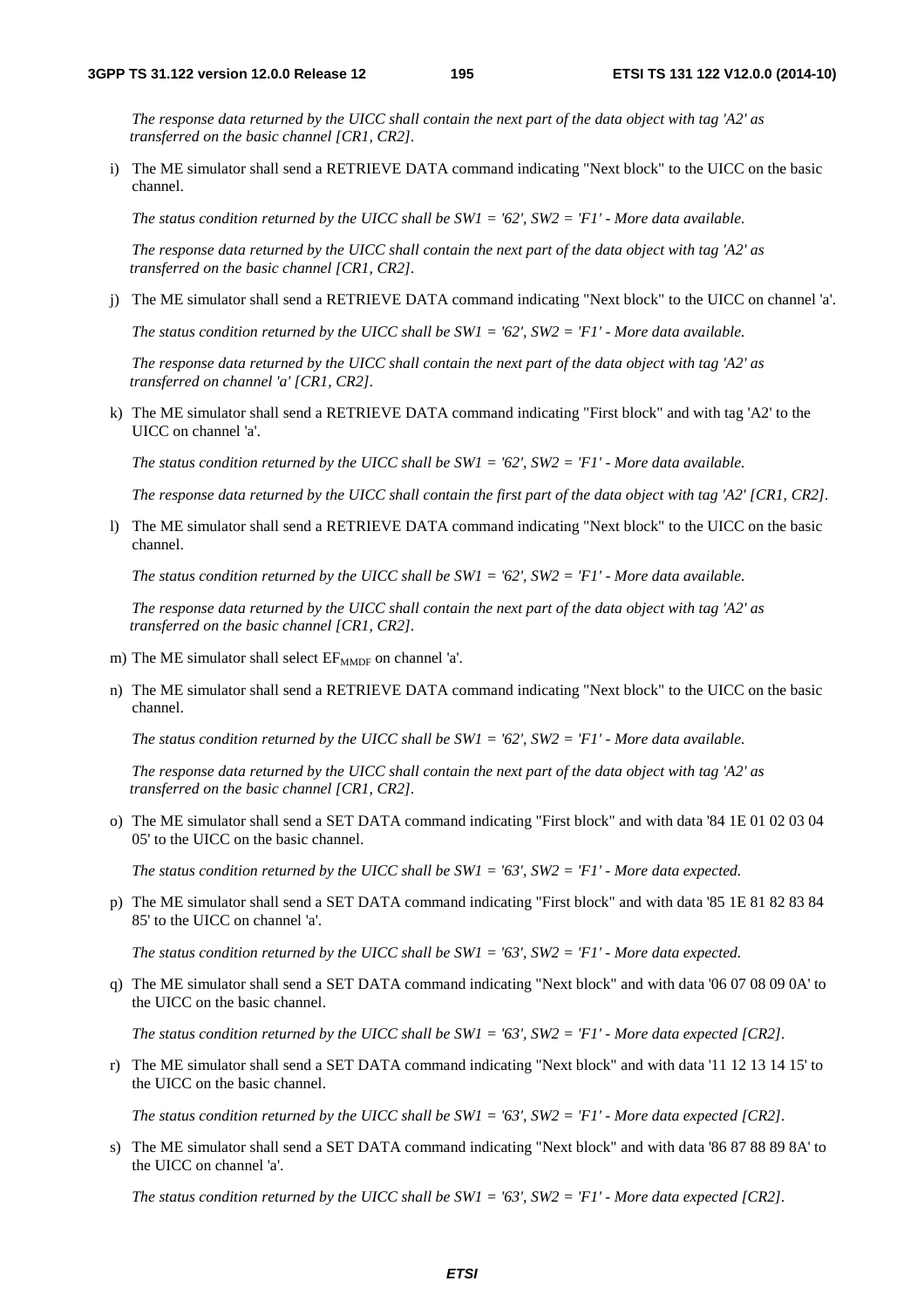*The response data returned by the UICC shall contain the next part of the data object with tag 'A2' as transferred on the basic channel [CR1, CR2].*

i) The ME simulator shall send a RETRIEVE DATA command indicating "Next block" to the UICC on the basic channel.

*The status condition returned by the UICC shall be SW1 = '62', SW2 = 'F1' - More data available.*

*The response data returned by the UICC shall contain the next part of the data object with tag 'A2' as transferred on the basic channel [CR1, CR2].*

j) The ME simulator shall send a RETRIEVE DATA command indicating "Next block" to the UICC on channel 'a'.

*The status condition returned by the UICC shall be SW1 = '62', SW2 = 'F1' - More data available.*

*The response data returned by the UICC shall contain the next part of the data object with tag 'A2' as transferred on channel 'a' [CR1, CR2].*

k) The ME simulator shall send a RETRIEVE DATA command indicating "First block" and with tag 'A2' to the UICC on channel 'a'.

*The status condition returned by the UICC shall be SW1 = '62', SW2 = 'F1' - More data available.*

*The response data returned by the UICC shall contain the first part of the data object with tag 'A2' [CR1, CR2].*

l) The ME simulator shall send a RETRIEVE DATA command indicating "Next block" to the UICC on the basic channel.

*The status condition returned by the UICC shall be SW1 = '62', SW2 = 'F1' - More data available.*

*The response data returned by the UICC shall contain the next part of the data object with tag 'A2' as transferred on the basic channel [CR1, CR2].*

m) The ME simulator shall select $EF_{MMDF}$ on channel 'a'.

n) The ME simulator shall send a RETRIEVE DATA command indicating "Next block" to the UICC on the basic channel.

*The status condition returned by the UICC shall be SW1 = '62', SW2 = 'F1' - More data available.*

*The response data returned by the UICC shall contain the next part of the data object with tag 'A2' as transferred on the basic channel [CR1, CR2].*

o) The ME simulator shall send a SET DATA command indicating "First block" and with data '84 1E 01 02 03 04 05' to the UICC on the basic channel.

*The status condition returned by the UICC shall be SW1 = '63', SW2 = 'F1' - More data expected.*

p) The ME simulator shall send a SET DATA command indicating "First block" and with data '85 1E 81 82 83 84 85' to the UICC on channel 'a'.

*The status condition returned by the UICC shall be SW1 = '63', SW2 = 'F1' - More data expected.*

q) The ME simulator shall send a SET DATA command indicating "Next block" and with data '06 07 08 09 0A' to the UICC on the basic channel.

*The status condition returned by the UICC shall be SW1 = '63', SW2 = 'F1' - More data expected [CR2].*

r) The ME simulator shall send a SET DATA command indicating "Next block" and with data '11 12 13 14 15' to the UICC on the basic channel.

*The status condition returned by the UICC shall be SW1 = '63', SW2 = 'F1' - More data expected [CR2].*

s) The ME simulator shall send a SET DATA command indicating "Next block" and with data '86 87 88 89 8A' to the UICC on channel 'a'.

*The status condition returned by the UICC shall be SW1 = '63', SW2 = 'F1' - More data expected [CR2].*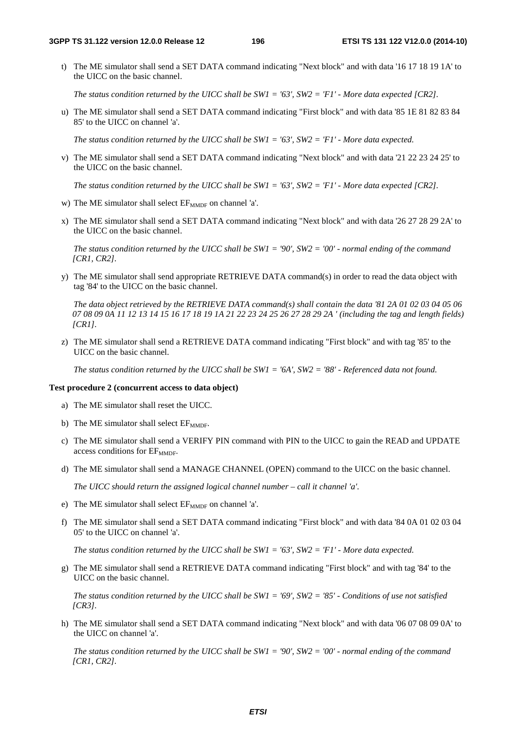t) The ME simulator shall send a SET DATA command indicating "Next block" and with data '16 17 18 19 1A' to the UICC on the basic channel.

*The status condition returned by the UICC shall be SW1 = '63', SW2 = 'F1' - More data expected [CR2].*

u) The ME simulator shall send a SET DATA command indicating "First block" and with data '85 1E 81 82 83 84 85' to the UICC on channel 'a'.

*The status condition returned by the UICC shall be SW1 = '63', SW2 = 'F1' - More data expected.*

v) The ME simulator shall send a SET DATA command indicating "Next block" and with data '21 22 23 24 25' to the UICC on the basic channel.

*The status condition returned by the UICC shall be SW1 = '63', SW2 = 'F1' - More data expected [CR2].*

w) The ME simulator shall select $EF_{MMDF}$ on channel 'a'.

x) The ME simulator shall send a SET DATA command indicating "Next block" and with data '26 27 28 29 2A' to the UICC on the basic channel.

*The status condition returned by the UICC shall be SW1 = '90', SW2 = '00' - normal ending of the command [CR1, CR2].*

y) The ME simulator shall send appropriate RETRIEVE DATA command(s) in order to read the data object with tag '84' to the UICC on the basic channel.

*The data object retrieved by the RETRIEVE DATA command(s) shall contain the data '81 2A 01 02 03 04 05 06 07 08 09 0A 11 12 13 14 15 16 17 18 19 1A 21 22 23 24 25 26 27 28 29 2A ' (including the tag and length fields) [CR1].*

z) The ME simulator shall send a RETRIEVE DATA command indicating "First block" and with tag '85' to the UICC on the basic channel.

*The status condition returned by the UICC shall be SW1 = '6A', SW2 = '88' - Referenced data not found.*

**Test procedure 2 (concurrent access to data object)**

a) The ME simulator shall reset the UICC.

b) The ME simulator shall select $EF_{MMDF}$.

c) The ME simulator shall send a VERIFY PIN command with PIN to the UICC to gain the READ and UPDATE access conditions for $EF_{MMDF}$.

d) The ME simulator shall send a MANAGE CHANNEL (OPEN) command to the UICC on the basic channel.

*The UICC should return the assigned logical channel number – call it channel 'a'.*

e) The ME simulator shall select $EF_{MMDF}$ on channel 'a'.

f) The ME simulator shall send a SET DATA command indicating "First block" and with data '84 0A 01 02 03 04 05' to the UICC on channel 'a'.

*The status condition returned by the UICC shall be SW1 = '63', SW2 = 'F1' - More data expected.*

g) The ME simulator shall send a RETRIEVE DATA command indicating "First block" and with tag '84' to the UICC on the basic channel.

*The status condition returned by the UICC shall be SW1 = '69', SW2 = '85' - Conditions of use not satisfied [CR3].*

h) The ME simulator shall send a SET DATA command indicating "Next block" and with data '06 07 08 09 0A' to the UICC on channel 'a'.

*The status condition returned by the UICC shall be SW1 = '90', SW2 = '00' - normal ending of the command [CR1, CR2].*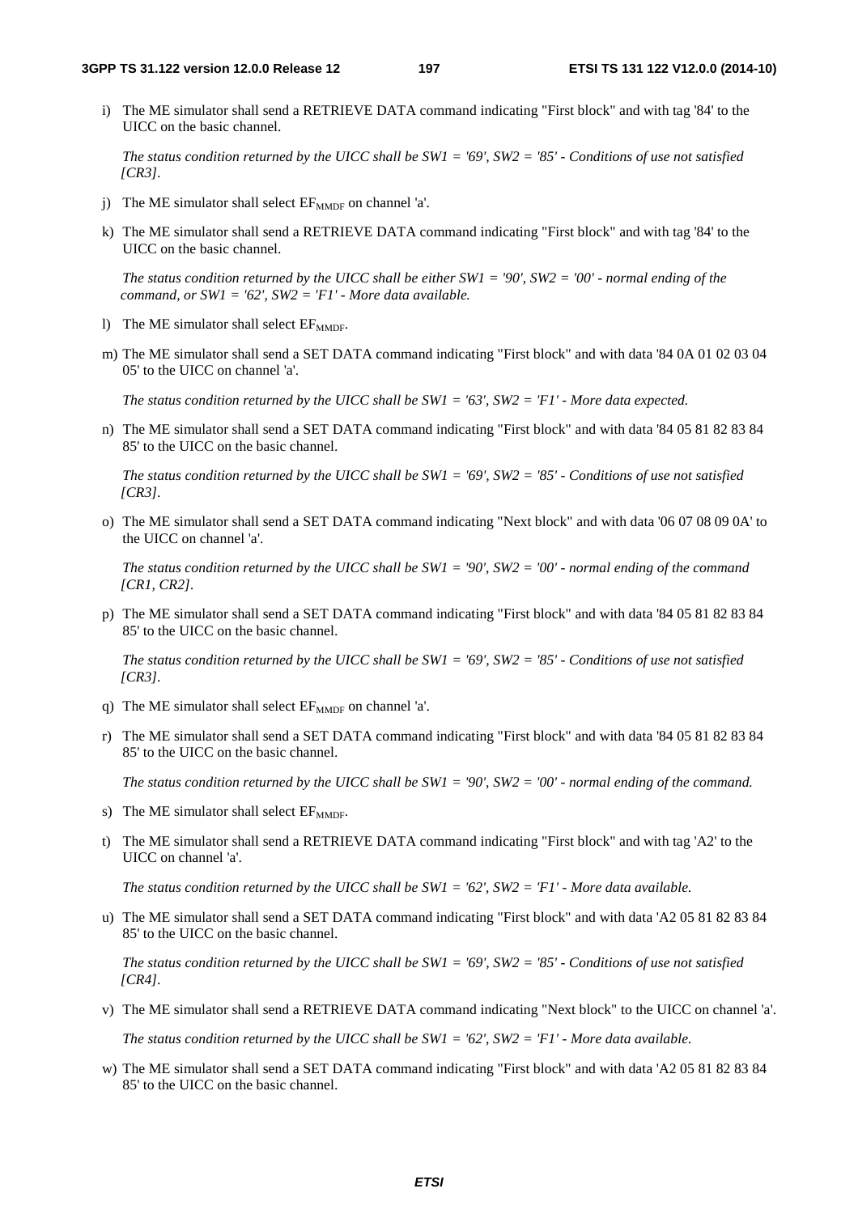i) The ME simulator shall send a RETRIEVE DATA command indicating "First block" and with tag '84' to the UICC on the basic channel.

   *The status condition returned by the UICC shall be SW1 = '69', SW2 = '85' - Conditions of use not satisfied [CR3].*

j) The ME simulator shall select $EF_{MMDF}$ on channel 'a'.

k) The ME simulator shall send a RETRIEVE DATA command indicating "First block" and with tag '84' to the UICC on the basic channel.

   *The status condition returned by the UICC shall be either SW1 = '90', SW2 = '00' - normal ending of the command, or SW1 = '62', SW2 = 'F1' - More data available.*

l) The ME simulator shall select $EF_{MMDF}$.

m) The ME simulator shall send a SET DATA command indicating "First block" and with data '84 0A 01 02 03 04 05' to the UICC on channel 'a'.

   *The status condition returned by the UICC shall be SW1 = '63', SW2 = 'F1' - More data expected.*

n) The ME simulator shall send a SET DATA command indicating "First block" and with data '84 05 81 82 83 84 85' to the UICC on the basic channel.

   *The status condition returned by the UICC shall be SW1 = '69', SW2 = '85' - Conditions of use not satisfied [CR3].*

o) The ME simulator shall send a SET DATA command indicating "Next block" and with data '06 07 08 09 0A' to the UICC on channel 'a'.

   *The status condition returned by the UICC shall be SW1 = '90', SW2 = '00' - normal ending of the command [CR1, CR2].*

p) The ME simulator shall send a SET DATA command indicating "First block" and with data '84 05 81 82 83 84 85' to the UICC on the basic channel.

   *The status condition returned by the UICC shall be SW1 = '69', SW2 = '85' - Conditions of use not satisfied [CR3].*

q) The ME simulator shall select $EF_{MMDF}$ on channel 'a'.

r) The ME simulator shall send a SET DATA command indicating "First block" and with data '84 05 81 82 83 84 85' to the UICC on the basic channel.

   *The status condition returned by the UICC shall be SW1 = '90', SW2 = '00' - normal ending of the command.*

s) The ME simulator shall select $EF_{MMDF}$.

t) The ME simulator shall send a RETRIEVE DATA command indicating "First block" and with tag 'A2' to the UICC on channel 'a'.

   *The status condition returned by the UICC shall be SW1 = '62', SW2 = 'F1' - More data available.*

u) The ME simulator shall send a SET DATA command indicating "First block" and with data 'A2 05 81 82 83 84 85' to the UICC on the basic channel.

   *The status condition returned by the UICC shall be SW1 = '69', SW2 = '85' - Conditions of use not satisfied [CR4].*

v) The ME simulator shall send a RETRIEVE DATA command indicating "Next block" to the UICC on channel 'a'.

   *The status condition returned by the UICC shall be SW1 = '62', SW2 = 'F1' - More data available.*

w) The ME simulator shall send a SET DATA command indicating "First block" and with data 'A2 05 81 82 83 84 85' to the UICC on the basic channel.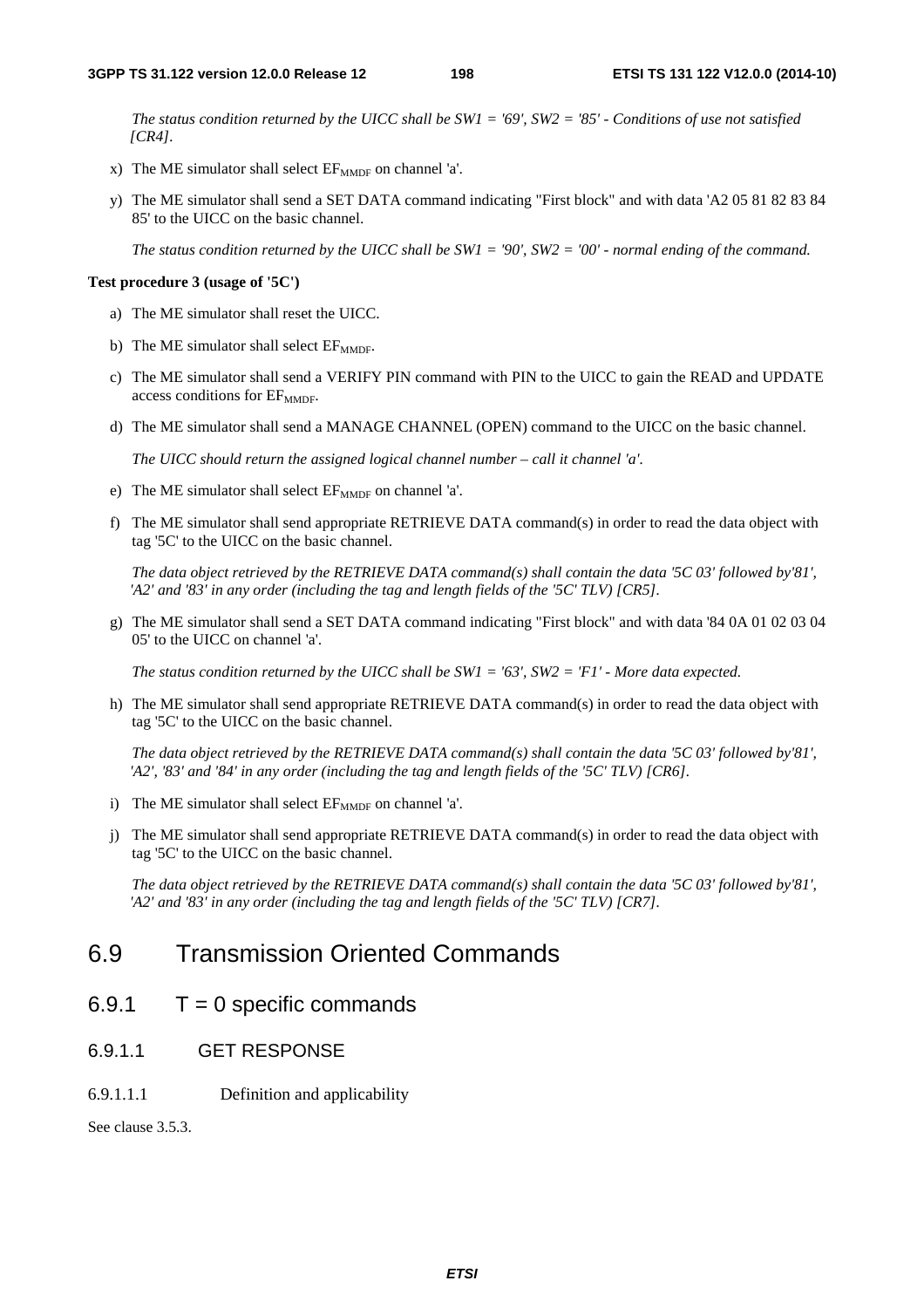*The status condition returned by the UICC shall be SW1 = '69', SW2 = '85' - Conditions of use not satisfied [CR4].*

x) The ME simulator shall select $EF_{MMDF}$ on channel 'a'.

y) The ME simulator shall send a SET DATA command indicating "First block" and with data 'A2 05 81 82 83 84 85' to the UICC on the basic channel.

*The status condition returned by the UICC shall be SW1 = '90', SW2 = '00' - normal ending of the command.*

**Test procedure 3 (usage of '5C')**

a) The ME simulator shall reset the UICC.

b) The ME simulator shall select $EF_{MMDF}$.

c) The ME simulator shall send a VERIFY PIN command with PIN to the UICC to gain the READ and UPDATE access conditions for $EF_{MMDF}$.

d) The ME simulator shall send a MANAGE CHANNEL (OPEN) command to the UICC on the basic channel.

*The UICC should return the assigned logical channel number – call it channel 'a'.*

e) The ME simulator shall select $EF_{MMDF}$ on channel 'a'.

f) The ME simulator shall send appropriate RETRIEVE DATA command(s) in order to read the data object with tag '5C' to the UICC on the basic channel.

*The data object retrieved by the RETRIEVE DATA command(s) shall contain the data '5C 03' followed by'81', 'A2' and '83' in any order (including the tag and length fields of the '5C' TLV) [CR5].*

g) The ME simulator shall send a SET DATA command indicating "First block" and with data '84 0A 01 02 03 04 05' to the UICC on channel 'a'.

*The status condition returned by the UICC shall be SW1 = '63', SW2 = 'F1' - More data expected.*

h) The ME simulator shall send appropriate RETRIEVE DATA command(s) in order to read the data object with tag '5C' to the UICC on the basic channel.

*The data object retrieved by the RETRIEVE DATA command(s) shall contain the data '5C 03' followed by'81', 'A2', '83' and '84' in any order (including the tag and length fields of the '5C' TLV) [CR6].*

i) The ME simulator shall select $EF_{MMDF}$ on channel 'a'.

j) The ME simulator shall send appropriate RETRIEVE DATA command(s) in order to read the data object with tag '5C' to the UICC on the basic channel.

*The data object retrieved by the RETRIEVE DATA command(s) shall contain the data '5C 03' followed by'81', 'A2' and '83' in any order (including the tag and length fields of the '5C' TLV) [CR7].*

# 6.9 Transmission Oriented Commands

## 6.9.1 T = 0 specific commands

### 6.9.1.1 GET RESPONSE

#### 6.9.1.1.1 Definition and applicability

See clause 3.5.3.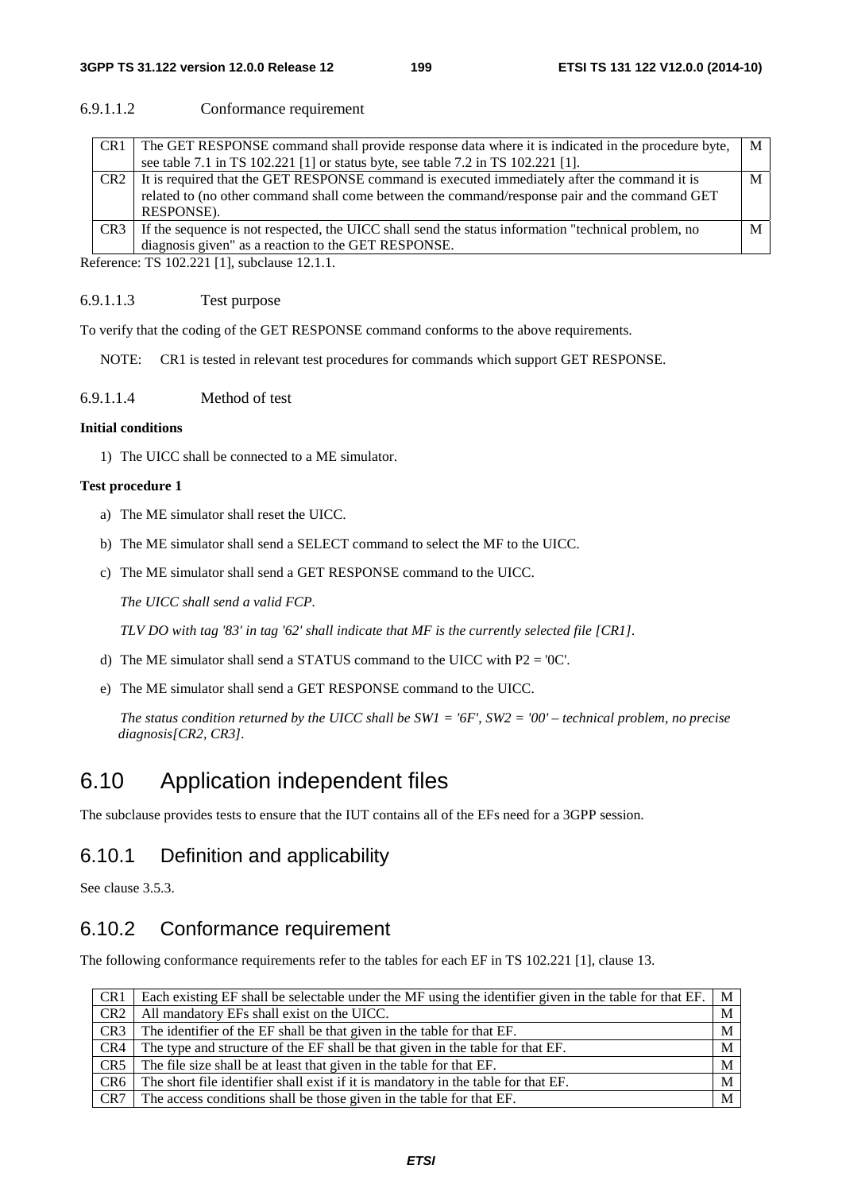#### 6.9.1.1.2 Conformance requirement

| CR1 | The GET RESPONSE command shall provide response data where it is indicated in the procedure byte, see table 7.1 in TS 102.221 [1] or status byte, see table 7.2 in TS 102.221 [1]. | M |
|---|---|---|
| CR2 | It is required that the GET RESPONSE command is executed immediately after the command it is related to (no other command shall come between the command/response pair and the command GET RESPONSE). | M |
| CR3 | If the sequence is not respected, the UICC shall send the status information "technical problem, no diagnosis given" as a reaction to the GET RESPONSE. | M |

Reference: TS 102.221 [1], subclause 12.1.1.

#### 6.9.1.1.3 Test purpose

To verify that the coding of the GET RESPONSE command conforms to the above requirements.

NOTE: CR1 is tested in relevant test procedures for commands which support GET RESPONSE.

#### 6.9.1.1.4 Method of test

**Initial conditions**

1) The UICC shall be connected to a ME simulator.

**Test procedure 1**

a) The ME simulator shall reset the UICC.

b) The ME simulator shall send a SELECT command to select the MF to the UICC.

c) The ME simulator shall send a GET RESPONSE command to the UICC.

*The UICC shall send a valid FCP.*

*TLV DO with tag '83' in tag '62' shall indicate that MF is the currently selected file [CR1].*

d) The ME simulator shall send a STATUS command to the UICC with P2 = '0C'.

e) The ME simulator shall send a GET RESPONSE command to the UICC.

*The status condition returned by the UICC shall be SW1 = '6F', SW2 = '00' – technical problem, no precise diagnosis[CR2, CR3].*

## 6.10 Application independent files

The subclause provides tests to ensure that the IUT contains all of the EFs need for a 3GPP session.

### 6.10.1 Definition and applicability

See clause 3.5.3.

### 6.10.2 Conformance requirement

The following conformance requirements refer to the tables for each EF in TS 102.221 [1], clause 13.

| CR1 | Each existing EF shall be selectable under the MF using the identifier given in the table for that EF. | M |
|---|---|---|
| CR2 | All mandatory EFs shall exist on the UICC. | M |
| CR3 | The identifier of the EF shall be that given in the table for that EF. | M |
| CR4 | The type and structure of the EF shall be that given in the table for that EF. | M |
| CR5 | The file size shall be at least that given in the table for that EF. | M |
| CR6 | The short file identifier shall exist if it is mandatory in the table for that EF. | M |
| CR7 | The access conditions shall be those given in the table for that EF. | M |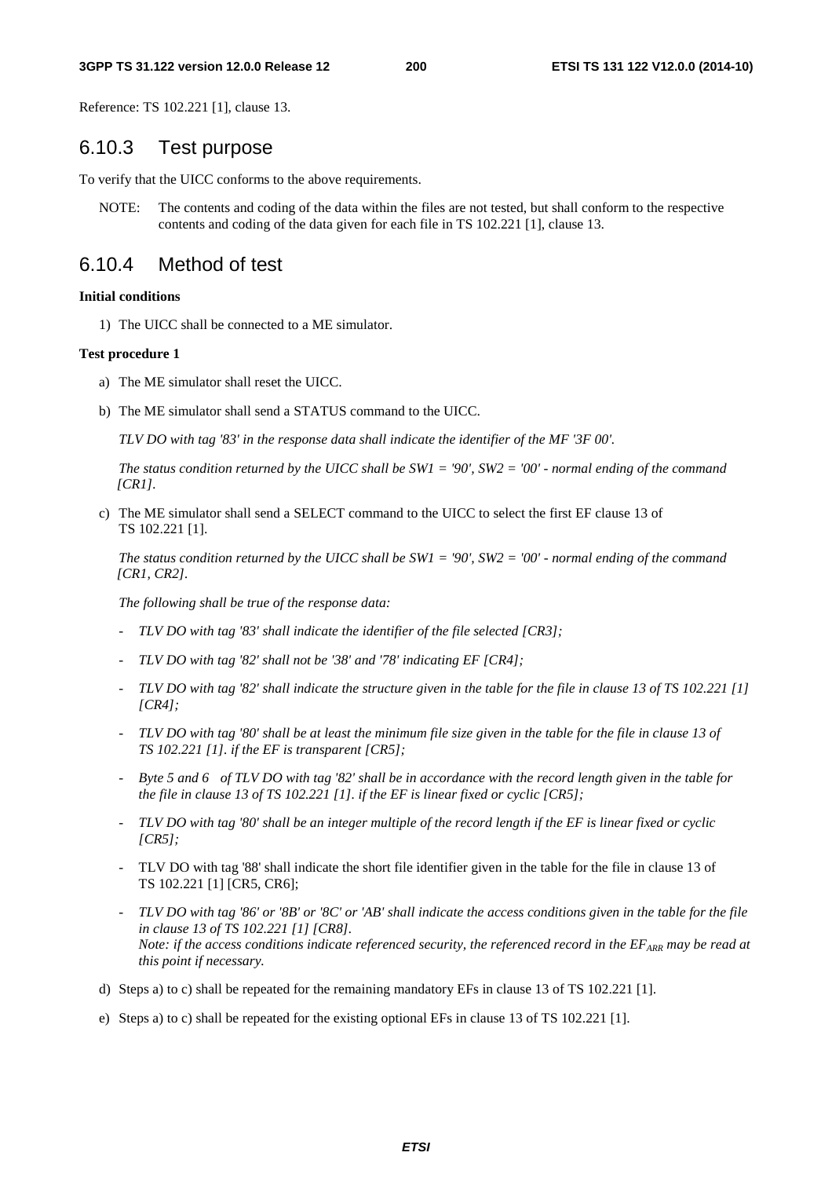Reference: TS 102.221 [1], clause 13.

## 6.10.3 Test purpose

To verify that the UICC conforms to the above requirements.

NOTE: The contents and coding of the data within the files are not tested, but shall conform to the respective contents and coding of the data given for each file in TS 102.221 [1], clause 13.

## 6.10.4 Method of test

**Initial conditions**

1) The UICC shall be connected to a ME simulator.

**Test procedure 1**

a) The ME simulator shall reset the UICC.

b) The ME simulator shall send a STATUS command to the UICC.

   *TLV DO with tag '83' in the response data shall indicate the identifier of the MF '3F 00'.*

   *The status condition returned by the UICC shall be SW1 = '90', SW2 = '00' - normal ending of the command [CR1].*

c) The ME simulator shall send a SELECT command to the UICC to select the first EF clause 13 of TS 102.221 [1].

   *The status condition returned by the UICC shall be SW1 = '90', SW2 = '00' - normal ending of the command [CR1, CR2].*

   *The following shall be true of the response data:*

   - *TLV DO with tag '83' shall indicate the identifier of the file selected [CR3];*
   - *TLV DO with tag '82' shall not be '38' and '78' indicating EF [CR4];*
   - *TLV DO with tag '82' shall indicate the structure given in the table for the file in clause 13 of TS 102.221 [1] [CR4];*
   - *TLV DO with tag '80' shall be at least the minimum file size given in the table for the file in clause 13 of TS 102.221 [1]. if the EF is transparent [CR5];*
   - *Byte 5 and 6 of TLV DO with tag '82' shall be in accordance with the record length given in the table for the file in clause 13 of TS 102.221 [1]. if the EF is linear fixed or cyclic [CR5];*
   - *TLV DO with tag '80' shall be an integer multiple of the record length if the EF is linear fixed or cyclic [CR5];*
   - TLV DO with tag '88' shall indicate the short file identifier given in the table for the file in clause 13 of TS 102.221 [1] [CR5, CR6];
   - *TLV DO with tag '86' or '8B' or '8C' or 'AB' shall indicate the access conditions given in the table for the file in clause 13 of TS 102.221 [1] [CR8].*
     *Note: if the access conditions indicate referenced security, the referenced record in the $EF_{ARR}$ may be read at this point if necessary.*

d) Steps a) to c) shall be repeated for the remaining mandatory EFs in clause 13 of TS 102.221 [1].

e) Steps a) to c) shall be repeated for the existing optional EFs in clause 13 of TS 102.221 [1].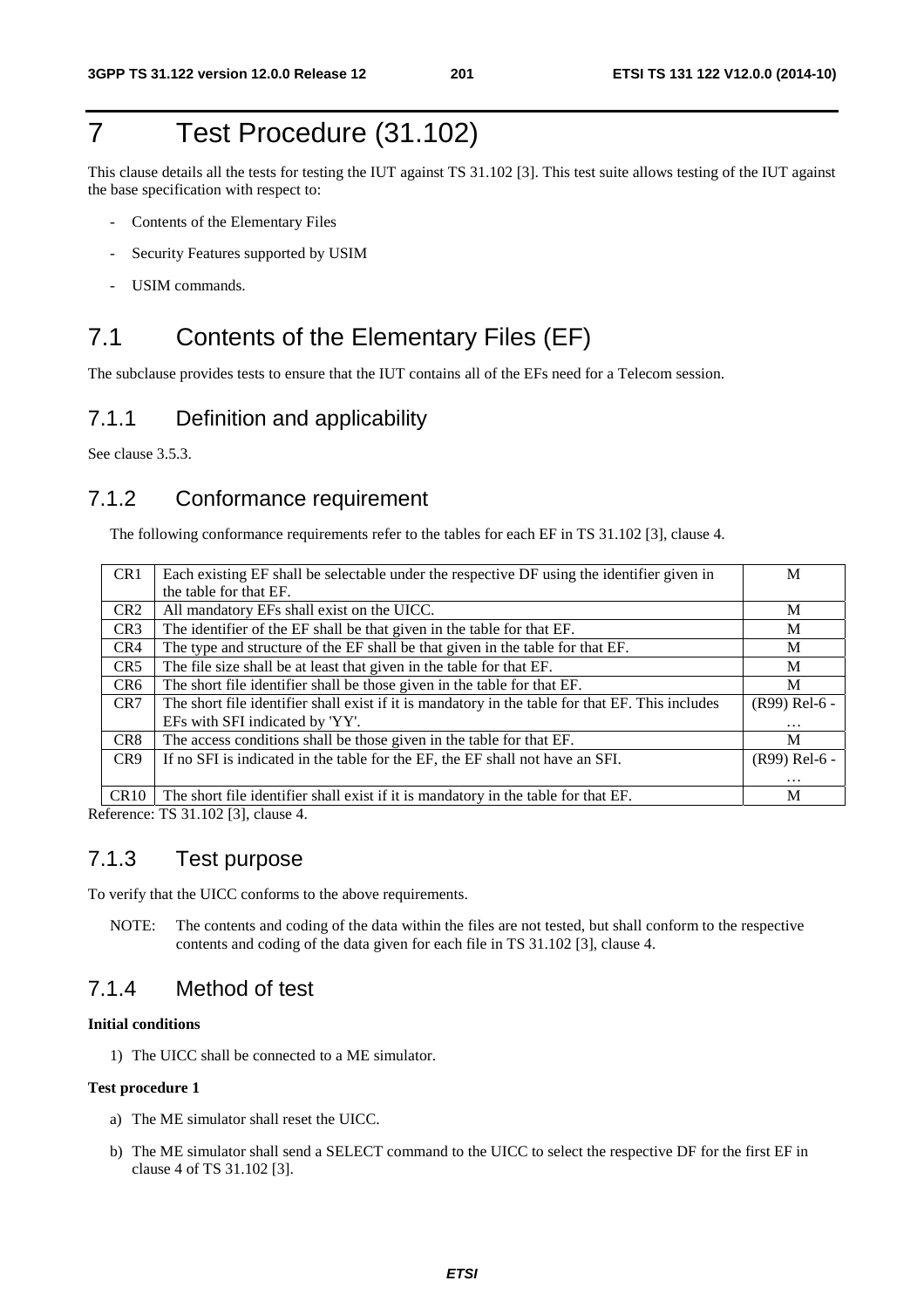# 7 Test Procedure (31.102)

This clause details all the tests for testing the IUT against TS 31.102 [3]. This test suite allows testing of the IUT against the base specification with respect to:

- Contents of the Elementary Files
- Security Features supported by USIM
- USIM commands.

## 7.1 Contents of the Elementary Files (EF)

The subclause provides tests to ensure that the IUT contains all of the EFs need for a Telecom session.

### 7.1.1 Definition and applicability

See clause 3.5.3.

### 7.1.2 Conformance requirement

The following conformance requirements refer to the tables for each EF in TS 31.102 [3], clause 4.

| | | |
|---|---|---|
| CR1 | Each existing EF shall be selectable under the respective DF using the identifier given in the table for that EF. | M |
| CR2 | All mandatory EFs shall exist on the UICC. | M |
| CR3 | The identifier of the EF shall be that given in the table for that EF. | M |
| CR4 | The type and structure of the EF shall be that given in the table for that EF. | M |
| CR5 | The file size shall be at least that given in the table for that EF. | M |
| CR6 | The short file identifier shall be those given in the table for that EF. | M |
| CR7 | The short file identifier shall exist if it is mandatory in the table for that EF. This includes EFs with SFI indicated by 'YY'. | (R99) Rel-6 - … |
| CR8 | The access conditions shall be those given in the table for that EF. | M |
| CR9 | If no SFI is indicated in the table for the EF, the EF shall not have an SFI. | (R99) Rel-6 - … |
| CR10 | The short file identifier shall exist if it is mandatory in the table for that EF. | M |

Reference: TS 31.102 [3], clause 4.

### 7.1.3 Test purpose

To verify that the UICC conforms to the above requirements.

NOTE: The contents and coding of the data within the files are not tested, but shall conform to the respective contents and coding of the data given for each file in TS 31.102 [3], clause 4.

### 7.1.4 Method of test

**Initial conditions**

1) The UICC shall be connected to a ME simulator.

**Test procedure 1**

a) The ME simulator shall reset the UICC.

b) The ME simulator shall send a SELECT command to the UICC to select the respective DF for the first EF in clause 4 of TS 31.102 [3].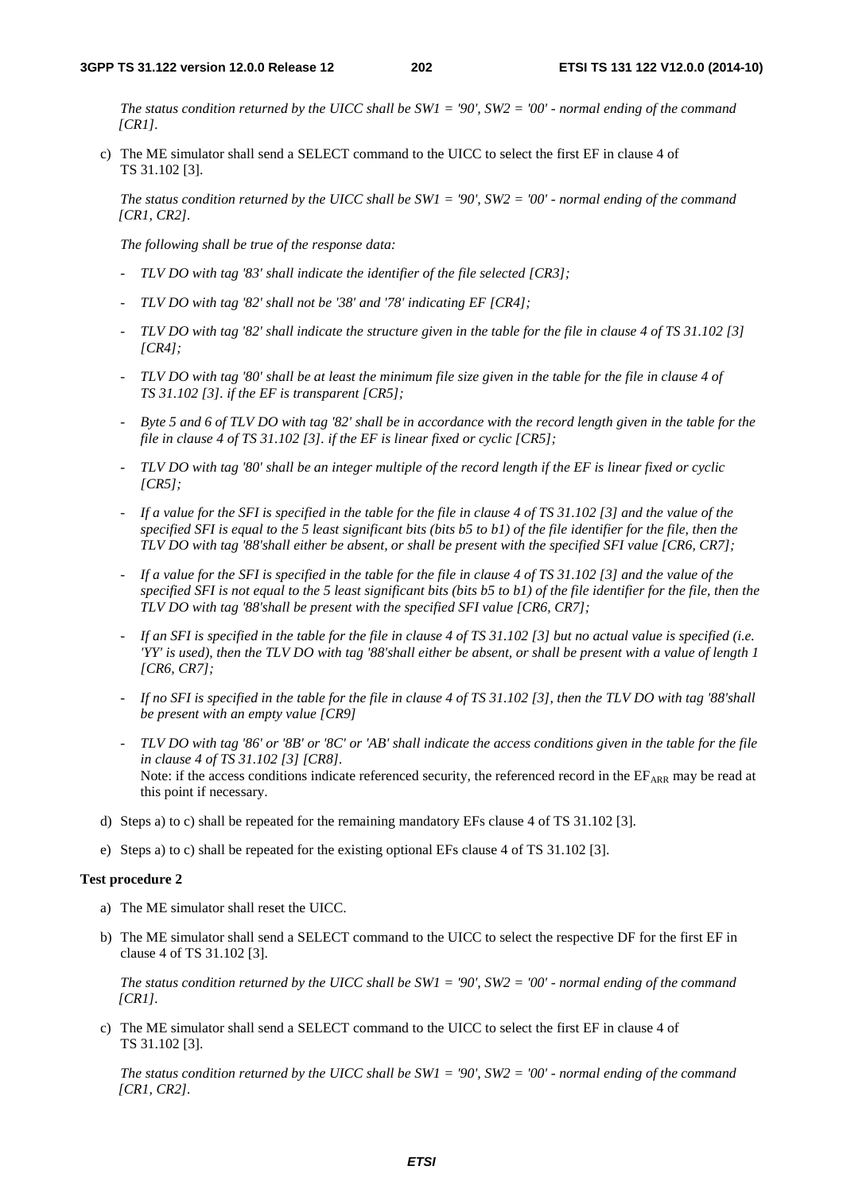*The status condition returned by the UICC shall be SW1 = '90', SW2 = '00' - normal ending of the command [CR1].*

c) The ME simulator shall send a SELECT command to the UICC to select the first EF in clause 4 of TS 31.102 [3].

*The status condition returned by the UICC shall be SW1 = '90', SW2 = '00' - normal ending of the command [CR1, CR2].*

*The following shall be true of the response data:*

- *TLV DO with tag '83' shall indicate the identifier of the file selected [CR3];*
- *TLV DO with tag '82' shall not be '38' and '78' indicating EF [CR4];*
- *TLV DO with tag '82' shall indicate the structure given in the table for the file in clause 4 of TS 31.102 [3] [CR4];*
- *TLV DO with tag '80' shall be at least the minimum file size given in the table for the file in clause 4 of TS 31.102 [3]. if the EF is transparent [CR5];*
- *Byte 5 and 6 of TLV DO with tag '82' shall be in accordance with the record length given in the table for the file in clause 4 of TS 31.102 [3]. if the EF is linear fixed or cyclic [CR5];*
- *TLV DO with tag '80' shall be an integer multiple of the record length if the EF is linear fixed or cyclic [CR5];*
- *If a value for the SFI is specified in the table for the file in clause 4 of TS 31.102 [3] and the value of the specified SFI is equal to the 5 least significant bits (bits b5 to b1) of the file identifier for the file, then the TLV DO with tag '88'shall either be absent, or shall be present with the specified SFI value [CR6, CR7];*
- *If a value for the SFI is specified in the table for the file in clause 4 of TS 31.102 [3] and the value of the specified SFI is not equal to the 5 least significant bits (bits b5 to b1) of the file identifier for the file, then the TLV DO with tag '88'shall be present with the specified SFI value [CR6, CR7];*
- *If an SFI is specified in the table for the file in clause 4 of TS 31.102 [3] but no actual value is specified (i.e. 'YY' is used), then the TLV DO with tag '88'shall either be absent, or shall be present with a value of length 1 [CR6, CR7];*
- *If no SFI is specified in the table for the file in clause 4 of TS 31.102 [3], then the TLV DO with tag '88'shall be present with an empty value [CR9]*
- *TLV DO with tag '86' or '8B' or '8C' or 'AB' shall indicate the access conditions given in the table for the file in clause 4 of TS 31.102 [3] [CR8].*
  Note: if the access conditions indicate referenced security, the referenced record in the $EF_{ARR}$ may be read at this point if necessary.

d) Steps a) to c) shall be repeated for the remaining mandatory EFs clause 4 of TS 31.102 [3].

e) Steps a) to c) shall be repeated for the existing optional EFs clause 4 of TS 31.102 [3].

**Test procedure 2**

a) The ME simulator shall reset the UICC.

b) The ME simulator shall send a SELECT command to the UICC to select the respective DF for the first EF in clause 4 of TS 31.102 [3].

*The status condition returned by the UICC shall be SW1 = '90', SW2 = '00' - normal ending of the command [CR1].*

c) The ME simulator shall send a SELECT command to the UICC to select the first EF in clause 4 of TS 31.102 [3].

*The status condition returned by the UICC shall be SW1 = '90', SW2 = '00' - normal ending of the command [CR1, CR2].*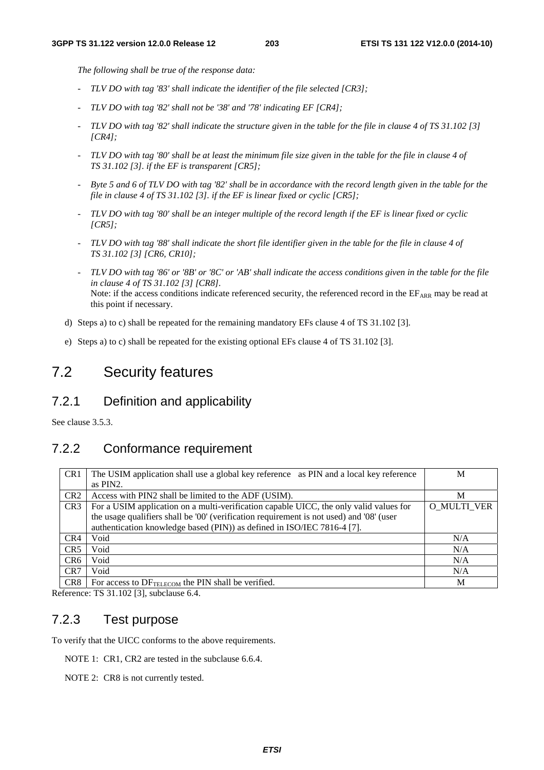*The following shall be true of the response data:*

- *TLV DO with tag '83' shall indicate the identifier of the file selected [CR3];*
- *TLV DO with tag '82' shall not be '38' and '78' indicating EF [CR4];*
- *TLV DO with tag '82' shall indicate the structure given in the table for the file in clause 4 of TS 31.102 [3] [CR4];*
- *TLV DO with tag '80' shall be at least the minimum file size given in the table for the file in clause 4 of TS 31.102 [3]. if the EF is transparent [CR5];*
- *Byte 5 and 6 of TLV DO with tag '82' shall be in accordance with the record length given in the table for the file in clause 4 of TS 31.102 [3]. if the EF is linear fixed or cyclic [CR5];*
- *TLV DO with tag '80' shall be an integer multiple of the record length if the EF is linear fixed or cyclic [CR5];*
- *TLV DO with tag '88' shall indicate the short file identifier given in the table for the file in clause 4 of TS 31.102 [3] [CR6, CR10];*
- *TLV DO with tag '86' or '8B' or '8C' or 'AB' shall indicate the access conditions given in the table for the file in clause 4 of TS 31.102 [3] [CR8].*
  Note: if the access conditions indicate referenced security, the referenced record in the $EF_{ARR}$ may be read at this point if necessary.

d) Steps a) to c) shall be repeated for the remaining mandatory EFs clause 4 of TS 31.102 [3].

e) Steps a) to c) shall be repeated for the existing optional EFs clause 4 of TS 31.102 [3].

# 7.2 Security features

## 7.2.1 Definition and applicability

See clause 3.5.3.

## 7.2.2 Conformance requirement

| | | |
|---|---|---|
| CR1 | The USIM application shall use a global key reference as PIN and a local key reference as PIN2. | M |
| CR2 | Access with PIN2 shall be limited to the ADF (USIM). | M |
| CR3 | For a USIM application on a multi-verification capable UICC, the only valid values for the usage qualifiers shall be '00' (verification requirement is not used) and '08' (user authentication knowledge based (PIN)) as defined in ISO/IEC 7816-4 [7]. | O_MULTI_VER |
| CR4 | Void | N/A |
| CR5 | Void | N/A |
| CR6 | Void | N/A |
| CR7 | Void | N/A |
| CR8 | For access to $DF_{TELECOM}$ the PIN shall be verified. | M |

Reference: TS 31.102 [3], subclause 6.4.

## 7.2.3 Test purpose

To verify that the UICC conforms to the above requirements.

NOTE 1: CR1, CR2 are tested in the subclause 6.6.4.

NOTE 2: CR8 is not currently tested.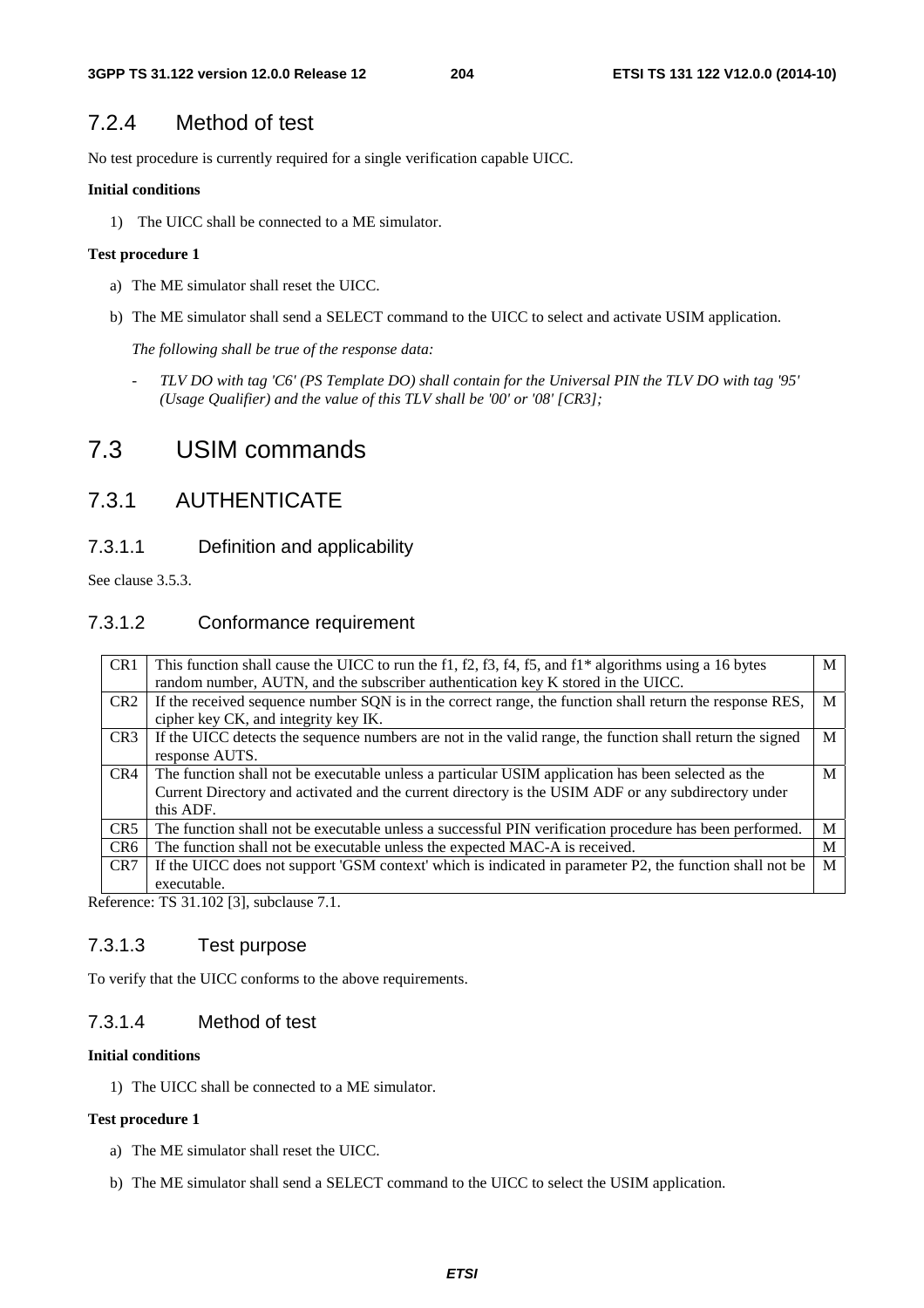### 7.2.4 Method of test

No test procedure is currently required for a single verification capable UICC.

**Initial conditions**

1) The UICC shall be connected to a ME simulator.

**Test procedure 1**

a) The ME simulator shall reset the UICC.

b) The ME simulator shall send a SELECT command to the UICC to select and activate USIM application.

*The following shall be true of the response data:*

- *TLV DO with tag 'C6' (PS Template DO) shall contain for the Universal PIN the TLV DO with tag '95' (Usage Qualifier) and the value of this TLV shall be '00' or '08' [CR3];*

## 7.3 USIM commands

### 7.3.1 AUTHENTICATE

#### 7.3.1.1 Definition and applicability

See clause 3.5.3.

#### 7.3.1.2 Conformance requirement

| | | |
|---|---|---|
| CR1 | This function shall cause the UICC to run the f1, f2, f3, f4, f5, and f1* algorithms using a 16 bytes random number, AUTN, and the subscriber authentication key K stored in the UICC. | M |
| CR2 | If the received sequence number SQN is in the correct range, the function shall return the response RES, cipher key CK, and integrity key IK. | M |
| CR3 | If the UICC detects the sequence numbers are not in the valid range, the function shall return the signed response AUTS. | M |
| CR4 | The function shall not be executable unless a particular USIM application has been selected as the Current Directory and activated and the current directory is the USIM ADF or any subdirectory under this ADF. | M |
| CR5 | The function shall not be executable unless a successful PIN verification procedure has been performed. | M |
| CR6 | The function shall not be executable unless the expected MAC-A is received. | M |
| CR7 | If the UICC does not support 'GSM context' which is indicated in parameter P2, the function shall not be executable. | M |

Reference: TS 31.102 [3], subclause 7.1.

#### 7.3.1.3 Test purpose

To verify that the UICC conforms to the above requirements.

#### 7.3.1.4 Method of test

**Initial conditions**

1) The UICC shall be connected to a ME simulator.

**Test procedure 1**

a) The ME simulator shall reset the UICC.

b) The ME simulator shall send a SELECT command to the UICC to select the USIM application.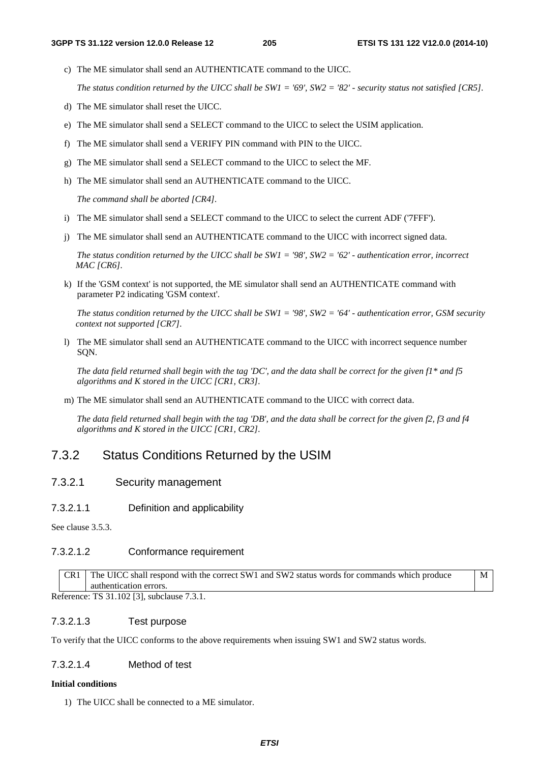c) The ME simulator shall send an AUTHENTICATE command to the UICC.

   *The status condition returned by the UICC shall be SW1 = '69', SW2 = '82' - security status not satisfied [CR5].*

d) The ME simulator shall reset the UICC.

e) The ME simulator shall send a SELECT command to the UICC to select the USIM application.

f) The ME simulator shall send a VERIFY PIN command with PIN to the UICC.

g) The ME simulator shall send a SELECT command to the UICC to select the MF.

h) The ME simulator shall send an AUTHENTICATE command to the UICC.

   *The command shall be aborted [CR4].*

i) The ME simulator shall send a SELECT command to the UICC to select the current ADF ('7FFF').

j) The ME simulator shall send an AUTHENTICATE command to the UICC with incorrect signed data.

   *The status condition returned by the UICC shall be SW1 = '98', SW2 = '62' - authentication error, incorrect MAC [CR6].*

k) If the 'GSM context' is not supported, the ME simulator shall send an AUTHENTICATE command with parameter P2 indicating 'GSM context'.

   *The status condition returned by the UICC shall be SW1 = '98', SW2 = '64' - authentication error, GSM security context not supported [CR7].*

l) The ME simulator shall send an AUTHENTICATE command to the UICC with incorrect sequence number SQN.

   *The data field returned shall begin with the tag 'DC', and the data shall be correct for the given f1* and f5 algorithms and K stored in the UICC [CR1, CR3].*

m) The ME simulator shall send an AUTHENTICATE command to the UICC with correct data.

   *The data field returned shall begin with the tag 'DB', and the data shall be correct for the given f2, f3 and f4 algorithms and K stored in the UICC [CR1, CR2].*

## 7.3.2 Status Conditions Returned by the USIM

### 7.3.2.1 Security management

#### 7.3.2.1.1 Definition and applicability

See clause 3.5.3.

#### 7.3.2.1.2 Conformance requirement

| CR1 | The UICC shall respond with the correct SW1 and SW2 status words for commands which produce authentication errors. | M |
|---|---|---|

Reference: TS 31.102 [3], subclause 7.3.1.

#### 7.3.2.1.3 Test purpose

To verify that the UICC conforms to the above requirements when issuing SW1 and SW2 status words.

#### 7.3.2.1.4 Method of test

**Initial conditions**

1) The UICC shall be connected to a ME simulator.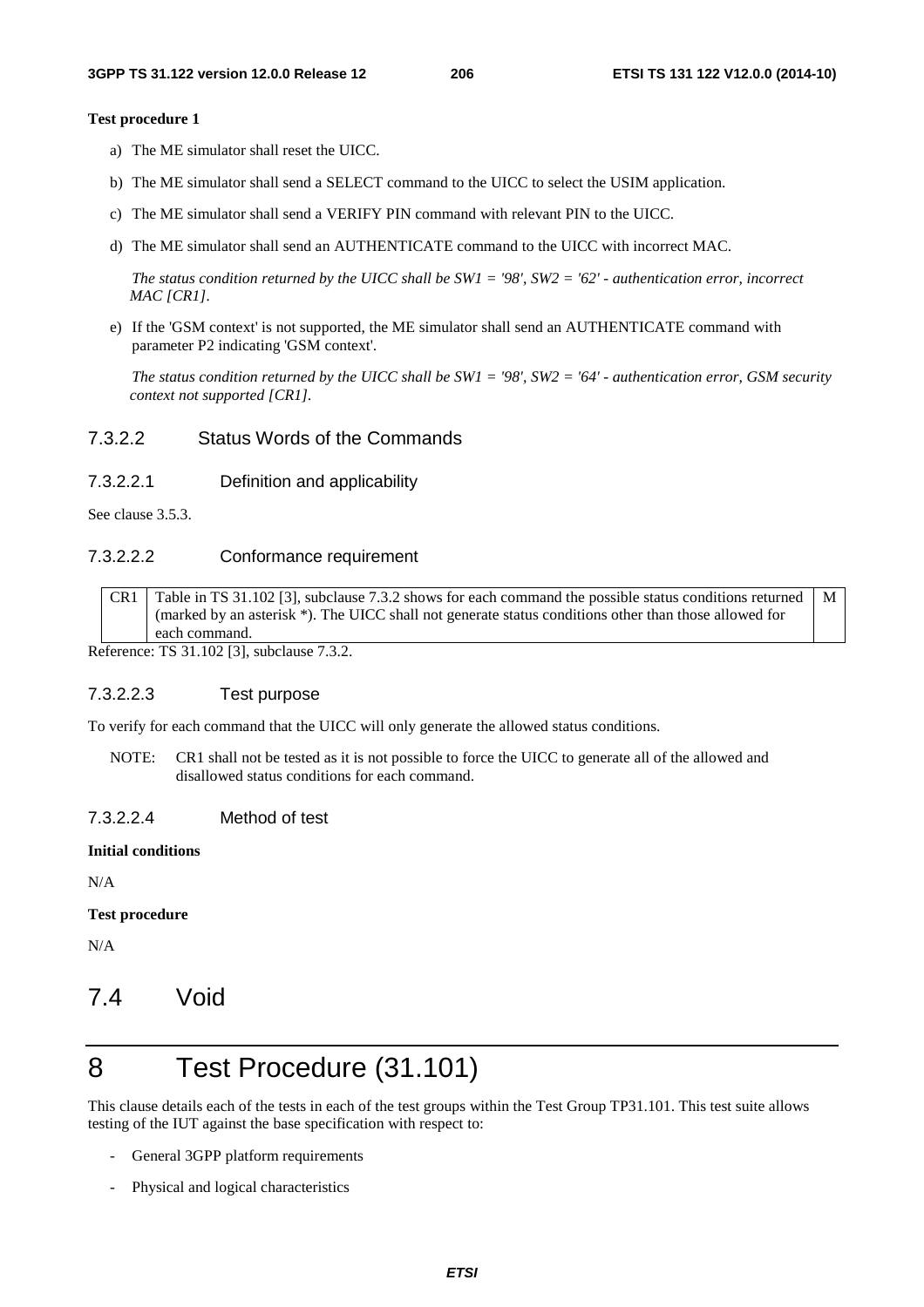**Test procedure 1**

a) The ME simulator shall reset the UICC.

b) The ME simulator shall send a SELECT command to the UICC to select the USIM application.

c) The ME simulator shall send a VERIFY PIN command with relevant PIN to the UICC.

d) The ME simulator shall send an AUTHENTICATE command to the UICC with incorrect MAC.

   *The status condition returned by the UICC shall be SW1 = '98', SW2 = '62' - authentication error, incorrect MAC [CR1].*

e) If the 'GSM context' is not supported, the ME simulator shall send an AUTHENTICATE command with parameter P2 indicating 'GSM context'.

   *The status condition returned by the UICC shall be SW1 = '98', SW2 = '64' - authentication error, GSM security context not supported [CR1].*

### 7.3.2.2 Status Words of the Commands

#### 7.3.2.2.1 Definition and applicability

See clause 3.5.3.

#### 7.3.2.2.2 Conformance requirement

| CR1 | Table in TS 31.102 [3], subclause 7.3.2 shows for each command the possible status conditions returned (marked by an asterisk *). The UICC shall not generate status conditions other than those allowed for each command. | M |
|---|---|---|

Reference: TS 31.102 [3], subclause 7.3.2.

#### 7.3.2.2.3 Test purpose

To verify for each command that the UICC will only generate the allowed status conditions.

NOTE: CR1 shall not be tested as it is not possible to force the UICC to generate all of the allowed and disallowed status conditions for each command.

#### 7.3.2.2.4 Method of test

**Initial conditions**

N/A

**Test procedure**

N/A

## 7.4 Void

# 8 Test Procedure (31.101)

This clause details each of the tests in each of the test groups within the Test Group TP31.101. This test suite allows testing of the IUT against the base specification with respect to:

- General 3GPP platform requirements
- Physical and logical characteristics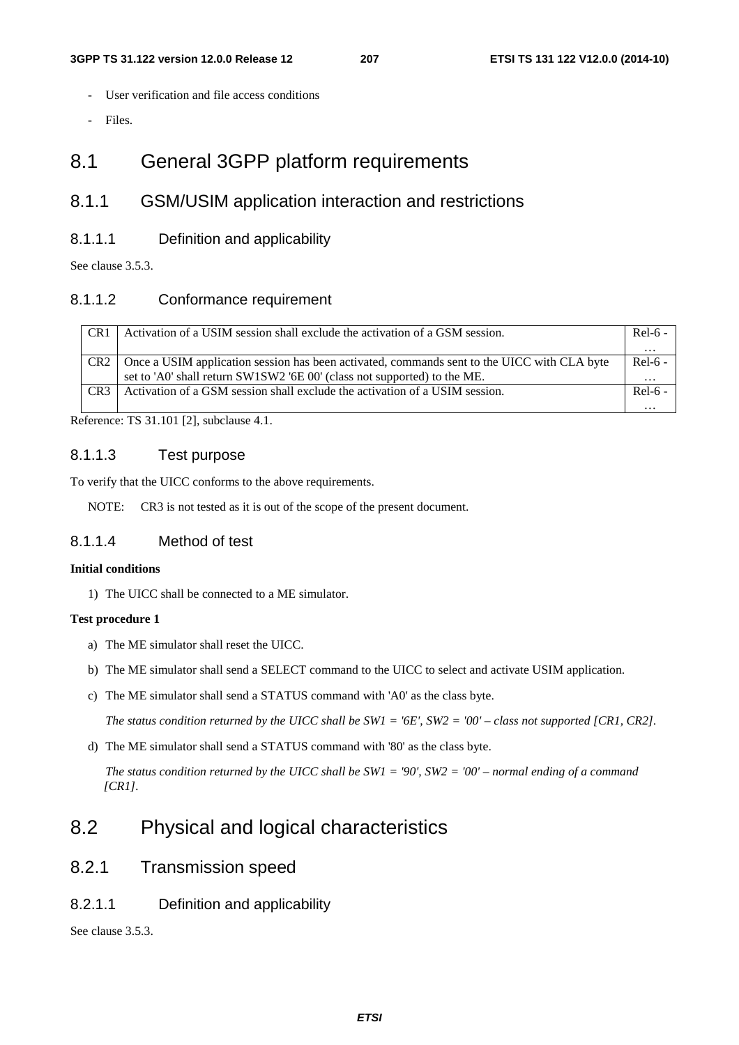- User verification and file access conditions
- Files.

# 8.1 General 3GPP platform requirements

## 8.1.1 GSM/USIM application interaction and restrictions

### 8.1.1.1 Definition and applicability

See clause 3.5.3.

### 8.1.1.2 Conformance requirement

| CR1 | Activation of a USIM session shall exclude the activation of a GSM session. | Rel-6 - … |
|---|---|---|
| CR2 | Once a USIM application session has been activated, commands sent to the UICC with CLA byte set to 'A0' shall return SW1SW2 '6E 00' (class not supported) to the ME. | Rel-6 - … |
| CR3 | Activation of a GSM session shall exclude the activation of a USIM session. | Rel-6 - … |

Reference: TS 31.101 [2], subclause 4.1.

### 8.1.1.3 Test purpose

To verify that the UICC conforms to the above requirements.

NOTE: CR3 is not tested as it is out of the scope of the present document.

### 8.1.1.4 Method of test

**Initial conditions**

1) The UICC shall be connected to a ME simulator.

**Test procedure 1**

a) The ME simulator shall reset the UICC.

b) The ME simulator shall send a SELECT command to the UICC to select and activate USIM application.

c) The ME simulator shall send a STATUS command with 'A0' as the class byte.

*The status condition returned by the UICC shall be SW1 = '6E', SW2 = '00' – class not supported [CR1, CR2].*

d) The ME simulator shall send a STATUS command with '80' as the class byte.

*The status condition returned by the UICC shall be SW1 = '90', SW2 = '00' – normal ending of a command [CR1].*

# 8.2 Physical and logical characteristics

## 8.2.1 Transmission speed

### 8.2.1.1 Definition and applicability

See clause 3.5.3.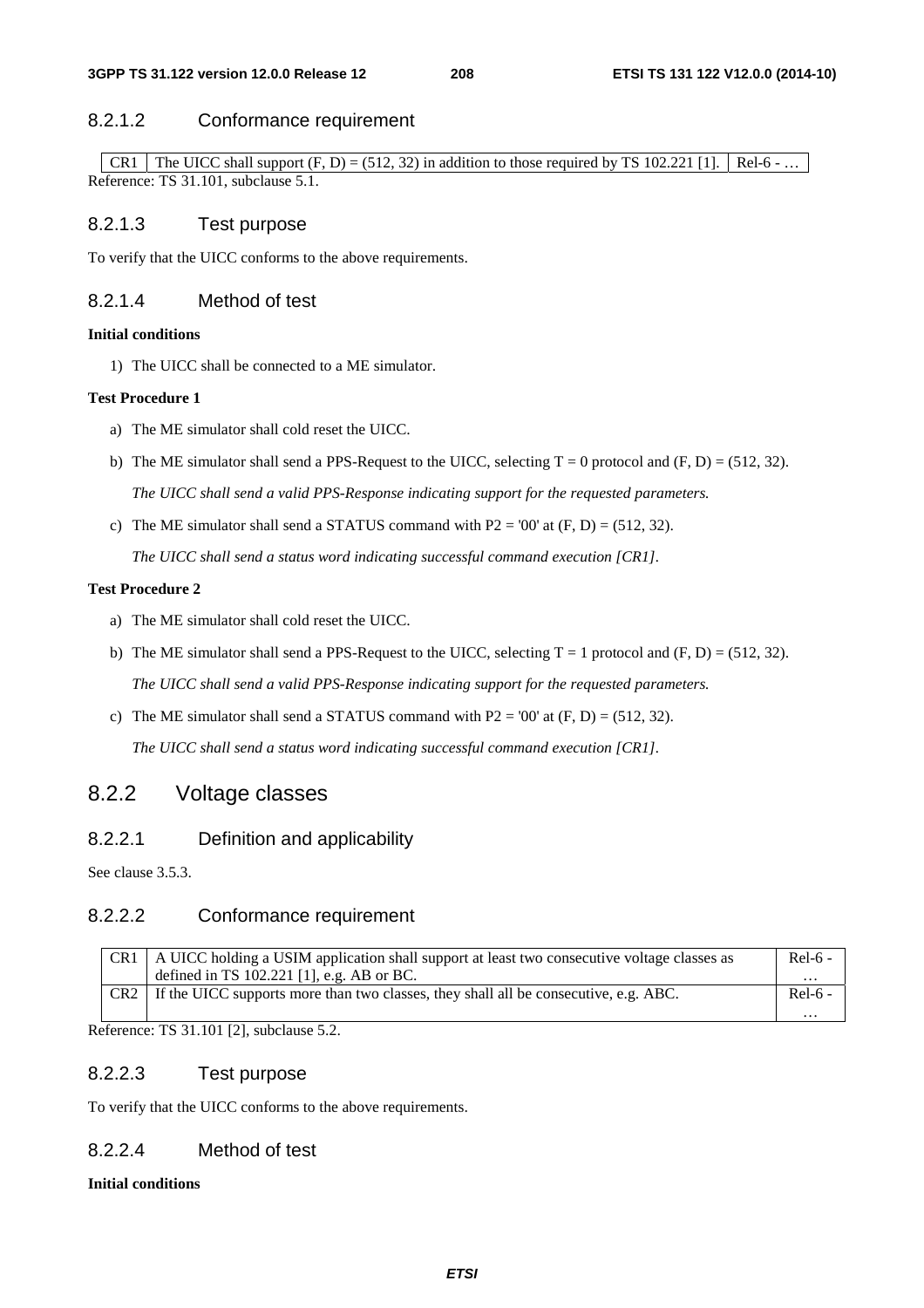### 8.2.1.2 Conformance requirement

| CR1 | The UICC shall support (F, D) = (512, 32) in addition to those required by TS 102.221 [1]. | Rel-6 - … |
|---|---|---|

Reference: TS 31.101, subclause 5.1.

### 8.2.1.3 Test purpose

To verify that the UICC conforms to the above requirements.

### 8.2.1.4 Method of test

**Initial conditions**

1) The UICC shall be connected to a ME simulator.

**Test Procedure 1**

a) The ME simulator shall cold reset the UICC.

b) The ME simulator shall send a PPS-Request to the UICC, selecting T = 0 protocol and (F, D) = (512, 32).

   *The UICC shall send a valid PPS-Response indicating support for the requested parameters.*

c) The ME simulator shall send a STATUS command with P2 = '00' at (F, D) = (512, 32).

   *The UICC shall send a status word indicating successful command execution [CR1].*

**Test Procedure 2**

a) The ME simulator shall cold reset the UICC.

b) The ME simulator shall send a PPS-Request to the UICC, selecting T = 1 protocol and (F, D) = (512, 32).

   *The UICC shall send a valid PPS-Response indicating support for the requested parameters.*

c) The ME simulator shall send a STATUS command with P2 = '00' at (F, D) = (512, 32).

   *The UICC shall send a status word indicating successful command execution [CR1].*

## 8.2.2 Voltage classes

### 8.2.2.1 Definition and applicability

See clause 3.5.3.

### 8.2.2.2 Conformance requirement

| CR1 | A UICC holding a USIM application shall support at least two consecutive voltage classes as defined in TS 102.221 [1], e.g. AB or BC. | Rel-6 - … |
|---|---|---|
| CR2 | If the UICC supports more than two classes, they shall all be consecutive, e.g. ABC. | Rel-6 - … |

Reference: TS 31.101 [2], subclause 5.2.

### 8.2.2.3 Test purpose

To verify that the UICC conforms to the above requirements.

### 8.2.2.4 Method of test

**Initial conditions**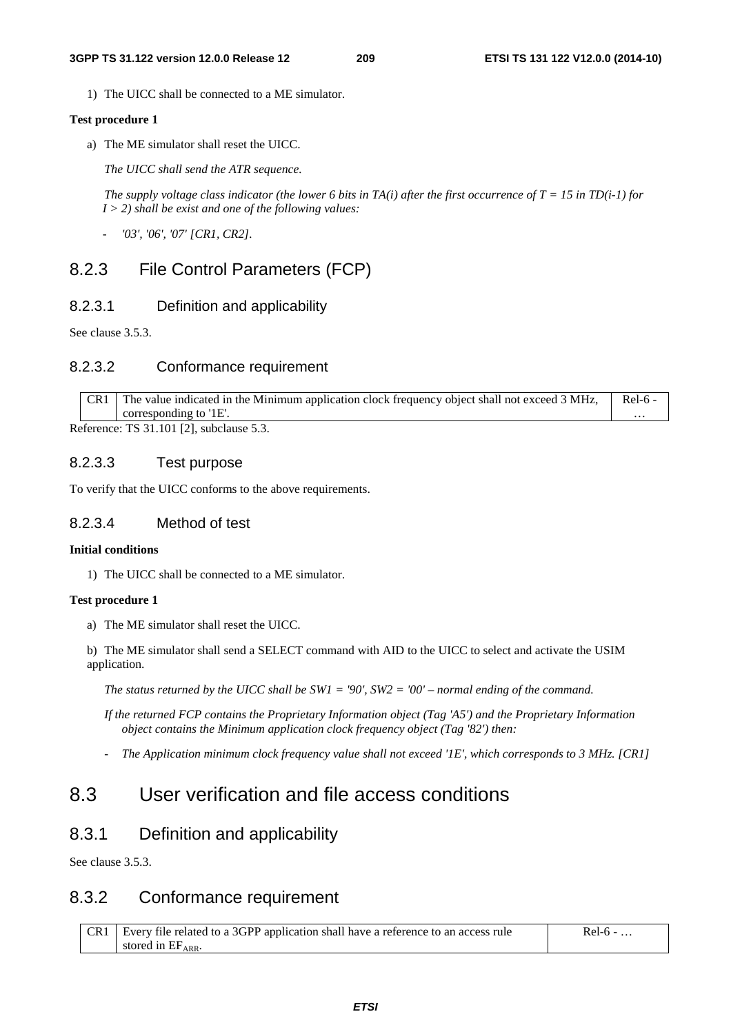1) The UICC shall be connected to a ME simulator.

**Test procedure 1**

a) The ME simulator shall reset the UICC.

*The UICC shall send the ATR sequence.*

*The supply voltage class indicator (the lower 6 bits in TA(i) after the first occurrence of T = 15 in TD(i-1) for I > 2) shall be exist and one of the following values:*

- *'03', '06', '07' [CR1, CR2].*

## 8.2.3 File Control Parameters (FCP)

### 8.2.3.1 Definition and applicability

See clause 3.5.3.

### 8.2.3.2 Conformance requirement

| CR1 | The value indicated in the Minimum application clock frequency object shall not exceed 3 MHz, corresponding to '1E'. | Rel-6 - … |
|---|---|---|

Reference: TS 31.101 [2], subclause 5.3.

### 8.2.3.3 Test purpose

To verify that the UICC conforms to the above requirements.

### 8.2.3.4 Method of test

**Initial conditions**

1) The UICC shall be connected to a ME simulator.

**Test procedure 1**

a) The ME simulator shall reset the UICC.

b) The ME simulator shall send a SELECT command with AID to the UICC to select and activate the USIM application.

*The status returned by the UICC shall be SW1 = '90', SW2 = '00' – normal ending of the command.*

*If the returned FCP contains the Proprietary Information object (Tag 'A5') and the Proprietary Information object contains the Minimum application clock frequency object (Tag '82') then:*

- *The Application minimum clock frequency value shall not exceed '1E', which corresponds to 3 MHz. [CR1]*

## 8.3 User verification and file access conditions

## 8.3.1 Definition and applicability

See clause 3.5.3.

## 8.3.2 Conformance requirement

| CR1 | Every file related to a 3GPP application shall have a reference to an access rule stored in $EF_{ARR}$. | Rel-6 - … |
|---|---|---|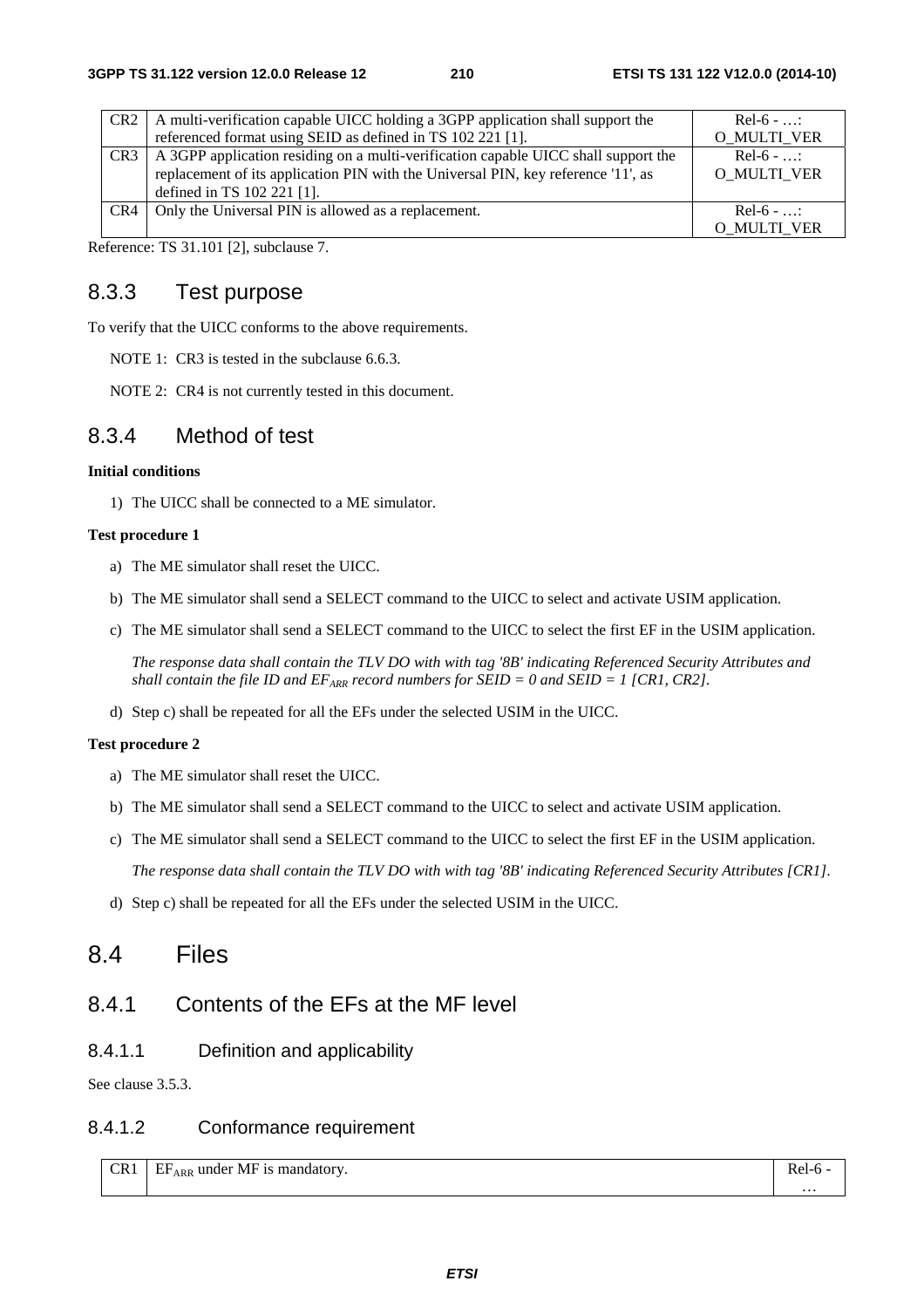| CR2 | A multi-verification capable UICC holding a 3GPP application shall support the referenced format using SEID as defined in TS 102 221 [1]. | Rel-6 - …: O_MULTI_VER |
|---|---|---|
| CR3 | A 3GPP application residing on a multi-verification capable UICC shall support the replacement of its application PIN with the Universal PIN, key reference '11', as defined in TS 102 221 [1]. | Rel-6 - …: O_MULTI_VER |
| CR4 | Only the Universal PIN is allowed as a replacement. | Rel-6 - …: O_MULTI_VER |

Reference: TS 31.101 [2], subclause 7.

### 8.3.3 Test purpose

To verify that the UICC conforms to the above requirements.

NOTE 1: CR3 is tested in the subclause 6.6.3.

NOTE 2: CR4 is not currently tested in this document.

### 8.3.4 Method of test

**Initial conditions**

1) The UICC shall be connected to a ME simulator.

**Test procedure 1**

a) The ME simulator shall reset the UICC.

b) The ME simulator shall send a SELECT command to the UICC to select and activate USIM application.

c) The ME simulator shall send a SELECT command to the UICC to select the first EF in the USIM application.

*The response data shall contain the TLV DO with with tag '8B' indicating Referenced Security Attributes and shall contain the file ID and $EF_{ARR}$ record numbers for SEID = 0 and SEID = 1 [CR1, CR2].*

d) Step c) shall be repeated for all the EFs under the selected USIM in the UICC.

**Test procedure 2**

a) The ME simulator shall reset the UICC.

b) The ME simulator shall send a SELECT command to the UICC to select and activate USIM application.

c) The ME simulator shall send a SELECT command to the UICC to select the first EF in the USIM application.

*The response data shall contain the TLV DO with with tag '8B' indicating Referenced Security Attributes [CR1].*

d) Step c) shall be repeated for all the EFs under the selected USIM in the UICC.

## 8.4 Files

### 8.4.1 Contents of the EFs at the MF level

#### 8.4.1.1 Definition and applicability

See clause 3.5.3.

#### 8.4.1.2 Conformance requirement

| CR1 | $EF_{ARR}$ under MF is mandatory. | Rel-6 - … |
|---|---|---|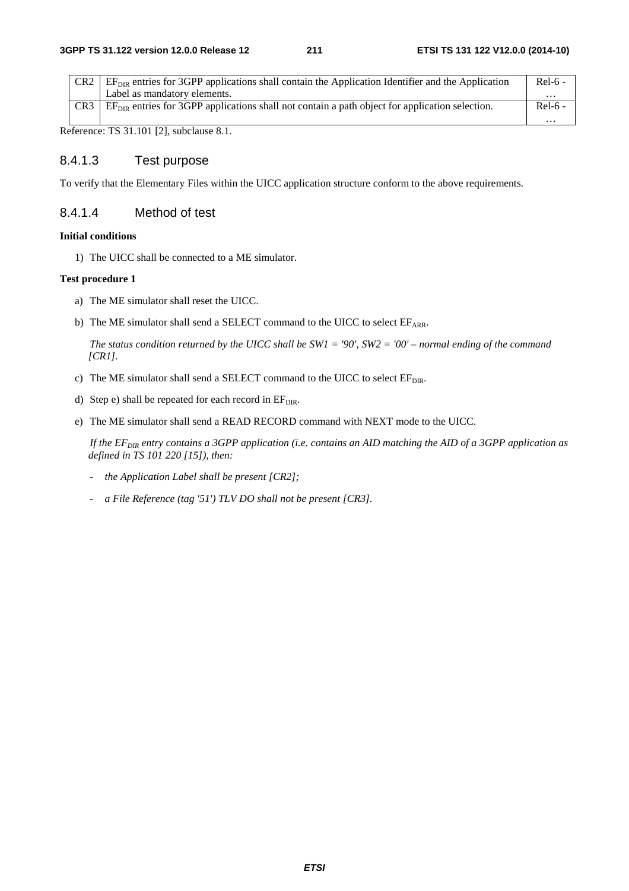| CR2 | $EF_{DIR}$ entries for 3GPP applications shall contain the Application Identifier and the Application Label as mandatory elements. | Rel-6 - … |
|---|---|---|
| CR3 | $EF_{DIR}$ entries for 3GPP applications shall not contain a path object for application selection. | Rel-6 - … |

Reference: TS 31.101 [2], subclause 8.1.

### 8.4.1.3 Test purpose

To verify that the Elementary Files within the UICC application structure conform to the above requirements.

### 8.4.1.4 Method of test

**Initial conditions**

1) The UICC shall be connected to a ME simulator.

**Test procedure 1**

a) The ME simulator shall reset the UICC.

b) The ME simulator shall send a SELECT command to the UICC to select $EF_{ARR}$.

*The status condition returned by the UICC shall be SW1 = '90', SW2 = '00' – normal ending of the command [CR1].*

c) The ME simulator shall send a SELECT command to the UICC to select $EF_{DIR}$.

d) Step e) shall be repeated for each record in $EF_{DIR}$.

e) The ME simulator shall send a READ RECORD command with NEXT mode to the UICC.

*If the $EF_{DIR}$ entry contains a 3GPP application (i.e. contains an AID matching the AID of a 3GPP application as defined in TS 101 220 [15]), then:*

- *the Application Label shall be present [CR2];*
- *a File Reference (tag '51') TLV DO shall not be present [CR3].*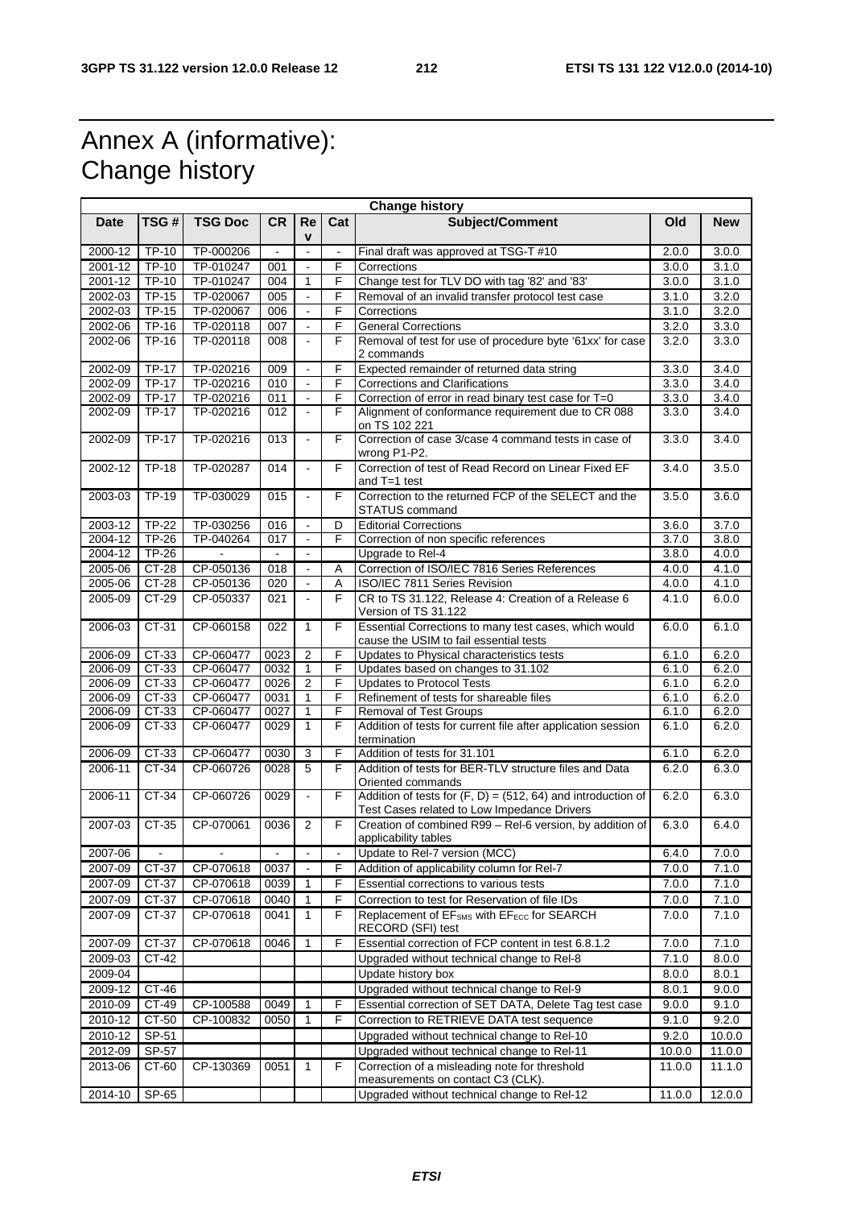# Annex A (informative): Change history

| Change history | | | | | | | | |
|---|---|---|---|---|---|---|---|---|
| **Date** | **TSG #** | **TSG Doc** | **CR** | **Rev** | **Cat** | **Subject/Comment** | **Old** | **New** |
| 2000-12 | TP-10 | TP-000206 | - | - | - | Final draft was approved at TSG-T #10 | 2.0.0 | 3.0.0 |
| 2001-12 | TP-10 | TP-010247 | 001 | - | F | Corrections | 3.0.0 | 3.1.0 |
| 2001-12 | TP-10 | TP-010247 | 004 | 1 | F | Change test for TLV DO with tag '82' and '83' | 3.0.0 | 3.1.0 |
| 2002-03 | TP-15 | TP-020067 | 005 | - | F | Removal of an invalid transfer protocol test case | 3.1.0 | 3.2.0 |
| 2002-03 | TP-15 | TP-020067 | 006 | - | F | Corrections | 3.1.0 | 3.2.0 |
| 2002-06 | TP-16 | TP-020118 | 007 | - | F | General Corrections | 3.2.0 | 3.3.0 |
| 2002-06 | TP-16 | TP-020118 | 008 | - | F | Removal of test for use of procedure byte '61xx' for case 2 commands | 3.2.0 | 3.3.0 |
| 2002-09 | TP-17 | TP-020216 | 009 | - | F | Expected remainder of returned data string | 3.3.0 | 3.4.0 |
| 2002-09 | TP-17 | TP-020216 | 010 | - | F | Corrections and Clarifications | 3.3.0 | 3.4.0 |
| 2002-09 | TP-17 | TP-020216 | 011 | - | F | Correction of error in read binary test case for T=0 | 3.3.0 | 3.4.0 |
| 2002-09 | TP-17 | TP-020216 | 012 | - | F | Alignment of conformance requirement due to CR 088 on TS 102 221 | 3.3.0 | 3.4.0 |
| 2002-09 | TP-17 | TP-020216 | 013 | - | F | Correction of case 3/case 4 command tests in case of wrong P1-P2. | 3.3.0 | 3.4.0 |
| 2002-12 | TP-18 | TP-020287 | 014 | - | F | Correction of test of Read Record on Linear Fixed EF and T=1 test | 3.4.0 | 3.5.0 |
| 2003-03 | TP-19 | TP-030029 | 015 | - | F | Correction to the returned FCP of the SELECT and the STATUS command | 3.5.0 | 3.6.0 |
| 2003-12 | TP-22 | TP-030256 | 016 | - | D | Editorial Corrections | 3.6.0 | 3.7.0 |
| 2004-12 | TP-26 | TP-040264 | 017 | - | F | Correction of non specific references | 3.7.0 | 3.8.0 |
| 2004-12 | TP-26 | - | - | - | | Upgrade to Rel-4 | 3.8.0 | 4.0.0 |
| 2005-06 | CT-28 | CP-050136 | 018 | - | A | Correction of ISO/IEC 7816 Series References | 4.0.0 | 4.1.0 |
| 2005-06 | CT-28 | CP-050136 | 020 | - | A | ISO/IEC 7811 Series Revision | 4.0.0 | 4.1.0 |
| 2005-09 | CT-29 | CP-050337 | 021 | - | F | CR to TS 31.122, Release 4: Creation of a Release 6 Version of TS 31.122 | 4.1.0 | 6.0.0 |
| 2006-03 | CT-31 | CP-060158 | 022 | 1 | F | Essential Corrections to many test cases, which would cause the USIM to fail essential tests | 6.0.0 | 6.1.0 |
| 2006-09 | CT-33 | CP-060477 | 0023 | 2 | F | Updates to Physical characteristics tests | 6.1.0 | 6.2.0 |
| 2006-09 | CT-33 | CP-060477 | 0032 | 1 | F | Updates based on changes to 31.102 | 6.1.0 | 6.2.0 |
| 2006-09 | CT-33 | CP-060477 | 0026 | 2 | F | Updates to Protocol Tests | 6.1.0 | 6.2.0 |
| 2006-09 | CT-33 | CP-060477 | 0031 | 1 | F | Refinement of tests for shareable files | 6.1.0 | 6.2.0 |
| 2006-09 | CT-33 | CP-060477 | 0027 | 1 | F | Removal of Test Groups | 6.1.0 | 6.2.0 |
| 2006-09 | CT-33 | CP-060477 | 0029 | 1 | F | Addition of tests for current file after application session termination | 6.1.0 | 6.2.0 |
| 2006-09 | CT-33 | CP-060477 | 0030 | 3 | F | Addition of tests for 31.101 | 6.1.0 | 6.2.0 |
| 2006-11 | CT-34 | CP-060726 | 0028 | 5 | F | Addition of tests for BER-TLV structure files and Data Oriented commands | 6.2.0 | 6.3.0 |
| 2006-11 | CT-34 | CP-060726 | 0029 | - | F | Addition of tests for (F, D) = (512, 64) and introduction of Test Cases related to Low Impedance Drivers | 6.2.0 | 6.3.0 |
| 2007-03 | CT-35 | CP-070061 | 0036 | 2 | F | Creation of combined R99 – Rel-6 version, by addition of applicability tables | 6.3.0 | 6.4.0 |
| 2007-06 | - | - | - | - | - | Update to Rel-7 version (MCC) | 6.4.0 | 7.0.0 |
| 2007-09 | CT-37 | CP-070618 | 0037 | - | F | Addition of applicability column for Rel-7 | 7.0.0 | 7.1.0 |
| 2007-09 | CT-37 | CP-070618 | 0039 | 1 | F | Essential corrections to various tests | 7.0.0 | 7.1.0 |
| 2007-09 | CT-37 | CP-070618 | 0040 | 1 | F | Correction to test for Reservation of file IDs | 7.0.0 | 7.1.0 |
| 2007-09 | CT-37 | CP-070618 | 0041 | 1 | F | Replacement of $EF_{SMS}$ with $EF_{ECC}$ for SEARCH RECORD (SFI) test | 7.0.0 | 7.1.0 |
| 2007-09 | CT-37 | CP-070618 | 0046 | 1 | F | Essential correction of FCP content in test 6.8.1.2 | 7.0.0 | 7.1.0 |
| 2009-03 | CT-42 | | | | | Upgraded without technical change to Rel-8 | 7.1.0 | 8.0.0 |
| 2009-04 | | | | | | Update history box | 8.0.0 | 8.0.1 |
| 2009-12 | CT-46 | | | | | Upgraded without technical change to Rel-9 | 8.0.1 | 9.0.0 |
| 2010-09 | CT-49 | CP-100588 | 0049 | 1 | F | Essential correction of SET DATA, Delete Tag test case | 9.0.0 | 9.1.0 |
| 2010-12 | CT-50 | CP-100832 | 0050 | 1 | F | Correction to RETRIEVE DATA test sequence | 9.1.0 | 9.2.0 |
| 2010-12 | SP-51 | | | | | Upgraded without technical change to Rel-10 | 9.2.0 | 10.0.0 |
| 2012-09 | SP-57 | | | | | Upgraded without technical change to Rel-11 | 10.0.0 | 11.0.0 |
| 2013-06 | CT-60 | CP-130369 | 0051 | 1 | F | Correction of a misleading note for threshold measurements on contact C3 (CLK). | 11.0.0 | 11.1.0 |
| 2014-10 | SP-65 | | | | | Upgraded without technical change to Rel-12 | 11.0.0 | 12.0.0 |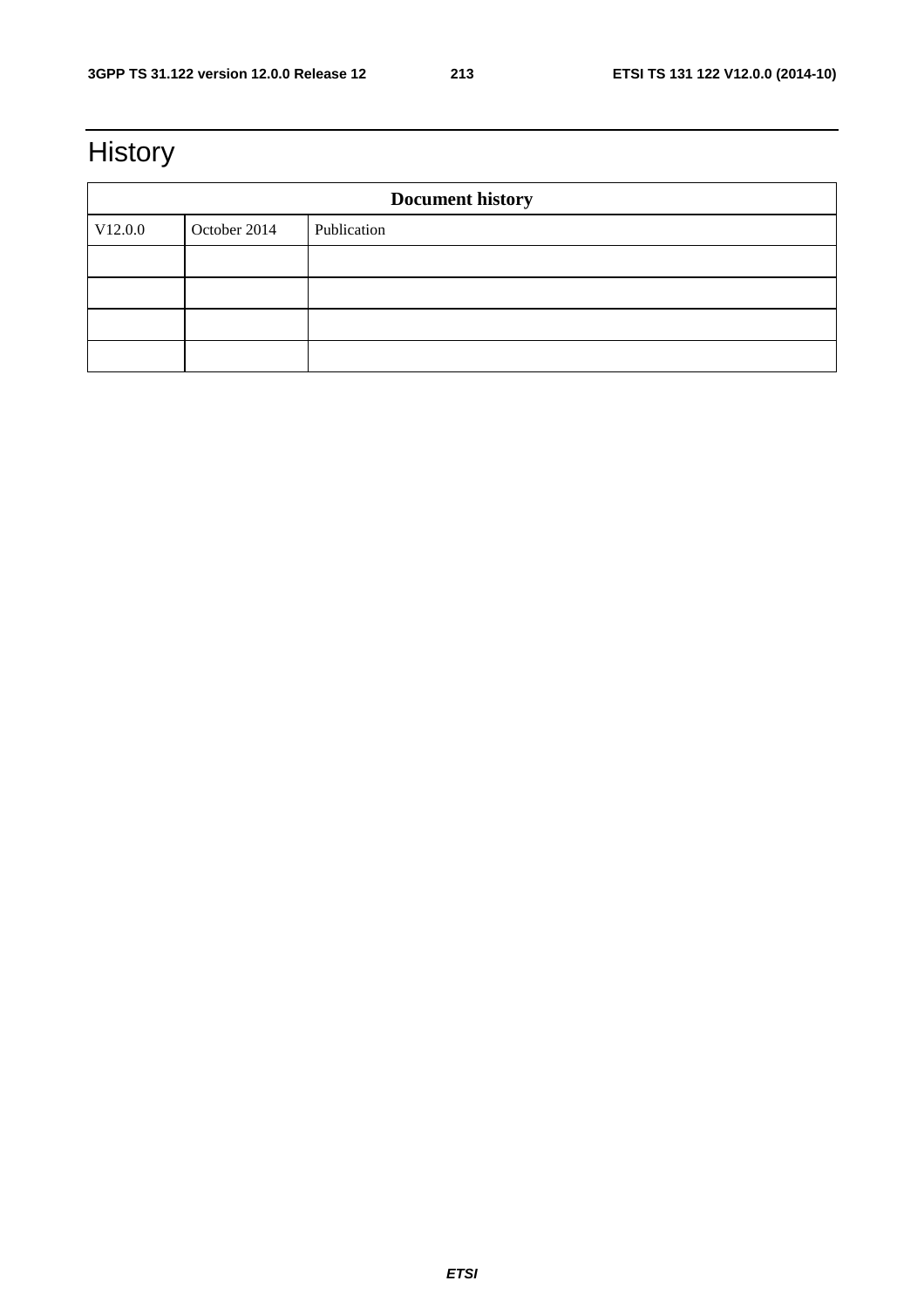# History

| Document history | | |
|---|---|---|
| V12.0.0 | October 2014 | Publication |
| | | |
| | | |
| | | |
| | | |